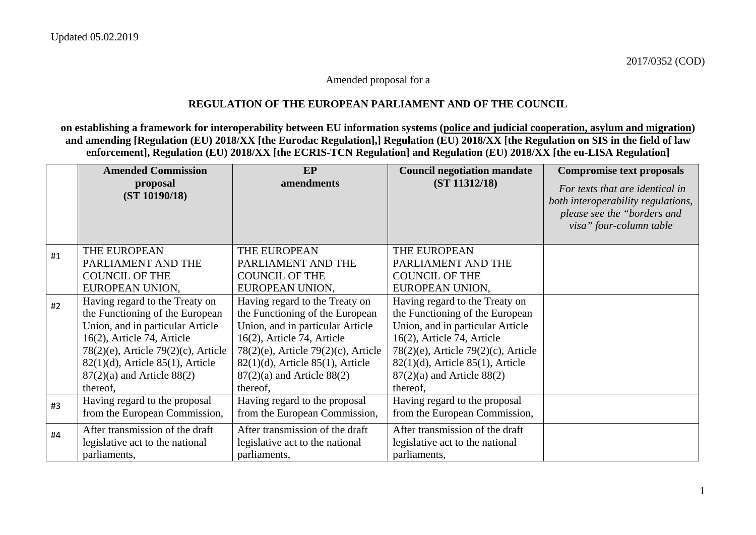Updated 05.02.2019

2017/0352 (COD)

Amended proposal for a

**REGULATION OF THE EUROPEAN PARLIAMENT AND OF THE COUNCIL**

**on establishing a framework for interoperability between EU information systems (<u>police and judicial cooperation, asylum and migration</u>) and amending [Regulation (EU) 2018/XX [the Eurodac Regulation],] Regulation (EU) 2018/XX [the Regulation on SIS in the field of law enforcement], Regulation (EU) 2018/XX [the ECRIS-TCN Regulation] and Regulation (EU) 2018/XX [the eu-LISA Regulation]**

| | **Amended Commission proposal (ST 10190/18)** | **EP amendments** | **Council negotiation mandate (ST 11312/18)** | **Compromise text proposals** *For texts that are identical in both interoperability regulations, please see the "borders and visa" four-column table* |
|---|---|---|---|---|
| #1 | THE EUROPEAN PARLIAMENT AND THE COUNCIL OF THE EUROPEAN UNION, | THE EUROPEAN PARLIAMENT AND THE COUNCIL OF THE EUROPEAN UNION, | THE EUROPEAN PARLIAMENT AND THE COUNCIL OF THE EUROPEAN UNION, | |
| #2 | Having regard to the Treaty on the Functioning of the European Union, and in particular Article 16(2), Article 74, Article 78(2)(e), Article 79(2)(c), Article 82(1)(d), Article 85(1), Article 87(2)(a) and Article 88(2) thereof, | Having regard to the Treaty on the Functioning of the European Union, and in particular Article 16(2), Article 74, Article 78(2)(e), Article 79(2)(c), Article 82(1)(d), Article 85(1), Article 87(2)(a) and Article 88(2) thereof, | Having regard to the Treaty on the Functioning of the European Union, and in particular Article 16(2), Article 74, Article 78(2)(e), Article 79(2)(c), Article 82(1)(d), Article 85(1), Article 87(2)(a) and Article 88(2) thereof, | |
| #3 | Having regard to the proposal from the European Commission, | Having regard to the proposal from the European Commission, | Having regard to the proposal from the European Commission, | |
| #4 | After transmission of the draft legislative act to the national parliaments, | After transmission of the draft legislative act to the national parliaments, | After transmission of the draft legislative act to the national parliaments, | |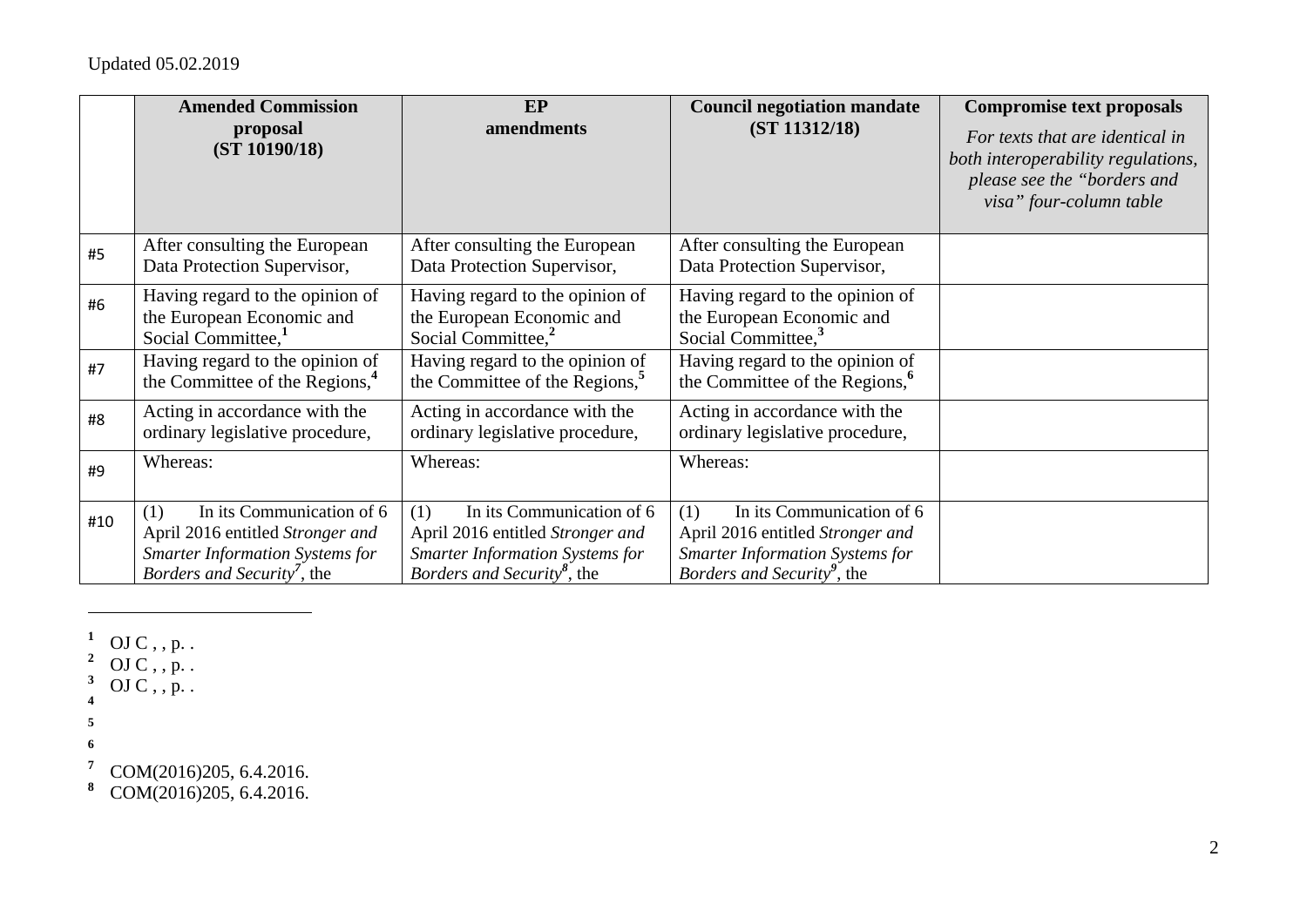Updated 05.02.2019

| | Amended Commission proposal (ST 10190/18) | EP amendments | Council negotiation mandate (ST 11312/18) | **Compromise text proposals** *For texts that are identical in both interoperability regulations, please see the "borders and visa" four-column table* |
|---|---|---|---|---|
| #5 | After consulting the European Data Protection Supervisor, | After consulting the European Data Protection Supervisor, | After consulting the European Data Protection Supervisor, | |
| #6 | Having regard to the opinion of the European Economic and Social Committee,[1] | Having regard to the opinion of the European Economic and Social Committee,[2] | Having regard to the opinion of the European Economic and Social Committee,[3] | |
| #7 | Having regard to the opinion of the Committee of the Regions,[4] | Having regard to the opinion of the Committee of the Regions,[5] | Having regard to the opinion of the Committee of the Regions,[6] | |
| #8 | Acting in accordance with the ordinary legislative procedure, | Acting in accordance with the ordinary legislative procedure, | Acting in accordance with the ordinary legislative procedure, | |
| #9 | Whereas: | Whereas: | Whereas: | |
| #10 | (1) In its Communication of 6 April 2016 entitled *Stronger and Smarter Information Systems for Borders and Security*[7], the | (1) In its Communication of 6 April 2016 entitled *Stronger and Smarter Information Systems for Borders and Security*[8], the | (1) In its Communication of 6 April 2016 entitled *Stronger and Smarter Information Systems for Borders and Security*[9], the | |

---

[1] OJ C , , p. .
[2] OJ C , , p. .
[3] OJ C , , p. .
[4]
[5]
[6]
[7] COM(2016)205, 6.4.2016.
[8] COM(2016)205, 6.4.2016.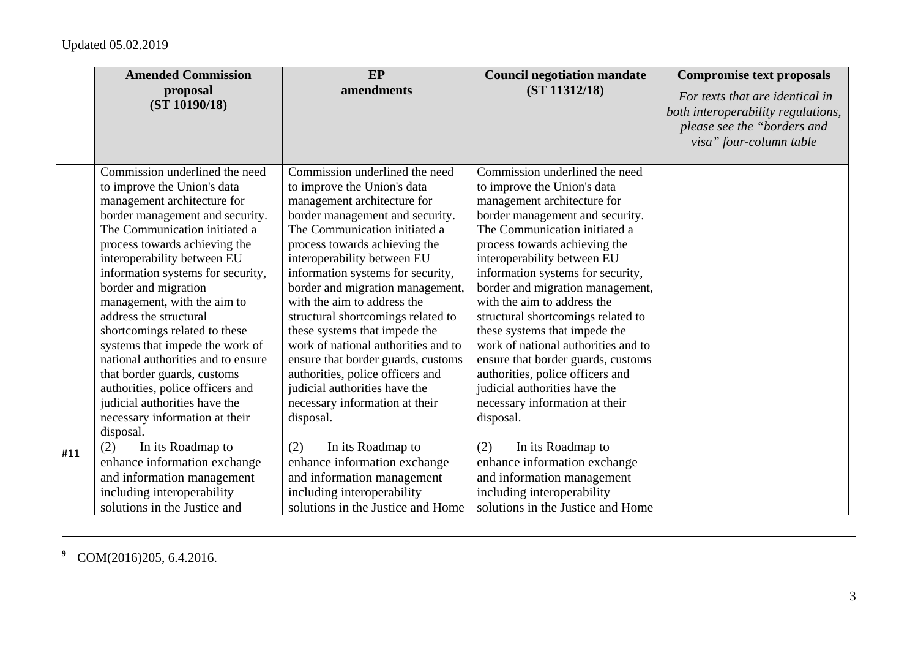Updated 05.02.2019

| | Amended Commission proposal (ST 10190/18) | EP amendments | Council negotiation mandate (ST 11312/18) | Compromise text proposals *For texts that are identical in both interoperability regulations, please see the "borders and visa" four-column table* |
|---|---|---|---|---|
| | Commission underlined the need to improve the Union's data management architecture for border management and security. The Communication initiated a process towards achieving the interoperability between EU information systems for security, border and migration management, with the aim to address the structural shortcomings related to these systems that impede the work of national authorities and to ensure that border guards, customs authorities, police officers and judicial authorities have the necessary information at their disposal. | Commission underlined the need to improve the Union's data management architecture for border management and security. The Communication initiated a process towards achieving the interoperability between EU information systems for security, border and migration management, with the aim to address the structural shortcomings related to these systems that impede the work of national authorities and to ensure that border guards, customs authorities, police officers and judicial authorities have the necessary information at their disposal. | Commission underlined the need to improve the Union's data management architecture for border management and security. The Communication initiated a process towards achieving the interoperability between EU information systems for security, border and migration management, with the aim to address the structural shortcomings related to these systems that impede the work of national authorities and to ensure that border guards, customs authorities, police officers and judicial authorities have the necessary information at their disposal. | |
| #11 | (2) In its Roadmap to enhance information exchange and information management including interoperability solutions in the Justice and | (2) In its Roadmap to enhance information exchange and information management including interoperability solutions in the Justice and Home | (2) In its Roadmap to enhance information exchange and information management including interoperability solutions in the Justice and Home | |

[9] COM(2016)205, 6.4.2016.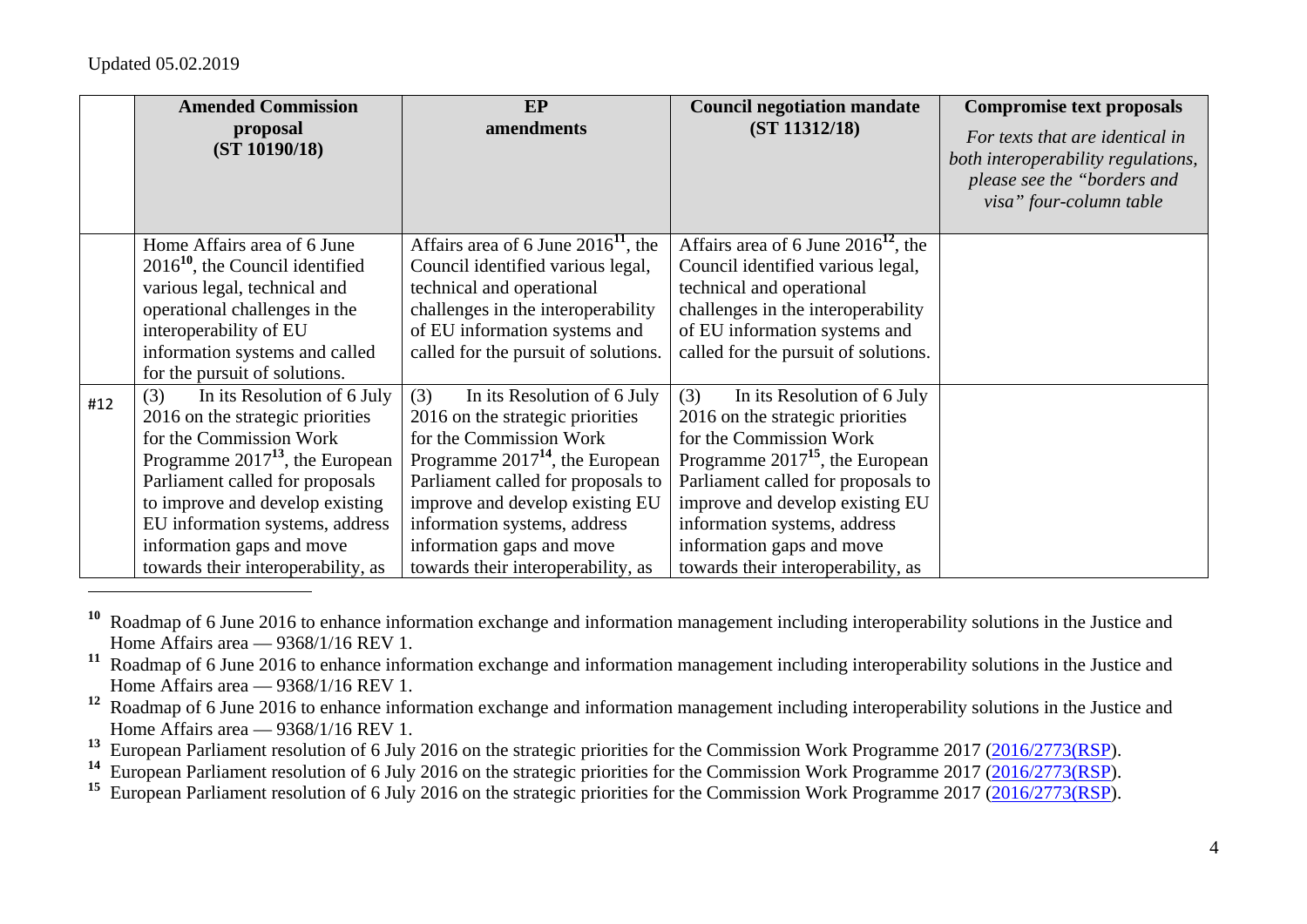Updated 05.02.2019

| | Amended Commission proposal (ST 10190/18) | EP amendments | Council negotiation mandate (ST 11312/18) | Compromise text proposals *For texts that are identical in both interoperability regulations, please see the "borders and visa" four-column table* |
|---|---|---|---|---|
| | Home Affairs area of 6 June 2016[10], the Council identified various legal, technical and operational challenges in the interoperability of EU information systems and called for the pursuit of solutions. | Affairs area of 6 June 2016[11], the Council identified various legal, technical and operational challenges in the interoperability of EU information systems and called for the pursuit of solutions. | Affairs area of 6 June 2016[12], the Council identified various legal, technical and operational challenges in the interoperability of EU information systems and called for the pursuit of solutions. | |
| #12 | (3) In its Resolution of 6 July 2016 on the strategic priorities for the Commission Work Programme 2017[13], the European Parliament called for proposals to improve and develop existing EU information systems, address information gaps and move towards their interoperability, as | (3) In its Resolution of 6 July 2016 on the strategic priorities for the Commission Work Programme 2017[14], the European Parliament called for proposals to improve and develop existing EU information systems, address information gaps and move towards their interoperability, as | (3) In its Resolution of 6 July 2016 on the strategic priorities for the Commission Work Programme 2017[15], the European Parliament called for proposals to improve and develop existing EU information systems, address information gaps and move towards their interoperability, as | |

[10] Roadmap of 6 June 2016 to enhance information exchange and information management including interoperability solutions in the Justice and Home Affairs area — 9368/1/16 REV 1.

[11] Roadmap of 6 June 2016 to enhance information exchange and information management including interoperability solutions in the Justice and Home Affairs area — 9368/1/16 REV 1.

[12] Roadmap of 6 June 2016 to enhance information exchange and information management including interoperability solutions in the Justice and Home Affairs area — 9368/1/16 REV 1.

[13] European Parliament resolution of 6 July 2016 on the strategic priorities for the Commission Work Programme 2017 (2016/2773(RSP).

[14] European Parliament resolution of 6 July 2016 on the strategic priorities for the Commission Work Programme 2017 (2016/2773(RSP).

[15] European Parliament resolution of 6 July 2016 on the strategic priorities for the Commission Work Programme 2017 (2016/2773(RSP).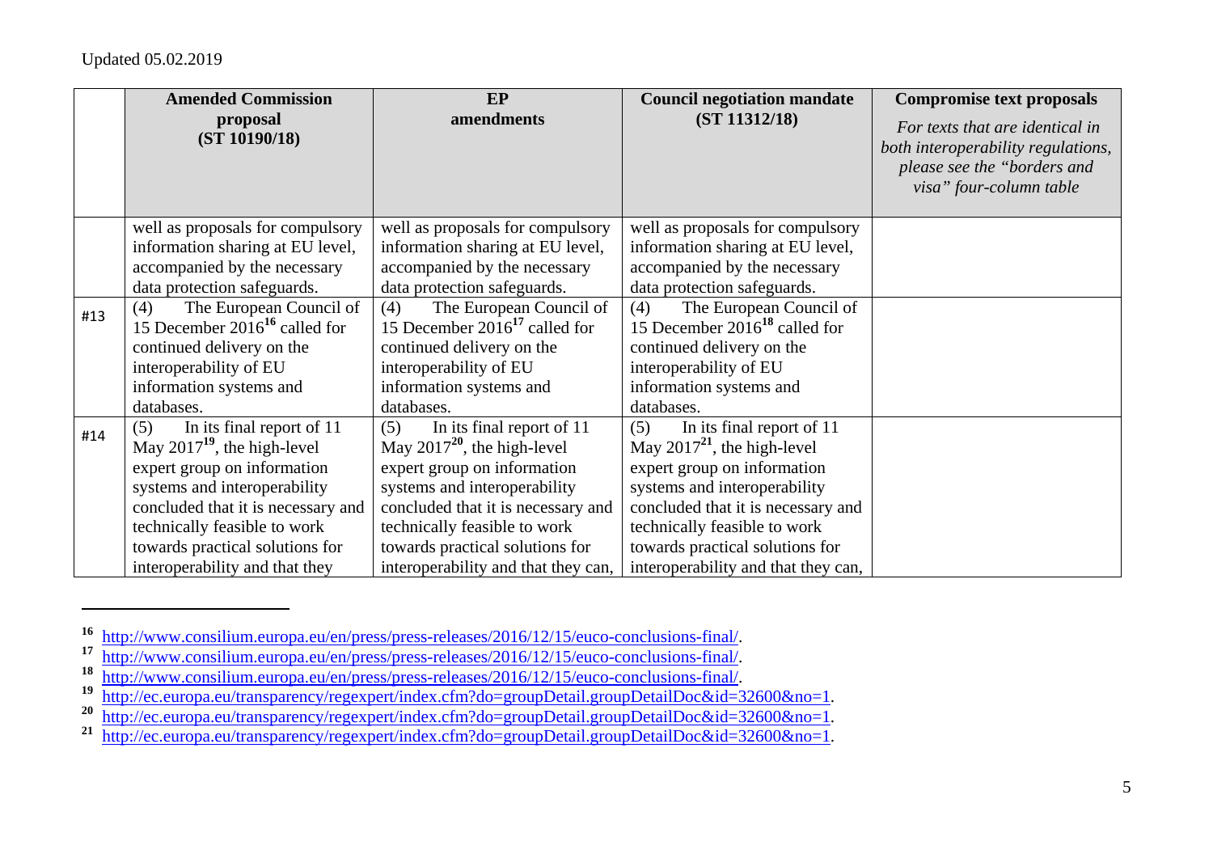Updated 05.02.2019

| | **Amended Commission proposal (ST 10190/18)** | **EP amendments** | **Council negotiation mandate (ST 11312/18)** | **Compromise text proposals** *For texts that are identical in both interoperability regulations, please see the "borders and visa" four-column table* |
|---|---|---|---|---|
| | well as proposals for compulsory information sharing at EU level, accompanied by the necessary data protection safeguards. | well as proposals for compulsory information sharing at EU level, accompanied by the necessary data protection safeguards. | well as proposals for compulsory information sharing at EU level, accompanied by the necessary data protection safeguards. | |
| #13 | (4) The European Council of 15 December 2016[16] called for continued delivery on the interoperability of EU information systems and databases. | (4) The European Council of 15 December 2016[17] called for continued delivery on the interoperability of EU information systems and databases. | (4) The European Council of 15 December 2016[18] called for continued delivery on the interoperability of EU information systems and databases. | |
| #14 | (5) In its final report of 11 May 2017[19], the high-level expert group on information systems and interoperability concluded that it is necessary and technically feasible to work towards practical solutions for interoperability and that they | (5) In its final report of 11 May 2017[20], the high-level expert group on information systems and interoperability concluded that it is necessary and technically feasible to work towards practical solutions for interoperability and that they can, | (5) In its final report of 11 May 2017[21], the high-level expert group on information systems and interoperability concluded that it is necessary and technically feasible to work towards practical solutions for interoperability and that they can, | |

[16] http://www.consilium.europa.eu/en/press/press-releases/2016/12/15/euco-conclusions-final/.

[17] http://www.consilium.europa.eu/en/press/press-releases/2016/12/15/euco-conclusions-final/.

[18] http://www.consilium.europa.eu/en/press/press-releases/2016/12/15/euco-conclusions-final/.

[19] http://ec.europa.eu/transparency/regexpert/index.cfm?do=groupDetail.groupDetailDoc&id=32600&no=1.

[20] http://ec.europa.eu/transparency/regexpert/index.cfm?do=groupDetail.groupDetailDoc&id=32600&no=1.

[21] http://ec.europa.eu/transparency/regexpert/index.cfm?do=groupDetail.groupDetailDoc&id=32600&no=1.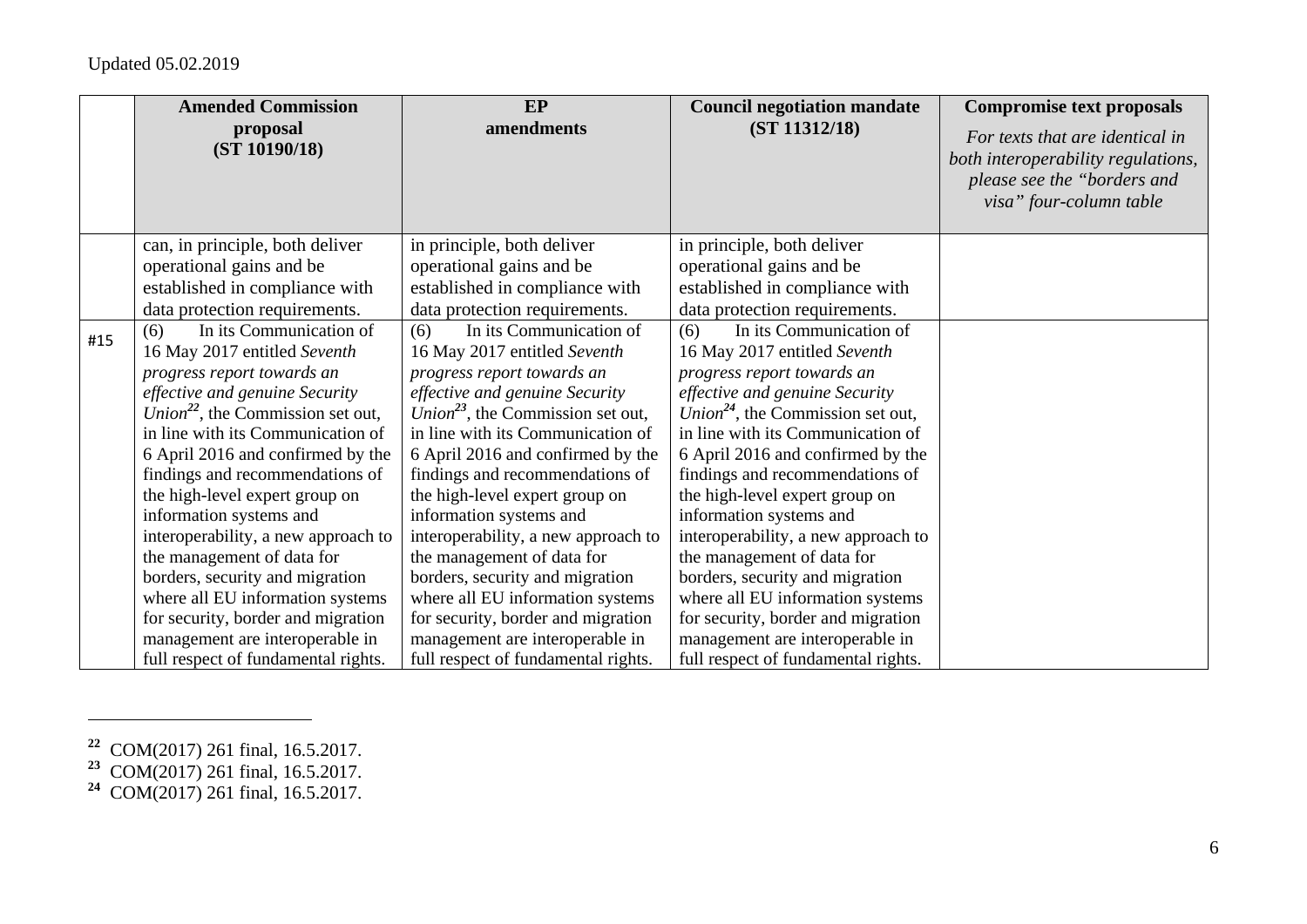|  | **Amended Commission proposal (ST 10190/18)** | **EP amendments** | **Council negotiation mandate (ST 11312/18)** | **Compromise text proposals** *For texts that are identical in both interoperability regulations, please see the "borders and visa" four-column table* |
|---|---|---|---|---|
|  | can, in principle, both deliver operational gains and be established in compliance with data protection requirements. | in principle, both deliver operational gains and be established in compliance with data protection requirements. | in principle, both deliver operational gains and be established in compliance with data protection requirements. |  |
| #15 | (6) In its Communication of 16 May 2017 entitled *Seventh progress report towards an effective and genuine Security Union*[22], the Commission set out, in line with its Communication of 6 April 2016 and confirmed by the findings and recommendations of the high-level expert group on information systems and interoperability, a new approach to the management of data for borders, security and migration where all EU information systems for security, border and migration management are interoperable in full respect of fundamental rights. | (6) In its Communication of 16 May 2017 entitled *Seventh progress report towards an effective and genuine Security Union*[23], the Commission set out, in line with its Communication of 6 April 2016 and confirmed by the findings and recommendations of the high-level expert group on information systems and interoperability, a new approach to the management of data for borders, security and migration where all EU information systems for security, border and migration management are interoperable in full respect of fundamental rights. | (6) In its Communication of 16 May 2017 entitled *Seventh progress report towards an effective and genuine Security Union*[24], the Commission set out, in line with its Communication of 6 April 2016 and confirmed by the findings and recommendations of the high-level expert group on information systems and interoperability, a new approach to the management of data for borders, security and migration where all EU information systems for security, border and migration management are interoperable in full respect of fundamental rights. |  |

[22] COM(2017) 261 final, 16.5.2017.

[23] COM(2017) 261 final, 16.5.2017.

[24] COM(2017) 261 final, 16.5.2017.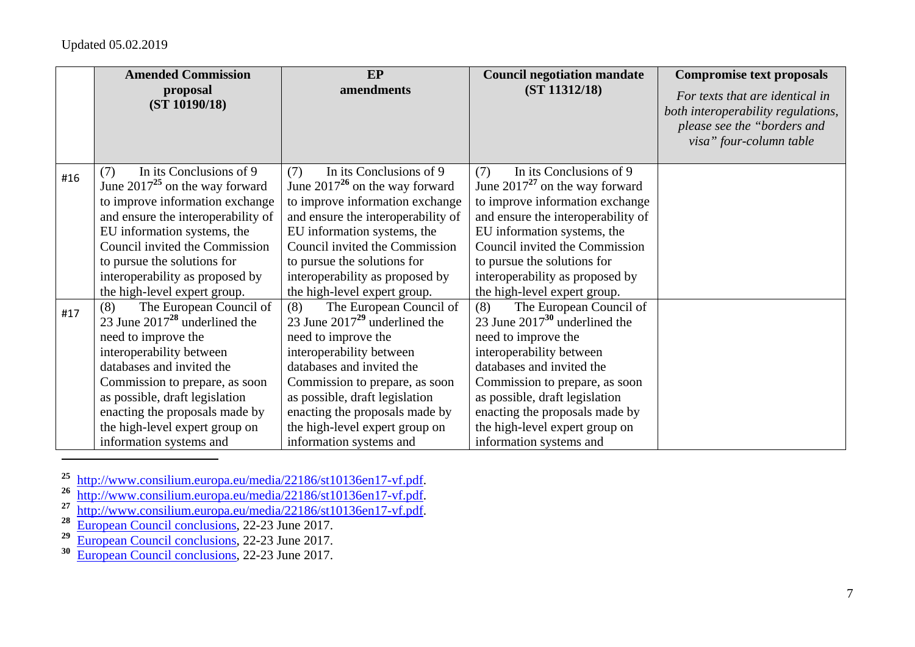Updated 05.02.2019

| | **Amended Commission proposal (ST 10190/18)** | **EP amendments** | **Council negotiation mandate (ST 11312/18)** | **Compromise text proposals** *For texts that are identical in both interoperability regulations, please see the "borders and visa" four-column table* |
|---|---|---|---|---|
| #16 | (7) In its Conclusions of 9 June 2017[25] on the way forward to improve information exchange and ensure the interoperability of EU information systems, the Council invited the Commission to pursue the solutions for interoperability as proposed by the high-level expert group. | (7) In its Conclusions of 9 June 2017[26] on the way forward to improve information exchange and ensure the interoperability of EU information systems, the Council invited the Commission to pursue the solutions for interoperability as proposed by the high-level expert group. | (7) In its Conclusions of 9 June 2017[27] on the way forward to improve information exchange and ensure the interoperability of EU information systems, the Council invited the Commission to pursue the solutions for interoperability as proposed by the high-level expert group. | |
| #17 | (8) The European Council of 23 June 2017[28] underlined the need to improve the interoperability between databases and invited the Commission to prepare, as soon as possible, draft legislation enacting the proposals made by the high-level expert group on information systems and | (8) The European Council of 23 June 2017[29] underlined the need to improve the interoperability between databases and invited the Commission to prepare, as soon as possible, draft legislation enacting the proposals made by the high-level expert group on information systems and | (8) The European Council of 23 June 2017[30] underlined the need to improve the interoperability between databases and invited the Commission to prepare, as soon as possible, draft legislation enacting the proposals made by the high-level expert group on information systems and | |

[25] http://www.consilium.europa.eu/media/22186/st10136en17-vf.pdf.
[26] http://www.consilium.europa.eu/media/22186/st10136en17-vf.pdf.
[27] http://www.consilium.europa.eu/media/22186/st10136en17-vf.pdf.
[28] European Council conclusions, 22-23 June 2017.
[29] European Council conclusions, 22-23 June 2017.
[30] European Council conclusions, 22-23 June 2017.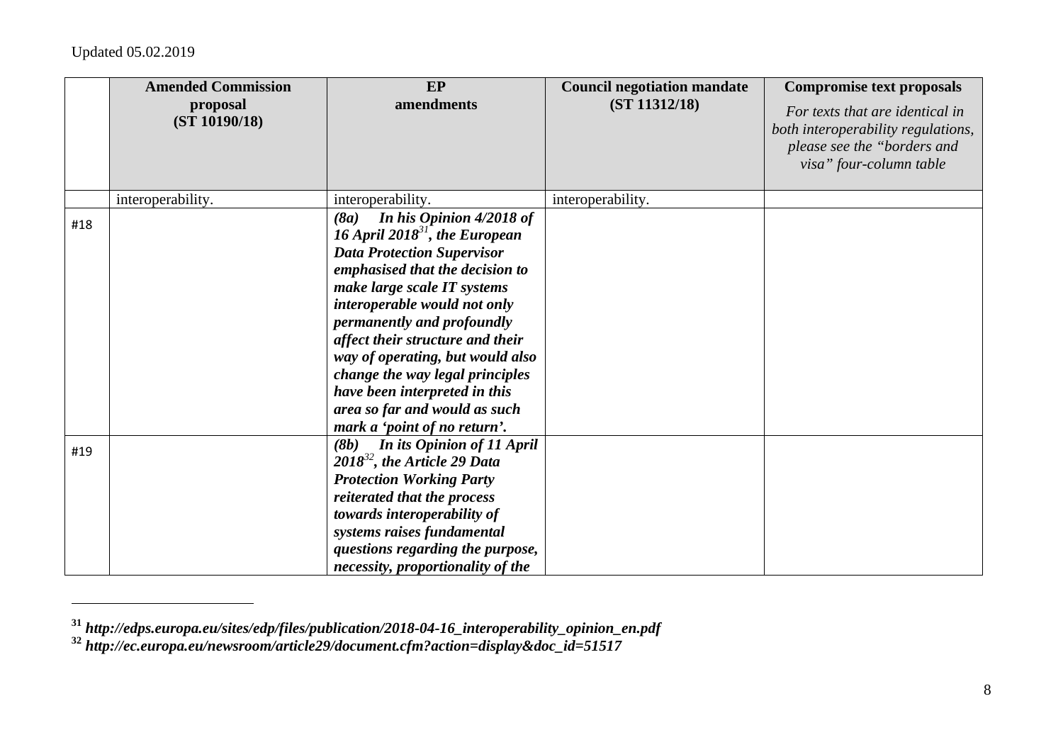Updated 05.02.2019

| | Amended Commission proposal (ST 10190/18) | EP amendments | Council negotiation mandate (ST 11312/18) | Compromise text proposals *For texts that are identical in both interoperability regulations, please see the "borders and visa" four-column table* |
|---|---|---|---|---|
| | interoperability. | interoperability. | interoperability. | |
| #18 | | ***(8a) In his Opinion 4/2018 of 16 April 2018[31], the European Data Protection Supervisor emphasised that the decision to make large scale IT systems interoperable would not only permanently and profoundly affect their structure and their way of operating, but would also change the way legal principles have been interpreted in this area so far and would as such mark a 'point of no return'.*** | | |
| #19 | | ***(8b) In its Opinion of 11 April 2018[32], the Article 29 Data Protection Working Party reiterated that the process towards interoperability of systems raises fundamental questions regarding the purpose, necessity, proportionality of the*** | | |

[31] ***http://edps.europa.eu/sites/edp/files/publication/2018-04-16_interoperability_opinion_en.pdf***
[32] ***http://ec.europa.eu/newsroom/article29/document.cfm?action=display&doc_id=51517***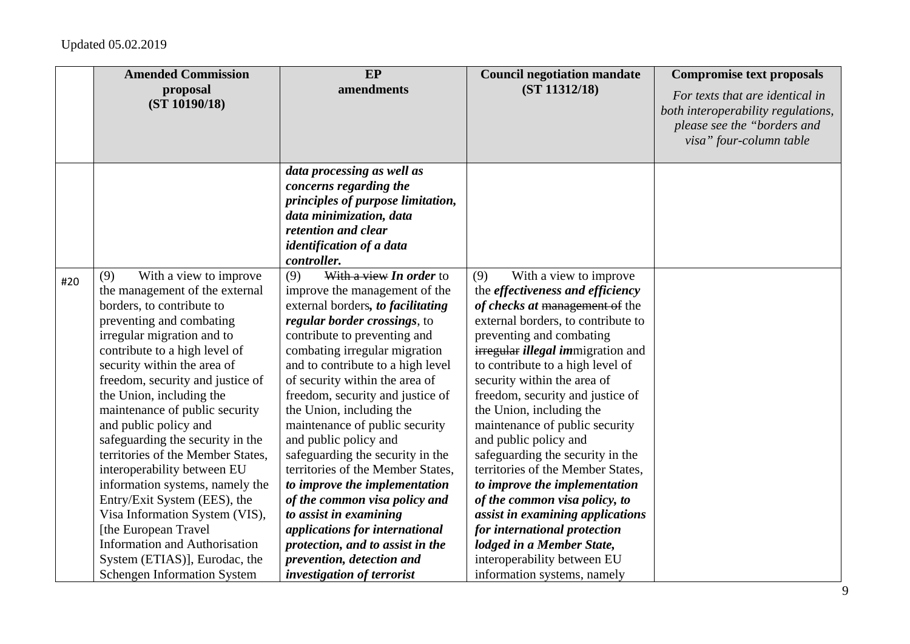Updated 05.02.2019

| | Amended Commission proposal (ST 10190/18) | EP amendments | Council negotiation mandate (ST 11312/18) | Compromise text proposals *For texts that are identical in both interoperability regulations, please see the "borders and visa" four-column table* |
|---|---|---|---|---|
| | | ***data processing as well as concerns regarding the principles of purpose limitation, data minimization, data retention and clear identification of a data controller.*** | | |
| #20 | (9) With a view to improve the management of the external borders, to contribute to preventing and combating irregular migration and to contribute to a high level of security within the area of freedom, security and justice of the Union, including the maintenance of public security and public policy and safeguarding the security in the territories of the Member States, interoperability between EU information systems, namely the Entry/Exit System (EES), the Visa Information System (VIS), [the European Travel Information and Authorisation System (ETIAS)], Eurodac, the Schengen Information System | (9) ~~With a view~~ ***In order*** to improve the management of the external borders***, to facilitating regular border crossings***, to contribute to preventing and combating irregular migration and to contribute to a high level of security within the area of freedom, security and justice of the Union, including the maintenance of public security and public policy and safeguarding the security in the territories of the Member States, ***to improve the implementation of the common visa policy and to assist in examining applications for international protection, and to assist in the prevention, detection and investigation of terrorist*** | (9) With a view to improve the ***effectiveness and efficiency of checks at*** ~~management of~~ the external borders, to contribute to preventing and combating ~~irregular~~ ***illegal im***migration and to contribute to a high level of security within the area of freedom, security and justice of the Union, including the maintenance of public security and public policy and safeguarding the security in the territories of the Member States, ***to improve the implementation of the common visa policy, to assist in examining applications for international protection lodged in a Member State,*** interoperability between EU information systems, namely | |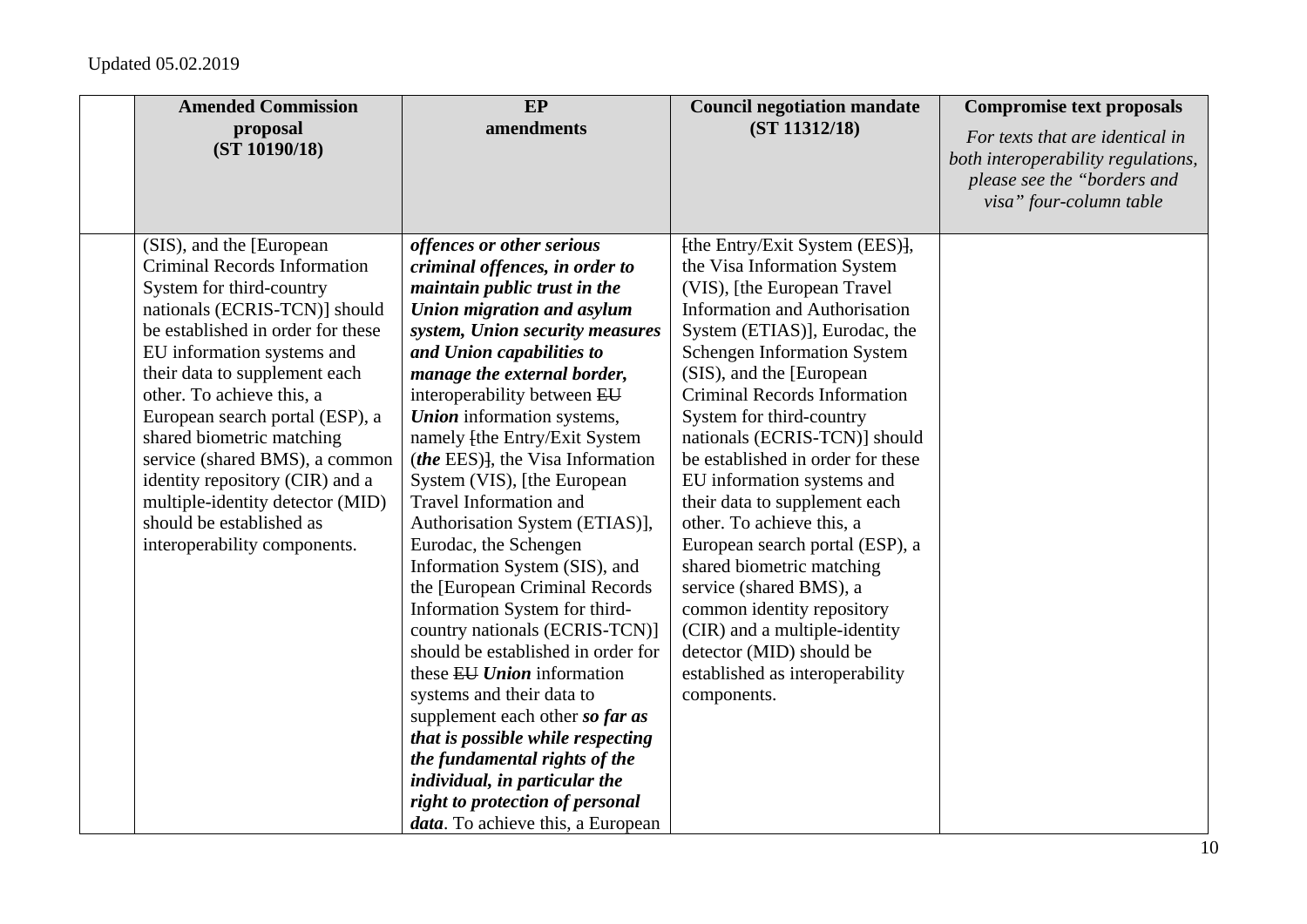Updated 05.02.2019

| | Amended Commission proposal (ST 10190/18) | EP amendments | Council negotiation mandate (ST 11312/18) | Compromise text proposals *For texts that are identical in both interoperability regulations, please see the "borders and visa" four-column table* |
|---|---|---|---|---|
| | (SIS), and the [European Criminal Records Information System for third-country nationals (ECRIS-TCN)] should be established in order for these EU information systems and their data to supplement each other. To achieve this, a European search portal (ESP), a shared biometric matching service (shared BMS), a common identity repository (CIR) and a multiple-identity detector (MID) should be established as interoperability components. | ***offences or other serious criminal offences, in order to maintain public trust in the Union migration and asylum system, Union security measures and Union capabilities to manage the external border,*** interoperability between ~~EU~~ ***Union*** information systems, namely ~~[~~the Entry/Exit System (***the*** EES)~~]~~, the Visa Information System (VIS), [the European Travel Information and Authorisation System (ETIAS)], Eurodac, the Schengen Information System (SIS), and the [European Criminal Records Information System for third-country nationals (ECRIS-TCN)] should be established in order for these ~~EU~~ ***Union*** information systems and their data to supplement each other ***so far as that is possible while respecting the fundamental rights of the individual, in particular the right to protection of personal data***. To achieve this, a European | ~~[~~the Entry/Exit System (EES)~~]~~, the Visa Information System (VIS), [the European Travel Information and Authorisation System (ETIAS)], Eurodac, the Schengen Information System (SIS), and the [European Criminal Records Information System for third-country nationals (ECRIS-TCN)] should be established in order for these EU information systems and their data to supplement each other. To achieve this, a European search portal (ESP), a shared biometric matching service (shared BMS), a common identity repository (CIR) and a multiple-identity detector (MID) should be established as interoperability components. | |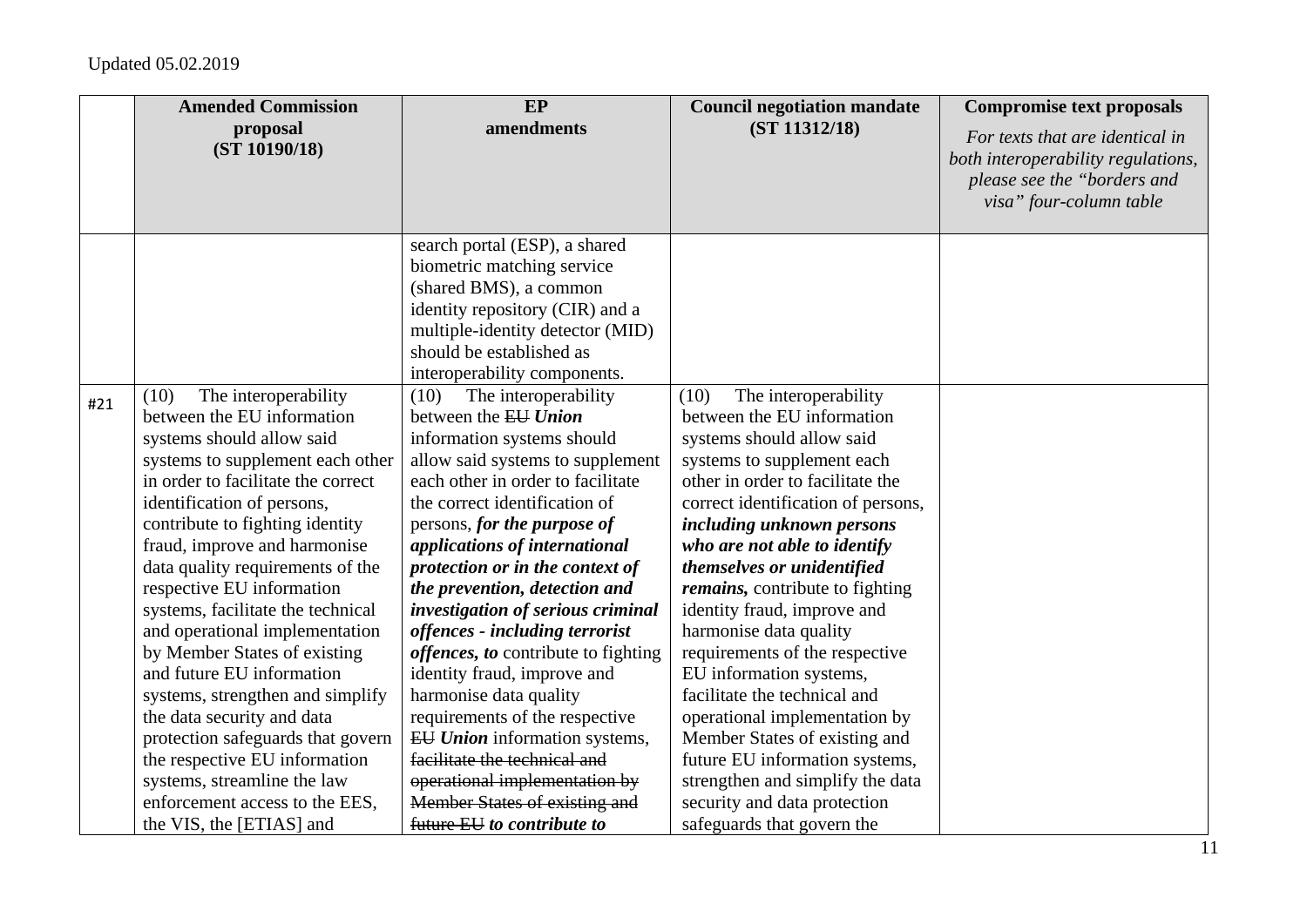| | Amended Commission proposal (ST 10190/18) | EP amendments | Council negotiation mandate (ST 11312/18) | Compromise text proposals *For texts that are identical in both interoperability regulations, please see the "borders and visa" four-column table* |
|---|---|---|---|---|
| | | search portal (ESP), a shared biometric matching service (shared BMS), a common identity repository (CIR) and a multiple-identity detector (MID) should be established as interoperability components. | | |
| #21 | (10) The interoperability between the EU information systems should allow said systems to supplement each other in order to facilitate the correct identification of persons, contribute to fighting identity fraud, improve and harmonise data quality requirements of the respective EU information systems, facilitate the technical and operational implementation by Member States of existing and future EU information systems, strengthen and simplify the data security and data protection safeguards that govern the respective EU information systems, streamline the law enforcement access to the EES, the VIS, the [ETIAS] and | (10) The interoperability between the ~~EU~~ ***Union*** information systems should allow said systems to supplement each other in order to facilitate the correct identification of persons, ***for the purpose of applications of international protection or in the context of the prevention, detection and investigation of serious criminal offences - including terrorist offences, to*** contribute to fighting identity fraud, improve and harmonise data quality requirements of the respective ~~EU~~ ***Union*** information systems, ~~facilitate the technical and operational implementation by Member States of existing and future EU~~ ***to contribute to*** | (10) The interoperability between the EU information systems should allow said systems to supplement each other in order to facilitate the correct identification of persons, ***including unknown persons who are not able to identify themselves or unidentified remains,*** contribute to fighting identity fraud, improve and harmonise data quality requirements of the respective EU information systems, facilitate the technical and operational implementation by Member States of existing and future EU information systems, strengthen and simplify the data security and data protection safeguards that govern the | |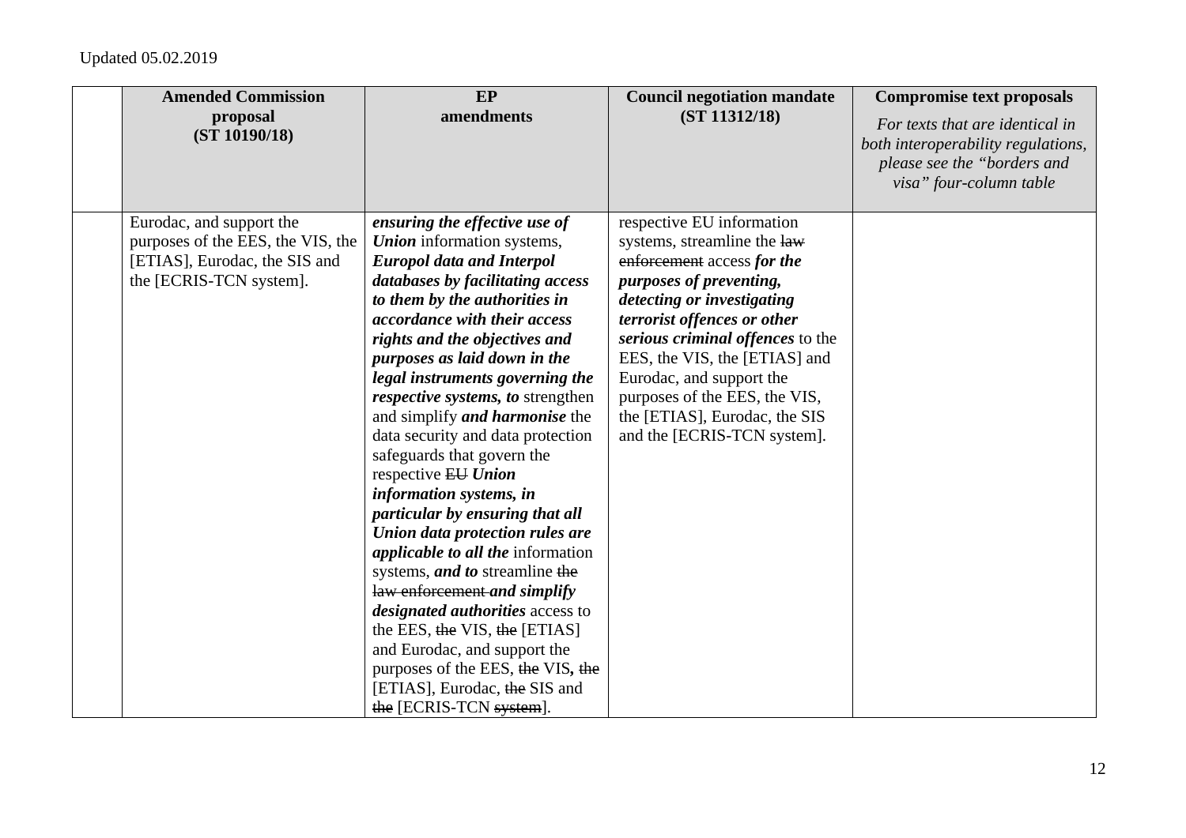Updated 05.02.2019

| | Amended Commission proposal (ST 10190/18) | EP amendments | Council negotiation mandate (ST 11312/18) | Compromise text proposals *For texts that are identical in both interoperability regulations, please see the "borders and visa" four-column table* |
|---|---|---|---|---|
| | Eurodac, and support the purposes of the EES, the VIS, the [ETIAS], Eurodac, the SIS and the [ECRIS-TCN system]. | ***ensuring the effective use of Union*** information systems, ***Europol data and Interpol databases by facilitating access to them by the authorities in accordance with their access rights and the objectives and purposes as laid down in the legal instruments governing the respective systems, to*** strengthen and simplify ***and harmonise*** the data security and data protection safeguards that govern the respective ~~EU~~ ***Union information systems, in particular by ensuring that all Union data protection rules are applicable to all the*** information systems, ***and to*** streamline ~~the law enforcement~~ ***and simplify designated authorities*** access to the EES, ~~the~~ VIS, ~~the~~ [ETIAS] and Eurodac, and support the purposes of the EES, ~~the~~ VIS**,** ~~the~~ [ETIAS], Eurodac, ~~the~~ SIS and ~~the~~ [ECRIS-TCN ~~system~~]. | respective EU information systems, streamline the ~~law enforcement~~ access ***for the purposes of preventing, detecting or investigating terrorist offences or other serious criminal offences*** to the EES, the VIS, the [ETIAS] and Eurodac, and support the purposes of the EES, the VIS, the [ETIAS], Eurodac, the SIS and the [ECRIS-TCN system]. | |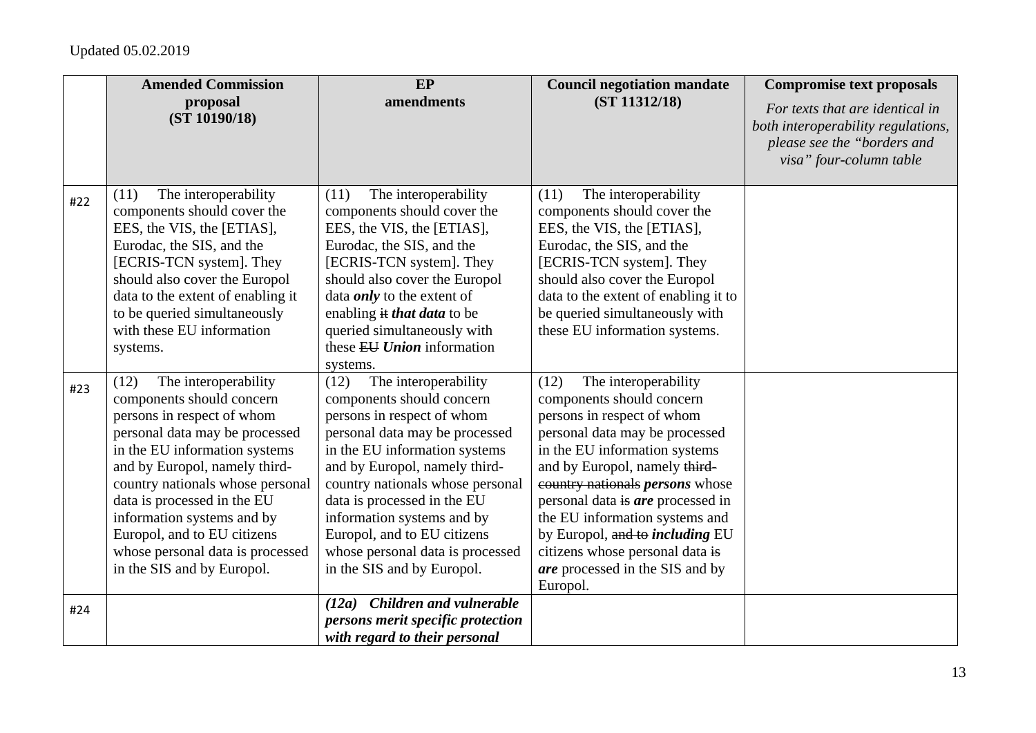Updated 05.02.2019

| | **Amended Commission proposal (ST 10190/18)** | **EP amendments** | **Council negotiation mandate (ST 11312/18)** | **Compromise text proposals** *For texts that are identical in both interoperability regulations, please see the "borders and visa" four-column table* |
|---|---|---|---|---|
| #22 | (11) The interoperability components should cover the EES, the VIS, the [ETIAS], Eurodac, the SIS, and the [ECRIS-TCN system]. They should also cover the Europol data to the extent of enabling it to be queried simultaneously with these EU information systems. | (11) The interoperability components should cover the EES, the VIS, the [ETIAS], Eurodac, the SIS, and the [ECRIS-TCN system]. They should also cover the Europol data ***only*** to the extent of enabling ~~it~~ ***that data*** to be queried simultaneously with these ~~EU~~ ***Union*** information systems. | (11) The interoperability components should cover the EES, the VIS, the [ETIAS], Eurodac, the SIS, and the [ECRIS-TCN system]. They should also cover the Europol data to the extent of enabling it to be queried simultaneously with these EU information systems. | |
| #23 | (12) The interoperability components should concern persons in respect of whom personal data may be processed in the EU information systems and by Europol, namely third-country nationals whose personal data is processed in the EU information systems and by Europol, and to EU citizens whose personal data is processed in the SIS and by Europol. | (12) The interoperability components should concern persons in respect of whom personal data may be processed in the EU information systems and by Europol, namely third-country nationals whose personal data is processed in the EU information systems and by Europol, and to EU citizens whose personal data is processed in the SIS and by Europol. | (12) The interoperability components should concern persons in respect of whom personal data may be processed in the EU information systems and by Europol, namely ~~third-country nationals~~ ***persons*** whose personal data ~~is~~ ***are*** processed in the EU information systems and by Europol, ~~and to~~ ***including*** EU citizens whose personal data ~~is~~ ***are*** processed in the SIS and by Europol. | |
| #24 | | ***(12a) Children and vulnerable persons merit specific protection with regard to their personal*** | | |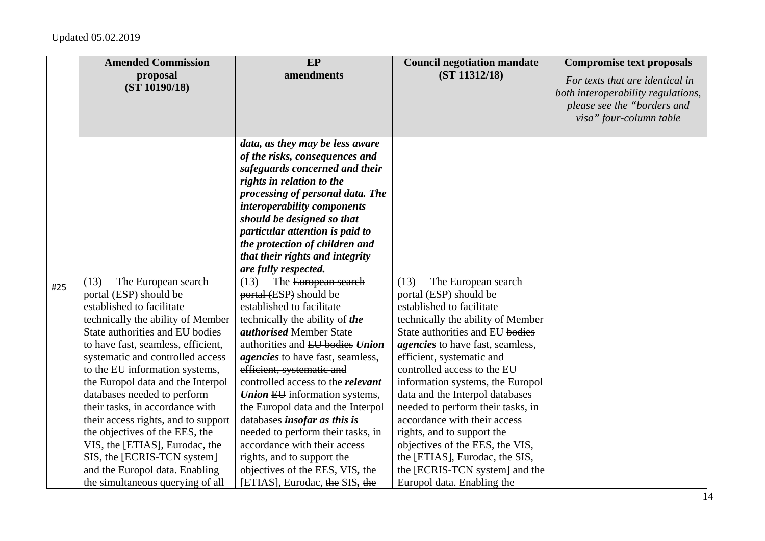Updated 05.02.2019

| | Amended Commission proposal (ST 10190/18) | EP amendments | Council negotiation mandate (ST 11312/18) | Compromise text proposals *For texts that are identical in both interoperability regulations, please see the "borders and visa" four-column table* |
|---|---|---|---|---|
| | | ***data, as they may be less aware of the risks, consequences and safeguards concerned and their rights in relation to the processing of personal data. The interoperability components should be designed so that particular attention is paid to the protection of children and that their rights and integrity are fully respected.*** | | |
| #25 | (13) The European search portal (ESP) should be established to facilitate technically the ability of Member State authorities and EU bodies to have fast, seamless, efficient, systematic and controlled access to the EU information systems, the Europol data and the Interpol databases needed to perform their tasks, in accordance with their access rights, and to support the objectives of the EES, the VIS, the [ETIAS], Eurodac, the SIS, the [ECRIS-TCN system] and the Europol data. Enabling the simultaneous querying of all | (13) The ~~European search portal (~~ESP~~)~~ should be established to facilitate technically the ability of ***the authorised*** Member State authorities and ~~EU bodies~~ ***Union agencies*** to have ~~fast, seamless, efficient, systematic and~~ controlled access to the ***relevant Union*** ~~EU~~ information systems, the Europol data and the Interpol databases ***insofar as this is*** needed to perform their tasks, in accordance with their access rights, and to support the objectives of the EES, VIS**,** ~~the~~ [ETIAS], Eurodac, ~~the~~ SIS**,** ~~the~~ | (13) The European search portal (ESP) should be established to facilitate technically the ability of Member State authorities and EU ~~bodies~~ ***agencies*** to have fast, seamless, efficient, systematic and controlled access to the EU information systems, the Europol data and the Interpol databases needed to perform their tasks, in accordance with their access rights, and to support the objectives of the EES, the VIS, the [ETIAS], Eurodac, the SIS, the [ECRIS-TCN system] and the Europol data. Enabling the | |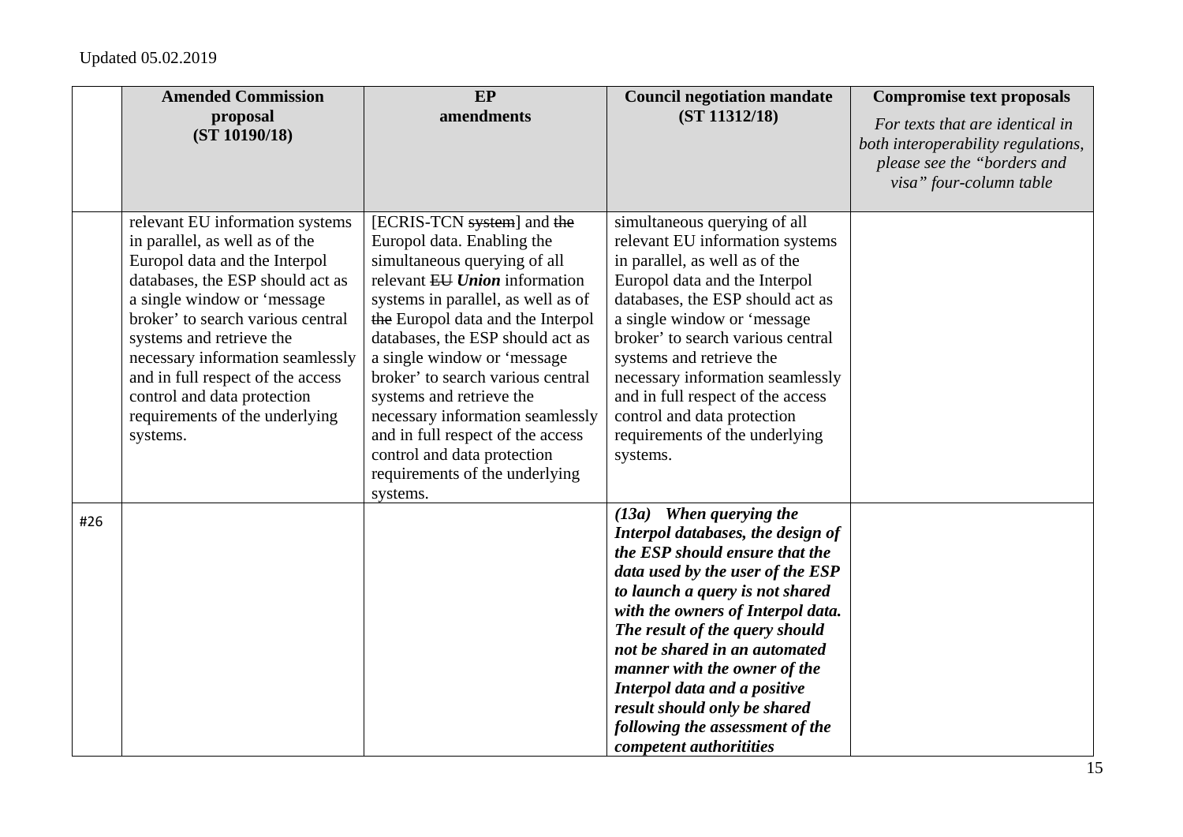| | Amended Commission proposal (ST 10190/18) | EP amendments | Council negotiation mandate (ST 11312/18) | Compromise text proposals *For texts that are identical in both interoperability regulations, please see the "borders and visa" four-column table* |
|---|---|---|---|---|
| | relevant EU information systems in parallel, as well as of the Europol data and the Interpol databases, the ESP should act as a single window or 'message broker' to search various central systems and retrieve the necessary information seamlessly and in full respect of the access control and data protection requirements of the underlying systems. | [ECRIS-TCN ~~system~~] and ~~the~~ Europol data. Enabling the simultaneous querying of all relevant ~~EU~~ ***Union*** information systems in parallel, as well as of ~~the~~ Europol data and the Interpol databases, the ESP should act as a single window or 'message broker' to search various central systems and retrieve the necessary information seamlessly and in full respect of the access control and data protection requirements of the underlying systems. | simultaneous querying of all relevant EU information systems in parallel, as well as of the Europol data and the Interpol databases, the ESP should act as a single window or 'message broker' to search various central systems and retrieve the necessary information seamlessly and in full respect of the access control and data protection requirements of the underlying systems. | |
| #26 | | | ***(13a) When querying the Interpol databases, the design of the ESP should ensure that the data used by the user of the ESP to launch a query is not shared with the owners of Interpol data. The result of the query should not be shared in an automated manner with the owner of the Interpol data and a positive result should only be shared following the assessment of the competent authoritities*** | |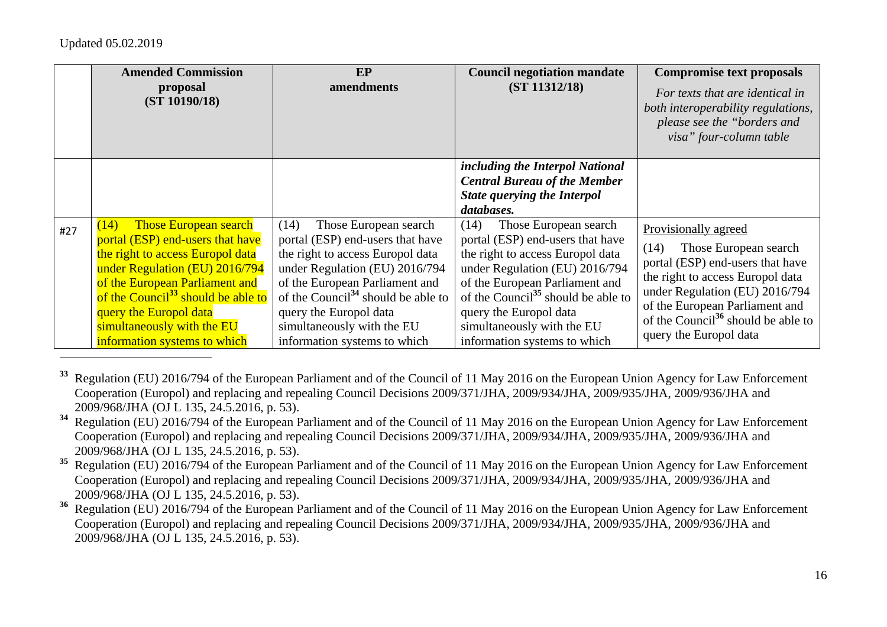Updated 05.02.2019

| | Amended Commission proposal (ST 10190/18) | EP amendments | Council negotiation mandate (ST 11312/18) | Compromise text proposals *For texts that are identical in both interoperability regulations, please see the "borders and visa" four-column table* |
|---|---|---|---|---|
| | | | ***including the Interpol National Central Bureau of the Member State querying the Interpol databases.*** | |
| #27 | (14) Those European search portal (ESP) end-users that have the right to access Europol data under Regulation (EU) 2016/794 of the European Parliament and of the Council[33] should be able to query the Europol data simultaneously with the EU information systems to which | (14) Those European search portal (ESP) end-users that have the right to access Europol data under Regulation (EU) 2016/794 of the European Parliament and of the Council[34] should be able to query the Europol data simultaneously with the EU information systems to which | (14) Those European search portal (ESP) end-users that have the right to access Europol data under Regulation (EU) 2016/794 of the European Parliament and of the Council[35] should be able to query the Europol data simultaneously with the EU information systems to which | Provisionally agreed<br><br>(14) Those European search portal (ESP) end-users that have the right to access Europol data under Regulation (EU) 2016/794 of the European Parliament and of the Council[36] should be able to query the Europol data |

[33] Regulation (EU) 2016/794 of the European Parliament and of the Council of 11 May 2016 on the European Union Agency for Law Enforcement Cooperation (Europol) and replacing and repealing Council Decisions 2009/371/JHA, 2009/934/JHA, 2009/935/JHA, 2009/936/JHA and 2009/968/JHA (OJ L 135, 24.5.2016, p. 53).

[34] Regulation (EU) 2016/794 of the European Parliament and of the Council of 11 May 2016 on the European Union Agency for Law Enforcement Cooperation (Europol) and replacing and repealing Council Decisions 2009/371/JHA, 2009/934/JHA, 2009/935/JHA, 2009/936/JHA and 2009/968/JHA (OJ L 135, 24.5.2016, p. 53).

[35] Regulation (EU) 2016/794 of the European Parliament and of the Council of 11 May 2016 on the European Union Agency for Law Enforcement Cooperation (Europol) and replacing and repealing Council Decisions 2009/371/JHA, 2009/934/JHA, 2009/935/JHA, 2009/936/JHA and 2009/968/JHA (OJ L 135, 24.5.2016, p. 53).

[36] Regulation (EU) 2016/794 of the European Parliament and of the Council of 11 May 2016 on the European Union Agency for Law Enforcement Cooperation (Europol) and replacing and repealing Council Decisions 2009/371/JHA, 2009/934/JHA, 2009/935/JHA, 2009/936/JHA and 2009/968/JHA (OJ L 135, 24.5.2016, p. 53).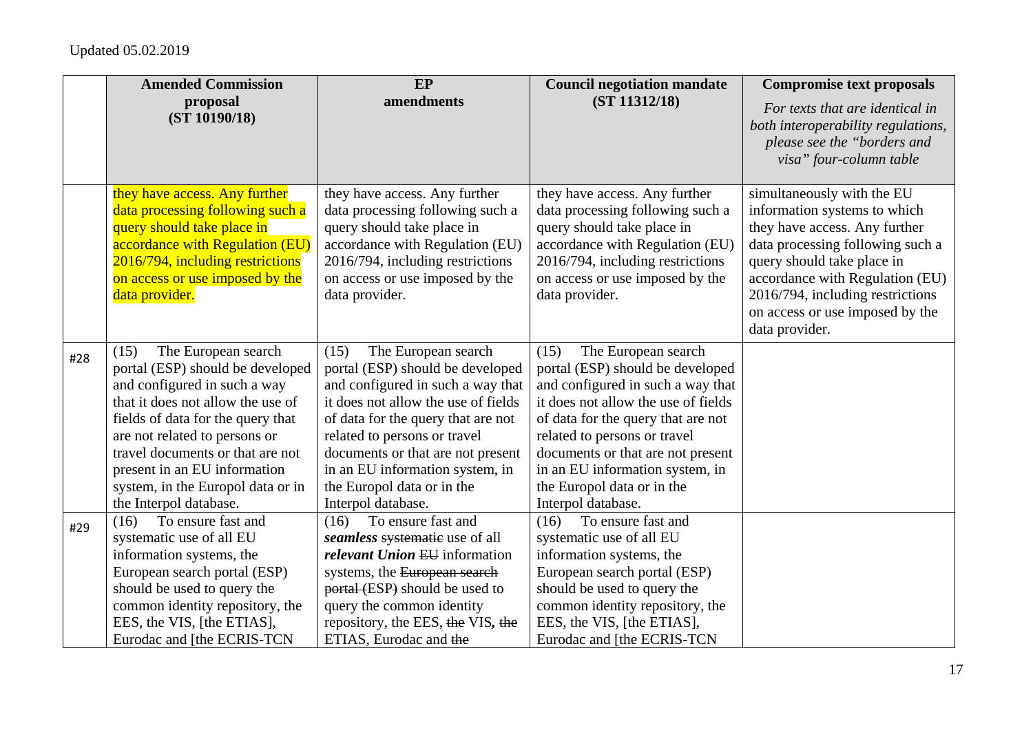Updated 05.02.2019

| | Amended Commission proposal (ST 10190/18) | EP amendments | Council negotiation mandate (ST 11312/18) | Compromise text proposals *For texts that are identical in both interoperability regulations, please see the "borders and visa" four-column table* |
|---|---|---|---|---|
| | they have access. Any further data processing following such a query should take place in accordance with Regulation (EU) 2016/794, including restrictions on access or use imposed by the data provider. | they have access. Any further data processing following such a query should take place in accordance with Regulation (EU) 2016/794, including restrictions on access or use imposed by the data provider. | they have access. Any further data processing following such a query should take place in accordance with Regulation (EU) 2016/794, including restrictions on access or use imposed by the data provider. | simultaneously with the EU information systems to which they have access. Any further data processing following such a query should take place in accordance with Regulation (EU) 2016/794, including restrictions on access or use imposed by the data provider. |
| #28 | (15) The European search portal (ESP) should be developed and configured in such a way that it does not allow the use of fields of data for the query that are not related to persons or travel documents or that are not present in an EU information system, in the Europol data or in the Interpol database. | (15) The European search portal (ESP) should be developed and configured in such a way that it does not allow the use of fields of data for the query that are not related to persons or travel documents or that are not present in an EU information system, in the Europol data or in the Interpol database. | (15) The European search portal (ESP) should be developed and configured in such a way that it does not allow the use of fields of data for the query that are not related to persons or travel documents or that are not present in an EU information system, in the Europol data or in the Interpol database. | |
| #29 | (16) To ensure fast and systematic use of all EU information systems, the European search portal (ESP) should be used to query the common identity repository, the EES, the VIS, [the ETIAS], Eurodac and [the ECRIS-TCN | (16) To ensure fast and ***seamless*** ~~systematic~~ use of all ***relevant Union*** ~~EU~~ information systems, the ~~European search portal (~~ESP~~)~~ should be used to query the common identity repository, the EES, ~~the~~ VIS**,** ~~the~~ ETIAS, Eurodac and ~~the~~ | (16) To ensure fast and systematic use of all EU information systems, the European search portal (ESP) should be used to query the common identity repository, the EES, the VIS, [the ETIAS], Eurodac and [the ECRIS-TCN | |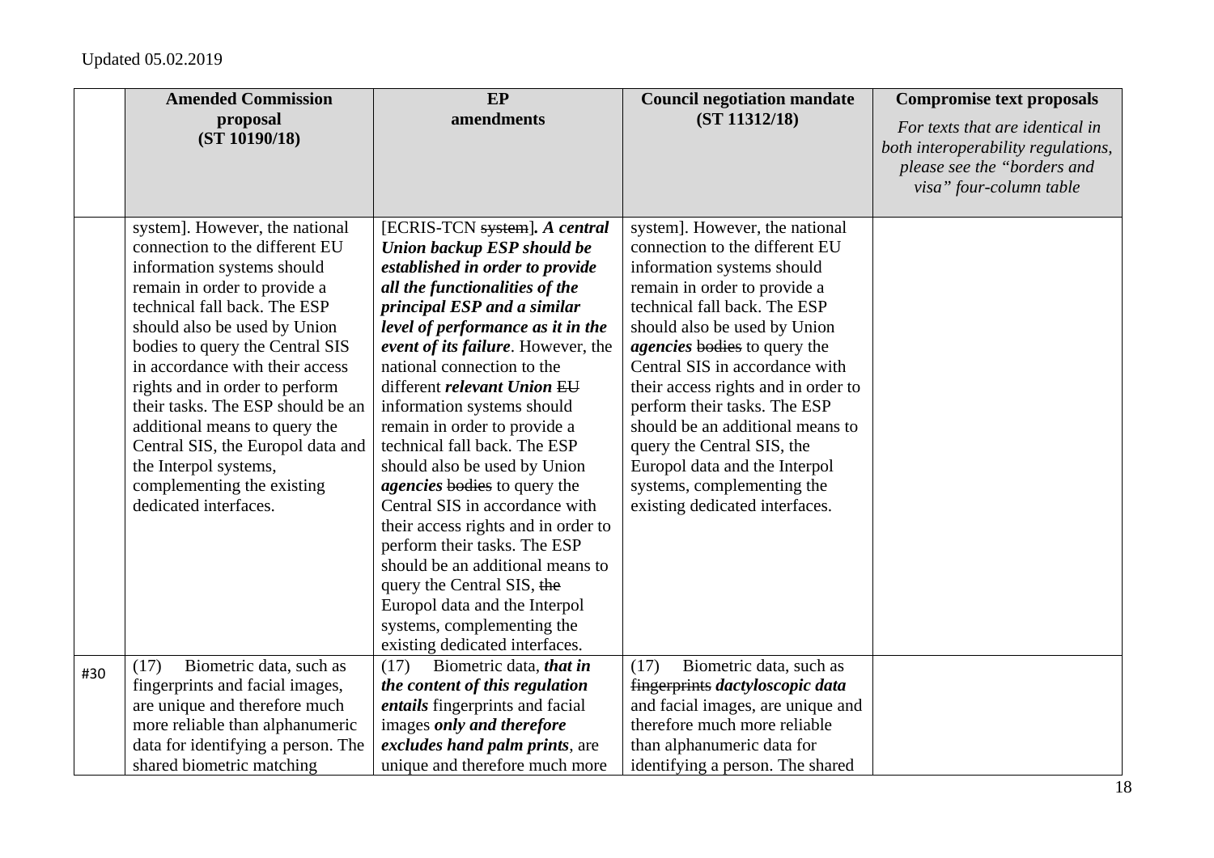Updated 05.02.2019

| | Amended Commission proposal (ST 10190/18) | EP amendments | Council negotiation mandate (ST 11312/18) | Compromise text proposals *For texts that are identical in both interoperability regulations, please see the "borders and visa" four-column table* |
|---|---|---|---|---|
| | system]. However, the national connection to the different EU information systems should remain in order to provide a technical fall back. The ESP should also be used by Union bodies to query the Central SIS in accordance with their access rights and in order to perform their tasks. The ESP should be an additional means to query the Central SIS, the Europol data and the Interpol systems, complementing the existing dedicated interfaces. | [ECRIS-TCN ~~system~~]***. A central Union backup ESP should be established in order to provide all the functionalities of the principal ESP and a similar level of performance as it in the event of its failure***. However, the national connection to the different ***relevant Union*** ~~EU~~ information systems should remain in order to provide a technical fall back. The ESP should also be used by Union ***agencies*** ~~bodies~~ to query the Central SIS in accordance with their access rights and in order to perform their tasks. The ESP should be an additional means to query the Central SIS, ~~the~~ Europol data and the Interpol systems, complementing the existing dedicated interfaces. | system]. However, the national connection to the different EU information systems should remain in order to provide a technical fall back. The ESP should also be used by Union ***agencies*** ~~bodies~~ to query the Central SIS in accordance with their access rights and in order to perform their tasks. The ESP should be an additional means to query the Central SIS, the Europol data and the Interpol systems, complementing the existing dedicated interfaces. | |
| #30 | (17) Biometric data, such as fingerprints and facial images, are unique and therefore much more reliable than alphanumeric data for identifying a person. The shared biometric matching | (17) Biometric data, ***that in the content of this regulation entails*** fingerprints and facial images ***only and therefore excludes hand palm prints***, are unique and therefore much more | (17) Biometric data, such as ~~fingerprints~~ ***dactyloscopic data*** and facial images, are unique and therefore much more reliable than alphanumeric data for identifying a person. The shared | |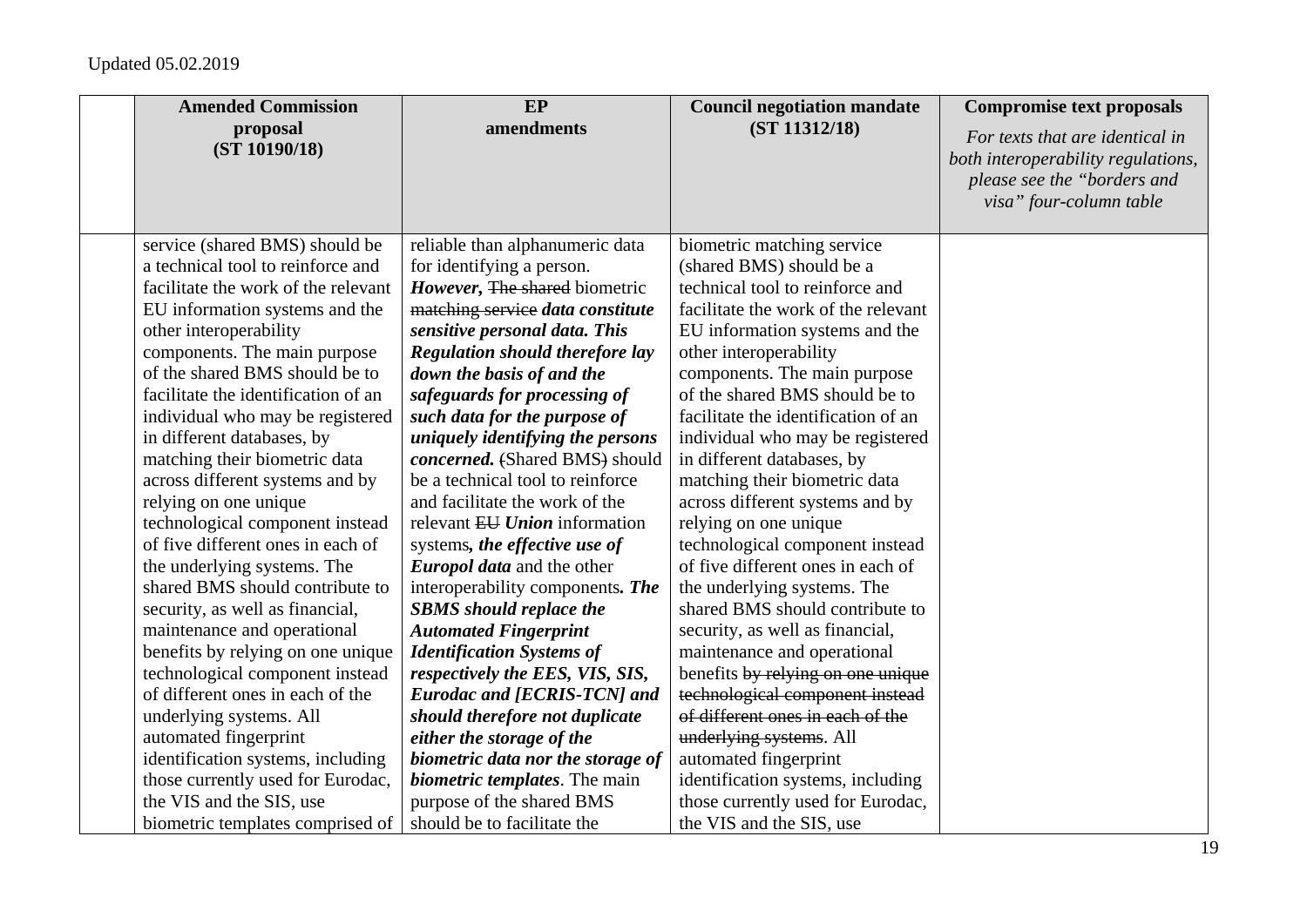Updated 05.02.2019

| | Amended Commission proposal (ST 10190/18) | EP amendments | Council negotiation mandate (ST 11312/18) | Compromise text proposals *For texts that are identical in both interoperability regulations, please see the "borders and visa" four-column table* |
|---|---|---|---|---|
| | service (shared BMS) should be a technical tool to reinforce and facilitate the work of the relevant EU information systems and the other interoperability components. The main purpose of the shared BMS should be to facilitate the identification of an individual who may be registered in different databases, by matching their biometric data across different systems and by relying on one unique technological component instead of five different ones in each of the underlying systems. The shared BMS should contribute to security, as well as financial, maintenance and operational benefits by relying on one unique technological component instead of different ones in each of the underlying systems. All automated fingerprint identification systems, including those currently used for Eurodac, the VIS and the SIS, use biometric templates comprised of | reliable than alphanumeric data for identifying a person. ***However,*** ~~The shared~~ biometric ~~matching service~~ ***data constitute sensitive personal data. This Regulation should therefore lay down the basis of and the safeguards for processing of such data for the purpose of uniquely identifying the persons concerned.*** ~~(~~Shared BMS~~)~~ should be a technical tool to reinforce and facilitate the work of the relevant ~~EU~~ ***Union*** information systems***, the effective use of Europol data*** and the other interoperability components***. The SBMS should replace the Automated Fingerprint Identification Systems of respectively the EES, VIS, SIS, Eurodac and [ECRIS-TCN] and should therefore not duplicate either the storage of the biometric data nor the storage of biometric templates***. The main purpose of the shared BMS should be to facilitate the | biometric matching service (shared BMS) should be a technical tool to reinforce and facilitate the work of the relevant EU information systems and the other interoperability components. The main purpose of the shared BMS should be to facilitate the identification of an individual who may be registered in different databases, by matching their biometric data across different systems and by relying on one unique technological component instead of five different ones in each of the underlying systems. The shared BMS should contribute to security, as well as financial, maintenance and operational benefits ~~by relying on one unique technological component instead of different ones in each of the underlying systems~~. All automated fingerprint identification systems, including those currently used for Eurodac, the VIS and the SIS, use | |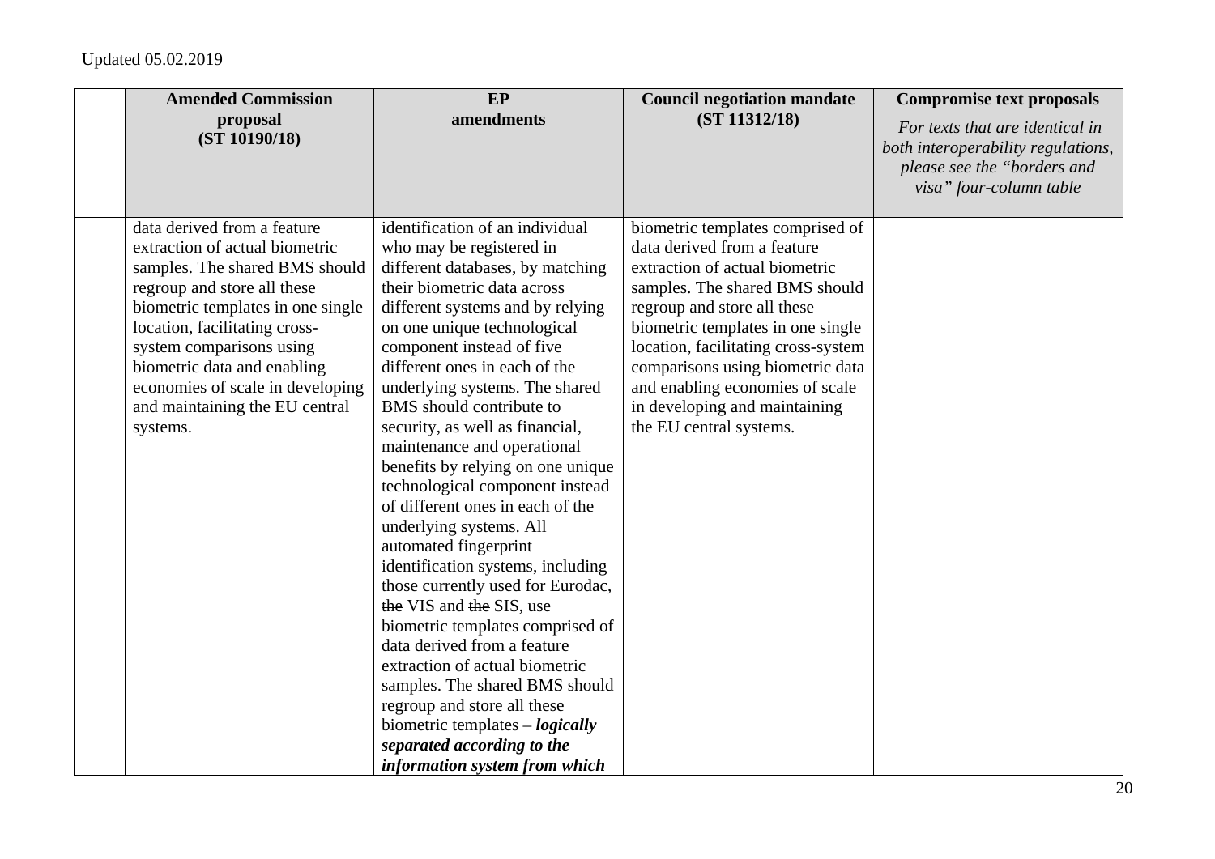Updated 05.02.2019

| | Amended Commission proposal (ST 10190/18) | EP amendments | Council negotiation mandate (ST 11312/18) | Compromise text proposals *For texts that are identical in both interoperability regulations, please see the "borders and visa" four-column table* |
|---|---|---|---|---|
| | data derived from a feature extraction of actual biometric samples. The shared BMS should regroup and store all these biometric templates in one single location, facilitating cross-system comparisons using biometric data and enabling economies of scale in developing and maintaining the EU central systems. | identification of an individual who may be registered in different databases, by matching their biometric data across different systems and by relying on one unique technological component instead of five different ones in each of the underlying systems. The shared BMS should contribute to security, as well as financial, maintenance and operational benefits by relying on one unique technological component instead of different ones in each of the underlying systems. All automated fingerprint identification systems, including those currently used for Eurodac, ~~the~~ VIS and ~~the~~ SIS, use biometric templates comprised of data derived from a feature extraction of actual biometric samples. The shared BMS should regroup and store all these biometric templates – ***logically separated according to the information system from which*** | biometric templates comprised of data derived from a feature extraction of actual biometric samples. The shared BMS should regroup and store all these biometric templates in one single location, facilitating cross-system comparisons using biometric data and enabling economies of scale in developing and maintaining the EU central systems. | |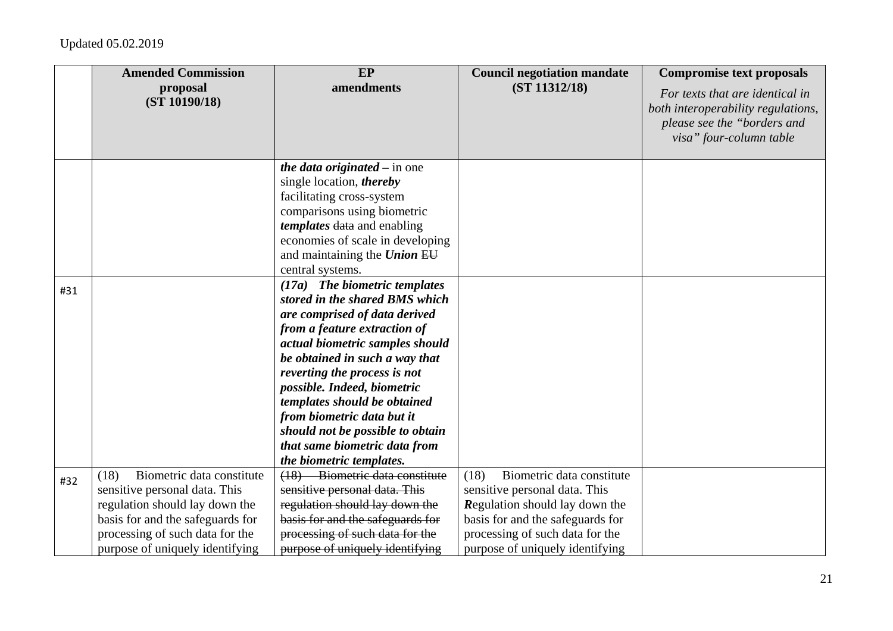Updated 05.02.2019

| | Amended Commission proposal (ST 10190/18) | EP amendments | Council negotiation mandate (ST 11312/18) | Compromise text proposals *For texts that are identical in both interoperability regulations, please see the "borders and visa" four-column table* |
|---|---|---|---|---|
| | | ***the data originated –*** in one single location, ***thereby*** facilitating cross-system comparisons using biometric ***templates*** ~~data~~ and enabling economies of scale in developing and maintaining the ***Union*** ~~EU~~ central systems. | | |
| #31 | | ***(17a) The biometric templates stored in the shared BMS which are comprised of data derived from a feature extraction of actual biometric samples should be obtained in such a way that reverting the process is not possible. Indeed, biometric templates should be obtained from biometric data but it should not be possible to obtain that same biometric data from the biometric templates.*** | | |
| #32 | (18) Biometric data constitute sensitive personal data. This regulation should lay down the basis for and the safeguards for processing of such data for the purpose of uniquely identifying | ~~(18) Biometric data constitute sensitive personal data. This regulation should lay down the basis for and the safeguards for processing of such data for the purpose of uniquely identifying~~ | (18) Biometric data constitute sensitive personal data. This ***R***egulation should lay down the basis for and the safeguards for processing of such data for the purpose of uniquely identifying | |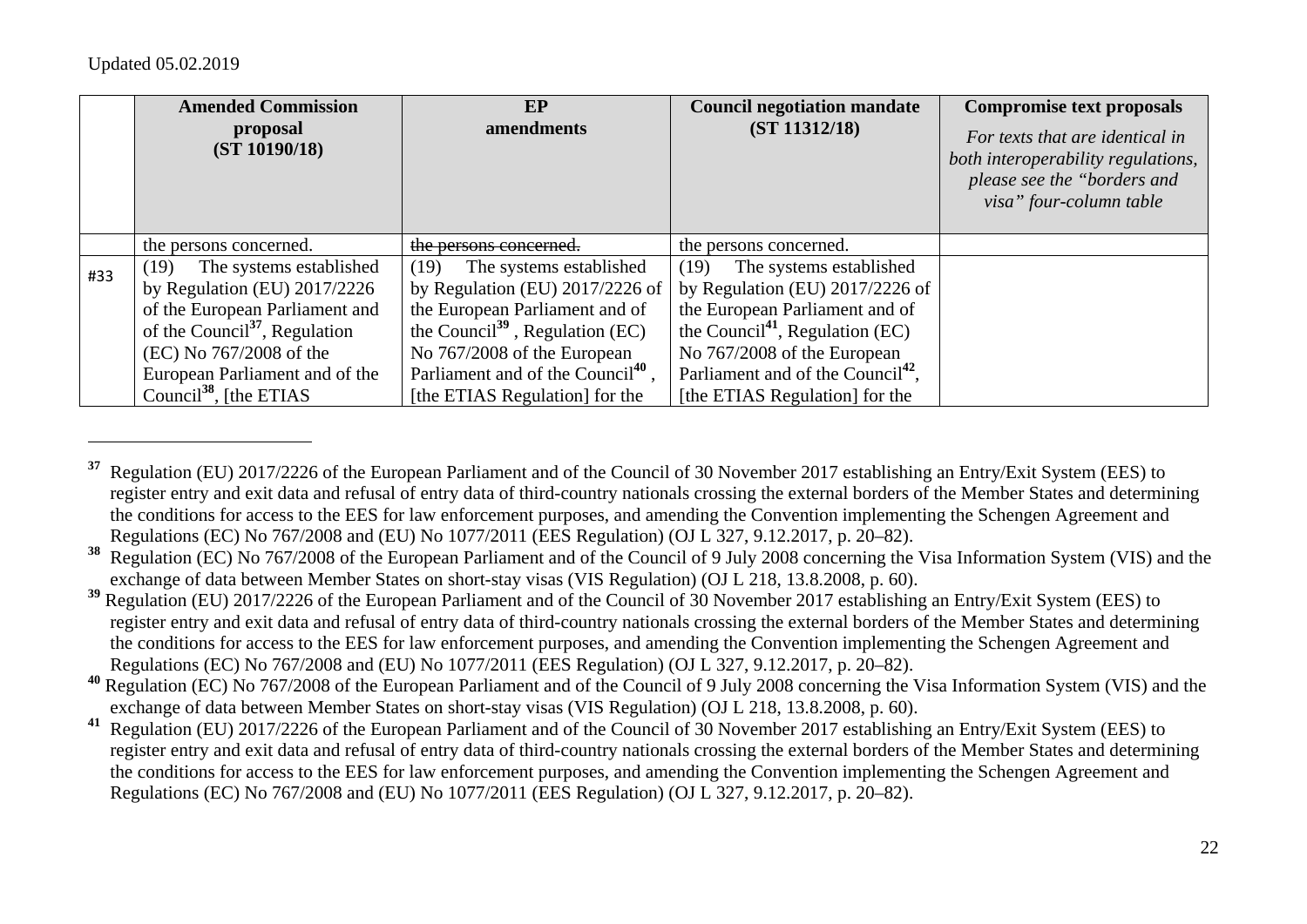| | Amended Commission proposal (ST 10190/18) | EP amendments | Council negotiation mandate (ST 11312/18) | Compromise text proposals *For texts that are identical in both interoperability regulations, please see the "borders and visa" four-column table* |
|---|---|---|---|---|
| | the persons concerned. | ~~the persons concerned.~~ | the persons concerned. | |
| #33 | (19) The systems established by Regulation (EU) 2017/2226 of the European Parliament and of the Council[37], Regulation (EC) No 767/2008 of the European Parliament and of the Council[38], [the ETIAS | (19) The systems established by Regulation (EU) 2017/2226 of the European Parliament and of the Council[39] , Regulation (EC) No 767/2008 of the European Parliament and of the Council[40] , [the ETIAS Regulation] for the | (19) The systems established by Regulation (EU) 2017/2226 of the European Parliament and of the Council[41], Regulation (EC) No 767/2008 of the European Parliament and of the Council[42], [the ETIAS Regulation] for the | |

---

[37] Regulation (EU) 2017/2226 of the European Parliament and of the Council of 30 November 2017 establishing an Entry/Exit System (EES) to register entry and exit data and refusal of entry data of third-country nationals crossing the external borders of the Member States and determining the conditions for access to the EES for law enforcement purposes, and amending the Convention implementing the Schengen Agreement and Regulations (EC) No 767/2008 and (EU) No 1077/2011 (EES Regulation) (OJ L 327, 9.12.2017, p. 20–82).

[38] Regulation (EC) No 767/2008 of the European Parliament and of the Council of 9 July 2008 concerning the Visa Information System (VIS) and the exchange of data between Member States on short-stay visas (VIS Regulation) (OJ L 218, 13.8.2008, p. 60).

[39] Regulation (EU) 2017/2226 of the European Parliament and of the Council of 30 November 2017 establishing an Entry/Exit System (EES) to register entry and exit data and refusal of entry data of third-country nationals crossing the external borders of the Member States and determining the conditions for access to the EES for law enforcement purposes, and amending the Convention implementing the Schengen Agreement and Regulations (EC) No 767/2008 and (EU) No 1077/2011 (EES Regulation) (OJ L 327, 9.12.2017, p. 20–82).

[40] Regulation (EC) No 767/2008 of the European Parliament and of the Council of 9 July 2008 concerning the Visa Information System (VIS) and the exchange of data between Member States on short-stay visas (VIS Regulation) (OJ L 218, 13.8.2008, p. 60).

[41] Regulation (EU) 2017/2226 of the European Parliament and of the Council of 30 November 2017 establishing an Entry/Exit System (EES) to register entry and exit data and refusal of entry data of third-country nationals crossing the external borders of the Member States and determining the conditions for access to the EES for law enforcement purposes, and amending the Convention implementing the Schengen Agreement and Regulations (EC) No 767/2008 and (EU) No 1077/2011 (EES Regulation) (OJ L 327, 9.12.2017, p. 20–82).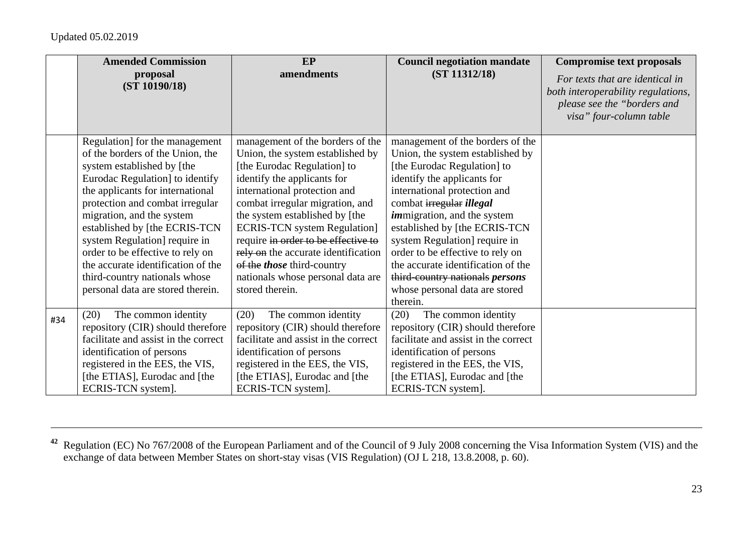Updated 05.02.2019

| | Amended Commission proposal (ST 10190/18) | EP amendments | Council negotiation mandate (ST 11312/18) | Compromise text proposals *For texts that are identical in both interoperability regulations, please see the "borders and visa" four-column table* |
|---|---|---|---|---|
| | Regulation] for the management of the borders of the Union, the system established by [the Eurodac Regulation] to identify the applicants for international protection and combat irregular migration, and the system established by [the ECRIS-TCN system Regulation] require in order to be effective to rely on the accurate identification of the third-country nationals whose personal data are stored therein. | management of the borders of the Union, the system established by [the Eurodac Regulation] to identify the applicants for international protection and combat irregular migration, and the system established by [the ECRIS-TCN system Regulation] require ~~in order to be effective to rely on~~ the accurate identification ~~of the~~ ***those*** third-country nationals whose personal data are stored therein. | management of the borders of the Union, the system established by [the Eurodac Regulation] to identify the applicants for international protection and combat ~~irregular~~ ***illegal im***migration, and the system established by [the ECRIS-TCN system Regulation] require in order to be effective to rely on the accurate identification of the ~~third-country nationals~~ ***persons*** whose personal data are stored therein. | |
| #34 | (20) The common identity repository (CIR) should therefore facilitate and assist in the correct identification of persons registered in the EES, the VIS, [the ETIAS], Eurodac and [the ECRIS-TCN system]. | (20) The common identity repository (CIR) should therefore facilitate and assist in the correct identification of persons registered in the EES, the VIS, [the ETIAS], Eurodac and [the ECRIS-TCN system]. | (20) The common identity repository (CIR) should therefore facilitate and assist in the correct identification of persons registered in the EES, the VIS, [the ETIAS], Eurodac and [the ECRIS-TCN system]. | |

[42] Regulation (EC) No 767/2008 of the European Parliament and of the Council of 9 July 2008 concerning the Visa Information System (VIS) and the exchange of data between Member States on short-stay visas (VIS Regulation) (OJ L 218, 13.8.2008, p. 60).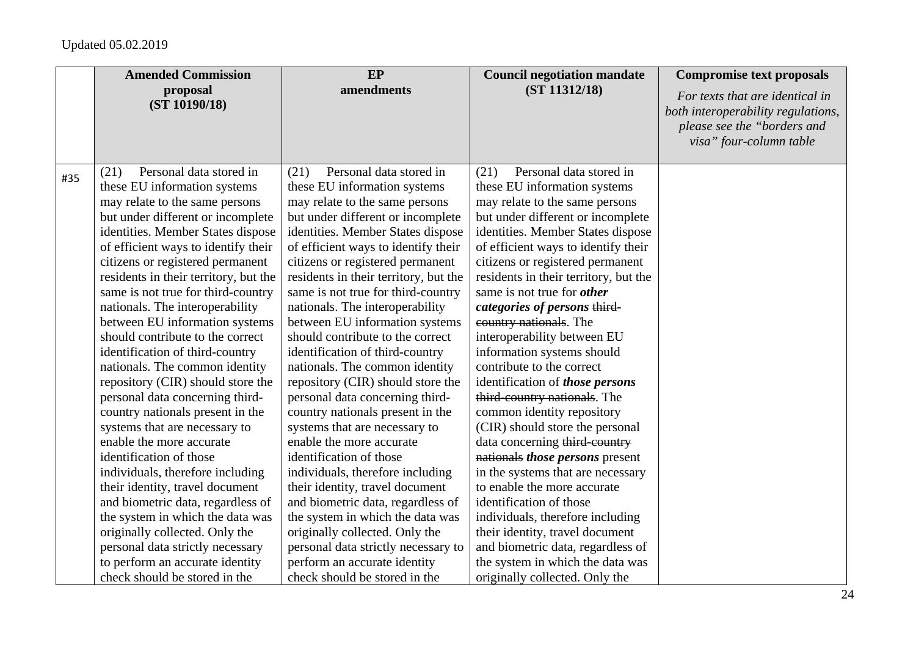Updated 05.02.2019

| | Amended Commission proposal (ST 10190/18) | EP amendments | Council negotiation mandate (ST 11312/18) | Compromise text proposals *For texts that are identical in both interoperability regulations, please see the "borders and visa" four-column table* |
|---|---|---|---|---|
| #35 | (21) Personal data stored in these EU information systems may relate to the same persons but under different or incomplete identities. Member States dispose of efficient ways to identify their citizens or registered permanent residents in their territory, but the same is not true for third-country nationals. The interoperability between EU information systems should contribute to the correct identification of third-country nationals. The common identity repository (CIR) should store the personal data concerning third-country nationals present in the systems that are necessary to enable the more accurate identification of those individuals, therefore including their identity, travel document and biometric data, regardless of the system in which the data was originally collected. Only the personal data strictly necessary to perform an accurate identity check should be stored in the | (21) Personal data stored in these EU information systems may relate to the same persons but under different or incomplete identities. Member States dispose of efficient ways to identify their citizens or registered permanent residents in their territory, but the same is not true for third-country nationals. The interoperability between EU information systems should contribute to the correct identification of third-country nationals. The common identity repository (CIR) should store the personal data concerning third-country nationals present in the systems that are necessary to enable the more accurate identification of those individuals, therefore including their identity, travel document and biometric data, regardless of the system in which the data was originally collected. Only the personal data strictly necessary to perform an accurate identity check should be stored in the | (21) Personal data stored in these EU information systems may relate to the same persons but under different or incomplete identities. Member States dispose of efficient ways to identify their citizens or registered permanent residents in their territory, but the same is not true for ***other categories of persons*** ~~third-country nationals~~. The interoperability between EU information systems should contribute to the correct identification of ***those persons*** ~~third-country nationals~~. The common identity repository (CIR) should store the personal data concerning ~~third-country nationals~~ ***those persons*** present in the systems that are necessary to enable the more accurate identification of those individuals, therefore including their identity, travel document and biometric data, regardless of the system in which the data was originally collected. Only the | |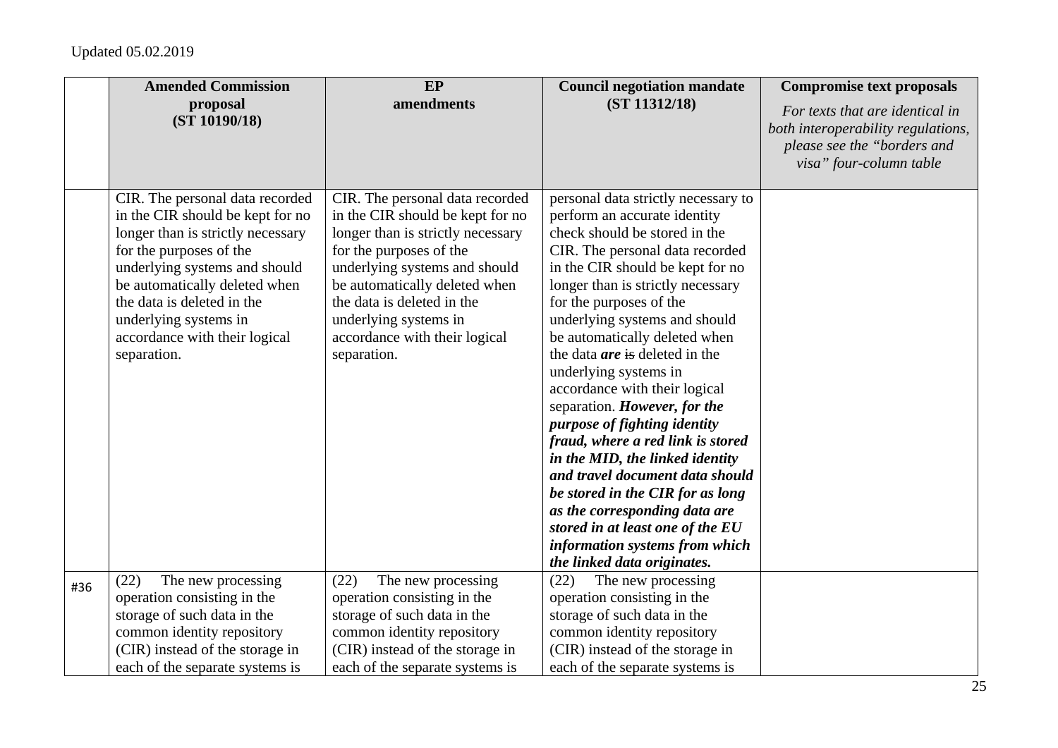Updated 05.02.2019

| | Amended Commission proposal (ST 10190/18) | EP amendments | Council negotiation mandate (ST 11312/18) | Compromise text proposals *For texts that are identical in both interoperability regulations, please see the "borders and visa" four-column table* |
|---|---|---|---|---|
| | CIR. The personal data recorded in the CIR should be kept for no longer than is strictly necessary for the purposes of the underlying systems and should be automatically deleted when the data is deleted in the underlying systems in accordance with their logical separation. | CIR. The personal data recorded in the CIR should be kept for no longer than is strictly necessary for the purposes of the underlying systems and should be automatically deleted when the data is deleted in the underlying systems in accordance with their logical separation. | personal data strictly necessary to perform an accurate identity check should be stored in the CIR. The personal data recorded in the CIR should be kept for no longer than is strictly necessary for the purposes of the underlying systems and should be automatically deleted when the data ***are*** ~~is~~ deleted in the underlying systems in accordance with their logical separation. ***However, for the purpose of fighting identity fraud, where a red link is stored in the MID, the linked identity and travel document data should be stored in the CIR for as long as the corresponding data are stored in at least one of the EU information systems from which the linked data originates.*** | |
| #36 | (22) The new processing operation consisting in the storage of such data in the common identity repository (CIR) instead of the storage in each of the separate systems is | (22) The new processing operation consisting in the storage of such data in the common identity repository (CIR) instead of the storage in each of the separate systems is | (22) The new processing operation consisting in the storage of such data in the common identity repository (CIR) instead of the storage in each of the separate systems is | |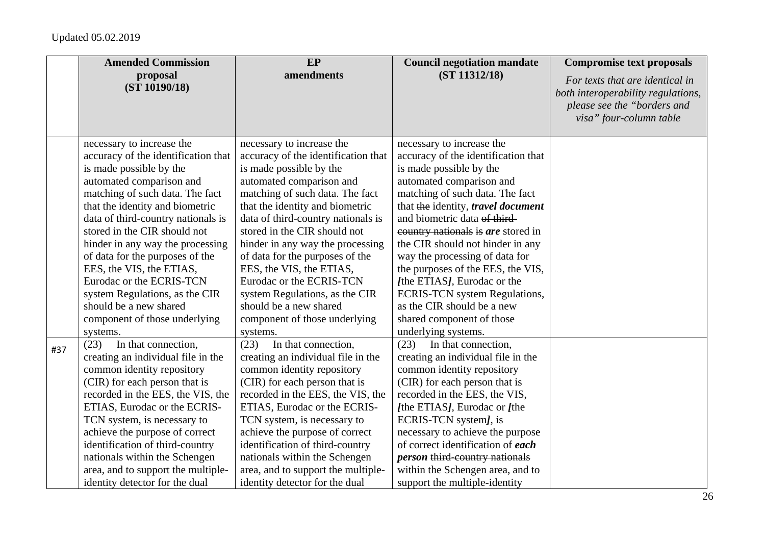Updated 05.02.2019

| | Amended Commission proposal (ST 10190/18) | EP amendments | Council negotiation mandate (ST 11312/18) | Compromise text proposals *For texts that are identical in both interoperability regulations, please see the "borders and visa" four-column table* |
|---|---|---|---|---|
| | necessary to increase the accuracy of the identification that is made possible by the automated comparison and matching of such data. The fact that the identity and biometric data of third-country nationals is stored in the CIR should not hinder in any way the processing of data for the purposes of the EES, the VIS, the ETIAS, Eurodac or the ECRIS-TCN system Regulations, as the CIR should be a new shared component of those underlying systems. | necessary to increase the accuracy of the identification that is made possible by the automated comparison and matching of such data. The fact that the identity and biometric data of third-country nationals is stored in the CIR should not hinder in any way the processing of data for the purposes of the EES, the VIS, the ETIAS, Eurodac or the ECRIS-TCN system Regulations, as the CIR should be a new shared component of those underlying systems. | necessary to increase the accuracy of the identification that is made possible by the automated comparison and matching of such data. The fact that ~~the~~ identity, ***travel document*** and biometric data ~~of third-country nationals~~ ~~is~~ ***are*** stored in the CIR should not hinder in any way the processing of data for the purposes of the EES, the VIS, ***[***the ETIAS***]***, Eurodac or the ECRIS-TCN system Regulations, as the CIR should be a new shared component of those underlying systems. | |
| #37 | (23) In that connection, creating an individual file in the common identity repository (CIR) for each person that is recorded in the EES, the VIS, the ETIAS, Eurodac or the ECRIS-TCN system, is necessary to achieve the purpose of correct identification of third-country nationals within the Schengen area, and to support the multiple-identity detector for the dual | (23) In that connection, creating an individual file in the common identity repository (CIR) for each person that is recorded in the EES, the VIS, the ETIAS, Eurodac or the ECRIS-TCN system, is necessary to achieve the purpose of correct identification of third-country nationals within the Schengen area, and to support the multiple-identity detector for the dual | (23) In that connection, creating an individual file in the common identity repository (CIR) for each person that is recorded in the EES, the VIS, ***[***the ETIAS***]***, Eurodac or ***[***the ECRIS-TCN system***]***, is necessary to achieve the purpose of correct identification of ***each person*** ~~third-country nationals~~ within the Schengen area, and to support the multiple-identity | |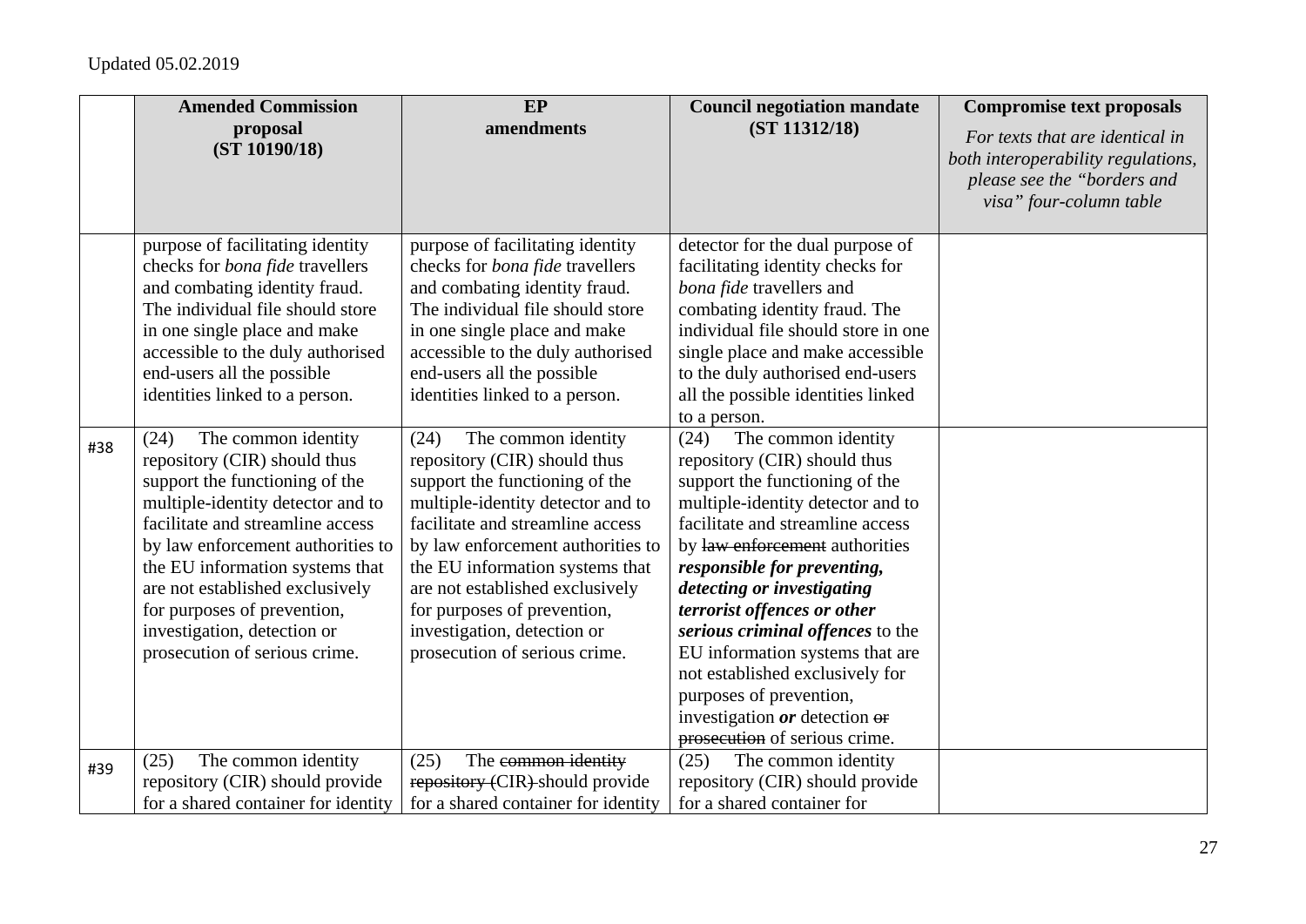|  | **Amended Commission proposal (ST 10190/18)** | **EP amendments** | **Council negotiation mandate (ST 11312/18)** | **Compromise text proposals** *For texts that are identical in both interoperability regulations, please see the "borders and visa" four-column table* |
|---|---|---|---|---|
|  | purpose of facilitating identity checks for *bona fide* travellers and combating identity fraud. The individual file should store in one single place and make accessible to the duly authorised end-users all the possible identities linked to a person. | purpose of facilitating identity checks for *bona fide* travellers and combating identity fraud. The individual file should store in one single place and make accessible to the duly authorised end-users all the possible identities linked to a person. | detector for the dual purpose of facilitating identity checks for *bona fide* travellers and combating identity fraud. The individual file should store in one single place and make accessible to the duly authorised end-users all the possible identities linked to a person. |  |
| #38 | (24) The common identity repository (CIR) should thus support the functioning of the multiple-identity detector and to facilitate and streamline access by law enforcement authorities to the EU information systems that are not established exclusively for purposes of prevention, investigation, detection or prosecution of serious crime. | (24) The common identity repository (CIR) should thus support the functioning of the multiple-identity detector and to facilitate and streamline access by law enforcement authorities to the EU information systems that are not established exclusively for purposes of prevention, investigation, detection or prosecution of serious crime. | (24) The common identity repository (CIR) should thus support the functioning of the multiple-identity detector and to facilitate and streamline access by ~~law enforcement~~ authorities ***responsible for preventing, detecting or investigating terrorist offences or other serious criminal offences*** to the EU information systems that are not established exclusively for purposes of prevention, investigation ***or*** detection ~~or prosecution~~ of serious crime. |  |
| #39 | (25) The common identity repository (CIR) should provide for a shared container for identity | (25) The ~~common identity repository (CIR)~~ should provide for a shared container for identity | (25) The common identity repository (CIR) should provide for a shared container for |  |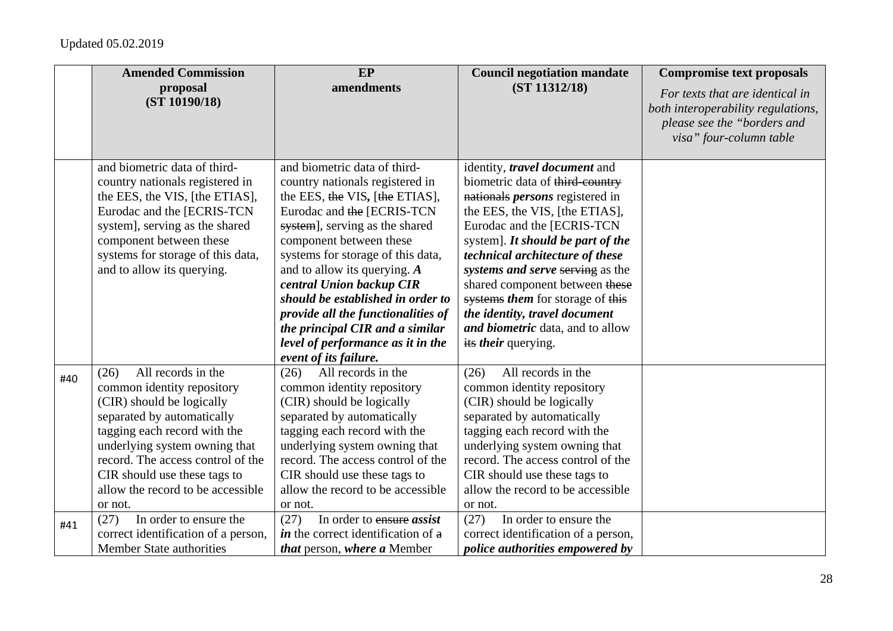Updated 05.02.2019

| | Amended Commission proposal (ST 10190/18) | EP amendments | Council negotiation mandate (ST 11312/18) | Compromise text proposals *For texts that are identical in both interoperability regulations, please see the "borders and visa" four-column table* |
|---|---|---|---|---|
| | and biometric data of third-country nationals registered in the EES, the VIS, [the ETIAS], Eurodac and the [ECRIS-TCN system], serving as the shared component between these systems for storage of this data, and to allow its querying. | and biometric data of third-country nationals registered in the EES, ~~the~~ VIS**,** [~~the~~ ETIAS], Eurodac and ~~the~~ [ECRIS-TCN ~~system~~], serving as the shared component between these systems for storage of this data, and to allow its querying. ***A central Union backup CIR should be established in order to provide all the functionalities of the principal CIR and a similar level of performance as it in the event of its failure.*** | identity, ***travel document*** and biometric data of ~~third-country nationals~~ ***persons*** registered in the EES, the VIS, [the ETIAS], Eurodac and the [ECRIS-TCN system]. ***It should be part of the technical architecture of these systems and serve*** ~~serving~~ as the shared component between ~~these systems~~ ***them*** for storage of ~~this~~ ***the identity, travel document and biometric*** data, and to allow ~~its~~ ***their*** querying. | |
| #40 | (26) All records in the common identity repository (CIR) should be logically separated by automatically tagging each record with the underlying system owning that record. The access control of the CIR should use these tags to allow the record to be accessible or not. | (26) All records in the common identity repository (CIR) should be logically separated by automatically tagging each record with the underlying system owning that record. The access control of the CIR should use these tags to allow the record to be accessible or not. | (26) All records in the common identity repository (CIR) should be logically separated by automatically tagging each record with the underlying system owning that record. The access control of the CIR should use these tags to allow the record to be accessible or not. | |
| #41 | (27) In order to ensure the correct identification of a person, Member State authorities | (27) In order to ~~ensure~~ ***assist in*** the correct identification of ~~a~~ ***that*** person, ***where a*** Member | (27) In order to ensure the correct identification of a person, ***police authorities empowered by*** | |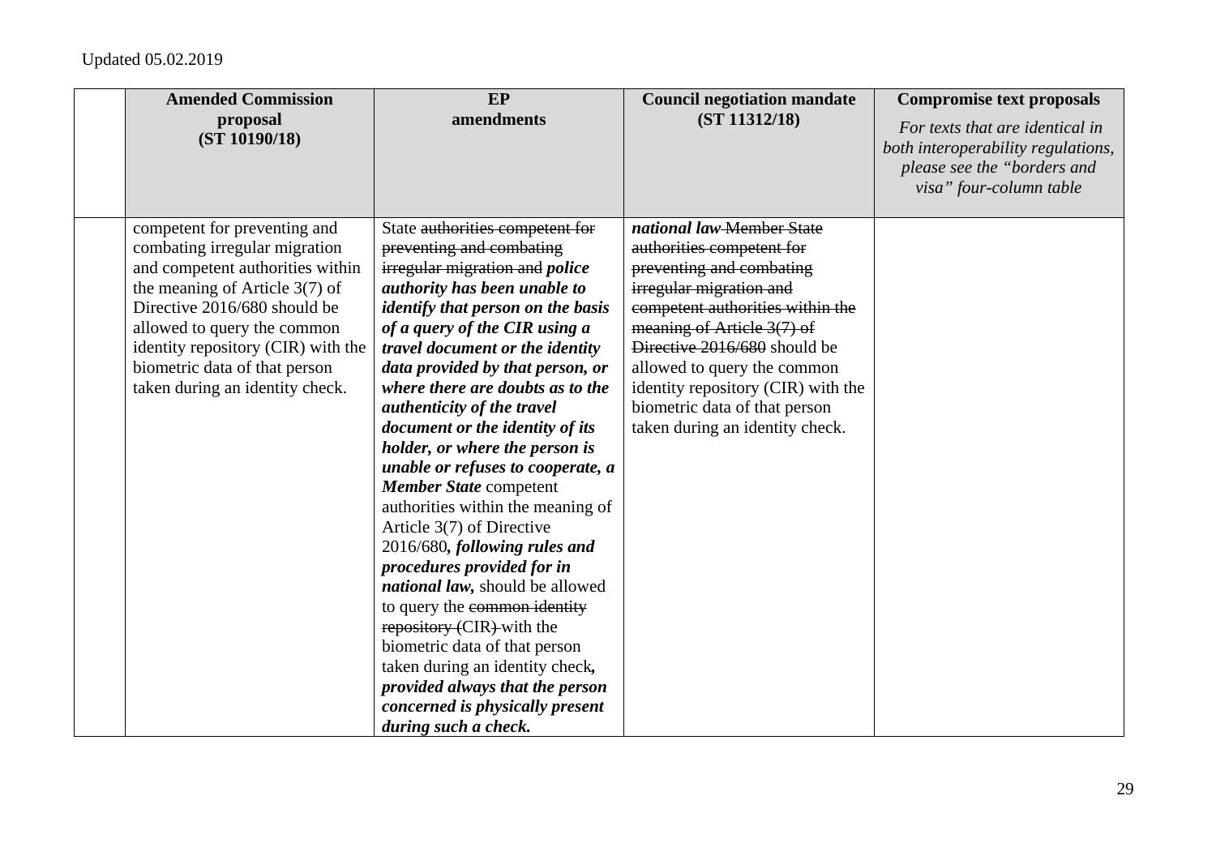Updated 05.02.2019

| | Amended Commission proposal (ST 10190/18) | EP amendments | Council negotiation mandate (ST 11312/18) | Compromise text proposals *For texts that are identical in both interoperability regulations, please see the "borders and visa" four-column table* |
|---|---|---|---|---|
| | competent for preventing and combating irregular migration and competent authorities within the meaning of Article 3(7) of Directive 2016/680 should be allowed to query the common identity repository (CIR) with the biometric data of that person taken during an identity check. | State ~~authorities competent for preventing and combating irregular migration and~~ ***police authority has been unable to identify that person on the basis of a query of the CIR using a travel document or the identity data provided by that person, or where there are doubts as to the authenticity of the travel document or the identity of its holder, or where the person is unable or refuses to cooperate, a Member State*** competent authorities within the meaning of Article 3(7) of Directive 2016/680***, following rules and procedures provided for in national law,*** should be allowed to query the ~~common identity repository (~~CIR~~)~~ with the biometric data of that person taken during an identity check***, provided always that the person concerned is physically present during such a check.*** | ***national law*** ~~Member State authorities competent for preventing and combating irregular migration and competent authorities within the meaning of Article 3(7) of Directive 2016/680~~ should be allowed to query the common identity repository (CIR) with the biometric data of that person taken during an identity check. | |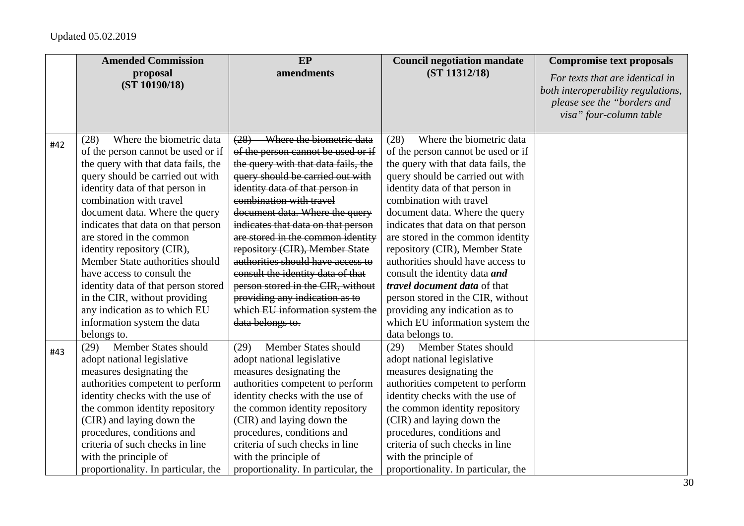Updated 05.02.2019

| | **Amended Commission proposal (ST 10190/18)** | **EP amendments** | **Council negotiation mandate (ST 11312/18)** | **Compromise text proposals** *For texts that are identical in both interoperability regulations, please see the "borders and visa" four-column table* |
|---|---|---|---|---|
| #42 | (28) Where the biometric data of the person cannot be used or if the query with that data fails, the query should be carried out with identity data of that person in combination with travel document data. Where the query indicates that data on that person are stored in the common identity repository (CIR), Member State authorities should have access to consult the identity data of that person stored in the CIR, without providing any indication as to which EU information system the data belongs to. | ~~(28) Where the biometric data of the person cannot be used or if the query with that data fails, the query should be carried out with identity data of that person in combination with travel document data. Where the query indicates that data on that person are stored in the common identity repository (CIR), Member State authorities should have access to consult the identity data of that person stored in the CIR, without providing any indication as to which EU information system the data belongs to.~~ | (28) Where the biometric data of the person cannot be used or if the query with that data fails, the query should be carried out with identity data of that person in combination with travel document data. Where the query indicates that data on that person are stored in the common identity repository (CIR), Member State authorities should have access to consult the identity data ***and travel document data*** of that person stored in the CIR, without providing any indication as to which EU information system the data belongs to. | |
| #43 | (29) Member States should adopt national legislative measures designating the authorities competent to perform identity checks with the use of the common identity repository (CIR) and laying down the procedures, conditions and criteria of such checks in line with the principle of proportionality. In particular, the | (29) Member States should adopt national legislative measures designating the authorities competent to perform identity checks with the use of the common identity repository (CIR) and laying down the procedures, conditions and criteria of such checks in line with the principle of proportionality. In particular, the | (29) Member States should adopt national legislative measures designating the authorities competent to perform identity checks with the use of the common identity repository (CIR) and laying down the procedures, conditions and criteria of such checks in line with the principle of proportionality. In particular, the | |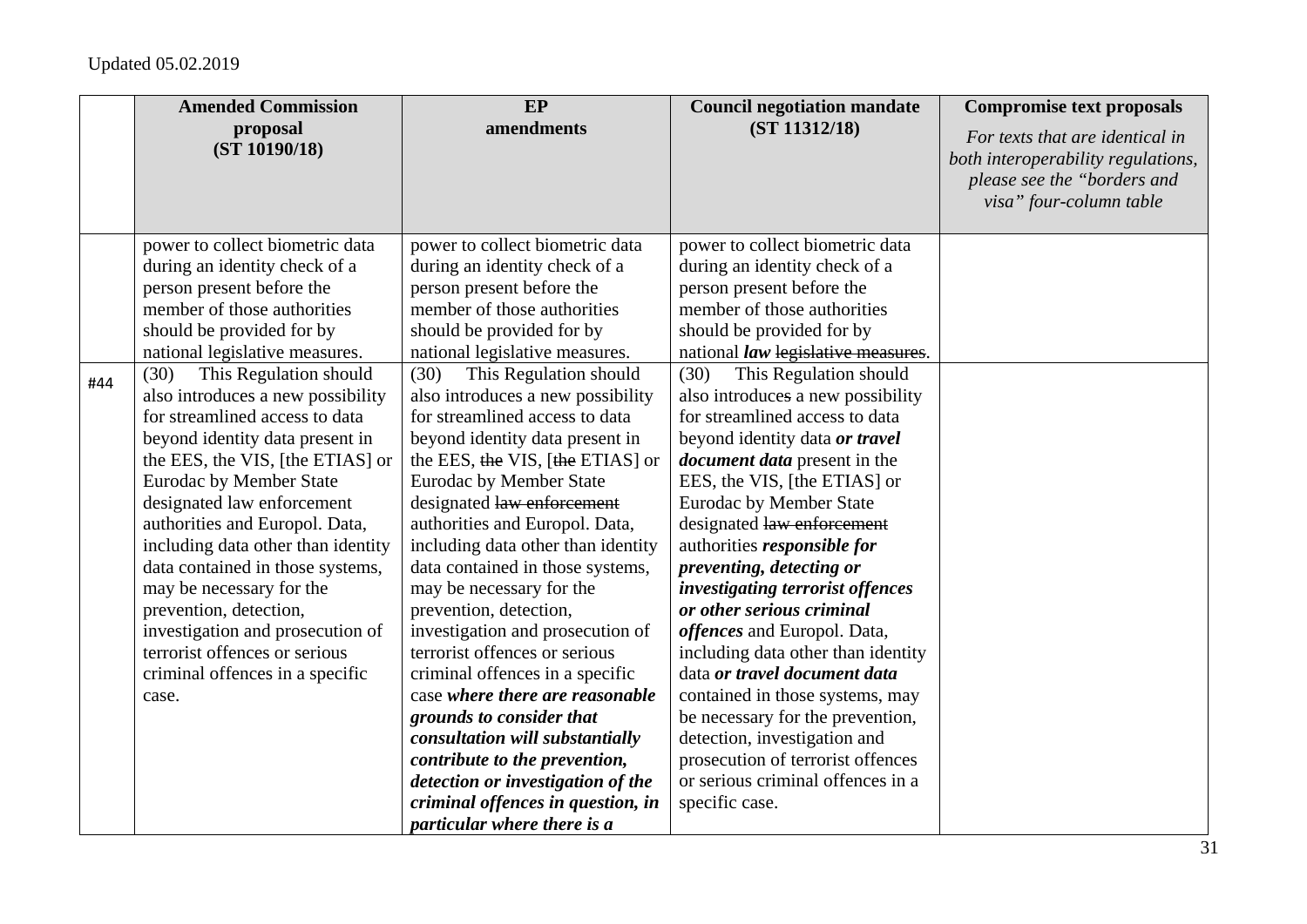Updated 05.02.2019

| | **Amended Commission proposal (ST 10190/18)** | **EP amendments** | **Council negotiation mandate (ST 11312/18)** | **Compromise text proposals** *For texts that are identical in both interoperability regulations, please see the "borders and visa" four-column table* |
|---|---|---|---|---|
| | power to collect biometric data during an identity check of a person present before the member of those authorities should be provided for by national legislative measures. | power to collect biometric data during an identity check of a person present before the member of those authorities should be provided for by national legislative measures. | power to collect biometric data during an identity check of a person present before the member of those authorities should be provided for by national ***law*** ~~legislative measures~~. | |
| #44 | (30) This Regulation should also introduces a new possibility for streamlined access to data beyond identity data present in the EES, the VIS, [the ETIAS] or Eurodac by Member State designated law enforcement authorities and Europol. Data, including data other than identity data contained in those systems, may be necessary for the prevention, detection, investigation and prosecution of terrorist offences or serious criminal offences in a specific case. | (30) This Regulation should also introduces a new possibility for streamlined access to data beyond identity data present in the EES, ~~the~~ VIS, [~~the~~ ETIAS] or Eurodac by Member State designated ~~law enforcement~~ authorities and Europol. Data, including data other than identity data contained in those systems, may be necessary for the prevention, detection, investigation and prosecution of terrorist offences or serious criminal offences in a specific case ***where there are reasonable grounds to consider that consultation will substantially contribute to the prevention, detection or investigation of the criminal offences in question, in particular where there is a*** | (30) This Regulation should also introduce~~s~~ a new possibility for streamlined access to data beyond identity data ***or travel document data*** present in the EES, the VIS, [the ETIAS] or Eurodac by Member State designated ~~law enforcement~~ authorities ***responsible for preventing, detecting or investigating terrorist offences or other serious criminal offences*** and Europol. Data, including data other than identity data ***or travel document data*** contained in those systems, may be necessary for the prevention, detection, investigation and prosecution of terrorist offences or serious criminal offences in a specific case. | |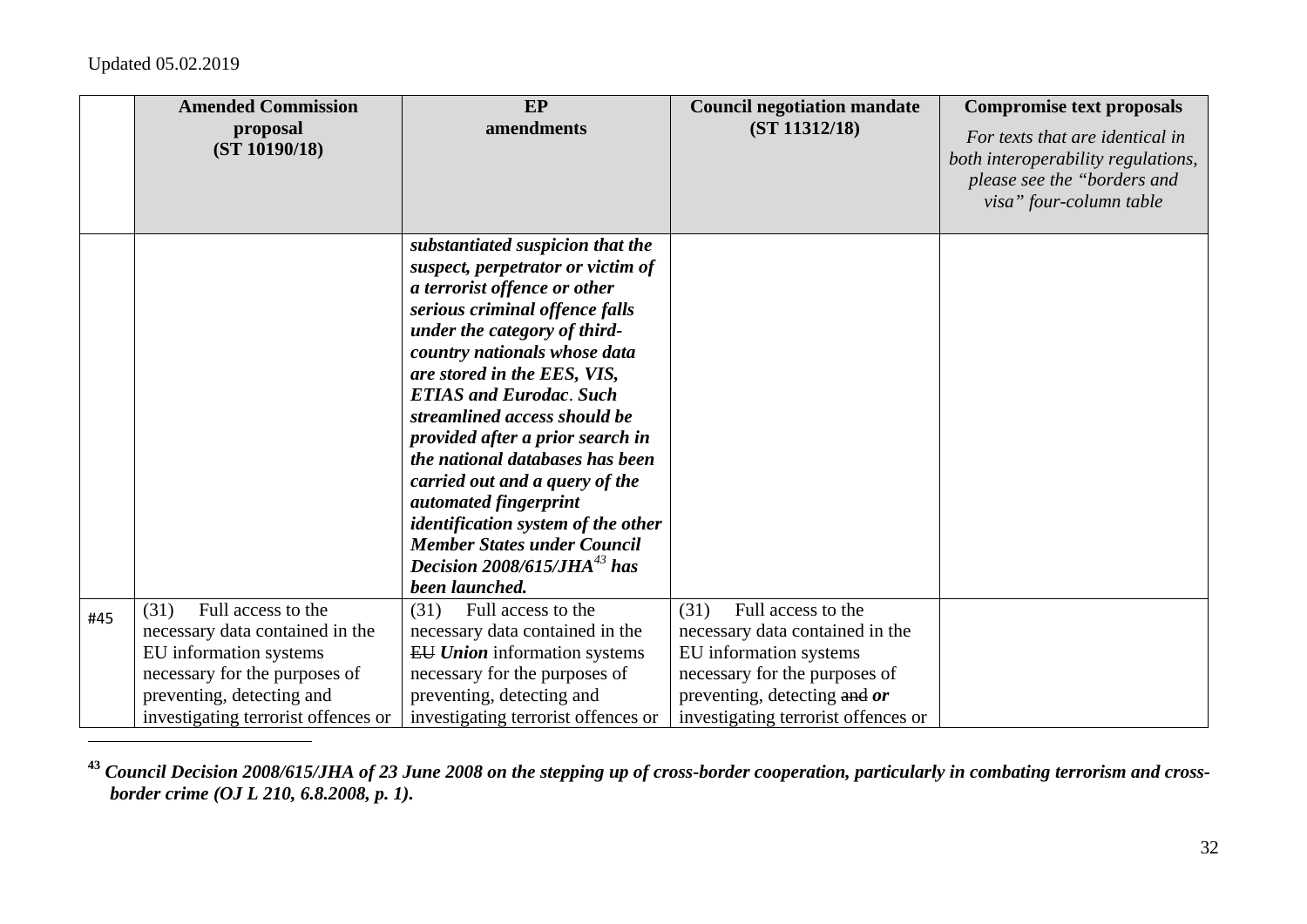Updated 05.02.2019

| | Amended Commission proposal (ST 10190/18) | EP amendments | Council negotiation mandate (ST 11312/18) | Compromise text proposals *For texts that are identical in both interoperability regulations, please see the "borders and visa" four-column table* |
|---|---|---|---|---|
| | | ***substantiated suspicion that the suspect, perpetrator or victim of a terrorist offence or other serious criminal offence falls under the category of third-country nationals whose data are stored in the EES, VIS, ETIAS and Eurodac. Such streamlined access should be provided after a prior search in the national databases has been carried out and a query of the automated fingerprint identification system of the other Member States under Council Decision 2008/615/JHA[43] has been launched.*** | | |
| #45 | (31) Full access to the necessary data contained in the EU information systems necessary for the purposes of preventing, detecting and investigating terrorist offences or | (31) Full access to the necessary data contained in the ~~EU~~ ***Union*** information systems necessary for the purposes of preventing, detecting and investigating terrorist offences or | (31) Full access to the necessary data contained in the EU information systems necessary for the purposes of preventing, detecting ~~and~~ ***or*** investigating terrorist offences or | |

[43] ***Council Decision 2008/615/JHA of 23 June 2008 on the stepping up of cross-border cooperation, particularly in combating terrorism and cross-border crime (OJ L 210, 6.8.2008, p. 1).***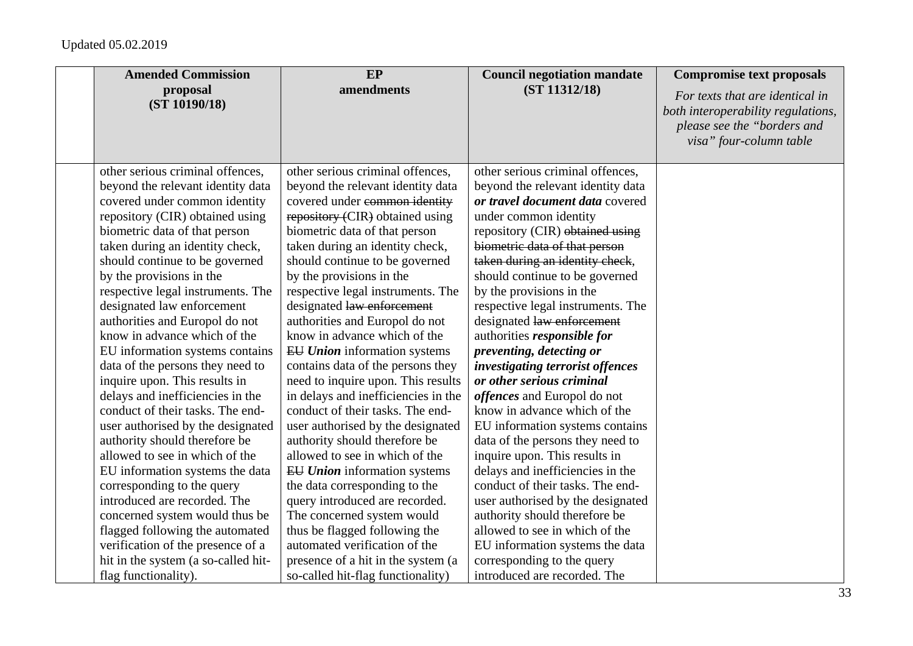| | Amended Commission proposal (ST 10190/18) | EP amendments | Council negotiation mandate (ST 11312/18) | Compromise text proposals *For texts that are identical in both interoperability regulations, please see the "borders and visa" four-column table* |
|---|---|---|---|---|
| | other serious criminal offences, beyond the relevant identity data covered under common identity repository (CIR) obtained using biometric data of that person taken during an identity check, should continue to be governed by the provisions in the respective legal instruments. The designated law enforcement authorities and Europol do not know in advance which of the EU information systems contains data of the persons they need to inquire upon. This results in delays and inefficiencies in the conduct of their tasks. The end-user authorised by the designated authority should therefore be allowed to see in which of the EU information systems the data corresponding to the query introduced are recorded. The concerned system would thus be flagged following the automated verification of the presence of a hit in the system (a so-called hit-flag functionality). | other serious criminal offences, beyond the relevant identity data covered under ~~common identity repository (~~CIR~~)~~ obtained using biometric data of that person taken during an identity check, should continue to be governed by the provisions in the respective legal instruments. The designated ~~law enforcement~~ authorities and Europol do not know in advance which of the ~~EU~~ ***Union*** information systems contains data of the persons they need to inquire upon. This results in delays and inefficiencies in the conduct of their tasks. The end-user authorised by the designated authority should therefore be allowed to see in which of the ~~EU~~ ***Union*** information systems the data corresponding to the query introduced are recorded. The concerned system would thus be flagged following the automated verification of the presence of a hit in the system (a so-called hit-flag functionality) | other serious criminal offences, beyond the relevant identity data ***or travel document data*** covered under common identity repository (CIR) ~~obtained using biometric data of that person taken during an identity check~~, should continue to be governed by the provisions in the respective legal instruments. The designated ~~law enforcement~~ authorities ***responsible for preventing, detecting or investigating terrorist offences or other serious criminal offences*** and Europol do not know in advance which of the EU information systems contains data of the persons they need to inquire upon. This results in delays and inefficiencies in the conduct of their tasks. The end-user authorised by the designated authority should therefore be allowed to see in which of the EU information systems the data corresponding to the query introduced are recorded. The | |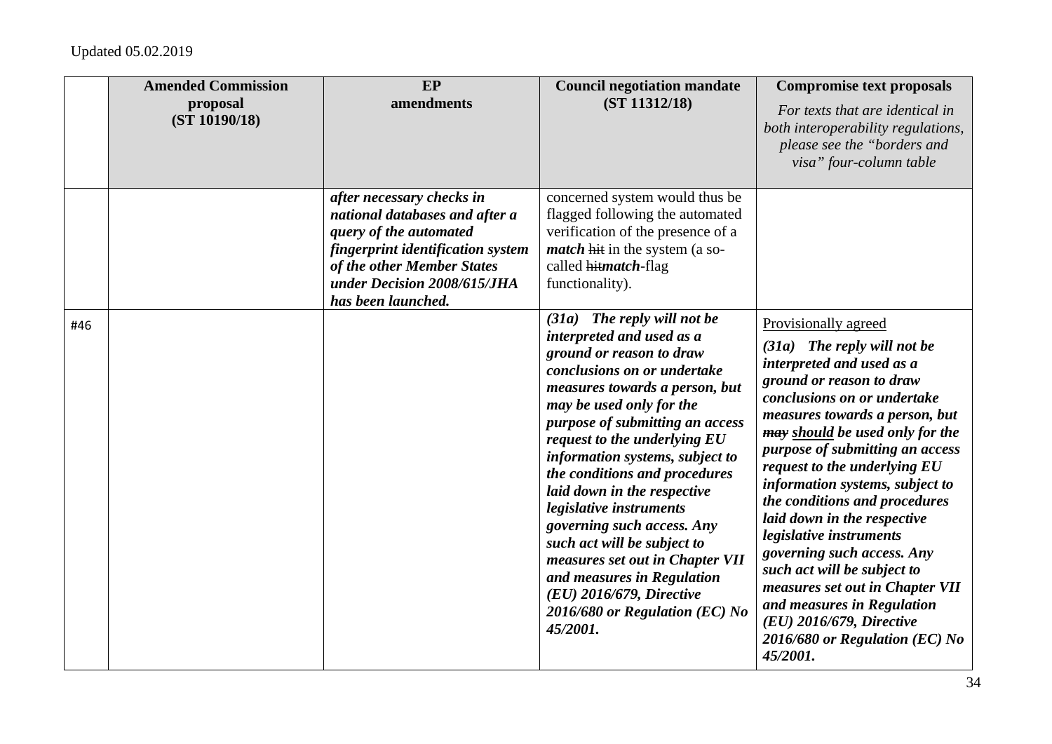Updated 05.02.2019

| | Amended Commission proposal (ST 10190/18) | EP amendments | Council negotiation mandate (ST 11312/18) | Compromise text proposals<br>*For texts that are identical in both interoperability regulations, please see the "borders and visa" four-column table* |
|---|---|---|---|---|
| | | ***after necessary checks in national databases and after a query of the automated fingerprint identification system of the other Member States under Decision 2008/615/JHA has been launched.*** | concerned system would thus be flagged following the automated verification of the presence of a ***match*** ~~hit~~ in the system (a so-called ~~hit~~***match***-flag functionality). | |
| #46 | | | ***(31a) The reply will not be interpreted and used as a ground or reason to draw conclusions on or undertake measures towards a person, but may be used only for the purpose of submitting an access request to the underlying EU information systems, subject to the conditions and procedures laid down in the respective legislative instruments governing such access. Any such act will be subject to measures set out in Chapter VII and measures in Regulation (EU) 2016/679, Directive 2016/680 or Regulation (EC) No 45/2001.*** | <u>Provisionally agreed</u><br>***(31a) The reply will not be interpreted and used as a ground or reason to draw conclusions on or undertake measures towards a person, but ~~may~~ <u>should</u> be used only for the purpose of submitting an access request to the underlying EU information systems, subject to the conditions and procedures laid down in the respective legislative instruments governing such access. Any such act will be subject to measures set out in Chapter VII and measures in Regulation (EU) 2016/679, Directive 2016/680 or Regulation (EC) No 45/2001.*** |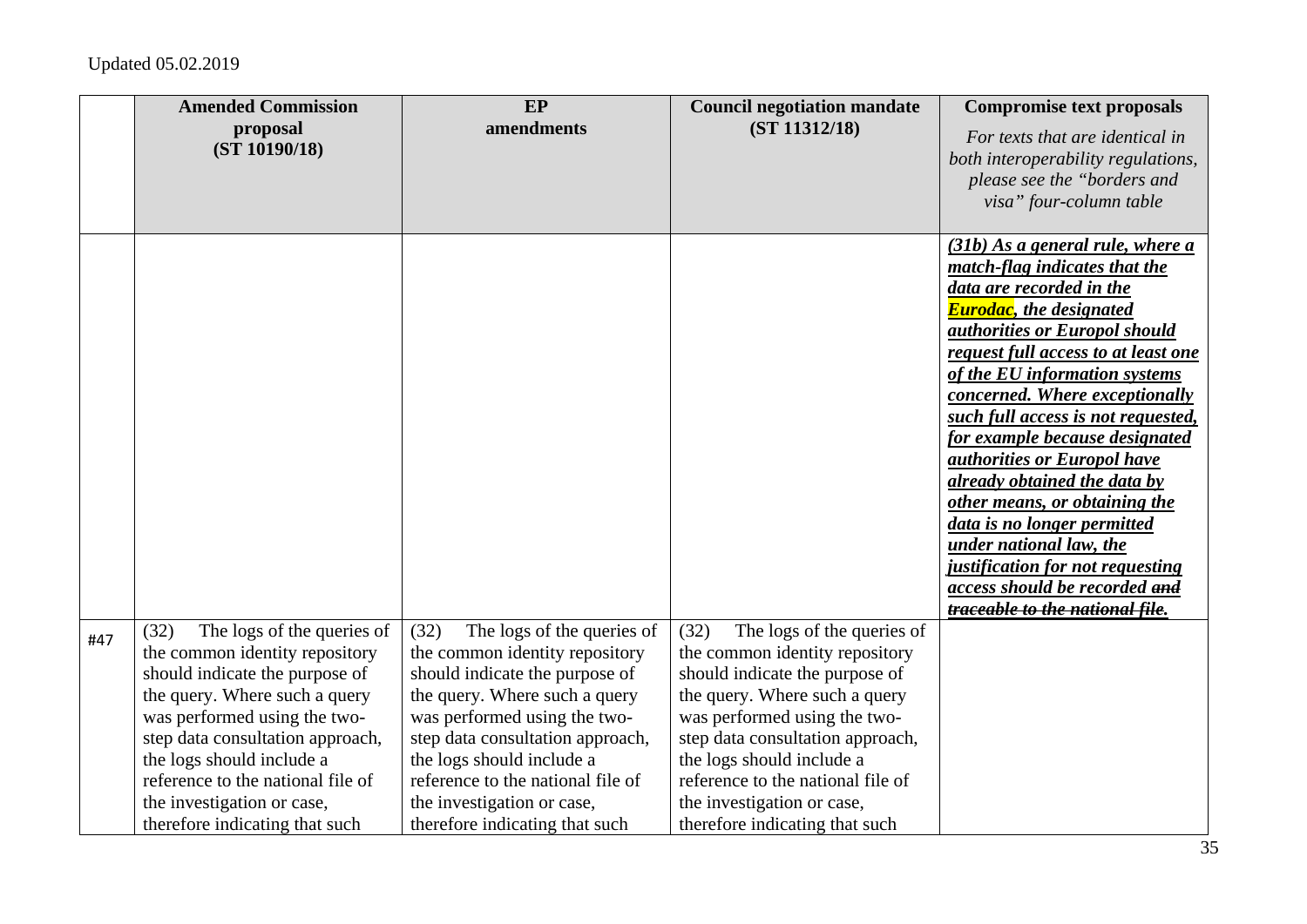Updated 05.02.2019

| | Amended Commission proposal (ST 10190/18) | EP amendments | Council negotiation mandate (ST 11312/18) | Compromise text proposals *For texts that are identical in both interoperability regulations, please see the "borders and visa" four-column table* |
|---|---|---|---|---|
| | | | | ***(31b) As a general rule, where a match-flag indicates that the data are recorded in the Eurodac, the designated authorities or Europol should request full access to at least one of the EU information systems concerned. Where exceptionally such full access is not requested, for example because designated authorities or Europol have already obtained the data by other means, or obtaining the data is no longer permitted under national law, the justification for not requesting access should be recorded ~~and traceable to the national file.~~*** |
| #47 | (32) The logs of the queries of the common identity repository should indicate the purpose of the query. Where such a query was performed using the two-step data consultation approach, the logs should include a reference to the national file of the investigation or case, therefore indicating that such | (32) The logs of the queries of the common identity repository should indicate the purpose of the query. Where such a query was performed using the two-step data consultation approach, the logs should include a reference to the national file of the investigation or case, therefore indicating that such | (32) The logs of the queries of the common identity repository should indicate the purpose of the query. Where such a query was performed using the two-step data consultation approach, the logs should include a reference to the national file of the investigation or case, therefore indicating that such | |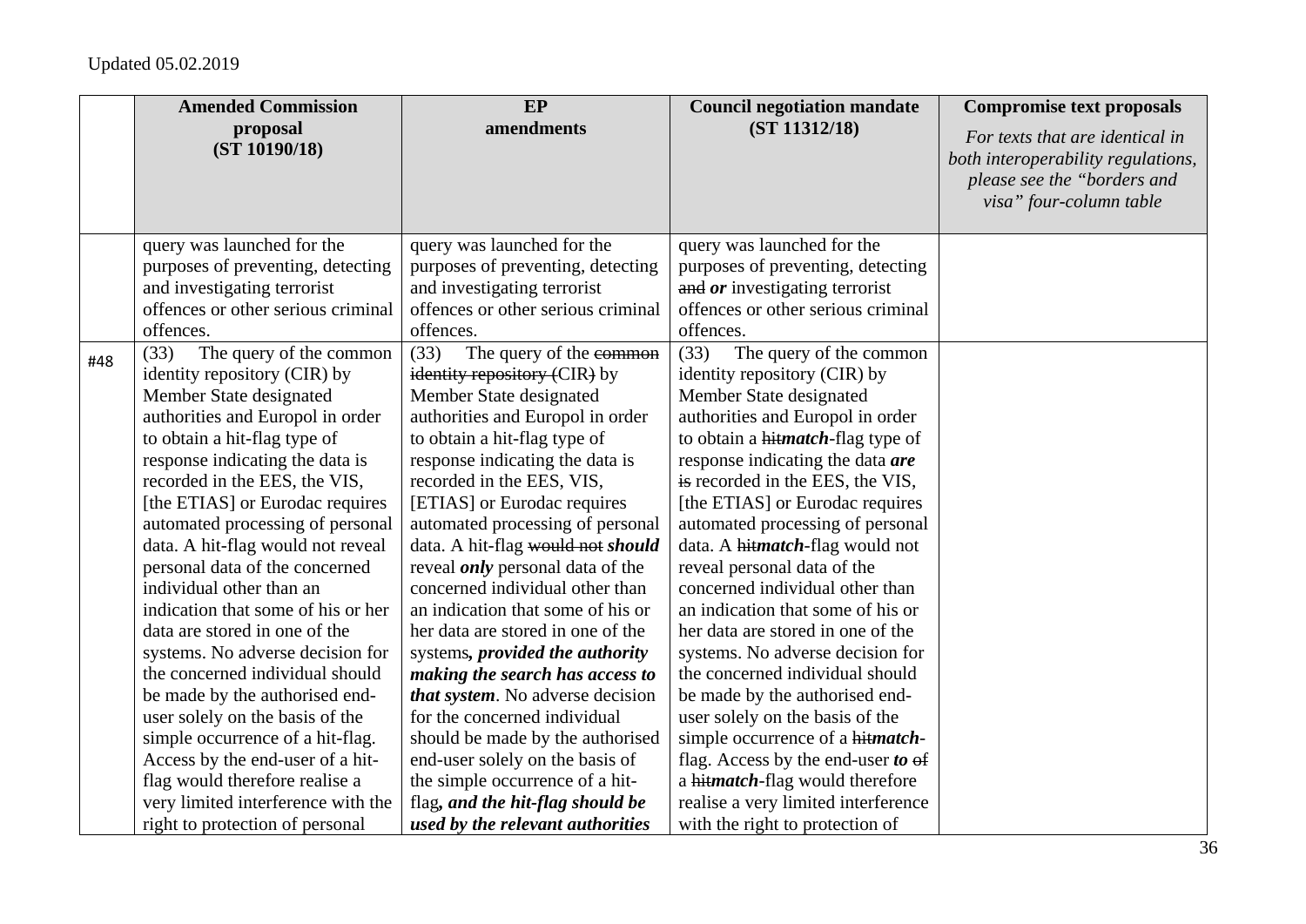Updated 05.02.2019

| | Amended Commission proposal (ST 10190/18) | EP amendments | Council negotiation mandate (ST 11312/18) | Compromise text proposals *For texts that are identical in both interoperability regulations, please see the "borders and visa" four-column table* |
|---|---|---|---|---|
| | query was launched for the purposes of preventing, detecting and investigating terrorist offences or other serious criminal offences. | query was launched for the purposes of preventing, detecting and investigating terrorist offences or other serious criminal offences. | query was launched for the purposes of preventing, detecting ~~and~~ ***or*** investigating terrorist offences or other serious criminal offences. | |
| #48 | (33) The query of the common identity repository (CIR) by Member State designated authorities and Europol in order to obtain a hit-flag type of response indicating the data is recorded in the EES, the VIS, [the ETIAS] or Eurodac requires automated processing of personal data. A hit-flag would not reveal personal data of the concerned individual other than an indication that some of his or her data are stored in one of the systems. No adverse decision for the concerned individual should be made by the authorised end-user solely on the basis of the simple occurrence of a hit-flag. Access by the end-user of a hit-flag would therefore realise a very limited interference with the right to protection of personal | (33) The query of the ~~common identity repository (~~CIR~~)~~ by Member State designated authorities and Europol in order to obtain a hit-flag type of response indicating the data is recorded in the EES, VIS, [ETIAS] or Eurodac requires automated processing of personal data. A hit-flag ~~would not~~ ***should*** reveal ***only*** personal data of the concerned individual other than an indication that some of his or her data are stored in one of the systems***, provided the authority making the search has access to that system***. No adverse decision for the concerned individual should be made by the authorised end-user solely on the basis of the simple occurrence of a hit-flag***, and the hit-flag should be used by the relevant authorities*** | (33) The query of the common identity repository (CIR) by Member State designated authorities and Europol in order to obtain a ~~hit~~***match***-flag type of response indicating the data ***are*** ~~is~~ recorded in the EES, the VIS, [the ETIAS] or Eurodac requires automated processing of personal data. A ~~hit~~***match***-flag would not reveal personal data of the concerned individual other than an indication that some of his or her data are stored in one of the systems. No adverse decision for the concerned individual should be made by the authorised end-user solely on the basis of the simple occurrence of a ~~hit~~***match***-flag. Access by the end-user ***to*** ~~of~~ a ~~hit~~***match***-flag would therefore realise a very limited interference with the right to protection of | |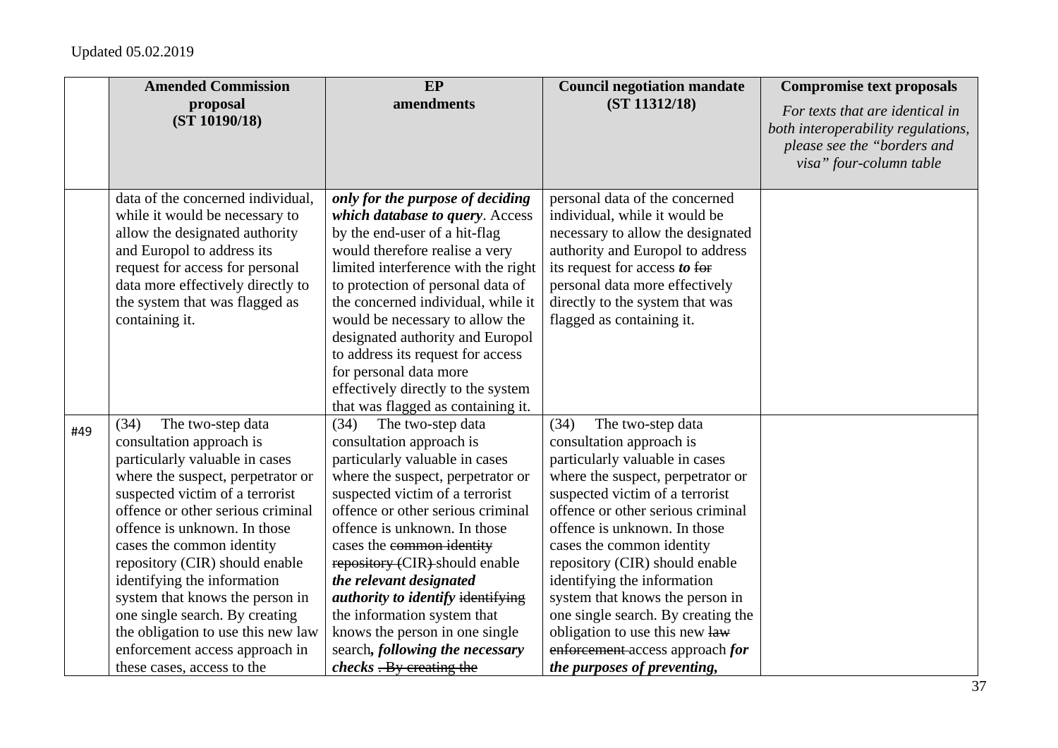Updated 05.02.2019

| | Amended Commission proposal (ST 10190/18) | EP amendments | Council negotiation mandate (ST 11312/18) | Compromise text proposals *For texts that are identical in both interoperability regulations, please see the "borders and visa" four-column table* |
|---|---|---|---|---|
| | data of the concerned individual, while it would be necessary to allow the designated authority and Europol to address its request for access for personal data more effectively directly to the system that was flagged as containing it. | ***only for the purpose of deciding which database to query***. Access by the end-user of a hit-flag would therefore realise a very limited interference with the right to protection of personal data of the concerned individual, while it would be necessary to allow the designated authority and Europol to address its request for access for personal data more effectively directly to the system that was flagged as containing it. | personal data of the concerned individual, while it would be necessary to allow the designated authority and Europol to address its request for access ***to*** ~~for~~ personal data more effectively directly to the system that was flagged as containing it. | |
| #49 | (34) The two-step data consultation approach is particularly valuable in cases where the suspect, perpetrator or suspected victim of a terrorist offence or other serious criminal offence is unknown. In those cases the common identity repository (CIR) should enable identifying the information system that knows the person in one single search. By creating the obligation to use this new law enforcement access approach in these cases, access to the | (34) The two-step data consultation approach is particularly valuable in cases where the suspect, perpetrator or suspected victim of a terrorist offence or other serious criminal offence is unknown. In those cases the ~~common identity repository (CIR)~~ should enable ***the relevant designated authority to identify*** ~~identifying~~ the information system that knows the person in one single search***, following the necessary checks*** ~~. By creating the~~ | (34) The two-step data consultation approach is particularly valuable in cases where the suspect, perpetrator or suspected victim of a terrorist offence or other serious criminal offence is unknown. In those cases the common identity repository (CIR) should enable identifying the information system that knows the person in one single search. By creating the obligation to use this new ~~law enforcement~~ access approach ***for the purposes of preventing,*** | |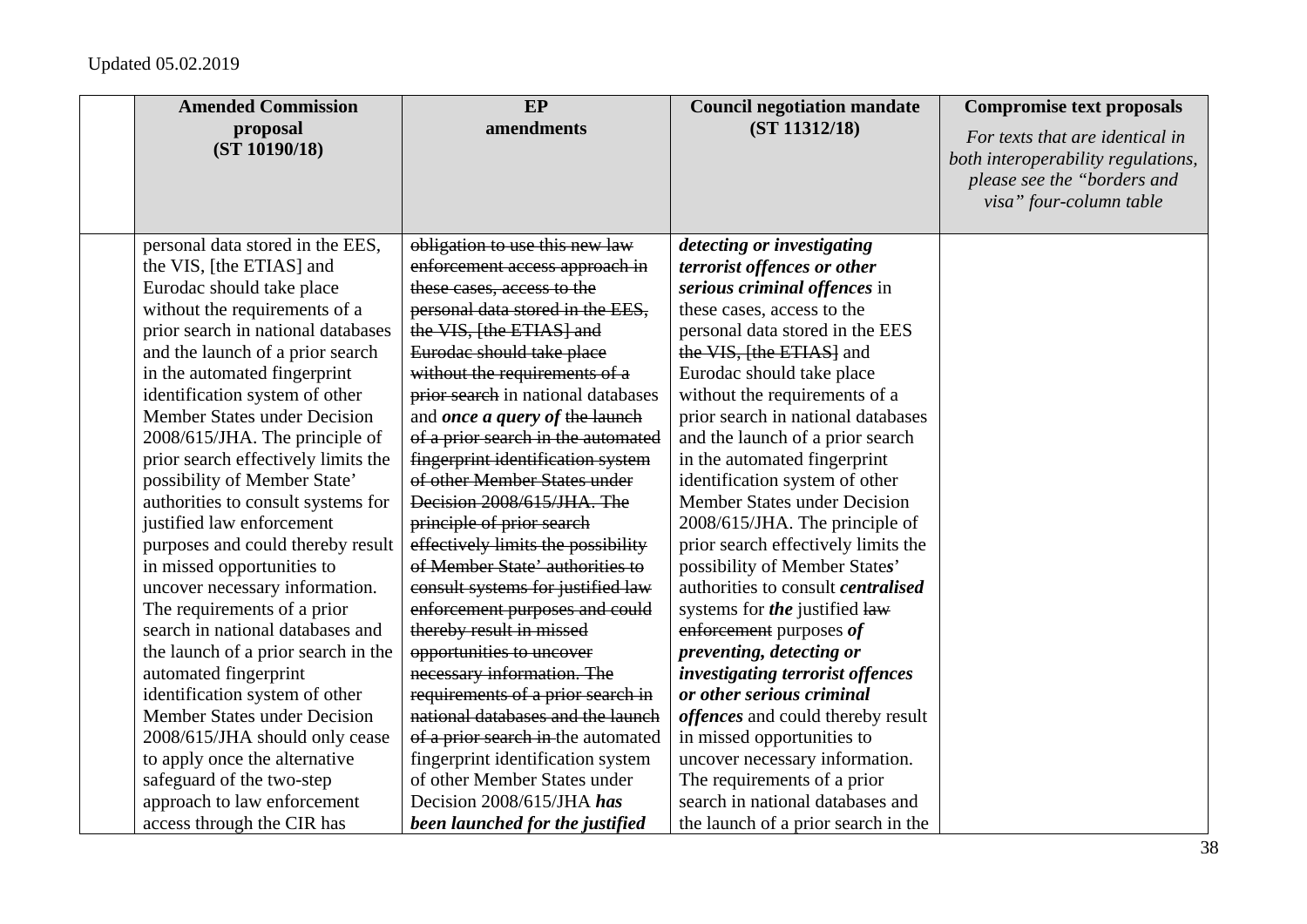Updated 05.02.2019

| | Amended Commission proposal (ST 10190/18) | EP amendments | Council negotiation mandate (ST 11312/18) | Compromise text proposals *For texts that are identical in both interoperability regulations, please see the "borders and visa" four-column table* |
|---|---|---|---|---|
| | personal data stored in the EES, the VIS, [the ETIAS] and Eurodac should take place without the requirements of a prior search in national databases and the launch of a prior search in the automated fingerprint identification system of other Member States under Decision 2008/615/JHA. The principle of prior search effectively limits the possibility of Member State' authorities to consult systems for justified law enforcement purposes and could thereby result in missed opportunities to uncover necessary information. The requirements of a prior search in national databases and the launch of a prior search in the automated fingerprint identification system of other Member States under Decision 2008/615/JHA should only cease to apply once the alternative safeguard of the two-step approach to law enforcement access through the CIR has | ~~obligation to use this new law enforcement access approach in these cases, access to the personal data stored in the EES, the VIS, [the ETIAS] and Eurodac should take place without the requirements of a prior search~~ in national databases and ***once a query of*** ~~the launch of a prior search in the automated fingerprint identification system of other Member States under Decision 2008/615/JHA. The principle of prior search effectively limits the possibility of Member State' authorities to consult systems for justified law enforcement purposes and could thereby result in missed opportunities to uncover necessary information. The requirements of a prior search in national databases and the launch of a prior search in~~ the automated fingerprint identification system of other Member States under Decision 2008/615/JHA ***has been launched for the justified*** | ***detecting or investigating terrorist offences or other serious criminal offences*** in these cases, access to the personal data stored in the EES ~~the VIS, [the ETIAS]~~ and Eurodac should take place without the requirements of a prior search in national databases and the launch of a prior search in the automated fingerprint identification system of other Member States under Decision 2008/615/JHA. The principle of prior search effectively limits the possibility of Member State***s***' authorities to consult ***centralised*** systems for ***the*** justified ~~law enforcement~~ purposes ***of preventing, detecting or investigating terrorist offences or other serious criminal offences*** and could thereby result in missed opportunities to uncover necessary information. The requirements of a prior search in national databases and the launch of a prior search in the | |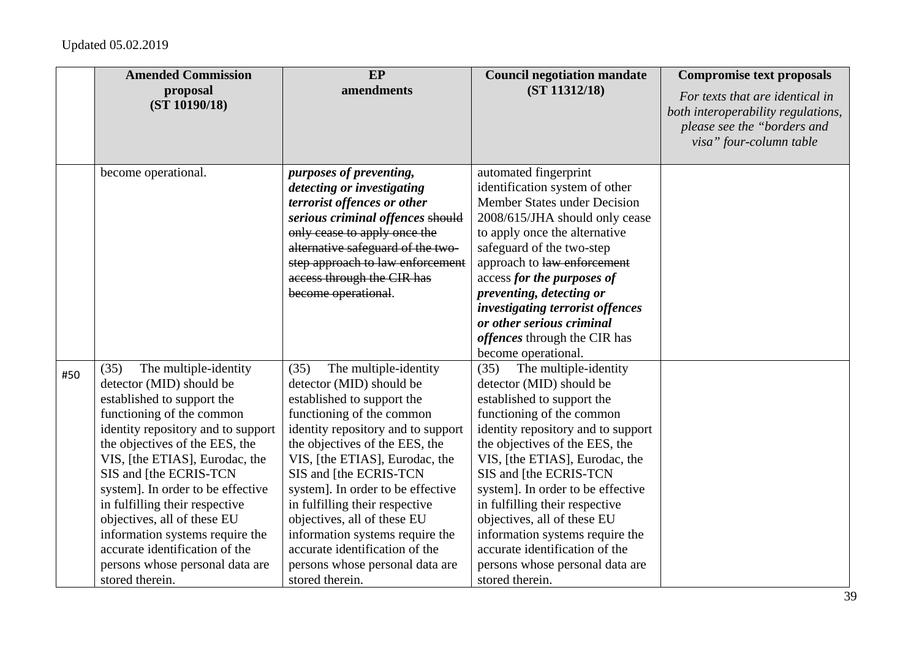| | Amended Commission proposal (ST 10190/18) | EP amendments | Council negotiation mandate (ST 11312/18) | Compromise text proposals *For texts that are identical in both interoperability regulations, please see the "borders and visa" four-column table* |
|---|---|---|---|---|
| | become operational. | ***purposes of preventing, detecting or investigating terrorist offences or other serious criminal offences*** ~~should only cease to apply once the alternative safeguard of the two-step approach to law enforcement access through the CIR has become operational~~. | automated fingerprint identification system of other Member States under Decision 2008/615/JHA should only cease to apply once the alternative safeguard of the two-step approach to ~~law enforcement~~ access ***for the purposes of preventing, detecting or investigating terrorist offences or other serious criminal offences*** through the CIR has become operational. | |
| #50 | (35) The multiple-identity detector (MID) should be established to support the functioning of the common identity repository and to support the objectives of the EES, the VIS, [the ETIAS], Eurodac, the SIS and [the ECRIS-TCN system]. In order to be effective in fulfilling their respective objectives, all of these EU information systems require the accurate identification of the persons whose personal data are stored therein. | (35) The multiple-identity detector (MID) should be established to support the functioning of the common identity repository and to support the objectives of the EES, the VIS, [the ETIAS], Eurodac, the SIS and [the ECRIS-TCN system]. In order to be effective in fulfilling their respective objectives, all of these EU information systems require the accurate identification of the persons whose personal data are stored therein. | (35) The multiple-identity detector (MID) should be established to support the functioning of the common identity repository and to support the objectives of the EES, the VIS, [the ETIAS], Eurodac, the SIS and [the ECRIS-TCN system]. In order to be effective in fulfilling their respective objectives, all of these EU information systems require the accurate identification of the persons whose personal data are stored therein. | |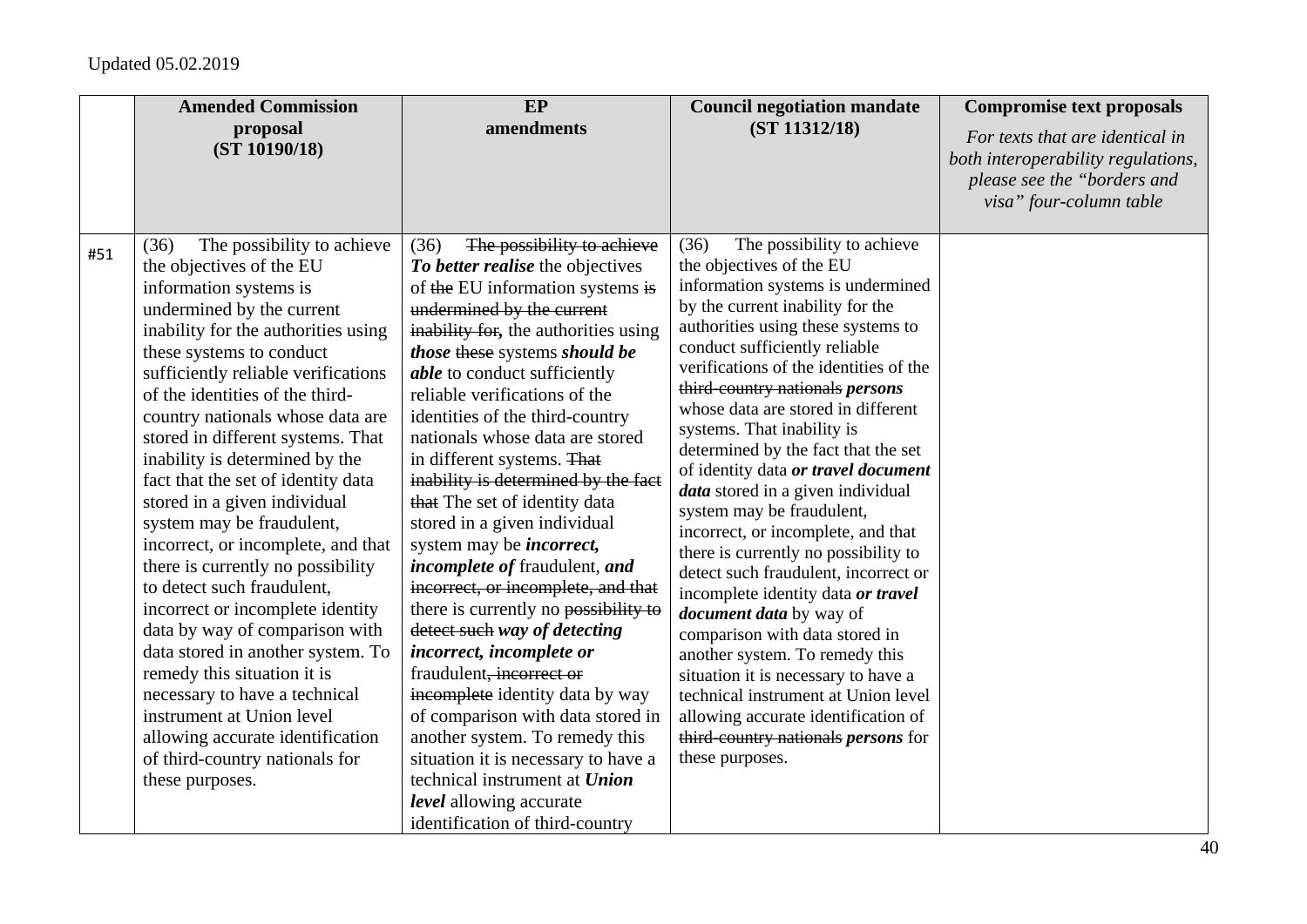Updated 05.02.2019

| | Amended Commission proposal (ST 10190/18) | EP amendments | Council negotiation mandate (ST 11312/18) | Compromise text proposals *For texts that are identical in both interoperability regulations, please see the "borders and visa" four-column table* |
|---|---|---|---|---|
| #51 | (36) The possibility to achieve the objectives of the EU information systems is undermined by the current inability for the authorities using these systems to conduct sufficiently reliable verifications of the identities of the third-country nationals whose data are stored in different systems. That inability is determined by the fact that the set of identity data stored in a given individual system may be fraudulent, incorrect, or incomplete, and that there is currently no possibility to detect such fraudulent, incorrect or incomplete identity data by way of comparison with data stored in another system. To remedy this situation it is necessary to have a technical instrument at Union level allowing accurate identification of third-country nationals for these purposes. | (36) ~~The possibility to achieve~~ ***To better realise*** the objectives of ~~the~~ EU information systems ~~is undermined by the current inability for,~~ the authorities using ***those*** ~~these~~ systems ***should be able*** to conduct sufficiently reliable verifications of the identities of the third-country nationals whose data are stored in different systems. ~~That inability is determined by the fact that~~ The set of identity data stored in a given individual system may be ***incorrect, incomplete of*** fraudulent, ***and*** ~~incorrect, or incomplete, and that~~ there is currently no ~~possibility to detect such~~ ***way of detecting incorrect, incomplete or*** fraudulent~~, incorrect or incomplete~~ identity data by way of comparison with data stored in another system. To remedy this situation it is necessary to have a technical instrument at ***Union level*** allowing accurate identification of third-country | (36) The possibility to achieve the objectives of the EU information systems is undermined by the current inability for the authorities using these systems to conduct sufficiently reliable verifications of the identities of the ~~third-country nationals~~ ***persons*** whose data are stored in different systems. That inability is determined by the fact that the set of identity data ***or travel document data*** stored in a given individual system may be fraudulent, incorrect, or incomplete, and that there is currently no possibility to detect such fraudulent, incorrect or incomplete identity data ***or travel document data*** by way of comparison with data stored in another system. To remedy this situation it is necessary to have a technical instrument at Union level allowing accurate identification of ~~third-country nationals~~ ***persons*** for these purposes. | |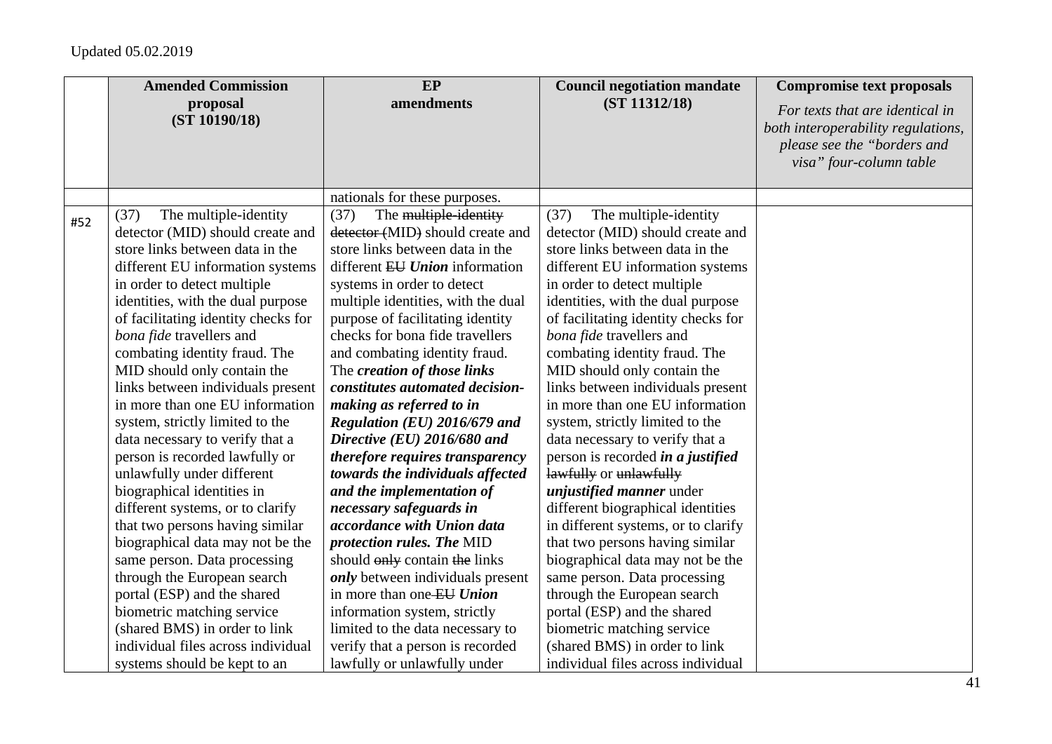| | Amended Commission proposal (ST 10190/18) | EP amendments | Council negotiation mandate (ST 11312/18) | Compromise text proposals *For texts that are identical in both interoperability regulations, please see the "borders and visa" four-column table* |
|---|---|---|---|---|
| | | nationals for these purposes. | | |
| #52 | (37) The multiple-identity detector (MID) should create and store links between data in the different EU information systems in order to detect multiple identities, with the dual purpose of facilitating identity checks for *bona fide* travellers and combating identity fraud. The MID should only contain the links between individuals present in more than one EU information system, strictly limited to the data necessary to verify that a person is recorded lawfully or unlawfully under different biographical identities in different systems, or to clarify that two persons having similar biographical data may not be the same person. Data processing through the European search portal (ESP) and the shared biometric matching service (shared BMS) in order to link individual files across individual systems should be kept to an | (37) The ~~multiple-identity detector (~~MID~~)~~ should create and store links between data in the different ~~EU~~ ***Union*** information systems in order to detect multiple identities, with the dual purpose of facilitating identity checks for bona fide travellers and combating identity fraud. The ***creation of those links constitutes automated decision-making as referred to in Regulation (EU) 2016/679 and Directive (EU) 2016/680 and therefore requires transparency towards the individuals affected and the implementation of necessary safeguards in accordance with Union data protection rules. The*** MID should ~~only~~ contain ~~the~~ links ***only*** between individuals present in more than one ~~EU~~ ***Union*** information system, strictly limited to the data necessary to verify that a person is recorded lawfully or unlawfully under | (37) The multiple-identity detector (MID) should create and store links between data in the different EU information systems in order to detect multiple identities, with the dual purpose of facilitating identity checks for *bona fide* travellers and combating identity fraud. The MID should only contain the links between individuals present in more than one EU information system, strictly limited to the data necessary to verify that a person is recorded ***in a justified*** ~~lawfully~~ or ~~unlawfully~~ ***unjustified manner*** under different biographical identities in different systems, or to clarify that two persons having similar biographical data may not be the same person. Data processing through the European search portal (ESP) and the shared biometric matching service (shared BMS) in order to link individual files across individual | |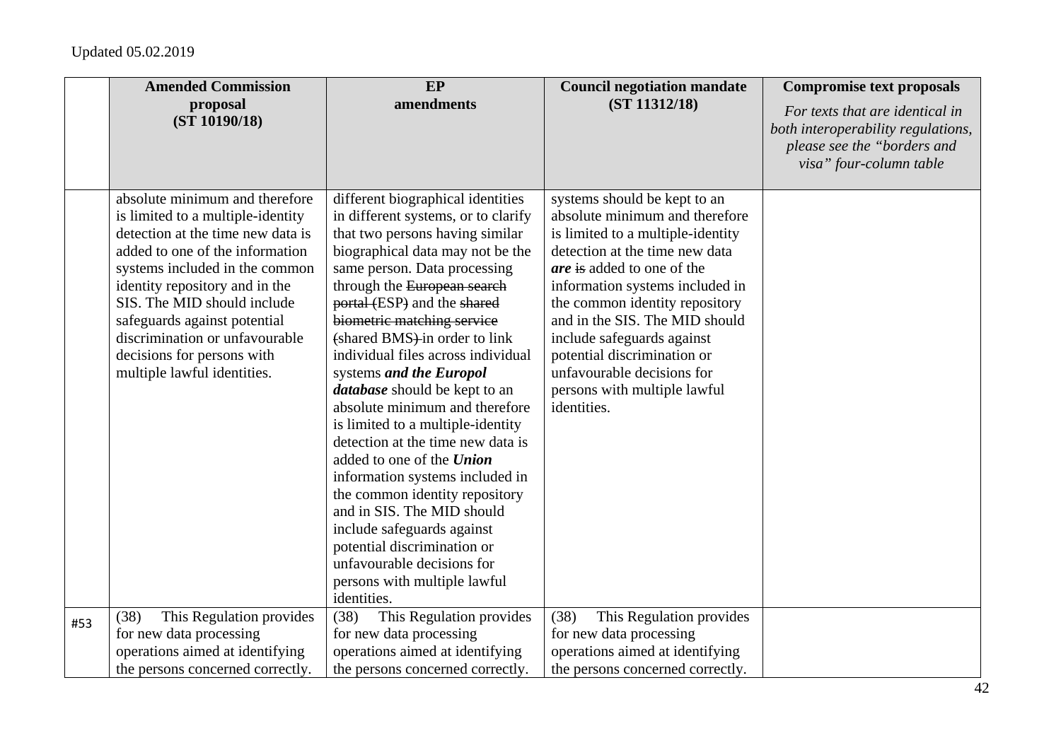Updated 05.02.2019

| | Amended Commission proposal (ST 10190/18) | EP amendments | Council negotiation mandate (ST 11312/18) | Compromise text proposals *For texts that are identical in both interoperability regulations, please see the "borders and visa" four-column table* |
|---|---|---|---|---|
| | absolute minimum and therefore is limited to a multiple-identity detection at the time new data is added to one of the information systems included in the common identity repository and in the SIS. The MID should include safeguards against potential discrimination or unfavourable decisions for persons with multiple lawful identities. | different biographical identities in different systems, or to clarify that two persons having similar biographical data may not be the same person. Data processing through the ~~European search portal (~~ESP~~)~~ and the ~~shared biometric matching service (~~shared BMS~~)~~ in order to link individual files across individual systems ***and the Europol database*** should be kept to an absolute minimum and therefore is limited to a multiple-identity detection at the time new data is added to one of the ***Union*** information systems included in the common identity repository and in SIS. The MID should include safeguards against potential discrimination or unfavourable decisions for persons with multiple lawful identities. | systems should be kept to an absolute minimum and therefore is limited to a multiple-identity detection at the time new data ***are*** ~~is~~ added to one of the information systems included in the common identity repository and in the SIS. The MID should include safeguards against potential discrimination or unfavourable decisions for persons with multiple lawful identities. | |
| #53 | (38) This Regulation provides for new data processing operations aimed at identifying the persons concerned correctly. | (38) This Regulation provides for new data processing operations aimed at identifying the persons concerned correctly. | (38) This Regulation provides for new data processing operations aimed at identifying the persons concerned correctly. | |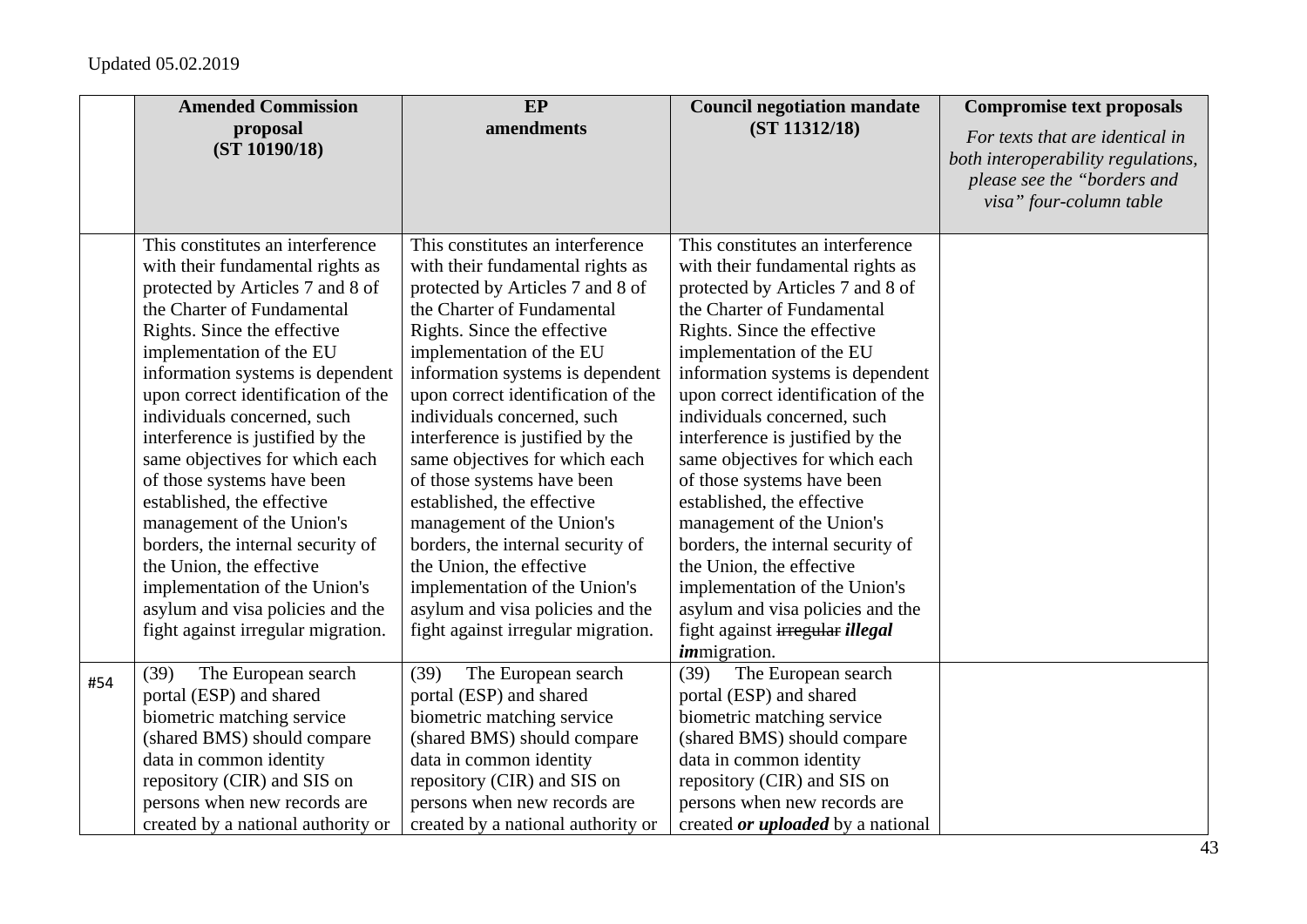Updated 05.02.2019

| | Amended Commission proposal (ST 10190/18) | EP amendments | Council negotiation mandate (ST 11312/18) | Compromise text proposals *For texts that are identical in both interoperability regulations, please see the "borders and visa" four-column table* |
|---|---|---|---|---|
| | This constitutes an interference with their fundamental rights as protected by Articles 7 and 8 of the Charter of Fundamental Rights. Since the effective implementation of the EU information systems is dependent upon correct identification of the individuals concerned, such interference is justified by the same objectives for which each of those systems have been established, the effective management of the Union's borders, the internal security of the Union, the effective implementation of the Union's asylum and visa policies and the fight against irregular migration. | This constitutes an interference with their fundamental rights as protected by Articles 7 and 8 of the Charter of Fundamental Rights. Since the effective implementation of the EU information systems is dependent upon correct identification of the individuals concerned, such interference is justified by the same objectives for which each of those systems have been established, the effective management of the Union's borders, the internal security of the Union, the effective implementation of the Union's asylum and visa policies and the fight against irregular migration. | This constitutes an interference with their fundamental rights as protected by Articles 7 and 8 of the Charter of Fundamental Rights. Since the effective implementation of the EU information systems is dependent upon correct identification of the individuals concerned, such interference is justified by the same objectives for which each of those systems have been established, the effective management of the Union's borders, the internal security of the Union, the effective implementation of the Union's asylum and visa policies and the fight against ~~irregular~~ ***illegal im***migration. | |
| #54 | (39) The European search portal (ESP) and shared biometric matching service (shared BMS) should compare data in common identity repository (CIR) and SIS on persons when new records are created by a national authority or | (39) The European search portal (ESP) and shared biometric matching service (shared BMS) should compare data in common identity repository (CIR) and SIS on persons when new records are created by a national authority or | (39) The European search portal (ESP) and shared biometric matching service (shared BMS) should compare data in common identity repository (CIR) and SIS on persons when new records are created ***or uploaded*** by a national | |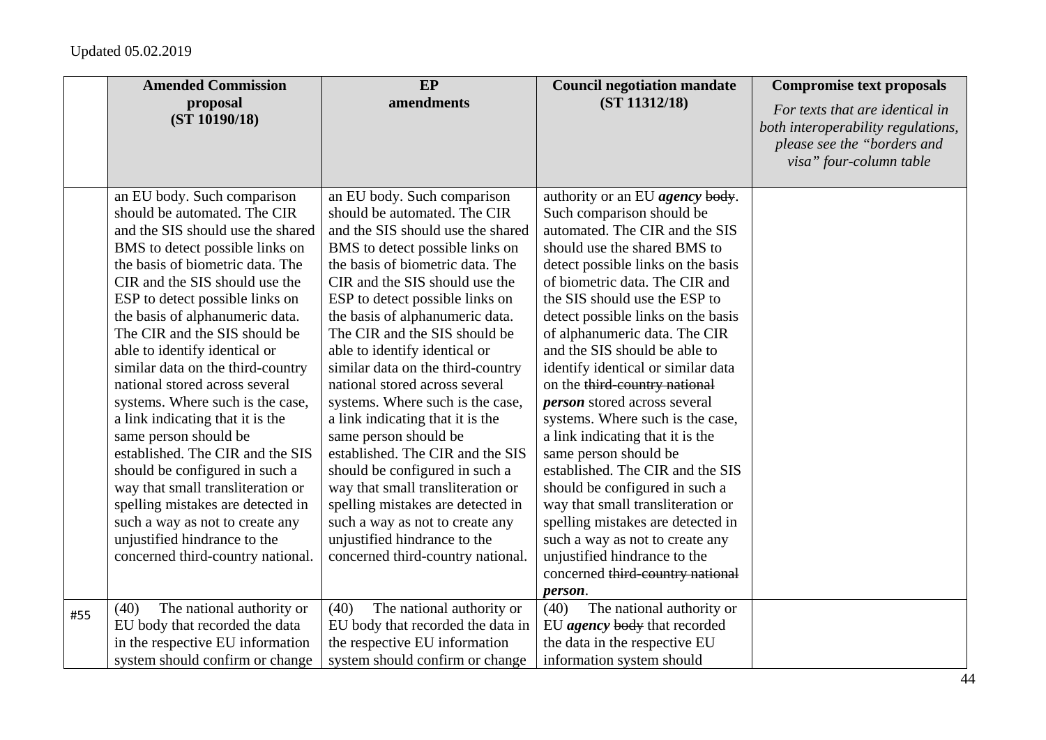Updated 05.02.2019

| | Amended Commission proposal (ST 10190/18) | EP amendments | Council negotiation mandate (ST 11312/18) | Compromise text proposals *For texts that are identical in both interoperability regulations, please see the "borders and visa" four-column table* |
|---|---|---|---|---|
| | an EU body. Such comparison should be automated. The CIR and the SIS should use the shared BMS to detect possible links on the basis of biometric data. The CIR and the SIS should use the ESP to detect possible links on the basis of alphanumeric data. The CIR and the SIS should be able to identify identical or similar data on the third-country national stored across several systems. Where such is the case, a link indicating that it is the same person should be established. The CIR and the SIS should be configured in such a way that small transliteration or spelling mistakes are detected in such a way as not to create any unjustified hindrance to the concerned third-country national. | an EU body. Such comparison should be automated. The CIR and the SIS should use the shared BMS to detect possible links on the basis of biometric data. The CIR and the SIS should use the ESP to detect possible links on the basis of alphanumeric data. The CIR and the SIS should be able to identify identical or similar data on the third-country national stored across several systems. Where such is the case, a link indicating that it is the same person should be established. The CIR and the SIS should be configured in such a way that small transliteration or spelling mistakes are detected in such a way as not to create any unjustified hindrance to the concerned third-country national. | authority or an EU ***agency*** ~~body~~. Such comparison should be automated. The CIR and the SIS should use the shared BMS to detect possible links on the basis of biometric data. The CIR and the SIS should use the ESP to detect possible links on the basis of alphanumeric data. The CIR and the SIS should be able to identify identical or similar data on the ~~third-country national~~ ***person*** stored across several systems. Where such is the case, a link indicating that it is the same person should be established. The CIR and the SIS should be configured in such a way that small transliteration or spelling mistakes are detected in such a way as not to create any unjustified hindrance to the concerned ~~third-country national~~ ***person***. | |
| #55 | (40) The national authority or EU body that recorded the data in the respective EU information system should confirm or change | (40) The national authority or EU body that recorded the data in the respective EU information system should confirm or change | (40) The national authority or EU ***agency*** ~~body~~ that recorded the data in the respective EU information system should | |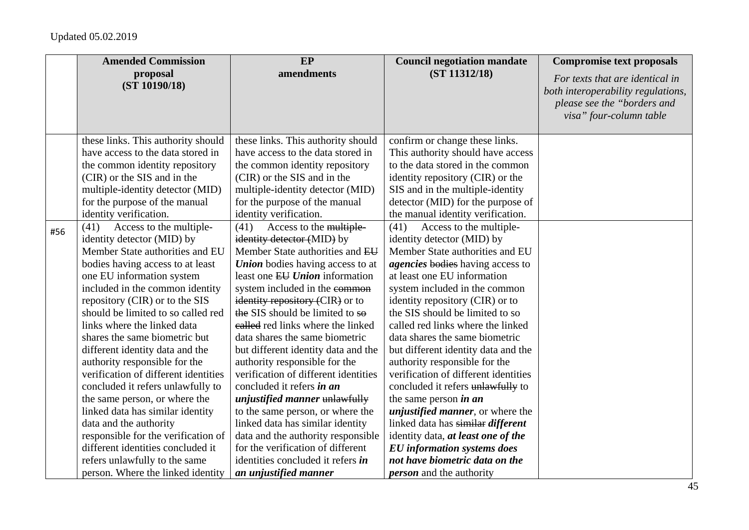Updated 05.02.2019

| | Amended Commission proposal (ST 10190/18) | EP amendments | Council negotiation mandate (ST 11312/18) | Compromise text proposals *For texts that are identical in both interoperability regulations, please see the "borders and visa" four-column table* |
|---|---|---|---|---|
| | these links. This authority should have access to the data stored in the common identity repository (CIR) or the SIS and in the multiple-identity detector (MID) for the purpose of the manual identity verification. | these links. This authority should have access to the data stored in the common identity repository (CIR) or the SIS and in the multiple-identity detector (MID) for the purpose of the manual identity verification. | confirm or change these links. This authority should have access to the data stored in the common identity repository (CIR) or the SIS and in the multiple-identity detector (MID) for the purpose of the manual identity verification. | |
| #56 | (41) Access to the multiple-identity detector (MID) by Member State authorities and EU bodies having access to at least one EU information system included in the common identity repository (CIR) or to the SIS should be limited to so called red links where the linked data shares the same biometric but different identity data and the authority responsible for the verification of different identities concluded it refers unlawfully to the same person, or where the linked data has similar identity data and the authority responsible for the verification of different identities concluded it refers unlawfully to the same person. Where the linked identity | (41) Access to the ~~multiple-identity detector (~~MID~~)~~ by Member State authorities and ~~EU~~ ***Union*** bodies having access to at least one ~~EU~~ ***Union*** information system included in the ~~common identity repository (~~CIR~~)~~ or to ~~the~~ SIS should be limited to ~~so called~~ red links where the linked data shares the same biometric but different identity data and the authority responsible for the verification of different identities concluded it refers ***in an unjustified manner*** ~~unlawfully~~ to the same person, or where the linked data has similar identity data and the authority responsible for the verification of different identities concluded it refers ***in an unjustified manner*** | (41) Access to the multiple-identity detector (MID) by Member State authorities and EU ***agencies*** ~~bodies~~ having access to at least one EU information system included in the common identity repository (CIR) or to the SIS should be limited to so called red links where the linked data shares the same biometric but different identity data and the authority responsible for the verification of different identities concluded it refers ~~unlawfully~~ to the same person ***in an unjustified manner***, or where the linked data has ~~similar~~ ***different*** identity data, ***at least one of the EU information systems does not have biometric data on the person*** and the authority | |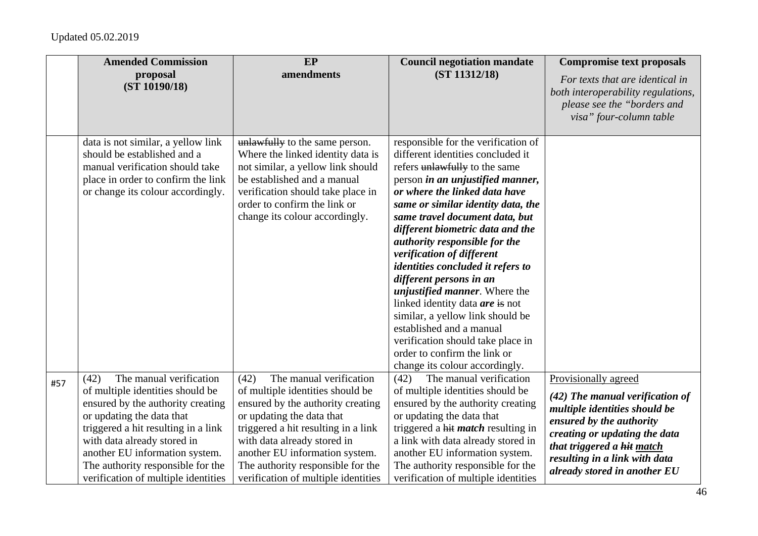Updated 05.02.2019

| | Amended Commission proposal (ST 10190/18) | EP amendments | Council negotiation mandate (ST 11312/18) | Compromise text proposals *For texts that are identical in both interoperability regulations, please see the "borders and visa" four-column table* |
|---|---|---|---|---|
| | data is not similar, a yellow link should be established and a manual verification should take place in order to confirm the link or change its colour accordingly. | ~~unlawfully~~ to the same person. Where the linked identity data is not similar, a yellow link should be established and a manual verification should take place in order to confirm the link or change its colour accordingly. | responsible for the verification of different identities concluded it refers ~~unlawfully~~ to the same person ***in an unjustified manner, or where the linked data have same or similar identity data, the same travel document data, but different biometric data and the authority responsible for the verification of different identities concluded it refers to different persons in an unjustified manner***. Where the linked identity data ***are*** ~~is~~ not similar, a yellow link should be established and a manual verification should take place in order to confirm the link or change its colour accordingly. | |
| #57 | (42) The manual verification of multiple identities should be ensured by the authority creating or updating the data that triggered a hit resulting in a link with data already stored in another EU information system. The authority responsible for the verification of multiple identities | (42) The manual verification of multiple identities should be ensured by the authority creating or updating the data that triggered a hit resulting in a link with data already stored in another EU information system. The authority responsible for the verification of multiple identities | (42) The manual verification of multiple identities should be ensured by the authority creating or updating the data that triggered a ~~hit~~ ***match*** resulting in a link with data already stored in another EU information system. The authority responsible for the verification of multiple identities | Provisionally agreed<br><br>***(42) The manual verification of multiple identities should be ensured by the authority creating or updating the data that triggered a ~~hit~~ match resulting in a link with data already stored in another EU*** |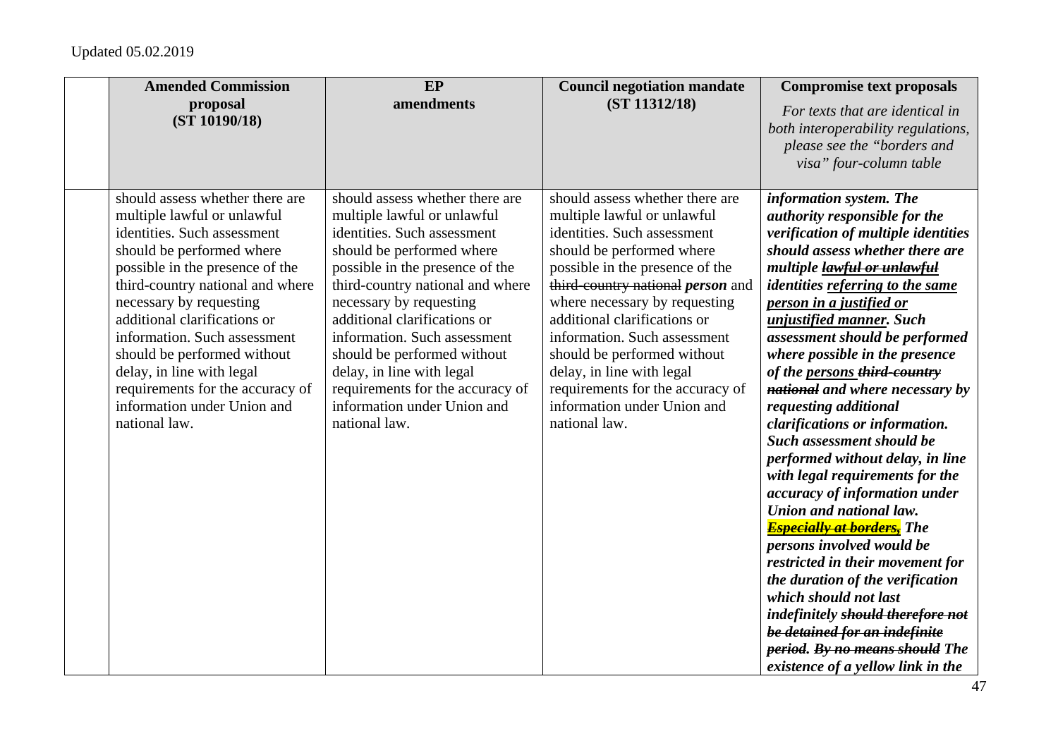Updated 05.02.2019

| | Amended Commission proposal (ST 10190/18) | EP amendments | Council negotiation mandate (ST 11312/18) | Compromise text proposals<br>*For texts that are identical in both interoperability regulations, please see the "borders and visa" four-column table* |
|---|---|---|---|---|
| | should assess whether there are multiple lawful or unlawful identities. Such assessment should be performed where possible in the presence of the third-country national and where necessary by requesting additional clarifications or information. Such assessment should be performed without delay, in line with legal requirements for the accuracy of information under Union and national law. | should assess whether there are multiple lawful or unlawful identities. Such assessment should be performed where possible in the presence of the third-country national and where necessary by requesting additional clarifications or information. Such assessment should be performed without delay, in line with legal requirements for the accuracy of information under Union and national law. | should assess whether there are multiple lawful or unlawful identities. Such assessment should be performed where possible in the presence of the ~~third-country national~~ ***person*** and where necessary by requesting additional clarifications or information. Such assessment should be performed without delay, in line with legal requirements for the accuracy of information under Union and national law. | ***information system. The authority responsible for the verification of multiple identities should assess whether there are multiple ~~lawful or unlawful~~ identities referring to the same person in a justified or unjustified manner. Such assessment should be performed where possible in the presence of the persons ~~third-country national~~ and where necessary by requesting additional clarifications or information. Such assessment should be performed without delay, in line with legal requirements for the accuracy of information under Union and national law. ~~Especially at borders,~~ The persons involved would be restricted in their movement for the duration of the verification which should not last indefinitely ~~should therefore not be detained for an indefinite period. By no means should~~ The existence of a yellow link in the*** |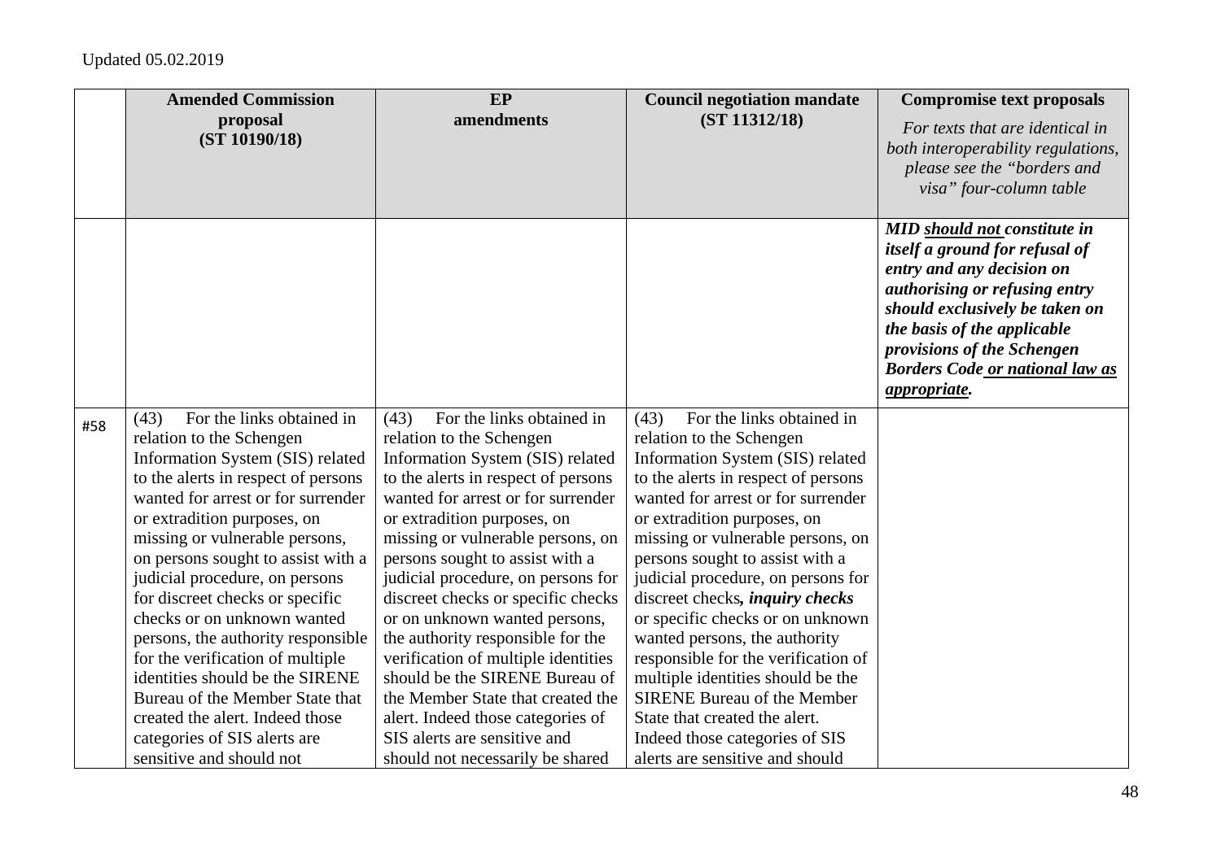Updated 05.02.2019

| | Amended Commission proposal (ST 10190/18) | EP amendments | Council negotiation mandate (ST 11312/18) | Compromise text proposals *For texts that are identical in both interoperability regulations, please see the "borders and visa" four-column table* |
|---|---|---|---|---|
| | | | | ***MID <u>should not</u> constitute in itself a ground for refusal of entry and any decision on authorising or refusing entry should exclusively be taken on the basis of the applicable provisions of the Schengen Borders Code <u>or national law as appropriate</u>.*** |
| #58 | (43) For the links obtained in relation to the Schengen Information System (SIS) related to the alerts in respect of persons wanted for arrest or for surrender or extradition purposes, on missing or vulnerable persons, on persons sought to assist with a judicial procedure, on persons for discreet checks or specific checks or on unknown wanted persons, the authority responsible for the verification of multiple identities should be the SIRENE Bureau of the Member State that created the alert. Indeed those categories of SIS alerts are sensitive and should not | (43) For the links obtained in relation to the Schengen Information System (SIS) related to the alerts in respect of persons wanted for arrest or for surrender or extradition purposes, on missing or vulnerable persons, on persons sought to assist with a judicial procedure, on persons for discreet checks or specific checks or on unknown wanted persons, the authority responsible for the verification of multiple identities should be the SIRENE Bureau of the Member State that created the alert. Indeed those categories of SIS alerts are sensitive and should not necessarily be shared | (43) For the links obtained in relation to the Schengen Information System (SIS) related to the alerts in respect of persons wanted for arrest or for surrender or extradition purposes, on missing or vulnerable persons, on persons sought to assist with a judicial procedure, on persons for discreet checks***, inquiry checks*** or specific checks or on unknown wanted persons, the authority responsible for the verification of multiple identities should be the SIRENE Bureau of the Member State that created the alert. Indeed those categories of SIS alerts are sensitive and should | |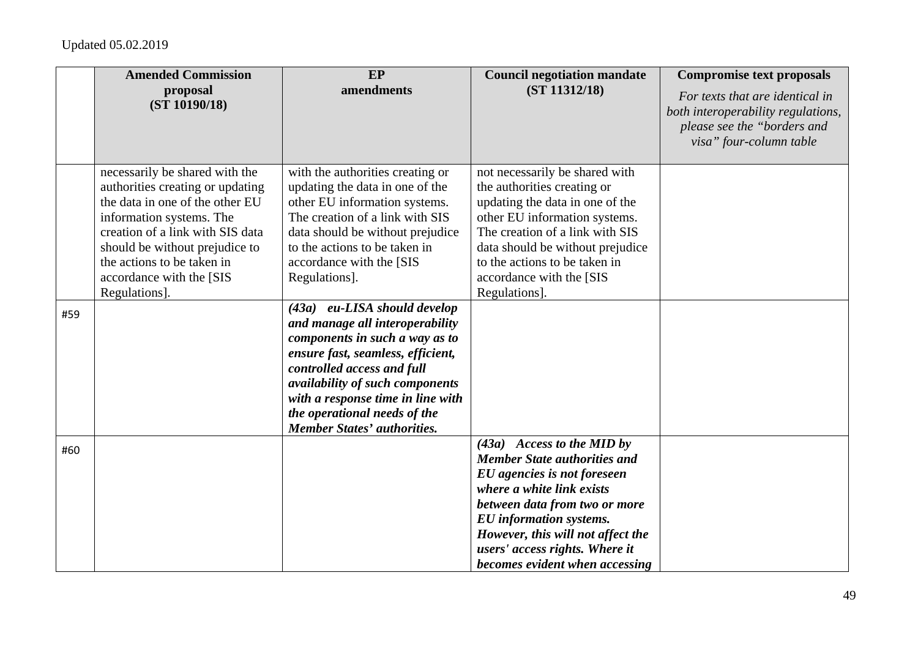Updated 05.02.2019

| | Amended Commission proposal (ST 10190/18) | EP amendments | Council negotiation mandate (ST 11312/18) | Compromise text proposals *For texts that are identical in both interoperability regulations, please see the "borders and visa" four-column table* |
|---|---|---|---|---|
| | necessarily be shared with the authorities creating or updating the data in one of the other EU information systems. The creation of a link with SIS data should be without prejudice to the actions to be taken in accordance with the [SIS Regulations]. | with the authorities creating or updating the data in one of the other EU information systems. The creation of a link with SIS data should be without prejudice to the actions to be taken in accordance with the [SIS Regulations]. | not necessarily be shared with the authorities creating or updating the data in one of the other EU information systems. The creation of a link with SIS data should be without prejudice to the actions to be taken in accordance with the [SIS Regulations]. | |
| #59 | | ***(43a) eu-LISA should develop and manage all interoperability components in such a way as to ensure fast, seamless, efficient, controlled access and full availability of such components with a response time in line with the operational needs of the Member States' authorities.*** | | |
| #60 | | | ***(43a) Access to the MID by Member State authorities and EU agencies is not foreseen where a white link exists between data from two or more EU information systems. However, this will not affect the users' access rights. Where it becomes evident when accessing*** | |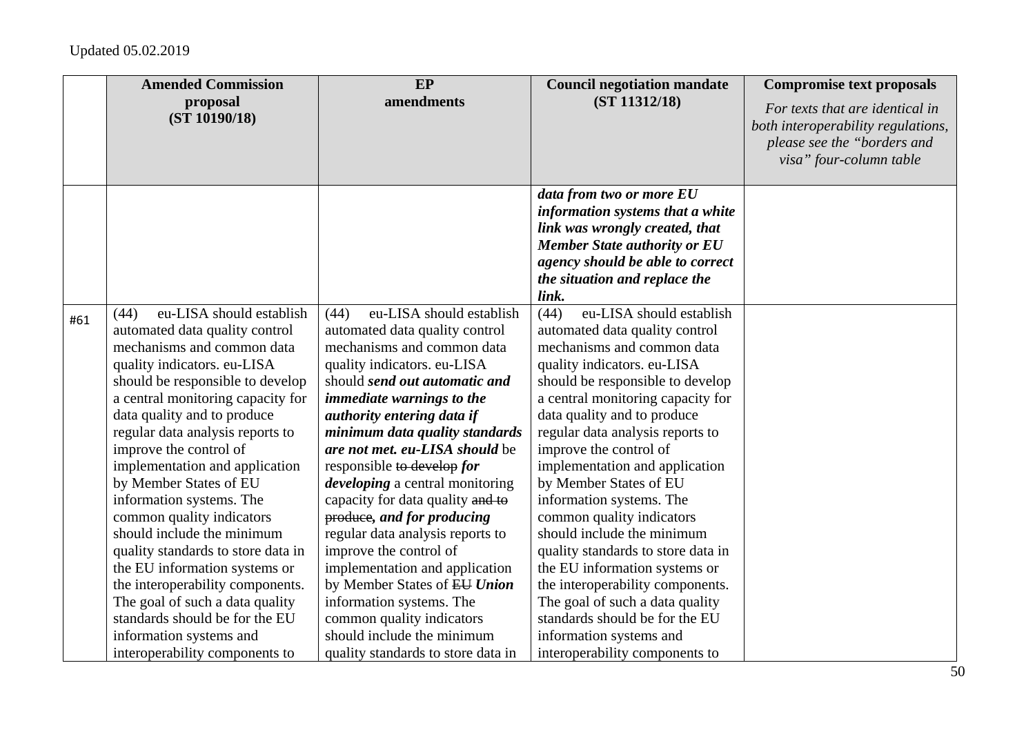Updated 05.02.2019

| | Amended Commission proposal (ST 10190/18) | EP amendments | Council negotiation mandate (ST 11312/18) | Compromise text proposals *For texts that are identical in both interoperability regulations, please see the "borders and visa" four-column table* |
|---|---|---|---|---|
| | | | ***data from two or more EU information systems that a white link was wrongly created, that Member State authority or EU agency should be able to correct the situation and replace the link.*** | |
| #61 | (44) eu-LISA should establish automated data quality control mechanisms and common data quality indicators. eu-LISA should be responsible to develop a central monitoring capacity for data quality and to produce regular data analysis reports to improve the control of implementation and application by Member States of EU information systems. The common quality indicators should include the minimum quality standards to store data in the EU information systems or the interoperability components. The goal of such a data quality standards should be for the EU information systems and interoperability components to | (44) eu-LISA should establish automated data quality control mechanisms and common data quality indicators. eu-LISA should ***send out automatic and immediate warnings to the authority entering data if minimum data quality standards are not met. eu-LISA should*** be responsible ~~to develop~~ ***for developing*** a central monitoring capacity for data quality ~~and to produce~~***, and for producing*** regular data analysis reports to improve the control of implementation and application by Member States of ~~EU~~ ***Union*** information systems. The common quality indicators should include the minimum quality standards to store data in | (44) eu-LISA should establish automated data quality control mechanisms and common data quality indicators. eu-LISA should be responsible to develop a central monitoring capacity for data quality and to produce regular data analysis reports to improve the control of implementation and application by Member States of EU information systems. The common quality indicators should include the minimum quality standards to store data in the EU information systems or the interoperability components. The goal of such a data quality standards should be for the EU information systems and interoperability components to | |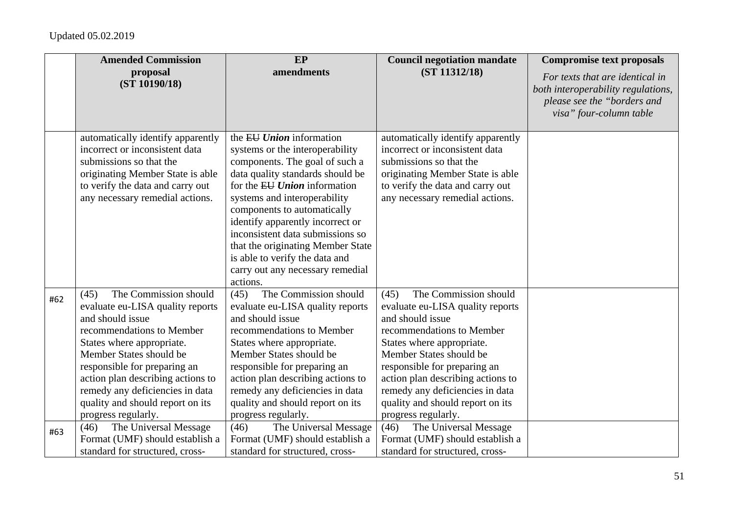Updated 05.02.2019

| | Amended Commission proposal (ST 10190/18) | EP amendments | Council negotiation mandate (ST 11312/18) | Compromise text proposals *For texts that are identical in both interoperability regulations, please see the "borders and visa" four-column table* |
|---|---|---|---|---|
| | automatically identify apparently incorrect or inconsistent data submissions so that the originating Member State is able to verify the data and carry out any necessary remedial actions. | the ~~EU~~ ***Union*** information systems or the interoperability components. The goal of such a data quality standards should be for the ~~EU~~ ***Union*** information systems and interoperability components to automatically identify apparently incorrect or inconsistent data submissions so that the originating Member State is able to verify the data and carry out any necessary remedial actions. | automatically identify apparently incorrect or inconsistent data submissions so that the originating Member State is able to verify the data and carry out any necessary remedial actions. | |
| #62 | (45) The Commission should evaluate eu-LISA quality reports and should issue recommendations to Member States where appropriate. Member States should be responsible for preparing an action plan describing actions to remedy any deficiencies in data quality and should report on its progress regularly. | (45) The Commission should evaluate eu-LISA quality reports and should issue recommendations to Member States where appropriate. Member States should be responsible for preparing an action plan describing actions to remedy any deficiencies in data quality and should report on its progress regularly. | (45) The Commission should evaluate eu-LISA quality reports and should issue recommendations to Member States where appropriate. Member States should be responsible for preparing an action plan describing actions to remedy any deficiencies in data quality and should report on its progress regularly. | |
| #63 | (46) The Universal Message Format (UMF) should establish a standard for structured, cross- | (46) The Universal Message Format (UMF) should establish a standard for structured, cross- | (46) The Universal Message Format (UMF) should establish a standard for structured, cross- | |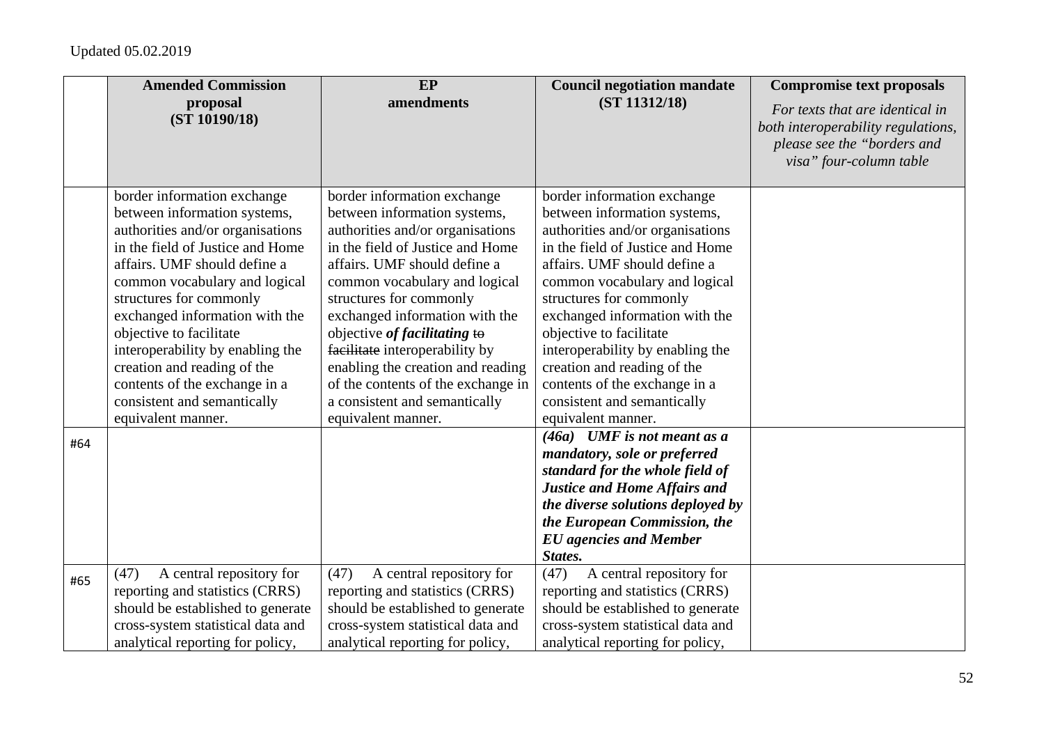Updated 05.02.2019

| | **Amended Commission proposal (ST 10190/18)** | **EP amendments** | **Council negotiation mandate (ST 11312/18)** | **Compromise text proposals** *For texts that are identical in both interoperability regulations, please see the "borders and visa" four-column table* |
|---|---|---|---|---|
| | border information exchange between information systems, authorities and/or organisations in the field of Justice and Home affairs. UMF should define a common vocabulary and logical structures for commonly exchanged information with the objective to facilitate interoperability by enabling the creation and reading of the contents of the exchange in a consistent and semantically equivalent manner. | border information exchange between information systems, authorities and/or organisations in the field of Justice and Home affairs. UMF should define a common vocabulary and logical structures for commonly exchanged information with the objective ***of facilitating*** ~~to facilitate~~ interoperability by enabling the creation and reading of the contents of the exchange in a consistent and semantically equivalent manner. | border information exchange between information systems, authorities and/or organisations in the field of Justice and Home affairs. UMF should define a common vocabulary and logical structures for commonly exchanged information with the objective to facilitate interoperability by enabling the creation and reading of the contents of the exchange in a consistent and semantically equivalent manner. | |
| #64 | | | ***(46a) UMF is not meant as a mandatory, sole or preferred standard for the whole field of Justice and Home Affairs and the diverse solutions deployed by the European Commission, the EU agencies and Member States.*** | |
| #65 | (47) A central repository for reporting and statistics (CRRS) should be established to generate cross-system statistical data and analytical reporting for policy, | (47) A central repository for reporting and statistics (CRRS) should be established to generate cross-system statistical data and analytical reporting for policy, | (47) A central repository for reporting and statistics (CRRS) should be established to generate cross-system statistical data and analytical reporting for policy, | |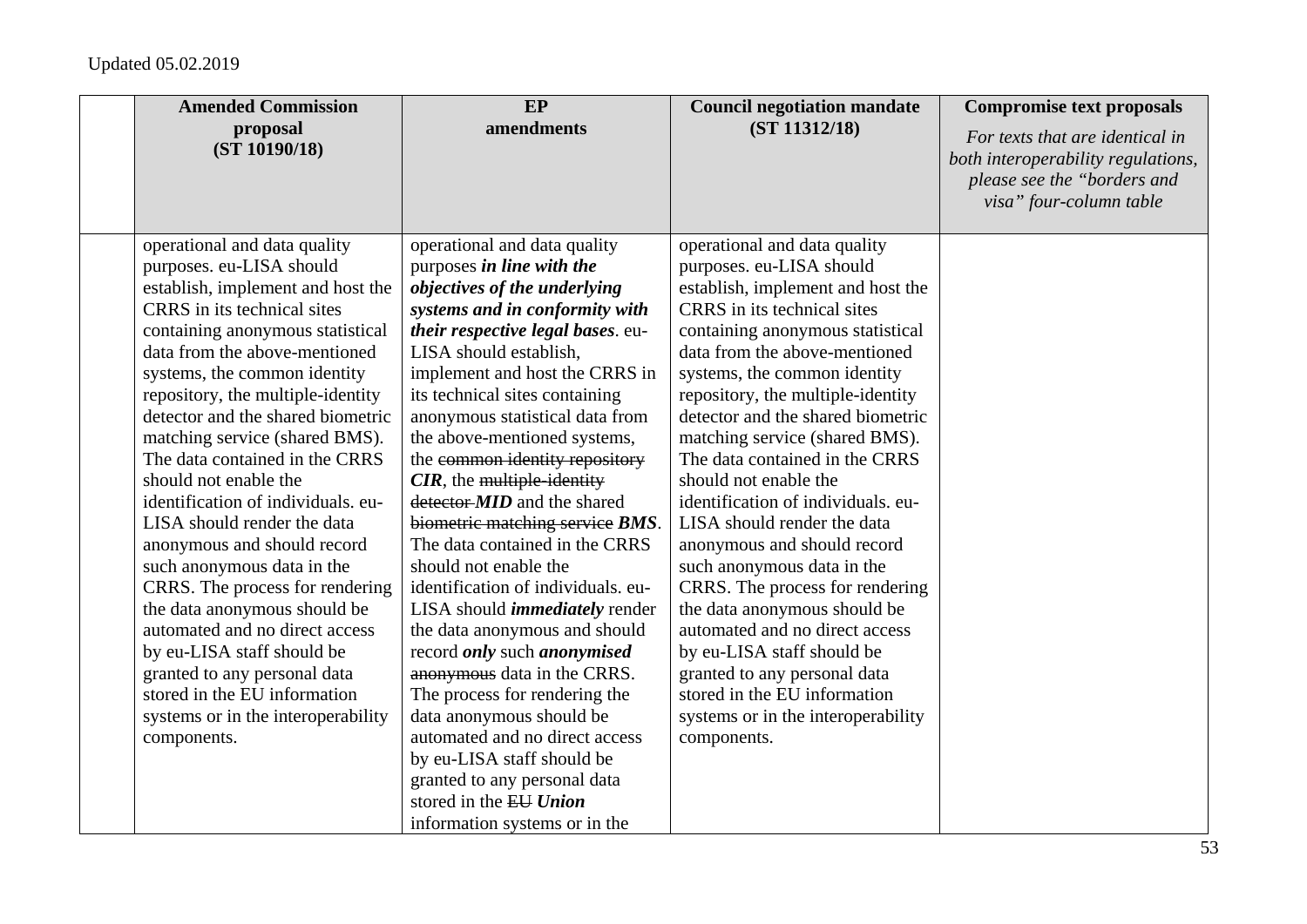Updated 05.02.2019

| | Amended Commission proposal (ST 10190/18) | EP amendments | Council negotiation mandate (ST 11312/18) | Compromise text proposals *For texts that are identical in both interoperability regulations, please see the "borders and visa" four-column table* |
|---|---|---|---|---|
| | operational and data quality purposes. eu-LISA should establish, implement and host the CRRS in its technical sites containing anonymous statistical data from the above-mentioned systems, the common identity repository, the multiple-identity detector and the shared biometric matching service (shared BMS). The data contained in the CRRS should not enable the identification of individuals. eu-LISA should render the data anonymous and should record such anonymous data in the CRRS. The process for rendering the data anonymous should be automated and no direct access by eu-LISA staff should be granted to any personal data stored in the EU information systems or in the interoperability components. | operational and data quality purposes ***in line with the objectives of the underlying systems and in conformity with their respective legal bases***. eu-LISA should establish, implement and host the CRRS in its technical sites containing anonymous statistical data from the above-mentioned systems, the ~~common identity repository~~ ***CIR***, the ~~multiple-identity detector~~ ***MID*** and the shared ~~biometric matching service~~ ***BMS***. The data contained in the CRRS should not enable the identification of individuals. eu-LISA should ***immediately*** render the data anonymous and should record ***only*** such ***anonymised*** ~~anonymous~~ data in the CRRS. The process for rendering the data anonymous should be automated and no direct access by eu-LISA staff should be granted to any personal data stored in the ~~EU~~ ***Union*** information systems or in the | operational and data quality purposes. eu-LISA should establish, implement and host the CRRS in its technical sites containing anonymous statistical data from the above-mentioned systems, the common identity repository, the multiple-identity detector and the shared biometric matching service (shared BMS). The data contained in the CRRS should not enable the identification of individuals. eu-LISA should render the data anonymous and should record such anonymous data in the CRRS. The process for rendering the data anonymous should be automated and no direct access by eu-LISA staff should be granted to any personal data stored in the EU information systems or in the interoperability components. | |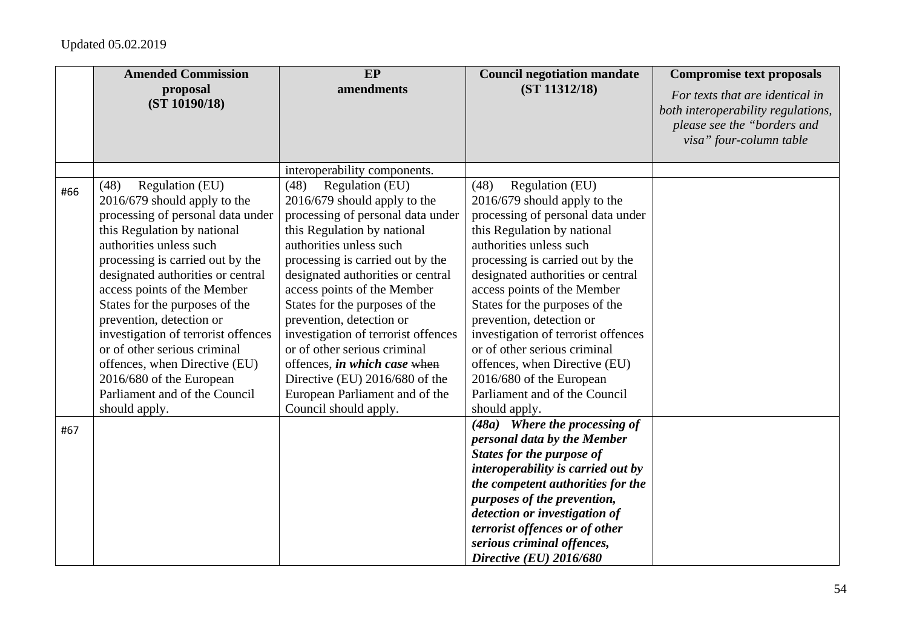Updated 05.02.2019

| | Amended Commission proposal (ST 10190/18) | EP amendments | Council negotiation mandate (ST 11312/18) | Compromise text proposals *For texts that are identical in both interoperability regulations, please see the "borders and visa" four-column table* |
|---|---|---|---|---|
| | | interoperability components. | | |
| #66 | (48) Regulation (EU) 2016/679 should apply to the processing of personal data under this Regulation by national authorities unless such processing is carried out by the designated authorities or central access points of the Member States for the purposes of the prevention, detection or investigation of terrorist offences or of other serious criminal offences, when Directive (EU) 2016/680 of the European Parliament and of the Council should apply. | (48) Regulation (EU) 2016/679 should apply to the processing of personal data under this Regulation by national authorities unless such processing is carried out by the designated authorities or central access points of the Member States for the purposes of the prevention, detection or investigation of terrorist offences or of other serious criminal offences, ***in which case*** ~~when~~ Directive (EU) 2016/680 of the European Parliament and of the Council should apply. | (48) Regulation (EU) 2016/679 should apply to the processing of personal data under this Regulation by national authorities unless such processing is carried out by the designated authorities or central access points of the Member States for the purposes of the prevention, detection or investigation of terrorist offences or of other serious criminal offences, when Directive (EU) 2016/680 of the European Parliament and of the Council should apply. | |
| #67 | | | ***(48a) Where the processing of personal data by the Member States for the purpose of interoperability is carried out by the competent authorities for the purposes of the prevention, detection or investigation of terrorist offences or of other serious criminal offences, Directive (EU) 2016/680*** | |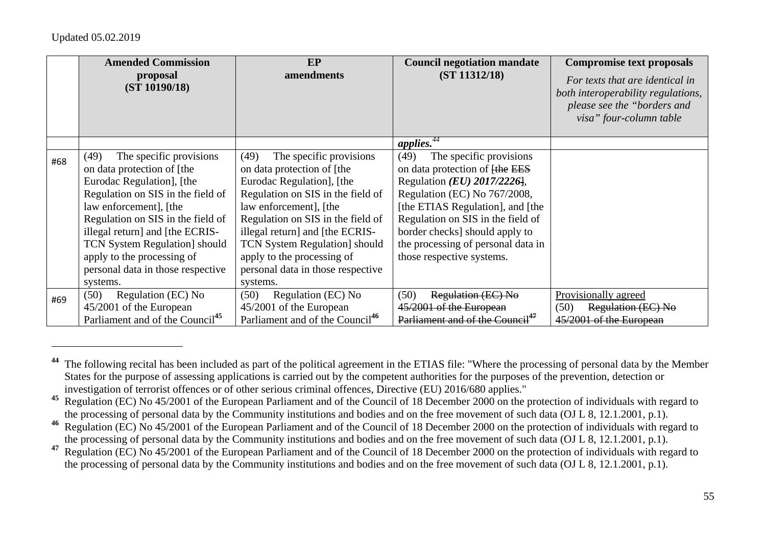| | Amended Commission proposal (ST 10190/18) | EP amendments | Council negotiation mandate (ST 11312/18) | Compromise text proposals *For texts that are identical in both interoperability regulations, please see the "borders and visa" four-column table* |
|---|---|---|---|---|
| | | | ***applies.***[44] | |
| #68 | (49) The specific provisions on data protection of [the Eurodac Regulation], [the Regulation on SIS in the field of law enforcement], [the Regulation on SIS in the field of illegal return] and [the ECRIS-TCN System Regulation] should apply to the processing of personal data in those respective systems. | (49) The specific provisions on data protection of [the Eurodac Regulation], [the Regulation on SIS in the field of law enforcement], [the Regulation on SIS in the field of illegal return] and [the ECRIS-TCN System Regulation] should apply to the processing of personal data in those respective systems. | (49) The specific provisions on data protection of ~~[the EES~~ Regulation ***(EU) 2017/2226***~~]~~, Regulation (EC) No 767/2008, [the ETIAS Regulation], and [the Regulation on SIS in the field of border checks] should apply to the processing of personal data in those respective systems. | |
| #69 | (50) Regulation (EC) No 45/2001 of the European Parliament and of the Council[45] | (50) Regulation (EC) No 45/2001 of the European Parliament and of the Council[46] | (50) ~~Regulation (EC) No 45/2001 of the European Parliament and of the Council~~[47] | <u>Provisionally agreed</u> (50) ~~Regulation (EC) No 45/2001 of the European~~ |

[44] The following recital has been included as part of the political agreement in the ETIAS file: "Where the processing of personal data by the Member States for the purpose of assessing applications is carried out by the competent authorities for the purposes of the prevention, detection or investigation of terrorist offences or of other serious criminal offences, Directive (EU) 2016/680 applies."

[45] Regulation (EC) No 45/2001 of the European Parliament and of the Council of 18 December 2000 on the protection of individuals with regard to the processing of personal data by the Community institutions and bodies and on the free movement of such data (OJ L 8, 12.1.2001, p.1).

[46] Regulation (EC) No 45/2001 of the European Parliament and of the Council of 18 December 2000 on the protection of individuals with regard to the processing of personal data by the Community institutions and bodies and on the free movement of such data (OJ L 8, 12.1.2001, p.1).

[47] Regulation (EC) No 45/2001 of the European Parliament and of the Council of 18 December 2000 on the protection of individuals with regard to the processing of personal data by the Community institutions and bodies and on the free movement of such data (OJ L 8, 12.1.2001, p.1).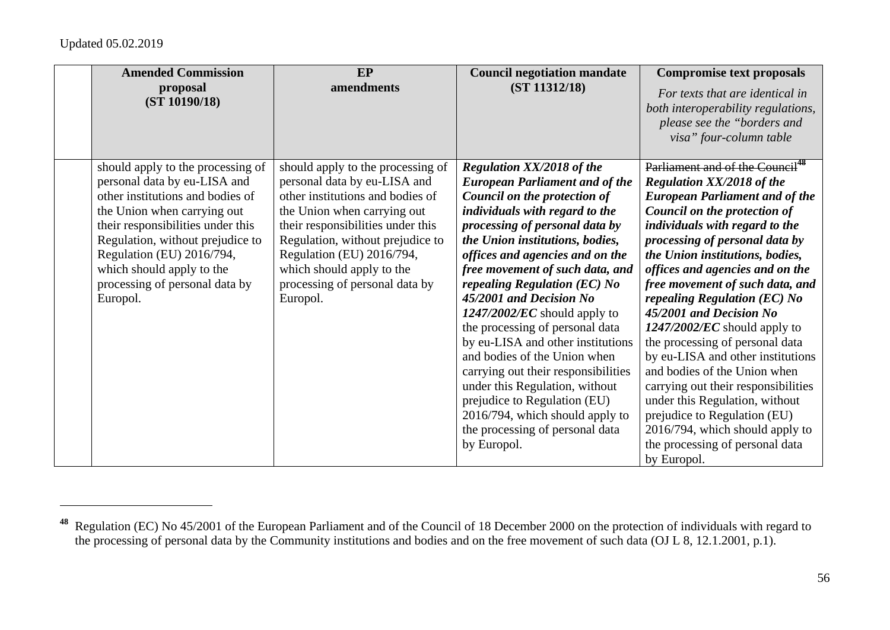Updated 05.02.2019

| | Amended Commission proposal (ST 10190/18) | EP amendments | Council negotiation mandate (ST 11312/18) | Compromise text proposals *For texts that are identical in both interoperability regulations, please see the "borders and visa" four-column table* |
|---|---|---|---|---|
| | should apply to the processing of personal data by eu-LISA and other institutions and bodies of the Union when carrying out their responsibilities under this Regulation, without prejudice to Regulation (EU) 2016/794, which should apply to the processing of personal data by Europol. | should apply to the processing of personal data by eu-LISA and other institutions and bodies of the Union when carrying out their responsibilities under this Regulation, without prejudice to Regulation (EU) 2016/794, which should apply to the processing of personal data by Europol. | ***Regulation XX/2018 of the European Parliament and of the Council on the protection of individuals with regard to the processing of personal data by the Union institutions, bodies, offices and agencies and on the free movement of such data, and repealing Regulation (EC) No 45/2001 and Decision No 1247/2002/EC*** should apply to the processing of personal data by eu-LISA and other institutions and bodies of the Union when carrying out their responsibilities under this Regulation, without prejudice to Regulation (EU) 2016/794, which should apply to the processing of personal data by Europol. | ~~Parliament and of the Council~~[48] ***Regulation XX/2018 of the European Parliament and of the Council on the protection of individuals with regard to the processing of personal data by the Union institutions, bodies, offices and agencies and on the free movement of such data, and repealing Regulation (EC) No 45/2001 and Decision No 1247/2002/EC*** should apply to the processing of personal data by eu-LISA and other institutions and bodies of the Union when carrying out their responsibilities under this Regulation, without prejudice to Regulation (EU) 2016/794, which should apply to the processing of personal data by Europol. |

---

[48] Regulation (EC) No 45/2001 of the European Parliament and of the Council of 18 December 2000 on the protection of individuals with regard to the processing of personal data by the Community institutions and bodies and on the free movement of such data (OJ L 8, 12.1.2001, p.1).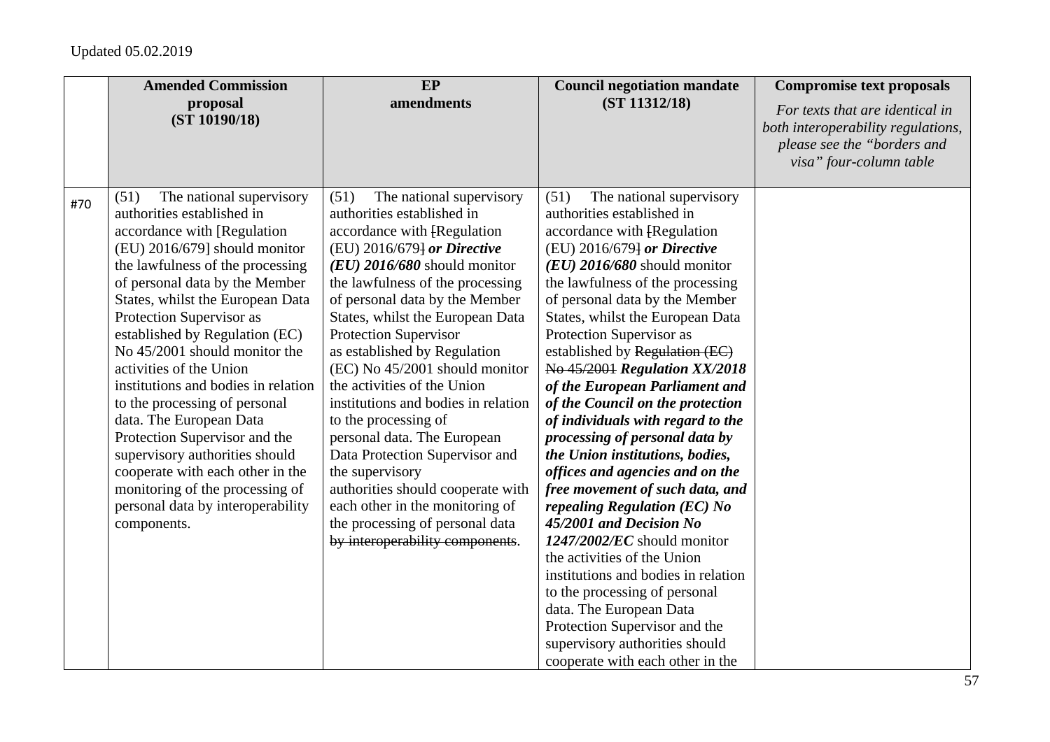Updated 05.02.2019

| | **Amended Commission proposal (ST 10190/18)** | **EP amendments** | **Council negotiation mandate (ST 11312/18)** | **Compromise text proposals** *For texts that are identical in both interoperability regulations, please see the "borders and visa" four-column table* |
|---|---|---|---|---|
| #70 | (51) The national supervisory authorities established in accordance with [Regulation (EU) 2016/679] should monitor the lawfulness of the processing of personal data by the Member States, whilst the European Data Protection Supervisor as established by Regulation (EC) No 45/2001 should monitor the activities of the Union institutions and bodies in relation to the processing of personal data. The European Data Protection Supervisor and the supervisory authorities should cooperate with each other in the monitoring of the processing of personal data by interoperability components. | (51) The national supervisory authorities established in accordance with ~~[~~Regulation (EU) 2016/679~~]~~ ***or Directive (EU) 2016/680*** should monitor the lawfulness of the processing of personal data by the Member States, whilst the European Data Protection Supervisor as established by Regulation (EC) No 45/2001 should monitor the activities of the Union institutions and bodies in relation to the processing of personal data. The European Data Protection Supervisor and the supervisory authorities should cooperate with each other in the monitoring of the processing of personal data ~~by interoperability components~~. | (51) The national supervisory authorities established in accordance with ~~[~~Regulation (EU) 2016/679~~]~~ ***or Directive (EU) 2016/680*** should monitor the lawfulness of the processing of personal data by the Member States, whilst the European Data Protection Supervisor as established by ~~Regulation (EC) No 45/2001~~ ***Regulation XX/2018 of the European Parliament and of the Council on the protection of individuals with regard to the processing of personal data by the Union institutions, bodies, offices and agencies and on the free movement of such data, and repealing Regulation (EC) No 45/2001 and Decision No 1247/2002/EC*** should monitor the activities of the Union institutions and bodies in relation to the processing of personal data. The European Data Protection Supervisor and the supervisory authorities should cooperate with each other in the | |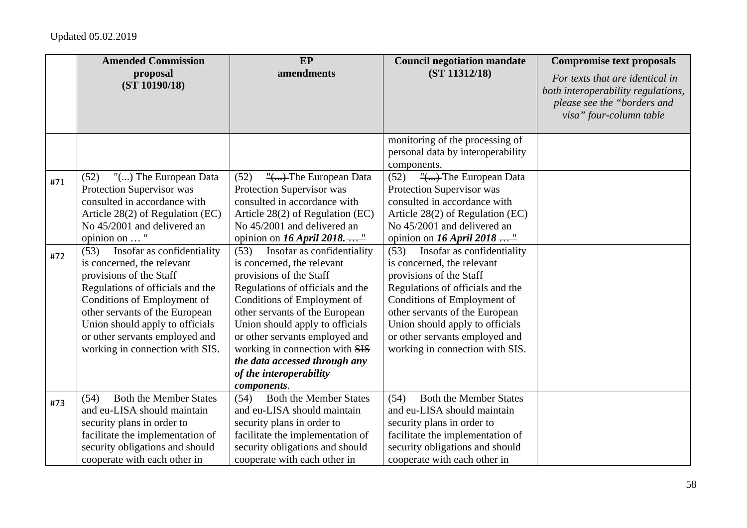Updated 05.02.2019

| | Amended Commission proposal (ST 10190/18) | EP amendments | Council negotiation mandate (ST 11312/18) | Compromise text proposals *For texts that are identical in both interoperability regulations, please see the "borders and visa" four-column table* |
|---|---|---|---|---|
| | | | monitoring of the processing of personal data by interoperability components. | |
| #71 | (52) "(...) The European Data Protection Supervisor was consulted in accordance with Article 28(2) of Regulation (EC) No 45/2001 and delivered an opinion on … " | (52) ~~"(...)~~ The European Data Protection Supervisor was consulted in accordance with Article 28(2) of Regulation (EC) No 45/2001 and delivered an opinion on ***16 April 2018.*** ~~… "~~ | (52) ~~"(...)~~ The European Data Protection Supervisor was consulted in accordance with Article 28(2) of Regulation (EC) No 45/2001 and delivered an opinion on ***16 April 2018*** ~~… "~~ | |
| #72 | (53) Insofar as confidentiality is concerned, the relevant provisions of the Staff Regulations of officials and the Conditions of Employment of other servants of the European Union should apply to officials or other servants employed and working in connection with SIS. | (53) Insofar as confidentiality is concerned, the relevant provisions of the Staff Regulations of officials and the Conditions of Employment of other servants of the European Union should apply to officials or other servants employed and working in connection with ~~SIS~~ ***the data accessed through any of the interoperability components***. | (53) Insofar as confidentiality is concerned, the relevant provisions of the Staff Regulations of officials and the Conditions of Employment of other servants of the European Union should apply to officials or other servants employed and working in connection with SIS. | |
| #73 | (54) Both the Member States and eu-LISA should maintain security plans in order to facilitate the implementation of security obligations and should cooperate with each other in | (54) Both the Member States and eu-LISA should maintain security plans in order to facilitate the implementation of security obligations and should cooperate with each other in | (54) Both the Member States and eu-LISA should maintain security plans in order to facilitate the implementation of security obligations and should cooperate with each other in | |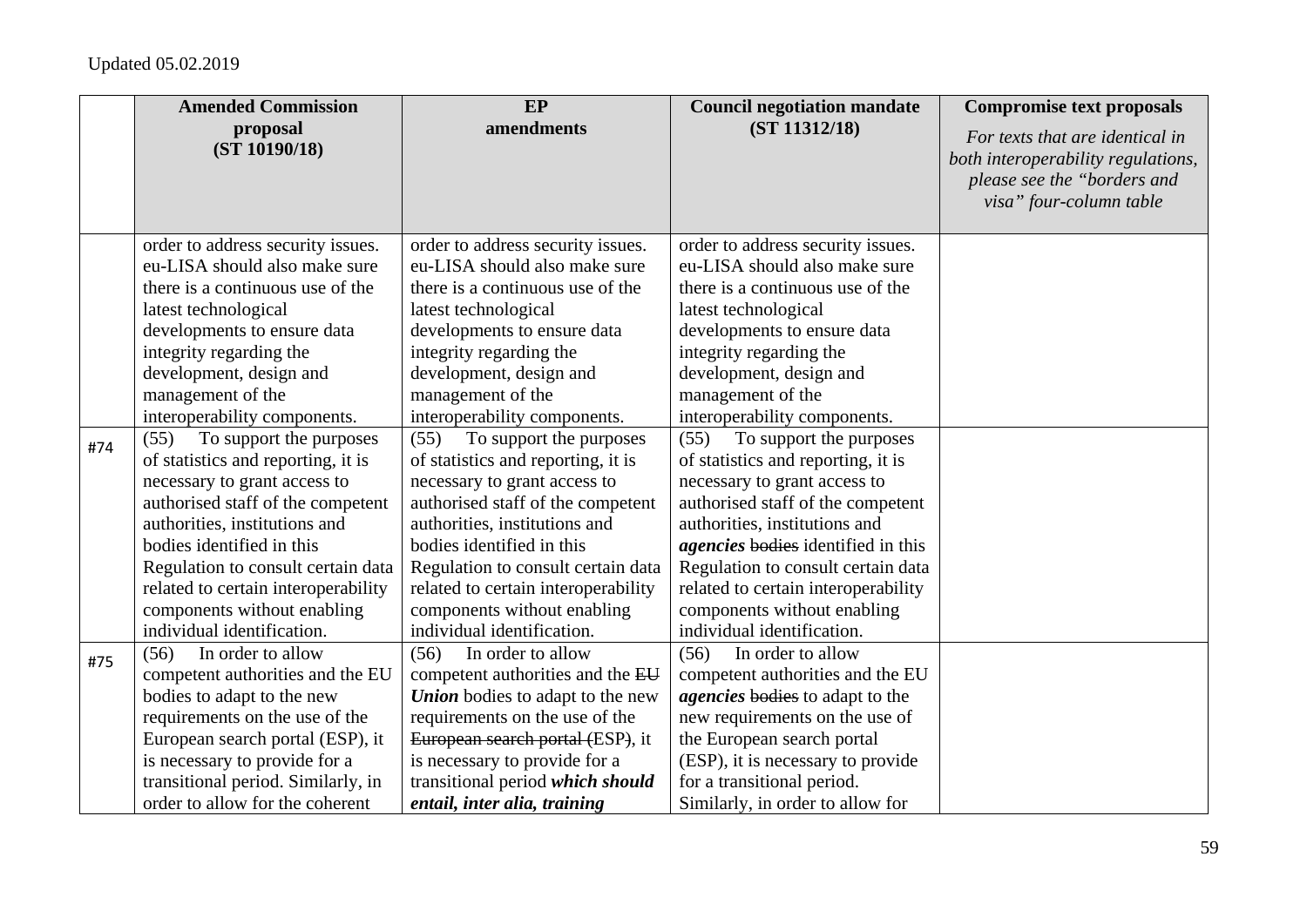Updated 05.02.2019

| | **Amended Commission proposal (ST 10190/18)** | **EP amendments** | **Council negotiation mandate (ST 11312/18)** | **Compromise text proposals** *For texts that are identical in both interoperability regulations, please see the "borders and visa" four-column table* |
|---|---|---|---|---|
| | order to address security issues. eu-LISA should also make sure there is a continuous use of the latest technological developments to ensure data integrity regarding the development, design and management of the interoperability components. | order to address security issues. eu-LISA should also make sure there is a continuous use of the latest technological developments to ensure data integrity regarding the development, design and management of the interoperability components. | order to address security issues. eu-LISA should also make sure there is a continuous use of the latest technological developments to ensure data integrity regarding the development, design and management of the interoperability components. | |
| #74 | (55) To support the purposes of statistics and reporting, it is necessary to grant access to authorised staff of the competent authorities, institutions and bodies identified in this Regulation to consult certain data related to certain interoperability components without enabling individual identification. | (55) To support the purposes of statistics and reporting, it is necessary to grant access to authorised staff of the competent authorities, institutions and bodies identified in this Regulation to consult certain data related to certain interoperability components without enabling individual identification. | (55) To support the purposes of statistics and reporting, it is necessary to grant access to authorised staff of the competent authorities, institutions and ***agencies*** ~~bodies~~ identified in this Regulation to consult certain data related to certain interoperability components without enabling individual identification. | |
| #75 | (56) In order to allow competent authorities and the EU bodies to adapt to the new requirements on the use of the European search portal (ESP), it is necessary to provide for a transitional period. Similarly, in order to allow for the coherent | (56) In order to allow competent authorities and the ~~EU~~ ***Union*** bodies to adapt to the new requirements on the use of the ~~European search portal (~~ESP~~)~~, it is necessary to provide for a transitional period ***which should entail, inter alia, training*** | (56) In order to allow competent authorities and the EU ***agencies*** ~~bodies~~ to adapt to the new requirements on the use of the European search portal (ESP), it is necessary to provide for a transitional period. Similarly, in order to allow for | |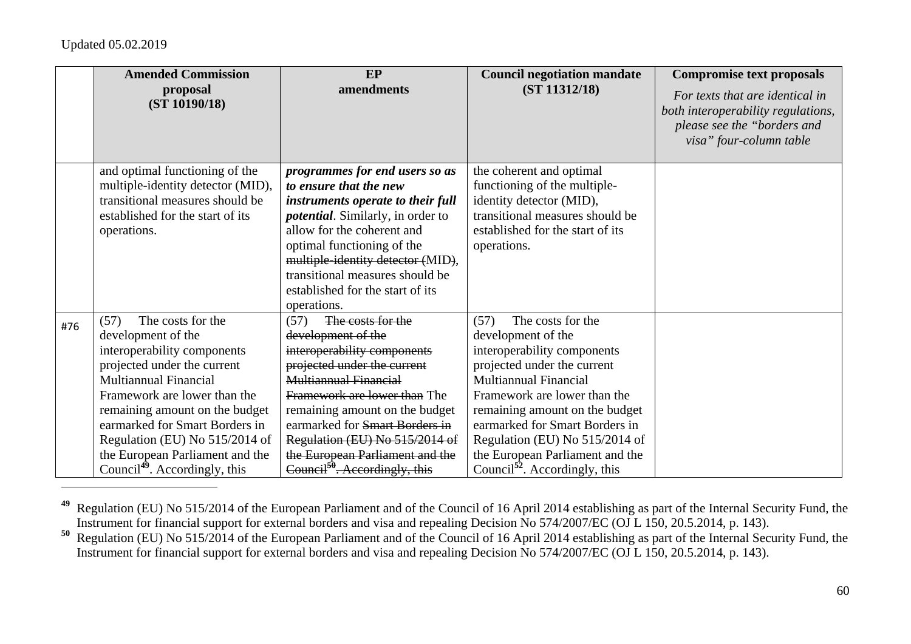Updated 05.02.2019

| | Amended Commission proposal (ST 10190/18) | EP amendments | Council negotiation mandate (ST 11312/18) | Compromise text proposals *For texts that are identical in both interoperability regulations, please see the "borders and visa" four-column table* |
|---|---|---|---|---|
| | and optimal functioning of the multiple-identity detector (MID), transitional measures should be established for the start of its operations. | ***programmes for end users so as to ensure that the new instruments operate to their full potential***. Similarly, in order to allow for the coherent and optimal functioning of the ~~multiple-identity detector (~~MID~~)~~, transitional measures should be established for the start of its operations. | the coherent and optimal functioning of the multiple-identity detector (MID), transitional measures should be established for the start of its operations. | |
| #76 | (57) The costs for the development of the interoperability components projected under the current Multiannual Financial Framework are lower than the remaining amount on the budget earmarked for Smart Borders in Regulation (EU) No 515/2014 of the European Parliament and the Council[49]. Accordingly, this | (57) ~~The costs for the development of the interoperability components projected under the current Multiannual Financial Framework are lower than~~ The remaining amount on the budget earmarked for ~~Smart Borders in Regulation (EU) No 515/2014 of the European Parliament and the Council[50]. Accordingly, this~~ | (57) The costs for the development of the interoperability components projected under the current Multiannual Financial Framework are lower than the remaining amount on the budget earmarked for Smart Borders in Regulation (EU) No 515/2014 of the European Parliament and the Council[52]. Accordingly, this | |

[49] Regulation (EU) No 515/2014 of the European Parliament and of the Council of 16 April 2014 establishing as part of the Internal Security Fund, the Instrument for financial support for external borders and visa and repealing Decision No 574/2007/EC (OJ L 150, 20.5.2014, p. 143).

[50] Regulation (EU) No 515/2014 of the European Parliament and of the Council of 16 April 2014 establishing as part of the Internal Security Fund, the Instrument for financial support for external borders and visa and repealing Decision No 574/2007/EC (OJ L 150, 20.5.2014, p. 143).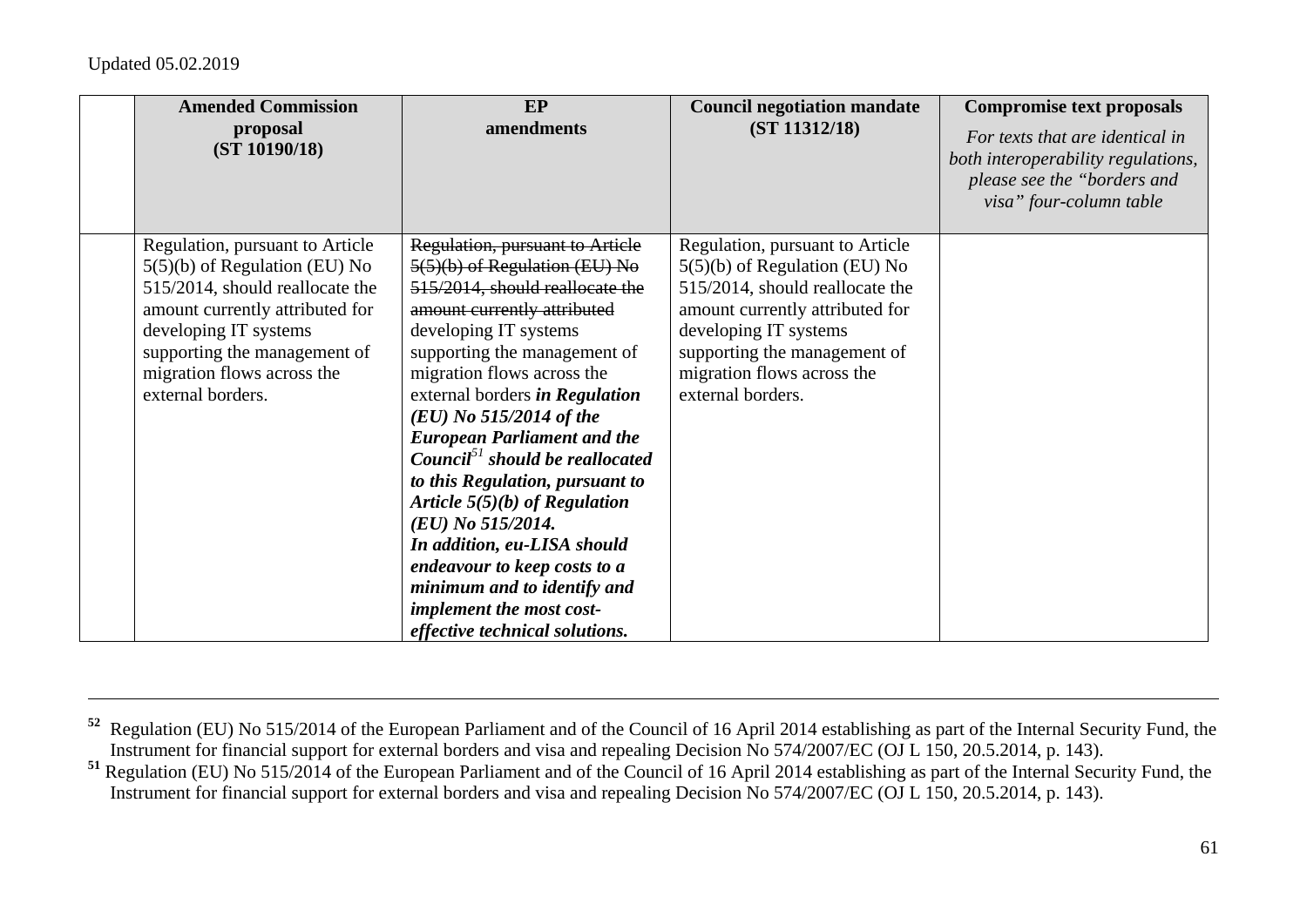Updated 05.02.2019

| | Amended Commission proposal (ST 10190/18) | EP amendments | Council negotiation mandate (ST 11312/18) | Compromise text proposals *For texts that are identical in both interoperability regulations, please see the "borders and visa" four-column table* |
|---|---|---|---|---|
| | Regulation, pursuant to Article 5(5)(b) of Regulation (EU) No 515/2014, should reallocate the amount currently attributed for developing IT systems supporting the management of migration flows across the external borders. | ~~Regulation, pursuant to Article 5(5)(b) of Regulation (EU) No 515/2014, should reallocate the amount currently attributed~~ developing IT systems supporting the management of migration flows across the external borders ***in Regulation (EU) No 515/2014 of the European Parliament and the Council***[51] ***should be reallocated to this Regulation, pursuant to Article 5(5)(b) of Regulation (EU) No 515/2014.*** ***In addition, eu-LISA should endeavour to keep costs to a minimum and to identify and implement the most cost-effective technical solutions.*** | Regulation, pursuant to Article 5(5)(b) of Regulation (EU) No 515/2014, should reallocate the amount currently attributed for developing IT systems supporting the management of migration flows across the external borders. | |

[52] Regulation (EU) No 515/2014 of the European Parliament and of the Council of 16 April 2014 establishing as part of the Internal Security Fund, the Instrument for financial support for external borders and visa and repealing Decision No 574/2007/EC (OJ L 150, 20.5.2014, p. 143).

[51] Regulation (EU) No 515/2014 of the European Parliament and of the Council of 16 April 2014 establishing as part of the Internal Security Fund, the Instrument for financial support for external borders and visa and repealing Decision No 574/2007/EC (OJ L 150, 20.5.2014, p. 143).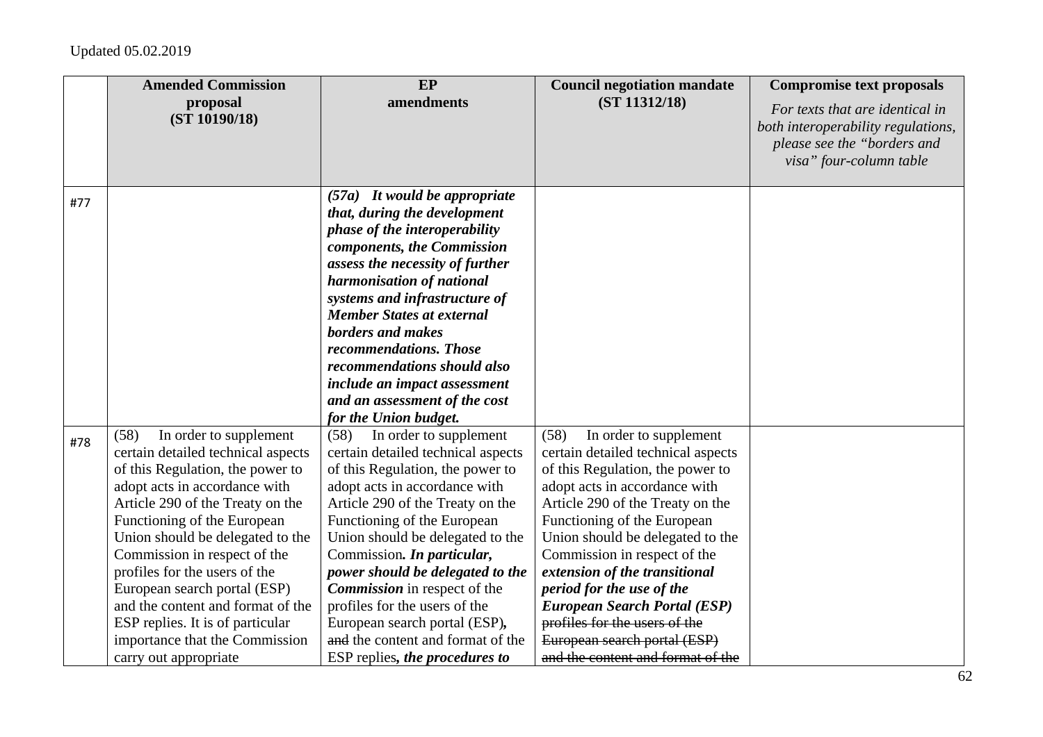Updated 05.02.2019

| | Amended Commission proposal (ST 10190/18) | EP amendments | Council negotiation mandate (ST 11312/18) | Compromise text proposals *For texts that are identical in both interoperability regulations, please see the "borders and visa" four-column table* |
|---|---|---|---|---|
| #77 | | ***(57a) It would be appropriate that, during the development phase of the interoperability components, the Commission assess the necessity of further harmonisation of national systems and infrastructure of Member States at external borders and makes recommendations. Those recommendations should also include an impact assessment and an assessment of the cost for the Union budget.*** | | |
| #78 | (58) In order to supplement certain detailed technical aspects of this Regulation, the power to adopt acts in accordance with Article 290 of the Treaty on the Functioning of the European Union should be delegated to the Commission in respect of the profiles for the users of the European search portal (ESP) and the content and format of the ESP replies. It is of particular importance that the Commission carry out appropriate | (58) In order to supplement certain detailed technical aspects of this Regulation, the power to adopt acts in accordance with Article 290 of the Treaty on the Functioning of the European Union should be delegated to the Commission***. In particular, power should be delegated to the Commission*** in respect of the profiles for the users of the European search portal (ESP)***,*** ~~and~~ the content and format of the ESP replies***, the procedures to*** | (58) In order to supplement certain detailed technical aspects of this Regulation, the power to adopt acts in accordance with Article 290 of the Treaty on the Functioning of the European Union should be delegated to the Commission in respect of the ***extension of the transitional period for the use of the European Search Portal (ESP)*** ~~profiles for the users of the European search portal (ESP) and the content and format of the~~ | |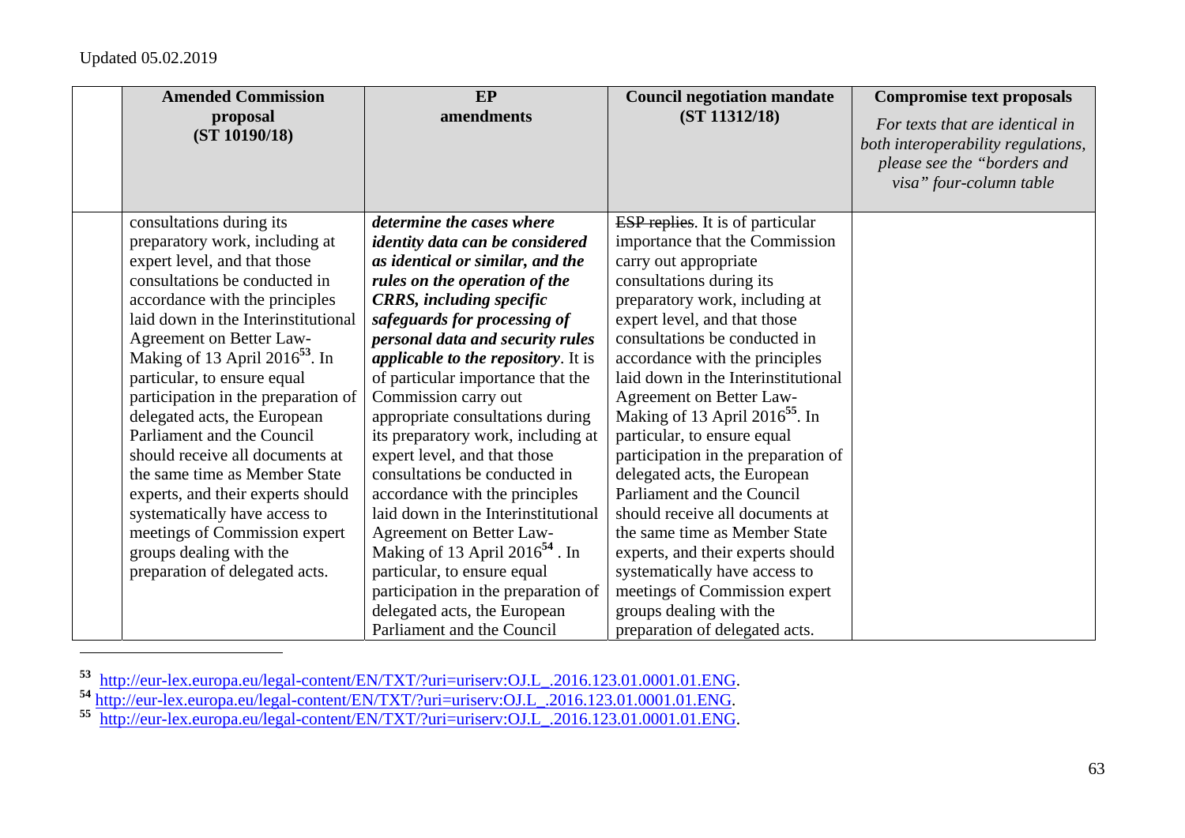Updated 05.02.2019

| | Amended Commission proposal (ST 10190/18) | EP amendments | Council negotiation mandate (ST 11312/18) | Compromise text proposals *For texts that are identical in both interoperability regulations, please see the "borders and visa" four-column table* |
|---|---|---|---|---|
| | consultations during its preparatory work, including at expert level, and that those consultations be conducted in accordance with the principles laid down in the Interinstitutional Agreement on Better Law-Making of 13 April 2016[53]. In particular, to ensure equal participation in the preparation of delegated acts, the European Parliament and the Council should receive all documents at the same time as Member State experts, and their experts should systematically have access to meetings of Commission expert groups dealing with the preparation of delegated acts. | ***determine the cases where identity data can be considered as identical or similar, and the rules on the operation of the CRRS, including specific safeguards for processing of personal data and security rules applicable to the repository***. It is of particular importance that the Commission carry out appropriate consultations during its preparatory work, including at expert level, and that those consultations be conducted in accordance with the principles laid down in the Interinstitutional Agreement on Better Law-Making of 13 April 2016[54] . In particular, to ensure equal participation in the preparation of delegated acts, the European Parliament and the Council | ~~ESP replies~~. It is of particular importance that the Commission carry out appropriate consultations during its preparatory work, including at expert level, and that those consultations be conducted in accordance with the principles laid down in the Interinstitutional Agreement on Better Law-Making of 13 April 2016[55]. In particular, to ensure equal participation in the preparation of delegated acts, the European Parliament and the Council should receive all documents at the same time as Member State experts, and their experts should systematically have access to meetings of Commission expert groups dealing with the preparation of delegated acts. | |

[53] http://eur-lex.europa.eu/legal-content/EN/TXT/?uri=uriserv:OJ.L_.2016.123.01.0001.01.ENG.

[54] http://eur-lex.europa.eu/legal-content/EN/TXT/?uri=uriserv:OJ.L_.2016.123.01.0001.01.ENG.

[55] http://eur-lex.europa.eu/legal-content/EN/TXT/?uri=uriserv:OJ.L_.2016.123.01.0001.01.ENG.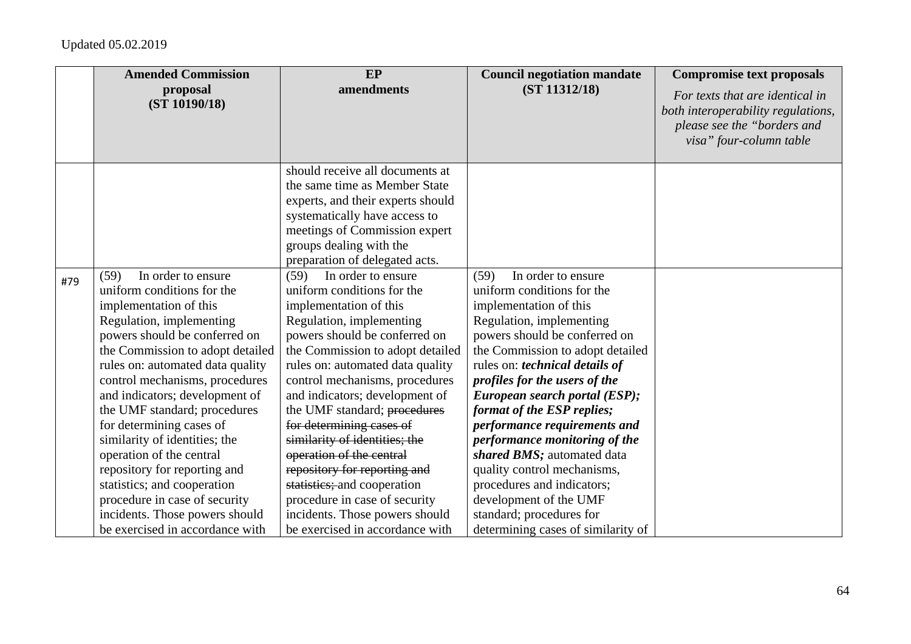Updated 05.02.2019

| | Amended Commission proposal (ST 10190/18) | EP amendments | Council negotiation mandate (ST 11312/18) | Compromise text proposals *For texts that are identical in both interoperability regulations, please see the "borders and visa" four-column table* |
|---|---|---|---|---|
| | | should receive all documents at the same time as Member State experts, and their experts should systematically have access to meetings of Commission expert groups dealing with the preparation of delegated acts. | | |
| #79 | (59) In order to ensure uniform conditions for the implementation of this Regulation, implementing powers should be conferred on the Commission to adopt detailed rules on: automated data quality control mechanisms, procedures and indicators; development of the UMF standard; procedures for determining cases of similarity of identities; the operation of the central repository for reporting and statistics; and cooperation procedure in case of security incidents. Those powers should be exercised in accordance with | (59) In order to ensure uniform conditions for the implementation of this Regulation, implementing powers should be conferred on the Commission to adopt detailed rules on: automated data quality control mechanisms, procedures and indicators; development of the UMF standard; ~~procedures for determining cases of similarity of identities; the operation of the central repository for reporting and statistics;~~ and cooperation procedure in case of security incidents. Those powers should be exercised in accordance with | (59) In order to ensure uniform conditions for the implementation of this Regulation, implementing powers should be conferred on the Commission to adopt detailed rules on: ***technical details of profiles for the users of the European search portal (ESP); format of the ESP replies; performance requirements and performance monitoring of the shared BMS;*** automated data quality control mechanisms, procedures and indicators; development of the UMF standard; procedures for determining cases of similarity of | |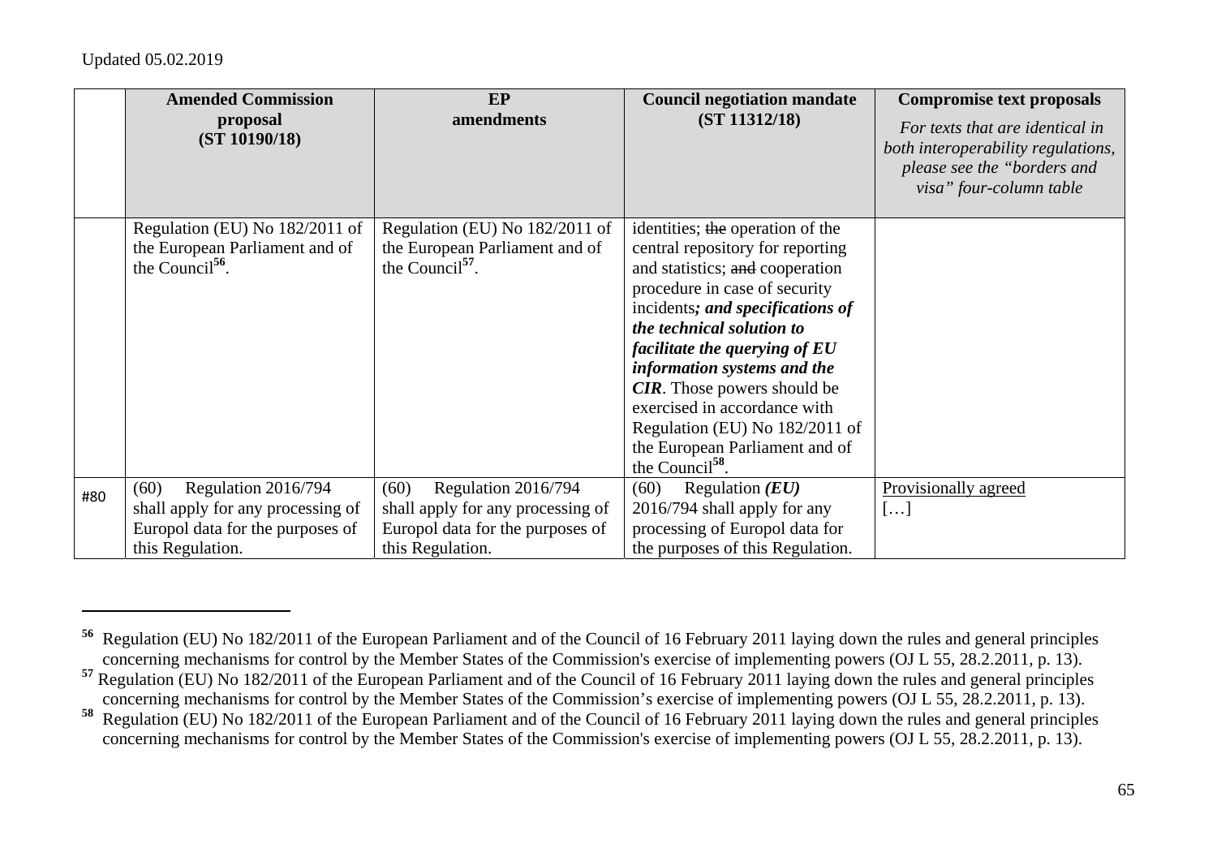Updated 05.02.2019

| | Amended Commission proposal (ST 10190/18) | EP amendments | Council negotiation mandate (ST 11312/18) | Compromise text proposals *For texts that are identical in both interoperability regulations, please see the "borders and visa" four-column table* |
|---|---|---|---|---|
| | Regulation (EU) No 182/2011 of the European Parliament and of the Council[56]. | Regulation (EU) No 182/2011 of the European Parliament and of the Council[57]. | identities; ~~the~~ operation of the central repository for reporting and statistics; ~~and~~ cooperation procedure in case of security incidents***; and specifications of the technical solution to facilitate the querying of EU information systems and the CIR***. Those powers should be exercised in accordance with Regulation (EU) No 182/2011 of the European Parliament and of the Council[58]. | |
| #80 | (60) Regulation 2016/794 shall apply for any processing of Europol data for the purposes of this Regulation. | (60) Regulation 2016/794 shall apply for any processing of Europol data for the purposes of this Regulation. | (60) Regulation ***(EU)*** 2016/794 shall apply for any processing of Europol data for the purposes of this Regulation. | <u>Provisionally agreed</u> […] |

[56] Regulation (EU) No 182/2011 of the European Parliament and of the Council of 16 February 2011 laying down the rules and general principles concerning mechanisms for control by the Member States of the Commission's exercise of implementing powers (OJ L 55, 28.2.2011, p. 13).

[57] Regulation (EU) No 182/2011 of the European Parliament and of the Council of 16 February 2011 laying down the rules and general principles concerning mechanisms for control by the Member States of the Commission's exercise of implementing powers (OJ L 55, 28.2.2011, p. 13).

[58] Regulation (EU) No 182/2011 of the European Parliament and of the Council of 16 February 2011 laying down the rules and general principles concerning mechanisms for control by the Member States of the Commission's exercise of implementing powers (OJ L 55, 28.2.2011, p. 13).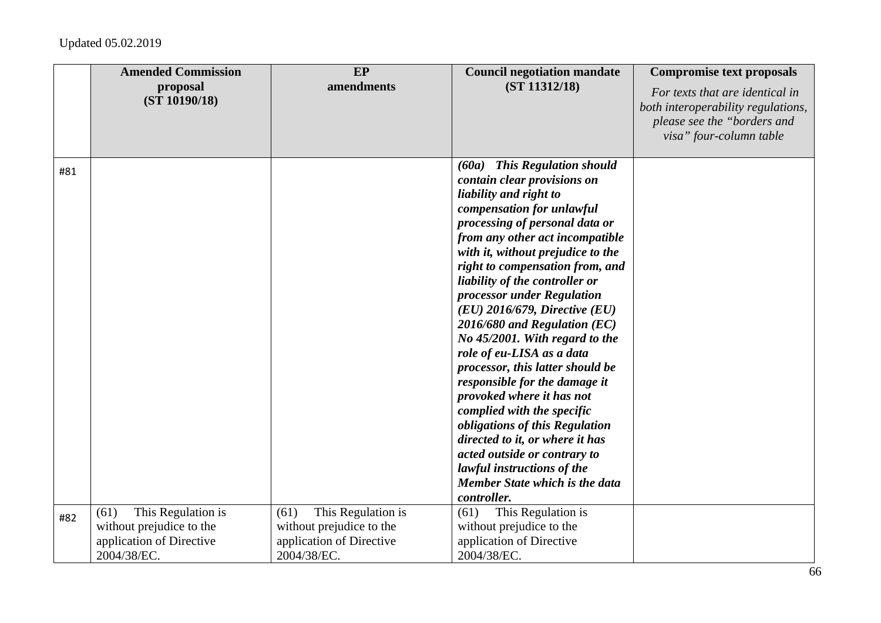| | Amended Commission proposal (ST 10190/18) | EP amendments | Council negotiation mandate (ST 11312/18) | Compromise text proposals *For texts that are identical in both interoperability regulations, please see the "borders and visa" four-column table* |
|---|---|---|---|---|
| #81 | | | ***(60a) This Regulation should contain clear provisions on liability and right to compensation for unlawful processing of personal data or from any other act incompatible with it, without prejudice to the right to compensation from, and liability of the controller or processor under Regulation (EU) 2016/679, Directive (EU) 2016/680 and Regulation (EC) No 45/2001. With regard to the role of eu-LISA as a data processor, this latter should be responsible for the damage it provoked where it has not complied with the specific obligations of this Regulation directed to it, or where it has acted outside or contrary to lawful instructions of the Member State which is the data controller.*** | |
| #82 | (61) This Regulation is without prejudice to the application of Directive 2004/38/EC. | (61) This Regulation is without prejudice to the application of Directive 2004/38/EC. | (61) This Regulation is without prejudice to the application of Directive 2004/38/EC. | |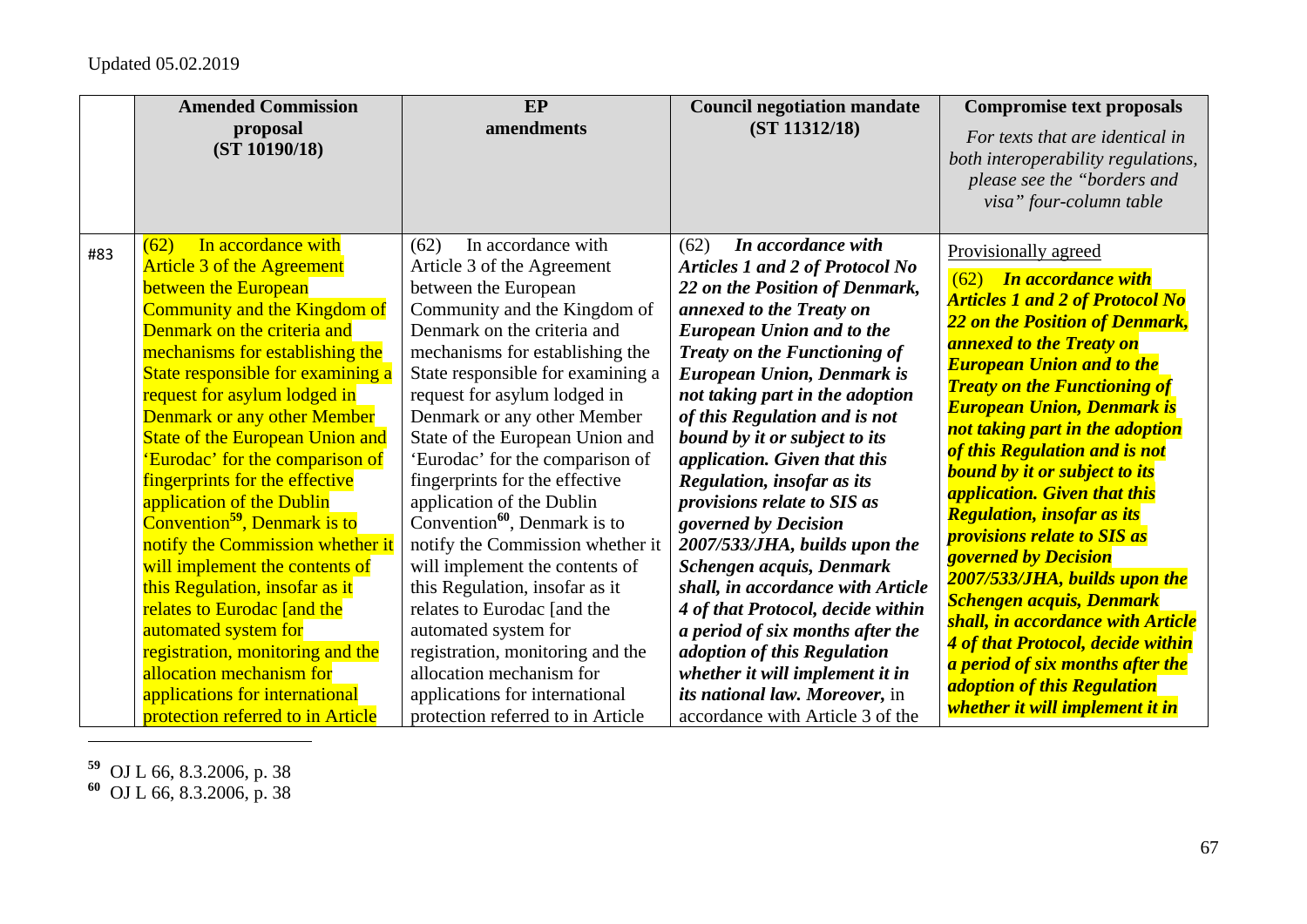Updated 05.02.2019

| | Amended Commission proposal (ST 10190/18) | EP amendments | Council negotiation mandate (ST 11312/18) | Compromise text proposals *For texts that are identical in both interoperability regulations, please see the "borders and visa" four-column table* |
|---|---|---|---|---|
| #83 | (62) In accordance with Article 3 of the Agreement between the European Community and the Kingdom of Denmark on the criteria and mechanisms for establishing the State responsible for examining a request for asylum lodged in Denmark or any other Member State of the European Union and 'Eurodac' for the comparison of fingerprints for the effective application of the Dublin Convention[59], Denmark is to notify the Commission whether it will implement the contents of this Regulation, insofar as it relates to Eurodac [and the automated system for registration, monitoring and the allocation mechanism for applications for international protection referred to in Article | (62) In accordance with Article 3 of the Agreement between the European Community and the Kingdom of Denmark on the criteria and mechanisms for establishing the State responsible for examining a request for asylum lodged in Denmark or any other Member State of the European Union and 'Eurodac' for the comparison of fingerprints for the effective application of the Dublin Convention[60], Denmark is to notify the Commission whether it will implement the contents of this Regulation, insofar as it relates to Eurodac [and the automated system for registration, monitoring and the allocation mechanism for applications for international protection referred to in Article | (62) ***In accordance with Articles 1 and 2 of Protocol No 22 on the Position of Denmark, annexed to the Treaty on European Union and to the Treaty on the Functioning of European Union, Denmark is not taking part in the adoption of this Regulation and is not bound by it or subject to its application. Given that this Regulation, insofar as its provisions relate to SIS as governed by Decision 2007/533/JHA, builds upon the Schengen acquis, Denmark shall, in accordance with Article 4 of that Protocol, decide within a period of six months after the adoption of this Regulation whether it will implement it in its national law. Moreover,*** in accordance with Article 3 of the | Provisionally agreed<br>(62) ***In accordance with Articles 1 and 2 of Protocol No 22 on the Position of Denmark, annexed to the Treaty on European Union and to the Treaty on the Functioning of European Union, Denmark is not taking part in the adoption of this Regulation and is not bound by it or subject to its application. Given that this Regulation, insofar as its provisions relate to SIS as governed by Decision 2007/533/JHA, builds upon the Schengen acquis, Denmark shall, in accordance with Article 4 of that Protocol, decide within a period of six months after the adoption of this Regulation whether it will implement it in*** |

[59] OJ L 66, 8.3.2006, p. 38

[60] OJ L 66, 8.3.2006, p. 38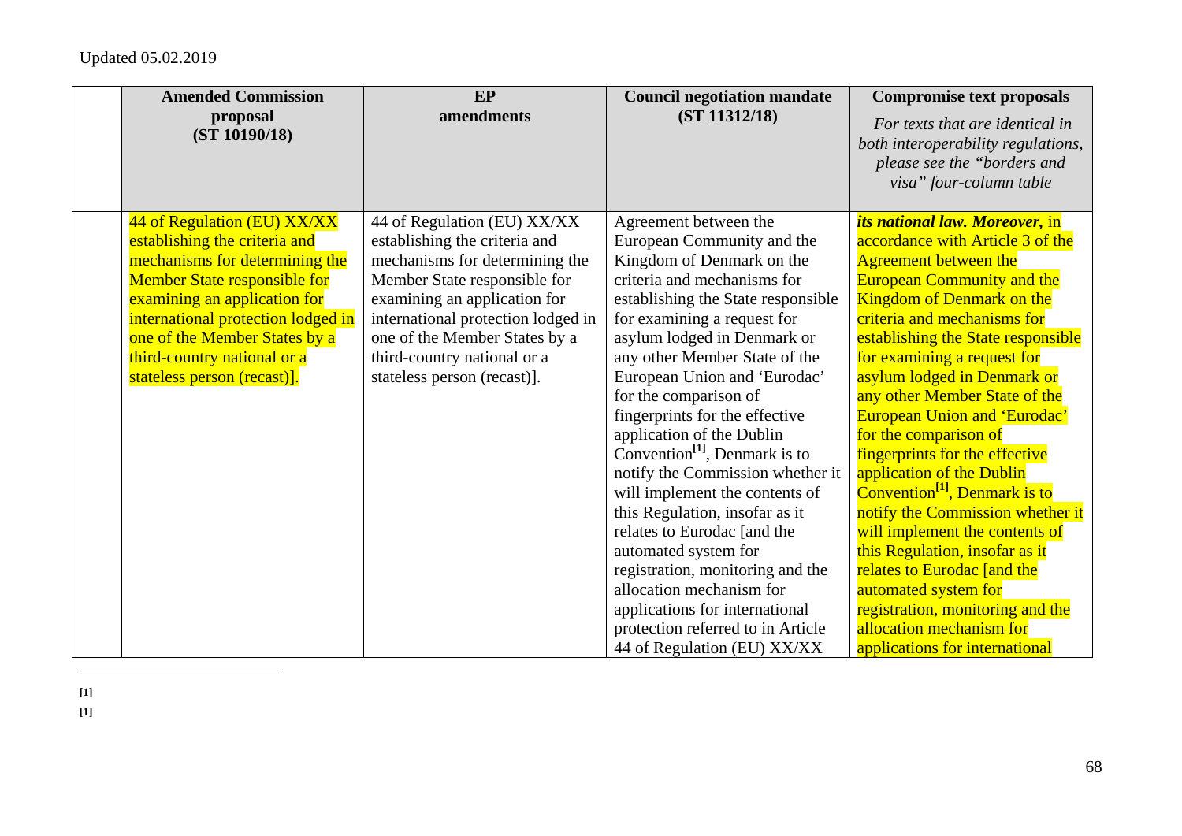Updated 05.02.2019

| | Amended Commission proposal (ST 10190/18) | EP amendments | Council negotiation mandate (ST 11312/18) | Compromise text proposals *For texts that are identical in both interoperability regulations, please see the "borders and visa" four-column table* |
|---|---|---|---|---|
| | 44 of Regulation (EU) XX/XX establishing the criteria and mechanisms for determining the Member State responsible for examining an application for international protection lodged in one of the Member States by a third-country national or a stateless person (recast)]. | 44 of Regulation (EU) XX/XX establishing the criteria and mechanisms for determining the Member State responsible for examining an application for international protection lodged in one of the Member States by a third-country national or a stateless person (recast)]. | Agreement between the European Community and the Kingdom of Denmark on the criteria and mechanisms for establishing the State responsible for examining a request for asylum lodged in Denmark or any other Member State of the European Union and 'Eurodac' for the comparison of fingerprints for the effective application of the Dublin Convention[1], Denmark is to notify the Commission whether it will implement the contents of this Regulation, insofar as it relates to Eurodac [and the automated system for registration, monitoring and the allocation mechanism for applications for international protection referred to in Article 44 of Regulation (EU) XX/XX | ***its national law. Moreover,*** in accordance with Article 3 of the Agreement between the European Community and the Kingdom of Denmark on the criteria and mechanisms for establishing the State responsible for examining a request for asylum lodged in Denmark or any other Member State of the European Union and 'Eurodac' for the comparison of fingerprints for the effective application of the Dublin Convention[1], Denmark is to notify the Commission whether it will implement the contents of this Regulation, insofar as it relates to Eurodac [and the automated system for registration, monitoring and the allocation mechanism for applications for international |

[1]

[1]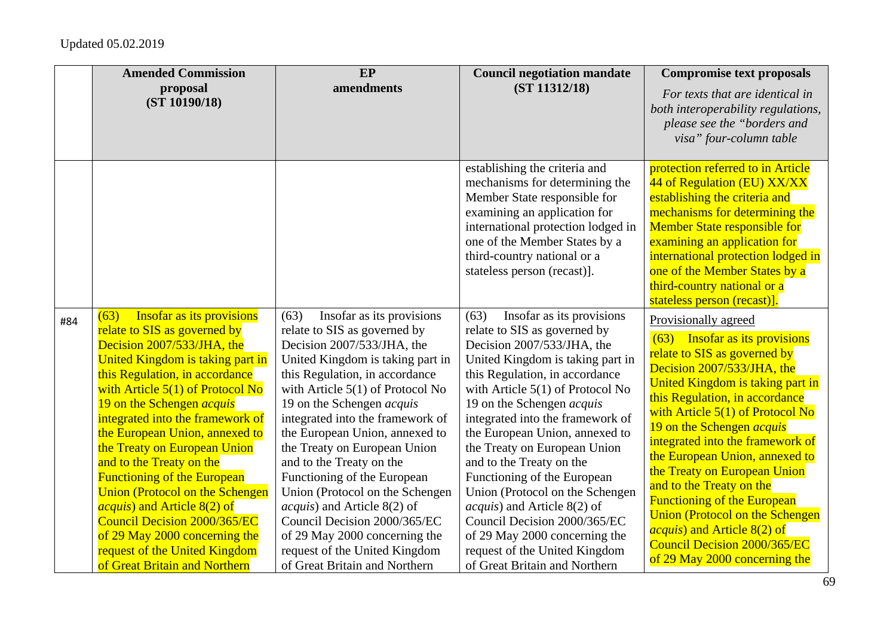Updated 05.02.2019

| | Amended Commission proposal (ST 10190/18) | EP amendments | Council negotiation mandate (ST 11312/18) | Compromise text proposals *For texts that are identical in both interoperability regulations, please see the "borders and visa" four-column table* |
|---|---|---|---|---|
| | | | establishing the criteria and mechanisms for determining the Member State responsible for examining an application for international protection lodged in one of the Member States by a third-country national or a stateless person (recast)]. | protection referred to in Article 44 of Regulation (EU) XX/XX establishing the criteria and mechanisms for determining the Member State responsible for examining an application for international protection lodged in one of the Member States by a third-country national or a stateless person (recast)]. |
| #84 | (63) Insofar as its provisions relate to SIS as governed by Decision 2007/533/JHA, the United Kingdom is taking part in this Regulation, in accordance with Article 5(1) of Protocol No 19 on the Schengen *acquis* integrated into the framework of the European Union, annexed to the Treaty on European Union and to the Treaty on the Functioning of the European Union (Protocol on the Schengen *acquis*) and Article 8(2) of Council Decision 2000/365/EC of 29 May 2000 concerning the request of the United Kingdom of Great Britain and Northern | (63) Insofar as its provisions relate to SIS as governed by Decision 2007/533/JHA, the United Kingdom is taking part in this Regulation, in accordance with Article 5(1) of Protocol No 19 on the Schengen *acquis* integrated into the framework of the European Union, annexed to the Treaty on European Union and to the Treaty on the Functioning of the European Union (Protocol on the Schengen *acquis*) and Article 8(2) of Council Decision 2000/365/EC of 29 May 2000 concerning the request of the United Kingdom of Great Britain and Northern | (63) Insofar as its provisions relate to SIS as governed by Decision 2007/533/JHA, the United Kingdom is taking part in this Regulation, in accordance with Article 5(1) of Protocol No 19 on the Schengen *acquis* integrated into the framework of the European Union, annexed to the Treaty on European Union and to the Treaty on the Functioning of the European Union (Protocol on the Schengen *acquis*) and Article 8(2) of Council Decision 2000/365/EC of 29 May 2000 concerning the request of the United Kingdom of Great Britain and Northern | Provisionally agreed<br>(63) Insofar as its provisions relate to SIS as governed by Decision 2007/533/JHA, the United Kingdom is taking part in this Regulation, in accordance with Article 5(1) of Protocol No 19 on the Schengen *acquis* integrated into the framework of the European Union, annexed to the Treaty on European Union and to the Treaty on the Functioning of the European Union (Protocol on the Schengen *acquis*) and Article 8(2) of Council Decision 2000/365/EC of 29 May 2000 concerning the |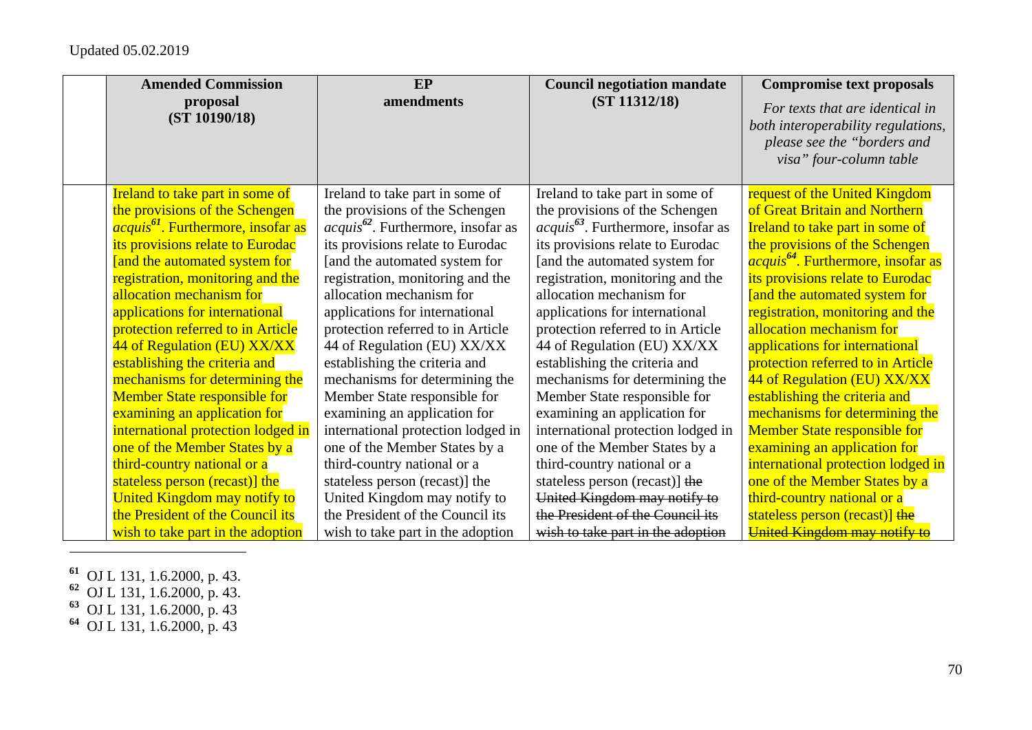Updated 05.02.2019

| | Amended Commission proposal (ST 10190/18) | EP amendments | Council negotiation mandate (ST 11312/18) | Compromise text proposals *For texts that are identical in both interoperability regulations, please see the "borders and visa" four-column table* |
|---|---|---|---|---|
| | Ireland to take part in some of the provisions of the Schengen *acquis*[61]. Furthermore, insofar as its provisions relate to Eurodac [and the automated system for registration, monitoring and the allocation mechanism for applications for international protection referred to in Article 44 of Regulation (EU) XX/XX establishing the criteria and mechanisms for determining the Member State responsible for examining an application for international protection lodged in one of the Member States by a third-country national or a stateless person (recast)] the United Kingdom may notify to the President of the Council its wish to take part in the adoption | Ireland to take part in some of the provisions of the Schengen *acquis*[62]. Furthermore, insofar as its provisions relate to Eurodac [and the automated system for registration, monitoring and the allocation mechanism for applications for international protection referred to in Article 44 of Regulation (EU) XX/XX establishing the criteria and mechanisms for determining the Member State responsible for examining an application for international protection lodged in one of the Member States by a third-country national or a stateless person (recast)] the United Kingdom may notify to the President of the Council its wish to take part in the adoption | Ireland to take part in some of the provisions of the Schengen *acquis*[63]. Furthermore, insofar as its provisions relate to Eurodac [and the automated system for registration, monitoring and the allocation mechanism for applications for international protection referred to in Article 44 of Regulation (EU) XX/XX establishing the criteria and mechanisms for determining the Member State responsible for examining an application for international protection lodged in one of the Member States by a third-country national or a stateless person (recast)] ~~the United Kingdom may notify to the President of the Council its wish to take part in the adoption~~ | request of the United Kingdom of Great Britain and Northern Ireland to take part in some of the provisions of the Schengen *acquis*[64]. Furthermore, insofar as its provisions relate to Eurodac [and the automated system for registration, monitoring and the allocation mechanism for applications for international protection referred to in Article 44 of Regulation (EU) XX/XX establishing the criteria and mechanisms for determining the Member State responsible for examining an application for international protection lodged in one of the Member States by a third-country national or a stateless person (recast)] ~~the United Kingdom may notify to~~ |

[61] OJ L 131, 1.6.2000, p. 43.
[62] OJ L 131, 1.6.2000, p. 43.
[63] OJ L 131, 1.6.2000, p. 43
[64] OJ L 131, 1.6.2000, p. 43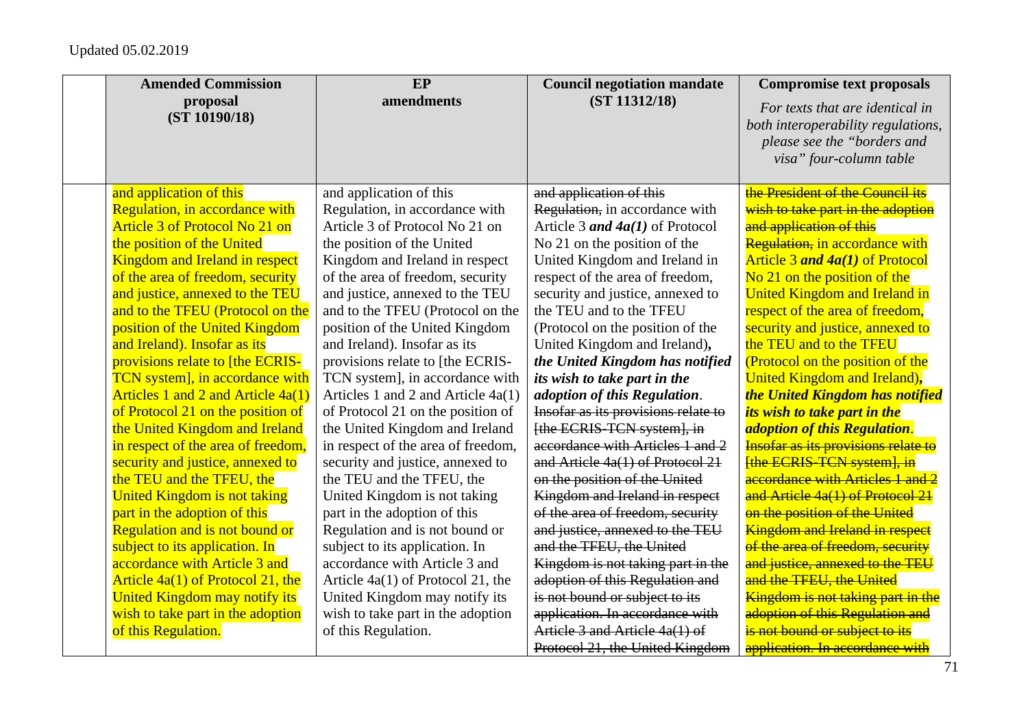Updated 05.02.2019

| | Amended Commission proposal (ST 10190/18) | EP amendments | Council negotiation mandate (ST 11312/18) | Compromise text proposals *For texts that are identical in both interoperability regulations, please see the "borders and visa" four-column table* |
|---|---|---|---|---|
| | and application of this Regulation, in accordance with Article 3 of Protocol No 21 on the position of the United Kingdom and Ireland in respect of the area of freedom, security and justice, annexed to the TEU and to the TFEU (Protocol on the position of the United Kingdom and Ireland). Insofar as its provisions relate to [the ECRIS-TCN system], in accordance with Articles 1 and 2 and Article 4a(1) of Protocol 21 on the position of the United Kingdom and Ireland in respect of the area of freedom, security and justice, annexed to the TEU and the TFEU, the United Kingdom is not taking part in the adoption of this Regulation and is not bound or subject to its application. In accordance with Article 3 and Article 4a(1) of Protocol 21, the United Kingdom may notify its wish to take part in the adoption of this Regulation. | and application of this Regulation, in accordance with Article 3 of Protocol No 21 on the position of the United Kingdom and Ireland in respect of the area of freedom, security and justice, annexed to the TEU and to the TFEU (Protocol on the position of the United Kingdom and Ireland). Insofar as its provisions relate to [the ECRIS-TCN system], in accordance with Articles 1 and 2 and Article 4a(1) of Protocol 21 on the position of the United Kingdom and Ireland in respect of the area of freedom, security and justice, annexed to the TEU and the TFEU, the United Kingdom is not taking part in the adoption of this Regulation and is not bound or subject to its application. In accordance with Article 3 and Article 4a(1) of Protocol 21, the United Kingdom may notify its wish to take part in the adoption of this Regulation. | ~~and application of this Regulation,~~ in accordance with Article 3 ***and 4a(1)*** of Protocol No 21 on the position of the United Kingdom and Ireland in respect of the area of freedom, security and justice, annexed to the TEU and to the TFEU (Protocol on the position of the United Kingdom and Ireland)**,** ***the United Kingdom has notified its wish to take part in the adoption of this Regulation***. ~~Insofar as its provisions relate to [the ECRIS-TCN system], in accordance with Articles 1 and 2 and Article 4a(1) of Protocol 21 on the position of the United Kingdom and Ireland in respect of the area of freedom, security and justice, annexed to the TEU and the TFEU, the United Kingdom is not taking part in the adoption of this Regulation and is not bound or subject to its application. In accordance with Article 3 and Article 4a(1) of Protocol 21, the United Kingdom~~ | ~~the President of the Council its wish to take part in the adoption and application of this Regulation,~~ in accordance with Article 3 ***and 4a(1)*** of Protocol No 21 on the position of the United Kingdom and Ireland in respect of the area of freedom, security and justice, annexed to the TEU and to the TFEU (Protocol on the position of the United Kingdom and Ireland)**,** ***the United Kingdom has notified its wish to take part in the adoption of this Regulation***. ~~Insofar as its provisions relate to [the ECRIS-TCN system], in accordance with Articles 1 and 2 and Article 4a(1) of Protocol 21 on the position of the United Kingdom and Ireland in respect of the area of freedom, security and justice, annexed to the TEU and the TFEU, the United Kingdom is not taking part in the adoption of this Regulation and is not bound or subject to its application. In accordance with~~ |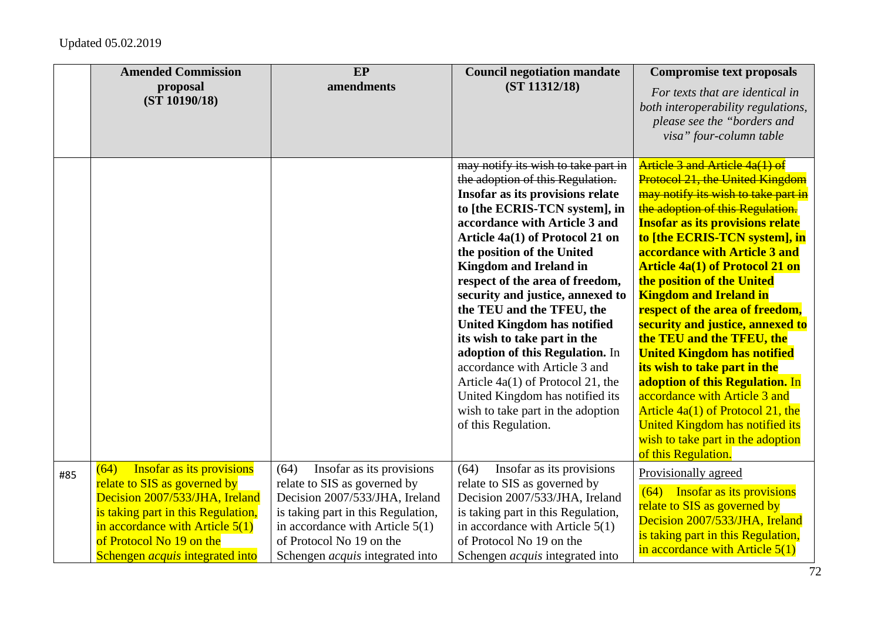Updated 05.02.2019

| | Amended Commission proposal (ST 10190/18) | EP amendments | Council negotiation mandate (ST 11312/18) | Compromise text proposals *For texts that are identical in both interoperability regulations, please see the "borders and visa" four-column table* |
|---|---|---|---|---|
| | | | ~~may notify its wish to take part in the adoption of this Regulation.~~ **Insofar as its provisions relate to [the ECRIS-TCN system], in accordance with Article 3 and Article 4a(1) of Protocol 21 on the position of the United Kingdom and Ireland in respect of the area of freedom, security and justice, annexed to the TEU and the TFEU, the United Kingdom has notified its wish to take part in the adoption of this Regulation.** In accordance with Article 3 and Article 4a(1) of Protocol 21, the United Kingdom has notified its wish to take part in the adoption of this Regulation. | ~~Article 3 and Article 4a(1) of Protocol 21, the United Kingdom may notify its wish to take part in the adoption of this Regulation.~~ **Insofar as its provisions relate to [the ECRIS-TCN system], in accordance with Article 3 and Article 4a(1) of Protocol 21 on the position of the United Kingdom and Ireland in respect of the area of freedom, security and justice, annexed to the TEU and the TFEU, the United Kingdom has notified its wish to take part in the adoption of this Regulation.** In accordance with Article 3 and Article 4a(1) of Protocol 21, the United Kingdom has notified its wish to take part in the adoption of this Regulation. |
| #85 | (64) Insofar as its provisions relate to SIS as governed by Decision 2007/533/JHA, Ireland is taking part in this Regulation, in accordance with Article 5(1) of Protocol No 19 on the Schengen *acquis* integrated into | (64) Insofar as its provisions relate to SIS as governed by Decision 2007/533/JHA, Ireland is taking part in this Regulation, in accordance with Article 5(1) of Protocol No 19 on the Schengen *acquis* integrated into | (64) Insofar as its provisions relate to SIS as governed by Decision 2007/533/JHA, Ireland is taking part in this Regulation, in accordance with Article 5(1) of Protocol No 19 on the Schengen *acquis* integrated into | Provisionally agreed<br><br>(64) Insofar as its provisions relate to SIS as governed by Decision 2007/533/JHA, Ireland is taking part in this Regulation, in accordance with Article 5(1) |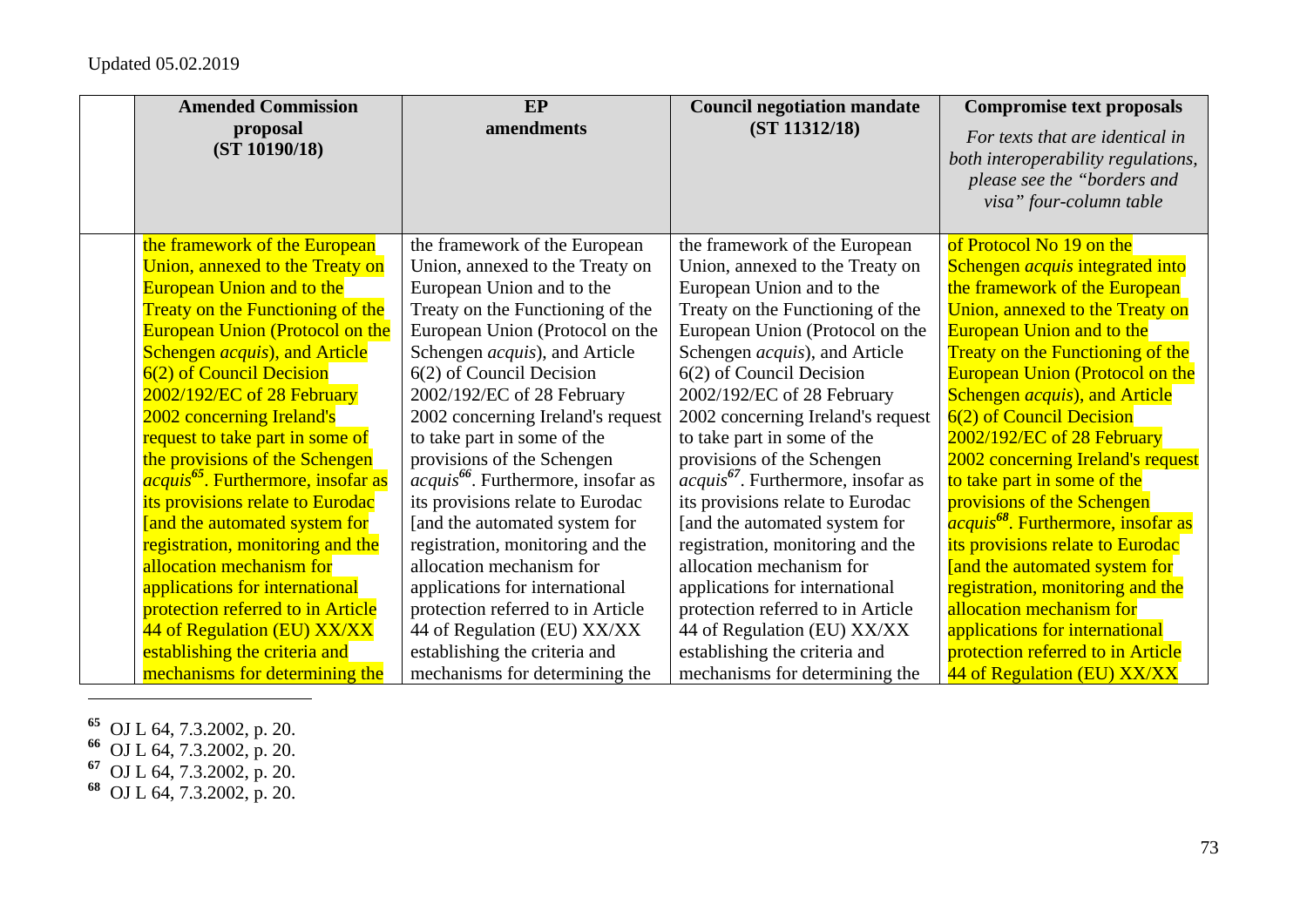Updated 05.02.2019

| | Amended Commission proposal (ST 10190/18) | EP amendments | Council negotiation mandate (ST 11312/18) | Compromise text proposals *For texts that are identical in both interoperability regulations, please see the "borders and visa" four-column table* |
|---|---|---|---|---|
| | the framework of the European Union, annexed to the Treaty on European Union and to the Treaty on the Functioning of the European Union (Protocol on the Schengen *acquis*), and Article 6(2) of Council Decision 2002/192/EC of 28 February 2002 concerning Ireland's request to take part in some of the provisions of the Schengen *acquis*[65]. Furthermore, insofar as its provisions relate to Eurodac [and the automated system for registration, monitoring and the allocation mechanism for applications for international protection referred to in Article 44 of Regulation (EU) XX/XX establishing the criteria and mechanisms for determining the | the framework of the European Union, annexed to the Treaty on European Union and to the Treaty on the Functioning of the European Union (Protocol on the Schengen *acquis*), and Article 6(2) of Council Decision 2002/192/EC of 28 February 2002 concerning Ireland's request to take part in some of the provisions of the Schengen *acquis*[66]. Furthermore, insofar as its provisions relate to Eurodac [and the automated system for registration, monitoring and the allocation mechanism for applications for international protection referred to in Article 44 of Regulation (EU) XX/XX establishing the criteria and mechanisms for determining the | the framework of the European Union, annexed to the Treaty on European Union and to the Treaty on the Functioning of the European Union (Protocol on the Schengen *acquis*), and Article 6(2) of Council Decision 2002/192/EC of 28 February 2002 concerning Ireland's request to take part in some of the provisions of the Schengen *acquis*[67]. Furthermore, insofar as its provisions relate to Eurodac [and the automated system for registration, monitoring and the allocation mechanism for applications for international protection referred to in Article 44 of Regulation (EU) XX/XX establishing the criteria and mechanisms for determining the | of Protocol No 19 on the Schengen *acquis* integrated into the framework of the European Union, annexed to the Treaty on European Union and to the Treaty on the Functioning of the European Union (Protocol on the Schengen *acquis*), and Article 6(2) of Council Decision 2002/192/EC of 28 February 2002 concerning Ireland's request to take part in some of the provisions of the Schengen *acquis*[68]. Furthermore, insofar as its provisions relate to Eurodac [and the automated system for registration, monitoring and the allocation mechanism for applications for international protection referred to in Article 44 of Regulation (EU) XX/XX |

[65] OJ L 64, 7.3.2002, p. 20.
[66] OJ L 64, 7.3.2002, p. 20.
[67] OJ L 64, 7.3.2002, p. 20.
[68] OJ L 64, 7.3.2002, p. 20.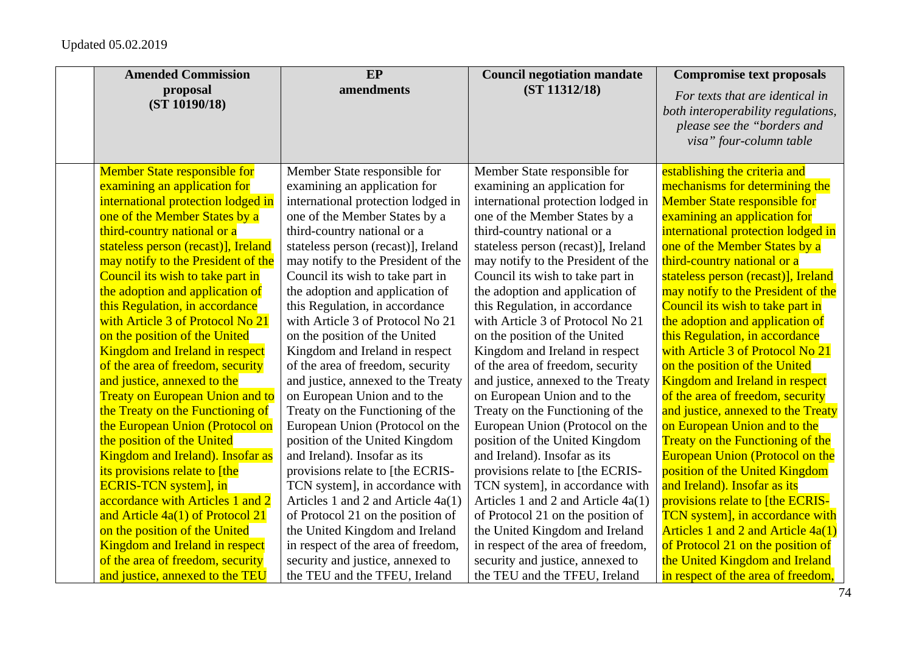Updated 05.02.2019

| | Amended Commission proposal (ST 10190/18) | EP amendments | Council negotiation mandate (ST 11312/18) | Compromise text proposals *For texts that are identical in both interoperability regulations, please see the "borders and visa" four-column table* |
|---|---|---|---|---|
| | Member State responsible for examining an application for international protection lodged in one of the Member States by a third-country national or a stateless person (recast)], Ireland may notify to the President of the Council its wish to take part in the adoption and application of this Regulation, in accordance with Article 3 of Protocol No 21 on the position of the United Kingdom and Ireland in respect of the area of freedom, security and justice, annexed to the Treaty on European Union and to the Treaty on the Functioning of the European Union (Protocol on the position of the United Kingdom and Ireland). Insofar as its provisions relate to [the ECRIS-TCN system], in accordance with Articles 1 and 2 and Article 4a(1) of Protocol 21 on the position of the United Kingdom and Ireland in respect of the area of freedom, security and justice, annexed to the TEU | Member State responsible for examining an application for international protection lodged in one of the Member States by a third-country national or a stateless person (recast)], Ireland may notify to the President of the Council its wish to take part in the adoption and application of this Regulation, in accordance with Article 3 of Protocol No 21 on the position of the United Kingdom and Ireland in respect of the area of freedom, security and justice, annexed to the Treaty on European Union and to the Treaty on the Functioning of the European Union (Protocol on the position of the United Kingdom and Ireland). Insofar as its provisions relate to [the ECRIS-TCN system], in accordance with Articles 1 and 2 and Article 4a(1) of Protocol 21 on the position of the United Kingdom and Ireland in respect of the area of freedom, security and justice, annexed to the TEU and the TFEU, Ireland | Member State responsible for examining an application for international protection lodged in one of the Member States by a third-country national or a stateless person (recast)], Ireland may notify to the President of the Council its wish to take part in the adoption and application of this Regulation, in accordance with Article 3 of Protocol No 21 on the position of the United Kingdom and Ireland in respect of the area of freedom, security and justice, annexed to the Treaty on European Union and to the Treaty on the Functioning of the European Union (Protocol on the position of the United Kingdom and Ireland). Insofar as its provisions relate to [the ECRIS-TCN system], in accordance with Articles 1 and 2 and Article 4a(1) of Protocol 21 on the position of the United Kingdom and Ireland in respect of the area of freedom, security and justice, annexed to the TEU and the TFEU, Ireland | establishing the criteria and mechanisms for determining the Member State responsible for examining an application for international protection lodged in one of the Member States by a third-country national or a stateless person (recast)], Ireland may notify to the President of the Council its wish to take part in the adoption and application of this Regulation, in accordance with Article 3 of Protocol No 21 on the position of the United Kingdom and Ireland in respect of the area of freedom, security and justice, annexed to the Treaty on European Union and to the Treaty on the Functioning of the European Union (Protocol on the position of the United Kingdom and Ireland). Insofar as its provisions relate to [the ECRIS-TCN system], in accordance with Articles 1 and 2 and Article 4a(1) of Protocol 21 on the position of the United Kingdom and Ireland in respect of the area of freedom, |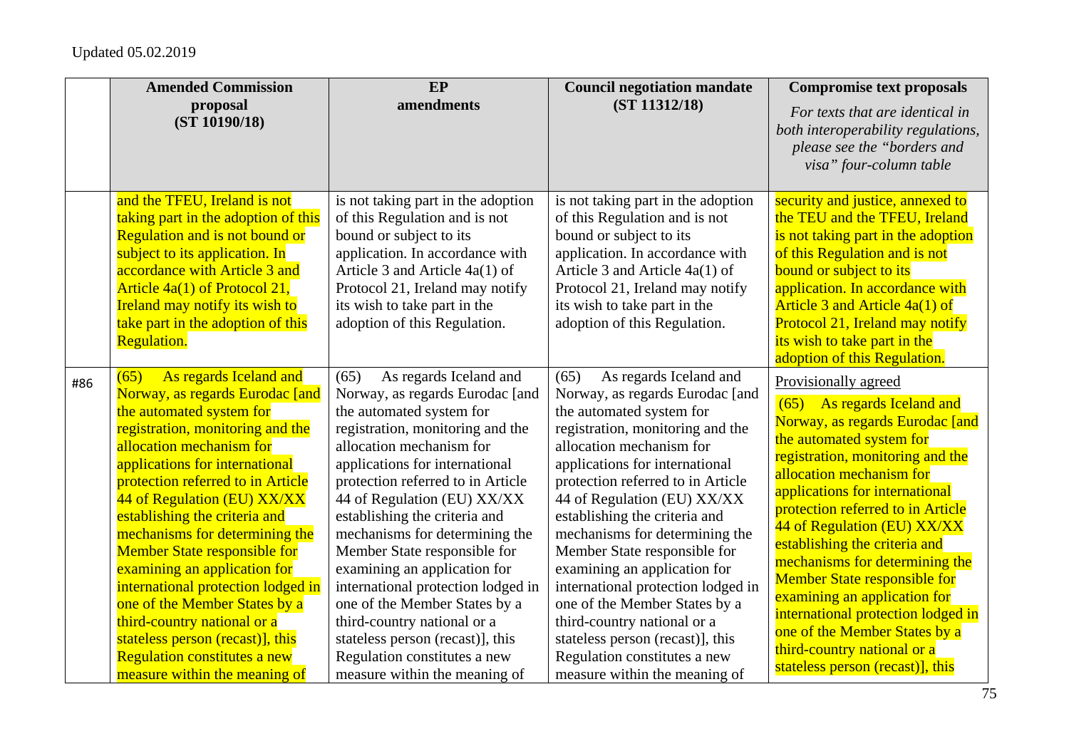Updated 05.02.2019

| | Amended Commission proposal (ST 10190/18) | EP amendments | Council negotiation mandate (ST 11312/18) | Compromise text proposals *For texts that are identical in both interoperability regulations, please see the "borders and visa" four-column table* |
|---|---|---|---|---|
| | and the TFEU, Ireland is not taking part in the adoption of this Regulation and is not bound or subject to its application. In accordance with Article 3 and Article 4a(1) of Protocol 21, Ireland may notify its wish to take part in the adoption of this Regulation. | is not taking part in the adoption of this Regulation and is not bound or subject to its application. In accordance with Article 3 and Article 4a(1) of Protocol 21, Ireland may notify its wish to take part in the adoption of this Regulation. | is not taking part in the adoption of this Regulation and is not bound or subject to its application. In accordance with Article 3 and Article 4a(1) of Protocol 21, Ireland may notify its wish to take part in the adoption of this Regulation. | security and justice, annexed to the TEU and the TFEU, Ireland is not taking part in the adoption of this Regulation and is not bound or subject to its application. In accordance with Article 3 and Article 4a(1) of Protocol 21, Ireland may notify its wish to take part in the adoption of this Regulation. |
| #86 | (65) As regards Iceland and Norway, as regards Eurodac [and the automated system for registration, monitoring and the allocation mechanism for applications for international protection referred to in Article 44 of Regulation (EU) XX/XX establishing the criteria and mechanisms for determining the Member State responsible for examining an application for international protection lodged in one of the Member States by a third-country national or a stateless person (recast)], this Regulation constitutes a new measure within the meaning of | (65) As regards Iceland and Norway, as regards Eurodac [and the automated system for registration, monitoring and the allocation mechanism for applications for international protection referred to in Article 44 of Regulation (EU) XX/XX establishing the criteria and mechanisms for determining the Member State responsible for examining an application for international protection lodged in one of the Member States by a third-country national or a stateless person (recast)], this Regulation constitutes a new measure within the meaning of | (65) As regards Iceland and Norway, as regards Eurodac [and the automated system for registration, monitoring and the allocation mechanism for applications for international protection referred to in Article 44 of Regulation (EU) XX/XX establishing the criteria and mechanisms for determining the Member State responsible for examining an application for international protection lodged in one of the Member States by a third-country national or a stateless person (recast)], this Regulation constitutes a new measure within the meaning of | Provisionally agreed<br>(65) As regards Iceland and Norway, as regards Eurodac [and the automated system for registration, monitoring and the allocation mechanism for applications for international protection referred to in Article 44 of Regulation (EU) XX/XX establishing the criteria and mechanisms for determining the Member State responsible for examining an application for international protection lodged in one of the Member States by a third-country national or a stateless person (recast)], this |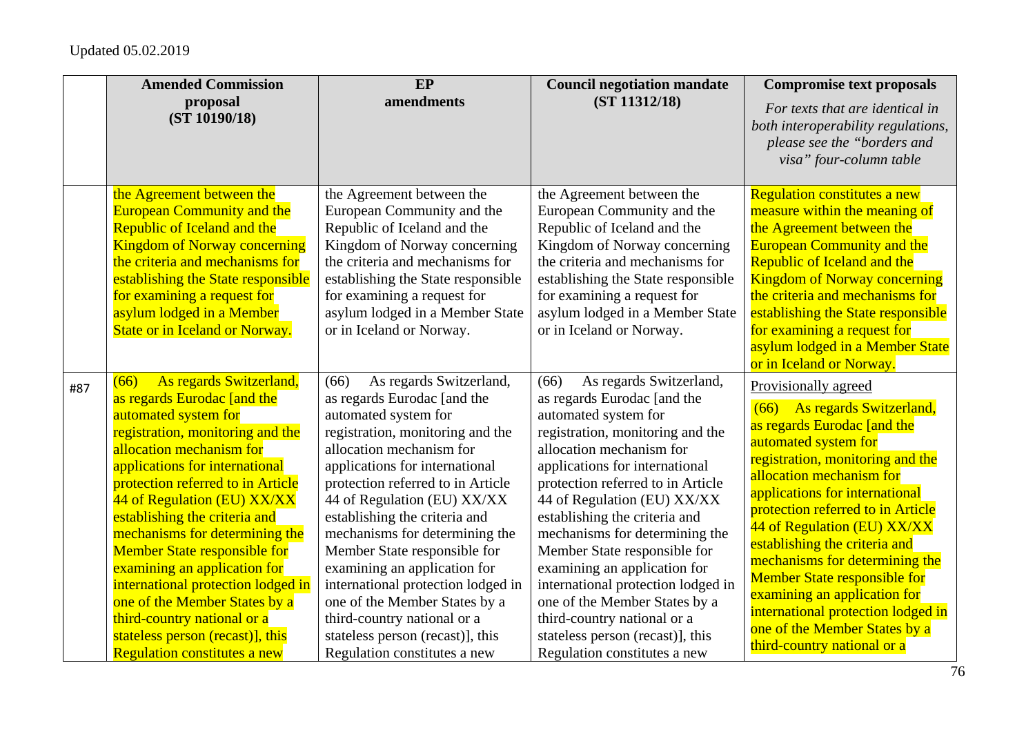Updated 05.02.2019

| | Amended Commission proposal (ST 10190/18) | EP amendments | Council negotiation mandate (ST 11312/18) | Compromise text proposals *For texts that are identical in both interoperability regulations, please see the "borders and visa" four-column table* |
|---|---|---|---|---|
| | the Agreement between the European Community and the Republic of Iceland and the Kingdom of Norway concerning the criteria and mechanisms for establishing the State responsible for examining a request for asylum lodged in a Member State or in Iceland or Norway. | the Agreement between the European Community and the Republic of Iceland and the Kingdom of Norway concerning the criteria and mechanisms for establishing the State responsible for examining a request for asylum lodged in a Member State or in Iceland or Norway. | the Agreement between the European Community and the Republic of Iceland and the Kingdom of Norway concerning the criteria and mechanisms for establishing the State responsible for examining a request for asylum lodged in a Member State or in Iceland or Norway. | Regulation constitutes a new measure within the meaning of the Agreement between the European Community and the Republic of Iceland and the Kingdom of Norway concerning the criteria and mechanisms for establishing the State responsible for examining a request for asylum lodged in a Member State or in Iceland or Norway. |
| #87 | (66) As regards Switzerland, as regards Eurodac [and the automated system for registration, monitoring and the allocation mechanism for applications for international protection referred to in Article 44 of Regulation (EU) XX/XX establishing the criteria and mechanisms for determining the Member State responsible for examining an application for international protection lodged in one of the Member States by a third-country national or a stateless person (recast)], this Regulation constitutes a new | (66) As regards Switzerland, as regards Eurodac [and the automated system for registration, monitoring and the allocation mechanism for applications for international protection referred to in Article 44 of Regulation (EU) XX/XX establishing the criteria and mechanisms for determining the Member State responsible for examining an application for international protection lodged in one of the Member States by a third-country national or a stateless person (recast)], this Regulation constitutes a new | (66) As regards Switzerland, as regards Eurodac [and the automated system for registration, monitoring and the allocation mechanism for applications for international protection referred to in Article 44 of Regulation (EU) XX/XX establishing the criteria and mechanisms for determining the Member State responsible for examining an application for international protection lodged in one of the Member States by a third-country national or a stateless person (recast)], this Regulation constitutes a new | Provisionally agreed<br><br>(66) As regards Switzerland, as regards Eurodac [and the automated system for registration, monitoring and the allocation mechanism for applications for international protection referred to in Article 44 of Regulation (EU) XX/XX establishing the criteria and mechanisms for determining the Member State responsible for examining an application for international protection lodged in one of the Member States by a third-country national or a |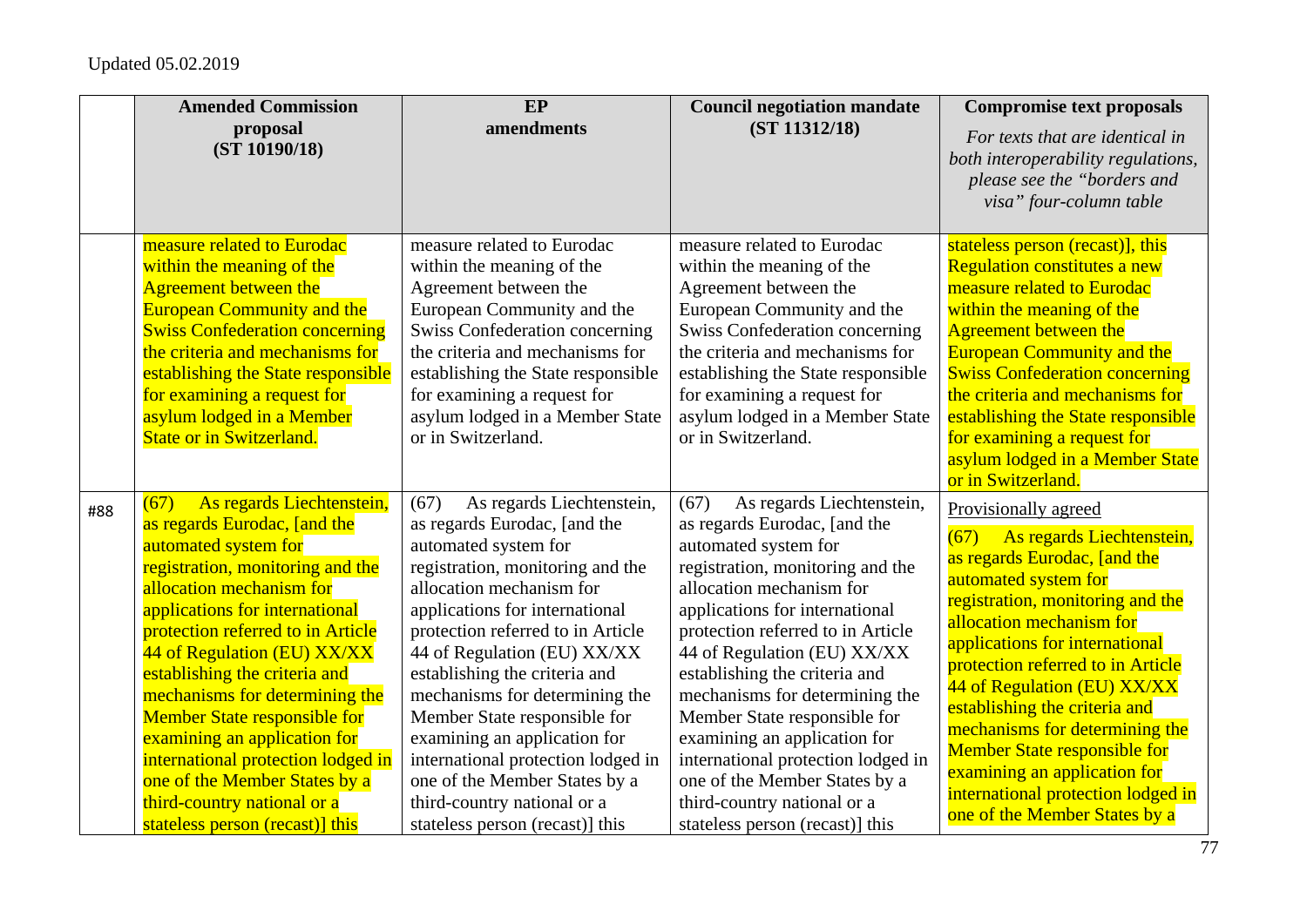Updated 05.02.2019

| | Amended Commission proposal (ST 10190/18) | EP amendments | Council negotiation mandate (ST 11312/18) | Compromise text proposals *For texts that are identical in both interoperability regulations, please see the "borders and visa" four-column table* |
|---|---|---|---|---|
| | measure related to Eurodac within the meaning of the Agreement between the European Community and the Swiss Confederation concerning the criteria and mechanisms for establishing the State responsible for examining a request for asylum lodged in a Member State or in Switzerland. | measure related to Eurodac within the meaning of the Agreement between the European Community and the Swiss Confederation concerning the criteria and mechanisms for establishing the State responsible for examining a request for asylum lodged in a Member State or in Switzerland. | measure related to Eurodac within the meaning of the Agreement between the European Community and the Swiss Confederation concerning the criteria and mechanisms for establishing the State responsible for examining a request for asylum lodged in a Member State or in Switzerland. | stateless person (recast)], this Regulation constitutes a new measure related to Eurodac within the meaning of the Agreement between the European Community and the Swiss Confederation concerning the criteria and mechanisms for establishing the State responsible for examining a request for asylum lodged in a Member State or in Switzerland. |
| #88 | (67) As regards Liechtenstein, as regards Eurodac, [and the automated system for registration, monitoring and the allocation mechanism for applications for international protection referred to in Article 44 of Regulation (EU) XX/XX establishing the criteria and mechanisms for determining the Member State responsible for examining an application for international protection lodged in one of the Member States by a third-country national or a stateless person (recast)] this | (67) As regards Liechtenstein, as regards Eurodac, [and the automated system for registration, monitoring and the allocation mechanism for applications for international protection referred to in Article 44 of Regulation (EU) XX/XX establishing the criteria and mechanisms for determining the Member State responsible for examining an application for international protection lodged in one of the Member States by a third-country national or a stateless person (recast)] this | (67) As regards Liechtenstein, as regards Eurodac, [and the automated system for registration, monitoring and the allocation mechanism for applications for international protection referred to in Article 44 of Regulation (EU) XX/XX establishing the criteria and mechanisms for determining the Member State responsible for examining an application for international protection lodged in one of the Member States by a third-country national or a stateless person (recast)] this | Provisionally agreed<br><br>(67) As regards Liechtenstein, as regards Eurodac, [and the automated system for registration, monitoring and the allocation mechanism for applications for international protection referred to in Article 44 of Regulation (EU) XX/XX establishing the criteria and mechanisms for determining the Member State responsible for examining an application for international protection lodged in one of the Member States by a |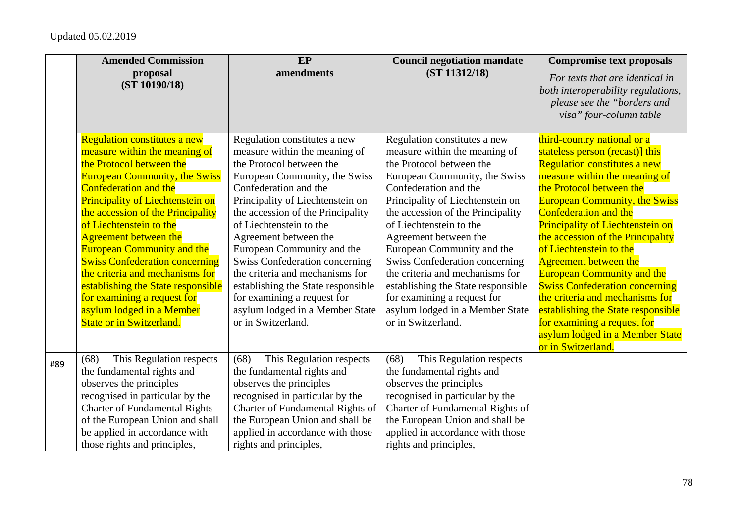Updated 05.02.2019

| | Amended Commission proposal (ST 10190/18) | EP amendments | Council negotiation mandate (ST 11312/18) | Compromise text proposals *For texts that are identical in both interoperability regulations, please see the "borders and visa" four-column table* |
|---|---|---|---|---|
| | Regulation constitutes a new measure within the meaning of the Protocol between the European Community, the Swiss Confederation and the Principality of Liechtenstein on the accession of the Principality of Liechtenstein to the Agreement between the European Community and the Swiss Confederation concerning the criteria and mechanisms for establishing the State responsible for examining a request for asylum lodged in a Member State or in Switzerland. | Regulation constitutes a new measure within the meaning of the Protocol between the European Community, the Swiss Confederation and the Principality of Liechtenstein on the accession of the Principality of Liechtenstein to the Agreement between the European Community and the Swiss Confederation concerning the criteria and mechanisms for establishing the State responsible for examining a request for asylum lodged in a Member State or in Switzerland. | Regulation constitutes a new measure within the meaning of the Protocol between the European Community, the Swiss Confederation and the Principality of Liechtenstein on the accession of the Principality of Liechtenstein to the Agreement between the European Community and the Swiss Confederation concerning the criteria and mechanisms for establishing the State responsible for examining a request for asylum lodged in a Member State or in Switzerland. | third-country national or a stateless person (recast)] this Regulation constitutes a new measure within the meaning of the Protocol between the European Community, the Swiss Confederation and the Principality of Liechtenstein on the accession of the Principality of Liechtenstein to the Agreement between the European Community and the Swiss Confederation concerning the criteria and mechanisms for establishing the State responsible for examining a request for asylum lodged in a Member State or in Switzerland. |
| #89 | (68) This Regulation respects the fundamental rights and observes the principles recognised in particular by the Charter of Fundamental Rights of the European Union and shall be applied in accordance with those rights and principles, | (68) This Regulation respects the fundamental rights and observes the principles recognised in particular by the Charter of Fundamental Rights of the European Union and shall be applied in accordance with those rights and principles, | (68) This Regulation respects the fundamental rights and observes the principles recognised in particular by the Charter of Fundamental Rights of the European Union and shall be applied in accordance with those rights and principles, | |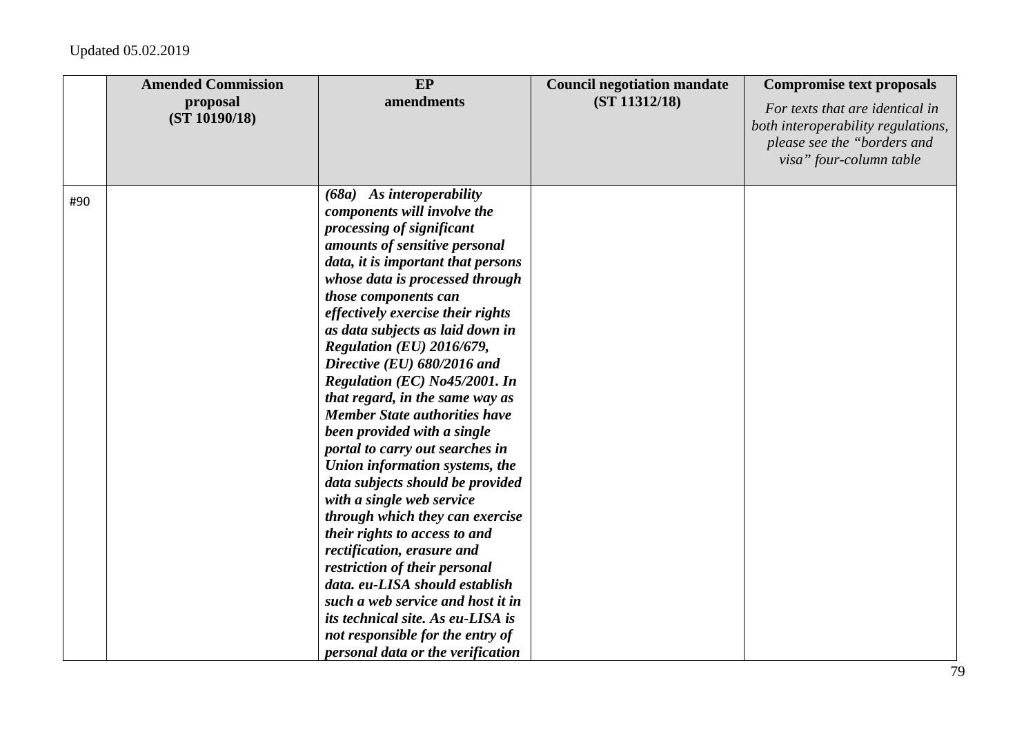Updated 05.02.2019

| | **Amended Commission proposal (ST 10190/18)** | **EP amendments** | **Council negotiation mandate (ST 11312/18)** | **Compromise text proposals** *For texts that are identical in both interoperability regulations, please see the "borders and visa" four-column table* |
|---|---|---|---|---|
| #90 | | ***(68a) As interoperability components will involve the processing of significant amounts of sensitive personal data, it is important that persons whose data is processed through those components can effectively exercise their rights as data subjects as laid down in Regulation (EU) 2016/679, Directive (EU) 680/2016 and Regulation (EC) No45/2001. In that regard, in the same way as Member State authorities have been provided with a single portal to carry out searches in Union information systems, the data subjects should be provided with a single web service through which they can exercise their rights to access to and rectification, erasure and restriction of their personal data. eu-LISA should establish such a web service and host it in its technical site. As eu-LISA is not responsible for the entry of personal data or the verification*** | | |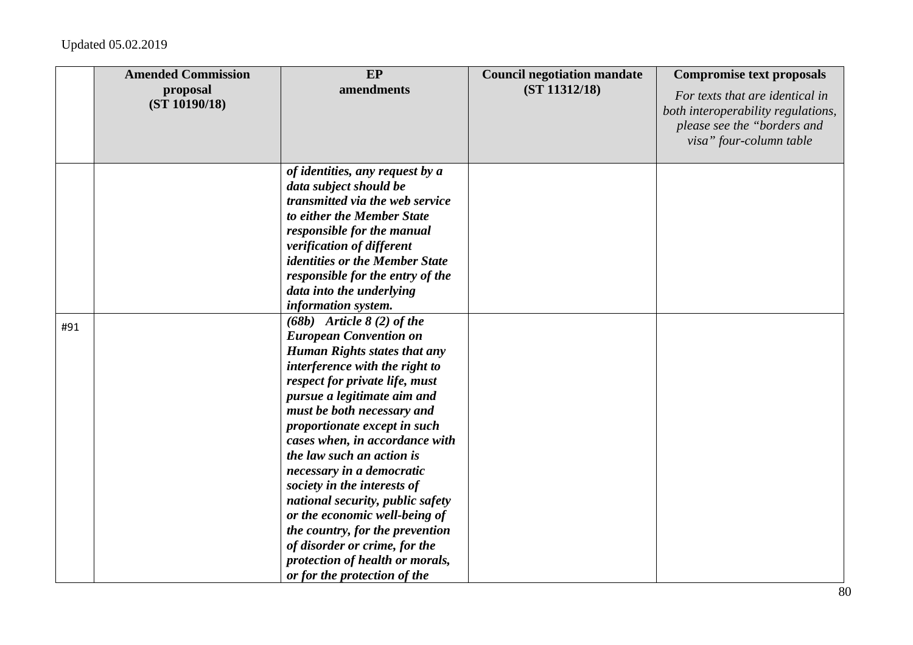Updated 05.02.2019

| | Amended Commission proposal (ST 10190/18) | EP amendments | Council negotiation mandate (ST 11312/18) | Compromise text proposals *For texts that are identical in both interoperability regulations, please see the "borders and visa" four-column table* |
|---|---|---|---|---|
| | | ***of identities, any request by a data subject should be transmitted via the web service to either the Member State responsible for the manual verification of different identities or the Member State responsible for the entry of the data into the underlying information system.*** | | |
| #91 | | ***(68b) Article 8 (2) of the European Convention on Human Rights states that any interference with the right to respect for private life, must pursue a legitimate aim and must be both necessary and proportionate except in such cases when, in accordance with the law such an action is necessary in a democratic society in the interests of national security, public safety or the economic well-being of the country, for the prevention of disorder or crime, for the protection of health or morals, or for the protection of the*** | | |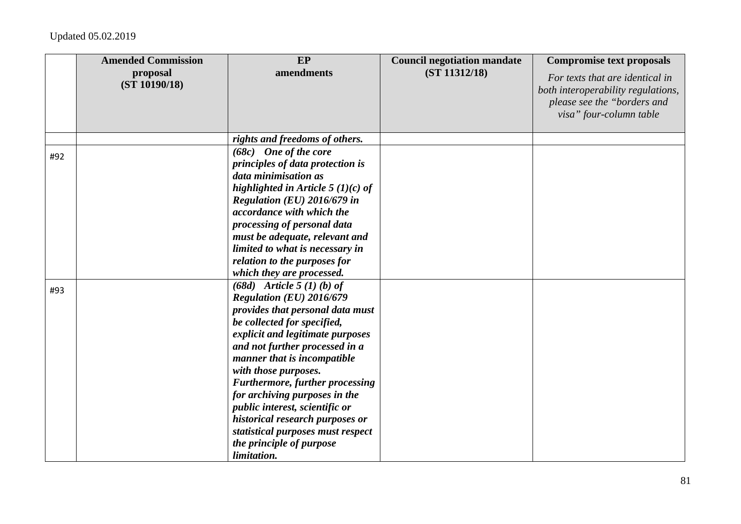Updated 05.02.2019

| | Amended Commission proposal (ST 10190/18) | EP amendments | Council negotiation mandate (ST 11312/18) | Compromise text proposals *For texts that are identical in both interoperability regulations, please see the "borders and visa" four-column table* |
|---|---|---|---|---|
| | | ***rights and freedoms of others.*** | | |
| #92 | | ***(68c) One of the core principles of data protection is data minimisation as highlighted in Article 5 (1)(c) of Regulation (EU) 2016/679 in accordance with which the processing of personal data must be adequate, relevant and limited to what is necessary in relation to the purposes for which they are processed.*** | | |
| #93 | | ***(68d) Article 5 (1) (b) of Regulation (EU) 2016/679 provides that personal data must be collected for specified, explicit and legitimate purposes and not further processed in a manner that is incompatible with those purposes. Furthermore, further processing for archiving purposes in the public interest, scientific or historical research purposes or statistical purposes must respect the principle of purpose limitation.*** | | |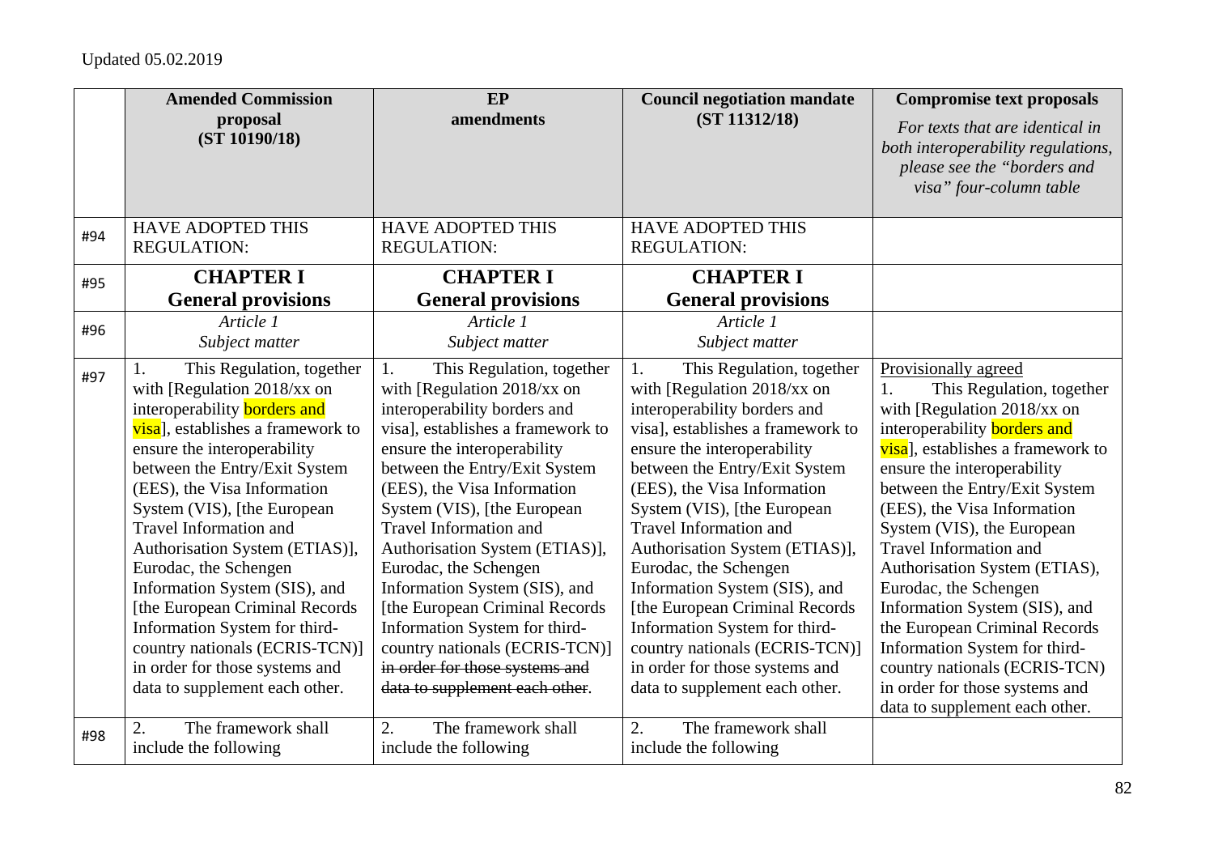Updated 05.02.2019

| | Amended Commission proposal (ST 10190/18) | EP amendments | Council negotiation mandate (ST 11312/18) | Compromise text proposals *For texts that are identical in both interoperability regulations, please see the "borders and visa" four-column table* |
|---|---|---|---|---|
| #94 | HAVE ADOPTED THIS REGULATION: | HAVE ADOPTED THIS REGULATION: | HAVE ADOPTED THIS REGULATION: | |
| #95 | **CHAPTER I General provisions** | **CHAPTER I General provisions** | **CHAPTER I General provisions** | |
| #96 | *Article 1 Subject matter* | *Article 1 Subject matter* | *Article 1 Subject matter* | |
| #97 | 1. This Regulation, together with [Regulation 2018/xx on interoperability borders and visa], establishes a framework to ensure the interoperability between the Entry/Exit System (EES), the Visa Information System (VIS), [the European Travel Information and Authorisation System (ETIAS)], Eurodac, the Schengen Information System (SIS), and [the European Criminal Records Information System for third-country nationals (ECRIS-TCN)] in order for those systems and data to supplement each other. | 1. This Regulation, together with [Regulation 2018/xx on interoperability borders and visa], establishes a framework to ensure the interoperability between the Entry/Exit System (EES), the Visa Information System (VIS), [the European Travel Information and Authorisation System (ETIAS)], Eurodac, the Schengen Information System (SIS), and [the European Criminal Records Information System for third-country nationals (ECRIS-TCN)] ~~in order for those systems and data to supplement each other~~. | 1. This Regulation, together with [Regulation 2018/xx on interoperability borders and visa], establishes a framework to ensure the interoperability between the Entry/Exit System (EES), the Visa Information System (VIS), [the European Travel Information and Authorisation System (ETIAS)], Eurodac, the Schengen Information System (SIS), and [the European Criminal Records Information System for third-country nationals (ECRIS-TCN)] in order for those systems and data to supplement each other. | Provisionally agreed 1. This Regulation, together with [Regulation 2018/xx on interoperability borders and visa], establishes a framework to ensure the interoperability between the Entry/Exit System (EES), the Visa Information System (VIS), the European Travel Information and Authorisation System (ETIAS), Eurodac, the Schengen Information System (SIS), and the European Criminal Records Information System for third-country nationals (ECRIS-TCN) in order for those systems and data to supplement each other. |
| #98 | 2. The framework shall include the following | 2. The framework shall include the following | 2. The framework shall include the following | |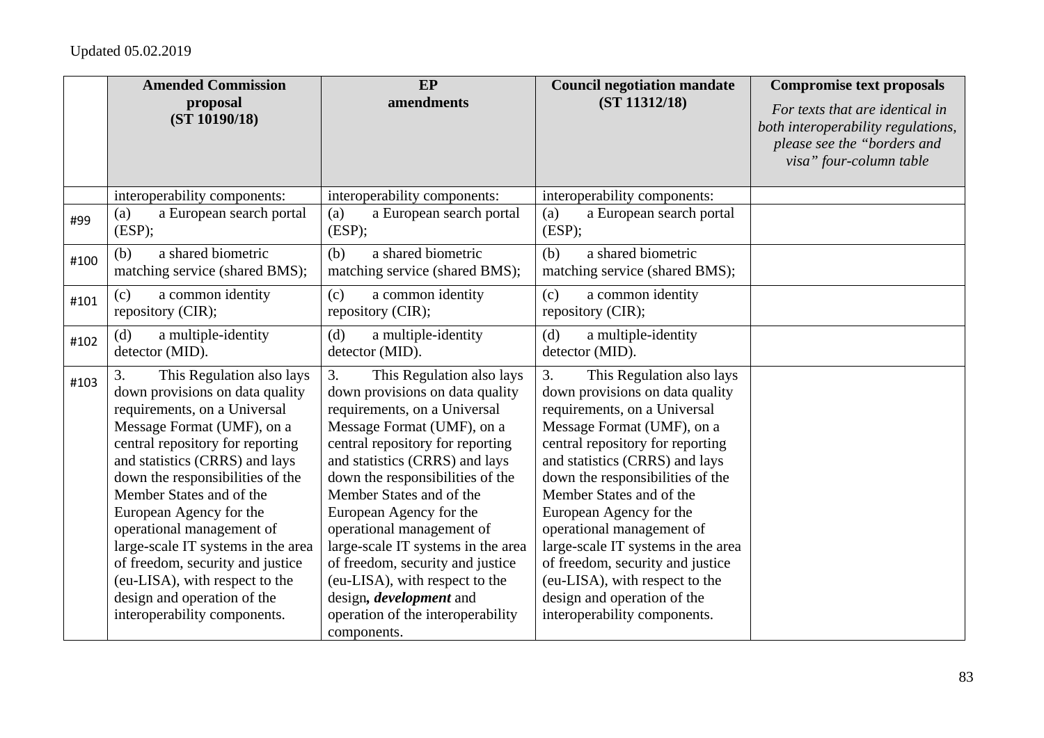Updated 05.02.2019

| | **Amended Commission proposal (ST 10190/18)** | **EP amendments** | **Council negotiation mandate (ST 11312/18)** | **Compromise text proposals** *For texts that are identical in both interoperability regulations, please see the "borders and visa" four-column table* |
|---|---|---|---|---|
| | interoperability components: | interoperability components: | interoperability components: | |
| #99 | (a) a European search portal (ESP); | (a) a European search portal (ESP); | (a) a European search portal (ESP); | |
| #100 | (b) a shared biometric matching service (shared BMS); | (b) a shared biometric matching service (shared BMS); | (b) a shared biometric matching service (shared BMS); | |
| #101 | (c) a common identity repository (CIR); | (c) a common identity repository (CIR); | (c) a common identity repository (CIR); | |
| #102 | (d) a multiple-identity detector (MID). | (d) a multiple-identity detector (MID). | (d) a multiple-identity detector (MID). | |
| #103 | 3. This Regulation also lays down provisions on data quality requirements, on a Universal Message Format (UMF), on a central repository for reporting and statistics (CRRS) and lays down the responsibilities of the Member States and of the European Agency for the operational management of large-scale IT systems in the area of freedom, security and justice (eu-LISA), with respect to the design and operation of the interoperability components. | 3. This Regulation also lays down provisions on data quality requirements, on a Universal Message Format (UMF), on a central repository for reporting and statistics (CRRS) and lays down the responsibilities of the Member States and of the European Agency for the operational management of large-scale IT systems in the area of freedom, security and justice (eu-LISA), with respect to the design***, development*** and operation of the interoperability components. | 3. This Regulation also lays down provisions on data quality requirements, on a Universal Message Format (UMF), on a central repository for reporting and statistics (CRRS) and lays down the responsibilities of the Member States and of the European Agency for the operational management of large-scale IT systems in the area of freedom, security and justice (eu-LISA), with respect to the design and operation of the interoperability components. | |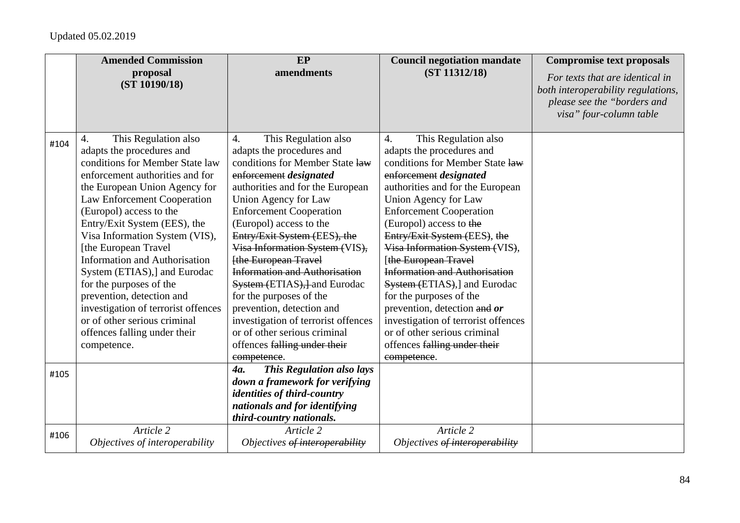Updated 05.02.2019

| | **Amended Commission proposal (ST 10190/18)** | **EP amendments** | **Council negotiation mandate (ST 11312/18)** | **Compromise text proposals** *For texts that are identical in both interoperability regulations, please see the "borders and visa" four-column table* |
|---|---|---|---|---|
| #104 | 4. This Regulation also adapts the procedures and conditions for Member State law enforcement authorities and for the European Union Agency for Law Enforcement Cooperation (Europol) access to the Entry/Exit System (EES), the Visa Information System (VIS), [the European Travel Information and Authorisation System (ETIAS),] and Eurodac for the purposes of the prevention, detection and investigation of terrorist offences or of other serious criminal offences falling under their competence. | 4. This Regulation also adapts the procedures and conditions for Member State ~~law enforcement~~ ***designated*** authorities and for the European Union Agency for Law Enforcement Cooperation (Europol) access to the ~~Entry/Exit System (EES), the Visa Information System (VIS), [the European Travel Information and Authorisation System (ETIAS),]~~ and Eurodac for the purposes of the prevention, detection and investigation of terrorist offences or of other serious criminal offences ~~falling under their competence~~. | 4. This Regulation also adapts the procedures and conditions for Member State ~~law enforcement~~ ***designated*** authorities and for the European Union Agency for Law Enforcement Cooperation (Europol) access to ~~the Entry/Exit System (~~EES~~)~~, ~~the Visa Information System (~~VIS~~)~~, [~~the European Travel Information and Authorisation System (~~ETIAS~~)~~,] and Eurodac for the purposes of the prevention, detection ~~and~~ ***or*** investigation of terrorist offences or of other serious criminal offences ~~falling under their competence~~. | |
| #105 | | ***4a. This Regulation also lays down a framework for verifying identities of third-country nationals and for identifying third-country nationals.*** | | |
| #106 | *Article 2* *Objectives of interoperability* | *Article 2* *Objectives ~~of interoperability~~* | *Article 2* *Objectives ~~of interoperability~~* | |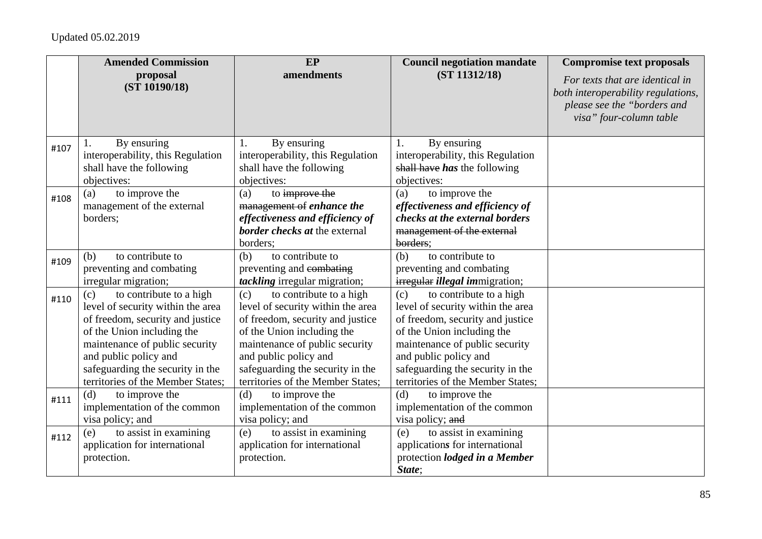Updated 05.02.2019

| | **Amended Commission proposal (ST 10190/18)** | **EP amendments** | **Council negotiation mandate (ST 11312/18)** | **Compromise text proposals** *For texts that are identical in both interoperability regulations, please see the "borders and visa" four-column table* |
|---|---|---|---|---|
| #107 | 1. By ensuring interoperability, this Regulation shall have the following objectives: | 1. By ensuring interoperability, this Regulation shall have the following objectives: | 1. By ensuring interoperability, this Regulation ~~shall have~~ ***has*** the following objectives: | |
| #108 | (a) to improve the management of the external borders; | (a) to ~~improve the management of~~ ***enhance the effectiveness and efficiency of border checks at*** the external borders; | (a) to improve the ***effectiveness and efficiency of checks at the external borders*** ~~management of the external borders~~; | |
| #109 | (b) to contribute to preventing and combating irregular migration; | (b) to contribute to preventing and ~~combating~~ ***tackling*** irregular migration; | (b) to contribute to preventing and combating ~~irregular~~ ***illegal im***migration; | |
| #110 | (c) to contribute to a high level of security within the area of freedom, security and justice of the Union including the maintenance of public security and public policy and safeguarding the security in the territories of the Member States; | (c) to contribute to a high level of security within the area of freedom, security and justice of the Union including the maintenance of public security and public policy and safeguarding the security in the territories of the Member States; | (c) to contribute to a high level of security within the area of freedom, security and justice of the Union including the maintenance of public security and public policy and safeguarding the security in the territories of the Member States; | |
| #111 | (d) to improve the implementation of the common visa policy; and | (d) to improve the implementation of the common visa policy; and | (d) to improve the implementation of the common visa policy; ~~and~~ | |
| #112 | (e) to assist in examining application for international protection. | (e) to assist in examining application for international protection. | (e) to assist in examining application***s*** for international protection ***lodged in a Member State***; | |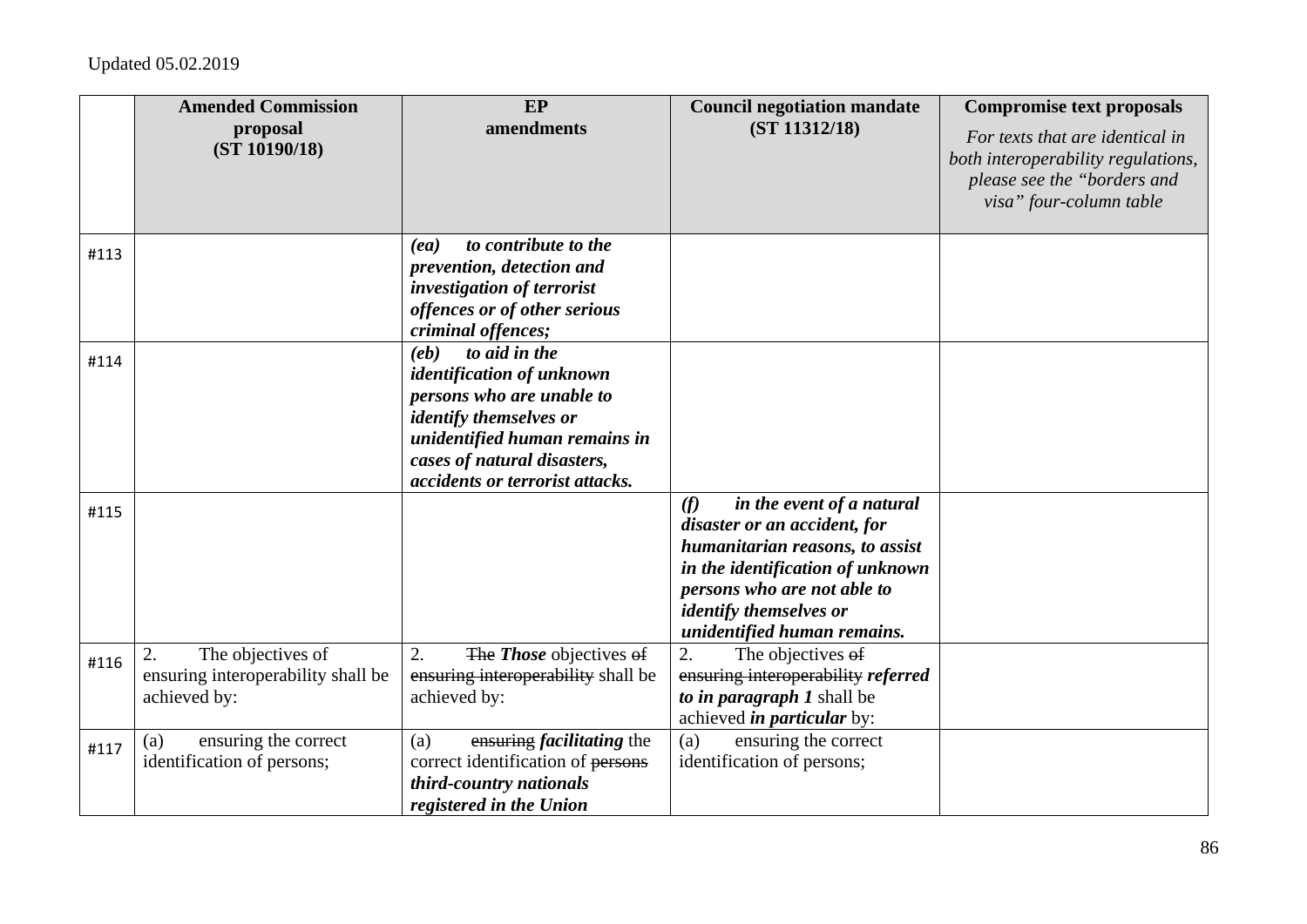Updated 05.02.2019

| | **Amended Commission proposal (ST 10190/18)** | **EP amendments** | **Council negotiation mandate (ST 11312/18)** | **Compromise text proposals** *For texts that are identical in both interoperability regulations, please see the "borders and visa" four-column table* |
|---|---|---|---|---|
| #113 | | ***(ea) to contribute to the prevention, detection and investigation of terrorist offences or of other serious criminal offences;*** | | |
| #114 | | ***(eb) to aid in the identification of unknown persons who are unable to identify themselves or unidentified human remains in cases of natural disasters, accidents or terrorist attacks.*** | | |
| #115 | | | ***(f) in the event of a natural disaster or an accident, for humanitarian reasons, to assist in the identification of unknown persons who are not able to identify themselves or unidentified human remains.*** | |
| #116 | 2. The objectives of ensuring interoperability shall be achieved by: | 2. ~~The~~ ***Those*** objectives ~~of ensuring interoperability~~ shall be achieved by: | 2. The objectives ~~of ensuring interoperability~~ ***referred to in paragraph 1*** shall be achieved ***in particular*** by: | |
| #117 | (a) ensuring the correct identification of persons; | (a) ~~ensuring~~ ***facilitating*** the correct identification of ~~persons~~ ***third-country nationals registered in the Union*** | (a) ensuring the correct identification of persons; | |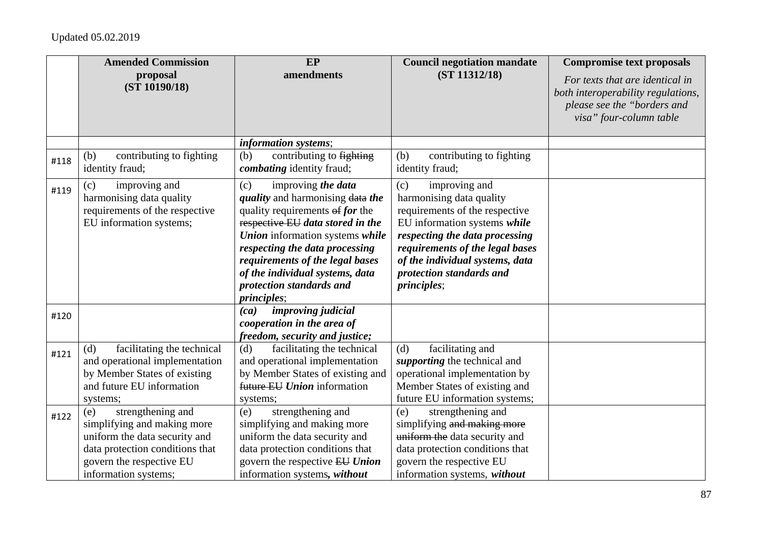|  | Amended Commission proposal (ST 10190/18) | EP amendments | Council negotiation mandate (ST 11312/18) | Compromise text proposals *For texts that are identical in both interoperability regulations, please see the "borders and visa" four-column table* |
|---|---|---|---|---|
|  |  | ***information systems***; |  |  |
| #118 | (b) contributing to fighting identity fraud; | (b) contributing to ~~fighting~~ ***combating*** identity fraud; | (b) contributing to fighting identity fraud; |  |
| #119 | (c) improving and harmonising data quality requirements of the respective EU information systems; | (c) improving ***the data quality*** and harmonising ~~data~~ ***the*** quality requirements ~~of~~ ***for*** the ~~respective EU~~ ***data stored in the Union*** information systems ***while respecting the data processing requirements of the legal bases of the individual systems, data protection standards and principles***; | (c) improving and harmonising data quality requirements of the respective EU information systems ***while respecting the data processing requirements of the legal bases of the individual systems, data protection standards and principles***; |  |
| #120 |  | ***(ca) improving judicial cooperation in the area of freedom, security and justice;*** |  |  |
| #121 | (d) facilitating the technical and operational implementation by Member States of existing and future EU information systems; | (d) facilitating the technical and operational implementation by Member States of existing and ~~future EU~~ ***Union*** information systems; | (d) facilitating and ***supporting*** the technical and operational implementation by Member States of existing and future EU information systems; |  |
| #122 | (e) strengthening and simplifying and making more uniform the data security and data protection conditions that govern the respective EU information systems; | (e) strengthening and simplifying and making more uniform the data security and data protection conditions that govern the respective ~~EU~~ ***Union*** information systems***, without*** | (e) strengthening and simplifying ~~and making more uniform the~~ data security and data protection conditions that govern the respective EU information systems, ***without*** |  |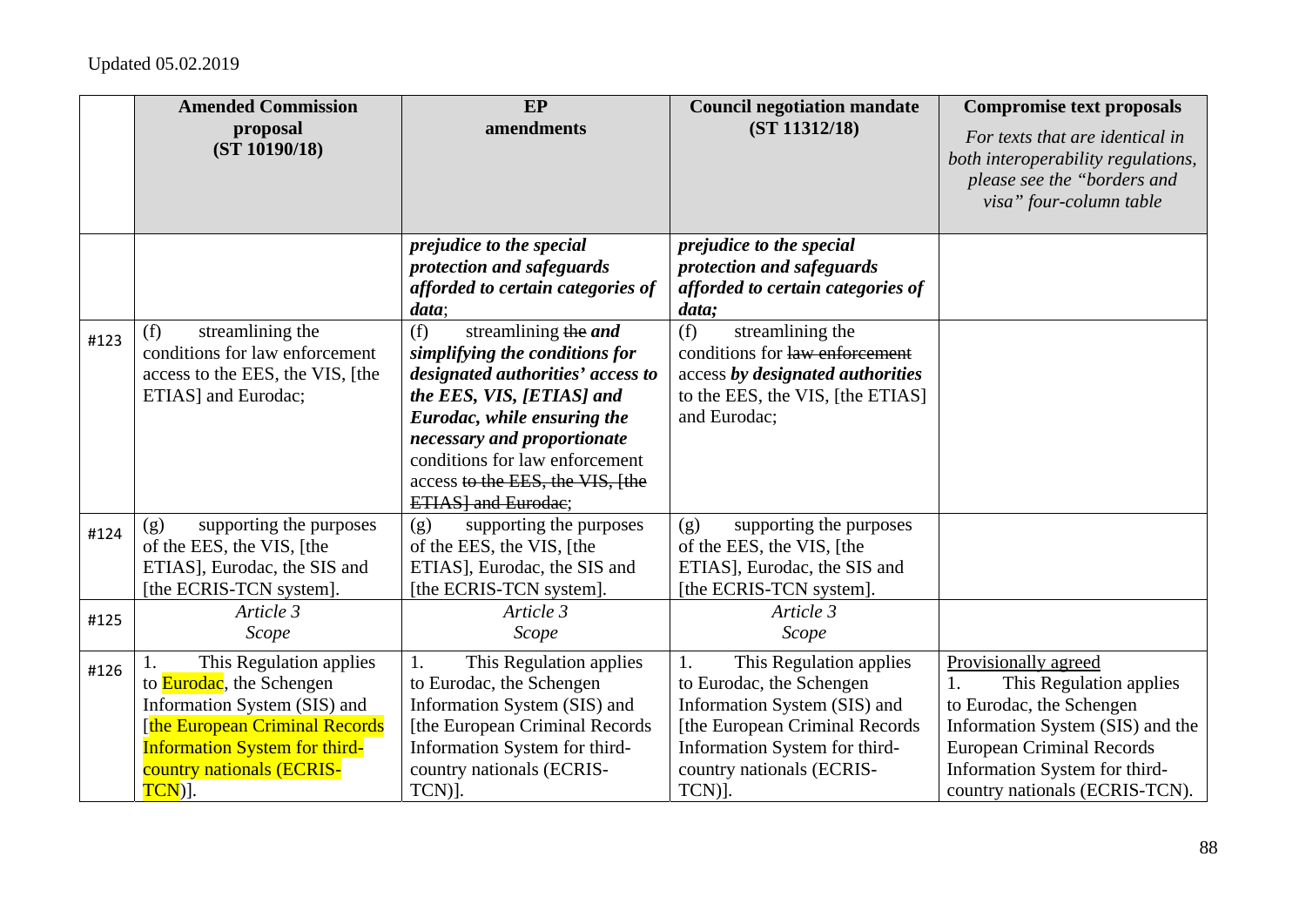Updated 05.02.2019

| | Amended Commission proposal (ST 10190/18) | EP amendments | Council negotiation mandate (ST 11312/18) | Compromise text proposals *For texts that are identical in both interoperability regulations, please see the "borders and visa" four-column table* |
|---|---|---|---|---|
| | | ***prejudice to the special protection and safeguards afforded to certain categories of data***; | ***prejudice to the special protection and safeguards afforded to certain categories of data;*** | |
| #123 | (f) streamlining the conditions for law enforcement access to the EES, the VIS, [the ETIAS] and Eurodac; | (f) streamlining ~~the~~ ***and simplifying the conditions for designated authorities' access to the EES, VIS, [ETIAS] and Eurodac, while ensuring the necessary and proportionate*** conditions for law enforcement access ~~to the EES, the VIS, [the ETIAS] and Eurodac~~; | (f) streamlining the conditions for ~~law enforcement~~ access ***by designated authorities*** to the EES, the VIS, [the ETIAS] and Eurodac; | |
| #124 | (g) supporting the purposes of the EES, the VIS, [the ETIAS], Eurodac, the SIS and [the ECRIS-TCN system]. | (g) supporting the purposes of the EES, the VIS, [the ETIAS], Eurodac, the SIS and [the ECRIS-TCN system]. | (g) supporting the purposes of the EES, the VIS, [the ETIAS], Eurodac, the SIS and [the ECRIS-TCN system]. | |
| #125 | *Article 3* *Scope* | *Article 3* *Scope* | *Article 3* *Scope* | |
| #126 | 1. This Regulation applies to Eurodac, the Schengen Information System (SIS) and [the European Criminal Records Information System for third-country nationals (ECRIS-TCN)]. | 1. This Regulation applies to Eurodac, the Schengen Information System (SIS) and [the European Criminal Records Information System for third-country nationals (ECRIS-TCN)]. | 1. This Regulation applies to Eurodac, the Schengen Information System (SIS) and [the European Criminal Records Information System for third-country nationals (ECRIS-TCN)]. | <u>Provisionally agreed</u> 1. This Regulation applies to Eurodac, the Schengen Information System (SIS) and the European Criminal Records Information System for third-country nationals (ECRIS-TCN). |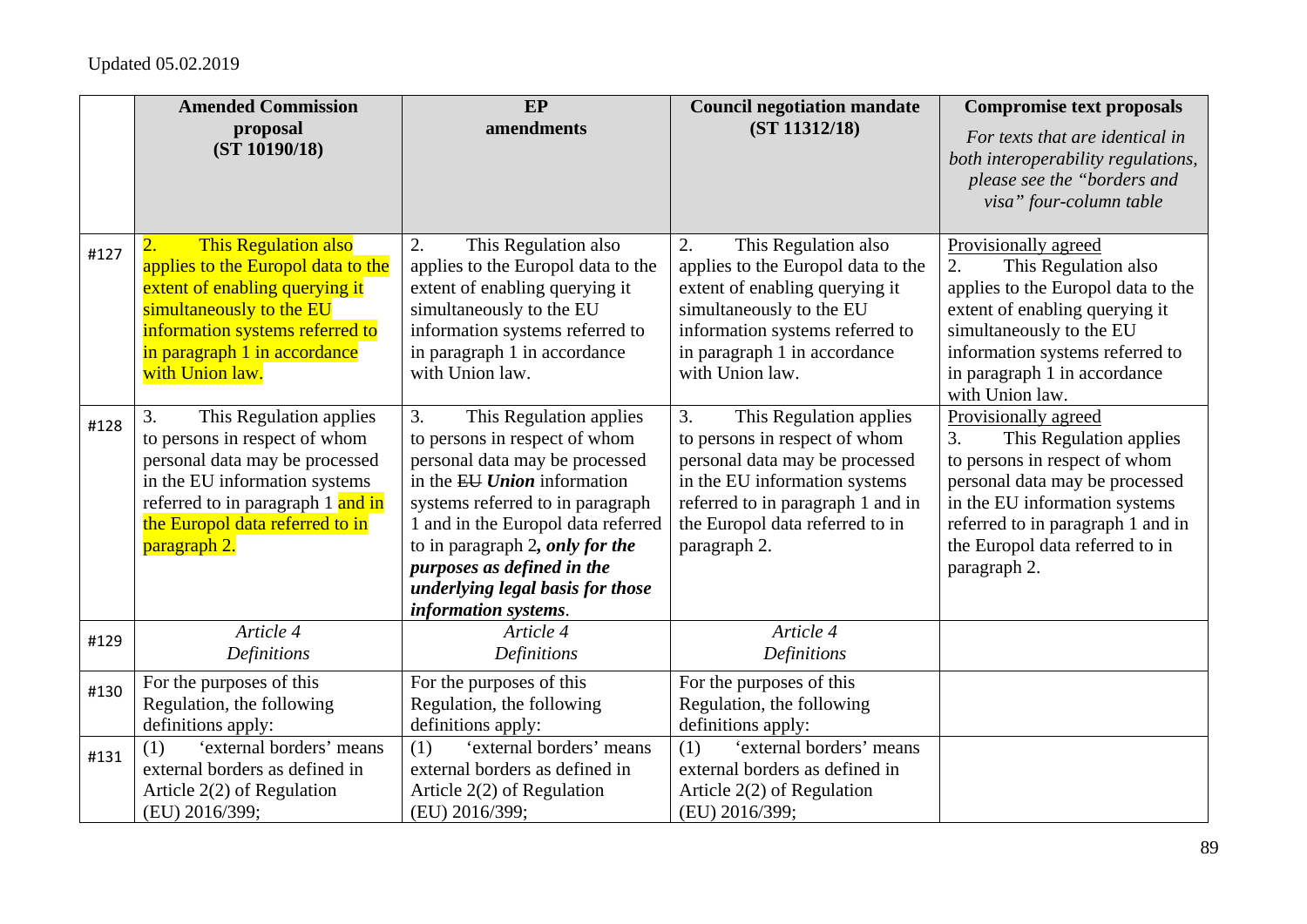Updated 05.02.2019

| | **Amended Commission proposal (ST 10190/18)** | **EP amendments** | **Council negotiation mandate (ST 11312/18)** | **Compromise text proposals** *For texts that are identical in both interoperability regulations, please see the "borders and visa" four-column table* |
|---|---|---|---|---|
| #127 | 2. This Regulation also applies to the Europol data to the extent of enabling querying it simultaneously to the EU information systems referred to in paragraph 1 in accordance with Union law. | 2. This Regulation also applies to the Europol data to the extent of enabling querying it simultaneously to the EU information systems referred to in paragraph 1 in accordance with Union law. | 2. This Regulation also applies to the Europol data to the extent of enabling querying it simultaneously to the EU information systems referred to in paragraph 1 in accordance with Union law. | Provisionally agreed<br>2. This Regulation also applies to the Europol data to the extent of enabling querying it simultaneously to the EU information systems referred to in paragraph 1 in accordance with Union law. |
| #128 | 3. This Regulation applies to persons in respect of whom personal data may be processed in the EU information systems referred to in paragraph 1 and in the Europol data referred to in paragraph 2. | 3. This Regulation applies to persons in respect of whom personal data may be processed in the ~~EU~~ ***Union*** information systems referred to in paragraph 1 and in the Europol data referred to in paragraph 2***, only for the purposes as defined in the underlying legal basis for those information systems***. | 3. This Regulation applies to persons in respect of whom personal data may be processed in the EU information systems referred to in paragraph 1 and in the Europol data referred to in paragraph 2. | Provisionally agreed<br>3. This Regulation applies to persons in respect of whom personal data may be processed in the EU information systems referred to in paragraph 1 and in the Europol data referred to in paragraph 2. |
| #129 | *Article 4*<br>*Definitions* | *Article 4*<br>*Definitions* | *Article 4*<br>*Definitions* | |
| #130 | For the purposes of this Regulation, the following definitions apply: | For the purposes of this Regulation, the following definitions apply: | For the purposes of this Regulation, the following definitions apply: | |
| #131 | (1) 'external borders' means external borders as defined in Article 2(2) of Regulation (EU) 2016/399; | (1) 'external borders' means external borders as defined in Article 2(2) of Regulation (EU) 2016/399; | (1) 'external borders' means external borders as defined in Article 2(2) of Regulation (EU) 2016/399; | |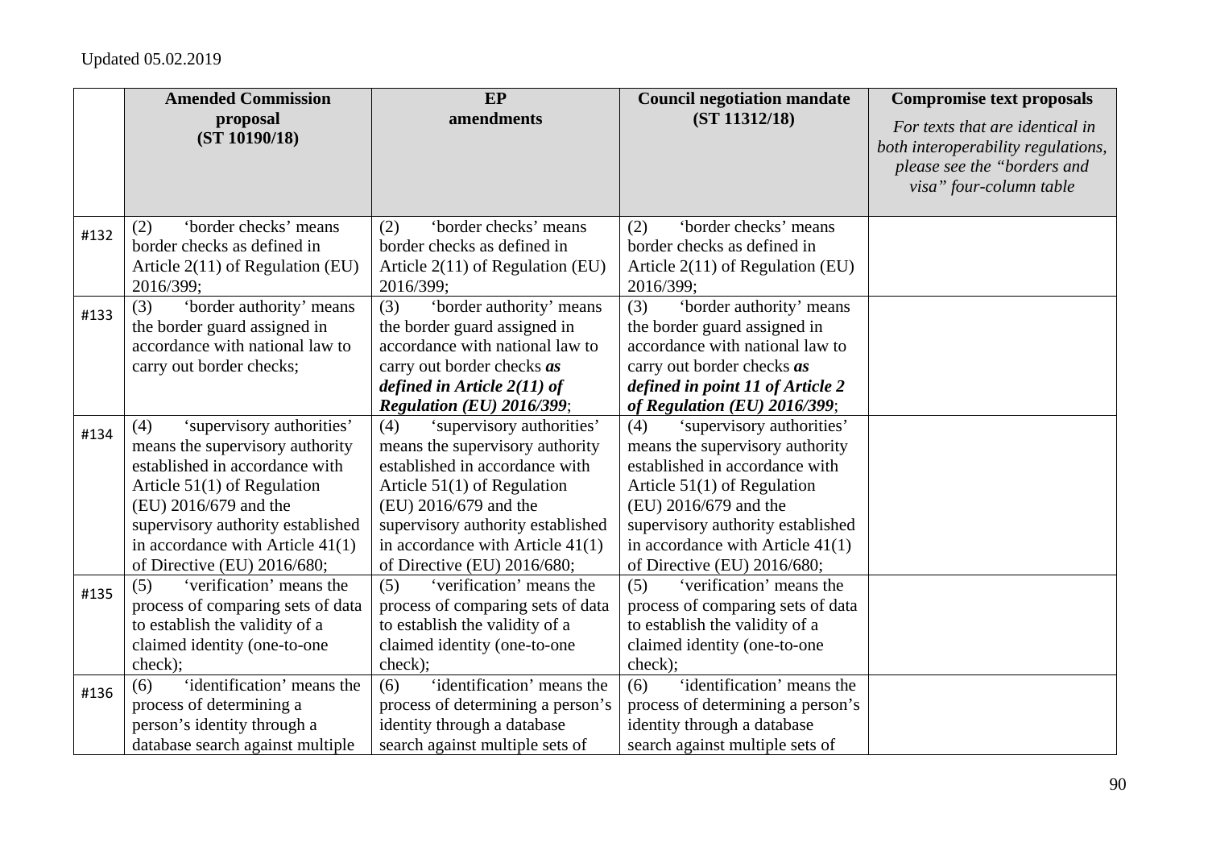Updated 05.02.2019

| | **Amended Commission proposal (ST 10190/18)** | **EP amendments** | **Council negotiation mandate (ST 11312/18)** | **Compromise text proposals** *For texts that are identical in both interoperability regulations, please see the "borders and visa" four-column table* |
|---|---|---|---|---|
| #132 | (2) 'border checks' means border checks as defined in Article 2(11) of Regulation (EU) 2016/399; | (2) 'border checks' means border checks as defined in Article 2(11) of Regulation (EU) 2016/399; | (2) 'border checks' means border checks as defined in Article 2(11) of Regulation (EU) 2016/399; | |
| #133 | (3) 'border authority' means the border guard assigned in accordance with national law to carry out border checks; | (3) 'border authority' means the border guard assigned in accordance with national law to carry out border checks ***as defined in Article 2(11) of Regulation (EU) 2016/399***; | (3) 'border authority' means the border guard assigned in accordance with national law to carry out border checks ***as defined in point 11 of Article 2 of Regulation (EU) 2016/399***; | |
| #134 | (4) 'supervisory authorities' means the supervisory authority established in accordance with Article 51(1) of Regulation (EU) 2016/679 and the supervisory authority established in accordance with Article 41(1) of Directive (EU) 2016/680; | (4) 'supervisory authorities' means the supervisory authority established in accordance with Article 51(1) of Regulation (EU) 2016/679 and the supervisory authority established in accordance with Article 41(1) of Directive (EU) 2016/680; | (4) 'supervisory authorities' means the supervisory authority established in accordance with Article 51(1) of Regulation (EU) 2016/679 and the supervisory authority established in accordance with Article 41(1) of Directive (EU) 2016/680; | |
| #135 | (5) 'verification' means the process of comparing sets of data to establish the validity of a claimed identity (one-to-one check); | (5) 'verification' means the process of comparing sets of data to establish the validity of a claimed identity (one-to-one check); | (5) 'verification' means the process of comparing sets of data to establish the validity of a claimed identity (one-to-one check); | |
| #136 | (6) 'identification' means the process of determining a person's identity through a database search against multiple | (6) 'identification' means the process of determining a person's identity through a database search against multiple sets of | (6) 'identification' means the process of determining a person's identity through a database search against multiple sets of | |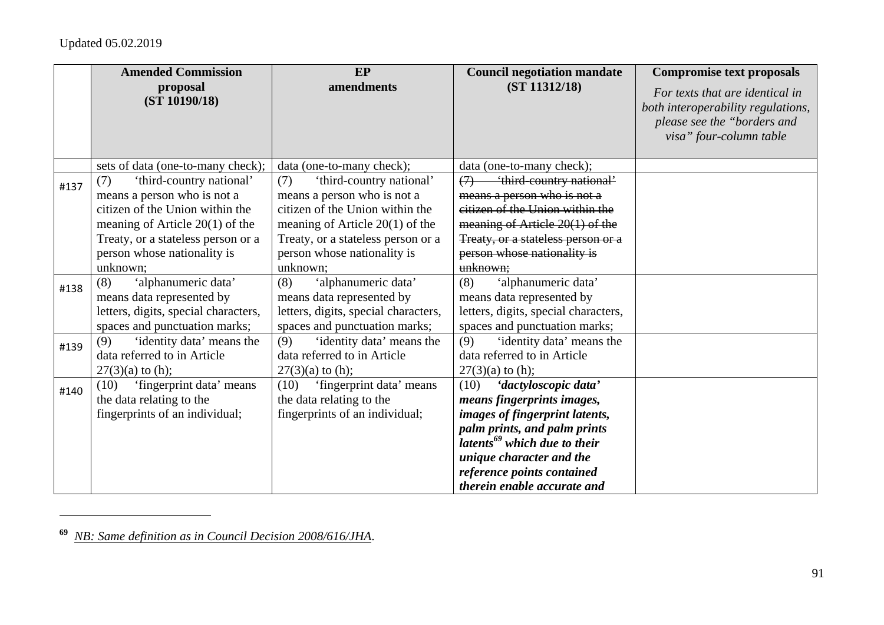Updated 05.02.2019

| | Amended Commission proposal (ST 10190/18) | EP amendments | Council negotiation mandate (ST 11312/18) | Compromise text proposals *For texts that are identical in both interoperability regulations, please see the "borders and visa" four-column table* |
|---|---|---|---|---|
| | sets of data (one-to-many check); | data (one-to-many check); | data (one-to-many check); | |
| #137 | (7) 'third-country national' means a person who is not a citizen of the Union within the meaning of Article 20(1) of the Treaty, or a stateless person or a person whose nationality is unknown; | (7) 'third-country national' means a person who is not a citizen of the Union within the meaning of Article 20(1) of the Treaty, or a stateless person or a person whose nationality is unknown; | ~~(7) 'third-country national' means a person who is not a citizen of the Union within the meaning of Article 20(1) of the Treaty, or a stateless person or a person whose nationality is unknown;~~ | |
| #138 | (8) 'alphanumeric data' means data represented by letters, digits, special characters, spaces and punctuation marks; | (8) 'alphanumeric data' means data represented by letters, digits, special characters, spaces and punctuation marks; | (8) 'alphanumeric data' means data represented by letters, digits, special characters, spaces and punctuation marks; | |
| #139 | (9) 'identity data' means the data referred to in Article 27(3)(a) to (h); | (9) 'identity data' means the data referred to in Article 27(3)(a) to (h); | (9) 'identity data' means the data referred to in Article 27(3)(a) to (h); | |
| #140 | (10) 'fingerprint data' means the data relating to the fingerprints of an individual; | (10) 'fingerprint data' means the data relating to the fingerprints of an individual; | (10) ***'dactyloscopic data' means fingerprints images, images of fingerprint latents, palm prints, and palm prints latents***[69] ***which due to their unique character and the reference points contained therein enable accurate and*** | |

[69] *NB: Same definition as in Council Decision 2008/616/JHA*.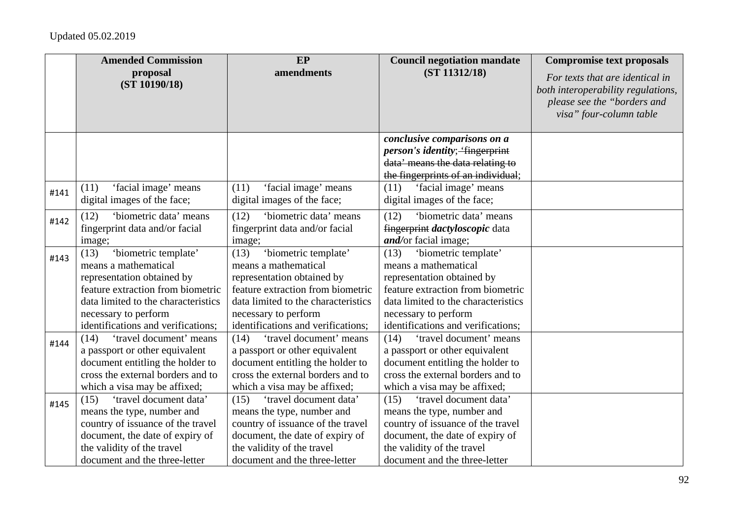Updated 05.02.2019

| | Amended Commission proposal (ST 10190/18) | EP amendments | Council negotiation mandate (ST 11312/18) | Compromise text proposals *For texts that are identical in both interoperability regulations, please see the "borders and visa" four-column table* |
|---|---|---|---|---|
| | | | ***conclusive comparisons on a person's identity***;~~ 'fingerprint data' means the data relating to the fingerprints of an individual~~; | |
| #141 | (11) 'facial image' means digital images of the face; | (11) 'facial image' means digital images of the face; | (11) 'facial image' means digital images of the face; | |
| #142 | (12) 'biometric data' means fingerprint data and/or facial image; | (12) 'biometric data' means fingerprint data and/or facial image; | (12) 'biometric data' means ~~fingerprint~~ ***dactyloscopic*** data ***and/***or facial image; | |
| #143 | (13) 'biometric template' means a mathematical representation obtained by feature extraction from biometric data limited to the characteristics necessary to perform identifications and verifications; | (13) 'biometric template' means a mathematical representation obtained by feature extraction from biometric data limited to the characteristics necessary to perform identifications and verifications; | (13) 'biometric template' means a mathematical representation obtained by feature extraction from biometric data limited to the characteristics necessary to perform identifications and verifications; | |
| #144 | (14) 'travel document' means a passport or other equivalent document entitling the holder to cross the external borders and to which a visa may be affixed; | (14) 'travel document' means a passport or other equivalent document entitling the holder to cross the external borders and to which a visa may be affixed; | (14) 'travel document' means a passport or other equivalent document entitling the holder to cross the external borders and to which a visa may be affixed; | |
| #145 | (15) 'travel document data' means the type, number and country of issuance of the travel document, the date of expiry of the validity of the travel document and the three-letter | (15) 'travel document data' means the type, number and country of issuance of the travel document, the date of expiry of the validity of the travel document and the three-letter | (15) 'travel document data' means the type, number and country of issuance of the travel document, the date of expiry of the validity of the travel document and the three-letter | |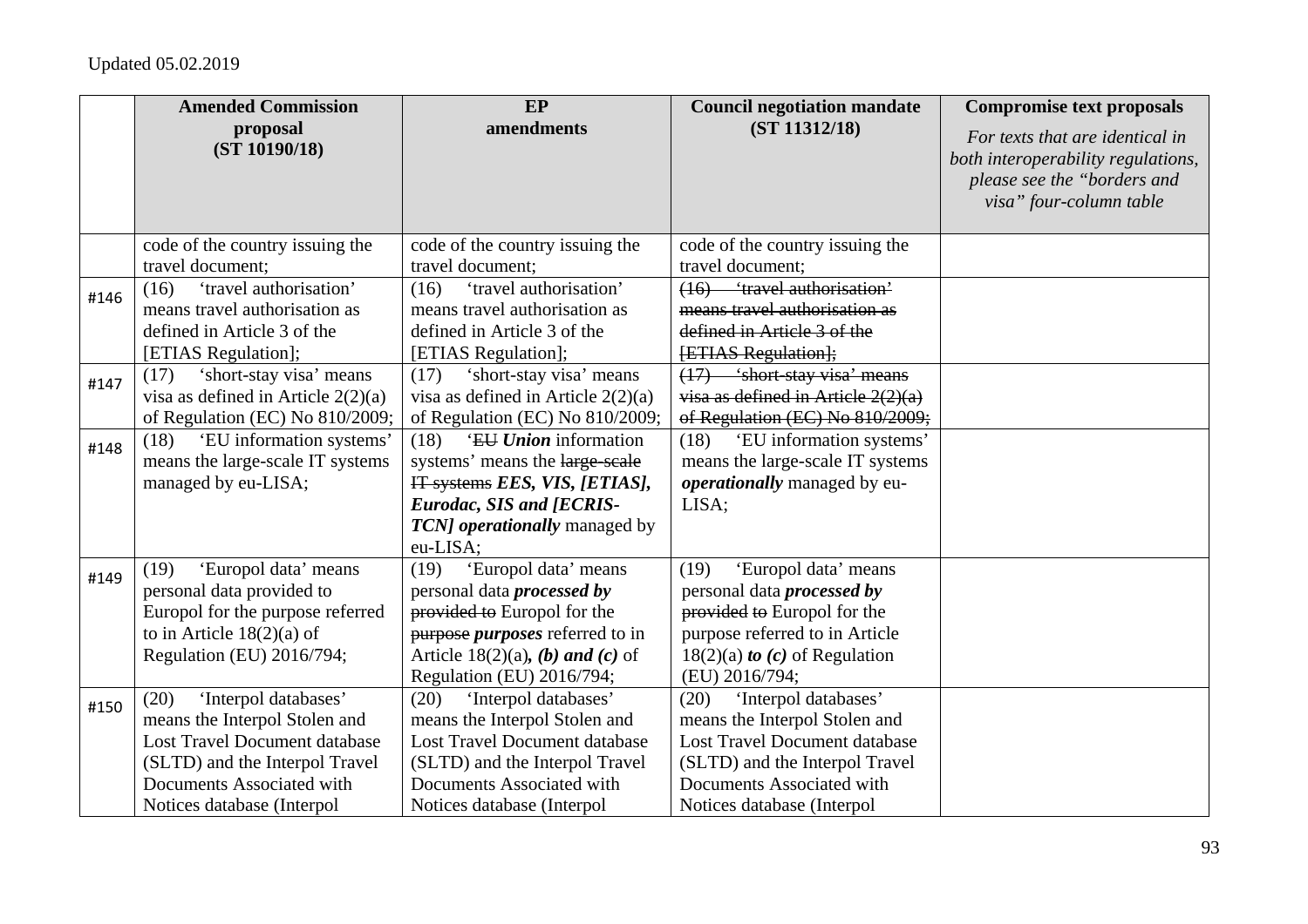Updated 05.02.2019

| | **Amended Commission proposal (ST 10190/18)** | **EP amendments** | **Council negotiation mandate (ST 11312/18)** | **Compromise text proposals** *For texts that are identical in both interoperability regulations, please see the "borders and visa" four-column table* |
|---|---|---|---|---|
| | code of the country issuing the travel document; | code of the country issuing the travel document; | code of the country issuing the travel document; | |
| #146 | (16) 'travel authorisation' means travel authorisation as defined in Article 3 of the [ETIAS Regulation]; | (16) 'travel authorisation' means travel authorisation as defined in Article 3 of the [ETIAS Regulation]; | ~~(16) 'travel authorisation' means travel authorisation as defined in Article 3 of the [ETIAS Regulation];~~ | |
| #147 | (17) 'short-stay visa' means visa as defined in Article 2(2)(a) of Regulation (EC) No 810/2009; | (17) 'short-stay visa' means visa as defined in Article 2(2)(a) of Regulation (EC) No 810/2009; | ~~(17) 'short-stay visa' means visa as defined in Article 2(2)(a) of Regulation (EC) No 810/2009;~~ | |
| #148 | (18) 'EU information systems' means the large-scale IT systems managed by eu-LISA; | (18) '~~EU~~ ***Union*** information systems' means the ~~large-scale IT systems~~ ***EES, VIS, [ETIAS], Eurodac, SIS and [ECRIS-TCN] operationally*** managed by eu-LISA; | (18) 'EU information systems' means the large-scale IT systems ***operationally*** managed by eu-LISA; | |
| #149 | (19) 'Europol data' means personal data provided to Europol for the purpose referred to in Article 18(2)(a) of Regulation (EU) 2016/794; | (19) 'Europol data' means personal data ***processed by*** ~~provided to~~ Europol for the ~~purpose~~ ***purposes*** referred to in Article 18(2)(a)***, (b) and (c)*** of Regulation (EU) 2016/794; | (19) 'Europol data' means personal data ***processed by*** ~~provided~~ ~~to~~ Europol for the purpose referred to in Article 18(2)(a) ***to (c)*** of Regulation (EU) 2016/794; | |
| #150 | (20) 'Interpol databases' means the Interpol Stolen and Lost Travel Document database (SLTD) and the Interpol Travel Documents Associated with Notices database (Interpol | (20) 'Interpol databases' means the Interpol Stolen and Lost Travel Document database (SLTD) and the Interpol Travel Documents Associated with Notices database (Interpol | (20) 'Interpol databases' means the Interpol Stolen and Lost Travel Document database (SLTD) and the Interpol Travel Documents Associated with Notices database (Interpol | |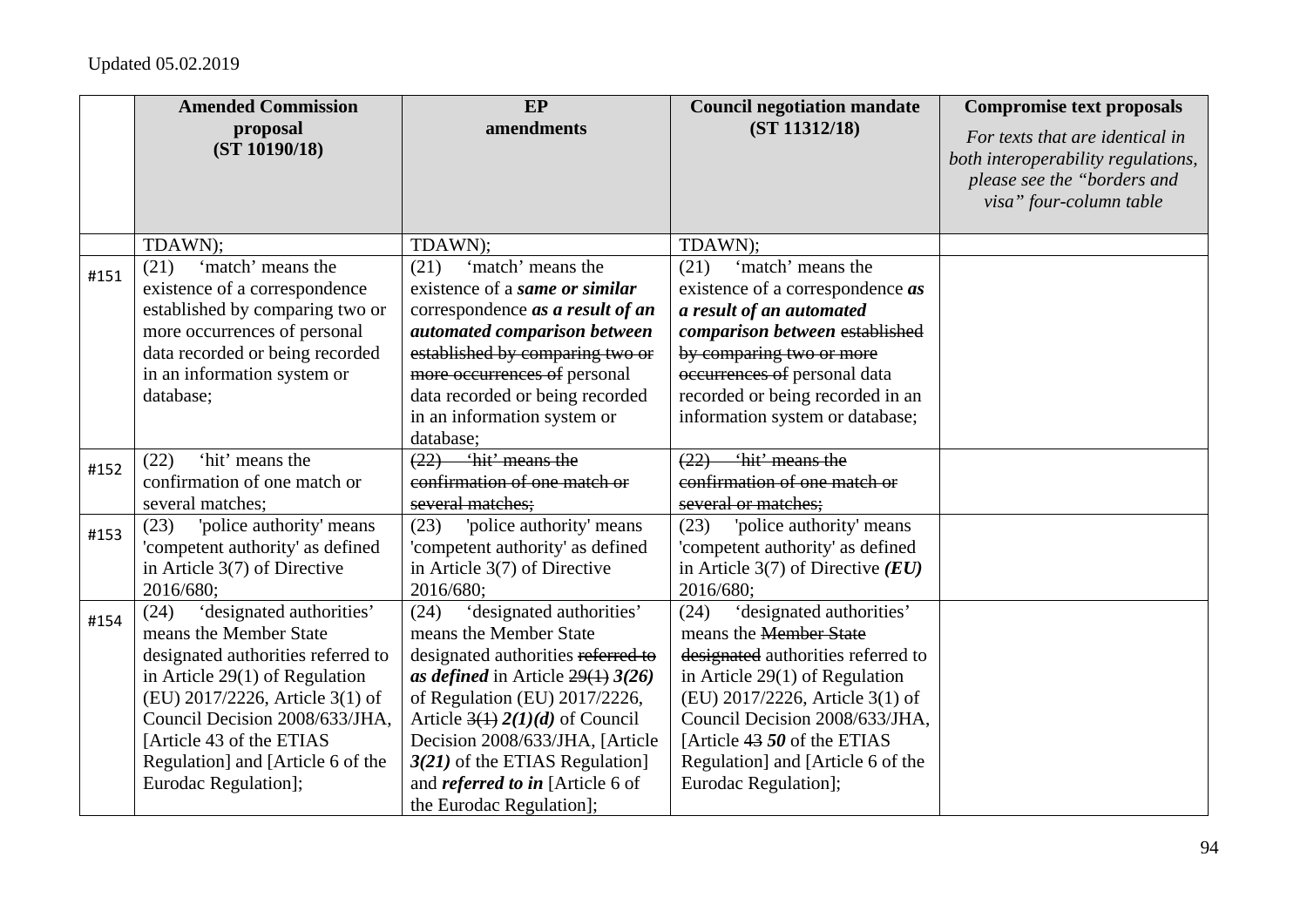Updated 05.02.2019

| | Amended Commission proposal (ST 10190/18) | EP amendments | Council negotiation mandate (ST 11312/18) | Compromise text proposals *For texts that are identical in both interoperability regulations, please see the "borders and visa" four-column table* |
|---|---|---|---|---|
| | TDAWN); | TDAWN); | TDAWN); | |
| #151 | (21) 'match' means the existence of a correspondence established by comparing two or more occurrences of personal data recorded or being recorded in an information system or database; | (21) 'match' means the existence of a ***same or similar*** correspondence ***as a result of an automated comparison between*** ~~established by comparing two or more occurrences of~~ personal data recorded or being recorded in an information system or database; | (21) 'match' means the existence of a correspondence ***as a result of an automated comparison between*** ~~established by comparing two or more occurrences of~~ personal data recorded or being recorded in an information system or database; | |
| #152 | (22) 'hit' means the confirmation of one match or several matches; | ~~(22) 'hit' means the confirmation of one match or several matches;~~ | ~~(22) 'hit' means the confirmation of one match or several or matches;~~ | |
| #153 | (23) 'police authority' means 'competent authority' as defined in Article 3(7) of Directive 2016/680; | (23) 'police authority' means 'competent authority' as defined in Article 3(7) of Directive 2016/680; | (23) 'police authority' means 'competent authority' as defined in Article 3(7) of Directive ***(EU)*** 2016/680; | |
| #154 | (24) 'designated authorities' means the Member State designated authorities referred to in Article 29(1) of Regulation (EU) 2017/2226, Article 3(1) of Council Decision 2008/633/JHA, [Article 43 of the ETIAS Regulation] and [Article 6 of the Eurodac Regulation]; | (24) 'designated authorities' means the Member State designated authorities ~~referred to~~ ***as defined*** in Article ~~29(1)~~ ***3(26)*** of Regulation (EU) 2017/2226, Article ~~3(1)~~ ***2(1)(d)*** of Council Decision 2008/633/JHA, [Article ***3(21)*** of the ETIAS Regulation] and ***referred to in*** [Article 6 of the Eurodac Regulation]; | (24) 'designated authorities' means the ~~Member State designated~~ authorities referred to in Article 29(1) of Regulation (EU) 2017/2226, Article 3(1) of Council Decision 2008/633/JHA, [Article ~~43~~ ***50*** of the ETIAS Regulation] and [Article 6 of the Eurodac Regulation]; | |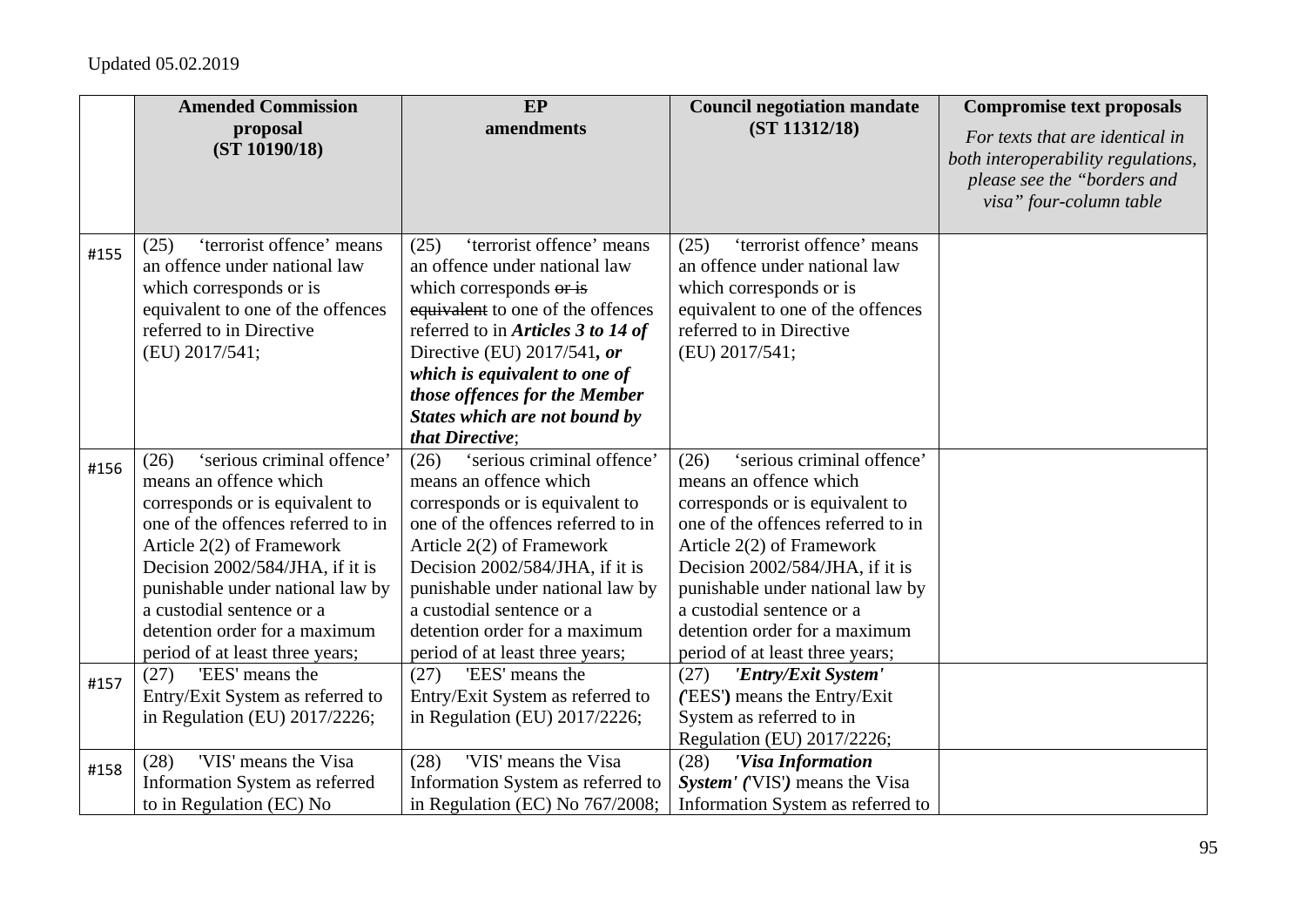Updated 05.02.2019

| | **Amended Commission proposal (ST 10190/18)** | **EP amendments** | **Council negotiation mandate (ST 11312/18)** | **Compromise text proposals** *For texts that are identical in both interoperability regulations, please see the "borders and visa" four-column table* |
|---|---|---|---|---|
| #155 | (25) 'terrorist offence' means an offence under national law which corresponds or is equivalent to one of the offences referred to in Directive (EU) 2017/541; | (25) 'terrorist offence' means an offence under national law which corresponds ~~or is equivalent~~ to one of the offences referred to in ***Articles 3 to 14 of*** Directive (EU) 2017/541***, or which is equivalent to one of those offences for the Member States which are not bound by that Directive***; | (25) 'terrorist offence' means an offence under national law which corresponds or is equivalent to one of the offences referred to in Directive (EU) 2017/541; | |
| #156 | (26) 'serious criminal offence' means an offence which corresponds or is equivalent to one of the offences referred to in Article 2(2) of Framework Decision 2002/584/JHA, if it is punishable under national law by a custodial sentence or a detention order for a maximum period of at least three years; | (26) 'serious criminal offence' means an offence which corresponds or is equivalent to one of the offences referred to in Article 2(2) of Framework Decision 2002/584/JHA, if it is punishable under national law by a custodial sentence or a detention order for a maximum period of at least three years; | (26) 'serious criminal offence' means an offence which corresponds or is equivalent to one of the offences referred to in Article 2(2) of Framework Decision 2002/584/JHA, if it is punishable under national law by a custodial sentence or a detention order for a maximum period of at least three years; | |
| #157 | (27) 'EES' means the Entry/Exit System as referred to in Regulation (EU) 2017/2226; | (27) 'EES' means the Entry/Exit System as referred to in Regulation (EU) 2017/2226; | (27) ***'Entry/Exit System' (***'EES'***)*** means the Entry/Exit System as referred to in Regulation (EU) 2017/2226; | |
| #158 | (28) 'VIS' means the Visa Information System as referred to in Regulation (EC) No | (28) 'VIS' means the Visa Information System as referred to in Regulation (EC) No 767/2008; | (28) ***'Visa Information System' (***'VIS'***)*** means the Visa Information System as referred to | |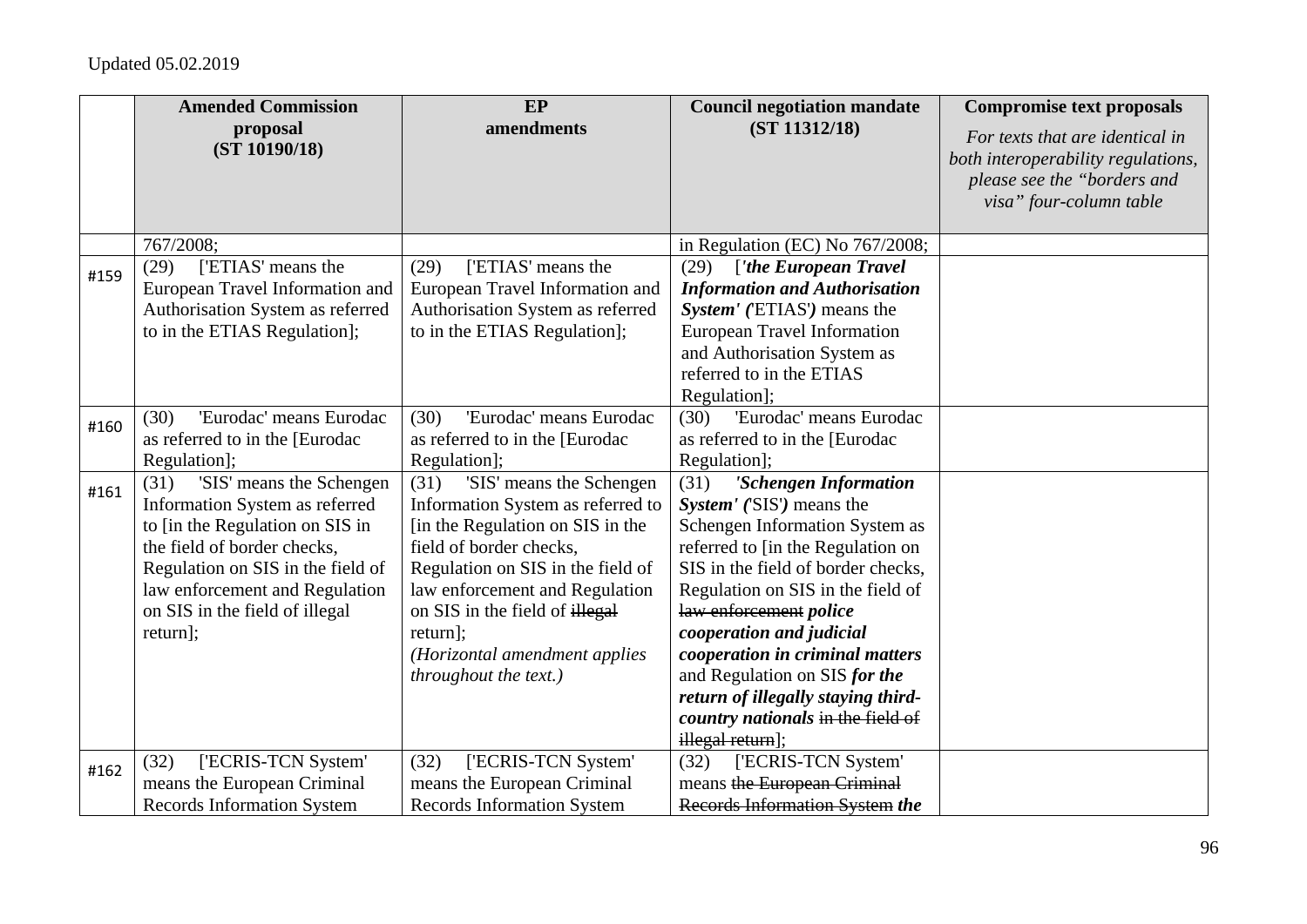Updated 05.02.2019

| | **Amended Commission proposal (ST 10190/18)** | **EP amendments** | **Council negotiation mandate (ST 11312/18)** | **Compromise text proposals** *For texts that are identical in both interoperability regulations, please see the "borders and visa" four-column table* |
|---|---|---|---|---|
| | 767/2008; | | in Regulation (EC) No 767/2008; | |
| #159 | (29) ['ETIAS' means the European Travel Information and Authorisation System as referred to in the ETIAS Regulation]; | (29) ['ETIAS' means the European Travel Information and Authorisation System as referred to in the ETIAS Regulation]; | (29) [***'the European Travel Information and Authorisation System' ('***ETIAS'***)*** means the European Travel Information and Authorisation System as referred to in the ETIAS Regulation]; | |
| #160 | (30) 'Eurodac' means Eurodac as referred to in the [Eurodac Regulation]; | (30) 'Eurodac' means Eurodac as referred to in the [Eurodac Regulation]; | (30) 'Eurodac' means Eurodac as referred to in the [Eurodac Regulation]; | |
| #161 | (31) 'SIS' means the Schengen Information System as referred to [in the Regulation on SIS in the field of border checks, Regulation on SIS in the field of law enforcement and Regulation on SIS in the field of illegal return]; | (31) 'SIS' means the Schengen Information System as referred to [in the Regulation on SIS in the field of border checks, Regulation on SIS in the field of law enforcement and Regulation on SIS in the field of ~~illegal~~ return]; *(Horizontal amendment applies throughout the text.)* | (31) ***'Schengen Information System' ('***SIS'***)*** means the Schengen Information System as referred to [in the Regulation on SIS in the field of border checks, Regulation on SIS in the field of ~~law enforcement~~ ***police cooperation and judicial cooperation in criminal matters*** and Regulation on SIS ***for the return of illegally staying third-country nationals*** ~~in the field of illegal return~~]; | |
| #162 | (32) ['ECRIS-TCN System' means the European Criminal Records Information System | (32) ['ECRIS-TCN System' means the European Criminal Records Information System | (32) ['ECRIS-TCN System' means ~~the European Criminal Records Information System~~ ***the*** | |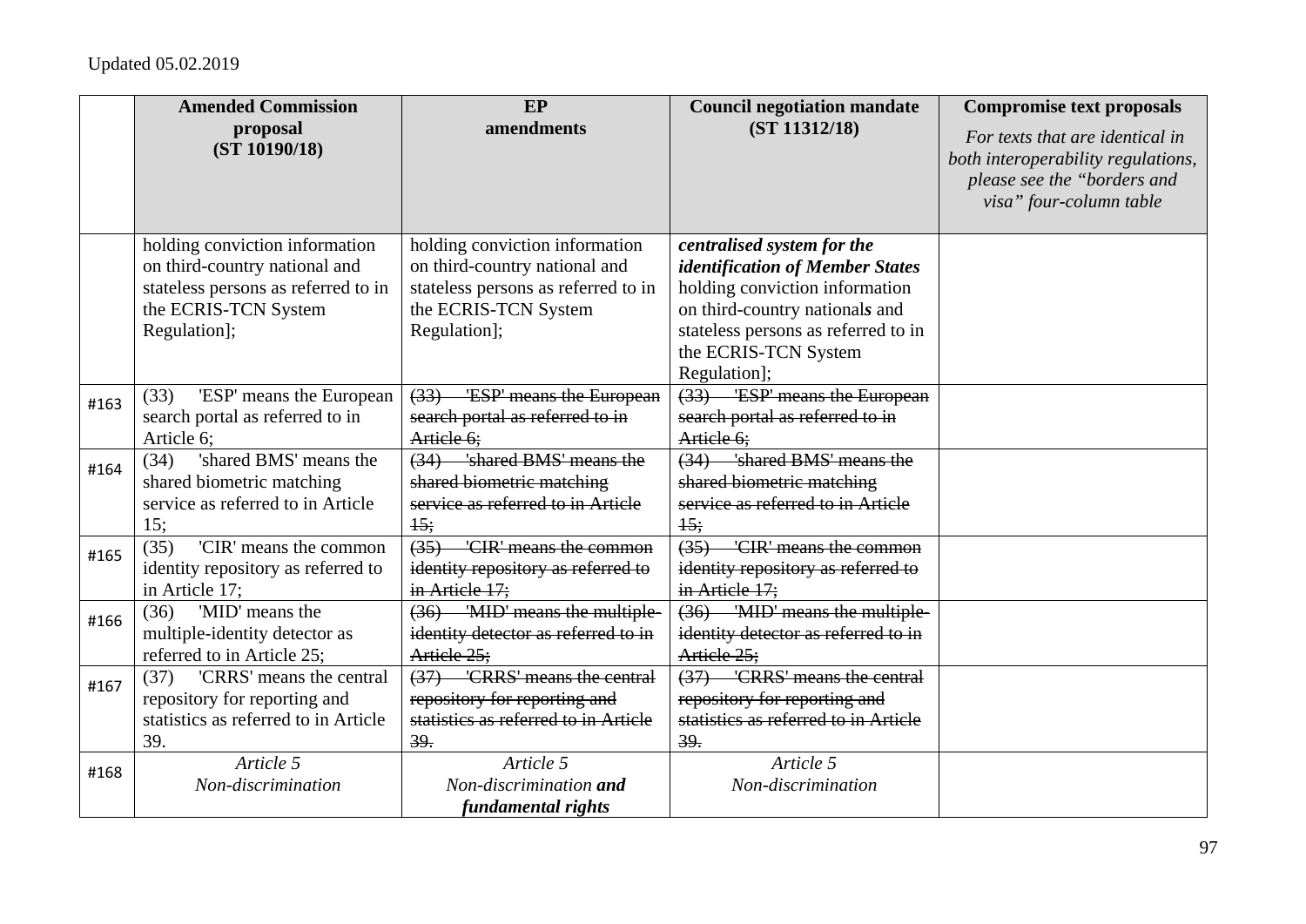|  | Amended Commission proposal (ST 10190/18) | EP amendments | Council negotiation mandate (ST 11312/18) | Compromise text proposals *For texts that are identical in both interoperability regulations, please see the "borders and visa" four-column table* |
|---|---|---|---|---|
|  | holding conviction information on third-country national and stateless persons as referred to in the ECRIS-TCN System Regulation]; | holding conviction information on third-country national and stateless persons as referred to in the ECRIS-TCN System Regulation]; | ***centralised system for the identification of Member States*** holding conviction information on third-country national***s*** and stateless persons as referred to in the ECRIS-TCN System Regulation]; |  |
| #163 | (33) 'ESP' means the European search portal as referred to in Article 6; | ~~(33) 'ESP' means the European search portal as referred to in Article 6;~~ | ~~(33) 'ESP' means the European search portal as referred to in Article 6;~~ |  |
| #164 | (34) 'shared BMS' means the shared biometric matching service as referred to in Article 15; | ~~(34) 'shared BMS' means the shared biometric matching service as referred to in Article 15;~~ | ~~(34) 'shared BMS' means the shared biometric matching service as referred to in Article 15;~~ |  |
| #165 | (35) 'CIR' means the common identity repository as referred to in Article 17; | ~~(35) 'CIR' means the common identity repository as referred to in Article 17;~~ | ~~(35) 'CIR' means the common identity repository as referred to in Article 17;~~ |  |
| #166 | (36) 'MID' means the multiple-identity detector as referred to in Article 25; | ~~(36) 'MID' means the multiple-identity detector as referred to in Article 25;~~ | ~~(36) 'MID' means the multiple-identity detector as referred to in Article 25;~~ |  |
| #167 | (37) 'CRRS' means the central repository for reporting and statistics as referred to in Article 39. | ~~(37) 'CRRS' means the central repository for reporting and statistics as referred to in Article 39.~~ | ~~(37) 'CRRS' means the central repository for reporting and statistics as referred to in Article 39.~~ |  |
| #168 | *Article 5* *Non-discrimination* | *Article 5* *Non-discrimination **and fundamental rights*** | *Article 5* *Non-discrimination* |  |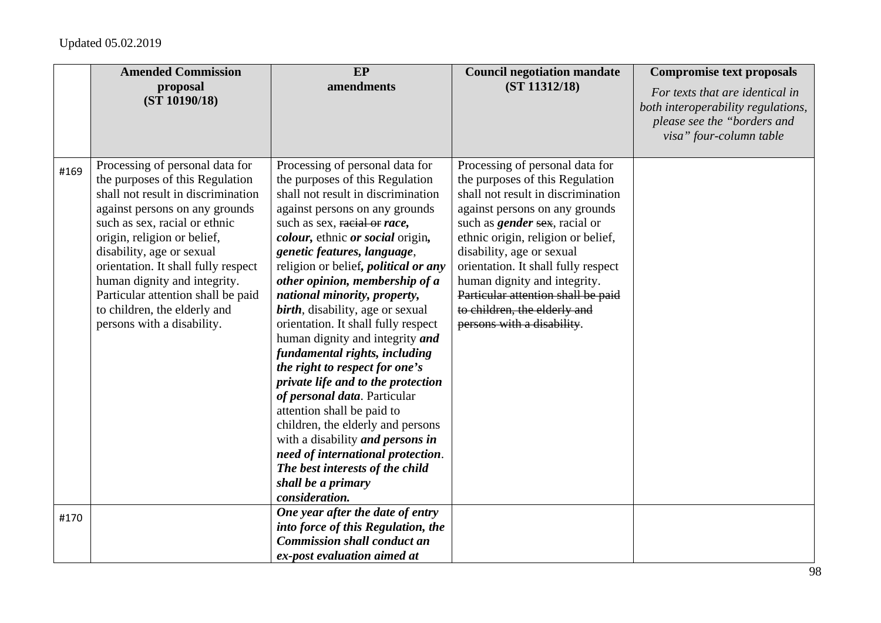Updated 05.02.2019

| | Amended Commission proposal (ST 10190/18) | EP amendments | Council negotiation mandate (ST 11312/18) | Compromise text proposals *For texts that are identical in both interoperability regulations, please see the "borders and visa" four-column table* |
|---|---|---|---|---|
| #169 | Processing of personal data for the purposes of this Regulation shall not result in discrimination against persons on any grounds such as sex, racial or ethnic origin, religion or belief, disability, age or sexual orientation. It shall fully respect human dignity and integrity. Particular attention shall be paid to children, the elderly and persons with a disability. | Processing of personal data for the purposes of this Regulation shall not result in discrimination against persons on any grounds such as sex, ~~racial or~~ ***race, colour,*** ethnic ***or social*** origin***, genetic features, language***, religion or belief***, political or any other opinion, membership of a national minority, property, birth***, disability, age or sexual orientation. It shall fully respect human dignity and integrity ***and fundamental rights, including the right to respect for one's private life and to the protection of personal data***. Particular attention shall be paid to children, the elderly and persons with a disability ***and persons in need of international protection***. ***The best interests of the child shall be a primary consideration.*** | Processing of personal data for the purposes of this Regulation shall not result in discrimination against persons on any grounds such as ***gender*** ~~sex~~, racial or ethnic origin, religion or belief, disability, age or sexual orientation. It shall fully respect human dignity and integrity. ~~Particular attention shall be paid to children, the elderly and persons with a disability~~. | |
| #170 | | ***One year after the date of entry into force of this Regulation, the Commission shall conduct an ex-post evaluation aimed at*** | | |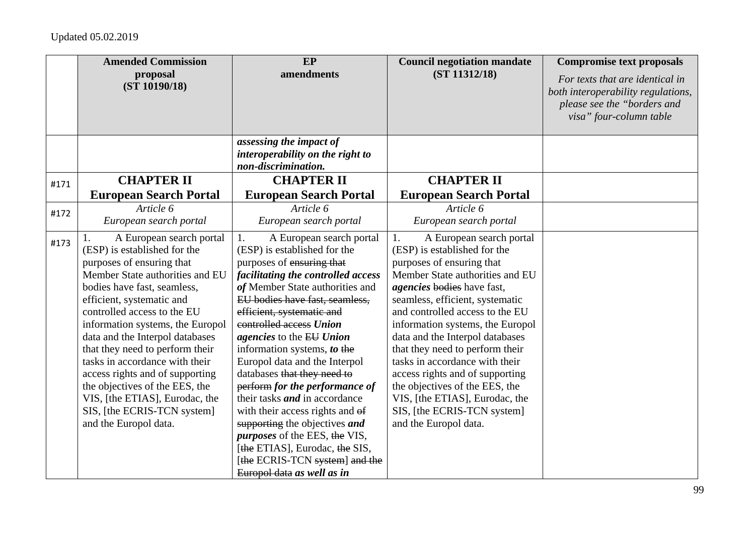Updated 05.02.2019

| | Amended Commission proposal (ST 10190/18) | EP amendments | Council negotiation mandate (ST 11312/18) | Compromise text proposals *For texts that are identical in both interoperability regulations, please see the "borders and visa" four-column table* |
|---|---|---|---|---|
| | | ***assessing the impact of interoperability on the right to non-discrimination.*** | | |
| #171 | **CHAPTER II European Search Portal** | **CHAPTER II European Search Portal** | **CHAPTER II European Search Portal** | |
| #172 | *Article 6* *European search portal* | *Article 6* *European search portal* | *Article 6* *European search portal* | |
| #173 | 1. A European search portal (ESP) is established for the purposes of ensuring that Member State authorities and EU bodies have fast, seamless, efficient, systematic and controlled access to the EU information systems, the Europol data and the Interpol databases that they need to perform their tasks in accordance with their access rights and of supporting the objectives of the EES, the VIS, [the ETIAS], Eurodac, the SIS, [the ECRIS-TCN system] and the Europol data. | 1. A European search portal (ESP) is established for the purposes of ~~ensuring that~~ ***facilitating the controlled access of*** Member State authorities and ~~EU bodies have fast, seamless, efficient, systematic and controlled access~~ ***Union agencies*** to the ~~EU~~ ***Union*** information systems, ***to*** ~~the~~ Europol data and the Interpol databases ~~that they need to perform~~ ***for the performance of*** their tasks ***and*** in accordance with their access rights and ~~of supporting~~ the objectives ***and purposes*** of the EES, ~~the~~ VIS, [~~the~~ ETIAS], Eurodac, ~~the~~ SIS, [~~the~~ ECRIS-TCN ~~system~~] ~~and the Europol data~~ ***as well as in*** | 1. A European search portal (ESP) is established for the purposes of ensuring that Member State authorities and EU ***agencies*** ~~bodies~~ have fast, seamless, efficient, systematic and controlled access to the EU information systems, the Europol data and the Interpol databases that they need to perform their tasks in accordance with their access rights and of supporting the objectives of the EES, the VIS, [the ETIAS], Eurodac, the SIS, [the ECRIS-TCN system] and the Europol data. | |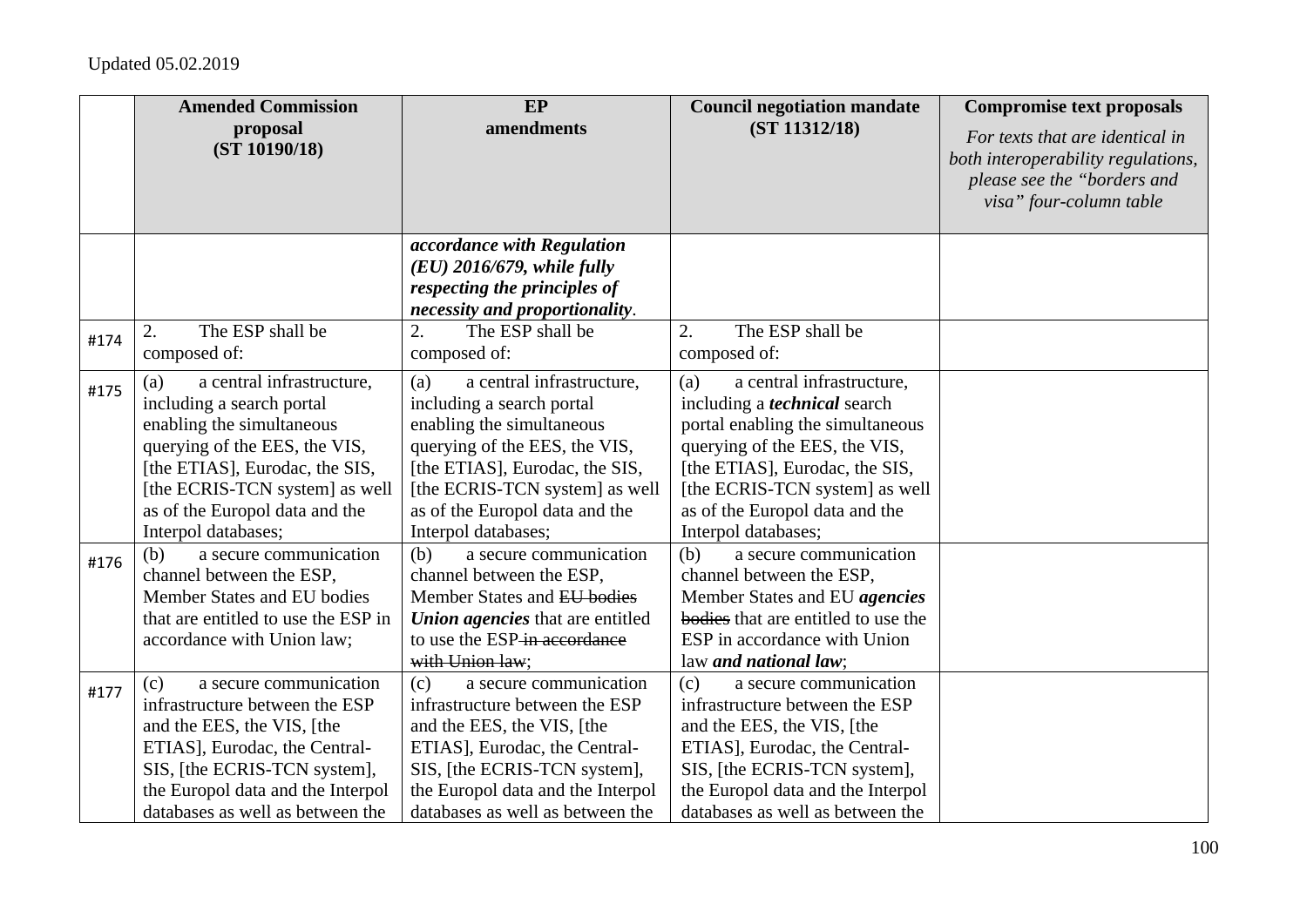Updated 05.02.2019

| | Amended Commission proposal (ST 10190/18) | EP amendments | Council negotiation mandate (ST 11312/18) | Compromise text proposals *For texts that are identical in both interoperability regulations, please see the "borders and visa" four-column table* |
|---|---|---|---|---|
| | | ***accordance with Regulation (EU) 2016/679, while fully respecting the principles of necessity and proportionality***. | | |
| #174 | 2. The ESP shall be composed of: | 2. The ESP shall be composed of: | 2. The ESP shall be composed of: | |
| #175 | (a) a central infrastructure, including a search portal enabling the simultaneous querying of the EES, the VIS, [the ETIAS], Eurodac, the SIS, [the ECRIS-TCN system] as well as of the Europol data and the Interpol databases; | (a) a central infrastructure, including a search portal enabling the simultaneous querying of the EES, the VIS, [the ETIAS], Eurodac, the SIS, [the ECRIS-TCN system] as well as of the Europol data and the Interpol databases; | (a) a central infrastructure, including a ***technical*** search portal enabling the simultaneous querying of the EES, the VIS, [the ETIAS], Eurodac, the SIS, [the ECRIS-TCN system] as well as of the Europol data and the Interpol databases; | |
| #176 | (b) a secure communication channel between the ESP, Member States and EU bodies that are entitled to use the ESP in accordance with Union law; | (b) a secure communication channel between the ESP, Member States and ~~EU bodies~~ ***Union agencies*** that are entitled to use the ESP ~~in accordance with Union law~~; | (b) a secure communication channel between the ESP, Member States and EU ***agencies*** ~~bodies~~ that are entitled to use the ESP in accordance with Union law ***and national law***; | |
| #177 | (c) a secure communication infrastructure between the ESP and the EES, the VIS, [the ETIAS], Eurodac, the Central-SIS, [the ECRIS-TCN system], the Europol data and the Interpol databases as well as between the | (c) a secure communication infrastructure between the ESP and the EES, the VIS, [the ETIAS], Eurodac, the Central-SIS, [the ECRIS-TCN system], the Europol data and the Interpol databases as well as between the | (c) a secure communication infrastructure between the ESP and the EES, the VIS, [the ETIAS], Eurodac, the Central-SIS, [the ECRIS-TCN system], the Europol data and the Interpol databases as well as between the | |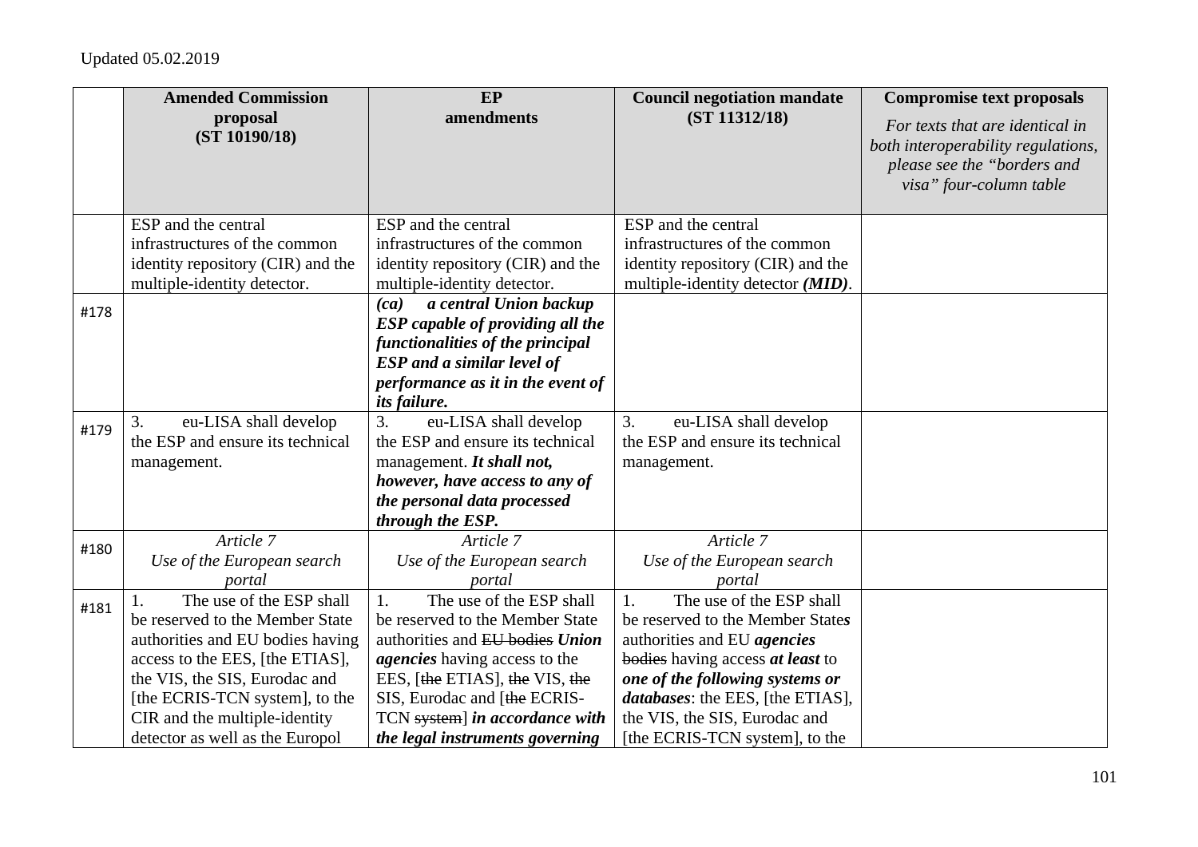Updated 05.02.2019

| | Amended Commission proposal (ST 10190/18) | EP amendments | Council negotiation mandate (ST 11312/18) | Compromise text proposals *For texts that are identical in both interoperability regulations, please see the "borders and visa" four-column table* |
|---|---|---|---|---|
| | ESP and the central infrastructures of the common identity repository (CIR) and the multiple-identity detector. | ESP and the central infrastructures of the common identity repository (CIR) and the multiple-identity detector. | ESP and the central infrastructures of the common identity repository (CIR) and the multiple-identity detector ***(MID)***. | |
| #178 | | ***(ca) a central Union backup ESP capable of providing all the functionalities of the principal ESP and a similar level of performance as it in the event of its failure.*** | | |
| #179 | 3. eu-LISA shall develop the ESP and ensure its technical management. | 3. eu-LISA shall develop the ESP and ensure its technical management. ***It shall not, however, have access to any of the personal data processed through the ESP.*** | 3. eu-LISA shall develop the ESP and ensure its technical management. | |
| #180 | *Article 7* *Use of the European search portal* | *Article 7* *Use of the European search portal* | *Article 7* *Use of the European search portal* | |
| #181 | 1. The use of the ESP shall be reserved to the Member State authorities and EU bodies having access to the EES, [the ETIAS], the VIS, the SIS, Eurodac and [the ECRIS-TCN system], to the CIR and the multiple-identity detector as well as the Europol | 1. The use of the ESP shall be reserved to the Member State authorities and ~~EU bodies~~ ***Union agencies*** having access to the EES, [~~the~~ ETIAS], ~~the~~ VIS, ~~the~~ SIS, Eurodac and [~~the~~ ECRIS-TCN ~~system~~] ***in accordance with the legal instruments governing*** | 1. The use of the ESP shall be reserved to the Member State***s*** authorities and EU ***agencies*** ~~bodies~~ having access ***at least*** to ***one of the following systems or databases***: the EES, [the ETIAS], the VIS, the SIS, Eurodac and [the ECRIS-TCN system], to the | |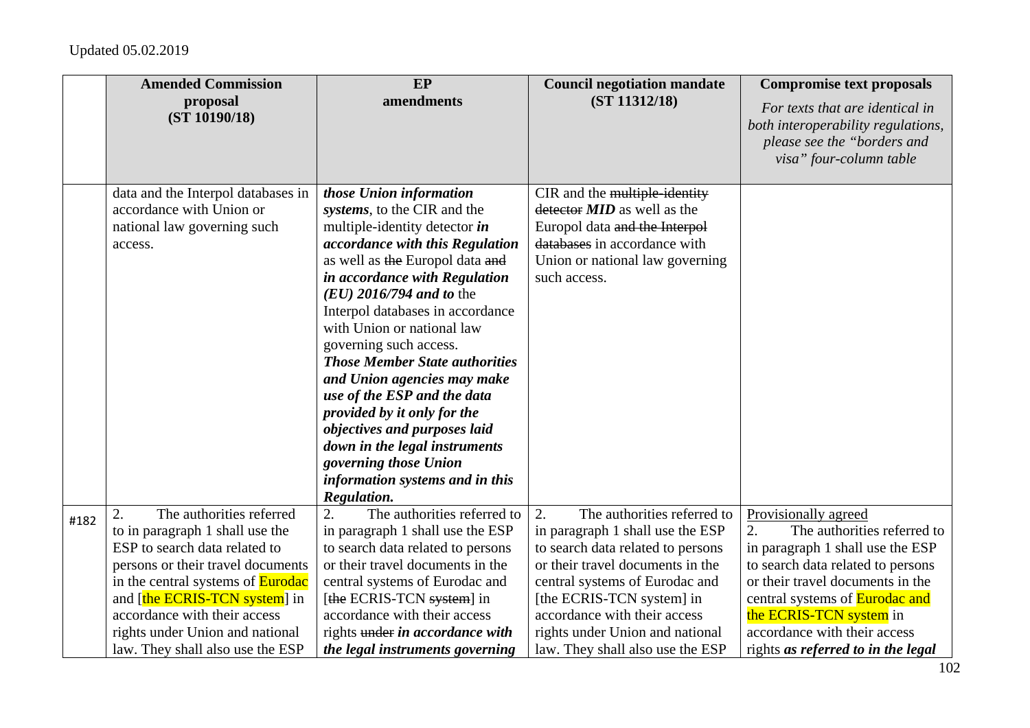Updated 05.02.2019

| | Amended Commission proposal (ST 10190/18) | EP amendments | Council negotiation mandate (ST 11312/18) | Compromise text proposals *For texts that are identical in both interoperability regulations, please see the "borders and visa" four-column table* |
|---|---|---|---|---|
| | data and the Interpol databases in accordance with Union or national law governing such access. | ***those Union information systems***, to the CIR and the multiple-identity detector ***in accordance with this Regulation*** as well as ~~the~~ Europol data ~~and~~ ***in accordance with Regulation (EU) 2016/794 and to*** the Interpol databases in accordance with Union or national law governing such access. ***Those Member State authorities and Union agencies may make use of the ESP and the data provided by it only for the objectives and purposes laid down in the legal instruments governing those Union information systems and in this Regulation.*** | CIR and the ~~multiple-identity detector~~ ***MID*** as well as the Europol data ~~and the Interpol databases~~ in accordance with Union or national law governing such access. | |
| #182 | 2. The authorities referred to in paragraph 1 shall use the ESP to search data related to persons or their travel documents in the central systems of Eurodac and [the ECRIS-TCN system] in accordance with their access rights under Union and national law. They shall also use the ESP | 2. The authorities referred to in paragraph 1 shall use the ESP to search data related to persons or their travel documents in the central systems of Eurodac and [~~the~~ ECRIS-TCN ~~system~~] in accordance with their access rights ~~under~~ ***in accordance with the legal instruments governing*** | 2. The authorities referred to in paragraph 1 shall use the ESP to search data related to persons or their travel documents in the central systems of Eurodac and [the ECRIS-TCN system] in accordance with their access rights under Union and national law. They shall also use the ESP | Provisionally agreed<br>2. The authorities referred to in paragraph 1 shall use the ESP to search data related to persons or their travel documents in the central systems of Eurodac and the ECRIS-TCN system in accordance with their access rights ***as referred to in the legal*** |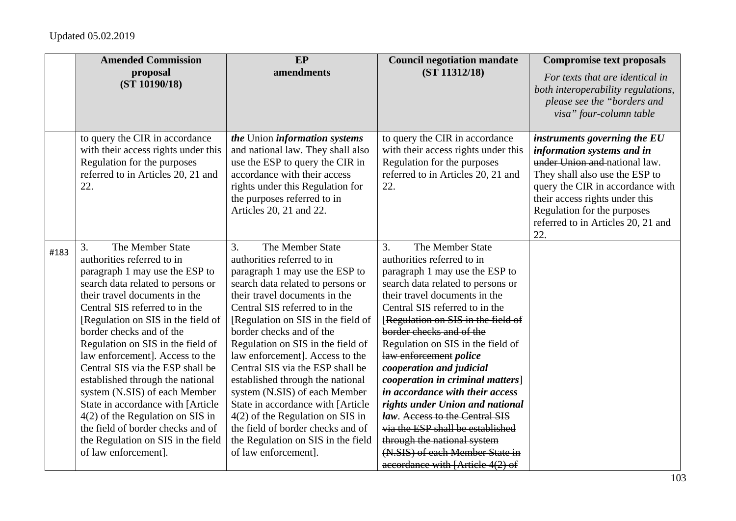Updated 05.02.2019

| | Amended Commission proposal (ST 10190/18) | EP amendments | Council negotiation mandate (ST 11312/18) | Compromise text proposals *For texts that are identical in both interoperability regulations, please see the "borders and visa" four-column table* |
|---|---|---|---|---|
| | to query the CIR in accordance with their access rights under this Regulation for the purposes referred to in Articles 20, 21 and 22. | ***the*** Union ***information systems*** and national law. They shall also use the ESP to query the CIR in accordance with their access rights under this Regulation for the purposes referred to in Articles 20, 21 and 22. | to query the CIR in accordance with their access rights under this Regulation for the purposes referred to in Articles 20, 21 and 22. | ***instruments governing the EU information systems and in*** ~~under Union and~~ national law. They shall also use the ESP to query the CIR in accordance with their access rights under this Regulation for the purposes referred to in Articles 20, 21 and 22. |
| #183 | 3. The Member State authorities referred to in paragraph 1 may use the ESP to search data related to persons or their travel documents in the Central SIS referred to in the [Regulation on SIS in the field of border checks and of the Regulation on SIS in the field of law enforcement]. Access to the Central SIS via the ESP shall be established through the national system (N.SIS) of each Member State in accordance with [Article 4(2) of the Regulation on SIS in the field of border checks and of the Regulation on SIS in the field of law enforcement]. | 3. The Member State authorities referred to in paragraph 1 may use the ESP to search data related to persons or their travel documents in the Central SIS referred to in the [Regulation on SIS in the field of border checks and of the Regulation on SIS in the field of law enforcement]. Access to the Central SIS via the ESP shall be established through the national system (N.SIS) of each Member State in accordance with [Article 4(2) of the Regulation on SIS in the field of border checks and of the Regulation on SIS in the field of law enforcement]. | 3. The Member State authorities referred to in paragraph 1 may use the ESP to search data related to persons or their travel documents in the Central SIS referred to in the ~~[Regulation on SIS in the field of border checks and of the~~ Regulation on SIS in the field of ~~law enforcement~~ ***police cooperation and judicial cooperation in criminal matters***] ***in accordance with their access rights under Union and national law***. ~~Access to the Central SIS via the ESP shall be established through the national system (N.SIS) of each Member State in accordance with [Article 4(2) of~~ | |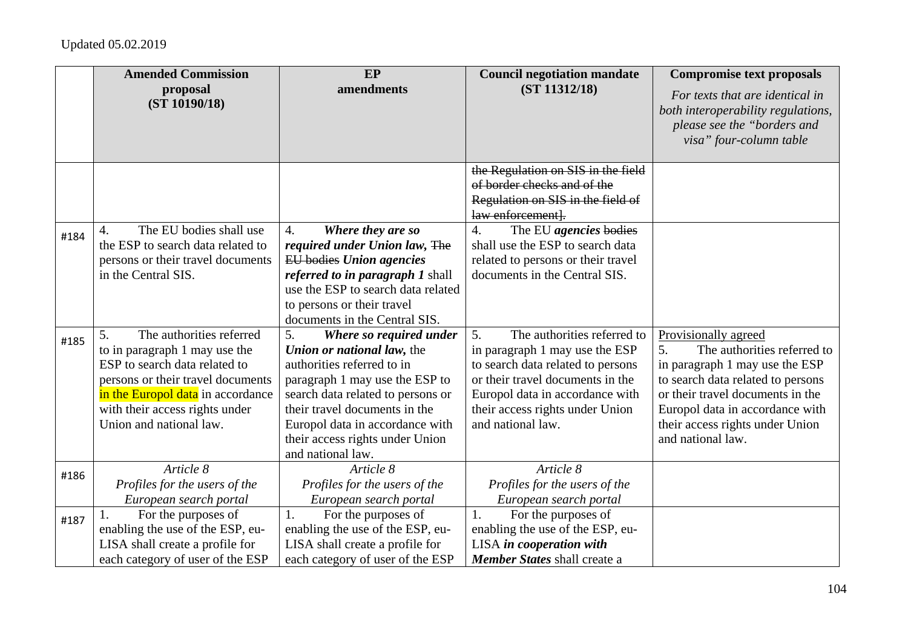Updated 05.02.2019

| | Amended Commission proposal (ST 10190/18) | EP amendments | Council negotiation mandate (ST 11312/18) | Compromise text proposals *For texts that are identical in both interoperability regulations, please see the "borders and visa" four-column table* |
|---|---|---|---|---|
| | | | ~~the Regulation on SIS in the field of border checks and of the Regulation on SIS in the field of law enforcement].~~ | |
| #184 | 4. The EU bodies shall use the ESP to search data related to persons or their travel documents in the Central SIS. | 4. ***Where they are so required under Union law,*** ~~The EU bodies~~ ***Union agencies referred to in paragraph 1*** shall use the ESP to search data related to persons or their travel documents in the Central SIS. | 4. The EU ***agencies*** ~~bodies~~ shall use the ESP to search data related to persons or their travel documents in the Central SIS. | |
| #185 | 5. The authorities referred to in paragraph 1 may use the ESP to search data related to persons or their travel documents in the Europol data in accordance with their access rights under Union and national law. | 5. ***Where so required under Union or national law,*** the authorities referred to in paragraph 1 may use the ESP to search data related to persons or their travel documents in the Europol data in accordance with their access rights under Union and national law. | 5. The authorities referred to in paragraph 1 may use the ESP to search data related to persons or their travel documents in the Europol data in accordance with their access rights under Union and national law. | <u>Provisionally agreed</u><br>5. The authorities referred to in paragraph 1 may use the ESP to search data related to persons or their travel documents in the Europol data in accordance with their access rights under Union and national law. |
| #186 | *Article 8*<br>*Profiles for the users of the European search portal* | *Article 8*<br>*Profiles for the users of the European search portal* | *Article 8*<br>*Profiles for the users of the European search portal* | |
| #187 | 1. For the purposes of enabling the use of the ESP, eu-LISA shall create a profile for each category of user of the ESP | 1. For the purposes of enabling the use of the ESP, eu-LISA shall create a profile for each category of user of the ESP | 1. For the purposes of enabling the use of the ESP, eu-LISA ***in cooperation with Member States*** shall create a | |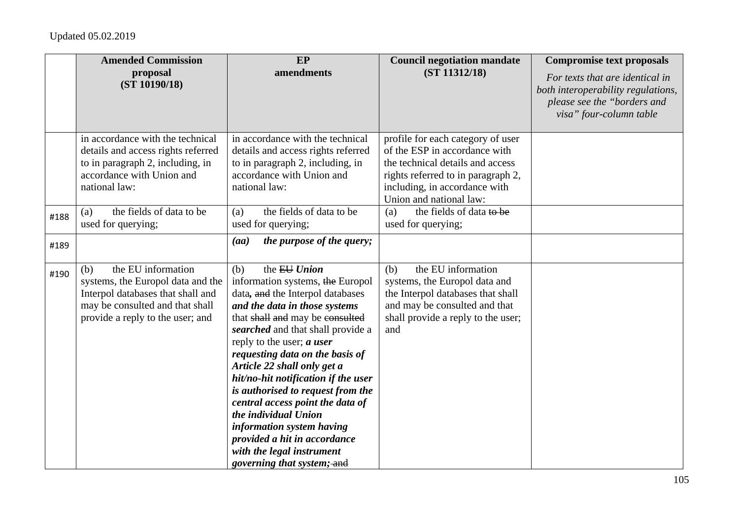| | **Amended Commission proposal (ST 10190/18)** | **EP amendments** | **Council negotiation mandate (ST 11312/18)** | **Compromise text proposals** *For texts that are identical in both interoperability regulations, please see the "borders and visa" four-column table* |
|---|---|---|---|---|
| | in accordance with the technical details and access rights referred to in paragraph 2, including, in accordance with Union and national law: | in accordance with the technical details and access rights referred to in paragraph 2, including, in accordance with Union and national law: | profile for each category of user of the ESP in accordance with the technical details and access rights referred to in paragraph 2, including, in accordance with Union and national law: | |
| #188 | (a) the fields of data to be used for querying; | (a) the fields of data to be used for querying; | (a) the fields of data ~~to be~~ used for querying; | |
| #189 | | ***(aa) the purpose of the query;*** | | |
| #190 | (b) the EU information systems, the Europol data and the Interpol databases that shall and may be consulted and that shall provide a reply to the user; and | (b) the ~~EU~~ ***Union*** information systems, ~~the~~ Europol data***,*** ~~and~~ the Interpol databases ***and the data in those systems*** that ~~shall and~~ may be ~~consulted~~ ***searched*** and that shall provide a reply to the user; ***a user requesting data on the basis of Article 22 shall only get a hit/no-hit notification if the user is authorised to request from the central access point the data of the individual Union information system having provided a hit in accordance with the legal instrument governing that system;*** ~~and~~ | (b) the EU information systems, the Europol data and the Interpol databases that shall and may be consulted and that shall provide a reply to the user; and | |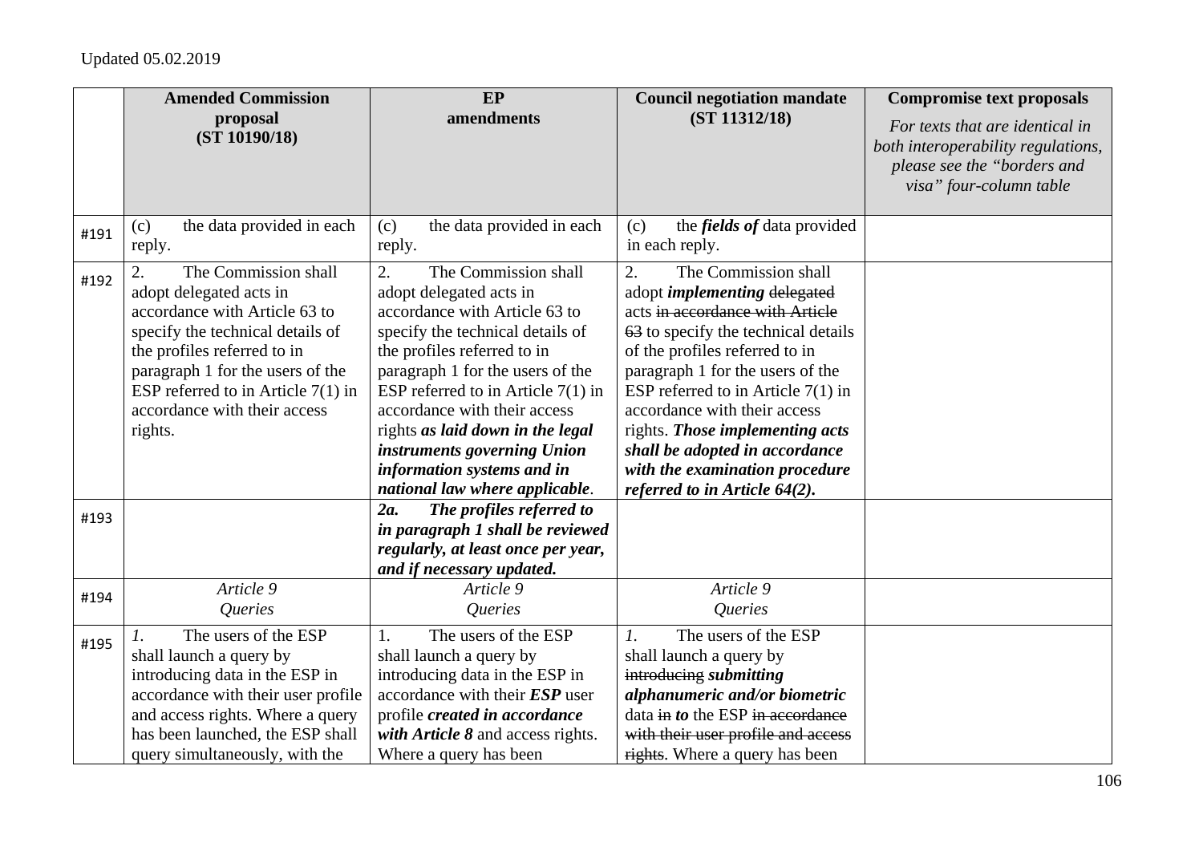Updated 05.02.2019

| | Amended Commission proposal (ST 10190/18) | EP amendments | Council negotiation mandate (ST 11312/18) | Compromise text proposals *For texts that are identical in both interoperability regulations, please see the "borders and visa" four-column table* |
|---|---|---|---|---|
| #191 | (c) the data provided in each reply. | (c) the data provided in each reply. | (c) the ***fields of*** data provided in each reply. | |
| #192 | 2. The Commission shall adopt delegated acts in accordance with Article 63 to specify the technical details of the profiles referred to in paragraph 1 for the users of the ESP referred to in Article 7(1) in accordance with their access rights. | 2. The Commission shall adopt delegated acts in accordance with Article 63 to specify the technical details of the profiles referred to in paragraph 1 for the users of the ESP referred to in Article 7(1) in accordance with their access rights ***as laid down in the legal instruments governing Union information systems and in national law where applicable***. | 2. The Commission shall adopt ***implementing*** ~~delegated~~ acts ~~in accordance with Article 63~~ to specify the technical details of the profiles referred to in paragraph 1 for the users of the ESP referred to in Article 7(1) in accordance with their access rights. ***Those implementing acts shall be adopted in accordance with the examination procedure referred to in Article 64(2).*** | |
| #193 | | ***2a. The profiles referred to in paragraph 1 shall be reviewed regularly, at least once per year, and if necessary updated.*** | | |
| #194 | *Article 9* *Queries* | *Article 9* *Queries* | *Article 9* *Queries* | |
| #195 | *1.* The users of the ESP shall launch a query by introducing data in the ESP in accordance with their user profile and access rights. Where a query has been launched, the ESP shall query simultaneously, with the | 1. The users of the ESP shall launch a query by introducing data in the ESP in accordance with their ***ESP*** user profile ***created in accordance with Article 8*** and access rights. Where a query has been | *1.* The users of the ESP shall launch a query by ~~introducing~~ ***submitting alphanumeric and/or biometric*** data ~~in~~ ***to*** the ESP ~~in accordance with their user profile and access rights~~. Where a query has been | |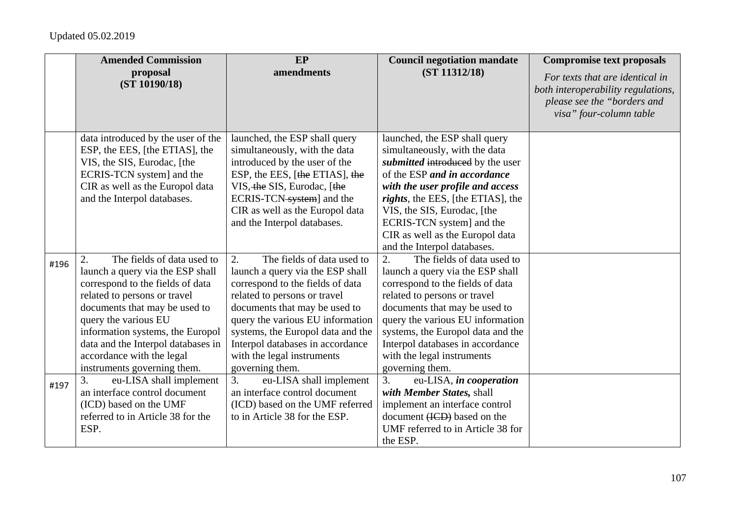Updated 05.02.2019

| | **Amended Commission proposal (ST 10190/18)** | **EP amendments** | **Council negotiation mandate (ST 11312/18)** | **Compromise text proposals** *For texts that are identical in both interoperability regulations, please see the "borders and visa" four-column table* |
|---|---|---|---|---|
| | data introduced by the user of the ESP, the EES, [the ETIAS], the VIS, the SIS, Eurodac, [the ECRIS-TCN system] and the CIR as well as the Europol data and the Interpol databases. | launched, the ESP shall query simultaneously, with the data introduced by the user of the ESP, the EES, [~~the~~ ETIAS], ~~the~~ VIS, ~~the~~ SIS, Eurodac, [~~the~~ ECRIS-TCN ~~system~~] and the CIR as well as the Europol data and the Interpol databases. | launched, the ESP shall query simultaneously, with the data ***submitted*** ~~introduced~~ by the user of the ESP ***and in accordance with the user profile and access rights***, the EES, [the ETIAS], the VIS, the SIS, Eurodac, [the ECRIS-TCN system] and the CIR as well as the Europol data and the Interpol databases. | |
| #196 | 2. The fields of data used to launch a query via the ESP shall correspond to the fields of data related to persons or travel documents that may be used to query the various EU information systems, the Europol data and the Interpol databases in accordance with the legal instruments governing them. | 2. The fields of data used to launch a query via the ESP shall correspond to the fields of data related to persons or travel documents that may be used to query the various EU information systems, the Europol data and the Interpol databases in accordance with the legal instruments governing them. | 2. The fields of data used to launch a query via the ESP shall correspond to the fields of data related to persons or travel documents that may be used to query the various EU information systems, the Europol data and the Interpol databases in accordance with the legal instruments governing them. | |
| #197 | 3. eu-LISA shall implement an interface control document (ICD) based on the UMF referred to in Article 38 for the ESP. | 3. eu-LISA shall implement an interface control document (ICD) based on the UMF referred to in Article 38 for the ESP. | 3. eu-LISA, ***in cooperation with Member States,*** shall implement an interface control document ~~(ICD)~~ based on the UMF referred to in Article 38 for the ESP. | |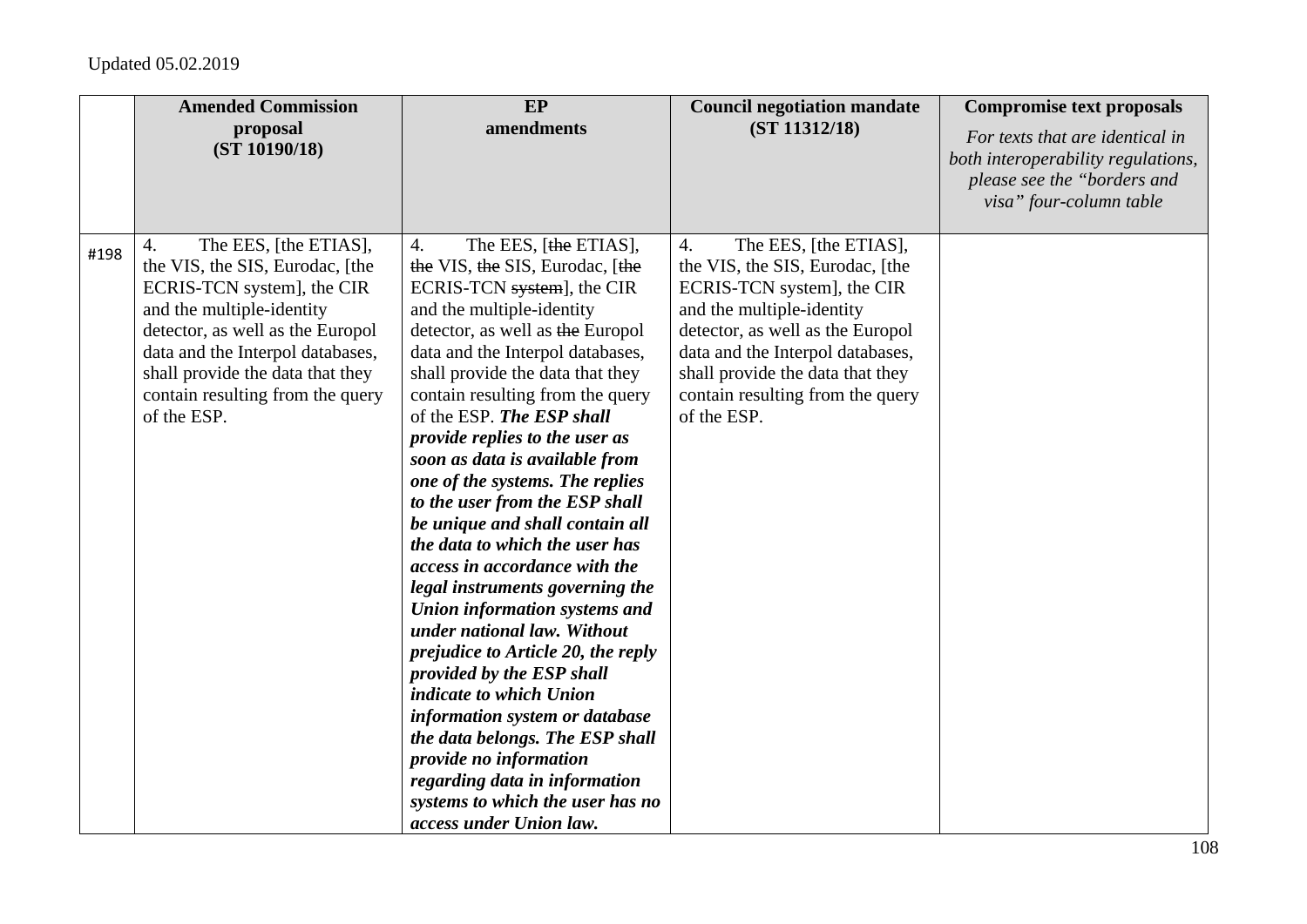| | Amended Commission proposal (ST 10190/18) | EP amendments | Council negotiation mandate (ST 11312/18) | Compromise text proposals *For texts that are identical in both interoperability regulations, please see the "borders and visa" four-column table* |
|---|---|---|---|---|
| #198 | 4. The EES, [the ETIAS], the VIS, the SIS, Eurodac, [the ECRIS-TCN system], the CIR and the multiple-identity detector, as well as the Europol data and the Interpol databases, shall provide the data that they contain resulting from the query of the ESP. | 4. The EES, [~~the~~ ETIAS], ~~the~~ VIS, ~~the~~ SIS, Eurodac, [~~the~~ ECRIS-TCN ~~system~~], the CIR and the multiple-identity detector, as well as ~~the~~ Europol data and the Interpol databases, shall provide the data that they contain resulting from the query of the ESP. ***The ESP shall provide replies to the user as soon as data is available from one of the systems. The replies to the user from the ESP shall be unique and shall contain all the data to which the user has access in accordance with the legal instruments governing the Union information systems and under national law. Without prejudice to Article 20, the reply provided by the ESP shall indicate to which Union information system or database the data belongs. The ESP shall provide no information regarding data in information systems to which the user has no access under Union law.*** | 4. The EES, [the ETIAS], the VIS, the SIS, Eurodac, [the ECRIS-TCN system], the CIR and the multiple-identity detector, as well as the Europol data and the Interpol databases, shall provide the data that they contain resulting from the query of the ESP. | |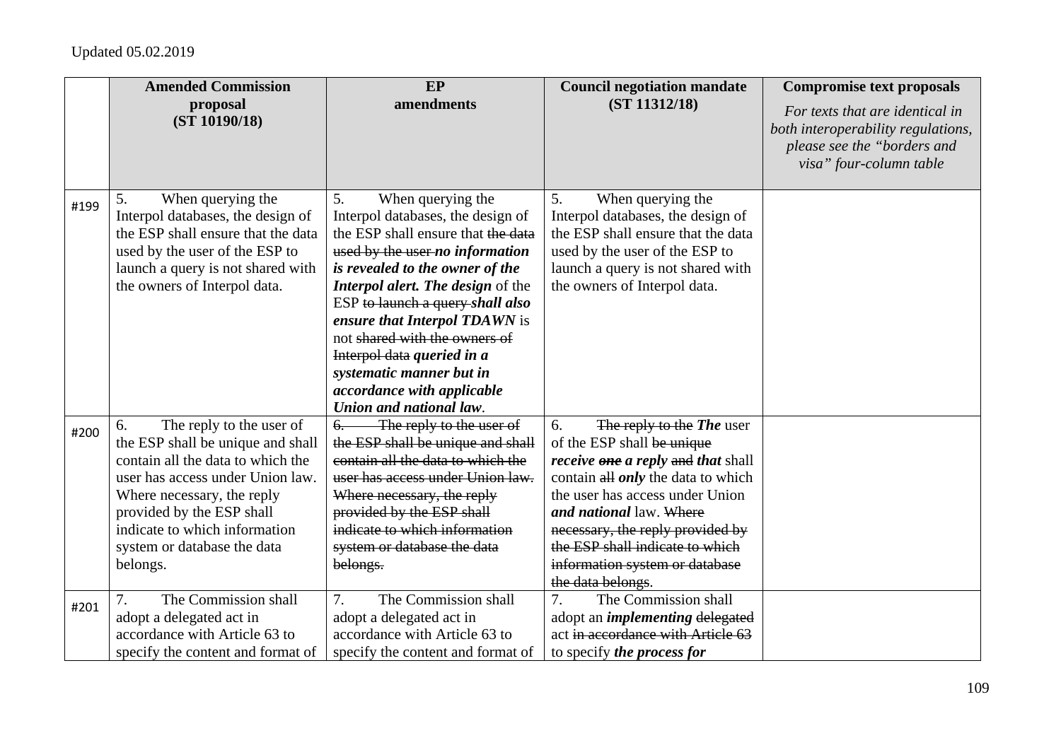Updated 05.02.2019

| | **Amended Commission proposal (ST 10190/18)** | **EP amendments** | **Council negotiation mandate (ST 11312/18)** | **Compromise text proposals** *For texts that are identical in both interoperability regulations, please see the "borders and visa" four-column table* |
|---|---|---|---|---|
| #199 | 5. When querying the Interpol databases, the design of the ESP shall ensure that the data used by the user of the ESP to launch a query is not shared with the owners of Interpol data. | 5. When querying the Interpol databases, the design of the ESP shall ensure that ~~the data used by the user~~ ***no information is revealed to the owner of the Interpol alert. The design*** of the ESP ~~to launch a query~~ ***shall also ensure that Interpol TDAWN*** is not ~~shared with the owners of Interpol data~~ ***queried in a systematic manner but in accordance with applicable Union and national law***. | 5. When querying the Interpol databases, the design of the ESP shall ensure that the data used by the user of the ESP to launch a query is not shared with the owners of Interpol data. | |
| #200 | 6. The reply to the user of the ESP shall be unique and shall contain all the data to which the user has access under Union law. Where necessary, the reply provided by the ESP shall indicate to which information system or database the data belongs. | ~~6. The reply to the user of the ESP shall be unique and shall contain all the data to which the user has access under Union law. Where necessary, the reply provided by the ESP shall indicate to which information system or database the data belongs.~~ | 6. ~~The reply to the~~ ***The*** user of the ESP shall ~~be unique~~ ***receive*** ~~***one***~~ ***a reply*** ~~and~~ ***that*** shall contain ~~all~~ ***only*** the data to which the user has access under Union ***and national*** law. ~~Where necessary, the reply provided by the ESP shall indicate to which information system or database the data belongs~~. | |
| #201 | 7. The Commission shall adopt a delegated act in accordance with Article 63 to specify the content and format of | 7. The Commission shall adopt a delegated act in accordance with Article 63 to specify the content and format of | 7. The Commission shall adopt an ***implementing*** ~~delegated~~ act ~~in accordance with Article 63~~ to specify ***the process for*** | |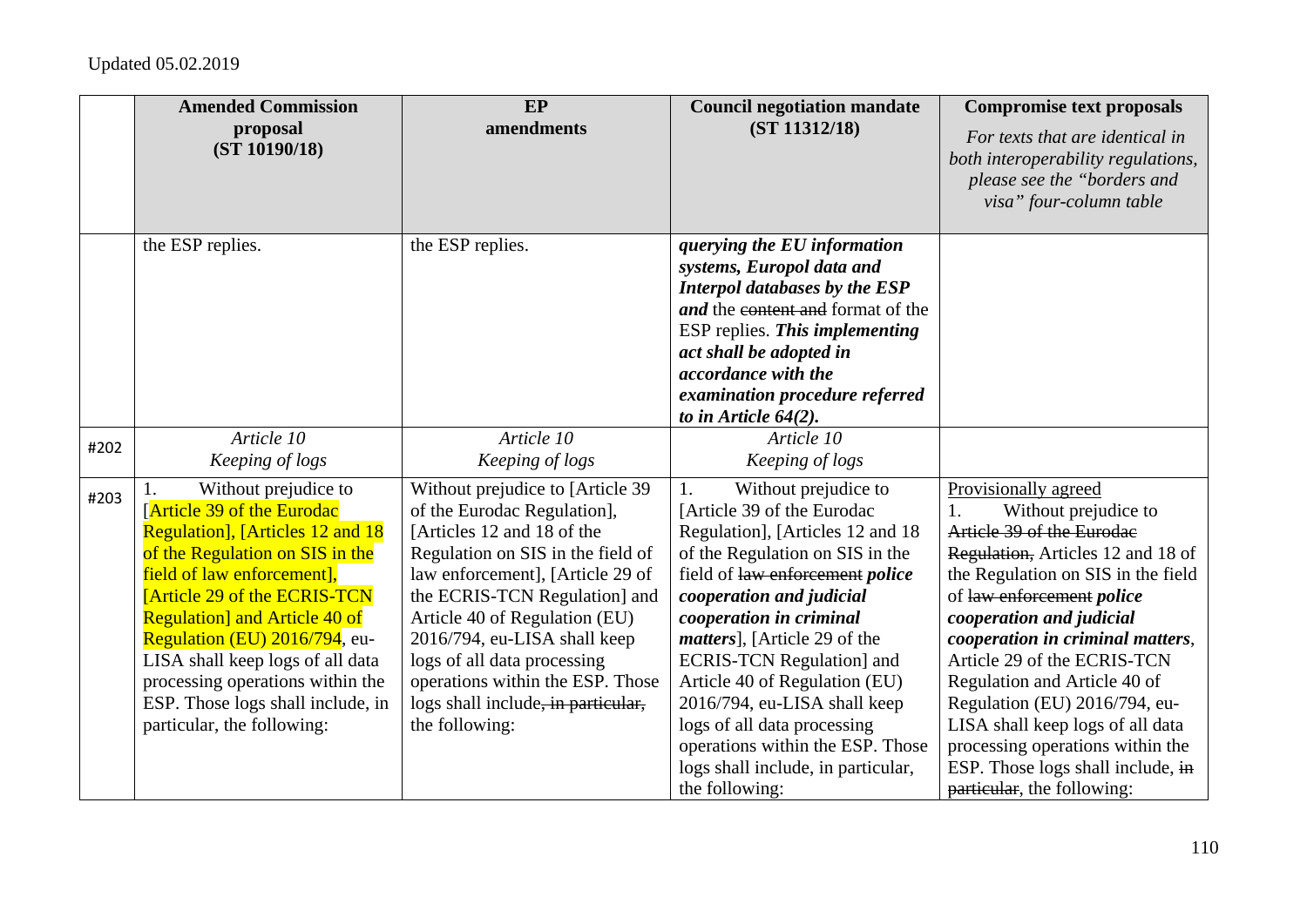Updated 05.02.2019

| | Amended Commission proposal (ST 10190/18) | EP amendments | Council negotiation mandate (ST 11312/18) | Compromise text proposals *For texts that are identical in both interoperability regulations, please see the "borders and visa" four-column table* |
|---|---|---|---|---|
| | the ESP replies. | the ESP replies. | ***querying the EU information systems, Europol data and Interpol databases by the ESP and*** the ~~content and~~ format of the ESP replies. ***This implementing act shall be adopted in accordance with the examination procedure referred to in Article 64(2).*** | |
| #202 | *Article 10* *Keeping of logs* | *Article 10* *Keeping of logs* | *Article 10* *Keeping of logs* | |
| #203 | 1. Without prejudice to [Article 39 of the Eurodac Regulation], [Articles 12 and 18 of the Regulation on SIS in the field of law enforcement], [Article 29 of the ECRIS-TCN Regulation] and Article 40 of Regulation (EU) 2016/794, eu-LISA shall keep logs of all data processing operations within the ESP. Those logs shall include, in particular, the following: | Without prejudice to [Article 39 of the Eurodac Regulation], [Articles 12 and 18 of the Regulation on SIS in the field of law enforcement], [Article 29 of the ECRIS-TCN Regulation] and Article 40 of Regulation (EU) 2016/794, eu-LISA shall keep logs of all data processing operations within the ESP. Those logs shall include~~, in particular,~~ the following: | 1. Without prejudice to [Article 39 of the Eurodac Regulation], [Articles 12 and 18 of the Regulation on SIS in the field of ~~law enforcement~~ ***police cooperation and judicial cooperation in criminal matters***], [Article 29 of the ECRIS-TCN Regulation] and Article 40 of Regulation (EU) 2016/794, eu-LISA shall keep logs of all data processing operations within the ESP. Those logs shall include, in particular, the following: | Provisionally agreed 1. Without prejudice to ~~Article 39 of the Eurodac Regulation,~~ Articles 12 and 18 of the Regulation on SIS in the field of ~~law enforcement~~ ***police cooperation and judicial cooperation in criminal matters***, Article 29 of the ECRIS-TCN Regulation and Article 40 of Regulation (EU) 2016/794, eu-LISA shall keep logs of all data processing operations within the ESP. Those logs shall include, ~~in particular~~, the following: |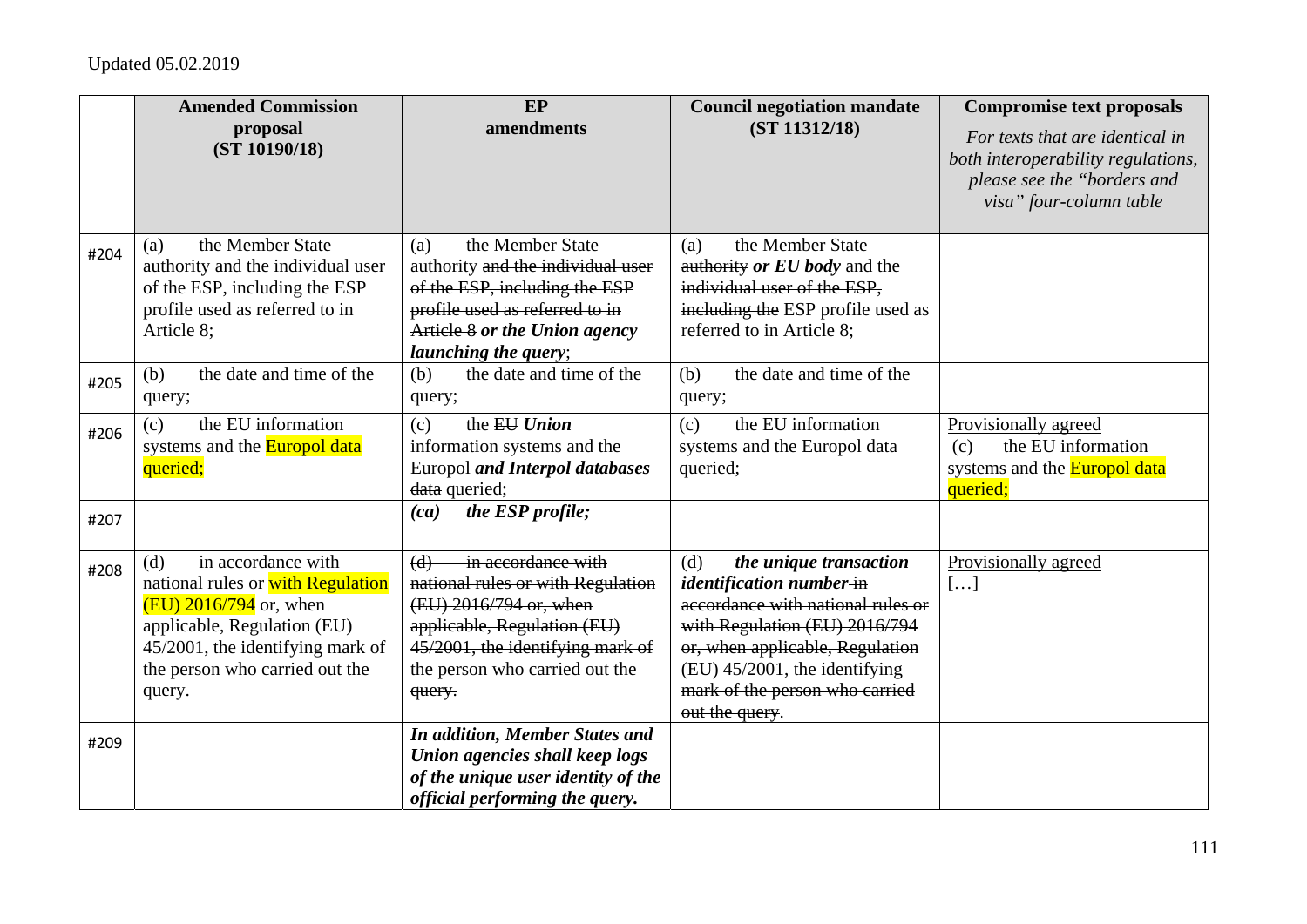Updated 05.02.2019

| | Amended Commission proposal (ST 10190/18) | EP amendments | Council negotiation mandate (ST 11312/18) | Compromise text proposals<br>*For texts that are identical in both interoperability regulations, please see the "borders and visa" four-column table* |
|---|---|---|---|---|
| #204 | (a) the Member State authority and the individual user of the ESP, including the ESP profile used as referred to in Article 8; | (a) the Member State authority ~~and the individual user of the ESP, including the ESP profile used as referred to in Article 8~~ ***or the Union agency launching the query***; | (a) the Member State ~~authority~~ ***or EU body*** and the ~~individual user of the ESP, including the~~ ESP profile used as referred to in Article 8; | |
| #205 | (b) the date and time of the query; | (b) the date and time of the query; | (b) the date and time of the query; | |
| #206 | (c) the EU information systems and the Europol data queried; | (c) the ~~EU~~ ***Union*** information systems and the Europol ***and Interpol databases*** ~~data~~ queried; | (c) the EU information systems and the Europol data queried; | Provisionally agreed<br>(c) the EU information systems and the Europol data queried; |
| #207 | | ***(ca) the ESP profile;*** | | |
| #208 | (d) in accordance with national rules or with Regulation (EU) 2016/794 or, when applicable, Regulation (EU) 45/2001, the identifying mark of the person who carried out the query. | ~~(d) in accordance with national rules or with Regulation (EU) 2016/794 or, when applicable, Regulation (EU) 45/2001, the identifying mark of the person who carried out the query.~~ | (d) ***the unique transaction identification number*** ~~in accordance with national rules or with Regulation (EU) 2016/794 or, when applicable, Regulation (EU) 45/2001, the identifying mark of the person who carried out the query~~. | Provisionally agreed<br>[…] |
| #209 | | ***In addition, Member States and Union agencies shall keep logs of the unique user identity of the official performing the query.*** | | |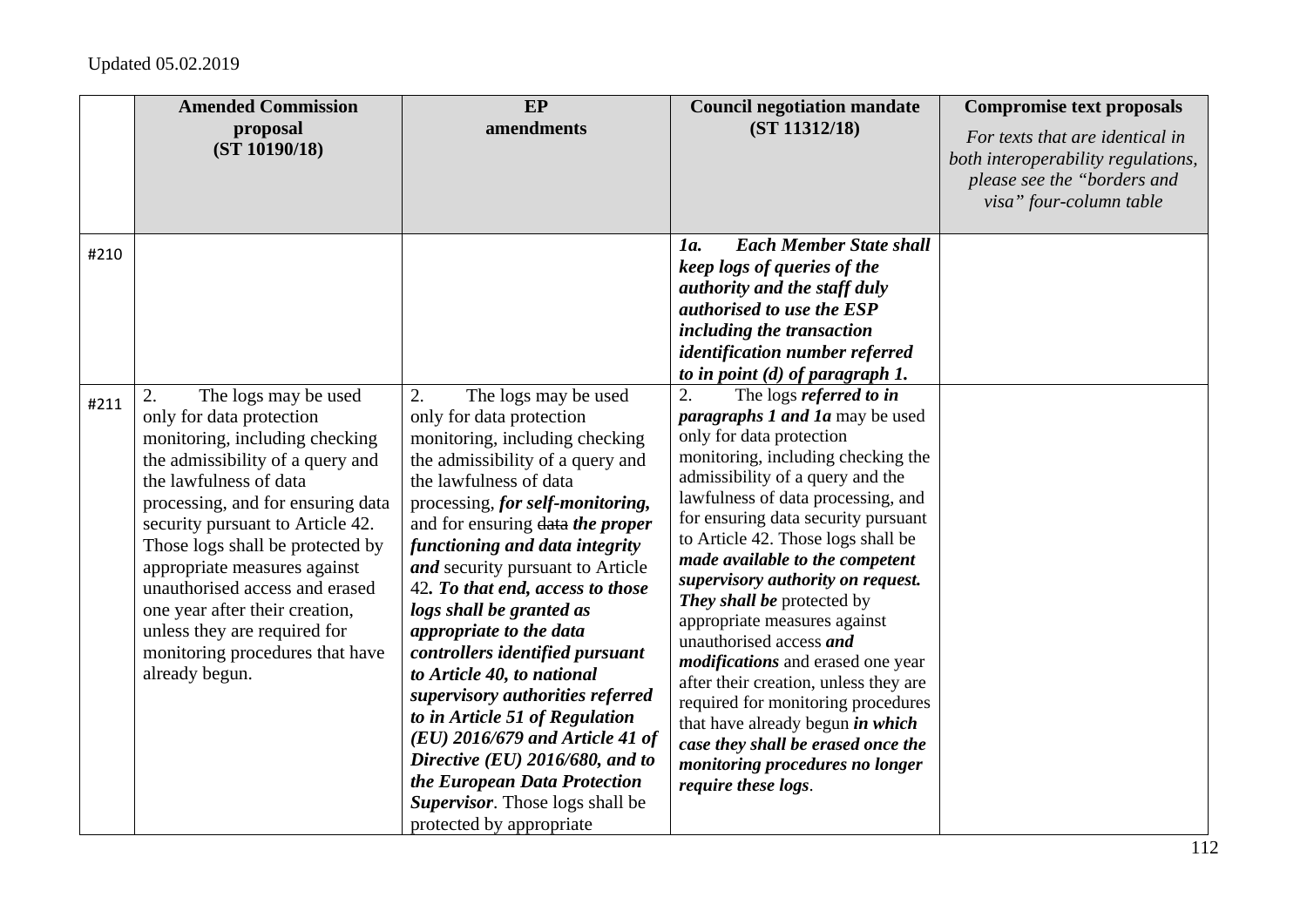Updated 05.02.2019

| | Amended Commission proposal (ST 10190/18) | EP amendments | Council negotiation mandate (ST 11312/18) | Compromise text proposals *For texts that are identical in both interoperability regulations, please see the "borders and visa" four-column table* |
|---|---|---|---|---|
| #210 | | | ***1a. Each Member State shall keep logs of queries of the authority and the staff duly authorised to use the ESP including the transaction identification number referred to in point (d) of paragraph 1.*** | |
| #211 | 2. The logs may be used only for data protection monitoring, including checking the admissibility of a query and the lawfulness of data processing, and for ensuring data security pursuant to Article 42. Those logs shall be protected by appropriate measures against unauthorised access and erased one year after their creation, unless they are required for monitoring procedures that have already begun. | 2. The logs may be used only for data protection monitoring, including checking the admissibility of a query and the lawfulness of data processing, ***for self-monitoring,*** and for ensuring ~~data~~ ***the proper functioning and data integrity and*** security pursuant to Article 42***. To that end, access to those logs shall be granted as appropriate to the data controllers identified pursuant to Article 40, to national supervisory authorities referred to in Article 51 of Regulation (EU) 2016/679 and Article 41 of Directive (EU) 2016/680, and to the European Data Protection Supervisor***. Those logs shall be protected by appropriate | 2. The logs ***referred to in paragraphs 1 and 1a*** may be used only for data protection monitoring, including checking the admissibility of a query and the lawfulness of data processing, and for ensuring data security pursuant to Article 42. Those logs shall be ***made available to the competent supervisory authority on request. They shall be*** protected by appropriate measures against unauthorised access ***and modifications*** and erased one year after their creation, unless they are required for monitoring procedures that have already begun ***in which case they shall be erased once the monitoring procedures no longer require these logs***. | |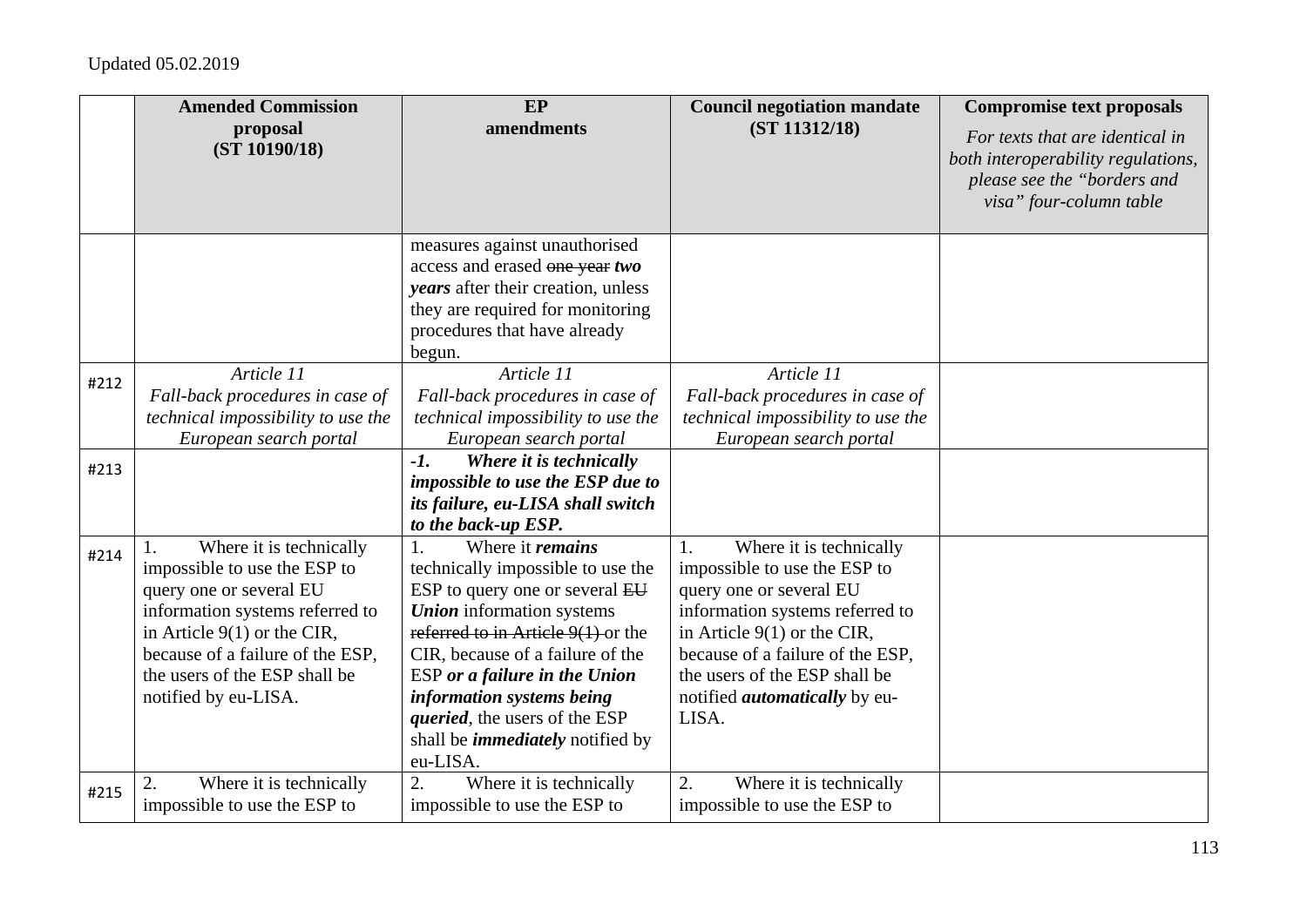Updated 05.02.2019

| | Amended Commission proposal (ST 10190/18) | EP amendments | Council negotiation mandate (ST 11312/18) | Compromise text proposals *For texts that are identical in both interoperability regulations, please see the "borders and visa" four-column table* |
|---|---|---|---|---|
| | | measures against unauthorised access and erased ~~one year~~ ***two years*** after their creation, unless they are required for monitoring procedures that have already begun. | | |
| #212 | *Article 11* *Fall-back procedures in case of technical impossibility to use the European search portal* | *Article 11* *Fall-back procedures in case of technical impossibility to use the European search portal* | *Article 11* *Fall-back procedures in case of technical impossibility to use the European search portal* | |
| #213 | | ***-1. Where it is technically impossible to use the ESP due to its failure, eu-LISA shall switch to the back-up ESP.*** | | |
| #214 | 1. Where it is technically impossible to use the ESP to query one or several EU information systems referred to in Article 9(1) or the CIR, because of a failure of the ESP, the users of the ESP shall be notified by eu-LISA. | 1. Where it ***remains*** technically impossible to use the ESP to query one or several ~~EU~~ ***Union*** information systems ~~referred to in Article 9(1)~~ or the CIR, because of a failure of the ESP ***or a failure in the Union information systems being queried***, the users of the ESP shall be ***immediately*** notified by eu-LISA. | 1. Where it is technically impossible to use the ESP to query one or several EU information systems referred to in Article 9(1) or the CIR, because of a failure of the ESP, the users of the ESP shall be notified ***automatically*** by eu-LISA. | |
| #215 | 2. Where it is technically impossible to use the ESP to | 2. Where it is technically impossible to use the ESP to | 2. Where it is technically impossible to use the ESP to | |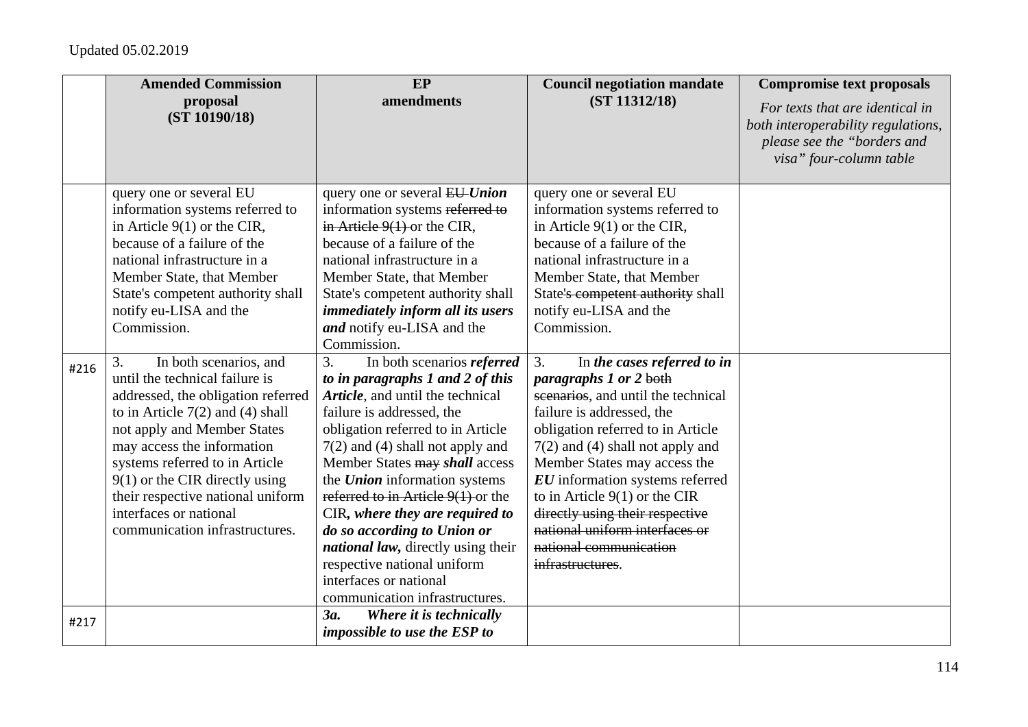Updated 05.02.2019

| | **Amended Commission proposal (ST 10190/18)** | **EP amendments** | **Council negotiation mandate (ST 11312/18)** | **Compromise text proposals** *For texts that are identical in both interoperability regulations, please see the "borders and visa" four-column table* |
|---|---|---|---|---|
| | query one or several EU information systems referred to in Article 9(1) or the CIR, because of a failure of the national infrastructure in a Member State, that Member State's competent authority shall notify eu-LISA and the Commission. | query one or several ~~EU~~ ***Union*** information systems ~~referred to in Article 9(1)~~ or the CIR, because of a failure of the national infrastructure in a Member State, that Member State's competent authority shall ***immediately inform all its users and*** notify eu-LISA and the Commission. | query one or several EU information systems referred to in Article 9(1) or the CIR, because of a failure of the national infrastructure in a Member State, that Member State~~'s competent authority~~ shall notify eu-LISA and the Commission. | |
| #216 | 3. In both scenarios, and until the technical failure is addressed, the obligation referred to in Article 7(2) and (4) shall not apply and Member States may access the information systems referred to in Article 9(1) or the CIR directly using their respective national uniform interfaces or national communication infrastructures. | 3. In both scenarios ***referred to in paragraphs 1 and 2 of this Article***, and until the technical failure is addressed, the obligation referred to in Article 7(2) and (4) shall not apply and Member States ~~may~~ ***shall*** access the ***Union*** information systems ~~referred to in Article 9(1)~~ or the CIR***, where they are required to do so according to Union or national law,*** directly using their respective national uniform interfaces or national communication infrastructures. | 3. In ***the cases referred to in paragraphs 1 or 2*** ~~both scenarios~~, and until the technical failure is addressed, the obligation referred to in Article 7(2) and (4) shall not apply and Member States may access the ***EU*** information systems referred to in Article 9(1) or the CIR ~~directly using their respective national uniform interfaces or national communication infrastructures~~. | |
| #217 | | ***3a. Where it is technically impossible to use the ESP to*** | | |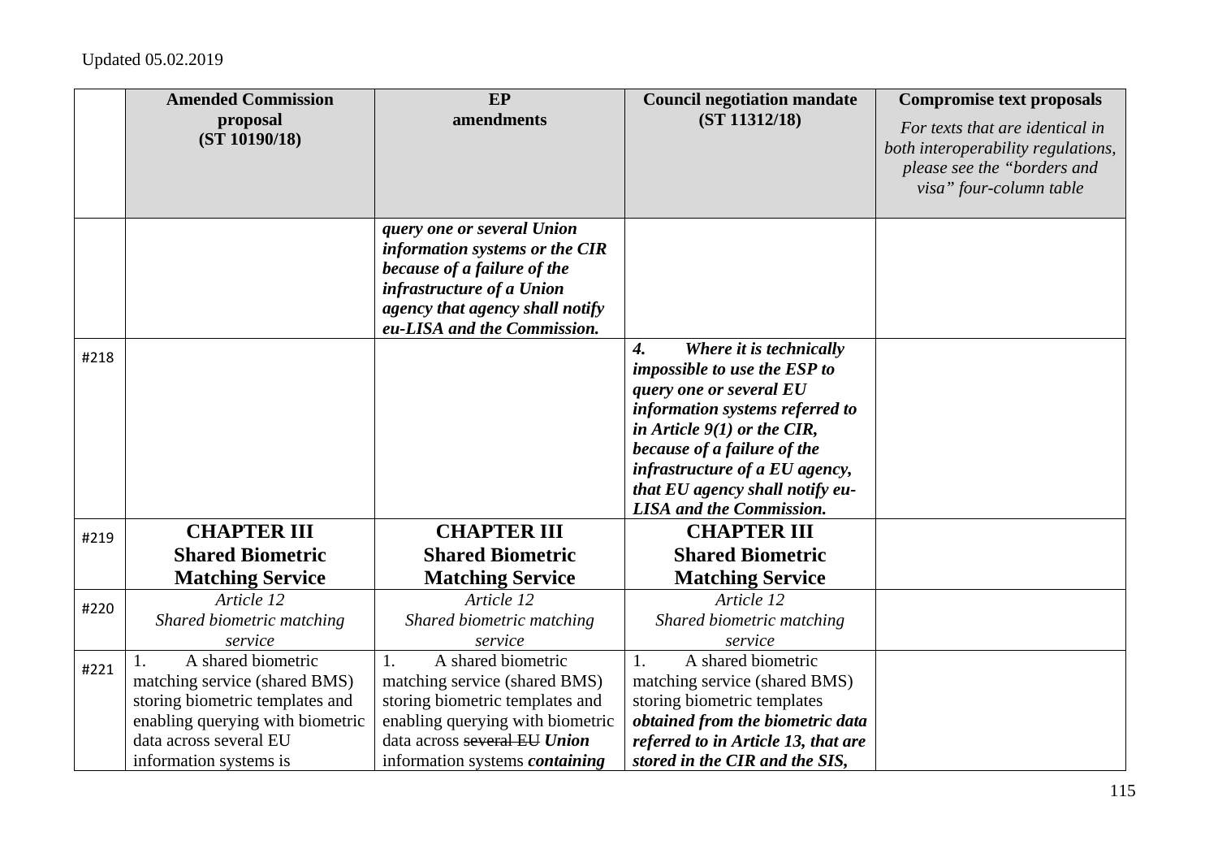Updated 05.02.2019

| | Amended Commission proposal (ST 10190/18) | EP amendments | Council negotiation mandate (ST 11312/18) | Compromise text proposals *For texts that are identical in both interoperability regulations, please see the "borders and visa" four-column table* |
|---|---|---|---|---|
| | | ***query one or several Union information systems or the CIR because of a failure of the infrastructure of a Union agency that agency shall notify eu-LISA and the Commission.*** | | |
| #218 | | | ***4. Where it is technically impossible to use the ESP to query one or several EU information systems referred to in Article 9(1) or the CIR, because of a failure of the infrastructure of a EU agency, that EU agency shall notify eu-LISA and the Commission.*** | |
| #219 | **CHAPTER III Shared Biometric Matching Service** | **CHAPTER III Shared Biometric Matching Service** | **CHAPTER III Shared Biometric Matching Service** | |
| #220 | *Article 12 Shared biometric matching service* | *Article 12 Shared biometric matching service* | *Article 12 Shared biometric matching service* | |
| #221 | 1. A shared biometric matching service (shared BMS) storing biometric templates and enabling querying with biometric data across several EU information systems is | 1. A shared biometric matching service (shared BMS) storing biometric templates and enabling querying with biometric data across ~~several EU~~ ***Union*** information systems ***containing*** | 1. A shared biometric matching service (shared BMS) storing biometric templates ***obtained from the biometric data referred to in Article 13, that are stored in the CIR and the SIS,*** | |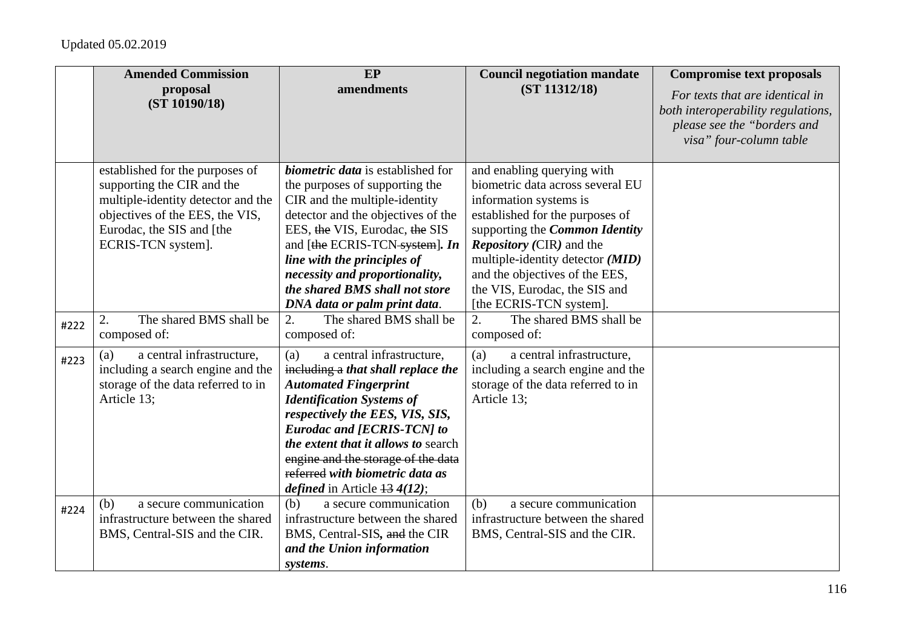Updated 05.02.2019

| | **Amended Commission proposal (ST 10190/18)** | **EP amendments** | **Council negotiation mandate (ST 11312/18)** | **Compromise text proposals** *For texts that are identical in both interoperability regulations, please see the "borders and visa" four-column table* |
|---|---|---|---|---|
| | established for the purposes of supporting the CIR and the multiple-identity detector and the objectives of the EES, the VIS, Eurodac, the SIS and [the ECRIS-TCN system]. | ***biometric data*** is established for the purposes of supporting the CIR and the multiple-identity detector and the objectives of the EES, ~~the~~ VIS, Eurodac, ~~the~~ SIS and [~~the~~ ECRIS-TCN ~~system~~]***. In line with the principles of necessity and proportionality, the shared BMS shall not store DNA data or palm print data***. | and enabling querying with biometric data across several EU information systems is established for the purposes of supporting the ***Common Identity Repository (***CIR***)*** and the multiple-identity detector ***(MID)*** and the objectives of the EES, the VIS, Eurodac, the SIS and [the ECRIS-TCN system]. | |
| #222 | 2. The shared BMS shall be composed of: | 2. The shared BMS shall be composed of: | 2. The shared BMS shall be composed of: | |
| #223 | (a) a central infrastructure, including a search engine and the storage of the data referred to in Article 13; | (a) a central infrastructure, ~~including a~~ ***that shall replace the Automated Fingerprint Identification Systems of respectively the EES, VIS, SIS, Eurodac and [ECRIS-TCN] to the extent that it allows to*** search ~~engine and the storage of the data referred~~ ***with biometric data as defined*** in Article ~~13~~ ***4(12)***; | (a) a central infrastructure, including a search engine and the storage of the data referred to in Article 13; | |
| #224 | (b) a secure communication infrastructure between the shared BMS, Central-SIS and the CIR. | (b) a secure communication infrastructure between the shared BMS, Central-SIS***,*** ~~and~~ the CIR ***and the Union information systems***. | (b) a secure communication infrastructure between the shared BMS, Central-SIS and the CIR. | |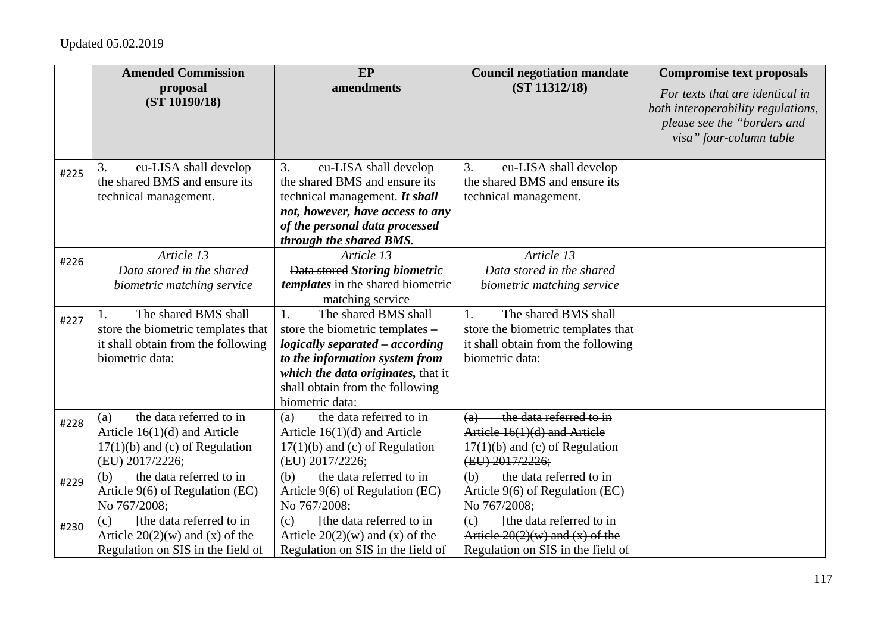Updated 05.02.2019

| | **Amended Commission proposal (ST 10190/18)** | **EP amendments** | **Council negotiation mandate (ST 11312/18)** | **Compromise text proposals** *For texts that are identical in both interoperability regulations, please see the "borders and visa" four-column table* |
|---|---|---|---|---|
| #225 | 3. eu-LISA shall develop the shared BMS and ensure its technical management. | 3. eu-LISA shall develop the shared BMS and ensure its technical management. ***It shall not, however, have access to any of the personal data processed through the shared BMS.*** | 3. eu-LISA shall develop the shared BMS and ensure its technical management. | |
| #226 | *Article 13* *Data stored in the shared biometric matching service* | *Article 13* ~~*Data stored*~~ ***Storing biometric templates*** *in the shared biometric matching service* | *Article 13* *Data stored in the shared biometric matching service* | |
| #227 | 1. The shared BMS shall store the biometric templates that it shall obtain from the following biometric data: | 1. The shared BMS shall store the biometric templates ***– logically separated – according to the information system from which the data originates,*** that it shall obtain from the following biometric data: | 1. The shared BMS shall store the biometric templates that it shall obtain from the following biometric data: | |
| #228 | (a) the data referred to in Article 16(1)(d) and Article 17(1)(b) and (c) of Regulation (EU) 2017/2226; | (a) the data referred to in Article 16(1)(d) and Article 17(1)(b) and (c) of Regulation (EU) 2017/2226; | ~~(a) the data referred to in Article 16(1)(d) and Article 17(1)(b) and (c) of Regulation (EU) 2017/2226;~~ | |
| #229 | (b) the data referred to in Article 9(6) of Regulation (EC) No 767/2008; | (b) the data referred to in Article 9(6) of Regulation (EC) No 767/2008; | ~~(b) the data referred to in Article 9(6) of Regulation (EC) No 767/2008;~~ | |
| #230 | (c) [the data referred to in Article 20(2)(w) and (x) of the Regulation on SIS in the field of | (c) [the data referred to in Article 20(2)(w) and (x) of the Regulation on SIS in the field of | ~~(c) [the data referred to in Article 20(2)(w) and (x) of the Regulation on SIS in the field of~~ | |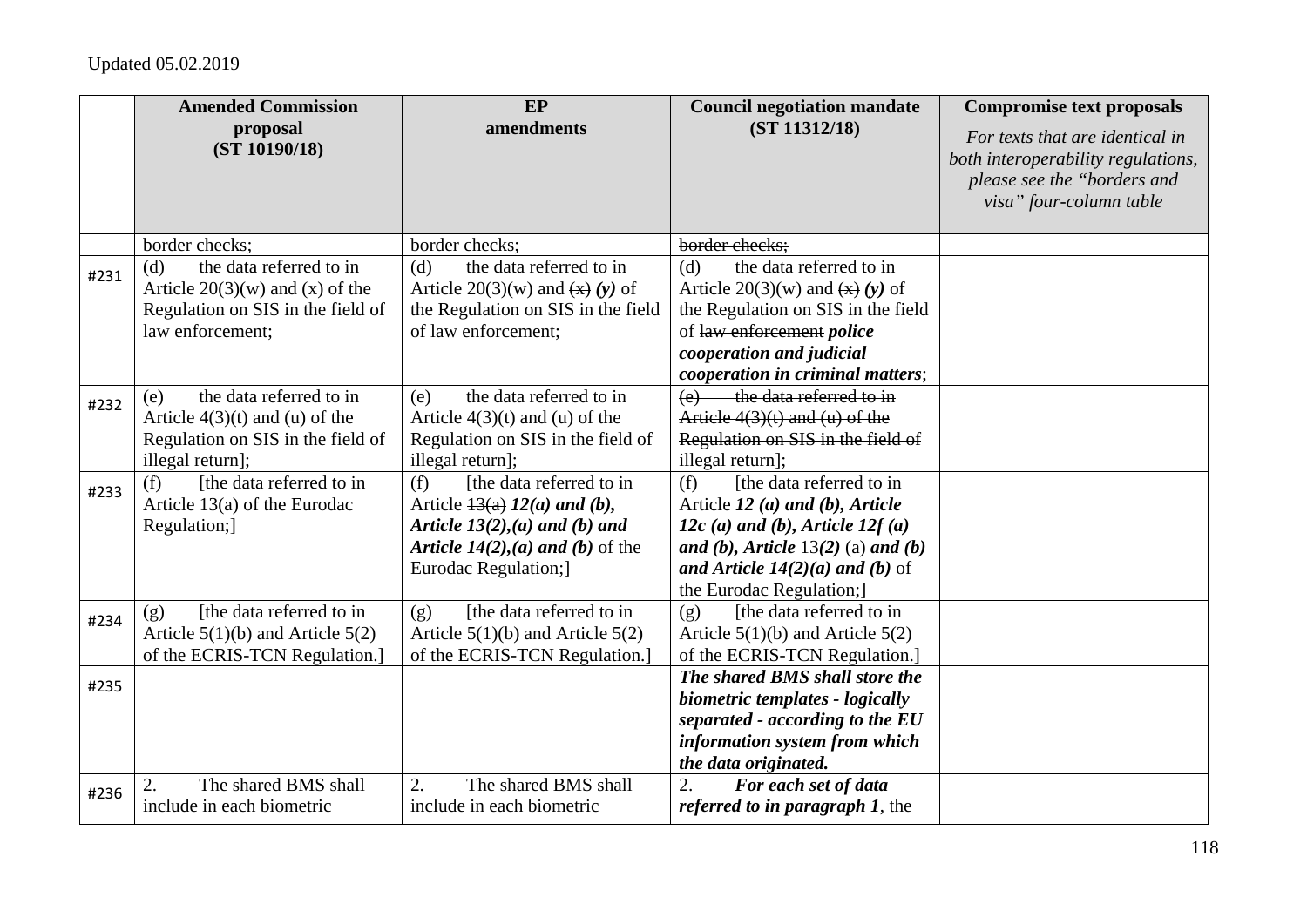Updated 05.02.2019

| | Amended Commission proposal (ST 10190/18) | EP amendments | Council negotiation mandate (ST 11312/18) | Compromise text proposals *For texts that are identical in both interoperability regulations, please see the "borders and visa" four-column table* |
|---|---|---|---|---|
| | border checks; | border checks; | ~~border checks;~~ | |
| #231 | (d) the data referred to in Article 20(3)(w) and (x) of the Regulation on SIS in the field of law enforcement; | (d) the data referred to in Article 20(3)(w) and ~~(x)~~ ***(y)*** of the Regulation on SIS in the field of law enforcement; | (d) the data referred to in Article 20(3)(w) and ~~(x)~~ ***(y)*** of the Regulation on SIS in the field of ~~law enforcement~~ ***police cooperation and judicial cooperation in criminal matters***; | |
| #232 | (e) the data referred to in Article 4(3)(t) and (u) of the Regulation on SIS in the field of illegal return]; | (e) the data referred to in Article 4(3)(t) and (u) of the Regulation on SIS in the field of illegal return]; | ~~(e) the data referred to in Article 4(3)(t) and (u) of the Regulation on SIS in the field of illegal return];~~ | |
| #233 | (f) [the data referred to in Article 13(a) of the Eurodac Regulation;] | (f) [the data referred to in Article ~~13(a)~~ ***12(a) and (b), Article 13(2),(a) and (b) and Article 14(2),(a) and (b)*** of the Eurodac Regulation;] | (f) [the data referred to in Article ***12 (a) and (b), Article 12c (a) and (b), Article 12f (a) and (b), Article*** 13***(2)*** (a) ***and (b) and Article 14(2)(a) and (b)*** of the Eurodac Regulation;] | |
| #234 | (g) [the data referred to in Article 5(1)(b) and Article 5(2) of the ECRIS-TCN Regulation.] | (g) [the data referred to in Article 5(1)(b) and Article 5(2) of the ECRIS-TCN Regulation.] | (g) [the data referred to in Article 5(1)(b) and Article 5(2) of the ECRIS-TCN Regulation.] | |
| #235 | | | ***The shared BMS shall store the biometric templates - logically separated - according to the EU information system from which the data originated.*** | |
| #236 | 2. The shared BMS shall include in each biometric | 2. The shared BMS shall include in each biometric | 2. ***For each set of data referred to in paragraph 1***, the | |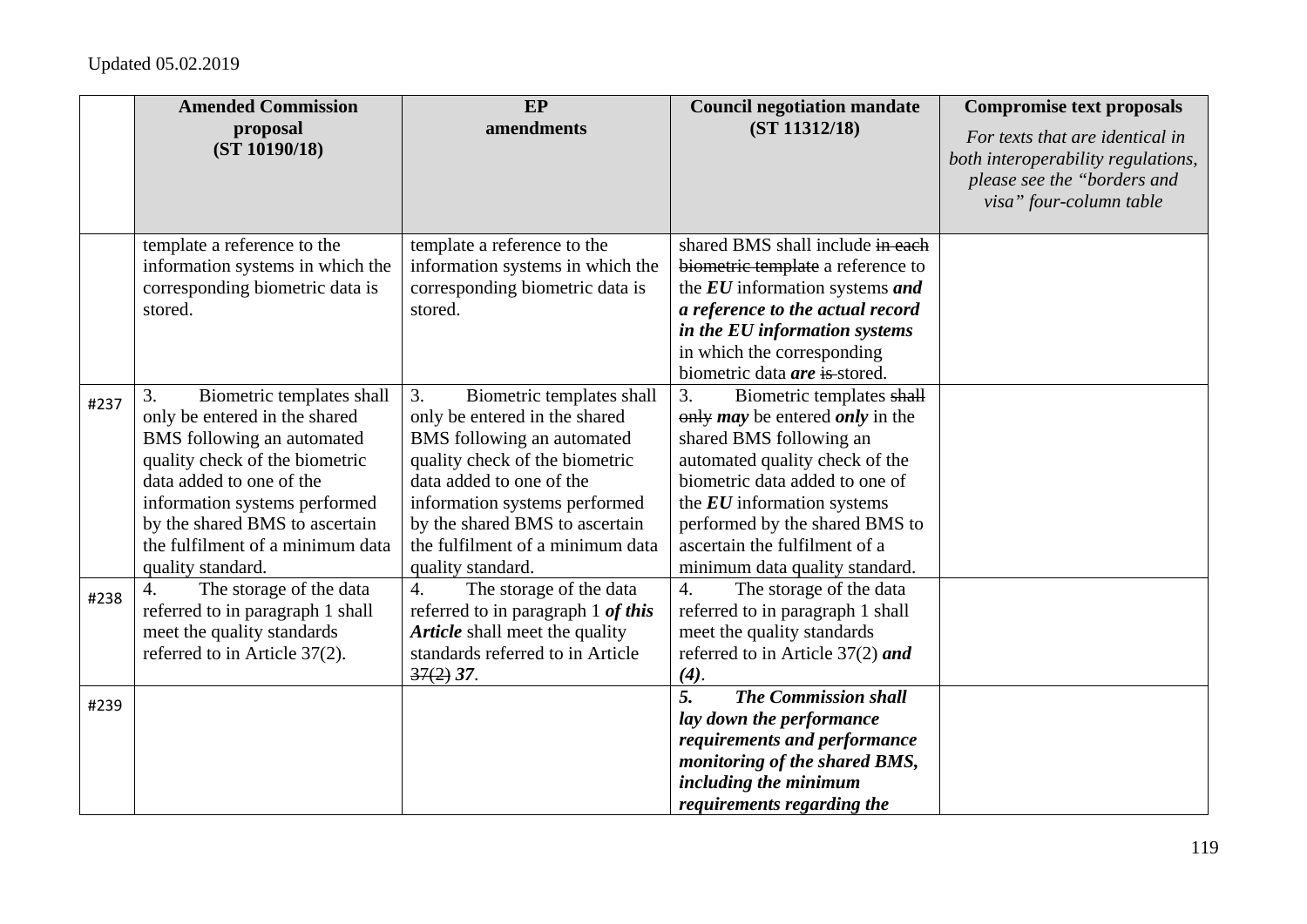Updated 05.02.2019

| | Amended Commission proposal (ST 10190/18) | EP amendments | Council negotiation mandate (ST 11312/18) | Compromise text proposals *For texts that are identical in both interoperability regulations, please see the "borders and visa" four-column table* |
|---|---|---|---|---|
| | template a reference to the information systems in which the corresponding biometric data is stored. | template a reference to the information systems in which the corresponding biometric data is stored. | shared BMS shall include ~~in each biometric template~~ a reference to the ***EU*** information systems ***and a reference to the actual record in the EU information systems*** in which the corresponding biometric data ***are*** ~~is~~ stored. | |
| #237 | 3. Biometric templates shall only be entered in the shared BMS following an automated quality check of the biometric data added to one of the information systems performed by the shared BMS to ascertain the fulfilment of a minimum data quality standard. | 3. Biometric templates shall only be entered in the shared BMS following an automated quality check of the biometric data added to one of the information systems performed by the shared BMS to ascertain the fulfilment of a minimum data quality standard. | 3. Biometric templates ~~shall only~~ ***may*** be entered ***only*** in the shared BMS following an automated quality check of the biometric data added to one of the ***EU*** information systems performed by the shared BMS to ascertain the fulfilment of a minimum data quality standard. | |
| #238 | 4. The storage of the data referred to in paragraph 1 shall meet the quality standards referred to in Article 37(2). | 4. The storage of the data referred to in paragraph 1 ***of this Article*** shall meet the quality standards referred to in Article ~~37(2)~~ ***37***. | 4. The storage of the data referred to in paragraph 1 shall meet the quality standards referred to in Article 37(2) ***and (4)***. | |
| #239 | | | ***5. The Commission shall lay down the performance requirements and performance monitoring of the shared BMS, including the minimum requirements regarding the*** | |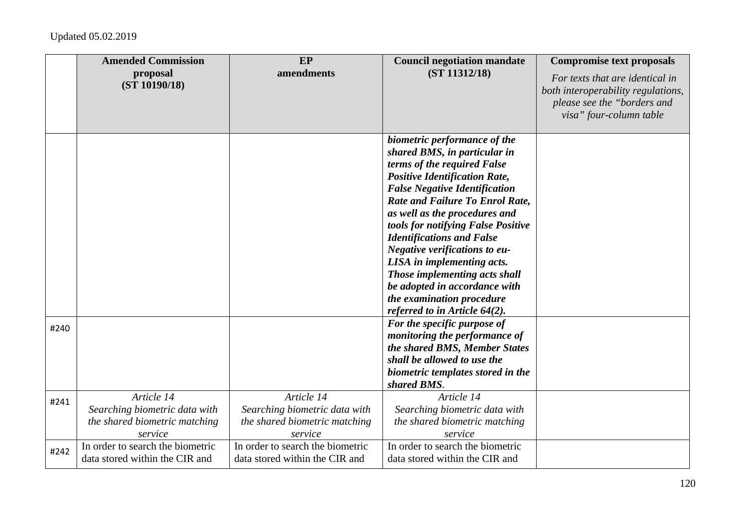Updated 05.02.2019

| | Amended Commission proposal (ST 10190/18) | EP amendments | Council negotiation mandate (ST 11312/18) | Compromise text proposals *For texts that are identical in both interoperability regulations, please see the "borders and visa" four-column table* |
|---|---|---|---|---|
| | | | ***biometric performance of the shared BMS, in particular in terms of the required False Positive Identification Rate, False Negative Identification Rate and Failure To Enrol Rate, as well as the procedures and tools for notifying False Positive Identifications and False Negative verifications to eu-LISA in implementing acts. Those implementing acts shall be adopted in accordance with the examination procedure referred to in Article 64(2).*** | |
| #240 | | | ***For the specific purpose of monitoring the performance of the shared BMS, Member States shall be allowed to use the biometric templates stored in the shared BMS***. | |
| #241 | *Article 14* *Searching biometric data with the shared biometric matching service* | *Article 14* *Searching biometric data with the shared biometric matching service* | *Article 14* *Searching biometric data with the shared biometric matching service* | |
| #242 | In order to search the biometric data stored within the CIR and | In order to search the biometric data stored within the CIR and | In order to search the biometric data stored within the CIR and | |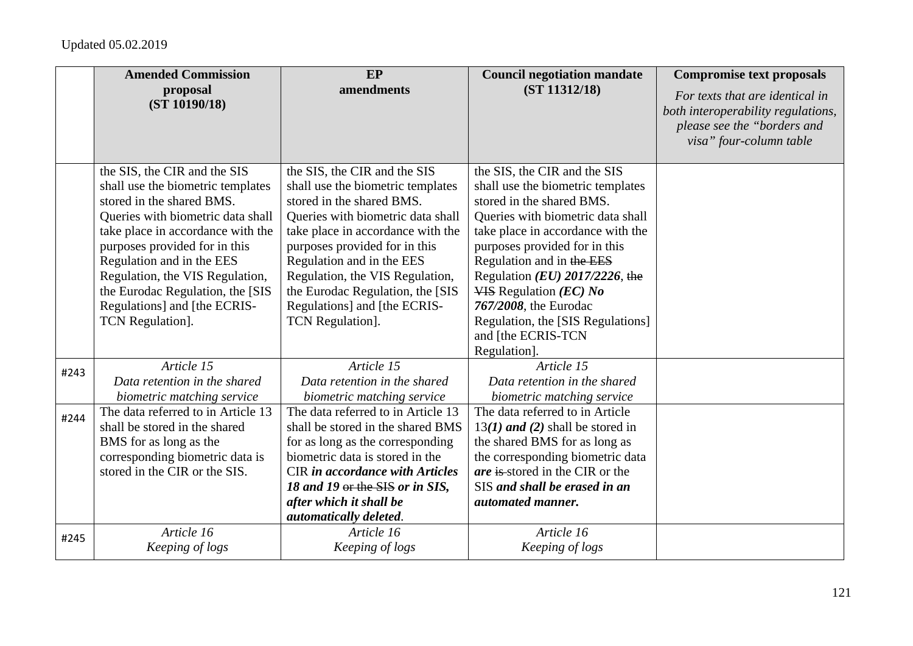Updated 05.02.2019

| | **Amended Commission proposal (ST 10190/18)** | **EP amendments** | **Council negotiation mandate (ST 11312/18)** | **Compromise text proposals** *For texts that are identical in both interoperability regulations, please see the "borders and visa" four-column table* |
|---|---|---|---|---|
| | the SIS, the CIR and the SIS shall use the biometric templates stored in the shared BMS. Queries with biometric data shall take place in accordance with the purposes provided for in this Regulation and in the EES Regulation, the VIS Regulation, the Eurodac Regulation, the [SIS Regulations] and [the ECRIS-TCN Regulation]. | the SIS, the CIR and the SIS shall use the biometric templates stored in the shared BMS. Queries with biometric data shall take place in accordance with the purposes provided for in this Regulation and in the EES Regulation, the VIS Regulation, the Eurodac Regulation, the [SIS Regulations] and [the ECRIS-TCN Regulation]. | the SIS, the CIR and the SIS shall use the biometric templates stored in the shared BMS. Queries with biometric data shall take place in accordance with the purposes provided for in this Regulation and in ~~the EES~~ Regulation ***(EU) 2017/2226***, ~~the VIS~~ Regulation ***(EC) No 767/2008***, the Eurodac Regulation, the [SIS Regulations] and [the ECRIS-TCN Regulation]. | |
| #243 | *Article 15* *Data retention in the shared biometric matching service* | *Article 15* *Data retention in the shared biometric matching service* | *Article 15* *Data retention in the shared biometric matching service* | |
| #244 | The data referred to in Article 13 shall be stored in the shared BMS for as long as the corresponding biometric data is stored in the CIR or the SIS. | The data referred to in Article 13 shall be stored in the shared BMS for as long as the corresponding biometric data is stored in the CIR ***in accordance with Articles 18 and 19*** ~~or the SIS~~ ***or in SIS, after which it shall be automatically deleted***. | The data referred to in Article 13***(1) and (2)*** shall be stored in the shared BMS for as long as the corresponding biometric data ***are*** ~~is~~ stored in the CIR or the SIS ***and shall be erased in an automated manner.*** | |
| #245 | *Article 16* *Keeping of logs* | *Article 16* *Keeping of logs* | *Article 16* *Keeping of logs* | |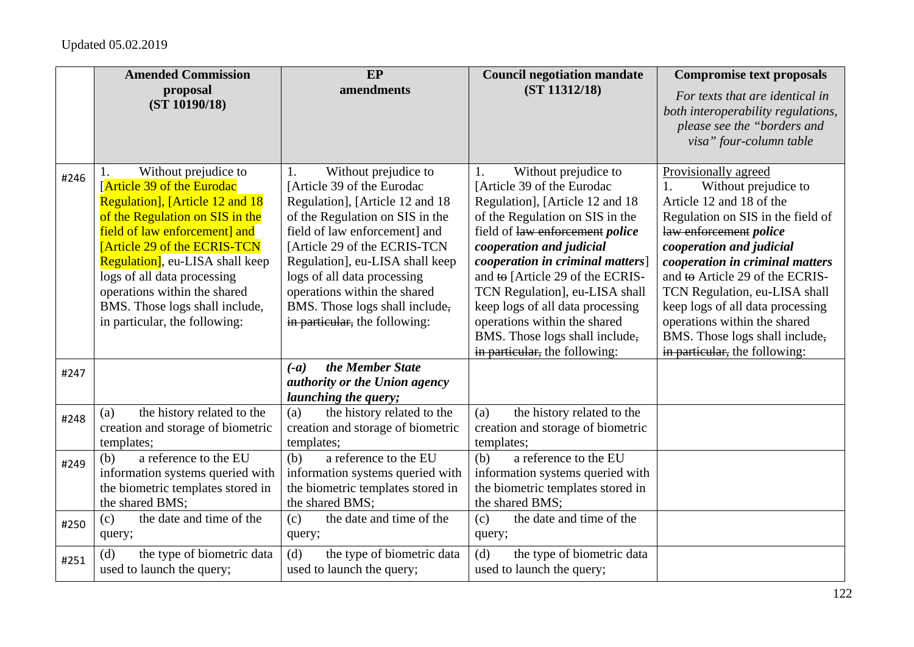Updated 05.02.2019

| | Amended Commission proposal (ST 10190/18) | EP amendments | Council negotiation mandate (ST 11312/18) | Compromise text proposals *For texts that are identical in both interoperability regulations, please see the "borders and visa" four-column table* |
|---|---|---|---|---|
| #246 | 1. Without prejudice to [Article 39 of the Eurodac Regulation], [Article 12 and 18 of the Regulation on SIS in the field of law enforcement] and [Article 29 of the ECRIS-TCN Regulation], eu-LISA shall keep logs of all data processing operations within the shared BMS. Those logs shall include, in particular, the following: | 1. Without prejudice to [Article 39 of the Eurodac Regulation], [Article 12 and 18 of the Regulation on SIS in the field of law enforcement] and [Article 29 of the ECRIS-TCN Regulation], eu-LISA shall keep logs of all data processing operations within the shared BMS. Those logs shall include~~,~~ ~~in particular,~~ the following: | 1. Without prejudice to [Article 39 of the Eurodac Regulation], [Article 12 and 18 of the Regulation on SIS in the field of ~~law enforcement~~ ***police cooperation and judicial cooperation in criminal matters***] and ~~to~~ [Article 29 of the ECRIS-TCN Regulation], eu-LISA shall keep logs of all data processing operations within the shared BMS. Those logs shall include~~,~~ ~~in particular,~~ the following: | Provisionally agreed<br>1. Without prejudice to Article 12 and 18 of the Regulation on SIS in the field of ~~law enforcement~~ ***police cooperation and judicial cooperation in criminal matters*** and ~~to~~ Article 29 of the ECRIS-TCN Regulation, eu-LISA shall keep logs of all data processing operations within the shared BMS. Those logs shall include~~,~~ ~~in particular,~~ the following: |
| #247 | | ***(-a) the Member State authority or the Union agency launching the query;*** | | |
| #248 | (a) the history related to the creation and storage of biometric templates; | (a) the history related to the creation and storage of biometric templates; | (a) the history related to the creation and storage of biometric templates; | |
| #249 | (b) a reference to the EU information systems queried with the biometric templates stored in the shared BMS; | (b) a reference to the EU information systems queried with the biometric templates stored in the shared BMS; | (b) a reference to the EU information systems queried with the biometric templates stored in the shared BMS; | |
| #250 | (c) the date and time of the query; | (c) the date and time of the query; | (c) the date and time of the query; | |
| #251 | (d) the type of biometric data used to launch the query; | (d) the type of biometric data used to launch the query; | (d) the type of biometric data used to launch the query; | |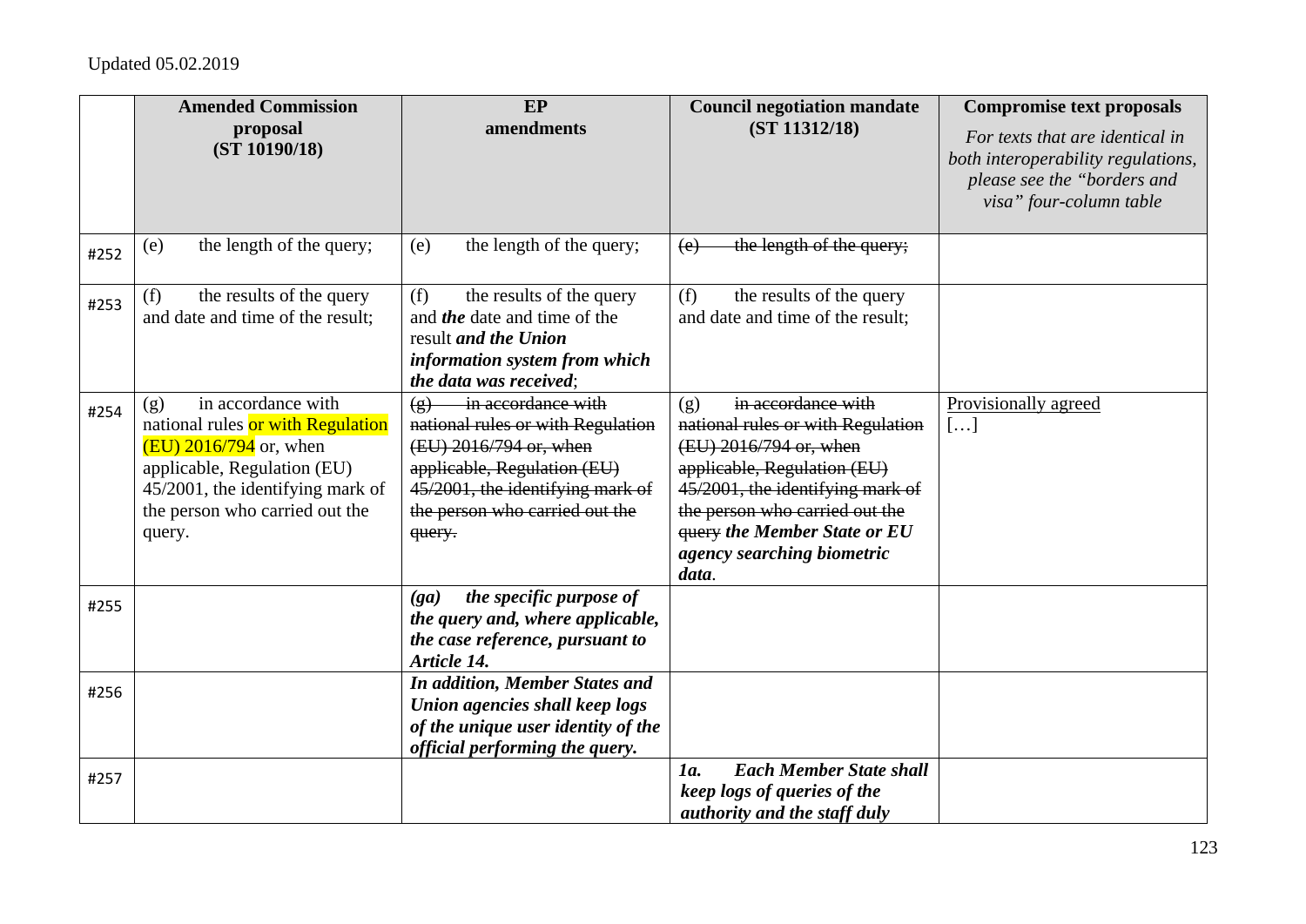Updated 05.02.2019

| | **Amended Commission proposal (ST 10190/18)** | **EP amendments** | **Council negotiation mandate (ST 11312/18)** | **Compromise text proposals** *For texts that are identical in both interoperability regulations, please see the "borders and visa" four-column table* |
|---|---|---|---|---|
| #252 | (e) the length of the query; | (e) the length of the query; | ~~(e) the length of the query;~~ | |
| #253 | (f) the results of the query and date and time of the result; | (f) the results of the query and ***the*** date and time of the result ***and the Union information system from which the data was received***; | (f) the results of the query and date and time of the result; | |
| #254 | (g) in accordance with national rules or with Regulation (EU) 2016/794 or, when applicable, Regulation (EU) 45/2001, the identifying mark of the person who carried out the query. | ~~(g) in accordance with national rules or with Regulation (EU) 2016/794 or, when applicable, Regulation (EU) 45/2001, the identifying mark of the person who carried out the query.~~ | (g) ~~in accordance with national rules or with Regulation (EU) 2016/794 or, when applicable, Regulation (EU) 45/2001, the identifying mark of the person who carried out the query~~ ***the Member State or EU agency searching biometric data***. | Provisionally agreed […] |
| #255 | | ***(ga) the specific purpose of the query and, where applicable, the case reference, pursuant to Article 14.*** | | |
| #256 | | ***In addition, Member States and Union agencies shall keep logs of the unique user identity of the official performing the query.*** | | |
| #257 | | | ***1a. Each Member State shall keep logs of queries of the authority and the staff duly*** | |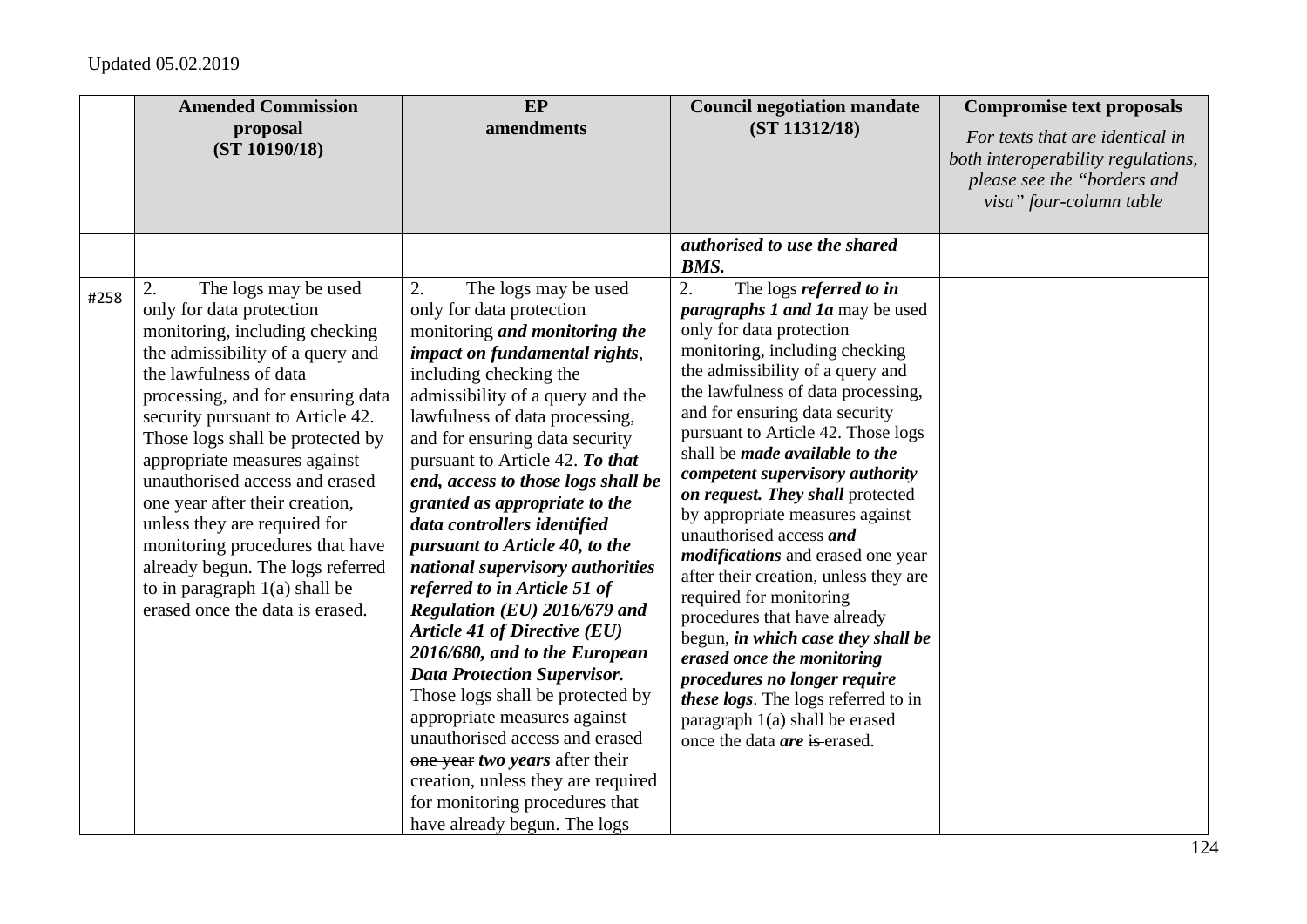Updated 05.02.2019

| | Amended Commission proposal (ST 10190/18) | EP amendments | Council negotiation mandate (ST 11312/18) | Compromise text proposals *For texts that are identical in both interoperability regulations, please see the "borders and visa" four-column table* |
|---|---|---|---|---|
| | | | ***authorised to use the shared BMS.*** | |
| #258 | 2. The logs may be used only for data protection monitoring, including checking the admissibility of a query and the lawfulness of data processing, and for ensuring data security pursuant to Article 42. Those logs shall be protected by appropriate measures against unauthorised access and erased one year after their creation, unless they are required for monitoring procedures that have already begun. The logs referred to in paragraph 1(a) shall be erased once the data is erased. | 2. The logs may be used only for data protection monitoring ***and monitoring the impact on fundamental rights***, including checking the admissibility of a query and the lawfulness of data processing, and for ensuring data security pursuant to Article 42. ***To that end, access to those logs shall be granted as appropriate to the data controllers identified pursuant to Article 40, to the national supervisory authorities referred to in Article 51 of Regulation (EU) 2016/679 and Article 41 of Directive (EU) 2016/680, and to the European Data Protection Supervisor.*** Those logs shall be protected by appropriate measures against unauthorised access and erased ~~one year~~ ***two years*** after their creation, unless they are required for monitoring procedures that have already begun. The logs | 2. The logs ***referred to in paragraphs 1 and 1a*** may be used only for data protection monitoring, including checking the admissibility of a query and the lawfulness of data processing, and for ensuring data security pursuant to Article 42. Those logs shall be ***made available to the competent supervisory authority on request. They shall*** protected by appropriate measures against unauthorised access ***and modifications*** and erased one year after their creation, unless they are required for monitoring procedures that have already begun, ***in which case they shall be erased once the monitoring procedures no longer require these logs***. The logs referred to in paragraph 1(a) shall be erased once the data ***are*** ~~is~~ erased. | |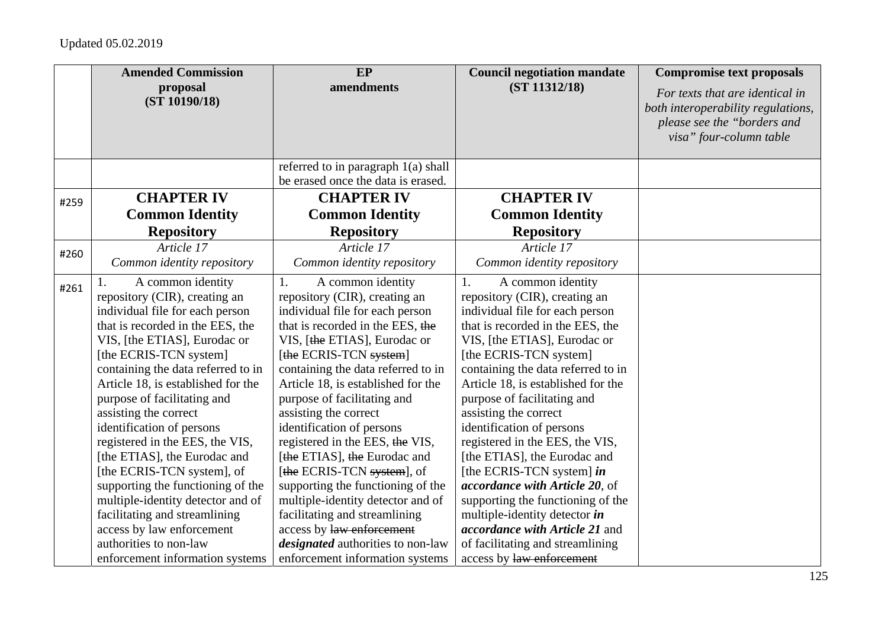Updated 05.02.2019

| | Amended Commission proposal (ST 10190/18) | EP amendments | Council negotiation mandate (ST 11312/18) | Compromise text proposals *For texts that are identical in both interoperability regulations, please see the "borders and visa" four-column table* |
|---|---|---|---|---|
| | | referred to in paragraph 1(a) shall be erased once the data is erased. | | |
| #259 | **CHAPTER IV Common Identity Repository** | **CHAPTER IV Common Identity Repository** | **CHAPTER IV Common Identity Repository** | |
| #260 | *Article 17* *Common identity repository* | *Article 17* *Common identity repository* | *Article 17* *Common identity repository* | |
| #261 | 1. A common identity repository (CIR), creating an individual file for each person that is recorded in the EES, the VIS, [the ETIAS], Eurodac or [the ECRIS-TCN system] containing the data referred to in Article 18, is established for the purpose of facilitating and assisting the correct identification of persons registered in the EES, the VIS, [the ETIAS], the Eurodac and [the ECRIS-TCN system], of supporting the functioning of the multiple-identity detector and of facilitating and streamlining access by law enforcement authorities to non-law enforcement information systems | 1. A common identity repository (CIR), creating an individual file for each person that is recorded in the EES, ~~the~~ VIS, [~~the~~ ETIAS], Eurodac or [~~the~~ ECRIS-TCN ~~system~~] containing the data referred to in Article 18, is established for the purpose of facilitating and assisting the correct identification of persons registered in the EES, ~~the~~ VIS, [~~the~~ ETIAS], ~~the~~ Eurodac and [~~the~~ ECRIS-TCN ~~system~~], of supporting the functioning of the multiple-identity detector and of facilitating and streamlining access by ~~law enforcement~~ ***designated*** authorities to non-law enforcement information systems | 1. A common identity repository (CIR), creating an individual file for each person that is recorded in the EES, the VIS, [the ETIAS], Eurodac or [the ECRIS-TCN system] containing the data referred to in Article 18, is established for the purpose of facilitating and assisting the correct identification of persons registered in the EES, the VIS, [the ETIAS], the Eurodac and [the ECRIS-TCN system] ***in accordance with Article 20***, of supporting the functioning of the multiple-identity detector ***in accordance with Article 21*** and of facilitating and streamlining access by ~~law enforcement~~ | |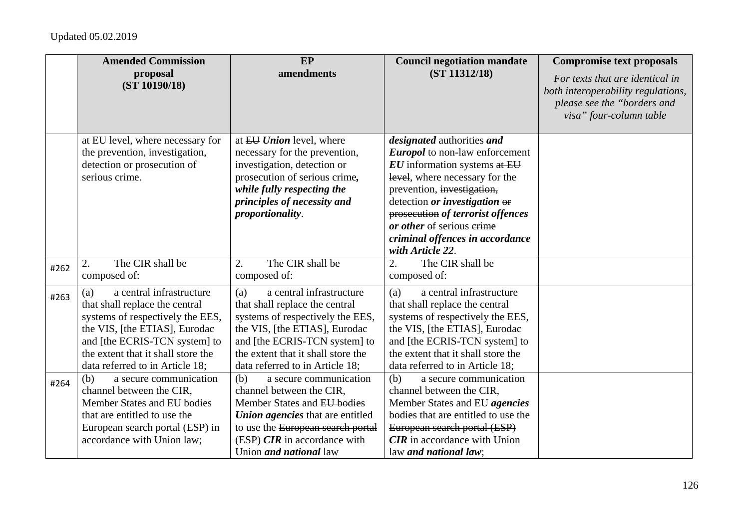Updated 05.02.2019

| | Amended Commission proposal (ST 10190/18) | EP amendments | Council negotiation mandate (ST 11312/18) | Compromise text proposals *For texts that are identical in both interoperability regulations, please see the "borders and visa" four-column table* |
|---|---|---|---|---|
| | at EU level, where necessary for the prevention, investigation, detection or prosecution of serious crime. | at ~~EU~~ ***Union*** level, where necessary for the prevention, investigation, detection or prosecution of serious crime***, while fully respecting the principles of necessity and proportionality***. | ***designated*** authorities ***and Europol*** to non-law enforcement ***EU*** information systems ~~at EU level~~, where necessary for the prevention, ~~investigation,~~ detection ***or investigation*** ~~or prosecution~~ ***of terrorist offences or other*** ~~of~~ serious ~~crime~~ ***criminal offences in accordance with Article 22***. | |
| #262 | 2. The CIR shall be composed of: | 2. The CIR shall be composed of: | 2. The CIR shall be composed of: | |
| #263 | (a) a central infrastructure that shall replace the central systems of respectively the EES, the VIS, [the ETIAS], Eurodac and [the ECRIS-TCN system] to the extent that it shall store the data referred to in Article 18; | (a) a central infrastructure that shall replace the central systems of respectively the EES, the VIS, [the ETIAS], Eurodac and [the ECRIS-TCN system] to the extent that it shall store the data referred to in Article 18; | (a) a central infrastructure that shall replace the central systems of respectively the EES, the VIS, [the ETIAS], Eurodac and [the ECRIS-TCN system] to the extent that it shall store the data referred to in Article 18; | |
| #264 | (b) a secure communication channel between the CIR, Member States and EU bodies that are entitled to use the European search portal (ESP) in accordance with Union law; | (b) a secure communication channel between the CIR, Member States and ~~EU bodies~~ ***Union agencies*** that are entitled to use the ~~European search portal (ESP)~~ ***CIR*** in accordance with Union ***and national*** law | (b) a secure communication channel between the CIR, Member States and EU ***agencies*** ~~bodies~~ that are entitled to use the ~~European search portal (ESP)~~ ***CIR*** in accordance with Union law ***and national law***; | |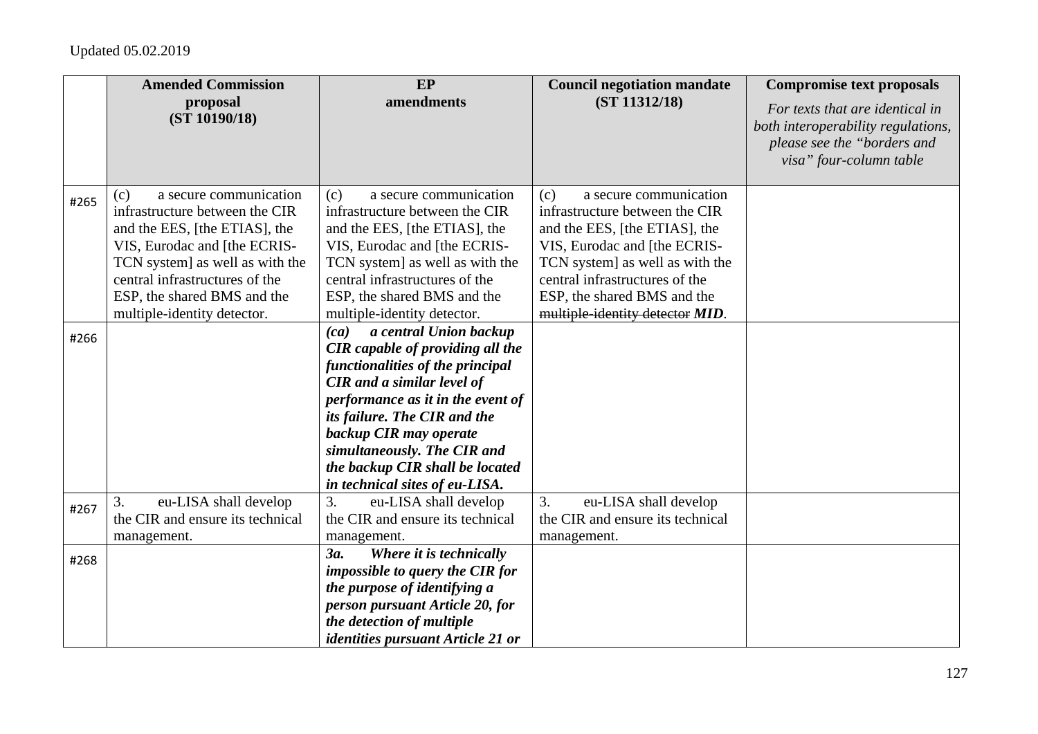Updated 05.02.2019

| | Amended Commission proposal (ST 10190/18) | EP amendments | Council negotiation mandate (ST 11312/18) | Compromise text proposals *For texts that are identical in both interoperability regulations, please see the "borders and visa" four-column table* |
|---|---|---|---|---|
| #265 | (c) a secure communication infrastructure between the CIR and the EES, [the ETIAS], the VIS, Eurodac and [the ECRIS-TCN system] as well as with the central infrastructures of the ESP, the shared BMS and the multiple-identity detector. | (c) a secure communication infrastructure between the CIR and the EES, [the ETIAS], the VIS, Eurodac and [the ECRIS-TCN system] as well as with the central infrastructures of the ESP, the shared BMS and the multiple-identity detector. | (c) a secure communication infrastructure between the CIR and the EES, [the ETIAS], the VIS, Eurodac and [the ECRIS-TCN system] as well as with the central infrastructures of the ESP, the shared BMS and the ~~multiple-identity detector~~ ***MID***. | |
| #266 | | ***(ca) a central Union backup CIR capable of providing all the functionalities of the principal CIR and a similar level of performance as it in the event of its failure. The CIR and the backup CIR may operate simultaneously. The CIR and the backup CIR shall be located in technical sites of eu-LISA.*** | | |
| #267 | 3. eu-LISA shall develop the CIR and ensure its technical management. | 3. eu-LISA shall develop the CIR and ensure its technical management. | 3. eu-LISA shall develop the CIR and ensure its technical management. | |
| #268 | | ***3a. Where it is technically impossible to query the CIR for the purpose of identifying a person pursuant Article 20, for the detection of multiple identities pursuant Article 21 or*** | | |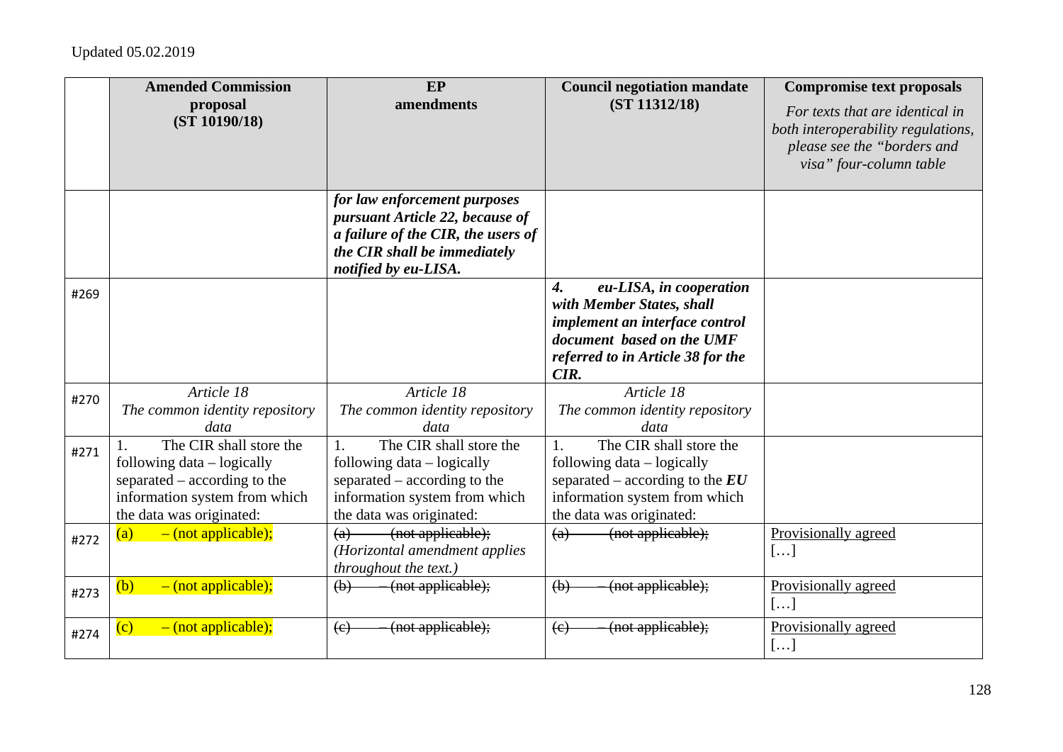Updated 05.02.2019

| | Amended Commission proposal (ST 10190/18) | EP amendments | Council negotiation mandate (ST 11312/18) | Compromise text proposals *For texts that are identical in both interoperability regulations, please see the "borders and visa" four-column table* |
|---|---|---|---|---|
| | | ***for law enforcement purposes pursuant Article 22, because of a failure of the CIR, the users of the CIR shall be immediately notified by eu-LISA.*** | | |
| #269 | | | ***4. eu-LISA, in cooperation with Member States, shall implement an interface control document based on the UMF referred to in Article 38 for the CIR.*** | |
| #270 | *Article 18* *The common identity repository data* | *Article 18* *The common identity repository data* | *Article 18* *The common identity repository data* | |
| #271 | 1. The CIR shall store the following data – logically separated – according to the information system from which the data was originated: | 1. The CIR shall store the following data – logically separated – according to the information system from which the data was originated: | 1. The CIR shall store the following data – logically separated – according to the ***EU*** information system from which the data was originated: | |
| #272 | (a) – (not applicable); | ~~(a) – (not applicable);~~ *(Horizontal amendment applies throughout the text.)* | ~~(a) – (not applicable);~~ | Provisionally agreed […] |
| #273 | (b) – (not applicable); | ~~(b) – (not applicable);~~ | ~~(b) – (not applicable);~~ | Provisionally agreed […] |
| #274 | (c) – (not applicable); | ~~(c) – (not applicable);~~ | ~~(c) – (not applicable);~~ | Provisionally agreed […] |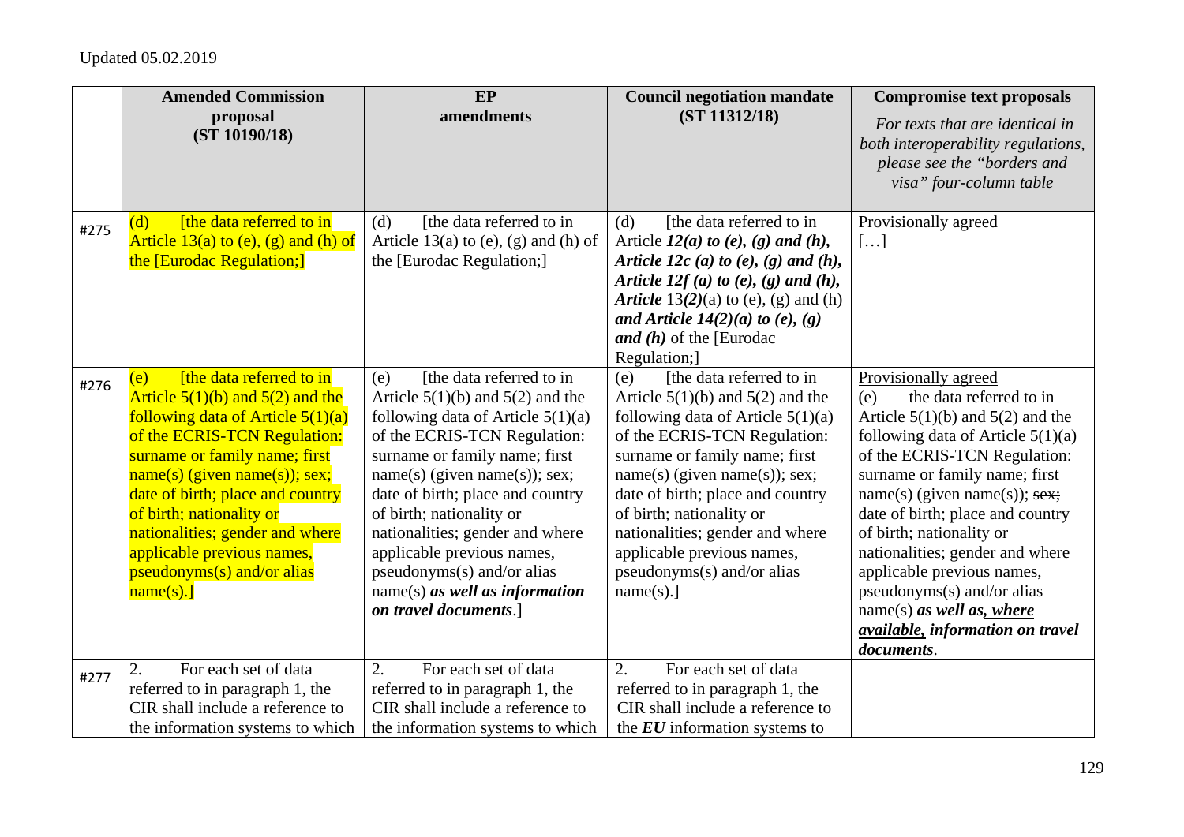Updated 05.02.2019

| | **Amended Commission proposal (ST 10190/18)** | **EP amendments** | **Council negotiation mandate (ST 11312/18)** | **Compromise text proposals** *For texts that are identical in both interoperability regulations, please see the "borders and visa" four-column table* |
|---|---|---|---|---|
| #275 | (d) [the data referred to in Article 13(a) to (e), (g) and (h) of the [Eurodac Regulation;] | (d) [the data referred to in Article 13(a) to (e), (g) and (h) of the [Eurodac Regulation;] | (d) [the data referred to in Article ***12(a) to (e), (g) and (h), Article 12c (a) to (e), (g) and (h), Article 12f (a) to (e), (g) and (h), Article*** 13***(2)***(a) to (e), (g) and (h) ***and Article 14(2)(a) to (e), (g) and (h)*** of the [Eurodac Regulation;] | Provisionally agreed […] |
| #276 | (e) [the data referred to in Article 5(1)(b) and 5(2) and the following data of Article 5(1)(a) of the ECRIS-TCN Regulation: surname or family name; first name(s) (given name(s)); sex; date of birth; place and country of birth; nationality or nationalities; gender and where applicable previous names, pseudonyms(s) and/or alias name(s).] | (e) [the data referred to in Article 5(1)(b) and 5(2) and the following data of Article 5(1)(a) of the ECRIS-TCN Regulation: surname or family name; first name(s) (given name(s)); sex; date of birth; place and country of birth; nationality or nationalities; gender and where applicable previous names, pseudonyms(s) and/or alias name(s) ***as well as information on travel documents***.] | (e) [the data referred to in Article 5(1)(b) and 5(2) and the following data of Article 5(1)(a) of the ECRIS-TCN Regulation: surname or family name; first name(s) (given name(s)); sex; date of birth; place and country of birth; nationality or nationalities; gender and where applicable previous names, pseudonyms(s) and/or alias name(s).] | Provisionally agreed (e) the data referred to in Article 5(1)(b) and 5(2) and the following data of Article 5(1)(a) of the ECRIS-TCN Regulation: surname or family name; first name(s) (given name(s)); ~~sex;~~ date of birth; place and country of birth; nationality or nationalities; gender and where applicable previous names, pseudonyms(s) and/or alias name(s) ***as well as, where available, information on travel documents***. |
| #277 | 2. For each set of data referred to in paragraph 1, the CIR shall include a reference to the information systems to which | 2. For each set of data referred to in paragraph 1, the CIR shall include a reference to the information systems to which | 2. For each set of data referred to in paragraph 1, the CIR shall include a reference to the ***EU*** information systems to | |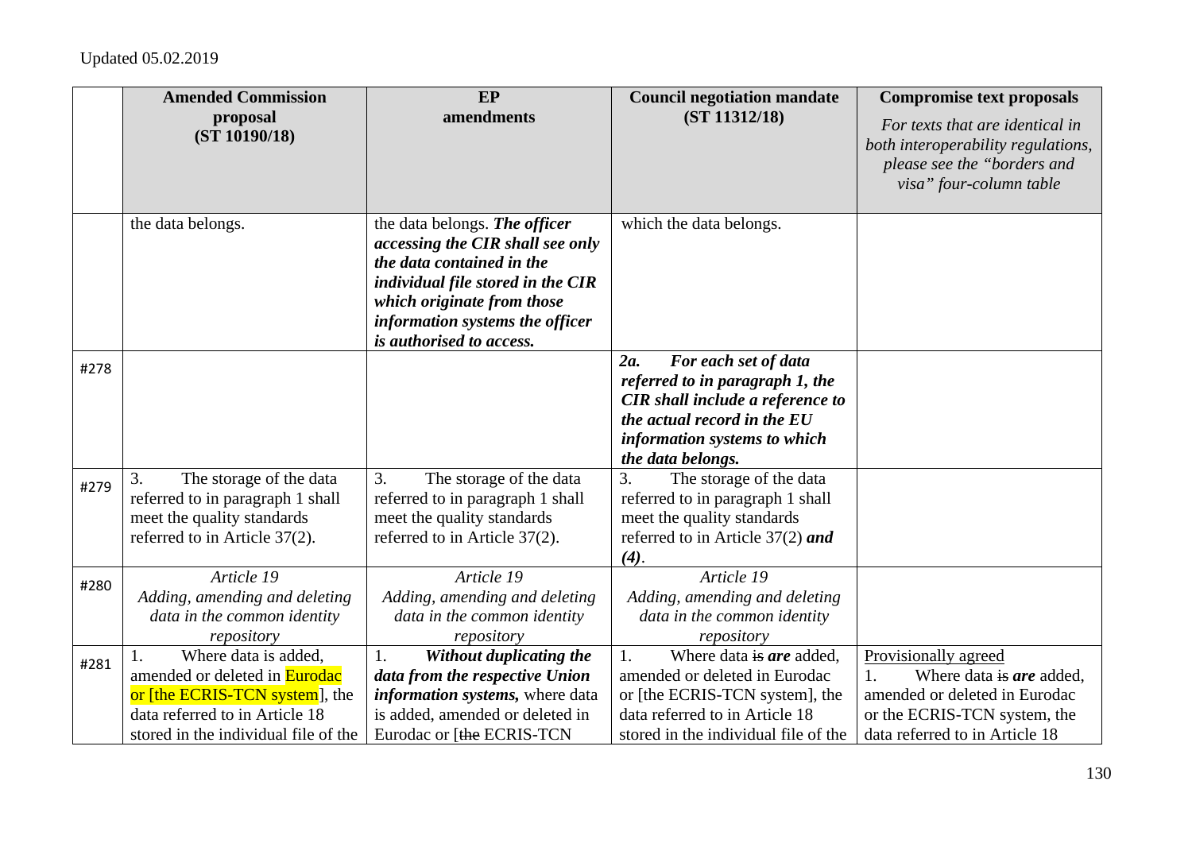Updated 05.02.2019

| | Amended Commission proposal (ST 10190/18) | EP amendments | Council negotiation mandate (ST 11312/18) | Compromise text proposals *For texts that are identical in both interoperability regulations, please see the "borders and visa" four-column table* |
|---|---|---|---|---|
| | the data belongs. | the data belongs. ***The officer accessing the CIR shall see only the data contained in the individual file stored in the CIR which originate from those information systems the officer is authorised to access.*** | which the data belongs. | |
| #278 | | | ***2a. For each set of data referred to in paragraph 1, the CIR shall include a reference to the actual record in the EU information systems to which the data belongs.*** | |
| #279 | 3. The storage of the data referred to in paragraph 1 shall meet the quality standards referred to in Article 37(2). | 3. The storage of the data referred to in paragraph 1 shall meet the quality standards referred to in Article 37(2). | 3. The storage of the data referred to in paragraph 1 shall meet the quality standards referred to in Article 37(2) ***and (4)***. | |
| #280 | *Article 19* *Adding, amending and deleting data in the common identity repository* | *Article 19* *Adding, amending and deleting data in the common identity repository* | *Article 19* *Adding, amending and deleting data in the common identity repository* | |
| #281 | 1. Where data is added, amended or deleted in Eurodac or [the ECRIS-TCN system], the data referred to in Article 18 stored in the individual file of the | 1. ***Without duplicating the data from the respective Union information systems,*** where data is added, amended or deleted in Eurodac or [~~the~~ ECRIS-TCN | 1. Where data ~~is~~ ***are*** added, amended or deleted in Eurodac or [the ECRIS-TCN system], the data referred to in Article 18 stored in the individual file of the | Provisionally agreed 1. Where data ~~is~~ ***are*** added, amended or deleted in Eurodac or the ECRIS-TCN system, the data referred to in Article 18 |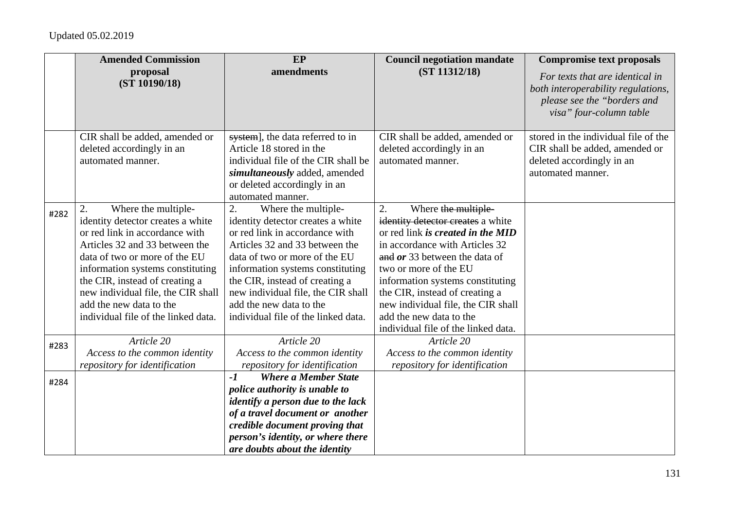|  | **Amended Commission proposal (ST 10190/18)** | **EP amendments** | **Council negotiation mandate (ST 11312/18)** | **Compromise text proposals** *For texts that are identical in both interoperability regulations, please see the "borders and visa" four-column table* |
|---|---|---|---|---|
|  | CIR shall be added, amended or deleted accordingly in an automated manner. | ~~system~~], the data referred to in Article 18 stored in the individual file of the CIR shall be ***simultaneously*** added, amended or deleted accordingly in an automated manner. | CIR shall be added, amended or deleted accordingly in an automated manner. | stored in the individual file of the CIR shall be added, amended or deleted accordingly in an automated manner. |
| #282 | 2. Where the multiple-identity detector creates a white or red link in accordance with Articles 32 and 33 between the data of two or more of the EU information systems constituting the CIR, instead of creating a new individual file, the CIR shall add the new data to the individual file of the linked data. | 2. Where the multiple-identity detector creates a white or red link in accordance with Articles 32 and 33 between the data of two or more of the EU information systems constituting the CIR, instead of creating a new individual file, the CIR shall add the new data to the individual file of the linked data. | 2. Where ~~the multiple-identity detector creates~~ a white or red link ***is created in the MID*** in accordance with Articles 32 ~~and~~ ***or*** 33 between the data of two or more of the EU information systems constituting the CIR, instead of creating a new individual file, the CIR shall add the new data to the individual file of the linked data. |  |
| #283 | *Article 20* *Access to the common identity repository for identification* | *Article 20* *Access to the common identity repository for identification* | *Article 20* *Access to the common identity repository for identification* |  |
| #284 |  | ***-1 Where a Member State police authority is unable to identify a person due to the lack of a travel document or another credible document proving that person's identity, or where there are doubts about the identity*** |  |  |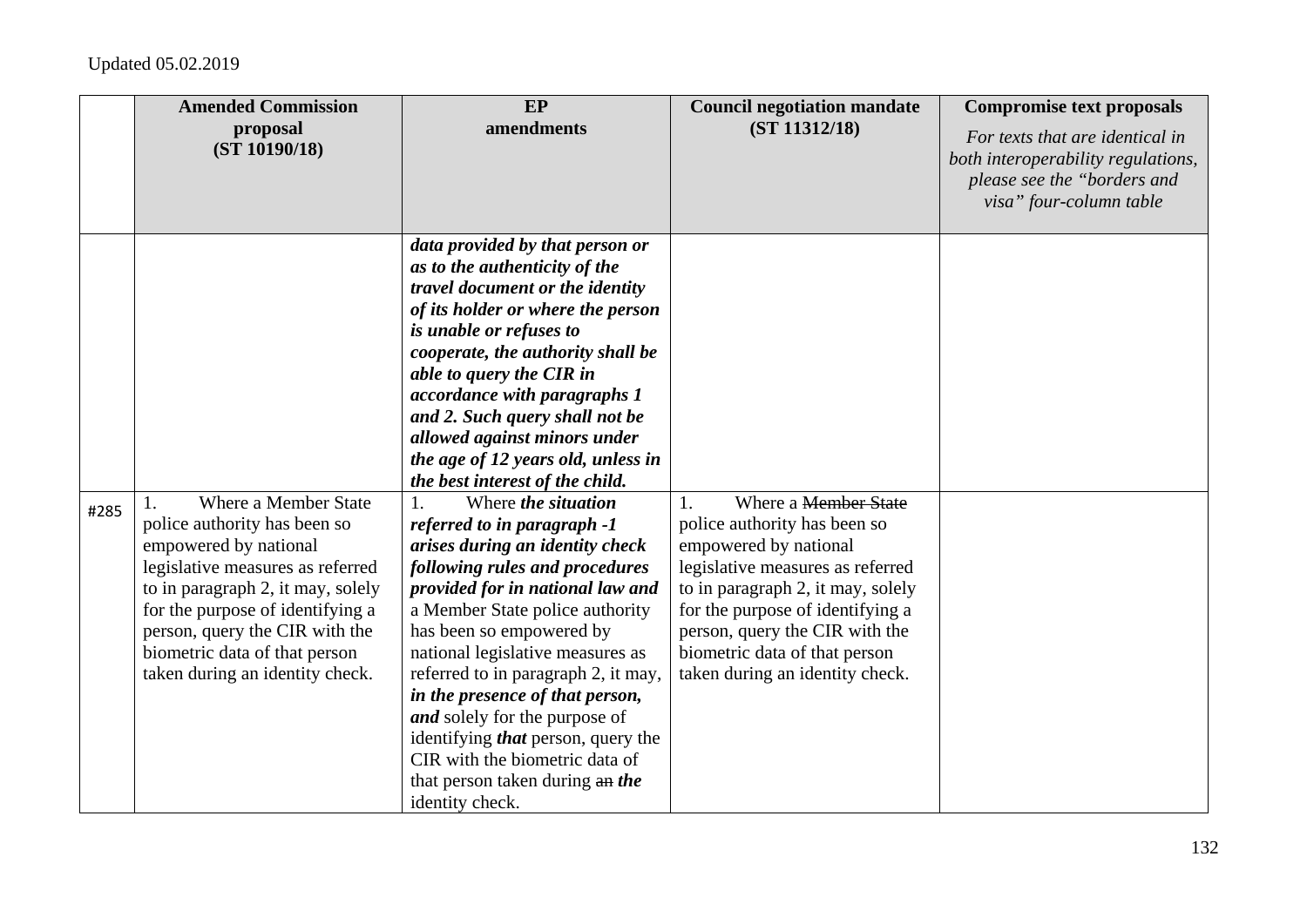Updated 05.02.2019

| | Amended Commission proposal (ST 10190/18) | EP amendments | Council negotiation mandate (ST 11312/18) | Compromise text proposals *For texts that are identical in both interoperability regulations, please see the "borders and visa" four-column table* |
|---|---|---|---|---|
| | | ***data provided by that person or as to the authenticity of the travel document or the identity of its holder or where the person is unable or refuses to cooperate, the authority shall be able to query the CIR in accordance with paragraphs 1 and 2. Such query shall not be allowed against minors under the age of 12 years old, unless in the best interest of the child.*** | | |
| #285 | 1. Where a Member State police authority has been so empowered by national legislative measures as referred to in paragraph 2, it may, solely for the purpose of identifying a person, query the CIR with the biometric data of that person taken during an identity check. | 1. Where ***the situation referred to in paragraph -1 arises during an identity check following rules and procedures provided for in national law and*** a Member State police authority has been so empowered by national legislative measures as referred to in paragraph 2, it may, ***in the presence of that person, and*** solely for the purpose of identifying ***that*** person, query the CIR with the biometric data of that person taken during ~~an~~ ***the*** identity check. | 1. Where a ~~Member State~~ police authority has been so empowered by national legislative measures as referred to in paragraph 2, it may, solely for the purpose of identifying a person, query the CIR with the biometric data of that person taken during an identity check. | |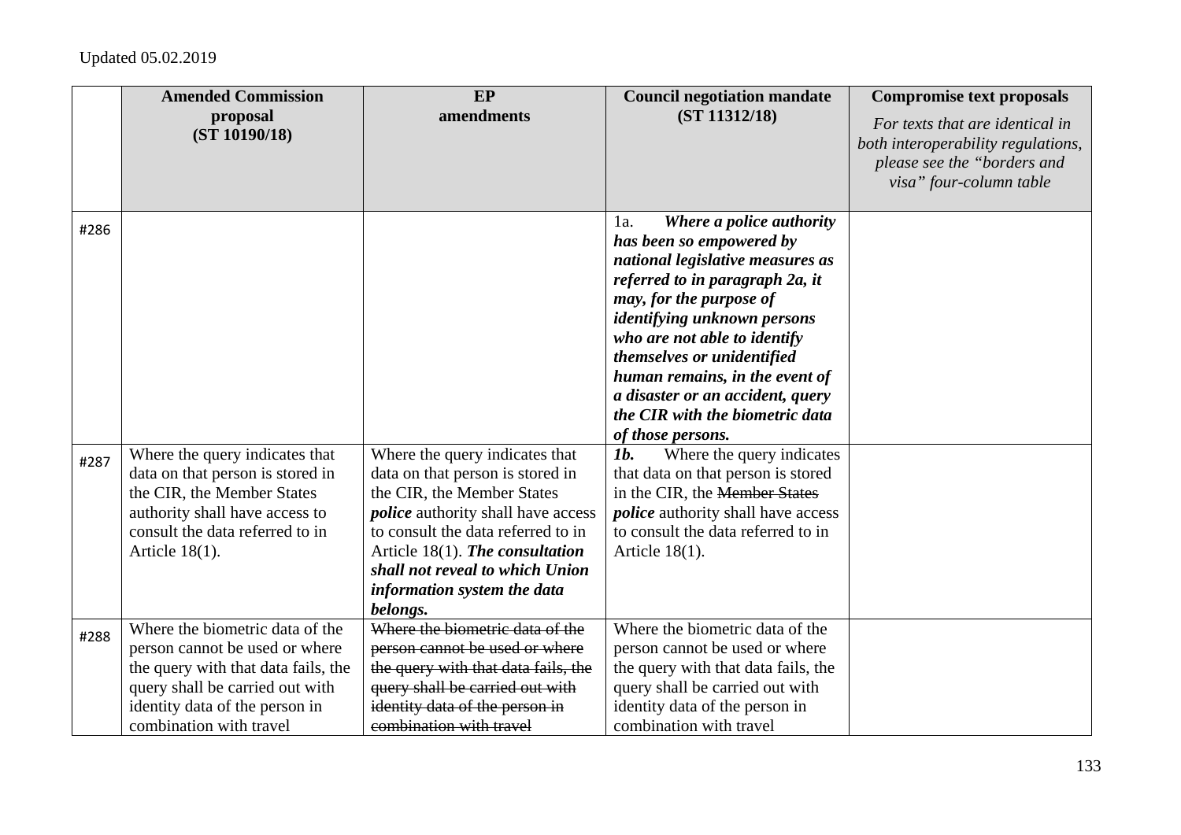Updated 05.02.2019

| | Amended Commission proposal (ST 10190/18) | EP amendments | Council negotiation mandate (ST 11312/18) | Compromise text proposals *For texts that are identical in both interoperability regulations, please see the "borders and visa" four-column table* |
|---|---|---|---|---|
| #286 | | | 1a. ***Where a police authority has been so empowered by national legislative measures as referred to in paragraph 2a, it may, for the purpose of identifying unknown persons who are not able to identify themselves or unidentified human remains, in the event of a disaster or an accident, query the CIR with the biometric data of those persons.*** | |
| #287 | Where the query indicates that data on that person is stored in the CIR, the Member States authority shall have access to consult the data referred to in Article 18(1). | Where the query indicates that data on that person is stored in the CIR, the Member States ***police*** authority shall have access to consult the data referred to in Article 18(1). ***The consultation shall not reveal to which Union information system the data belongs.*** | ***1b.*** Where the query indicates that data on that person is stored in the CIR, the ~~Member States~~ ***police*** authority shall have access to consult the data referred to in Article 18(1). | |
| #288 | Where the biometric data of the person cannot be used or where the query with that data fails, the query shall be carried out with identity data of the person in combination with travel | ~~Where the biometric data of the person cannot be used or where the query with that data fails, the query shall be carried out with identity data of the person in combination with travel~~ | Where the biometric data of the person cannot be used or where the query with that data fails, the query shall be carried out with identity data of the person in combination with travel | |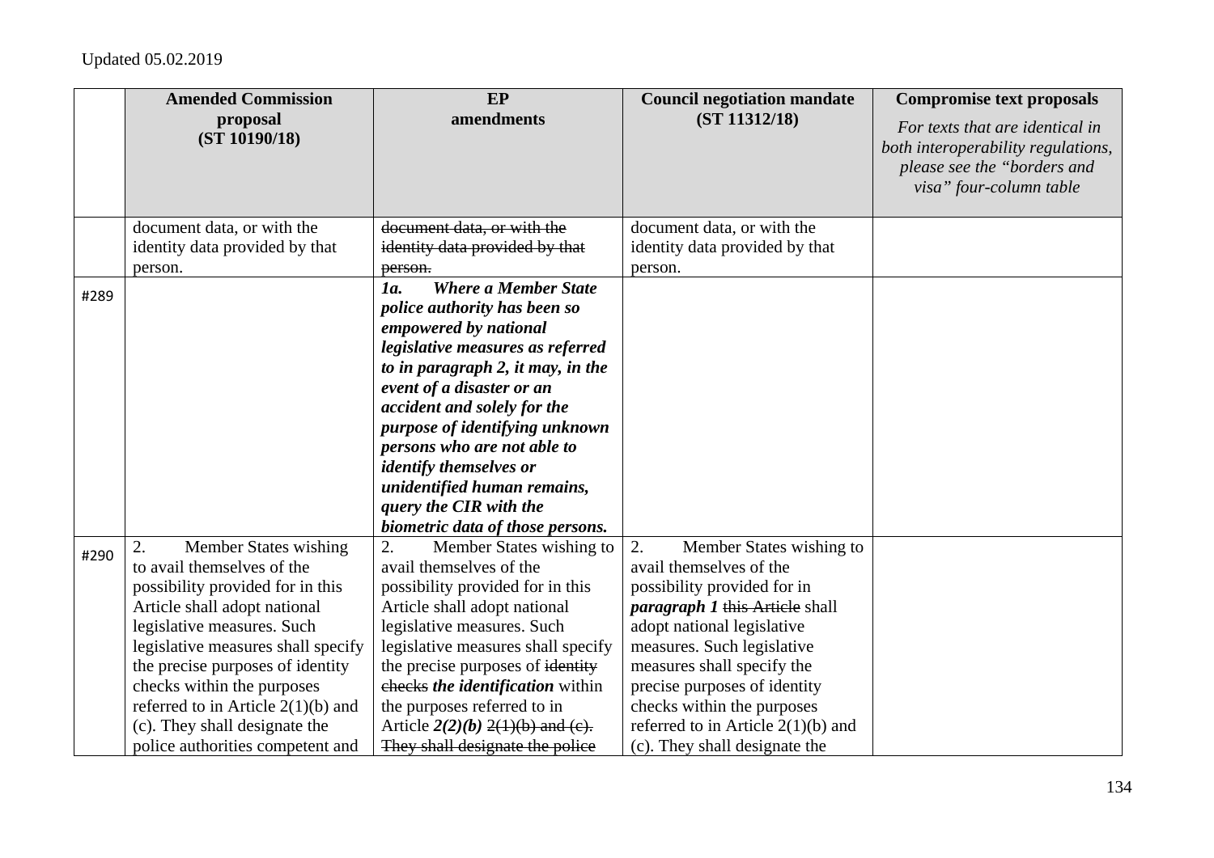Updated 05.02.2019

| | Amended Commission proposal (ST 10190/18) | EP amendments | Council negotiation mandate (ST 11312/18) | Compromise text proposals *For texts that are identical in both interoperability regulations, please see the "borders and visa" four-column table* |
|---|---|---|---|---|
| | document data, or with the identity data provided by that person. | ~~document data, or with the identity data provided by that person.~~ | document data, or with the identity data provided by that person. | |
| #289 | | ***1a. Where a Member State police authority has been so empowered by national legislative measures as referred to in paragraph 2, it may, in the event of a disaster or an accident and solely for the purpose of identifying unknown persons who are not able to identify themselves or unidentified human remains, query the CIR with the biometric data of those persons.*** | | |
| #290 | 2. Member States wishing to avail themselves of the possibility provided for in this Article shall adopt national legislative measures. Such legislative measures shall specify the precise purposes of identity checks within the purposes referred to in Article 2(1)(b) and (c). They shall designate the police authorities competent and | 2. Member States wishing to avail themselves of the possibility provided for in this Article shall adopt national legislative measures. Such legislative measures shall specify the precise purposes of ~~identity checks~~ ***the identification*** within the purposes referred to in Article ***2(2)(b)*** ~~2(1)(b) and (c). They shall designate the police~~ | 2. Member States wishing to avail themselves of the possibility provided for in ***paragraph 1*** ~~this Article~~ shall adopt national legislative measures. Such legislative measures shall specify the precise purposes of identity checks within the purposes referred to in Article 2(1)(b) and (c). They shall designate the | |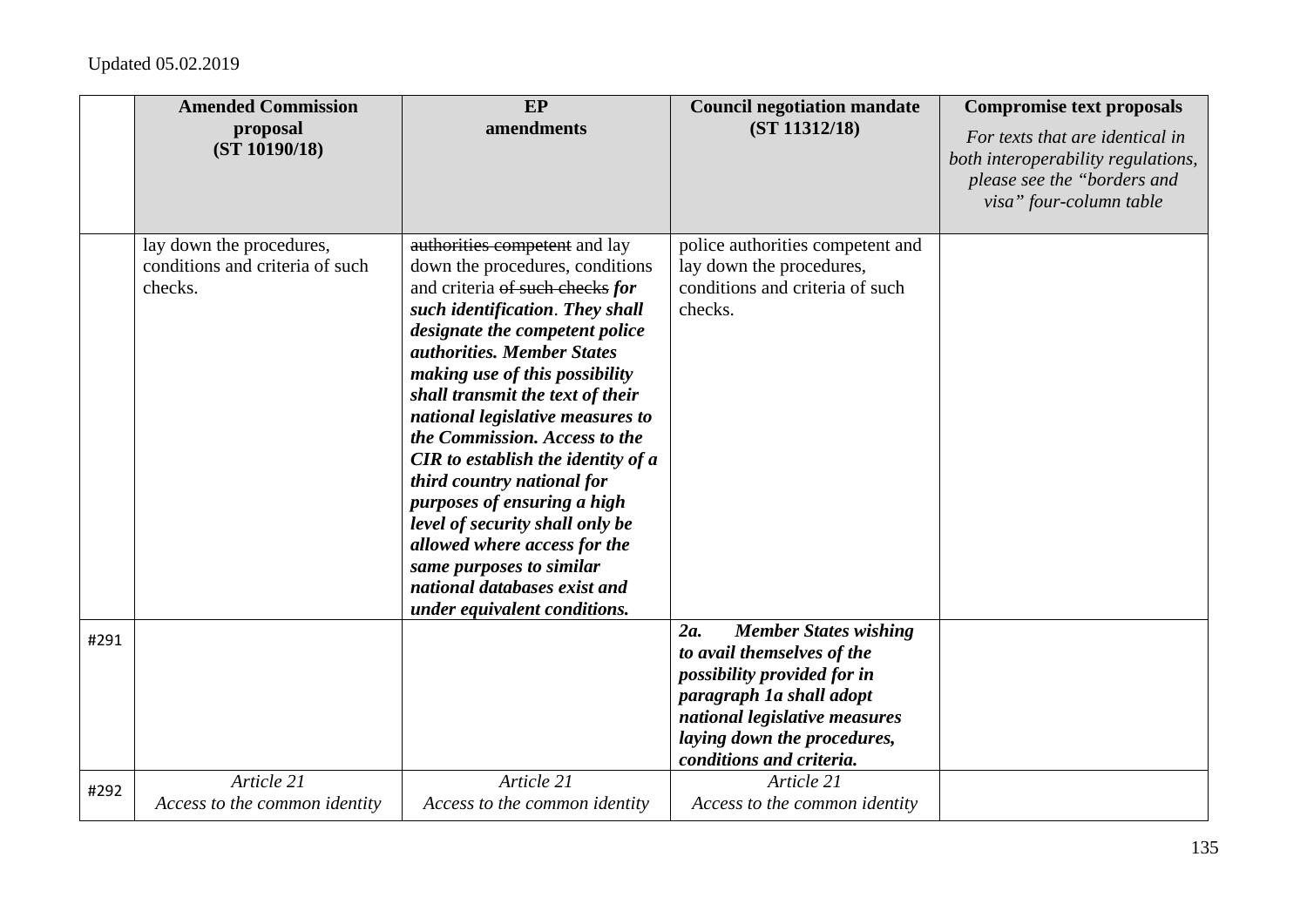Updated 05.02.2019

| | Amended Commission proposal (ST 10190/18) | EP amendments | Council negotiation mandate (ST 11312/18) | Compromise text proposals *For texts that are identical in both interoperability regulations, please see the "borders and visa" four-column table* |
|---|---|---|---|---|
| | lay down the procedures, conditions and criteria of such checks. | ~~authorities competent~~ and lay down the procedures, conditions and criteria ~~of such checks~~ ***for such identification*. *They shall designate the competent police authorities. Member States making use of this possibility shall transmit the text of their national legislative measures to the Commission. Access to the CIR to establish the identity of a third country national for purposes of ensuring a high level of security shall only be allowed where access for the same purposes to similar national databases exist and under equivalent conditions.*** | police authorities competent and lay down the procedures, conditions and criteria of such checks. | |
| #291 | | | ***2a. Member States wishing to avail themselves of the possibility provided for in paragraph 1a shall adopt national legislative measures laying down the procedures, conditions and criteria.*** | |
| #292 | *Article 21* *Access to the common identity* | *Article 21* *Access to the common identity* | *Article 21* *Access to the common identity* | |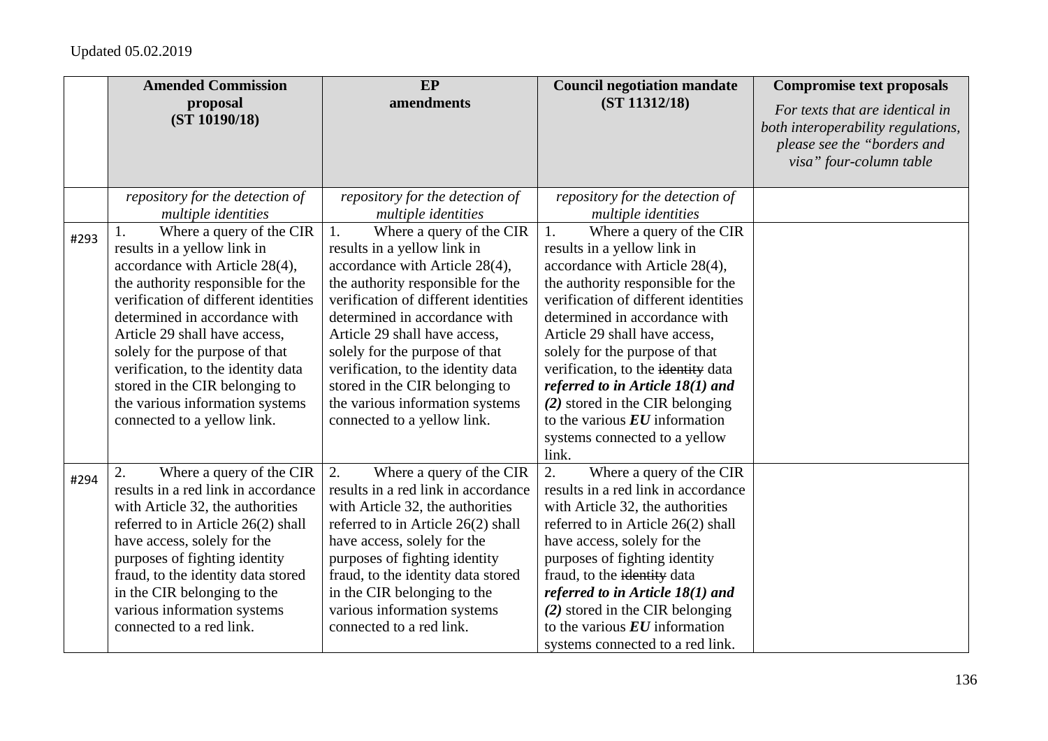Updated 05.02.2019

| | **Amended Commission proposal (ST 10190/18)** | **EP amendments** | **Council negotiation mandate (ST 11312/18)** | **Compromise text proposals** *For texts that are identical in both interoperability regulations, please see the "borders and visa" four-column table* |
|---|---|---|---|---|
| | *repository for the detection of multiple identities* | *repository for the detection of multiple identities* | *repository for the detection of multiple identities* | |
| #293 | 1. Where a query of the CIR results in a yellow link in accordance with Article 28(4), the authority responsible for the verification of different identities determined in accordance with Article 29 shall have access, solely for the purpose of that verification, to the identity data stored in the CIR belonging to the various information systems connected to a yellow link. | 1. Where a query of the CIR results in a yellow link in accordance with Article 28(4), the authority responsible for the verification of different identities determined in accordance with Article 29 shall have access, solely for the purpose of that verification, to the identity data stored in the CIR belonging to the various information systems connected to a yellow link. | 1. Where a query of the CIR results in a yellow link in accordance with Article 28(4), the authority responsible for the verification of different identities determined in accordance with Article 29 shall have access, solely for the purpose of that verification, to the ~~identity~~ data ***referred to in Article 18(1) and (2)*** stored in the CIR belonging to the various ***EU*** information systems connected to a yellow link. | |
| #294 | 2. Where a query of the CIR results in a red link in accordance with Article 32, the authorities referred to in Article 26(2) shall have access, solely for the purposes of fighting identity fraud, to the identity data stored in the CIR belonging to the various information systems connected to a red link. | 2. Where a query of the CIR results in a red link in accordance with Article 32, the authorities referred to in Article 26(2) shall have access, solely for the purposes of fighting identity fraud, to the identity data stored in the CIR belonging to the various information systems connected to a red link. | 2. Where a query of the CIR results in a red link in accordance with Article 32, the authorities referred to in Article 26(2) shall have access, solely for the purposes of fighting identity fraud, to the ~~identity~~ data ***referred to in Article 18(1) and (2)*** stored in the CIR belonging to the various ***EU*** information systems connected to a red link. | |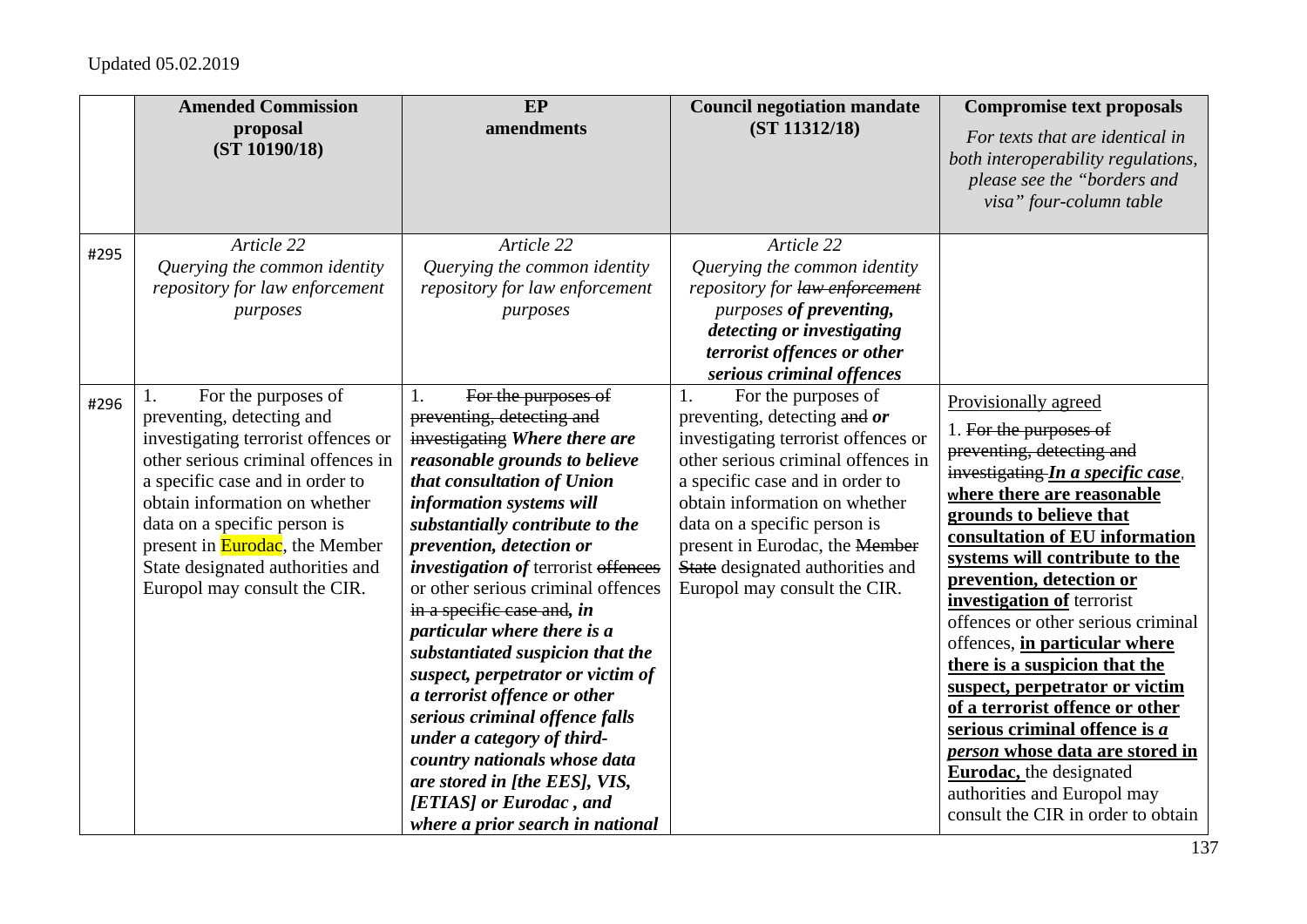Updated 05.02.2019

| | Amended Commission proposal (ST 10190/18) | EP amendments | Council negotiation mandate (ST 11312/18) | Compromise text proposals *For texts that are identical in both interoperability regulations, please see the "borders and visa" four-column table* |
|---|---|---|---|---|
| #295 | *Article 22* *Querying the common identity repository for law enforcement purposes* | *Article 22* *Querying the common identity repository for law enforcement purposes* | *Article 22* *Querying the common identity repository for ~~law enforcement~~ purposes* ***of preventing, detecting or investigating terrorist offences or other serious criminal offences*** | |
| #296 | 1. For the purposes of preventing, detecting and investigating terrorist offences or other serious criminal offences in a specific case and in order to obtain information on whether data on a specific person is present in Eurodac, the Member State designated authorities and Europol may consult the CIR. | 1. ~~For the purposes of preventing, detecting and investigating~~ ***Where there are reasonable grounds to believe that consultation of Union information systems will substantially contribute to the prevention, detection or investigation of*** terrorist ~~offences~~ or other serious criminal offences ~~in a specific case and~~***, in particular where there is a substantiated suspicion that the suspect, perpetrator or victim of a terrorist offence or other serious criminal offence falls under a category of third-country nationals whose data are stored in [the EES], VIS, [ETIAS] or Eurodac , and where a prior search in national*** | 1. For the purposes of preventing, detecting ~~and~~ ***or*** investigating terrorist offences or other serious criminal offences in a specific case and in order to obtain information on whether data on a specific person is present in Eurodac, the ~~Member State~~ designated authorities and Europol may consult the CIR. | Provisionally agreed<br>1. ~~For the purposes of preventing, detecting and investigating~~ ***In a specific case***, **where there are reasonable grounds to believe that consultation of EU information systems will contribute to the prevention, detection or investigation of** terrorist offences or other serious criminal offences, **in particular where there is a suspicion that the suspect, perpetrator or victim of a terrorist offence or other serious criminal offence is *a person* whose data are stored in Eurodac,** the designated authorities and Europol may consult the CIR in order to obtain |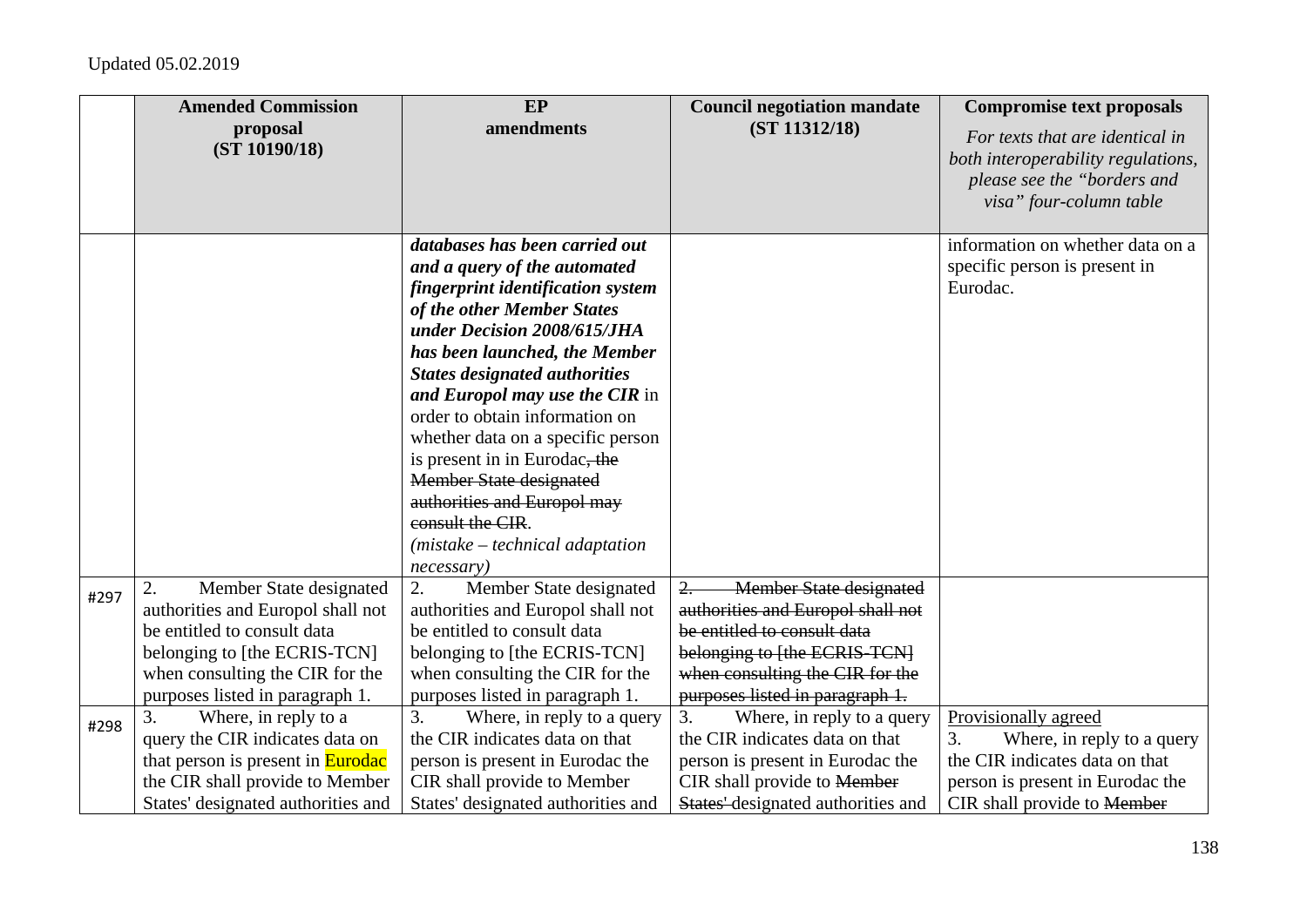| | Amended Commission proposal (ST 10190/18) | EP amendments | Council negotiation mandate (ST 11312/18) | Compromise text proposals *For texts that are identical in both interoperability regulations, please see the "borders and visa" four-column table* |
|---|---|---|---|---|
| | | ***databases has been carried out and a query of the automated fingerprint identification system of the other Member States under Decision 2008/615/JHA has been launched, the Member States designated authorities and Europol may use the CIR*** in order to obtain information on whether data on a specific person is present in in Eurodac~~, the Member State designated authorities and Europol may consult the CIR~~. *(mistake – technical adaptation necessary)* | | information on whether data on a specific person is present in Eurodac. |
| #297 | 2. Member State designated authorities and Europol shall not be entitled to consult data belonging to [the ECRIS-TCN] when consulting the CIR for the purposes listed in paragraph 1. | 2. Member State designated authorities and Europol shall not be entitled to consult data belonging to [the ECRIS-TCN] when consulting the CIR for the purposes listed in paragraph 1. | ~~2. Member State designated authorities and Europol shall not be entitled to consult data belonging to [the ECRIS-TCN] when consulting the CIR for the purposes listed in paragraph 1.~~ | |
| #298 | 3. Where, in reply to a query the CIR indicates data on that person is present in Eurodac the CIR shall provide to Member States' designated authorities and | 3. Where, in reply to a query the CIR indicates data on that person is present in Eurodac the CIR shall provide to Member States' designated authorities and | 3. Where, in reply to a query the CIR indicates data on that person is present in Eurodac the CIR shall provide to ~~Member States'~~ designated authorities and | Provisionally agreed<br>3. Where, in reply to a query the CIR indicates data on that person is present in Eurodac the CIR shall provide to ~~Member~~ |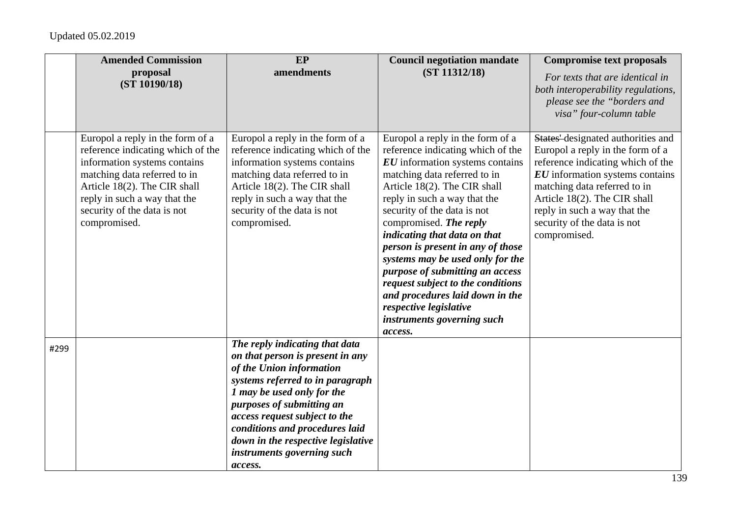Updated 05.02.2019

| | **Amended Commission proposal (ST 10190/18)** | **EP amendments** | **Council negotiation mandate (ST 11312/18)** | **Compromise text proposals** *For texts that are identical in both interoperability regulations, please see the "borders and visa" four-column table* |
|---|---|---|---|---|
| | Europol a reply in the form of a reference indicating which of the information systems contains matching data referred to in Article 18(2). The CIR shall reply in such a way that the security of the data is not compromised. | Europol a reply in the form of a reference indicating which of the information systems contains matching data referred to in Article 18(2). The CIR shall reply in such a way that the security of the data is not compromised. | Europol a reply in the form of a reference indicating which of the ***EU*** information systems contains matching data referred to in Article 18(2). The CIR shall reply in such a way that the security of the data is not compromised. ***The reply indicating that data on that person is present in any of those systems may be used only for the purpose of submitting an access request subject to the conditions and procedures laid down in the respective legislative instruments governing such access.*** | ~~States'~~ designated authorities and Europol a reply in the form of a reference indicating which of the ***EU*** information systems contains matching data referred to in Article 18(2). The CIR shall reply in such a way that the security of the data is not compromised. |
| #299 | | ***The reply indicating that data on that person is present in any of the Union information systems referred to in paragraph 1 may be used only for the purposes of submitting an access request subject to the conditions and procedures laid down in the respective legislative instruments governing such access.*** | | |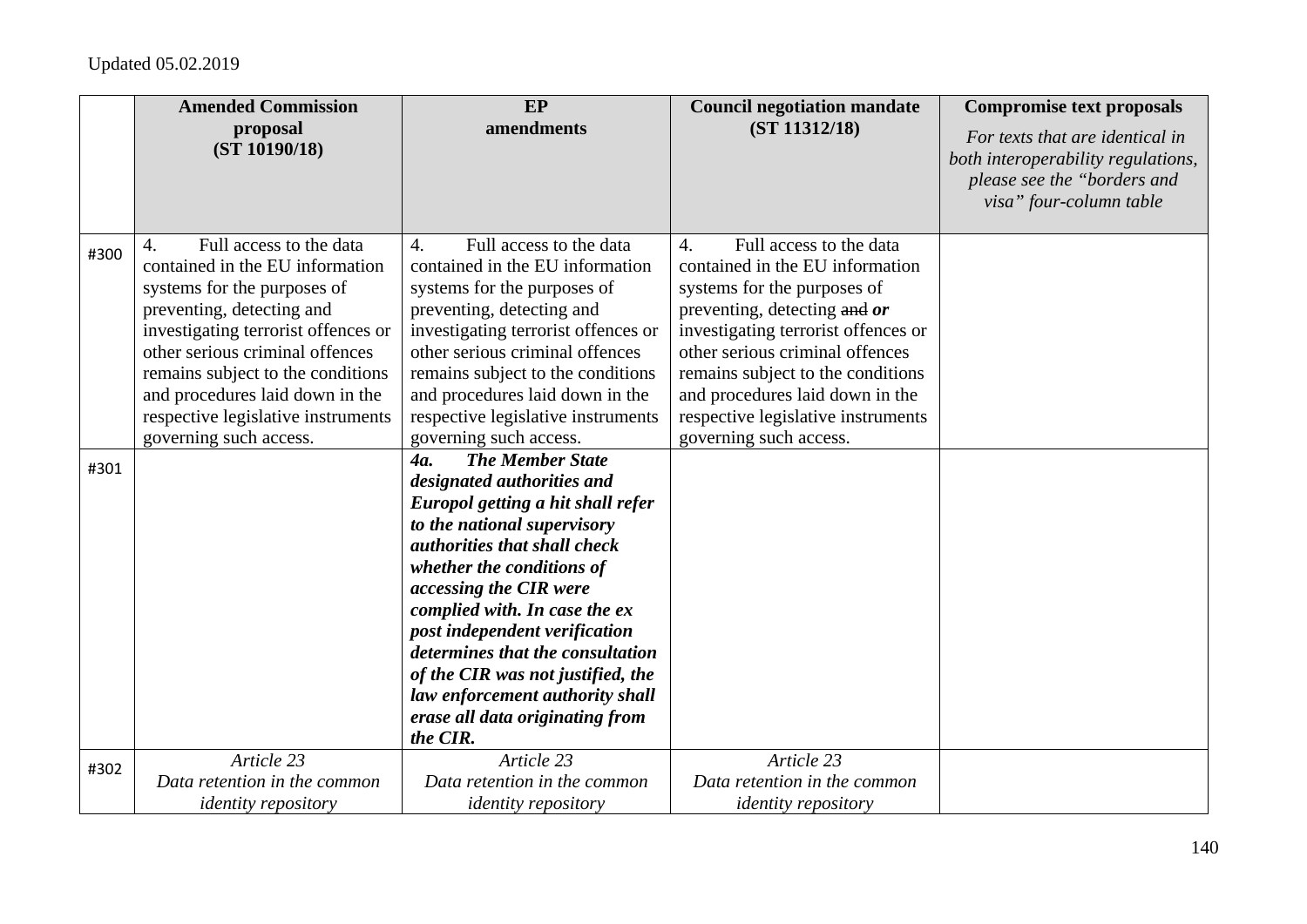Updated 05.02.2019

| | Amended Commission proposal (ST 10190/18) | EP amendments | Council negotiation mandate (ST 11312/18) | Compromise text proposals *For texts that are identical in both interoperability regulations, please see the "borders and visa" four-column table* |
|---|---|---|---|---|
| #300 | 4. Full access to the data contained in the EU information systems for the purposes of preventing, detecting and investigating terrorist offences or other serious criminal offences remains subject to the conditions and procedures laid down in the respective legislative instruments governing such access. | 4. Full access to the data contained in the EU information systems for the purposes of preventing, detecting and investigating terrorist offences or other serious criminal offences remains subject to the conditions and procedures laid down in the respective legislative instruments governing such access. | 4. Full access to the data contained in the EU information systems for the purposes of preventing, detecting ~~and~~ ***or*** investigating terrorist offences or other serious criminal offences remains subject to the conditions and procedures laid down in the respective legislative instruments governing such access. | |
| #301 | | ***4a. The Member State designated authorities and Europol getting a hit shall refer to the national supervisory authorities that shall check whether the conditions of accessing the CIR were complied with. In case the ex post independent verification determines that the consultation of the CIR was not justified, the law enforcement authority shall erase all data originating from the CIR.*** | | |
| #302 | *Article 23* *Data retention in the common identity repository* | *Article 23* *Data retention in the common identity repository* | *Article 23* *Data retention in the common identity repository* | |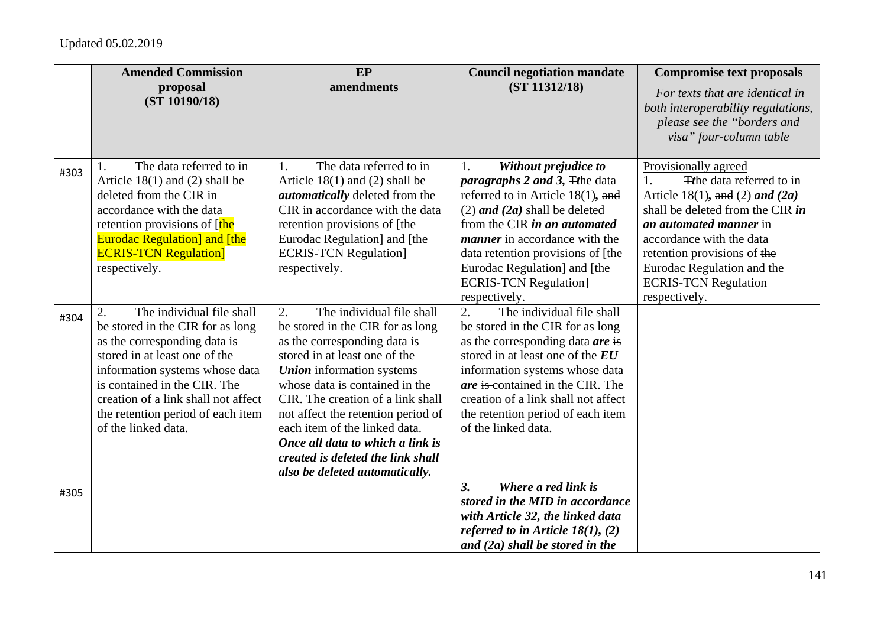Updated 05.02.2019

| | Amended Commission proposal (ST 10190/18) | EP amendments | Council negotiation mandate (ST 11312/18) | Compromise text proposals *For texts that are identical in both interoperability regulations, please see the "borders and visa" four-column table* |
|---|---|---|---|---|
| #303 | 1. The data referred to in Article 18(1) and (2) shall be deleted from the CIR in accordance with the data retention provisions of [the Eurodac Regulation] and [the ECRIS-TCN Regulation] respectively. | 1. The data referred to in Article 18(1) and (2) shall be ***automatically*** deleted from the CIR in accordance with the data retention provisions of [the Eurodac Regulation] and [the ECRIS-TCN Regulation] respectively. | 1. ***Without prejudice to paragraphs 2 and 3,*** ~~T~~***t***he data referred to in Article 18(1)***,*** ~~and~~ (2) ***and (2a)*** shall be deleted from the CIR ***in an automated manner*** in accordance with the data retention provisions of [the Eurodac Regulation] and [the ECRIS-TCN Regulation] respectively. | Provisionally agreed<br>1. ~~T~~***t***he data referred to in Article 18(1)***,*** ~~and~~ (2) ***and (2a)*** shall be deleted from the CIR ***in an automated manner*** in accordance with the data retention provisions of ~~the Eurodac Regulation and~~ the ECRIS-TCN Regulation respectively. |
| #304 | 2. The individual file shall be stored in the CIR for as long as the corresponding data is stored in at least one of the information systems whose data is contained in the CIR. The creation of a link shall not affect the retention period of each item of the linked data. | 2. The individual file shall be stored in the CIR for as long as the corresponding data is stored in at least one of the ***Union*** information systems whose data is contained in the CIR. The creation of a link shall not affect the retention period of each item of the linked data. ***Once all data to which a link is created is deleted the link shall also be deleted automatically.*** | 2. The individual file shall be stored in the CIR for as long as the corresponding data ***are*** ~~is~~ stored in at least one of the ***EU*** information systems whose data ***are*** ~~is~~ contained in the CIR. The creation of a link shall not affect the retention period of each item of the linked data. | |
| #305 | | | ***3. Where a red link is stored in the MID in accordance with Article 32, the linked data referred to in Article 18(1), (2) and (2a) shall be stored in the*** | |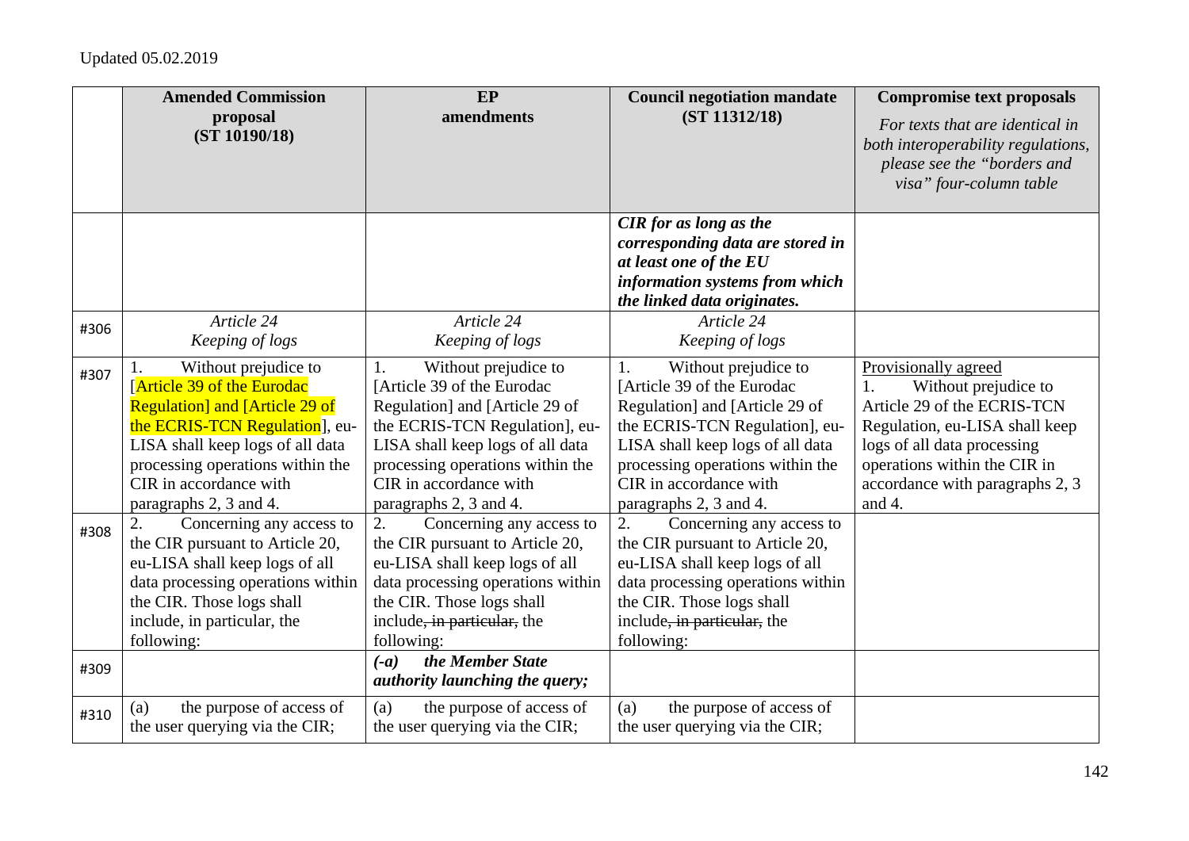Updated 05.02.2019

| | Amended Commission proposal (ST 10190/18) | EP amendments | Council negotiation mandate (ST 11312/18) | Compromise text proposals *For texts that are identical in both interoperability regulations, please see the "borders and visa" four-column table* |
|---|---|---|---|---|
| | | | ***CIR for as long as the corresponding data are stored in at least one of the EU information systems from which the linked data originates.*** | |
| #306 | *Article 24* *Keeping of logs* | *Article 24* *Keeping of logs* | *Article 24* *Keeping of logs* | |
| #307 | 1. Without prejudice to [Article 39 of the Eurodac Regulation] and [Article 29 of the ECRIS-TCN Regulation], eu-LISA shall keep logs of all data processing operations within the CIR in accordance with paragraphs 2, 3 and 4. | 1. Without prejudice to [Article 39 of the Eurodac Regulation] and [Article 29 of the ECRIS-TCN Regulation], eu-LISA shall keep logs of all data processing operations within the CIR in accordance with paragraphs 2, 3 and 4. | 1. Without prejudice to [Article 39 of the Eurodac Regulation] and [Article 29 of the ECRIS-TCN Regulation], eu-LISA shall keep logs of all data processing operations within the CIR in accordance with paragraphs 2, 3 and 4. | Provisionally agreed 1. Without prejudice to Article 29 of the ECRIS-TCN Regulation, eu-LISA shall keep logs of all data processing operations within the CIR in accordance with paragraphs 2, 3 and 4. |
| #308 | 2. Concerning any access to the CIR pursuant to Article 20, eu-LISA shall keep logs of all data processing operations within the CIR. Those logs shall include, in particular, the following: | 2. Concerning any access to the CIR pursuant to Article 20, eu-LISA shall keep logs of all data processing operations within the CIR. Those logs shall include~~, in particular,~~ the following: | 2. Concerning any access to the CIR pursuant to Article 20, eu-LISA shall keep logs of all data processing operations within the CIR. Those logs shall include~~, in particular,~~ the following: | |
| #309 | | ***(-a) the Member State authority launching the query;*** | | |
| #310 | (a) the purpose of access of the user querying via the CIR; | (a) the purpose of access of the user querying via the CIR; | (a) the purpose of access of the user querying via the CIR; | |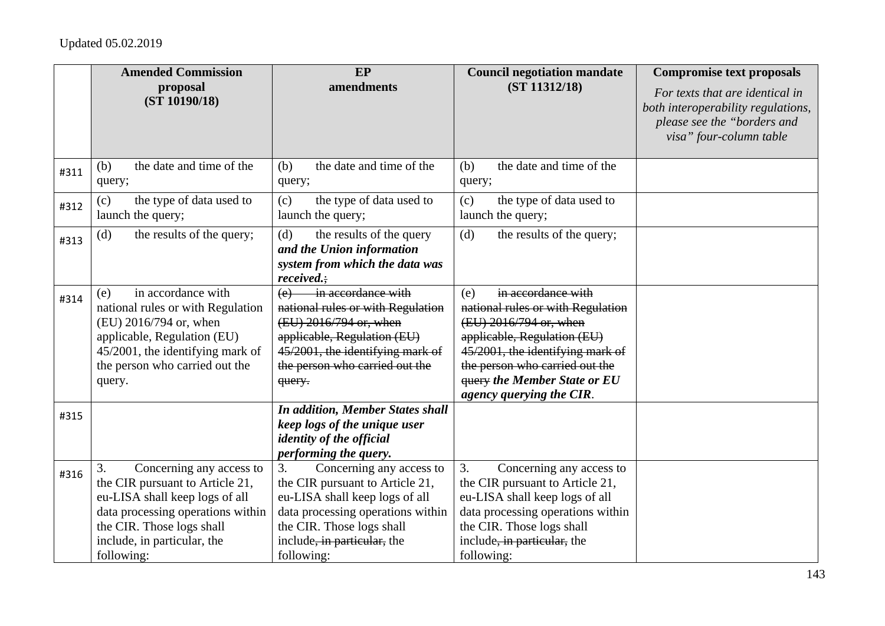Updated 05.02.2019

| | **Amended Commission proposal (ST 10190/18)** | **EP amendments** | **Council negotiation mandate (ST 11312/18)** | **Compromise text proposals** *For texts that are identical in both interoperability regulations, please see the "borders and visa" four-column table* |
|---|---|---|---|---|
| #311 | (b) the date and time of the query; | (b) the date and time of the query; | (b) the date and time of the query; | |
| #312 | (c) the type of data used to launch the query; | (c) the type of data used to launch the query; | (c) the type of data used to launch the query; | |
| #313 | (d) the results of the query; | (d) the results of the query ***and the Union information system from which the data was received.***~~;~~ | (d) the results of the query; | |
| #314 | (e) in accordance with national rules or with Regulation (EU) 2016/794 or, when applicable, Regulation (EU) 45/2001, the identifying mark of the person who carried out the query. | ~~(e) in accordance with national rules or with Regulation (EU) 2016/794 or, when applicable, Regulation (EU) 45/2001, the identifying mark of the person who carried out the query.~~ | (e) ~~in accordance with national rules or with Regulation (EU) 2016/794 or, when applicable, Regulation (EU) 45/2001, the identifying mark of the person who carried out the query~~ ***the Member State or EU agency querying the CIR***. | |
| #315 | | ***In addition, Member States shall keep logs of the unique user identity of the official performing the query.*** | | |
| #316 | 3. Concerning any access to the CIR pursuant to Article 21, eu-LISA shall keep logs of all data processing operations within the CIR. Those logs shall include, in particular, the following: | 3. Concerning any access to the CIR pursuant to Article 21, eu-LISA shall keep logs of all data processing operations within the CIR. Those logs shall include~~, in particular,~~ the following: | 3. Concerning any access to the CIR pursuant to Article 21, eu-LISA shall keep logs of all data processing operations within the CIR. Those logs shall include~~, in particular,~~ the following: | |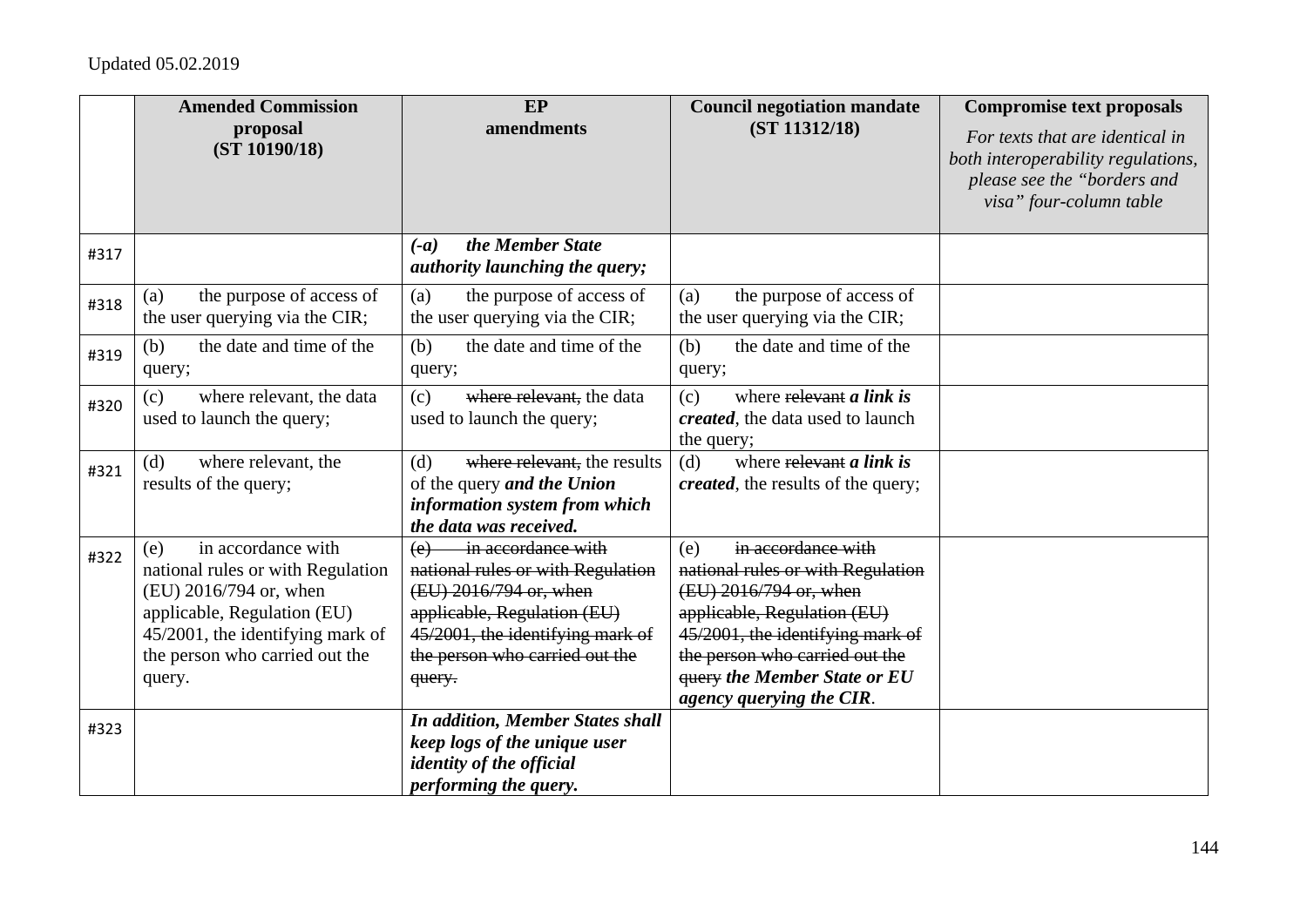Updated 05.02.2019

| | **Amended Commission proposal (ST 10190/18)** | **EP amendments** | **Council negotiation mandate (ST 11312/18)** | **Compromise text proposals** *For texts that are identical in both interoperability regulations, please see the "borders and visa" four-column table* |
|---|---|---|---|---|
| #317 | | ***(-a) the Member State authority launching the query;*** | | |
| #318 | (a) the purpose of access of the user querying via the CIR; | (a) the purpose of access of the user querying via the CIR; | (a) the purpose of access of the user querying via the CIR; | |
| #319 | (b) the date and time of the query; | (b) the date and time of the query; | (b) the date and time of the query; | |
| #320 | (c) where relevant, the data used to launch the query; | (c) ~~where relevant,~~ the data used to launch the query; | (c) where ~~relevant~~ ***a link is created***, the data used to launch the query; | |
| #321 | (d) where relevant, the results of the query; | (d) ~~where relevant,~~ the results of the query ***and the Union information system from which the data was received.*** | (d) where ~~relevant~~ ***a link is created***, the results of the query; | |
| #322 | (e) in accordance with national rules or with Regulation (EU) 2016/794 or, when applicable, Regulation (EU) 45/2001, the identifying mark of the person who carried out the query. | ~~(e) in accordance with national rules or with Regulation (EU) 2016/794 or, when applicable, Regulation (EU) 45/2001, the identifying mark of the person who carried out the query.~~ | (e) ~~in accordance with national rules or with Regulation (EU) 2016/794 or, when applicable, Regulation (EU) 45/2001, the identifying mark of the person who carried out the query~~ ***the Member State or EU agency querying the CIR***. | |
| #323 | | ***In addition, Member States shall keep logs of the unique user identity of the official performing the query.*** | | |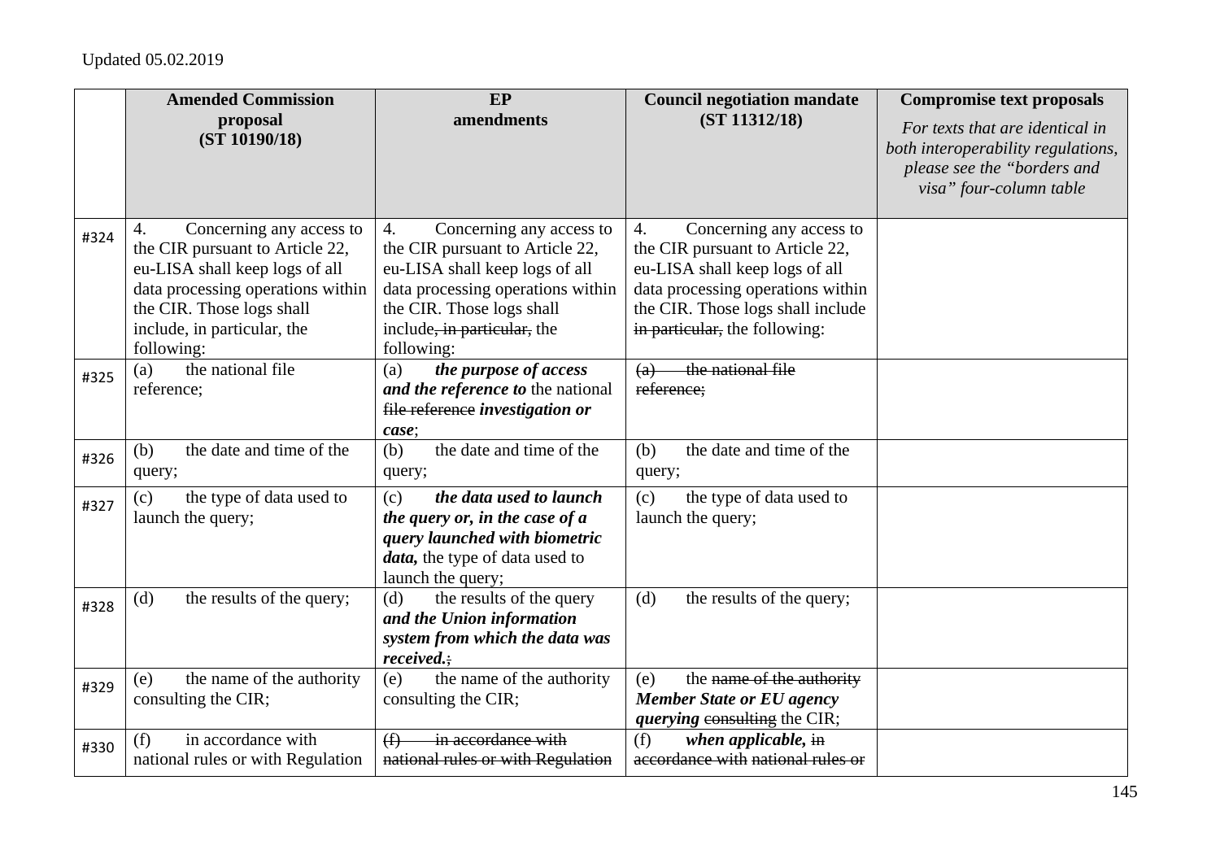Updated 05.02.2019

| | Amended Commission proposal (ST 10190/18) | EP amendments | Council negotiation mandate (ST 11312/18) | Compromise text proposals *For texts that are identical in both interoperability regulations, please see the "borders and visa" four-column table* |
|---|---|---|---|---|
| #324 | 4. Concerning any access to the CIR pursuant to Article 22, eu-LISA shall keep logs of all data processing operations within the CIR. Those logs shall include, in particular, the following: | 4. Concerning any access to the CIR pursuant to Article 22, eu-LISA shall keep logs of all data processing operations within the CIR. Those logs shall include~~, in particular,~~ the following: | 4. Concerning any access to the CIR pursuant to Article 22, eu-LISA shall keep logs of all data processing operations within the CIR. Those logs shall include ~~in particular,~~ the following: | |
| #325 | (a) the national file reference; | (a) ***the purpose of access and the reference to*** the national ~~file reference~~ ***investigation or case***; | ~~(a) the national file reference;~~ | |
| #326 | (b) the date and time of the query; | (b) the date and time of the query; | (b) the date and time of the query; | |
| #327 | (c) the type of data used to launch the query; | (c) ***the data used to launch the query or, in the case of a query launched with biometric data,*** the type of data used to launch the query; | (c) the type of data used to launch the query; | |
| #328 | (d) the results of the query; | (d) the results of the query ***and the Union information system from which the data was received.***~~;~~ | (d) the results of the query; | |
| #329 | (e) the name of the authority consulting the CIR; | (e) the name of the authority consulting the CIR; | (e) the ~~name of the authority~~ ***Member State or EU agency querying*** ~~consulting~~ the CIR; | |
| #330 | (f) in accordance with national rules or with Regulation | ~~(f) in accordance with national rules or with Regulation~~ | (f) ***when applicable,*** ~~in accordance with national rules or~~ | |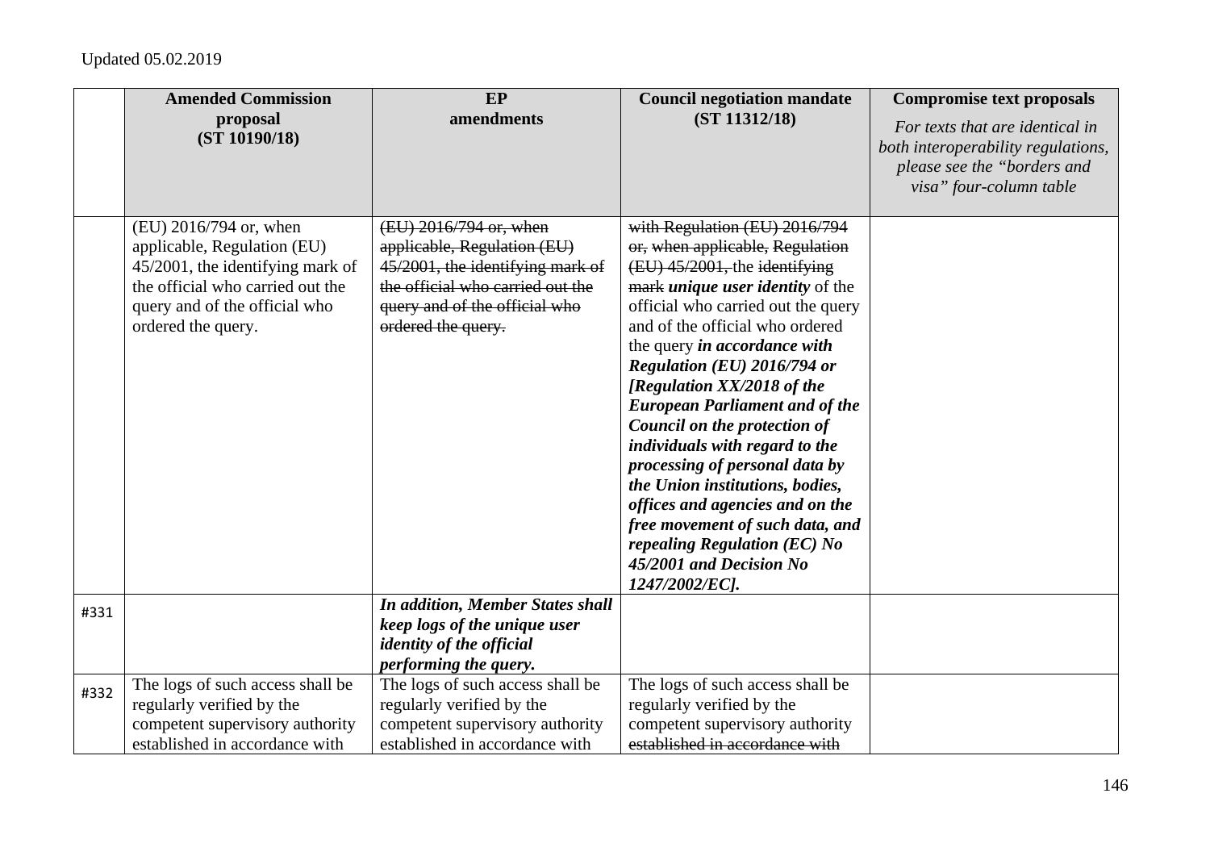Updated 05.02.2019

| | **Amended Commission proposal (ST 10190/18)** | **EP amendments** | **Council negotiation mandate (ST 11312/18)** | **Compromise text proposals** *For texts that are identical in both interoperability regulations, please see the "borders and visa" four-column table* |
|---|---|---|---|---|
| | (EU) 2016/794 or, when applicable, Regulation (EU) 45/2001, the identifying mark of the official who carried out the query and of the official who ordered the query. | ~~(EU) 2016/794 or, when applicable, Regulation (EU) 45/2001, the identifying mark of the official who carried out the query and of the official who ordered the query.~~ | ~~with Regulation (EU) 2016/794 or, when applicable, Regulation (EU) 45/2001,~~ the ~~identifying mark~~ ***unique user identity*** of the official who carried out the query and of the official who ordered the query ***in accordance with Regulation (EU) 2016/794 or [Regulation XX/2018 of the European Parliament and of the Council on the protection of individuals with regard to the processing of personal data by the Union institutions, bodies, offices and agencies and on the free movement of such data, and repealing Regulation (EC) No 45/2001 and Decision No 1247/2002/EC].*** | |
| #331 | | ***In addition, Member States shall keep logs of the unique user identity of the official performing the query.*** | | |
| #332 | The logs of such access shall be regularly verified by the competent supervisory authority established in accordance with | The logs of such access shall be regularly verified by the competent supervisory authority established in accordance with | The logs of such access shall be regularly verified by the competent supervisory authority ~~established in accordance with~~ | |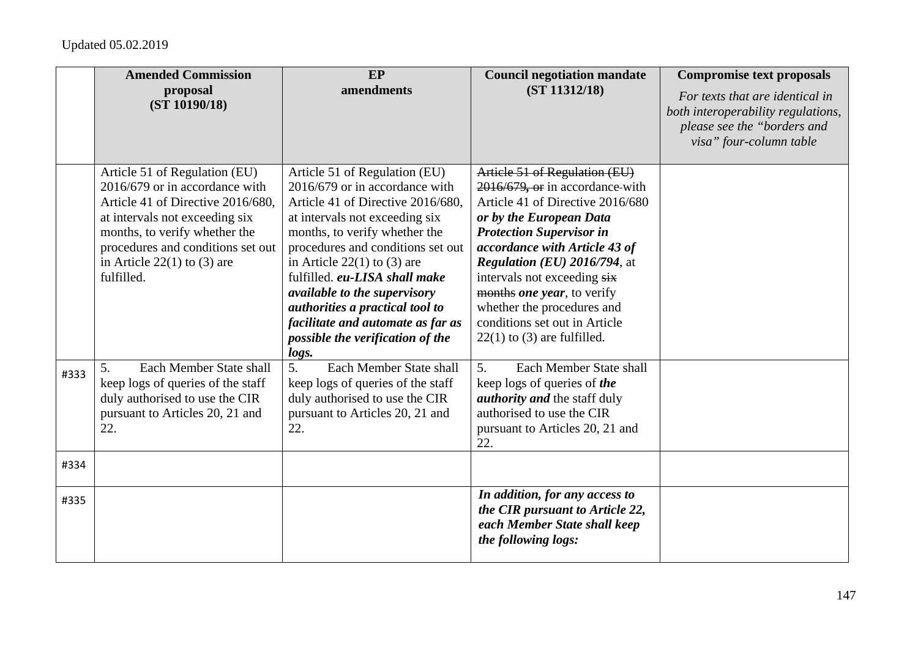Updated 05.02.2019

| | Amended Commission proposal (ST 10190/18) | EP amendments | Council negotiation mandate (ST 11312/18) | Compromise text proposals *For texts that are identical in both interoperability regulations, please see the "borders and visa" four-column table* |
|---|---|---|---|---|
| | Article 51 of Regulation (EU) 2016/679 or in accordance with Article 41 of Directive 2016/680, at intervals not exceeding six months, to verify whether the procedures and conditions set out in Article 22(1) to (3) are fulfilled. | Article 51 of Regulation (EU) 2016/679 or in accordance with Article 41 of Directive 2016/680, at intervals not exceeding six months, to verify whether the procedures and conditions set out in Article 22(1) to (3) are fulfilled. ***eu-LISA shall make available to the supervisory authorities a practical tool to facilitate and automate as far as possible the verification of the logs.*** | ~~Article 51 of Regulation (EU) 2016/679, or~~ in accordance with Article 41 of Directive 2016/680 ***or by the European Data Protection Supervisor in accordance with Article 43 of Regulation (EU) 2016/794***, at intervals not exceeding ~~six months~~ ***one year***, to verify whether the procedures and conditions set out in Article 22(1) to (3) are fulfilled. | |
| #333 | 5. Each Member State shall keep logs of queries of the staff duly authorised to use the CIR pursuant to Articles 20, 21 and 22. | 5. Each Member State shall keep logs of queries of the staff duly authorised to use the CIR pursuant to Articles 20, 21 and 22. | 5. Each Member State shall keep logs of queries of ***the authority and*** the staff duly authorised to use the CIR pursuant to Articles 20, 21 and 22. | |
| #334 | | | | |
| #335 | | | ***In addition, for any access to the CIR pursuant to Article 22, each Member State shall keep the following logs:*** | |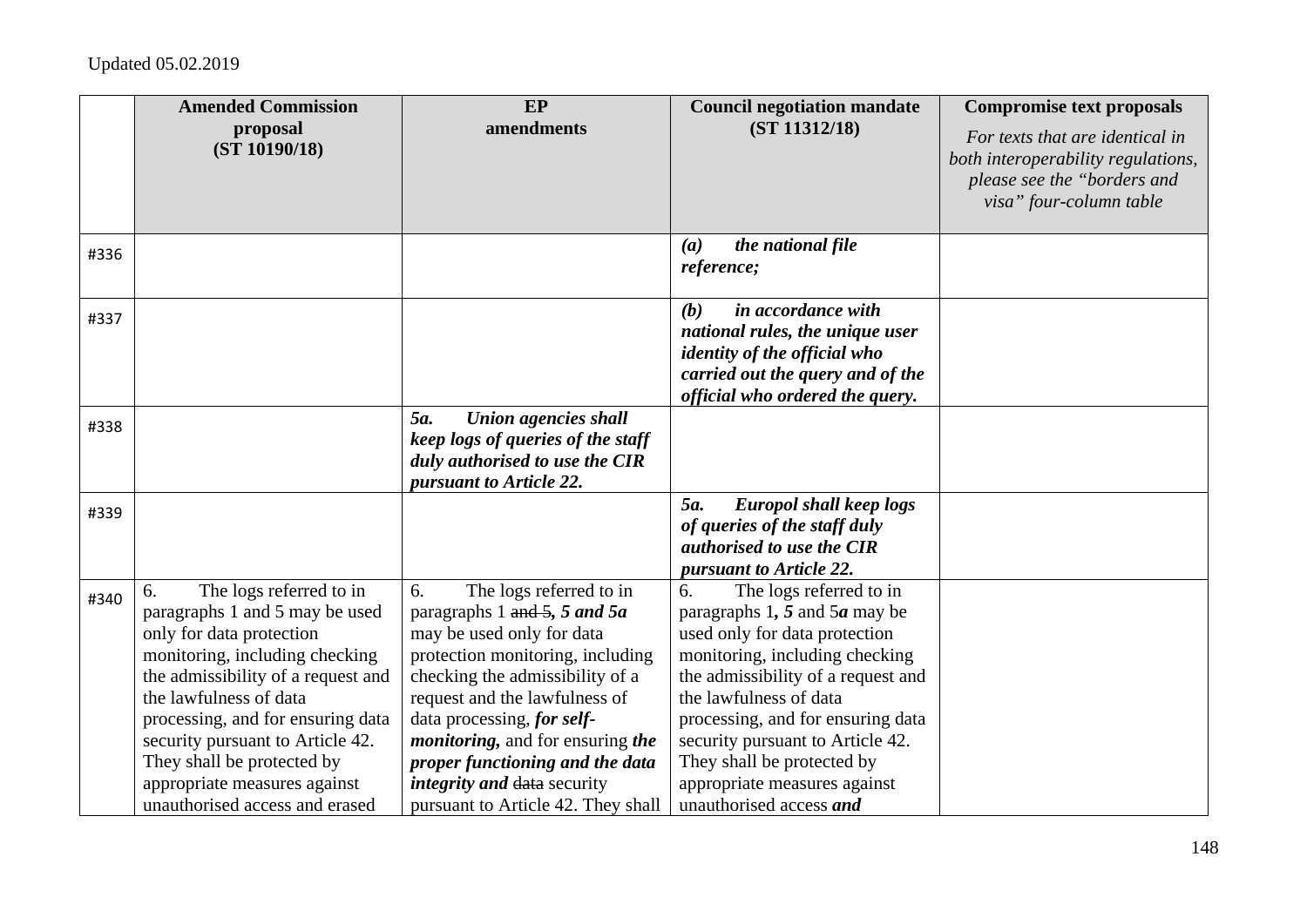Updated 05.02.2019

| | **Amended Commission proposal (ST 10190/18)** | **EP amendments** | **Council negotiation mandate (ST 11312/18)** | **Compromise text proposals** *For texts that are identical in both interoperability regulations, please see the "borders and visa" four-column table* |
|---|---|---|---|---|
| #336 | | | ***(a) the national file reference;*** | |
| #337 | | | ***(b) in accordance with national rules, the unique user identity of the official who carried out the query and of the official who ordered the query.*** | |
| #338 | | ***5a. Union agencies shall keep logs of queries of the staff duly authorised to use the CIR pursuant to Article 22.*** | | |
| #339 | | | ***5a. Europol shall keep logs of queries of the staff duly authorised to use the CIR pursuant to Article 22.*** | |
| #340 | 6. The logs referred to in paragraphs 1 and 5 may be used only for data protection monitoring, including checking the admissibility of a request and the lawfulness of data processing, and for ensuring data security pursuant to Article 42. They shall be protected by appropriate measures against unauthorised access and erased | 6. The logs referred to in paragraphs 1 ~~and 5~~***, 5 and 5a*** may be used only for data protection monitoring, including checking the admissibility of a request and the lawfulness of data processing, ***for self-monitoring,*** and for ensuring ***the proper functioning and the data integrity and*** ~~data~~ security pursuant to Article 42. They shall | 6. The logs referred to in paragraphs 1***, 5*** and 5***a*** may be used only for data protection monitoring, including checking the admissibility of a request and the lawfulness of data processing, and for ensuring data security pursuant to Article 42. They shall be protected by appropriate measures against unauthorised access ***and*** | |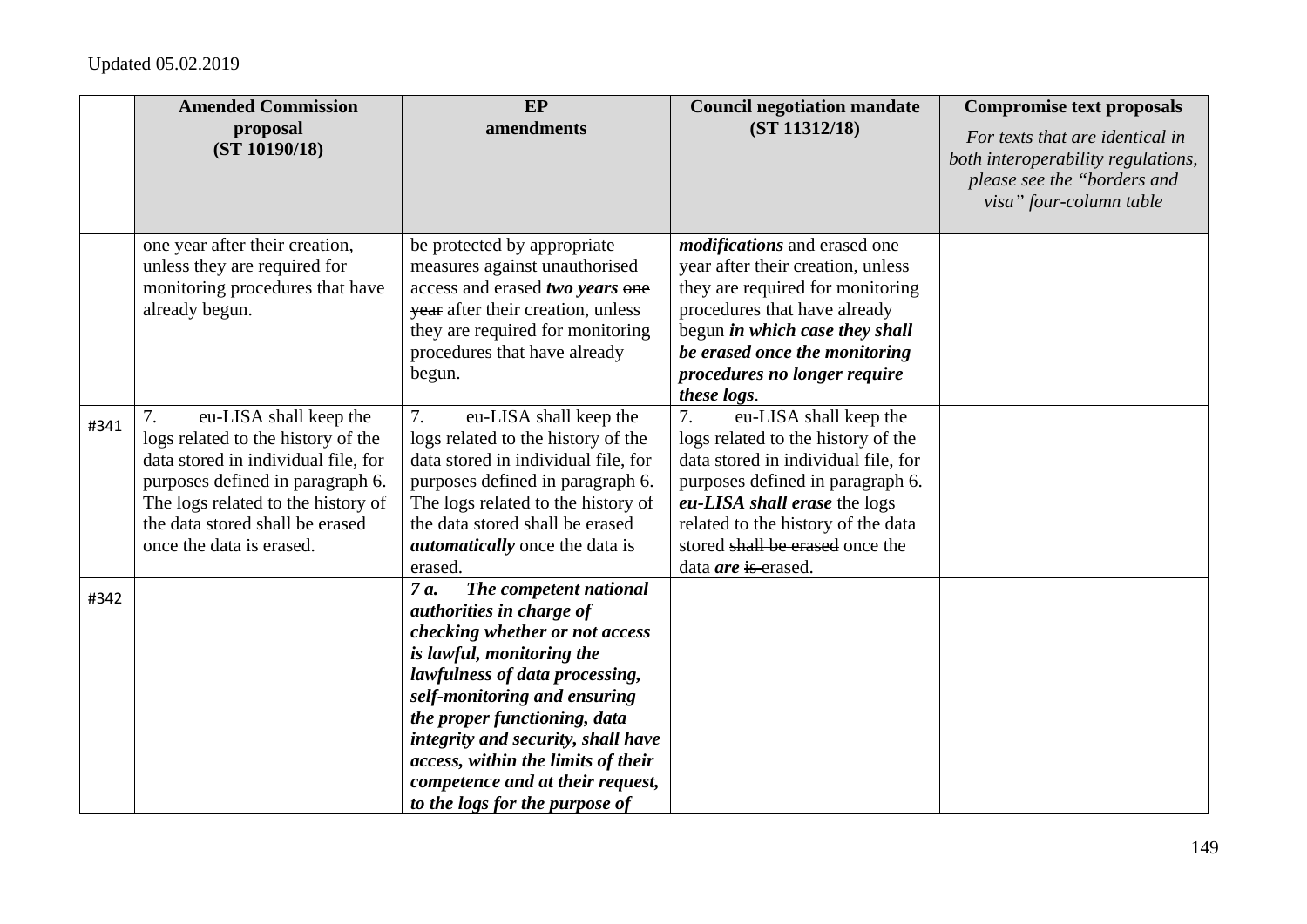| | Amended Commission proposal (ST 10190/18) | EP amendments | Council negotiation mandate (ST 11312/18) | Compromise text proposals *For texts that are identical in both interoperability regulations, please see the "borders and visa" four-column table* |
|---|---|---|---|---|
| | one year after their creation, unless they are required for monitoring procedures that have already begun. | be protected by appropriate measures against unauthorised access and erased ***two years*** ~~one year~~ after their creation, unless they are required for monitoring procedures that have already begun. | ***modifications*** and erased one year after their creation, unless they are required for monitoring procedures that have already begun ***in which case they shall be erased once the monitoring procedures no longer require these logs***. | |
| #341 | 7. eu-LISA shall keep the logs related to the history of the data stored in individual file, for purposes defined in paragraph 6. The logs related to the history of the data stored shall be erased once the data is erased. | 7. eu-LISA shall keep the logs related to the history of the data stored in individual file, for purposes defined in paragraph 6. The logs related to the history of the data stored shall be erased ***automatically*** once the data is erased. | 7. eu-LISA shall keep the logs related to the history of the data stored in individual file, for purposes defined in paragraph 6. ***eu-LISA shall erase*** the logs related to the history of the data stored ~~shall be erased~~ once the data ***are*** ~~is~~ erased. | |
| #342 | | ***7 a. The competent national authorities in charge of checking whether or not access is lawful, monitoring the lawfulness of data processing, self-monitoring and ensuring the proper functioning, data integrity and security, shall have access, within the limits of their competence and at their request, to the logs for the purpose of*** | | |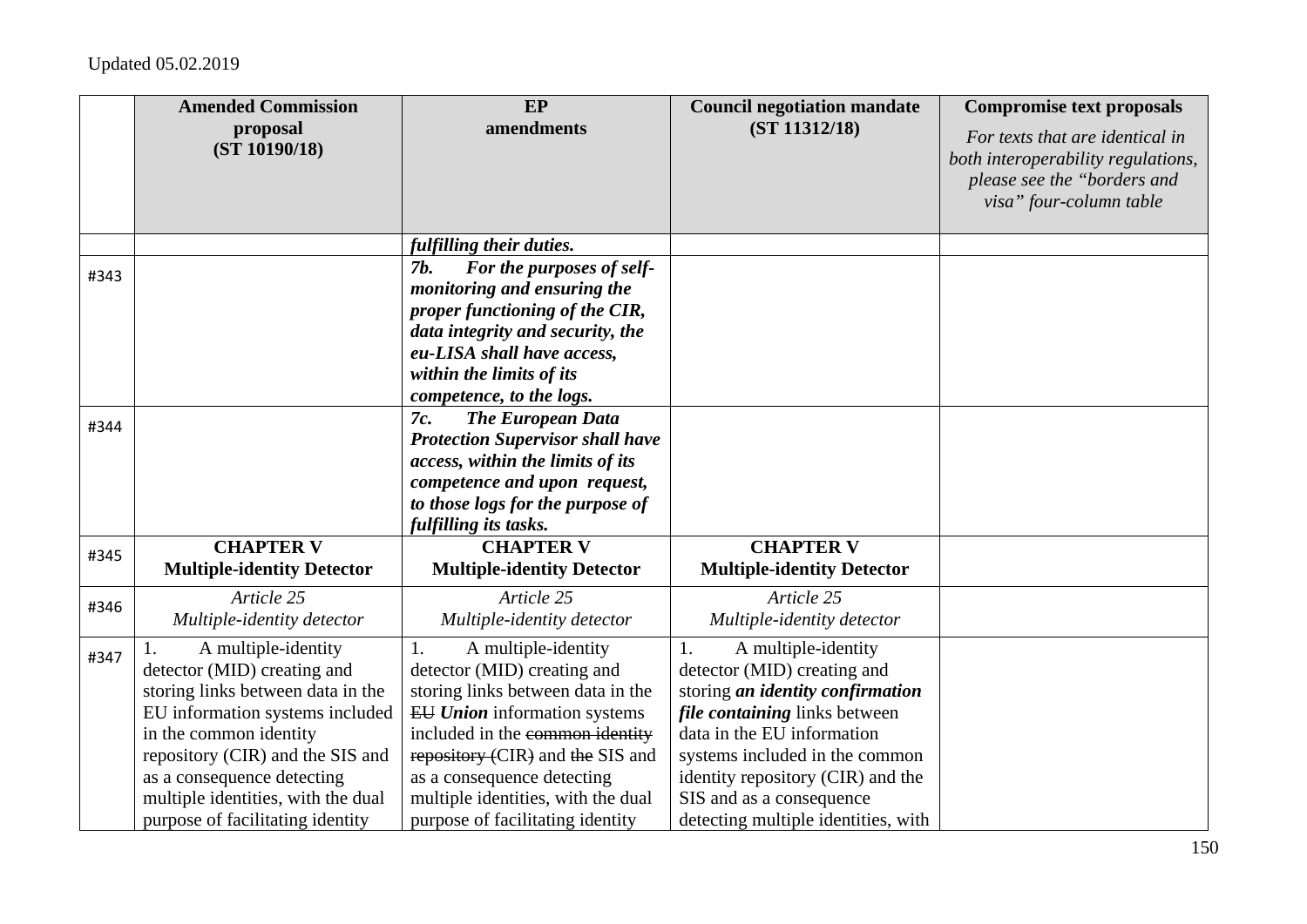Updated 05.02.2019

| | Amended Commission proposal (ST 10190/18) | EP amendments | Council negotiation mandate (ST 11312/18) | Compromise text proposals *For texts that are identical in both interoperability regulations, please see the "borders and visa" four-column table* |
|---|---|---|---|---|
| | | ***fulfilling their duties.*** | | |
| #343 | | ***7b. For the purposes of self-monitoring and ensuring the proper functioning of the CIR, data integrity and security, the eu-LISA shall have access, within the limits of its competence, to the logs.*** | | |
| #344 | | ***7c. The European Data Protection Supervisor shall have access, within the limits of its competence and upon request, to those logs for the purpose of fulfilling its tasks.*** | | |
| #345 | **CHAPTER V Multiple-identity Detector** | **CHAPTER V Multiple-identity Detector** | **CHAPTER V Multiple-identity Detector** | |
| #346 | *Article 25 Multiple-identity detector* | *Article 25 Multiple-identity detector* | *Article 25 Multiple-identity detector* | |
| #347 | 1. A multiple-identity detector (MID) creating and storing links between data in the EU information systems included in the common identity repository (CIR) and the SIS and as a consequence detecting multiple identities, with the dual purpose of facilitating identity | 1. A multiple-identity detector (MID) creating and storing links between data in the ~~EU~~ ***Union*** information systems included in the ~~common identity repository (~~CIR~~)~~ and ~~the~~ SIS and as a consequence detecting multiple identities, with the dual purpose of facilitating identity | 1. A multiple-identity detector (MID) creating and storing ***an identity confirmation file containing*** links between data in the EU information systems included in the common identity repository (CIR) and the SIS and as a consequence detecting multiple identities, with | |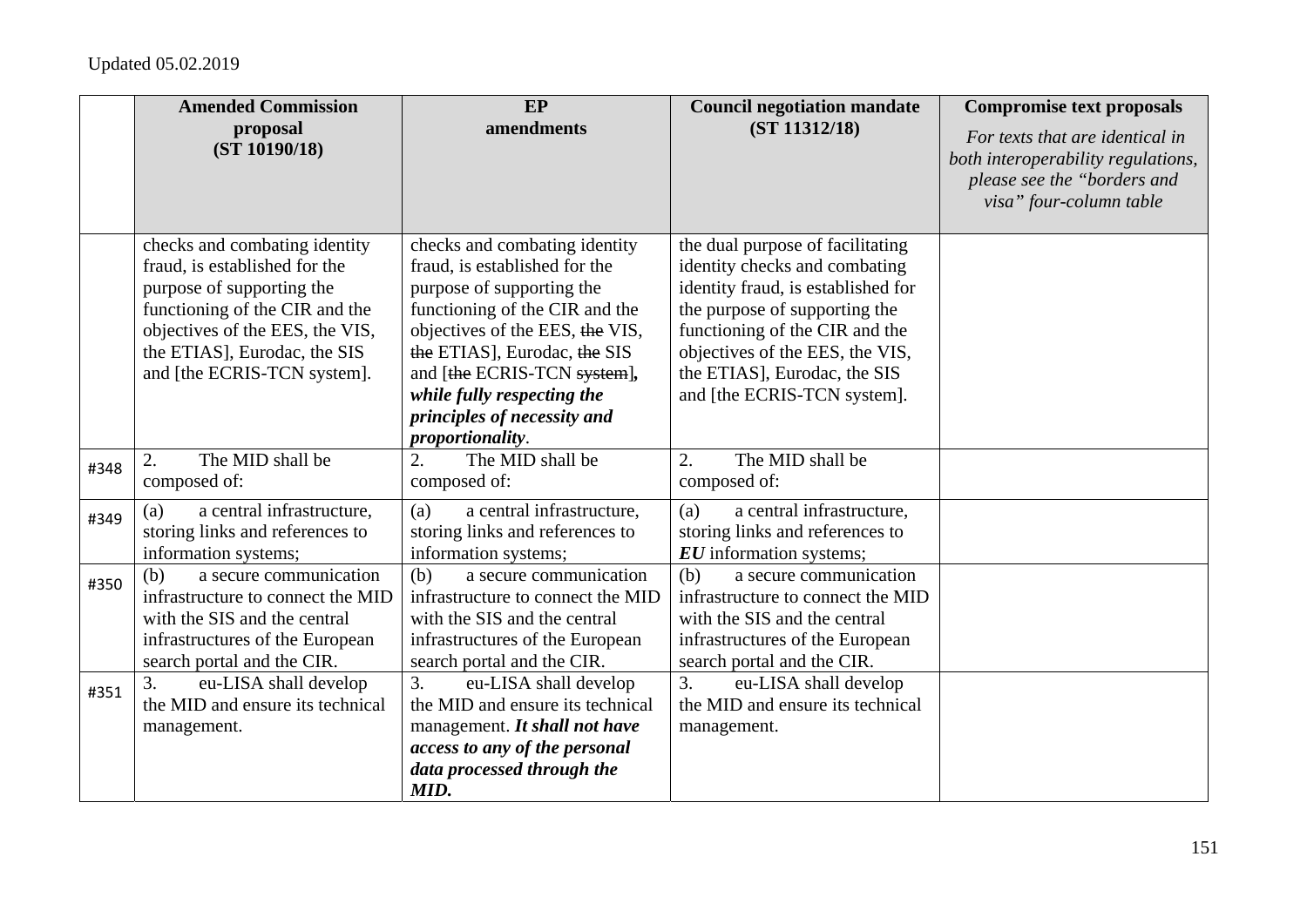Updated 05.02.2019

| | **Amended Commission proposal (ST 10190/18)** | **EP amendments** | **Council negotiation mandate (ST 11312/18)** | **Compromise text proposals** *For texts that are identical in both interoperability regulations, please see the "borders and visa" four-column table* |
|---|---|---|---|---|
| | checks and combating identity fraud, is established for the purpose of supporting the functioning of the CIR and the objectives of the EES, the VIS, the ETIAS], Eurodac, the SIS and [the ECRIS-TCN system]. | checks and combating identity fraud, is established for the purpose of supporting the functioning of the CIR and the objectives of the EES, ~~the~~ VIS, ~~the~~ ETIAS], Eurodac, ~~the~~ SIS and [~~the~~ ECRIS-TCN ~~system~~]***, while fully respecting the principles of necessity and proportionality***. | the dual purpose of facilitating identity checks and combating identity fraud, is established for the purpose of supporting the functioning of the CIR and the objectives of the EES, the VIS, the ETIAS], Eurodac, the SIS and [the ECRIS-TCN system]. | |
| #348 | 2. The MID shall be composed of: | 2. The MID shall be composed of: | 2. The MID shall be composed of: | |
| #349 | (a) a central infrastructure, storing links and references to information systems; | (a) a central infrastructure, storing links and references to information systems; | (a) a central infrastructure, storing links and references to ***EU*** information systems; | |
| #350 | (b) a secure communication infrastructure to connect the MID with the SIS and the central infrastructures of the European search portal and the CIR. | (b) a secure communication infrastructure to connect the MID with the SIS and the central infrastructures of the European search portal and the CIR. | (b) a secure communication infrastructure to connect the MID with the SIS and the central infrastructures of the European search portal and the CIR. | |
| #351 | 3. eu-LISA shall develop the MID and ensure its technical management. | 3. eu-LISA shall develop the MID and ensure its technical management. ***It shall not have access to any of the personal data processed through the MID.*** | 3. eu-LISA shall develop the MID and ensure its technical management. | |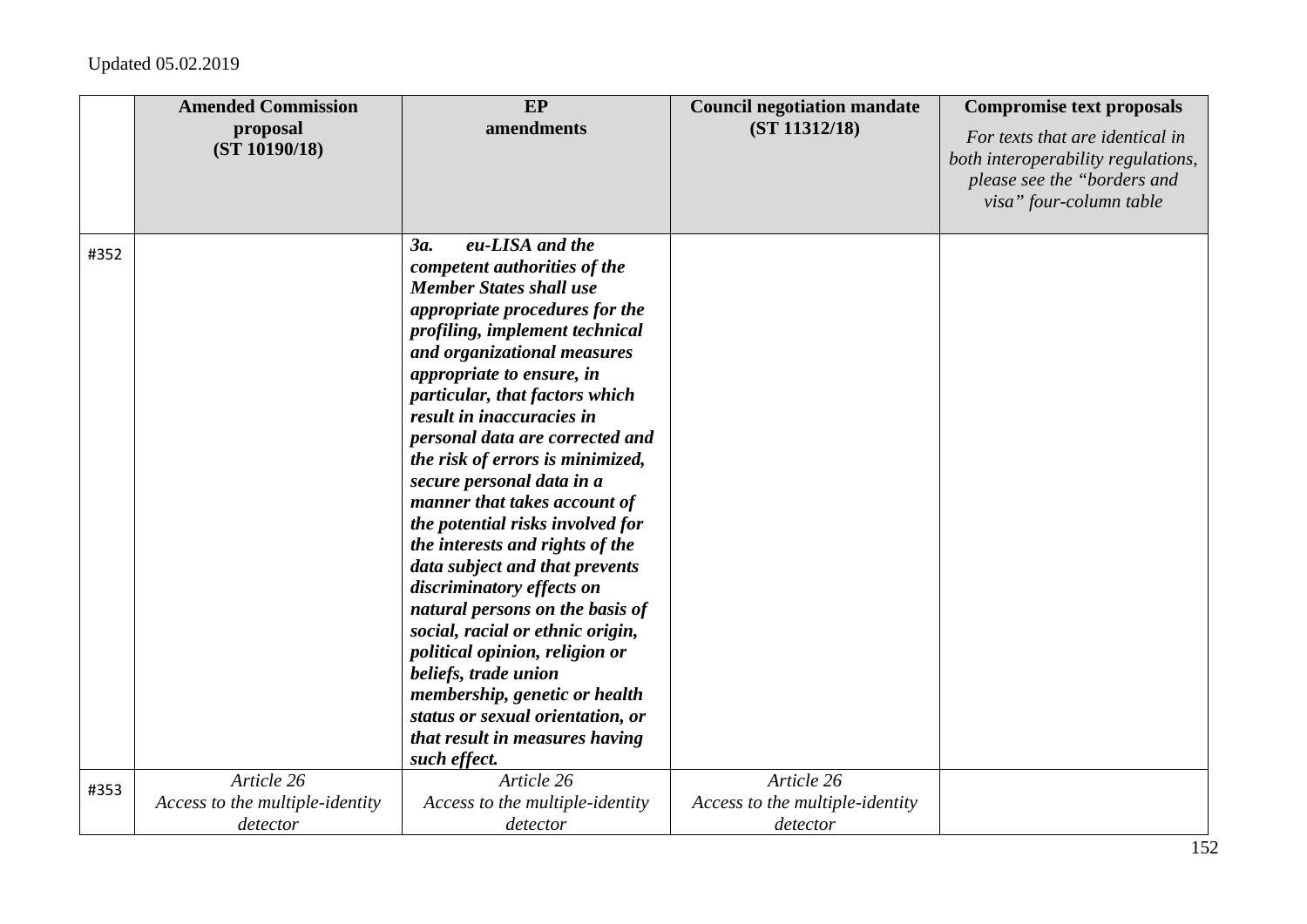| | Amended Commission proposal (ST 10190/18) | EP amendments | Council negotiation mandate (ST 11312/18) | Compromise text proposals *For texts that are identical in both interoperability regulations, please see the "borders and visa" four-column table* |
|---|---|---|---|---|
| #352 | | ***3a. eu-LISA and the competent authorities of the Member States shall use appropriate procedures for the profiling, implement technical and organizational measures appropriate to ensure, in particular, that factors which result in inaccuracies in personal data are corrected and the risk of errors is minimized, secure personal data in a manner that takes account of the potential risks involved for the interests and rights of the data subject and that prevents discriminatory effects on natural persons on the basis of social, racial or ethnic origin, political opinion, religion or beliefs, trade union membership, genetic or health status or sexual orientation, or that result in measures having such effect.*** | | |
| #353 | *Article 26 Access to the multiple-identity detector* | *Article 26 Access to the multiple-identity detector* | *Article 26 Access to the multiple-identity detector* | |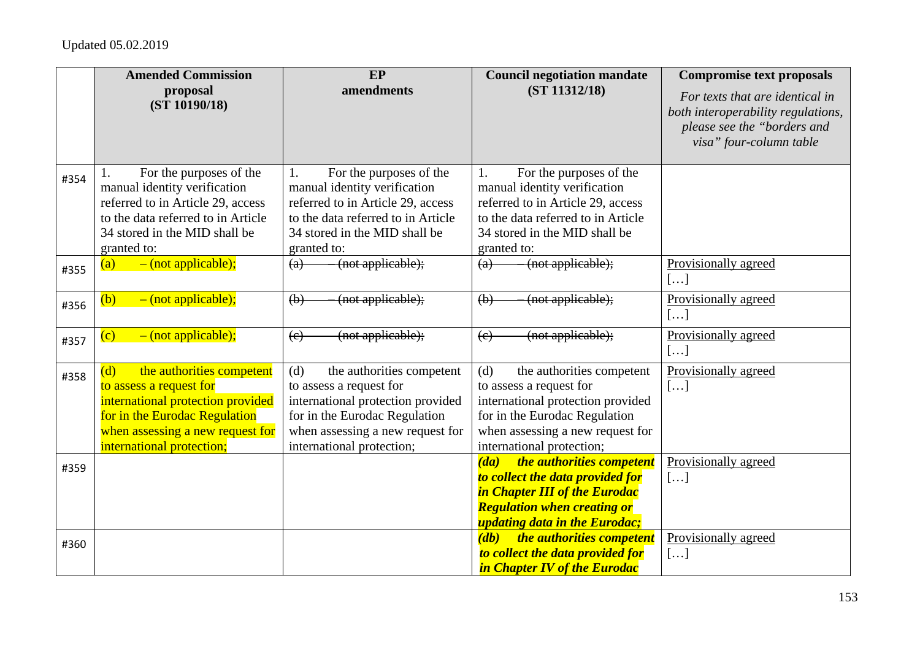Updated 05.02.2019

| | Amended Commission proposal (ST 10190/18) | EP amendments | Council negotiation mandate (ST 11312/18) | Compromise text proposals *For texts that are identical in both interoperability regulations, please see the "borders and visa" four-column table* |
|---|---|---|---|---|
| #354 | 1. For the purposes of the manual identity verification referred to in Article 29, access to the data referred to in Article 34 stored in the MID shall be granted to: | 1. For the purposes of the manual identity verification referred to in Article 29, access to the data referred to in Article 34 stored in the MID shall be granted to: | 1. For the purposes of the manual identity verification referred to in Article 29, access to the data referred to in Article 34 stored in the MID shall be granted to: | |
| #355 | (a) – (not applicable); | ~~(a) – (not applicable);~~ | ~~(a) – (not applicable);~~ | Provisionally agreed […] |
| #356 | (b) – (not applicable); | ~~(b) – (not applicable);~~ | ~~(b) – (not applicable);~~ | Provisionally agreed […] |
| #357 | (c) – (not applicable); | ~~(c) (not applicable);~~ | ~~(c) (not applicable);~~ | Provisionally agreed […] |
| #358 | (d) the authorities competent to assess a request for international protection provided for in the Eurodac Regulation when assessing a new request for international protection; | (d) the authorities competent to assess a request for international protection provided for in the Eurodac Regulation when assessing a new request for international protection; | (d) the authorities competent to assess a request for international protection provided for in the Eurodac Regulation when assessing a new request for international protection; | Provisionally agreed […] |
| #359 | | | ***(da) the authorities competent to collect the data provided for in Chapter III of the Eurodac Regulation when creating or updating data in the Eurodac;*** | Provisionally agreed […] |
| #360 | | | ***(db) the authorities competent to collect the data provided for in Chapter IV of the Eurodac*** | Provisionally agreed […] |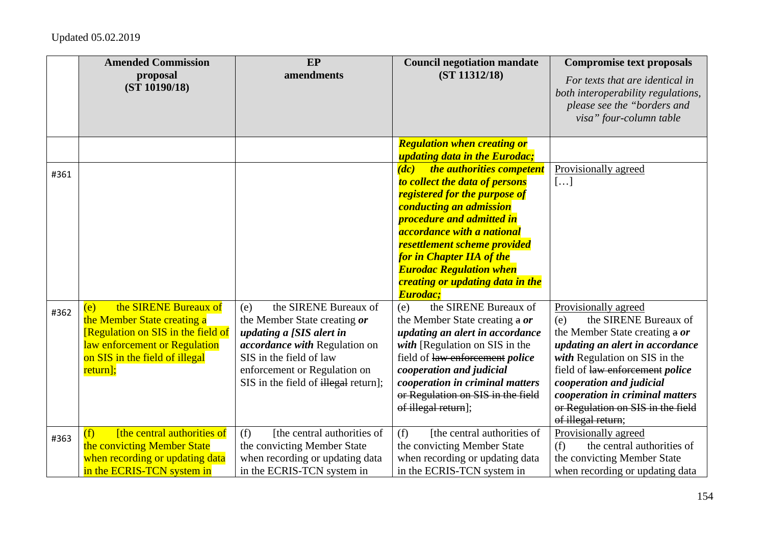Updated 05.02.2019

| | Amended Commission proposal (ST 10190/18) | EP amendments | Council negotiation mandate (ST 11312/18) | Compromise text proposals *For texts that are identical in both interoperability regulations, please see the "borders and visa" four-column table* |
|---|---|---|---|---|
| | | | ***Regulation when creating or updating data in the Eurodac;*** | |
| #361 | | | ***(dc) the authorities competent to collect the data of persons registered for the purpose of conducting an admission procedure and admitted in accordance with a national resettlement scheme provided for in Chapter IIA of the Eurodac Regulation when creating or updating data in the Eurodac;*** | Provisionally agreed […] |
| #362 | (e) the SIRENE Bureaux of the Member State creating a [Regulation on SIS in the field of law enforcement or Regulation on SIS in the field of illegal return]; | (e) the SIRENE Bureaux of the Member State creating ***or updating a [SIS alert in accordance with*** Regulation on SIS in the field of law enforcement or Regulation on SIS in the field of ~~illegal~~ return]; | (e) the SIRENE Bureaux of the Member State creating ~~a~~ ***or updating an alert in accordance with*** [Regulation on SIS in the field of ~~law enforcement~~ ***police cooperation and judicial cooperation in criminal matters*** ~~or Regulation on SIS in the field of illegal return~~]; | Provisionally agreed (e) the SIRENE Bureaux of the Member State creating ~~a~~ ***or updating an alert in accordance with*** Regulation on SIS in the field of ~~law enforcement~~ ***police cooperation and judicial cooperation in criminal matters*** ~~or Regulation on SIS in the field of illegal return~~; |
| #363 | (f) [the central authorities of the convicting Member State when recording or updating data in the ECRIS-TCN system in | (f) [the central authorities of the convicting Member State when recording or updating data in the ECRIS-TCN system in | (f) [the central authorities of the convicting Member State when recording or updating data in the ECRIS-TCN system in | Provisionally agreed (f) the central authorities of the convicting Member State when recording or updating data |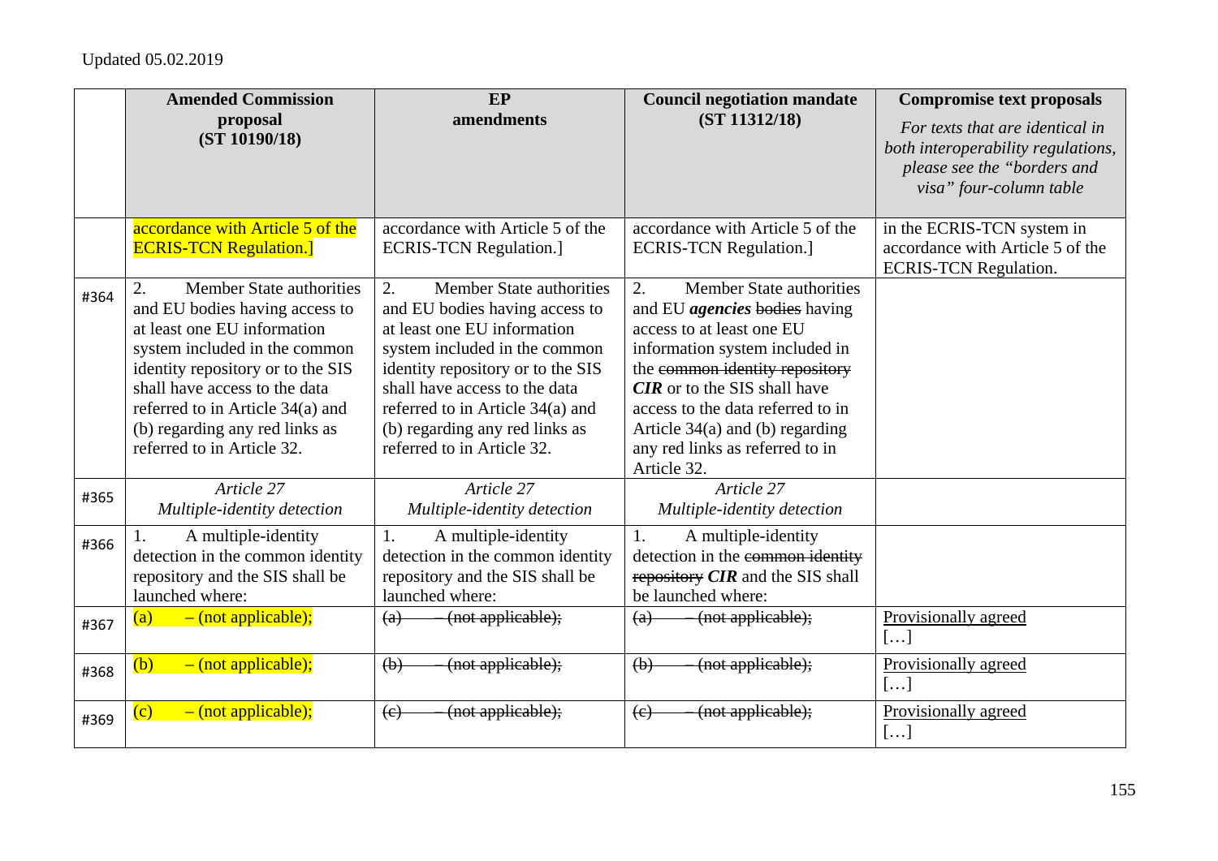Updated 05.02.2019

| | Amended Commission proposal (ST 10190/18) | EP amendments | Council negotiation mandate (ST 11312/18) | Compromise text proposals *For texts that are identical in both interoperability regulations, please see the "borders and visa" four-column table* |
|---|---|---|---|---|
| | accordance with Article 5 of the ECRIS-TCN Regulation.] | accordance with Article 5 of the ECRIS-TCN Regulation.] | accordance with Article 5 of the ECRIS-TCN Regulation.] | in the ECRIS-TCN system in accordance with Article 5 of the ECRIS-TCN Regulation. |
| #364 | 2. Member State authorities and EU bodies having access to at least one EU information system included in the common identity repository or to the SIS shall have access to the data referred to in Article 34(a) and (b) regarding any red links as referred to in Article 32. | 2. Member State authorities and EU bodies having access to at least one EU information system included in the common identity repository or to the SIS shall have access to the data referred to in Article 34(a) and (b) regarding any red links as referred to in Article 32. | 2. Member State authorities and EU ***agencies*** ~~bodies~~ having access to at least one EU information system included in the ~~common identity repository~~ ***CIR*** or to the SIS shall have access to the data referred to in Article 34(a) and (b) regarding any red links as referred to in Article 32. | |
| #365 | *Article 27* *Multiple-identity detection* | *Article 27* *Multiple-identity detection* | *Article 27* *Multiple-identity detection* | |
| #366 | 1. A multiple-identity detection in the common identity repository and the SIS shall be launched where: | 1. A multiple-identity detection in the common identity repository and the SIS shall be launched where: | 1. A multiple-identity detection in the ~~common identity repository~~ ***CIR*** and the SIS shall be launched where: | |
| #367 | (a) – (not applicable); | ~~(a) – (not applicable);~~ | ~~(a) – (not applicable);~~ | Provisionally agreed […] |
| #368 | (b) – (not applicable); | ~~(b) – (not applicable);~~ | ~~(b) – (not applicable);~~ | Provisionally agreed […] |
| #369 | (c) – (not applicable); | ~~(c) – (not applicable);~~ | ~~(c) – (not applicable);~~ | Provisionally agreed […] |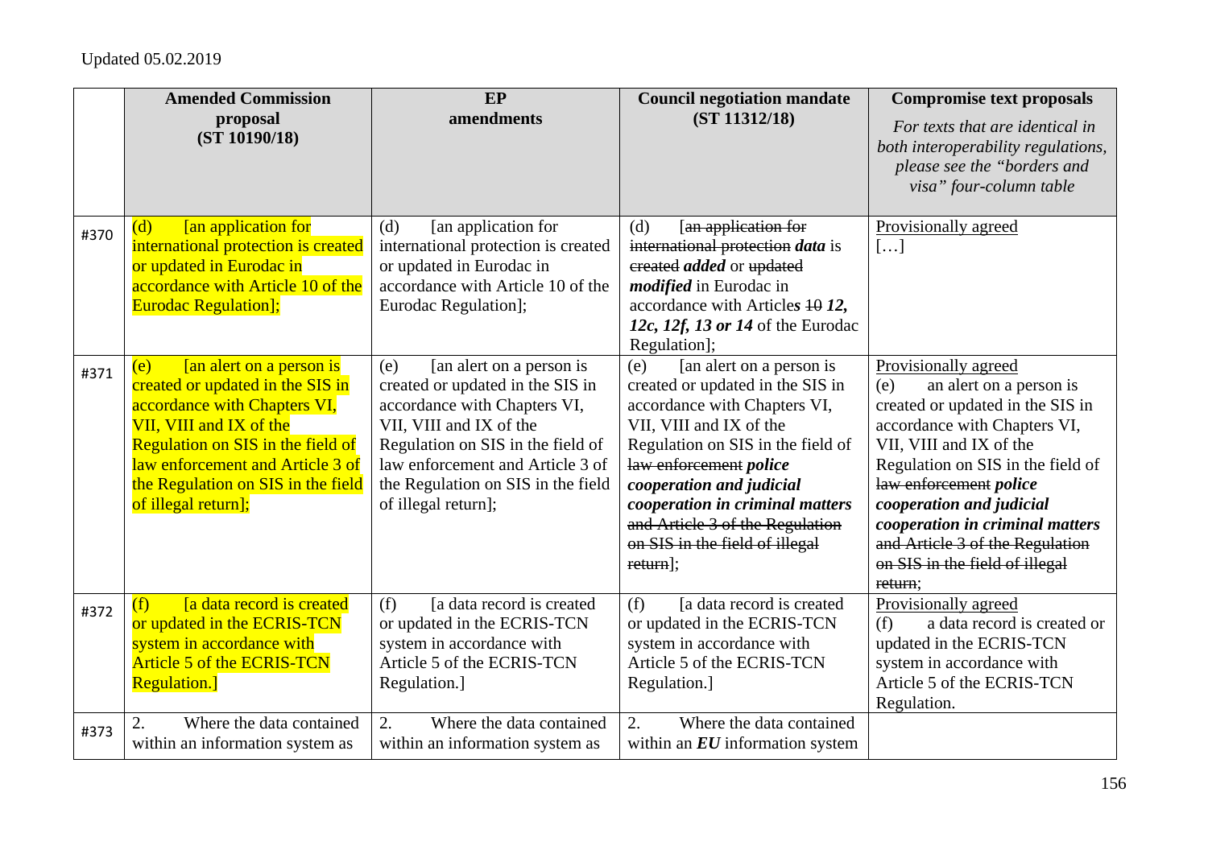Updated 05.02.2019

| | Amended Commission proposal (ST 10190/18) | EP amendments | Council negotiation mandate (ST 11312/18) | Compromise text proposals *For texts that are identical in both interoperability regulations, please see the "borders and visa" four-column table* |
|---|---|---|---|---|
| #370 | (d) [an application for international protection is created or updated in Eurodac in accordance with Article 10 of the Eurodac Regulation]; | (d) [an application for international protection is created or updated in Eurodac in accordance with Article 10 of the Eurodac Regulation]; | (d) [~~an application for international protection~~ ***data*** is ~~created~~ ***added*** or ~~updated~~ ***modified*** in Eurodac in accordance with Article***s*** ~~10~~ ***12, 12c, 12f, 13 or 14*** of the Eurodac Regulation]; | Provisionally agreed […] |
| #371 | (e) [an alert on a person is created or updated in the SIS in accordance with Chapters VI, VII, VIII and IX of the Regulation on SIS in the field of law enforcement and Article 3 of the Regulation on SIS in the field of illegal return]; | (e) [an alert on a person is created or updated in the SIS in accordance with Chapters VI, VII, VIII and IX of the Regulation on SIS in the field of law enforcement and Article 3 of the Regulation on SIS in the field of illegal return]; | (e) [an alert on a person is created or updated in the SIS in accordance with Chapters VI, VII, VIII and IX of the Regulation on SIS in the field of ~~law enforcement~~ ***police cooperation and judicial cooperation in criminal matters*** ~~and Article 3 of the Regulation on SIS in the field of illegal return~~]; | Provisionally agreed (e) an alert on a person is created or updated in the SIS in accordance with Chapters VI, VII, VIII and IX of the Regulation on SIS in the field of ~~law enforcement~~ ***police cooperation and judicial cooperation in criminal matters*** ~~and Article 3 of the Regulation on SIS in the field of illegal return~~; |
| #372 | (f) [a data record is created or updated in the ECRIS-TCN system in accordance with Article 5 of the ECRIS-TCN Regulation.] | (f) [a data record is created or updated in the ECRIS-TCN system in accordance with Article 5 of the ECRIS-TCN Regulation.] | (f) [a data record is created or updated in the ECRIS-TCN system in accordance with Article 5 of the ECRIS-TCN Regulation.] | Provisionally agreed (f) a data record is created or updated in the ECRIS-TCN system in accordance with Article 5 of the ECRIS-TCN Regulation. |
| #373 | 2. Where the data contained within an information system as | 2. Where the data contained within an information system as | 2. Where the data contained within an ***EU*** information system | |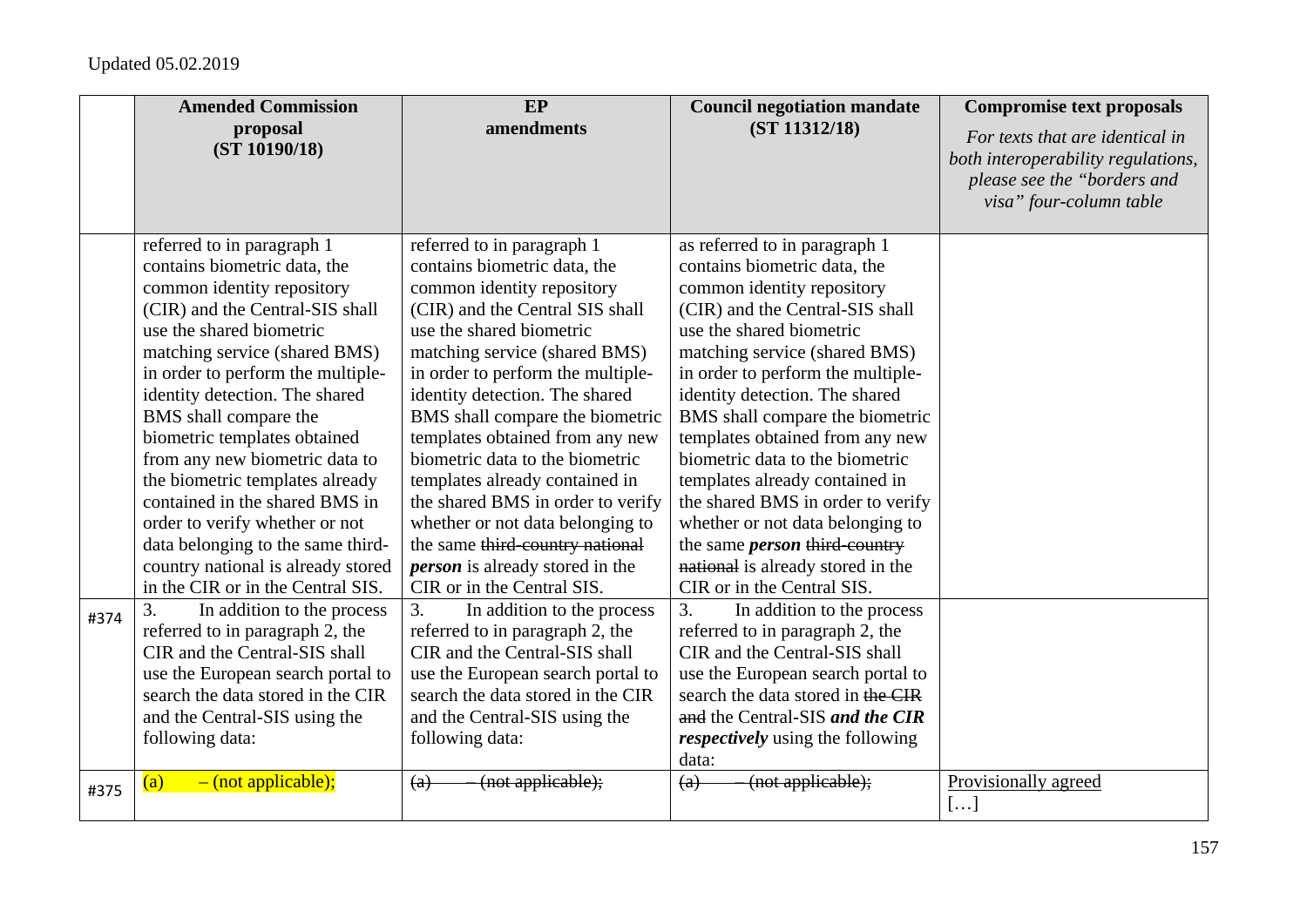Updated 05.02.2019

| | Amended Commission proposal (ST 10190/18) | EP amendments | Council negotiation mandate (ST 11312/18) | Compromise text proposals *For texts that are identical in both interoperability regulations, please see the "borders and visa" four-column table* |
|---|---|---|---|---|
| | referred to in paragraph 1 contains biometric data, the common identity repository (CIR) and the Central-SIS shall use the shared biometric matching service (shared BMS) in order to perform the multiple-identity detection. The shared BMS shall compare the biometric templates obtained from any new biometric data to the biometric templates already contained in the shared BMS in order to verify whether or not data belonging to the same third-country national is already stored in the CIR or in the Central SIS. | referred to in paragraph 1 contains biometric data, the common identity repository (CIR) and the Central SIS shall use the shared biometric matching service (shared BMS) in order to perform the multiple-identity detection. The shared BMS shall compare the biometric templates obtained from any new biometric data to the biometric templates already contained in the shared BMS in order to verify whether or not data belonging to the same ~~third-country national~~ ***person*** is already stored in the CIR or in the Central SIS. | as referred to in paragraph 1 contains biometric data, the common identity repository (CIR) and the Central-SIS shall use the shared biometric matching service (shared BMS) in order to perform the multiple-identity detection. The shared BMS shall compare the biometric templates obtained from any new biometric data to the biometric templates already contained in the shared BMS in order to verify whether or not data belonging to the same ***person*** ~~third-country national~~ is already stored in the CIR or in the Central SIS. | |
| #374 | 3. In addition to the process referred to in paragraph 2, the CIR and the Central-SIS shall use the European search portal to search the data stored in the CIR and the Central-SIS using the following data: | 3. In addition to the process referred to in paragraph 2, the CIR and the Central-SIS shall use the European search portal to search the data stored in the CIR and the Central-SIS using the following data: | 3. In addition to the process referred to in paragraph 2, the CIR and the Central-SIS shall use the European search portal to search the data stored in ~~the CIR and~~ the Central-SIS ***and the CIR respectively*** using the following data: | |
| #375 | (a) – (not applicable); | ~~(a) – (not applicable);~~ | ~~(a) – (not applicable);~~ | Provisionally agreed […] |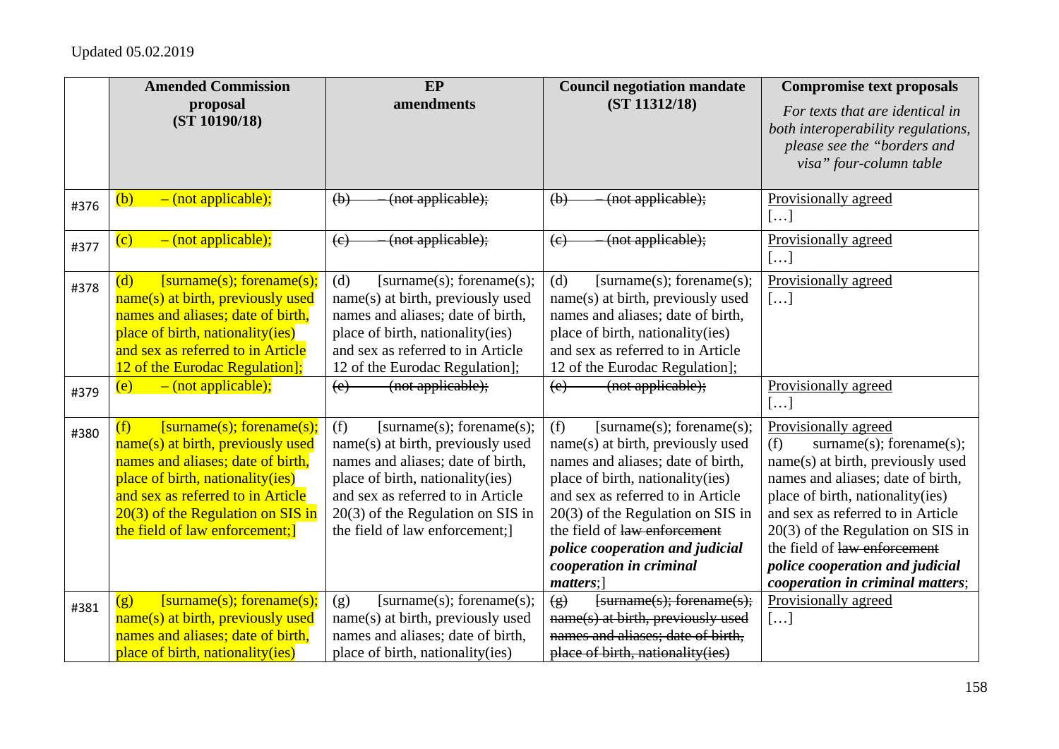Updated 05.02.2019

| | Amended Commission proposal (ST 10190/18) | EP amendments | Council negotiation mandate (ST 11312/18) | Compromise text proposals *For texts that are identical in both interoperability regulations, please see the "borders and visa" four-column table* |
|---|---|---|---|---|
| #376 | (b) – (not applicable); | ~~(b) – (not applicable);~~ | ~~(b) – (not applicable);~~ | Provisionally agreed […] |
| #377 | (c) – (not applicable); | ~~(c) – (not applicable);~~ | ~~(c) – (not applicable);~~ | Provisionally agreed […] |
| #378 | (d) [surname(s); forename(s); name(s) at birth, previously used names and aliases; date of birth, place of birth, nationality(ies) and sex as referred to in Article 12 of the Eurodac Regulation]; | (d) [surname(s); forename(s); name(s) at birth, previously used names and aliases; date of birth, place of birth, nationality(ies) and sex as referred to in Article 12 of the Eurodac Regulation]; | (d) [surname(s); forename(s); name(s) at birth, previously used names and aliases; date of birth, place of birth, nationality(ies) and sex as referred to in Article 12 of the Eurodac Regulation]; | Provisionally agreed […] |
| #379 | (e) – (not applicable); | ~~(e) (not applicable);~~ | ~~(e) (not applicable);~~ | Provisionally agreed […] |
| #380 | (f) [surname(s); forename(s); name(s) at birth, previously used names and aliases; date of birth, place of birth, nationality(ies) and sex as referred to in Article 20(3) of the Regulation on SIS in the field of law enforcement;] | (f) [surname(s); forename(s); name(s) at birth, previously used names and aliases; date of birth, place of birth, nationality(ies) and sex as referred to in Article 20(3) of the Regulation on SIS in the field of law enforcement;] | (f) [surname(s); forename(s); name(s) at birth, previously used names and aliases; date of birth, place of birth, nationality(ies) and sex as referred to in Article 20(3) of the Regulation on SIS in the field of ~~law enforcement~~ ***police cooperation and judicial cooperation in criminal matters***;] | Provisionally agreed (f) surname(s); forename(s); name(s) at birth, previously used names and aliases; date of birth, place of birth, nationality(ies) and sex as referred to in Article 20(3) of the Regulation on SIS in the field of ~~law enforcement~~ ***police cooperation and judicial cooperation in criminal matters***; |
| #381 | (g) [surname(s); forename(s); name(s) at birth, previously used names and aliases; date of birth, place of birth, nationality(ies) | (g) [surname(s); forename(s); name(s) at birth, previously used names and aliases; date of birth, place of birth, nationality(ies) | ~~(g) [surname(s); forename(s); name(s) at birth, previously used names and aliases; date of birth, place of birth, nationality(ies)~~ | Provisionally agreed […] |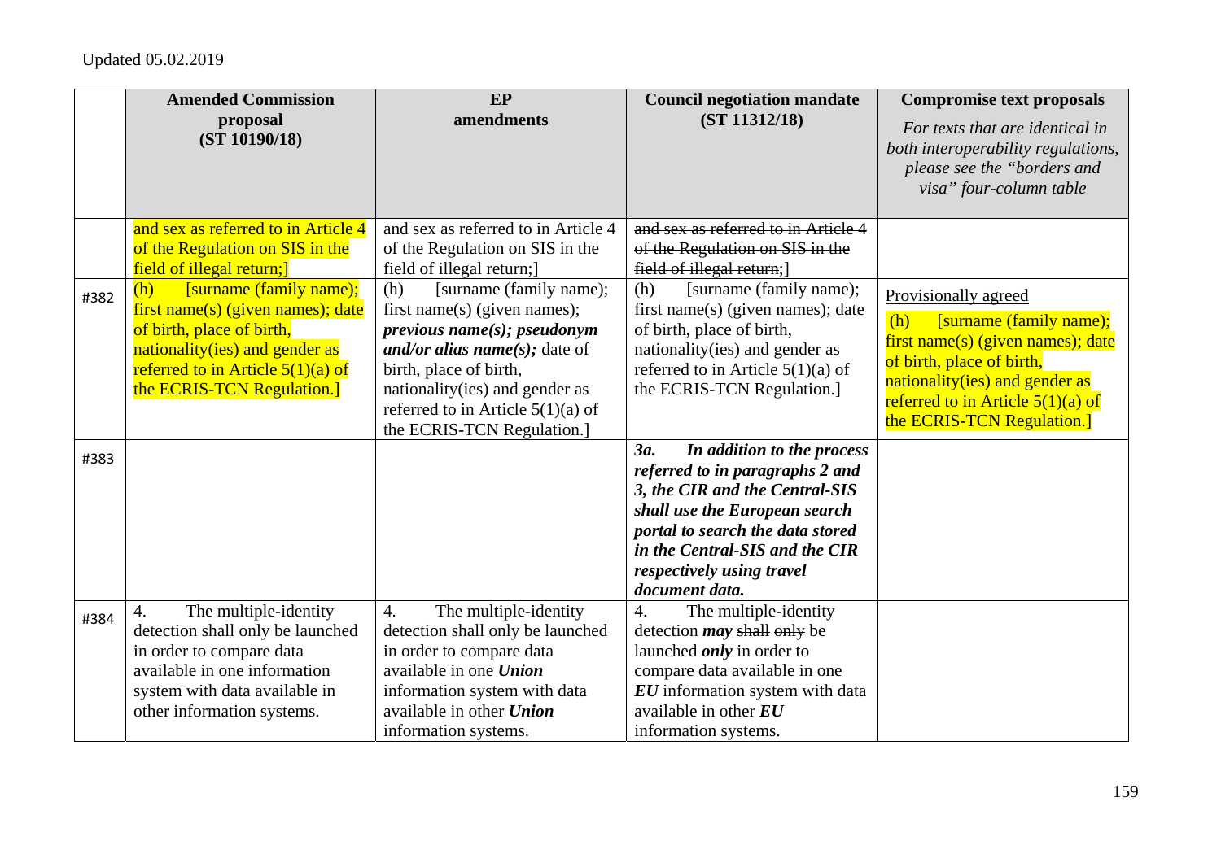Updated 05.02.2019

| | Amended Commission proposal (ST 10190/18) | EP amendments | Council negotiation mandate (ST 11312/18) | Compromise text proposals *For texts that are identical in both interoperability regulations, please see the "borders and visa" four-column table* |
|---|---|---|---|---|
| | and sex as referred to in Article 4 of the Regulation on SIS in the field of illegal return;] | and sex as referred to in Article 4 of the Regulation on SIS in the field of illegal return;] | ~~and sex as referred to in Article 4 of the Regulation on SIS in the field of illegal return~~;] | |
| #382 | (h) [surname (family name); first name(s) (given names); date of birth, place of birth, nationality(ies) and gender as referred to in Article 5(1)(a) of the ECRIS-TCN Regulation.] | (h) [surname (family name); first name(s) (given names); ***previous name(s); pseudonym and/or alias name(s);*** date of birth, place of birth, nationality(ies) and gender as referred to in Article 5(1)(a) of the ECRIS-TCN Regulation.] | (h) [surname (family name); first name(s) (given names); date of birth, place of birth, nationality(ies) and gender as referred to in Article 5(1)(a) of the ECRIS-TCN Regulation.] | Provisionally agreed<br>(h) [surname (family name); first name(s) (given names); date of birth, place of birth, nationality(ies) and gender as referred to in Article 5(1)(a) of the ECRIS-TCN Regulation.] |
| #383 | | | ***3a. In addition to the process referred to in paragraphs 2 and 3, the CIR and the Central-SIS shall use the European search portal to search the data stored in the Central-SIS and the CIR respectively using travel document data.*** | |
| #384 | 4. The multiple-identity detection shall only be launched in order to compare data available in one information system with data available in other information systems. | 4. The multiple-identity detection shall only be launched in order to compare data available in one ***Union*** information system with data available in other ***Union*** information systems. | 4. The multiple-identity detection ***may*** ~~shall only~~ be launched ***only*** in order to compare data available in one ***EU*** information system with data available in other ***EU*** information systems. | |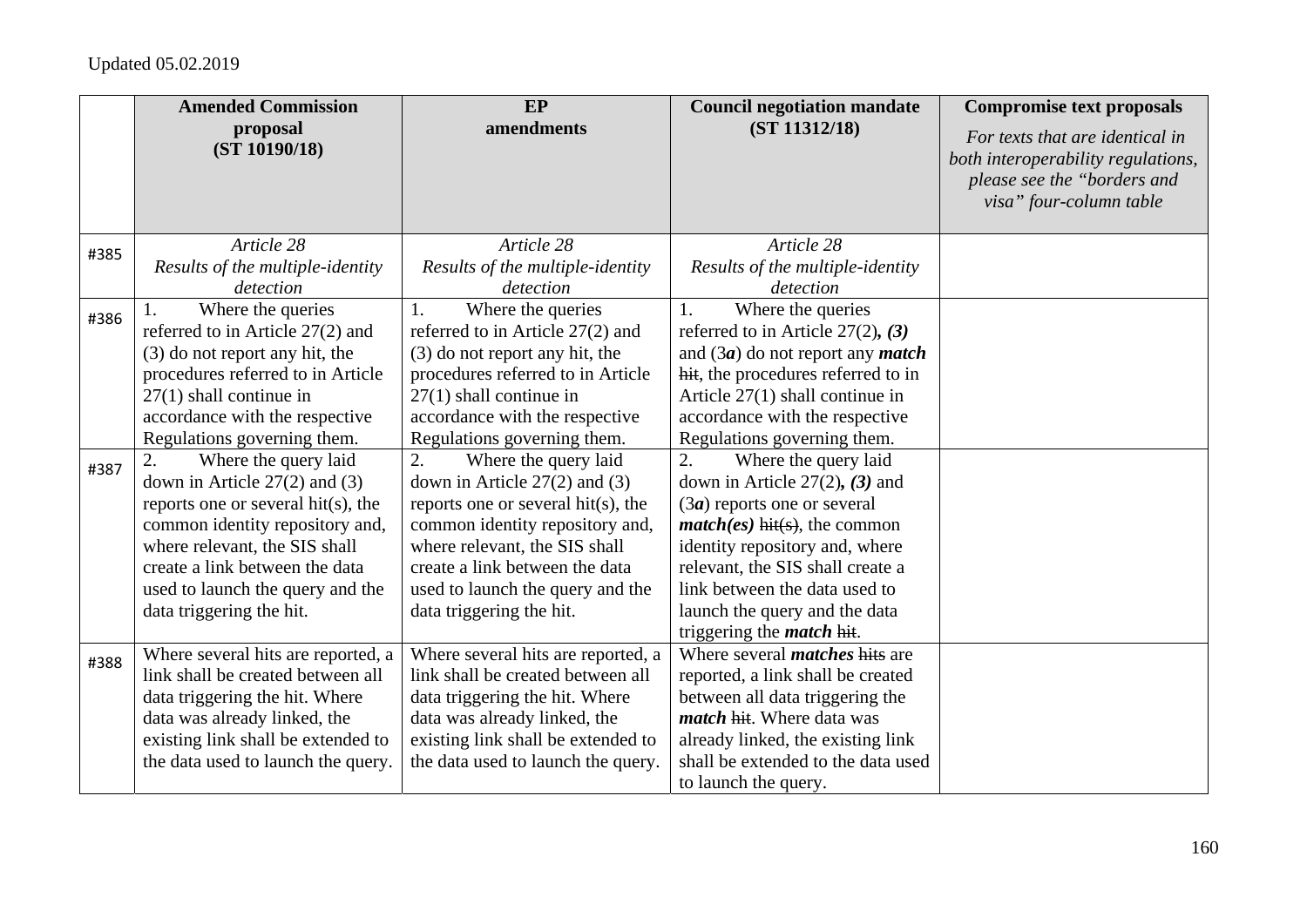Updated 05.02.2019

| | Amended Commission proposal (ST 10190/18) | EP amendments | Council negotiation mandate (ST 11312/18) | Compromise text proposals *For texts that are identical in both interoperability regulations, please see the "borders and visa" four-column table* |
|---|---|---|---|---|
| #385 | *Article 28* *Results of the multiple-identity detection* | *Article 28* *Results of the multiple-identity detection* | *Article 28* *Results of the multiple-identity detection* | |
| #386 | 1. Where the queries referred to in Article 27(2) and (3) do not report any hit, the procedures referred to in Article 27(1) shall continue in accordance with the respective Regulations governing them. | 1. Where the queries referred to in Article 27(2) and (3) do not report any hit, the procedures referred to in Article 27(1) shall continue in accordance with the respective Regulations governing them. | 1. Where the queries referred to in Article 27(2)***, (3)*** and (3***a***) do not report any ***match*** ~~hit~~, the procedures referred to in Article 27(1) shall continue in accordance with the respective Regulations governing them. | |
| #387 | 2. Where the query laid down in Article 27(2) and (3) reports one or several hit(s), the common identity repository and, where relevant, the SIS shall create a link between the data used to launch the query and the data triggering the hit. | 2. Where the query laid down in Article 27(2) and (3) reports one or several hit(s), the common identity repository and, where relevant, the SIS shall create a link between the data used to launch the query and the data triggering the hit. | 2. Where the query laid down in Article 27(2)***, (3)*** and (3***a***) reports one or several ***match(es)*** ~~hit(s)~~, the common identity repository and, where relevant, the SIS shall create a link between the data used to launch the query and the data triggering the ***match*** ~~hit~~. | |
| #388 | Where several hits are reported, a link shall be created between all data triggering the hit. Where data was already linked, the existing link shall be extended to the data used to launch the query. | Where several hits are reported, a link shall be created between all data triggering the hit. Where data was already linked, the existing link shall be extended to the data used to launch the query. | Where several ***matches*** ~~hits~~ are reported, a link shall be created between all data triggering the ***match*** ~~hit~~. Where data was already linked, the existing link shall be extended to the data used to launch the query. | |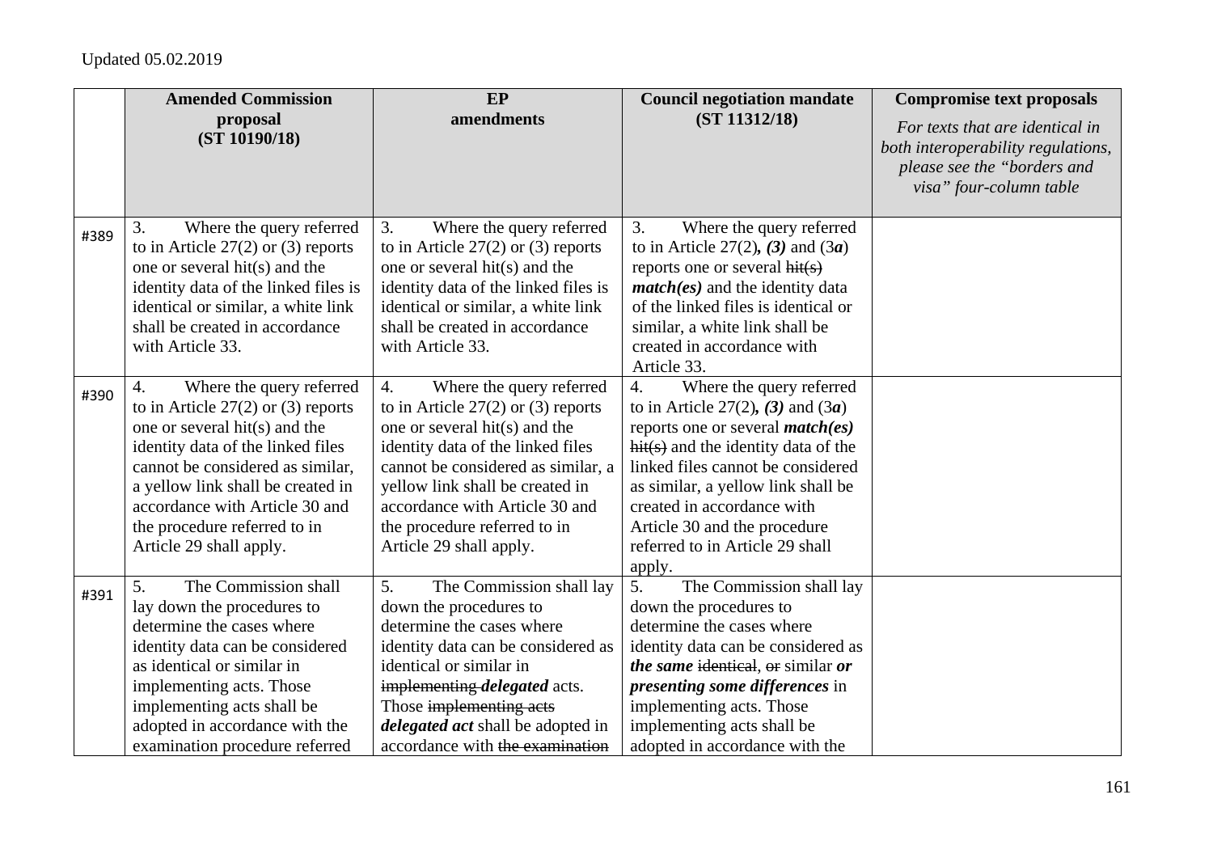Updated 05.02.2019

| | Amended Commission proposal (ST 10190/18) | EP amendments | Council negotiation mandate (ST 11312/18) | Compromise text proposals *For texts that are identical in both interoperability regulations, please see the "borders and visa" four-column table* |
|---|---|---|---|---|
| #389 | 3. Where the query referred to in Article 27(2) or (3) reports one or several hit(s) and the identity data of the linked files is identical or similar, a white link shall be created in accordance with Article 33. | 3. Where the query referred to in Article 27(2) or (3) reports one or several hit(s) and the identity data of the linked files is identical or similar, a white link shall be created in accordance with Article 33. | 3. Where the query referred to in Article 27(2)***, (3)*** and (3***a***) reports one or several ~~hit(s)~~ ***match(es)*** and the identity data of the linked files is identical or similar, a white link shall be created in accordance with Article 33. | |
| #390 | 4. Where the query referred to in Article 27(2) or (3) reports one or several hit(s) and the identity data of the linked files cannot be considered as similar, a yellow link shall be created in accordance with Article 30 and the procedure referred to in Article 29 shall apply. | 4. Where the query referred to in Article 27(2) or (3) reports one or several hit(s) and the identity data of the linked files cannot be considered as similar, a yellow link shall be created in accordance with Article 30 and the procedure referred to in Article 29 shall apply. | 4. Where the query referred to in Article 27(2)***, (3)*** and (3***a***) reports one or several ***match(es)*** ~~hit(s)~~ and the identity data of the linked files cannot be considered as similar, a yellow link shall be created in accordance with Article 30 and the procedure referred to in Article 29 shall apply. | |
| #391 | 5. The Commission shall lay down the procedures to determine the cases where identity data can be considered as identical or similar in implementing acts. Those implementing acts shall be adopted in accordance with the examination procedure referred | 5. The Commission shall lay down the procedures to determine the cases where identity data can be considered as identical or similar in ~~implementing~~ ***delegated*** acts. Those ~~implementing acts~~ ***delegated act*** shall be adopted in accordance with ~~the examination~~ | 5. The Commission shall lay down the procedures to determine the cases where identity data can be considered as ***the same*** ~~identical~~, ~~or~~ similar ***or presenting some differences*** in implementing acts. Those implementing acts shall be adopted in accordance with the | |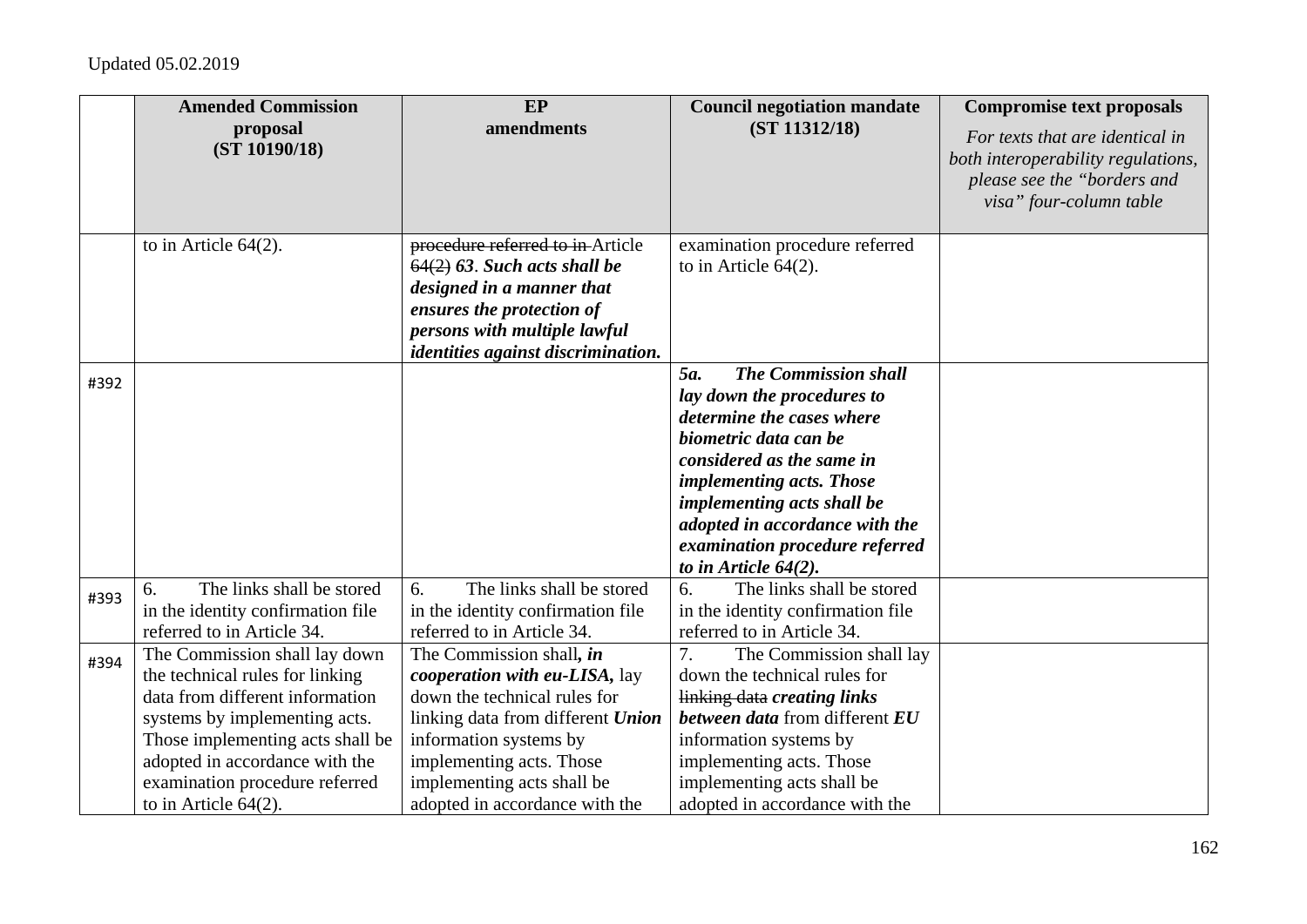Updated 05.02.2019

| | Amended Commission proposal (ST 10190/18) | EP amendments | Council negotiation mandate (ST 11312/18) | Compromise text proposals *For texts that are identical in both interoperability regulations, please see the "borders and visa" four-column table* |
|---|---|---|---|---|
| | to in Article 64(2). | ~~procedure referred to in~~ Article ~~64(2)~~ ***63. Such acts shall be designed in a manner that ensures the protection of persons with multiple lawful identities against discrimination.*** | examination procedure referred to in Article 64(2). | |
| #392 | | | ***5a. The Commission shall lay down the procedures to determine the cases where biometric data can be considered as the same in implementing acts. Those implementing acts shall be adopted in accordance with the examination procedure referred to in Article 64(2).*** | |
| #393 | 6. The links shall be stored in the identity confirmation file referred to in Article 34. | 6. The links shall be stored in the identity confirmation file referred to in Article 34. | 6. The links shall be stored in the identity confirmation file referred to in Article 34. | |
| #394 | The Commission shall lay down the technical rules for linking data from different information systems by implementing acts. Those implementing acts shall be adopted in accordance with the examination procedure referred to in Article 64(2). | The Commission shall***, in cooperation with eu-LISA,*** lay down the technical rules for linking data from different ***Union*** information systems by implementing acts. Those implementing acts shall be adopted in accordance with the | 7. The Commission shall lay down the technical rules for ~~linking data~~ ***creating links between data*** from different ***EU*** information systems by implementing acts. Those implementing acts shall be adopted in accordance with the | |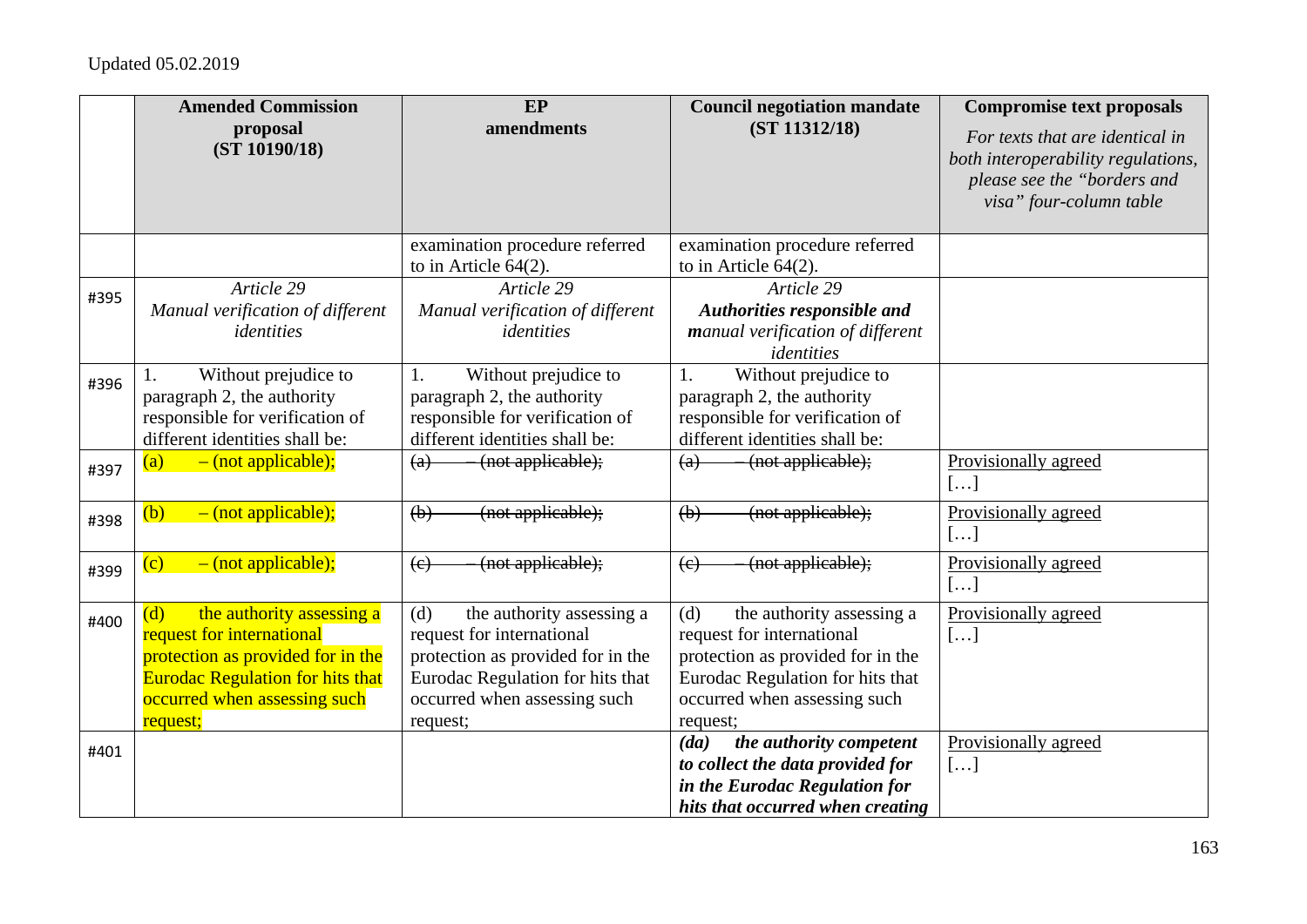Updated 05.02.2019

| | Amended Commission proposal (ST 10190/18) | EP amendments | Council negotiation mandate (ST 11312/18) | Compromise text proposals *For texts that are identical in both interoperability regulations, please see the "borders and visa" four-column table* |
|---|---|---|---|---|
| | | examination procedure referred to in Article 64(2). | examination procedure referred to in Article 64(2). | |
| #395 | *Article 29* *Manual verification of different identities* | *Article 29* *Manual verification of different identities* | *Article 29* ***Authorities responsible and m**anual verification of different identities* | |
| #396 | 1. Without prejudice to paragraph 2, the authority responsible for verification of different identities shall be: | 1. Without prejudice to paragraph 2, the authority responsible for verification of different identities shall be: | 1. Without prejudice to paragraph 2, the authority responsible for verification of different identities shall be: | |
| #397 | (a) – (not applicable); | ~~(a) – (not applicable);~~ | ~~(a) – (not applicable);~~ | Provisionally agreed […] |
| #398 | (b) – (not applicable); | ~~(b) (not applicable);~~ | ~~(b) (not applicable);~~ | Provisionally agreed […] |
| #399 | (c) – (not applicable); | ~~(c) – (not applicable);~~ | ~~(c) – (not applicable);~~ | Provisionally agreed […] |
| #400 | (d) the authority assessing a request for international protection as provided for in the Eurodac Regulation for hits that occurred when assessing such request; | (d) the authority assessing a request for international protection as provided for in the Eurodac Regulation for hits that occurred when assessing such request; | (d) the authority assessing a request for international protection as provided for in the Eurodac Regulation for hits that occurred when assessing such request; | Provisionally agreed […] |
| #401 | | | ***(da) the authority competent to collect the data provided for in the Eurodac Regulation for hits that occurred when creating*** | Provisionally agreed […] |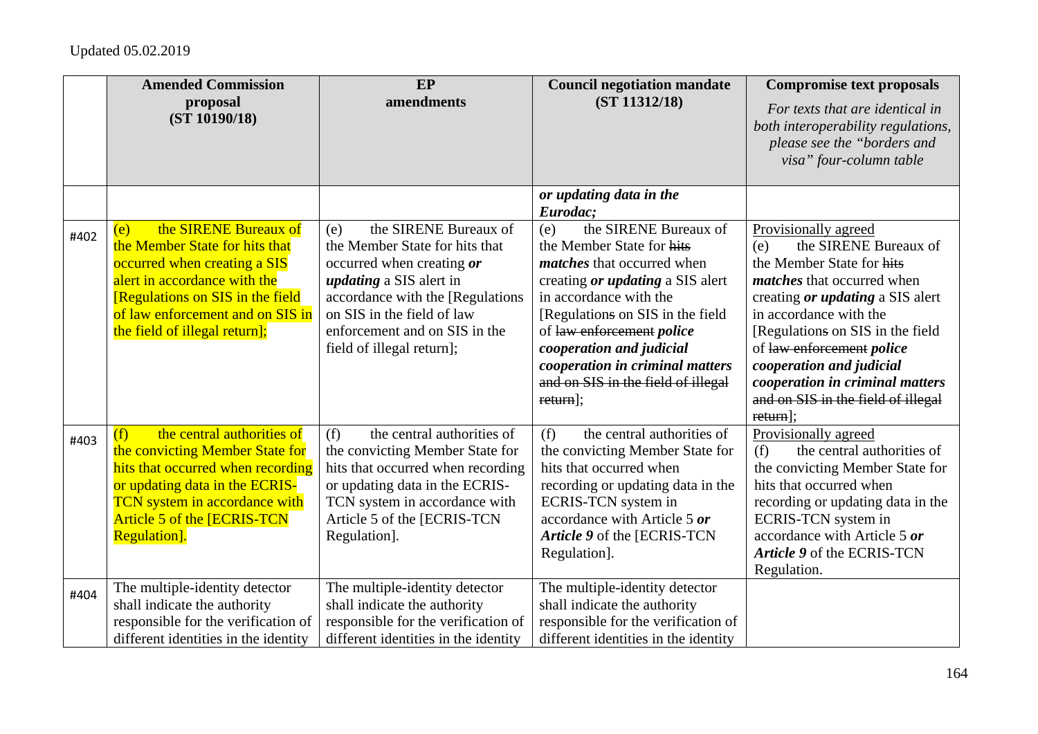Updated 05.02.2019

| | Amended Commission proposal (ST 10190/18) | EP amendments | Council negotiation mandate (ST 11312/18) | Compromise text proposals *For texts that are identical in both interoperability regulations, please see the "borders and visa" four-column table* |
|---|---|---|---|---|
| | | | ***or updating data in the Eurodac;*** | |
| #402 | (e) the SIRENE Bureaux of the Member State for hits that occurred when creating a SIS alert in accordance with the [Regulations on SIS in the field of law enforcement and on SIS in the field of illegal return]; | (e) the SIRENE Bureaux of the Member State for hits that occurred when creating ***or updating*** a SIS alert in accordance with the [Regulations on SIS in the field of law enforcement and on SIS in the field of illegal return]; | (e) the SIRENE Bureaux of the Member State for ~~hits~~ ***matches*** that occurred when creating ***or updating*** a SIS alert in accordance with the [Regulation~~s~~ on SIS in the field of ~~law enforcement~~ ***police cooperation and judicial cooperation in criminal matters*** ~~and on SIS in the field of illegal return~~]; | Provisionally agreed (e) the SIRENE Bureaux of the Member State for ~~hits~~ ***matches*** that occurred when creating ***or updating*** a SIS alert in accordance with the [Regulation~~s~~ on SIS in the field of ~~law enforcement~~ ***police cooperation and judicial cooperation in criminal matters*** ~~and on SIS in the field of illegal return~~]; |
| #403 | (f) the central authorities of the convicting Member State for hits that occurred when recording or updating data in the ECRIS-TCN system in accordance with Article 5 of the [ECRIS-TCN Regulation]. | (f) the central authorities of the convicting Member State for hits that occurred when recording or updating data in the ECRIS-TCN system in accordance with Article 5 of the [ECRIS-TCN Regulation]. | (f) the central authorities of the convicting Member State for hits that occurred when recording or updating data in the ECRIS-TCN system in accordance with Article 5 ***or Article 9*** of the [ECRIS-TCN Regulation]. | Provisionally agreed (f) the central authorities of the convicting Member State for hits that occurred when recording or updating data in the ECRIS-TCN system in accordance with Article 5 ***or Article 9*** of the ECRIS-TCN Regulation. |
| #404 | The multiple-identity detector shall indicate the authority responsible for the verification of different identities in the identity | The multiple-identity detector shall indicate the authority responsible for the verification of different identities in the identity | The multiple-identity detector shall indicate the authority responsible for the verification of different identities in the identity | |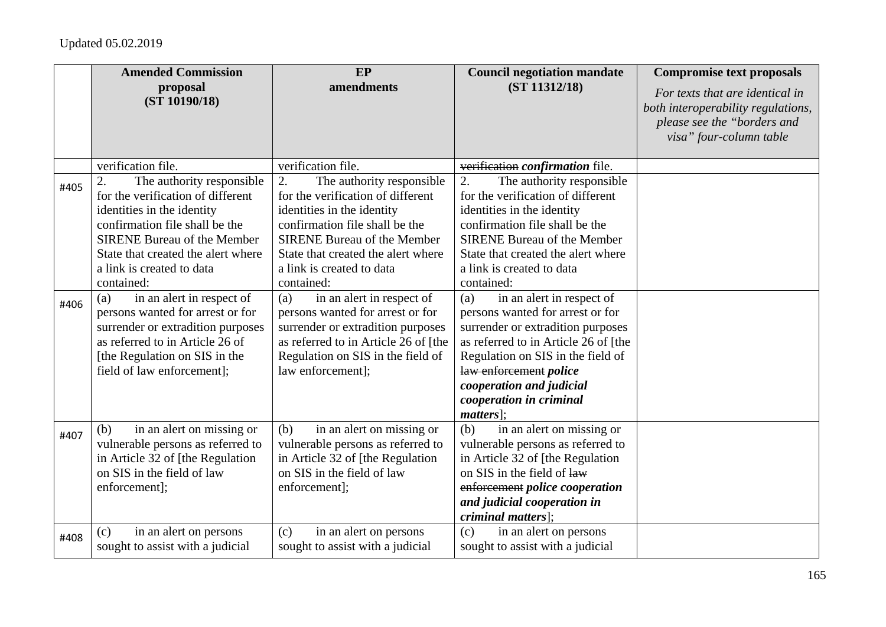Updated 05.02.2019

| | Amended Commission proposal (ST 10190/18) | EP amendments | Council negotiation mandate (ST 11312/18) | Compromise text proposals *For texts that are identical in both interoperability regulations, please see the "borders and visa" four-column table* |
|---|---|---|---|---|
| | verification file. | verification file. | ~~verification~~ ***confirmation*** file. | |
| #405 | 2. The authority responsible for the verification of different identities in the identity confirmation file shall be the SIRENE Bureau of the Member State that created the alert where a link is created to data contained: | 2. The authority responsible for the verification of different identities in the identity confirmation file shall be the SIRENE Bureau of the Member State that created the alert where a link is created to data contained: | 2. The authority responsible for the verification of different identities in the identity confirmation file shall be the SIRENE Bureau of the Member State that created the alert where a link is created to data contained: | |
| #406 | (a) in an alert in respect of persons wanted for arrest or for surrender or extradition purposes as referred to in Article 26 of [the Regulation on SIS in the field of law enforcement]; | (a) in an alert in respect of persons wanted for arrest or for surrender or extradition purposes as referred to in Article 26 of [the Regulation on SIS in the field of law enforcement]; | (a) in an alert in respect of persons wanted for arrest or for surrender or extradition purposes as referred to in Article 26 of [the Regulation on SIS in the field of ~~law enforcement~~ ***police cooperation and judicial cooperation in criminal matters***]; | |
| #407 | (b) in an alert on missing or vulnerable persons as referred to in Article 32 of [the Regulation on SIS in the field of law enforcement]; | (b) in an alert on missing or vulnerable persons as referred to in Article 32 of [the Regulation on SIS in the field of law enforcement]; | (b) in an alert on missing or vulnerable persons as referred to in Article 32 of [the Regulation on SIS in the field of ~~law enforcement~~ ***police cooperation and judicial cooperation in criminal matters***]; | |
| #408 | (c) in an alert on persons sought to assist with a judicial | (c) in an alert on persons sought to assist with a judicial | (c) in an alert on persons sought to assist with a judicial | |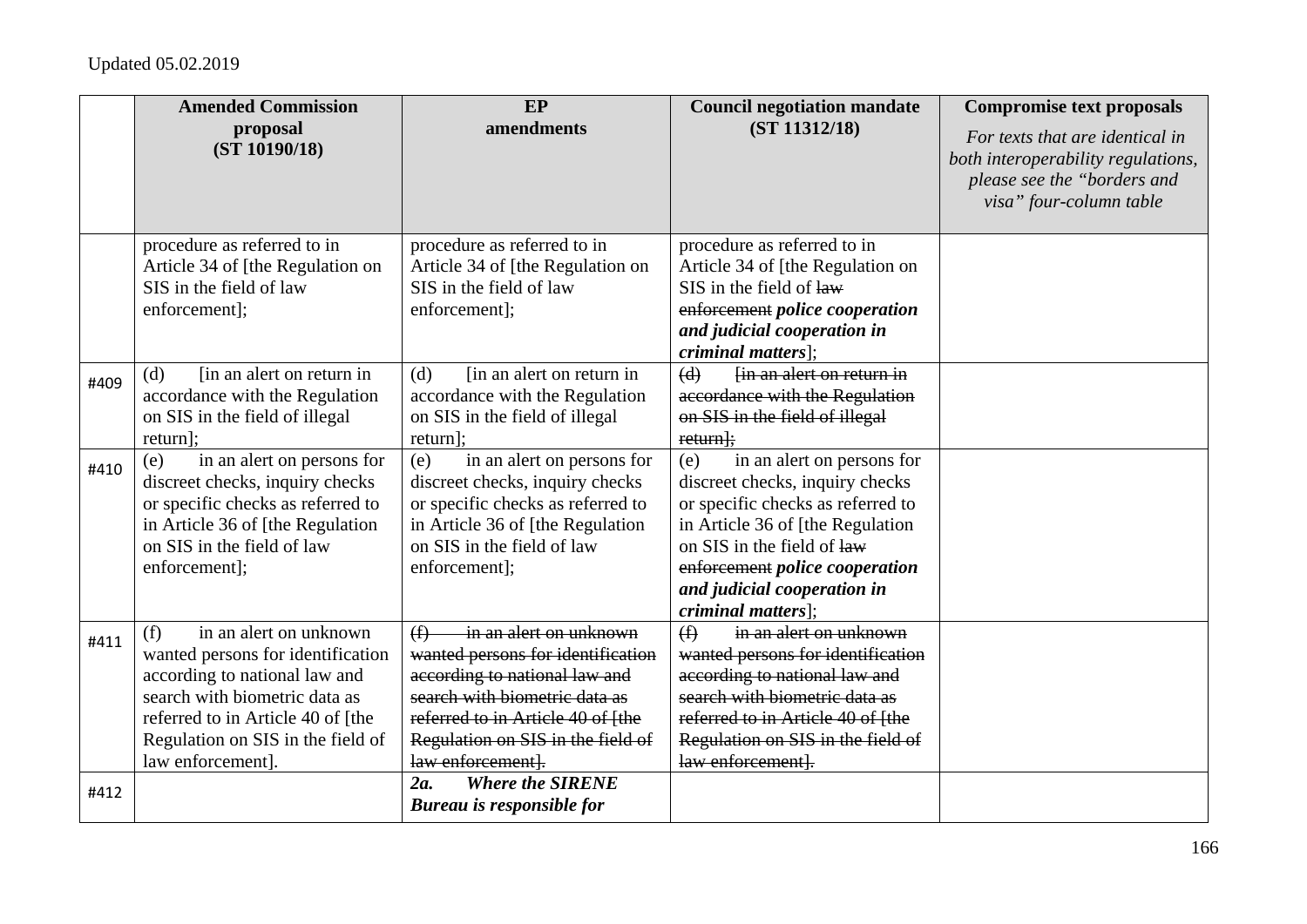Updated 05.02.2019

| | Amended Commission proposal (ST 10190/18) | EP amendments | Council negotiation mandate (ST 11312/18) | Compromise text proposals *For texts that are identical in both interoperability regulations, please see the "borders and visa" four-column table* |
|---|---|---|---|---|
| | procedure as referred to in Article 34 of [the Regulation on SIS in the field of law enforcement]; | procedure as referred to in Article 34 of [the Regulation on SIS in the field of law enforcement]; | procedure as referred to in Article 34 of [the Regulation on SIS in the field of ~~law enforcement~~ ***police cooperation and judicial cooperation in criminal matters***]; | |
| #409 | (d) [in an alert on return in accordance with the Regulation on SIS in the field of illegal return]; | (d) [in an alert on return in accordance with the Regulation on SIS in the field of illegal return]; | ~~(d) [in an alert on return in accordance with the Regulation on SIS in the field of illegal return];~~ | |
| #410 | (e) in an alert on persons for discreet checks, inquiry checks or specific checks as referred to in Article 36 of [the Regulation on SIS in the field of law enforcement]; | (e) in an alert on persons for discreet checks, inquiry checks or specific checks as referred to in Article 36 of [the Regulation on SIS in the field of law enforcement]; | (e) in an alert on persons for discreet checks, inquiry checks or specific checks as referred to in Article 36 of [the Regulation on SIS in the field of ~~law enforcement~~ ***police cooperation and judicial cooperation in criminal matters***]; | |
| #411 | (f) in an alert on unknown wanted persons for identification according to national law and search with biometric data as referred to in Article 40 of [the Regulation on SIS in the field of law enforcement]. | ~~(f) in an alert on unknown wanted persons for identification according to national law and search with biometric data as referred to in Article 40 of [the Regulation on SIS in the field of law enforcement].~~ | ~~(f) in an alert on unknown wanted persons for identification according to national law and search with biometric data as referred to in Article 40 of [the Regulation on SIS in the field of law enforcement].~~ | |
| #412 | | ***2a. Where the SIRENE Bureau is responsible for*** | | |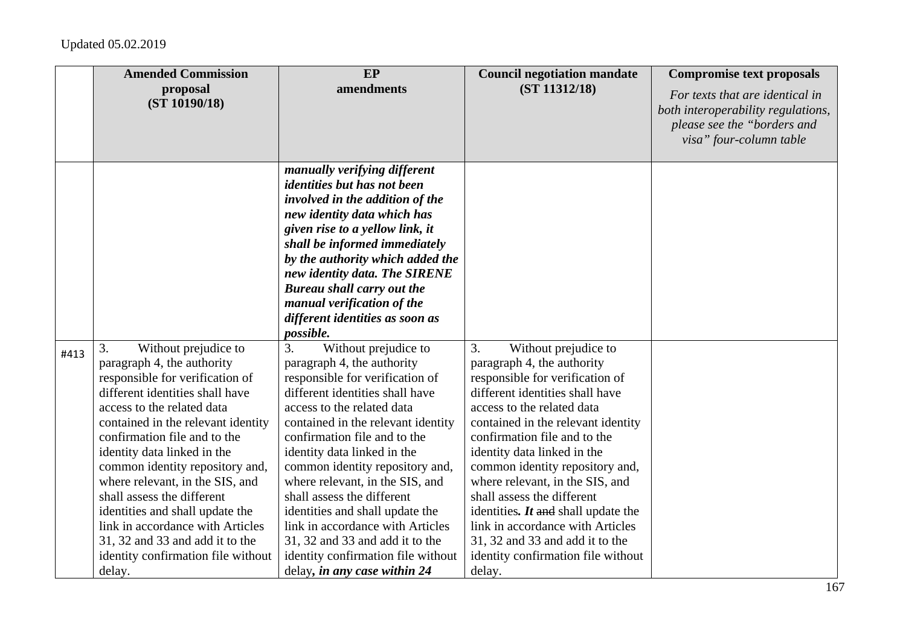Updated 05.02.2019

| | Amended Commission proposal (ST 10190/18) | EP amendments | Council negotiation mandate (ST 11312/18) | Compromise text proposals *For texts that are identical in both interoperability regulations, please see the "borders and visa" four-column table* |
|---|---|---|---|---|
| | | ***manually verifying different identities but has not been involved in the addition of the new identity data which has given rise to a yellow link, it shall be informed immediately by the authority which added the new identity data. The SIRENE Bureau shall carry out the manual verification of the different identities as soon as possible.*** | | |
| #413 | 3. Without prejudice to paragraph 4, the authority responsible for verification of different identities shall have access to the related data contained in the relevant identity confirmation file and to the identity data linked in the common identity repository and, where relevant, in the SIS, and shall assess the different identities and shall update the link in accordance with Articles 31, 32 and 33 and add it to the identity confirmation file without delay. | 3. Without prejudice to paragraph 4, the authority responsible for verification of different identities shall have access to the related data contained in the relevant identity confirmation file and to the identity data linked in the common identity repository and, where relevant, in the SIS, and shall assess the different identities and shall update the link in accordance with Articles 31, 32 and 33 and add it to the identity confirmation file without delay***, in any case within 24*** | 3. Without prejudice to paragraph 4, the authority responsible for verification of different identities shall have access to the related data contained in the relevant identity confirmation file and to the identity data linked in the common identity repository and, where relevant, in the SIS, and shall assess the different identities***. It*** ~~and~~ shall update the link in accordance with Articles 31, 32 and 33 and add it to the identity confirmation file without delay. | |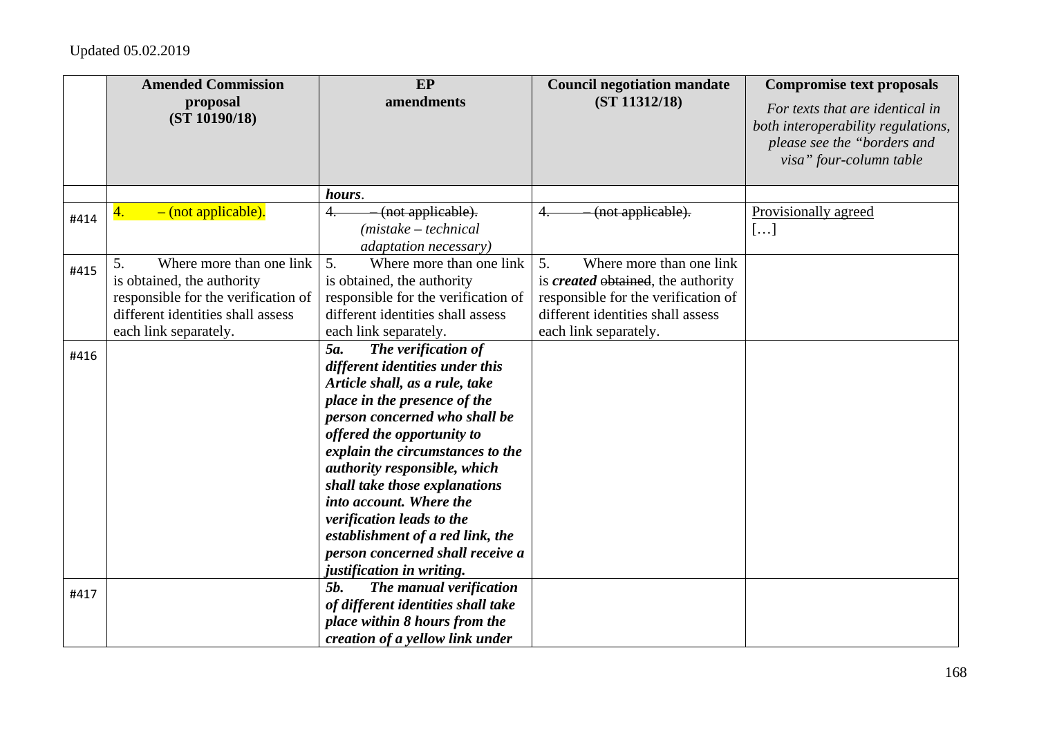Updated 05.02.2019

| | Amended Commission proposal (ST 10190/18) | EP amendments | Council negotiation mandate (ST 11312/18) | Compromise text proposals *For texts that are identical in both interoperability regulations, please see the "borders and visa" four-column table* |
|---|---|---|---|---|
| | | ***hours***. | | |
| #414 | 4. – (not applicable). | ~~4. – (not applicable).~~ *(mistake – technical adaptation necessary)* | ~~4. – (not applicable).~~ | Provisionally agreed […] |
| #415 | 5. Where more than one link is obtained, the authority responsible for the verification of different identities shall assess each link separately. | 5. Where more than one link is obtained, the authority responsible for the verification of different identities shall assess each link separately. | 5. Where more than one link is ***created*** ~~obtained~~, the authority responsible for the verification of different identities shall assess each link separately. | |
| #416 | | ***5a. The verification of different identities under this Article shall, as a rule, take place in the presence of the person concerned who shall be offered the opportunity to explain the circumstances to the authority responsible, which shall take those explanations into account. Where the verification leads to the establishment of a red link, the person concerned shall receive a justification in writing.*** | | |
| #417 | | ***5b. The manual verification of different identities shall take place within 8 hours from the creation of a yellow link under*** | | |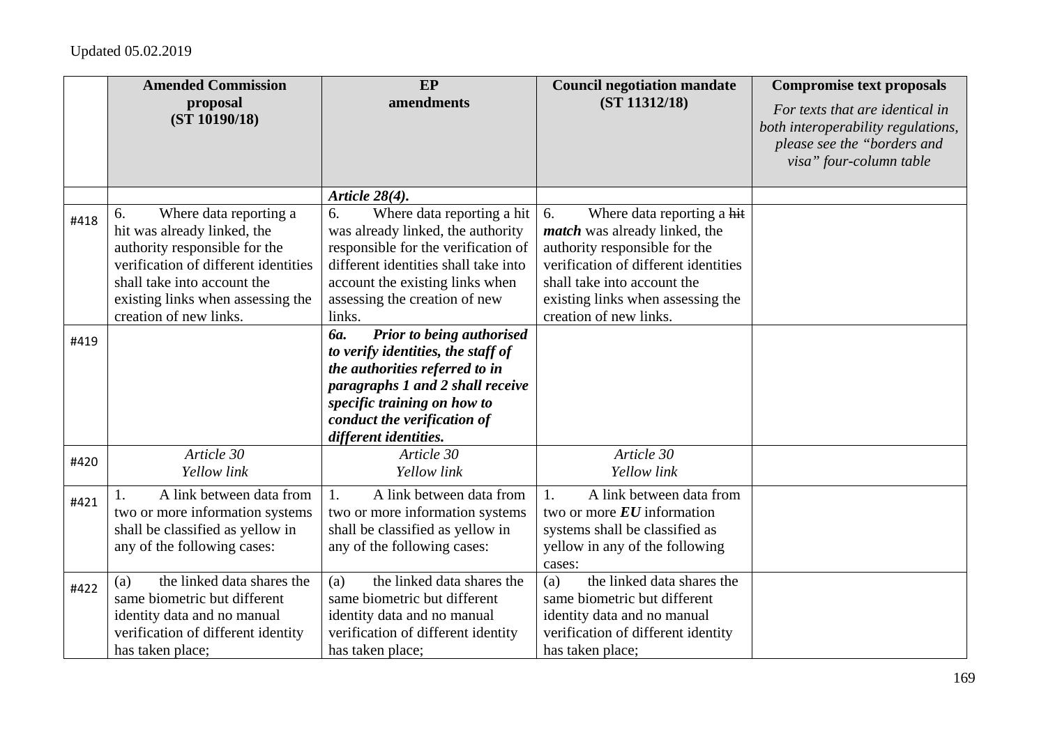Updated 05.02.2019

| | **Amended Commission proposal (ST 10190/18)** | **EP amendments** | **Council negotiation mandate (ST 11312/18)** | **Compromise text proposals** *For texts that are identical in both interoperability regulations, please see the "borders and visa" four-column table* |
|---|---|---|---|---|
| | | ***Article 28(4).*** | | |
| #418 | 6. Where data reporting a hit was already linked, the authority responsible for the verification of different identities shall take into account the existing links when assessing the creation of new links. | 6. Where data reporting a hit was already linked, the authority responsible for the verification of different identities shall take into account the existing links when assessing the creation of new links. | 6. Where data reporting a ~~hit~~ ***match*** was already linked, the authority responsible for the verification of different identities shall take into account the existing links when assessing the creation of new links. | |
| #419 | | ***6a. Prior to being authorised to verify identities, the staff of the authorities referred to in paragraphs 1 and 2 shall receive specific training on how to conduct the verification of different identities.*** | | |
| #420 | *Article 30* *Yellow link* | *Article 30* *Yellow link* | *Article 30* *Yellow link* | |
| #421 | 1. A link between data from two or more information systems shall be classified as yellow in any of the following cases: | 1. A link between data from two or more information systems shall be classified as yellow in any of the following cases: | 1. A link between data from two or more ***EU*** information systems shall be classified as yellow in any of the following cases: | |
| #422 | (a) the linked data shares the same biometric but different identity data and no manual verification of different identity has taken place; | (a) the linked data shares the same biometric but different identity data and no manual verification of different identity has taken place; | (a) the linked data shares the same biometric but different identity data and no manual verification of different identity has taken place; | |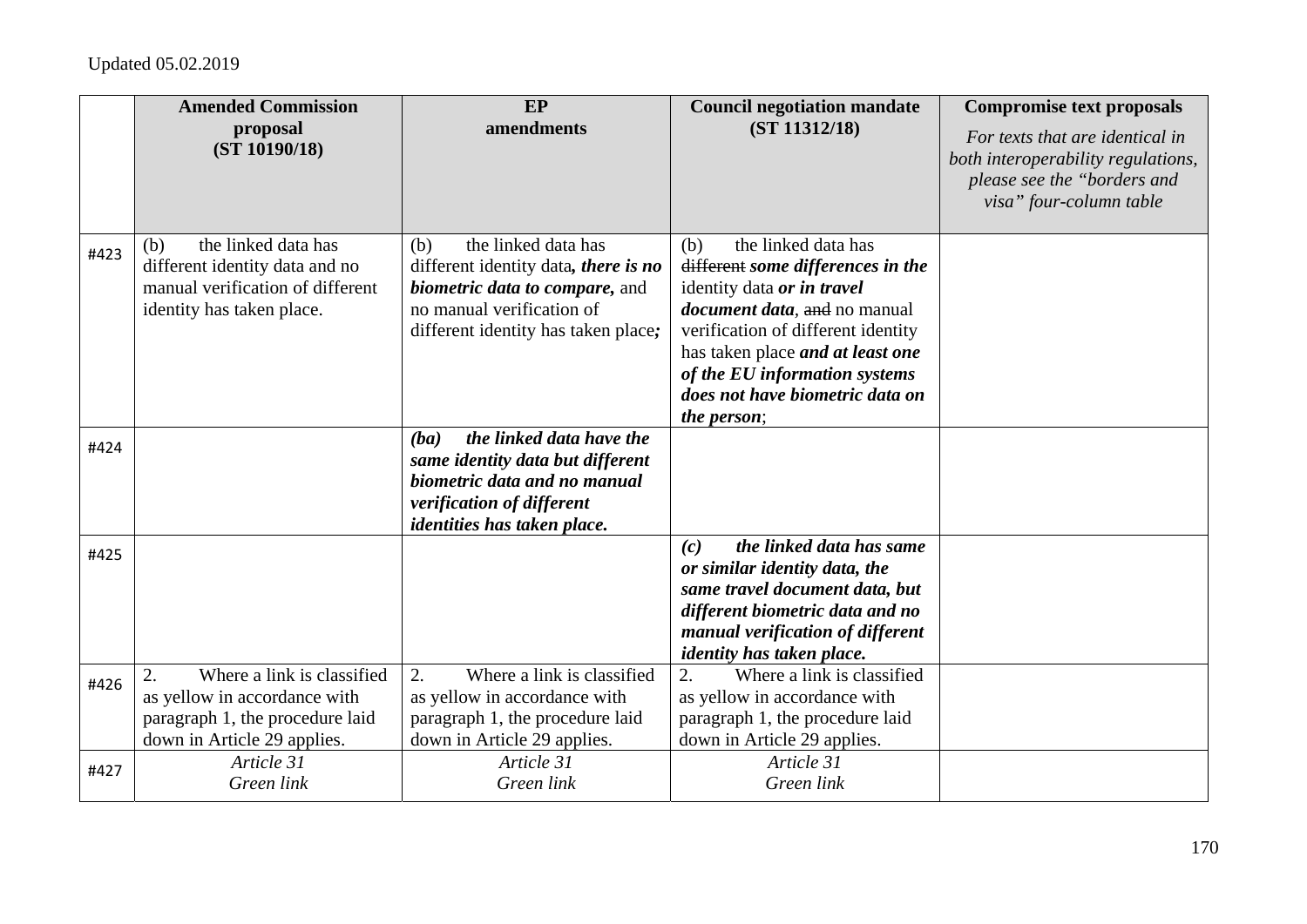Updated 05.02.2019

| | **Amended Commission proposal (ST 10190/18)** | **EP amendments** | **Council negotiation mandate (ST 11312/18)** | **Compromise text proposals** *For texts that are identical in both interoperability regulations, please see the "borders and visa" four-column table* |
|---|---|---|---|---|
| #423 | (b) the linked data has different identity data and no manual verification of different identity has taken place. | (b) the linked data has different identity data***, there is no biometric data to compare,*** and no manual verification of different identity has taken place***;*** | (b) the linked data has ~~different~~ ***some differences in the*** identity data ***or in travel document data***, ~~and~~ no manual verification of different identity has taken place ***and at least one of the EU information systems does not have biometric data on the person***; | |
| #424 | | ***(ba) the linked data have the same identity data but different biometric data and no manual verification of different identities has taken place.*** | | |
| #425 | | | ***(c) the linked data has same or similar identity data, the same travel document data, but different biometric data and no manual verification of different identity has taken place.*** | |
| #426 | 2. Where a link is classified as yellow in accordance with paragraph 1, the procedure laid down in Article 29 applies. | 2. Where a link is classified as yellow in accordance with paragraph 1, the procedure laid down in Article 29 applies. | 2. Where a link is classified as yellow in accordance with paragraph 1, the procedure laid down in Article 29 applies. | |
| #427 | *Article 31* *Green link* | *Article 31* *Green link* | *Article 31* *Green link* | |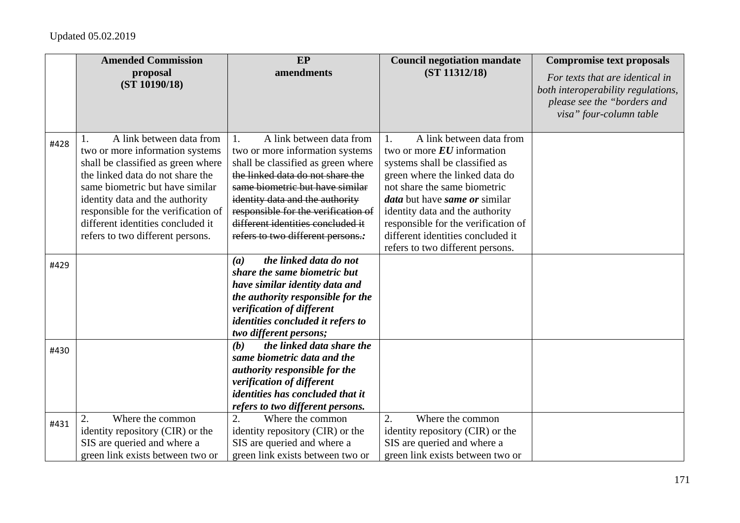Updated 05.02.2019

| | Amended Commission proposal (ST 10190/18) | EP amendments | Council negotiation mandate (ST 11312/18) | Compromise text proposals *For texts that are identical in both interoperability regulations, please see the "borders and visa" four-column table* |
|---|---|---|---|---|
| #428 | 1. A link between data from two or more information systems shall be classified as green where the linked data do not share the same biometric but have similar identity data and the authority responsible for the verification of different identities concluded it refers to two different persons. | 1. A link between data from two or more information systems shall be classified as green where ~~the linked data do not share the same biometric but have similar identity data and the authority responsible for the verification of different identities concluded it refers to two different persons.~~***:*** | 1. A link between data from two or more ***EU*** information systems shall be classified as green where the linked data do not share the same biometric ***data*** but have ***same or*** similar identity data and the authority responsible for the verification of different identities concluded it refers to two different persons. | |
| #429 | | ***(a) the linked data do not share the same biometric but have similar identity data and the authority responsible for the verification of different identities concluded it refers to two different persons;*** | | |
| #430 | | ***(b) the linked data share the same biometric data and the authority responsible for the verification of different identities has concluded that it refers to two different persons.*** | | |
| #431 | 2. Where the common identity repository (CIR) or the SIS are queried and where a green link exists between two or | 2. Where the common identity repository (CIR) or the SIS are queried and where a green link exists between two or | 2. Where the common identity repository (CIR) or the SIS are queried and where a green link exists between two or | |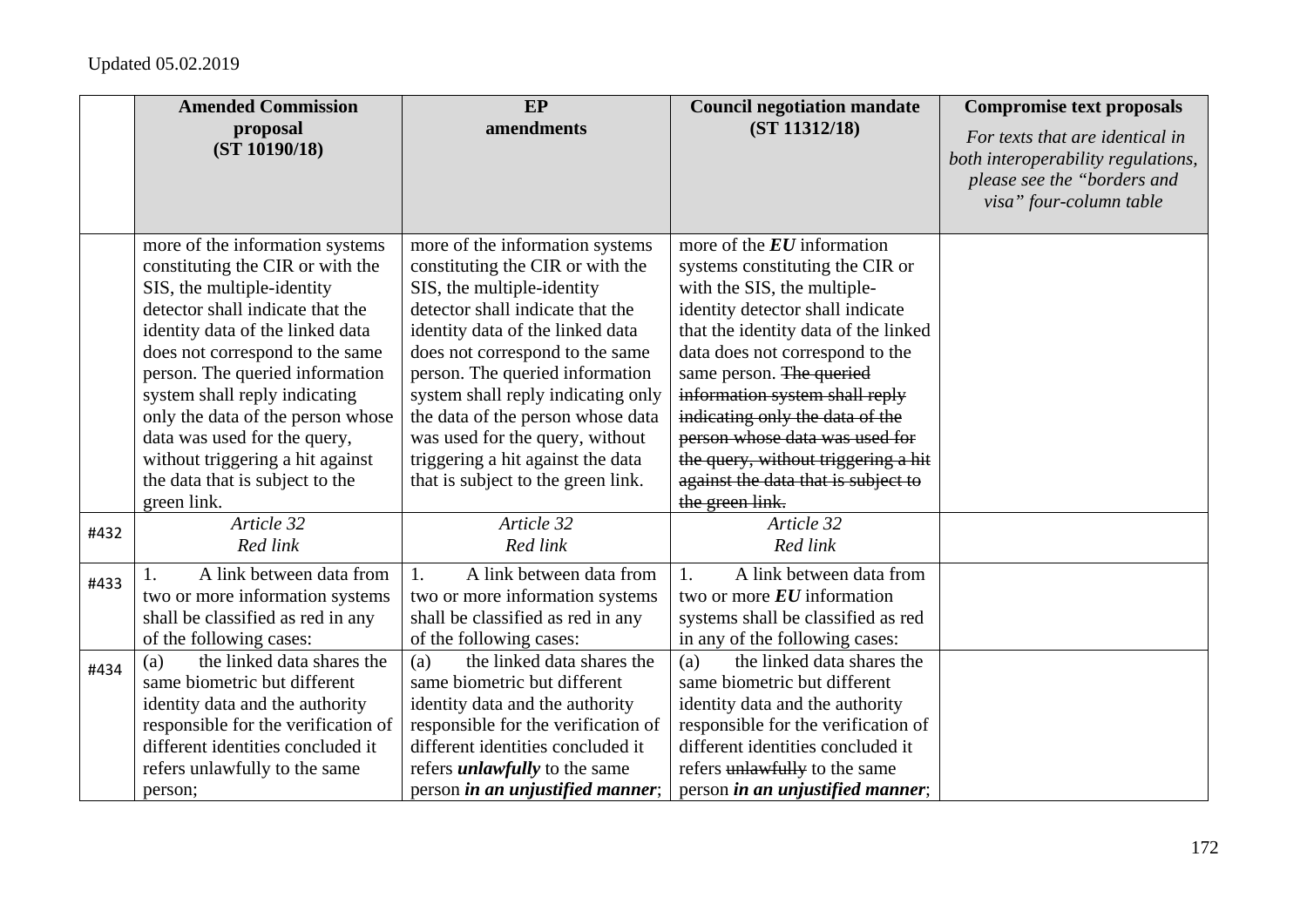Updated 05.02.2019

| | **Amended Commission proposal (ST 10190/18)** | **EP amendments** | **Council negotiation mandate (ST 11312/18)** | **Compromise text proposals** *For texts that are identical in both interoperability regulations, please see the "borders and visa" four-column table* |
|---|---|---|---|---|
| | more of the information systems constituting the CIR or with the SIS, the multiple-identity detector shall indicate that the identity data of the linked data does not correspond to the same person. The queried information system shall reply indicating only the data of the person whose data was used for the query, without triggering a hit against the data that is subject to the green link. | more of the information systems constituting the CIR or with the SIS, the multiple-identity detector shall indicate that the identity data of the linked data does not correspond to the same person. The queried information system shall reply indicating only the data of the person whose data was used for the query, without triggering a hit against the data that is subject to the green link. | more of the ***EU*** information systems constituting the CIR or with the SIS, the multiple-identity detector shall indicate that the identity data of the linked data does not correspond to the same person. ~~The queried information system shall reply indicating only the data of the person whose data was used for the query, without triggering a hit against the data that is subject to the green link.~~ | |
| #432 | *Article 32* *Red link* | *Article 32* *Red link* | *Article 32* *Red link* | |
| #433 | 1. A link between data from two or more information systems shall be classified as red in any of the following cases: | 1. A link between data from two or more information systems shall be classified as red in any of the following cases: | 1. A link between data from two or more ***EU*** information systems shall be classified as red in any of the following cases: | |
| #434 | (a) the linked data shares the same biometric but different identity data and the authority responsible for the verification of different identities concluded it refers unlawfully to the same person; | (a) the linked data shares the same biometric but different identity data and the authority responsible for the verification of different identities concluded it refers ***unlawfully*** to the same person ***in an unjustified manner***; | (a) the linked data shares the same biometric but different identity data and the authority responsible for the verification of different identities concluded it refers ~~unlawfully~~ to the same person ***in an unjustified manner***; | |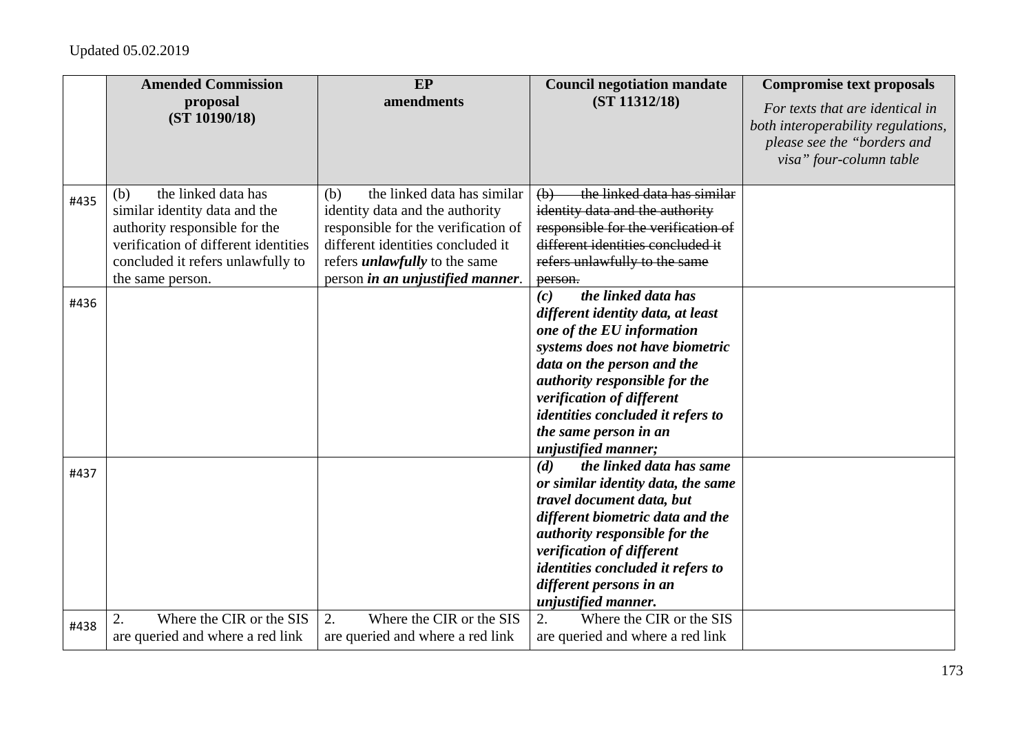|  | **Amended Commission proposal (ST 10190/18)** | **EP amendments** | **Council negotiation mandate (ST 11312/18)** | **Compromise text proposals** *For texts that are identical in both interoperability regulations, please see the "borders and visa" four-column table* |
|---|---|---|---|---|
| #435 | (b) the linked data has similar identity data and the authority responsible for the verification of different identities concluded it refers unlawfully to the same person. | (b) the linked data has similar identity data and the authority responsible for the verification of different identities concluded it refers ***unlawfully*** to the same person ***in an unjustified manner***. | ~~(b) the linked data has similar identity data and the authority responsible for the verification of different identities concluded it refers unlawfully to the same person.~~ | |
| #436 | | | ***(c) the linked data has different identity data, at least one of the EU information systems does not have biometric data on the person and the authority responsible for the verification of different identities concluded it refers to the same person in an unjustified manner;*** | |
| #437 | | | ***(d) the linked data has same or similar identity data, the same travel document data, but different biometric data and the authority responsible for the verification of different identities concluded it refers to different persons in an unjustified manner.*** | |
| #438 | 2. Where the CIR or the SIS are queried and where a red link | 2. Where the CIR or the SIS are queried and where a red link | 2. Where the CIR or the SIS are queried and where a red link | |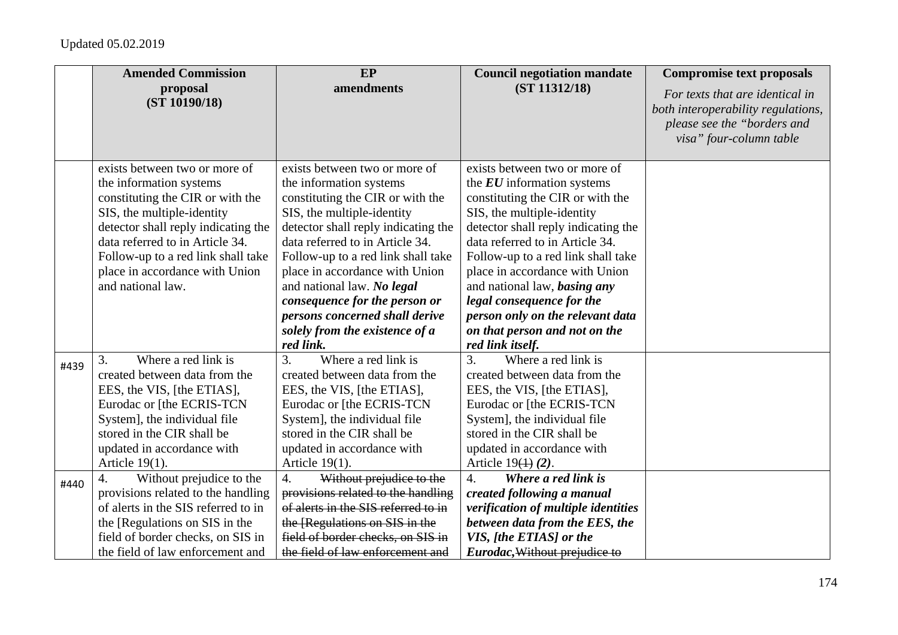Updated 05.02.2019

| | Amended Commission proposal (ST 10190/18) | EP amendments | Council negotiation mandate (ST 11312/18) | Compromise text proposals *For texts that are identical in both interoperability regulations, please see the "borders and visa" four-column table* |
|---|---|---|---|---|
| | exists between two or more of the information systems constituting the CIR or with the SIS, the multiple-identity detector shall reply indicating the data referred to in Article 34. Follow-up to a red link shall take place in accordance with Union and national law. | exists between two or more of the information systems constituting the CIR or with the SIS, the multiple-identity detector shall reply indicating the data referred to in Article 34. Follow-up to a red link shall take place in accordance with Union and national law. ***No legal consequence for the person or persons concerned shall derive solely from the existence of a red link.*** | exists between two or more of the ***EU*** information systems constituting the CIR or with the SIS, the multiple-identity detector shall reply indicating the data referred to in Article 34. Follow-up to a red link shall take place in accordance with Union and national law, ***basing any legal consequence for the person only on the relevant data on that person and not on the red link itself.*** | |
| #439 | 3. Where a red link is created between data from the EES, the VIS, [the ETIAS], Eurodac or [the ECRIS-TCN System], the individual file stored in the CIR shall be updated in accordance with Article 19(1). | 3. Where a red link is created between data from the EES, the VIS, [the ETIAS], Eurodac or [the ECRIS-TCN System], the individual file stored in the CIR shall be updated in accordance with Article 19(1). | 3. Where a red link is created between data from the EES, the VIS, [the ETIAS], Eurodac or [the ECRIS-TCN System], the individual file stored in the CIR shall be updated in accordance with Article 19~~(1)~~ ***(2)***. | |
| #440 | 4. Without prejudice to the provisions related to the handling of alerts in the SIS referred to in the [Regulations on SIS in the field of border checks, on SIS in the field of law enforcement and | 4. ~~Without prejudice to the provisions related to the handling of alerts in the SIS referred to in the [Regulations on SIS in the field of border checks, on SIS in the field of law enforcement and~~ | 4. ***Where a red link is created following a manual verification of multiple identities between data from the EES, the VIS, [the ETIAS] or the Eurodac,*** ~~Without prejudice to~~ | |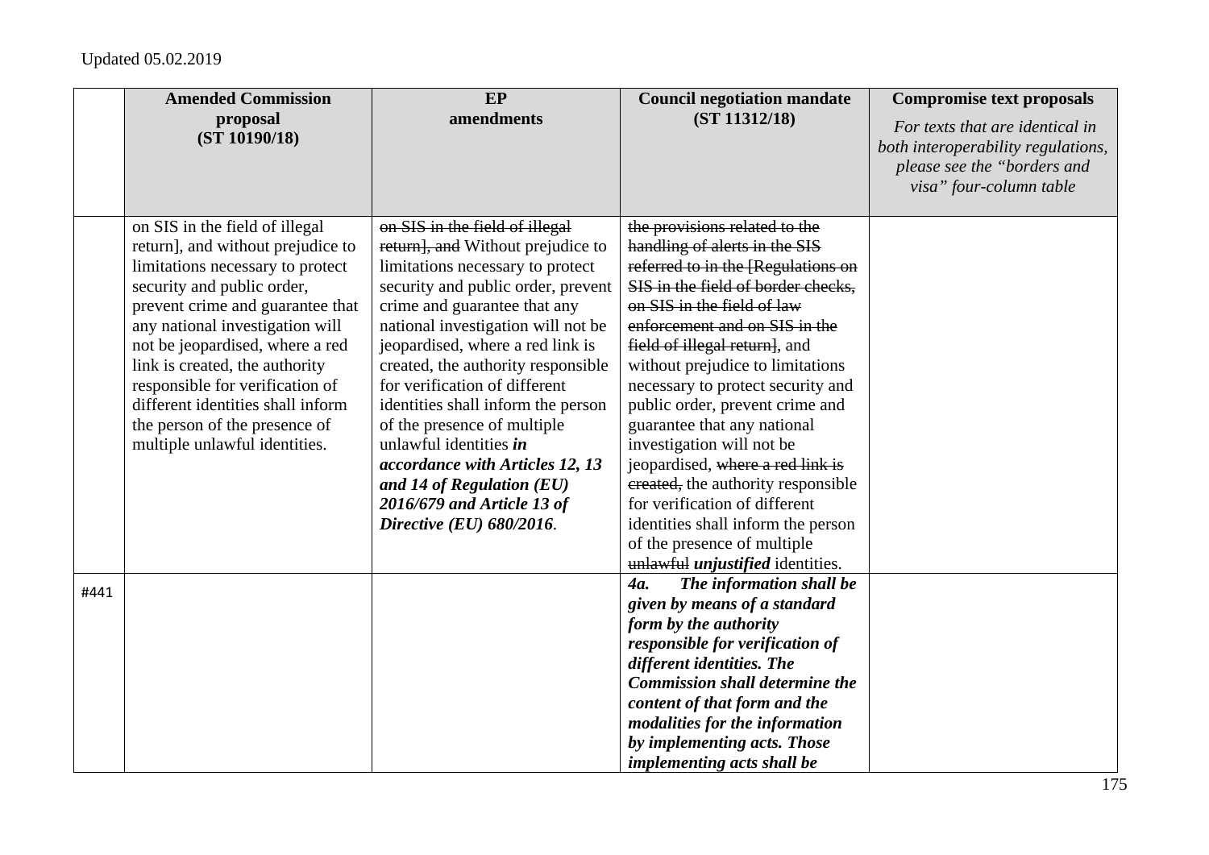Updated 05.02.2019

| | Amended Commission proposal (ST 10190/18) | EP amendments | Council negotiation mandate (ST 11312/18) | Compromise text proposals *For texts that are identical in both interoperability regulations, please see the "borders and visa" four-column table* |
|---|---|---|---|---|
| | on SIS in the field of illegal return], and without prejudice to limitations necessary to protect security and public order, prevent crime and guarantee that any national investigation will not be jeopardised, where a red link is created, the authority responsible for verification of different identities shall inform the person of the presence of multiple unlawful identities. | ~~on SIS in the field of illegal return], and~~ Without prejudice to limitations necessary to protect security and public order, prevent crime and guarantee that any national investigation will not be jeopardised, where a red link is created, the authority responsible for verification of different identities shall inform the person of the presence of multiple unlawful identities ***in accordance with Articles 12, 13 and 14 of Regulation (EU) 2016/679 and Article 13 of Directive (EU) 680/2016***. | ~~the provisions related to the handling of alerts in the SIS referred to in the [Regulations on SIS in the field of border checks, on SIS in the field of law enforcement and on SIS in the field of illegal return]~~, and without prejudice to limitations necessary to protect security and public order, prevent crime and guarantee that any national investigation will not be jeopardised, ~~where a red link is created,~~ the authority responsible for verification of different identities shall inform the person of the presence of multiple ~~unlawful~~ ***unjustified*** identities. | |
| #441 | | | ***4a. The information shall be given by means of a standard form by the authority responsible for verification of different identities. The Commission shall determine the content of that form and the modalities for the information by implementing acts. Those implementing acts shall be*** | |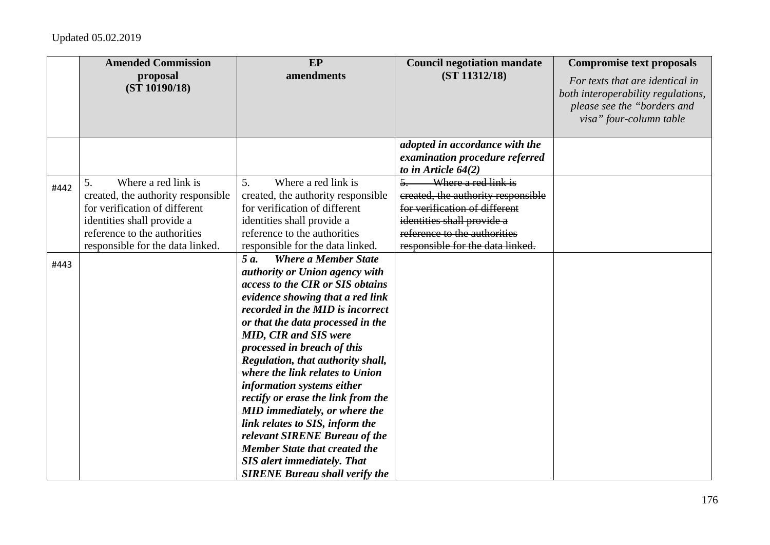Updated 05.02.2019

| | Amended Commission proposal (ST 10190/18) | EP amendments | Council negotiation mandate (ST 11312/18) | Compromise text proposals *For texts that are identical in both interoperability regulations, please see the "borders and visa" four-column table* |
|---|---|---|---|---|
| | | | ***adopted in accordance with the examination procedure referred to in Article 64(2)*** | |
| #442 | 5. Where a red link is created, the authority responsible for verification of different identities shall provide a reference to the authorities responsible for the data linked. | 5. Where a red link is created, the authority responsible for verification of different identities shall provide a reference to the authorities responsible for the data linked. | ~~5. Where a red link is created, the authority responsible for verification of different identities shall provide a reference to the authorities responsible for the data linked.~~ | |
| #443 | | ***5 a. Where a Member State authority or Union agency with access to the CIR or SIS obtains evidence showing that a red link recorded in the MID is incorrect or that the data processed in the MID, CIR and SIS were processed in breach of this Regulation, that authority shall, where the link relates to Union information systems either rectify or erase the link from the MID immediately, or where the link relates to SIS, inform the relevant SIRENE Bureau of the Member State that created the SIS alert immediately. That SIRENE Bureau shall verify the*** | | |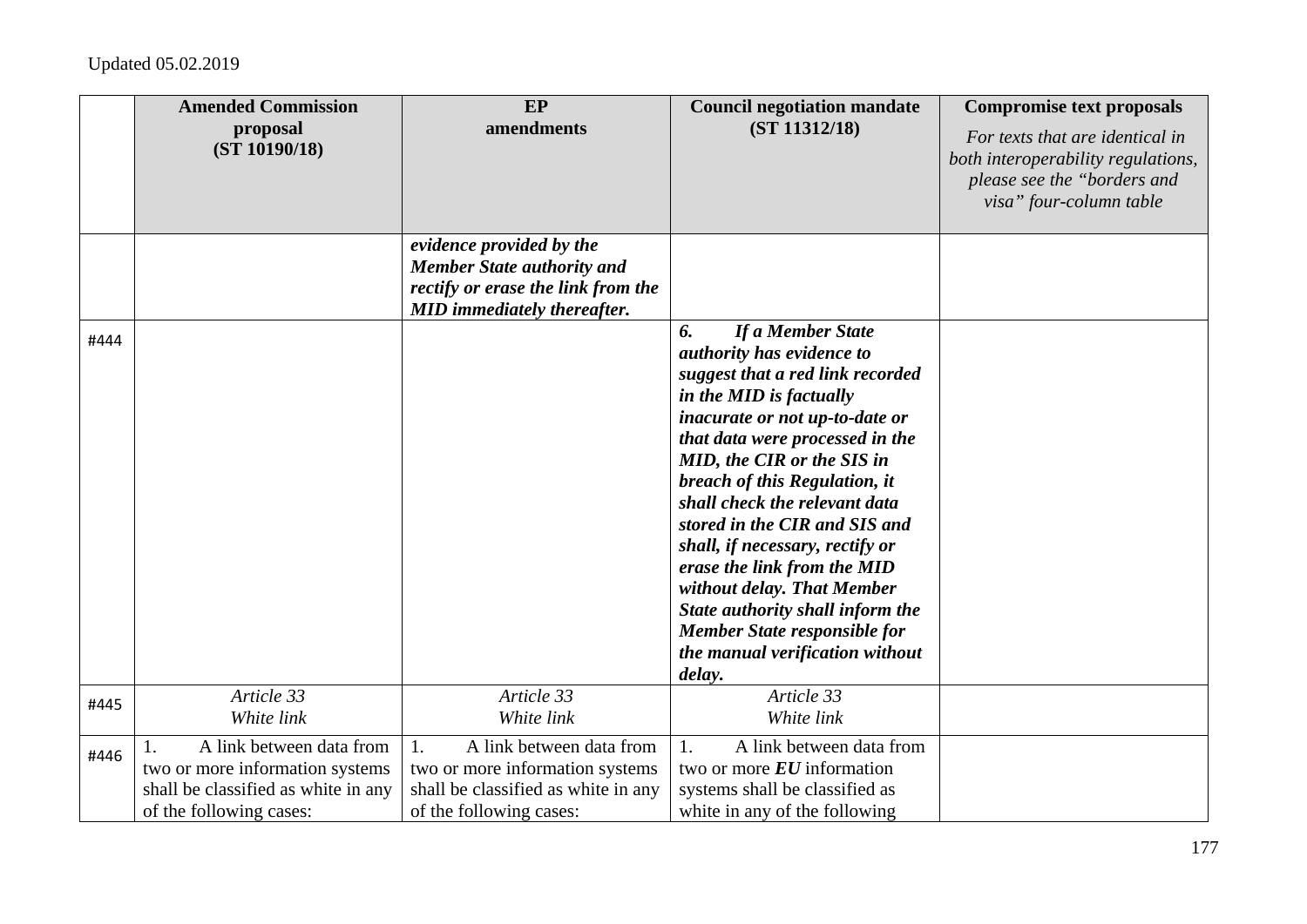Updated 05.02.2019

| | **Amended Commission proposal (ST 10190/18)** | **EP amendments** | **Council negotiation mandate (ST 11312/18)** | **Compromise text proposals** *For texts that are identical in both interoperability regulations, please see the "borders and visa" four-column table* |
|---|---|---|---|---|
| | | ***evidence provided by the Member State authority and rectify or erase the link from the MID immediately thereafter.*** | | |
| #444 | | | ***6. If a Member State authority has evidence to suggest that a red link recorded in the MID is factually inacurate or not up-to-date or that data were processed in the MID, the CIR or the SIS in breach of this Regulation, it shall check the relevant data stored in the CIR and SIS and shall, if necessary, rectify or erase the link from the MID without delay. That Member State authority shall inform the Member State responsible for the manual verification without delay.*** | |
| #445 | *Article 33* *White link* | *Article 33* *White link* | *Article 33* *White link* | |
| #446 | 1. A link between data from two or more information systems shall be classified as white in any of the following cases: | 1. A link between data from two or more information systems shall be classified as white in any of the following cases: | 1. A link between data from two or more ***EU*** information systems shall be classified as white in any of the following | |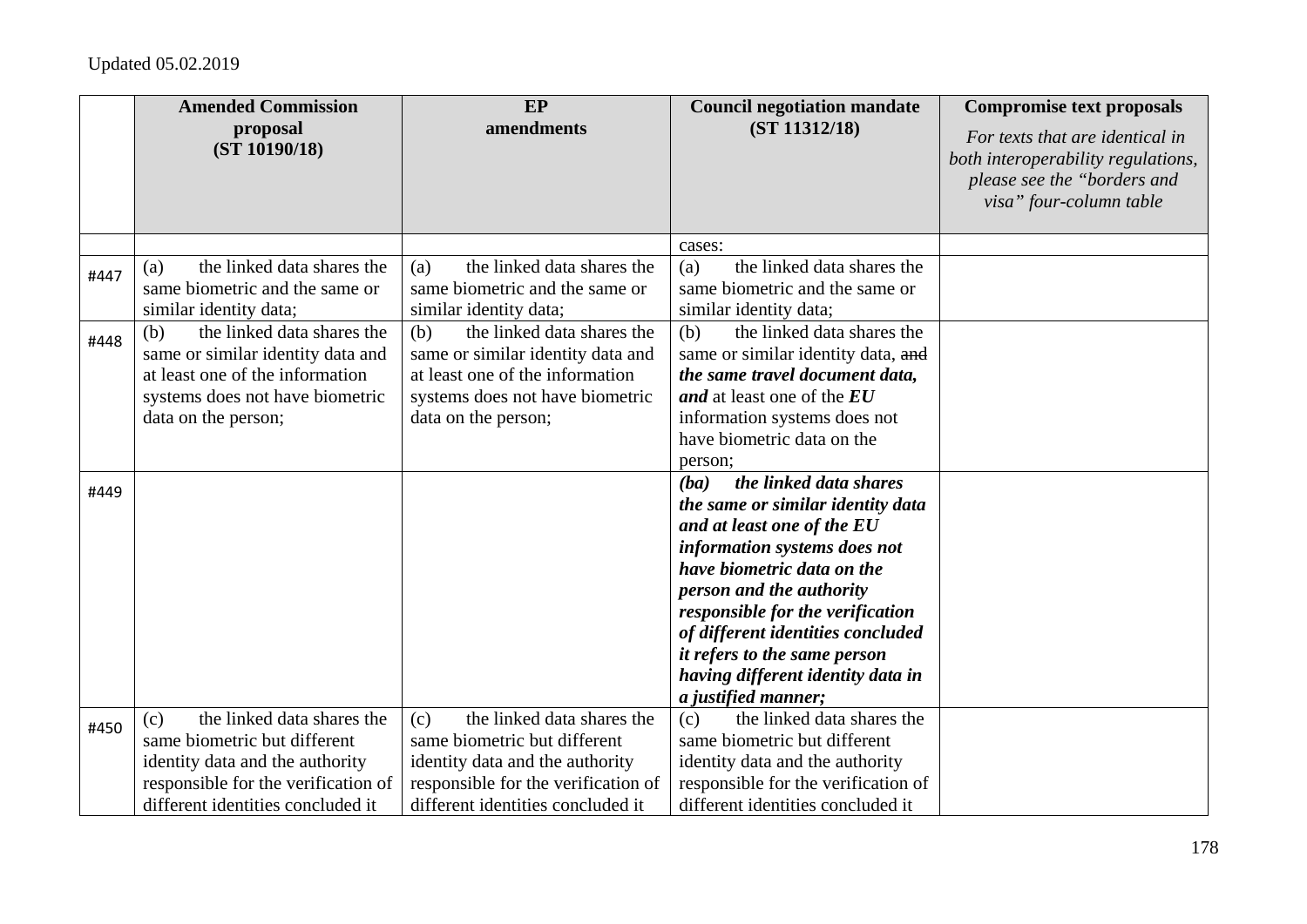Updated 05.02.2019

| | Amended Commission proposal (ST 10190/18) | EP amendments | Council negotiation mandate (ST 11312/18) | Compromise text proposals *For texts that are identical in both interoperability regulations, please see the "borders and visa" four-column table* |
|---|---|---|---|---|
| | | | cases: | |
| #447 | (a) the linked data shares the same biometric and the same or similar identity data; | (a) the linked data shares the same biometric and the same or similar identity data; | (a) the linked data shares the same biometric and the same or similar identity data; | |
| #448 | (b) the linked data shares the same or similar identity data and at least one of the information systems does not have biometric data on the person; | (b) the linked data shares the same or similar identity data and at least one of the information systems does not have biometric data on the person; | (b) the linked data shares the same or similar identity data, ~~and~~ ***the same travel document data, and*** at least one of the ***EU*** information systems does not have biometric data on the person; | |
| #449 | | | ***(ba) the linked data shares the same or similar identity data and at least one of the EU information systems does not have biometric data on the person and the authority responsible for the verification of different identities concluded it refers to the same person having different identity data in a justified manner;*** | |
| #450 | (c) the linked data shares the same biometric but different identity data and the authority responsible for the verification of different identities concluded it | (c) the linked data shares the same biometric but different identity data and the authority responsible for the verification of different identities concluded it | (c) the linked data shares the same biometric but different identity data and the authority responsible for the verification of different identities concluded it | |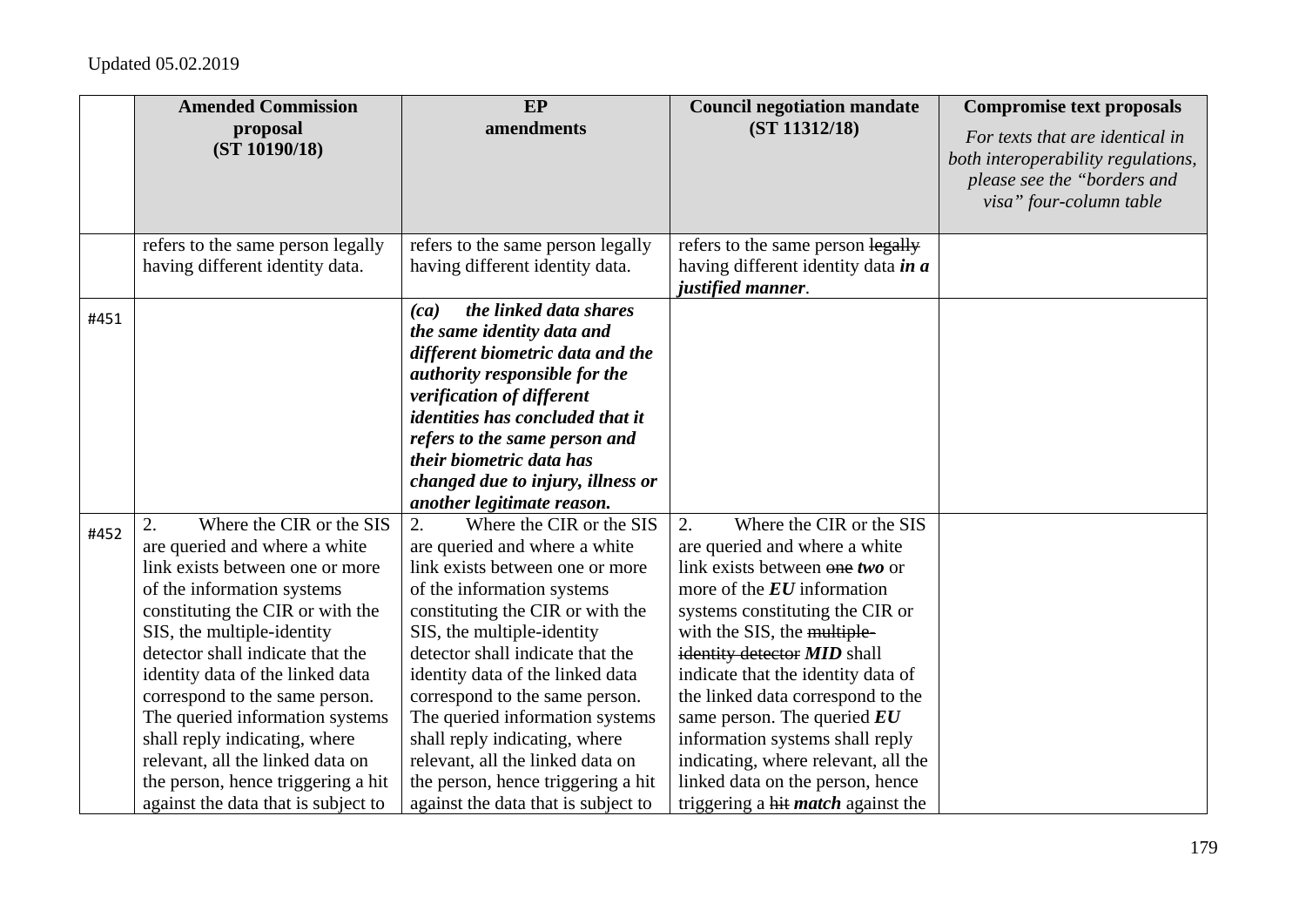Updated 05.02.2019

| | Amended Commission proposal (ST 10190/18) | EP amendments | Council negotiation mandate (ST 11312/18) | Compromise text proposals *For texts that are identical in both interoperability regulations, please see the "borders and visa" four-column table* |
|---|---|---|---|---|
| | refers to the same person legally having different identity data. | refers to the same person legally having different identity data. | refers to the same person ~~legally~~ having different identity data ***in a justified manner***. | |
| #451 | | ***(ca) the linked data shares the same identity data and different biometric data and the authority responsible for the verification of different identities has concluded that it refers to the same person and their biometric data has changed due to injury, illness or another legitimate reason.*** | | |
| #452 | 2. Where the CIR or the SIS are queried and where a white link exists between one or more of the information systems constituting the CIR or with the SIS, the multiple-identity detector shall indicate that the identity data of the linked data correspond to the same person. The queried information systems shall reply indicating, where relevant, all the linked data on the person, hence triggering a hit against the data that is subject to | 2. Where the CIR or the SIS are queried and where a white link exists between one or more of the information systems constituting the CIR or with the SIS, the multiple-identity detector shall indicate that the identity data of the linked data correspond to the same person. The queried information systems shall reply indicating, where relevant, all the linked data on the person, hence triggering a hit against the data that is subject to | 2. Where the CIR or the SIS are queried and where a white link exists between ~~one~~ ***two*** or more of the ***EU*** information systems constituting the CIR or with the SIS, the ~~multiple-identity detector~~ ***MID*** shall indicate that the identity data of the linked data correspond to the same person. The queried ***EU*** information systems shall reply indicating, where relevant, all the linked data on the person, hence triggering a ~~hit~~ ***match*** against the | |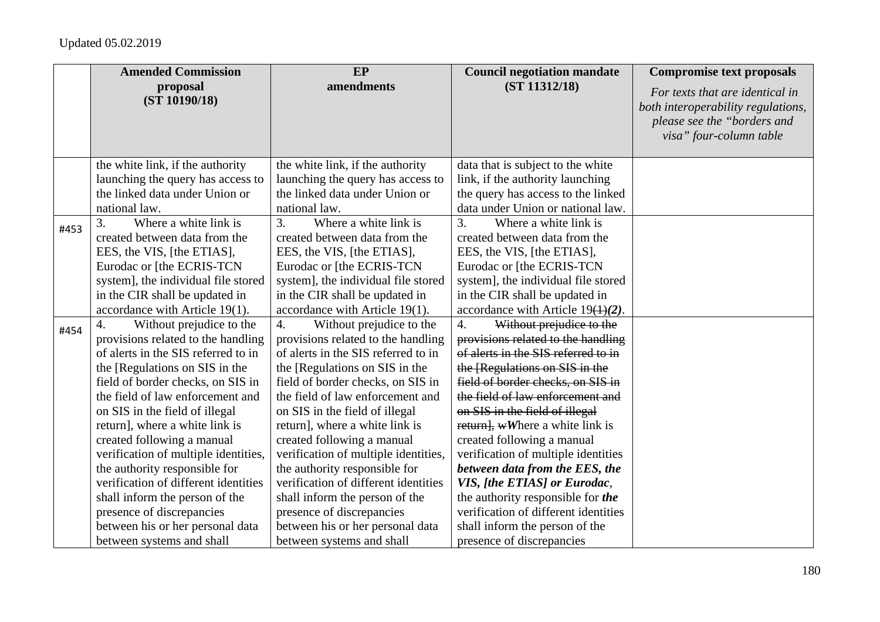Updated 05.02.2019

| | Amended Commission proposal (ST 10190/18) | EP amendments | Council negotiation mandate (ST 11312/18) | Compromise text proposals *For texts that are identical in both interoperability regulations, please see the "borders and visa" four-column table* |
|---|---|---|---|---|
| | the white link, if the authority launching the query has access to the linked data under Union or national law. | the white link, if the authority launching the query has access to the linked data under Union or national law. | data that is subject to the white link, if the authority launching the query has access to the linked data under Union or national law. | |
| #453 | 3. Where a white link is created between data from the EES, the VIS, [the ETIAS], Eurodac or [the ECRIS-TCN system], the individual file stored in the CIR shall be updated in accordance with Article 19(1). | 3. Where a white link is created between data from the EES, the VIS, [the ETIAS], Eurodac or [the ECRIS-TCN system], the individual file stored in the CIR shall be updated in accordance with Article 19(1). | 3. Where a white link is created between data from the EES, the VIS, [the ETIAS], Eurodac or [the ECRIS-TCN system], the individual file stored in the CIR shall be updated in accordance with Article 19~~(1)~~***(2)***. | |
| #454 | 4. Without prejudice to the provisions related to the handling of alerts in the SIS referred to in the [Regulations on SIS in the field of border checks, on SIS in the field of law enforcement and on SIS in the field of illegal return], where a white link is created following a manual verification of multiple identities, the authority responsible for verification of different identities shall inform the person of the presence of discrepancies between his or her personal data between systems and shall | 4. Without prejudice to the provisions related to the handling of alerts in the SIS referred to in the [Regulations on SIS in the field of border checks, on SIS in the field of law enforcement and on SIS in the field of illegal return], where a white link is created following a manual verification of multiple identities, the authority responsible for verification of different identities shall inform the person of the presence of discrepancies between his or her personal data between systems and shall | 4. ~~Without prejudice to the provisions related to the handling of alerts in the SIS referred to in the [Regulations on SIS in the field of border checks, on SIS in the field of law enforcement and on SIS in the field of illegal return], w~~***W***here a white link is created following a manual verification of multiple identities ***between data from the EES, the VIS, [the ETIAS] or Eurodac***, the authority responsible for ***the*** verification of different identities shall inform the person of the presence of discrepancies | |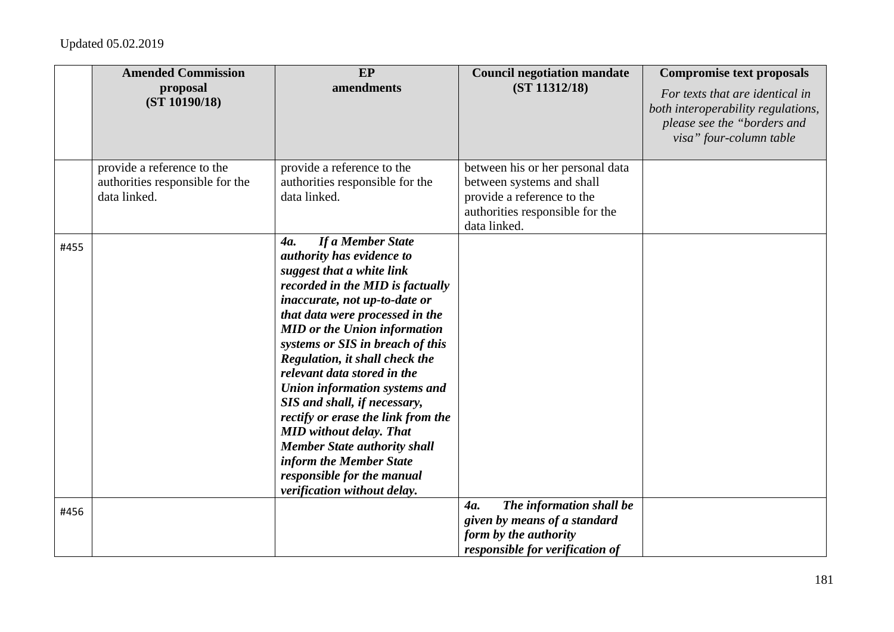Updated 05.02.2019

| | Amended Commission proposal (ST 10190/18) | EP amendments | Council negotiation mandate (ST 11312/18) | Compromise text proposals *For texts that are identical in both interoperability regulations, please see the "borders and visa" four-column table* |
|---|---|---|---|---|
| | provide a reference to the authorities responsible for the data linked. | provide a reference to the authorities responsible for the data linked. | between his or her personal data between systems and shall provide a reference to the authorities responsible for the data linked. | |
| #455 | | ***4a. If a Member State authority has evidence to suggest that a white link recorded in the MID is factually inaccurate, not up-to-date or that data were processed in the MID or the Union information systems or SIS in breach of this Regulation, it shall check the relevant data stored in the Union information systems and SIS and shall, if necessary, rectify or erase the link from the MID without delay. That Member State authority shall inform the Member State responsible for the manual verification without delay.*** | | |
| #456 | | | ***4a. The information shall be given by means of a standard form by the authority responsible for verification of*** | |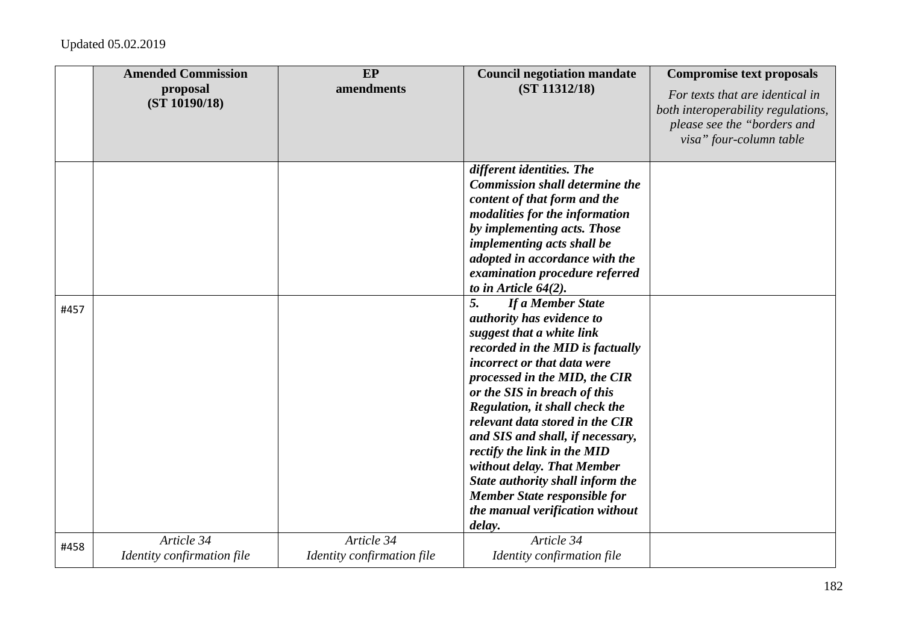Updated 05.02.2019

| | Amended Commission proposal (ST 10190/18) | EP amendments | Council negotiation mandate (ST 11312/18) | Compromise text proposals *For texts that are identical in both interoperability regulations, please see the "borders and visa" four-column table* |
|---|---|---|---|---|
| | | | ***different identities. The Commission shall determine the content of that form and the modalities for the information by implementing acts. Those implementing acts shall be adopted in accordance with the examination procedure referred to in Article 64(2).*** | |
| #457 | | | ***5. If a Member State authority has evidence to suggest that a white link recorded in the MID is factually incorrect or that data were processed in the MID, the CIR or the SIS in breach of this Regulation, it shall check the relevant data stored in the CIR and SIS and shall, if necessary, rectify the link in the MID without delay. That Member State authority shall inform the Member State responsible for the manual verification without delay.*** | |
| #458 | *Article 34* *Identity confirmation file* | *Article 34* *Identity confirmation file* | *Article 34* *Identity confirmation file* | |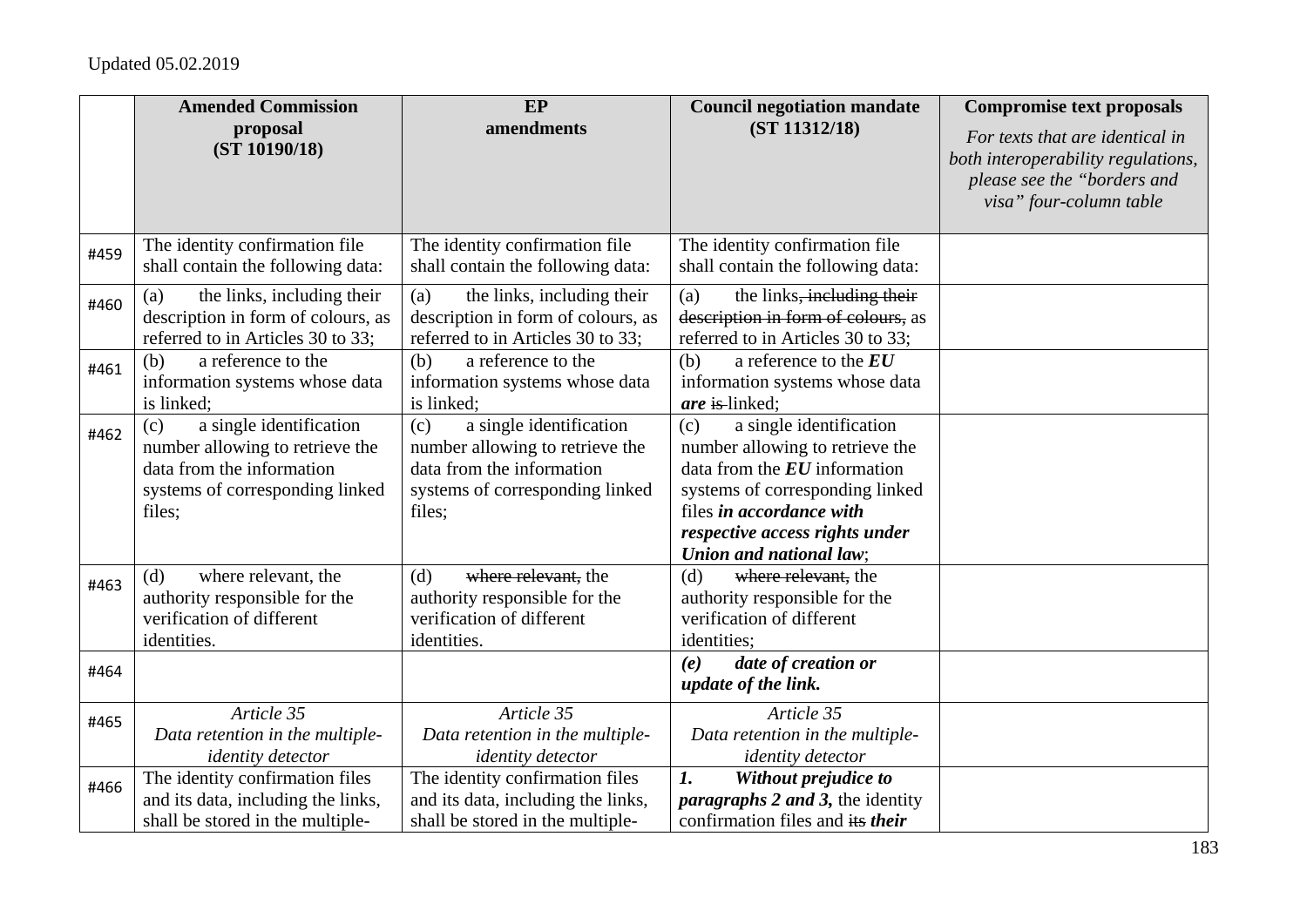Updated 05.02.2019

| | **Amended Commission proposal (ST 10190/18)** | **EP amendments** | **Council negotiation mandate (ST 11312/18)** | **Compromise text proposals** *For texts that are identical in both interoperability regulations, please see the "borders and visa" four-column table* |
|---|---|---|---|---|
| #459 | The identity confirmation file shall contain the following data: | The identity confirmation file shall contain the following data: | The identity confirmation file shall contain the following data: | |
| #460 | (a) the links, including their description in form of colours, as referred to in Articles 30 to 33; | (a) the links, including their description in form of colours, as referred to in Articles 30 to 33; | (a) the links~~, including their description in form of colours,~~ as referred to in Articles 30 to 33; | |
| #461 | (b) a reference to the information systems whose data is linked; | (b) a reference to the information systems whose data is linked; | (b) a reference to the ***EU*** information systems whose data ***are*** ~~is~~ linked; | |
| #462 | (c) a single identification number allowing to retrieve the data from the information systems of corresponding linked files; | (c) a single identification number allowing to retrieve the data from the information systems of corresponding linked files; | (c) a single identification number allowing to retrieve the data from the ***EU*** information systems of corresponding linked files ***in accordance with respective access rights under Union and national law***; | |
| #463 | (d) where relevant, the authority responsible for the verification of different identities. | (d) ~~where relevant,~~ the authority responsible for the verification of different identities. | (d) ~~where relevant,~~ the authority responsible for the verification of different identities; | |
| #464 | | | ***(e) date of creation or update of the link.*** | |
| #465 | *Article 35* *Data retention in the multiple-identity detector* | *Article 35* *Data retention in the multiple-identity detector* | *Article 35* *Data retention in the multiple-identity detector* | |
| #466 | The identity confirmation files and its data, including the links, shall be stored in the multiple- | The identity confirmation files and its data, including the links, shall be stored in the multiple- | ***1. Without prejudice to paragraphs 2 and 3,*** the identity confirmation files and ~~its~~ ***their*** | |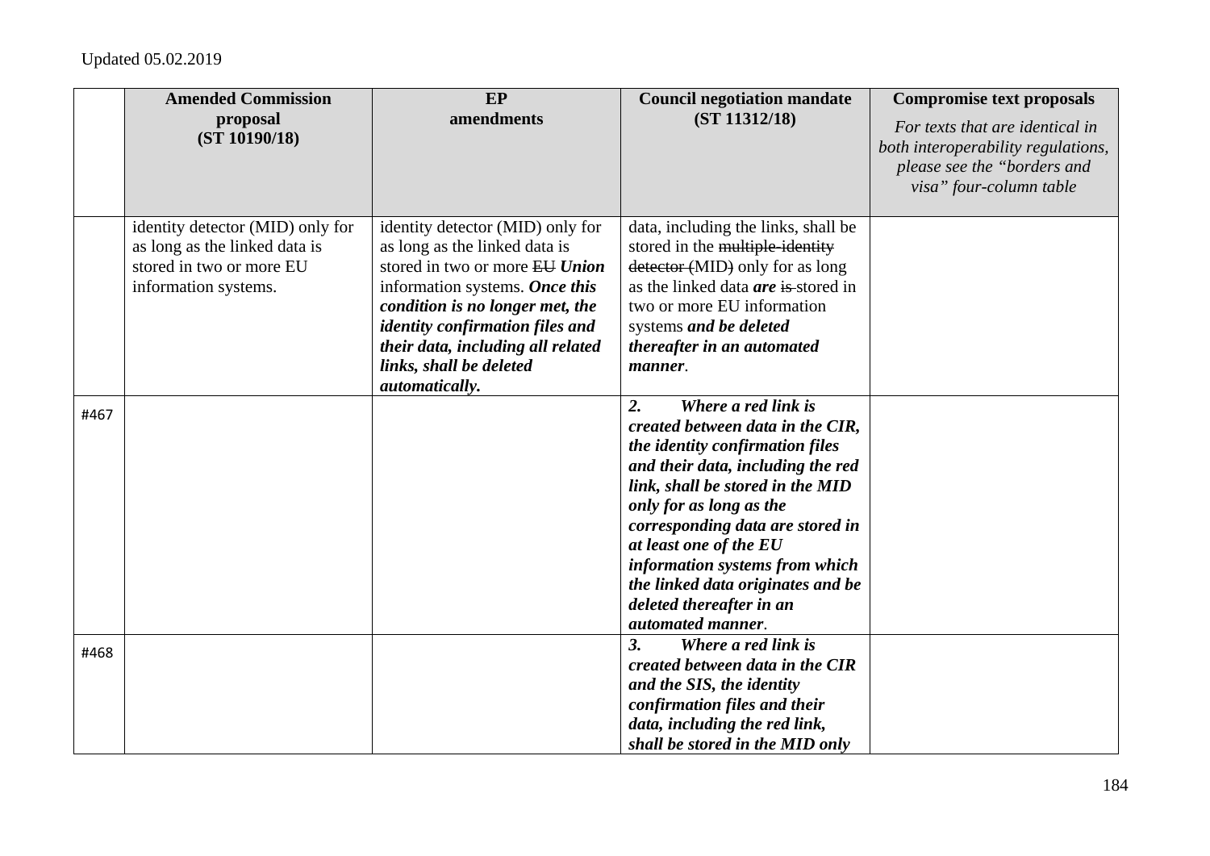Updated 05.02.2019

| | Amended Commission proposal (ST 10190/18) | EP amendments | Council negotiation mandate (ST 11312/18) | Compromise text proposals *For texts that are identical in both interoperability regulations, please see the "borders and visa" four-column table* |
|---|---|---|---|---|
| | identity detector (MID) only for as long as the linked data is stored in two or more EU information systems. | identity detector (MID) only for as long as the linked data is stored in two or more ~~EU~~ ***Union*** information systems. ***Once this condition is no longer met, the identity confirmation files and their data, including all related links, shall be deleted automatically.*** | data, including the links, shall be stored in the ~~multiple-identity detector (~~MID~~)~~ only for as long as the linked data ***are*** ~~is~~ stored in two or more EU information systems ***and be deleted thereafter in an automated manner***. | |
| #467 | | | ***2. Where a red link is created between data in the CIR, the identity confirmation files and their data, including the red link, shall be stored in the MID only for as long as the corresponding data are stored in at least one of the EU information systems from which the linked data originates and be deleted thereafter in an automated manner***. | |
| #468 | | | ***3. Where a red link is created between data in the CIR and the SIS, the identity confirmation files and their data, including the red link, shall be stored in the MID only*** | |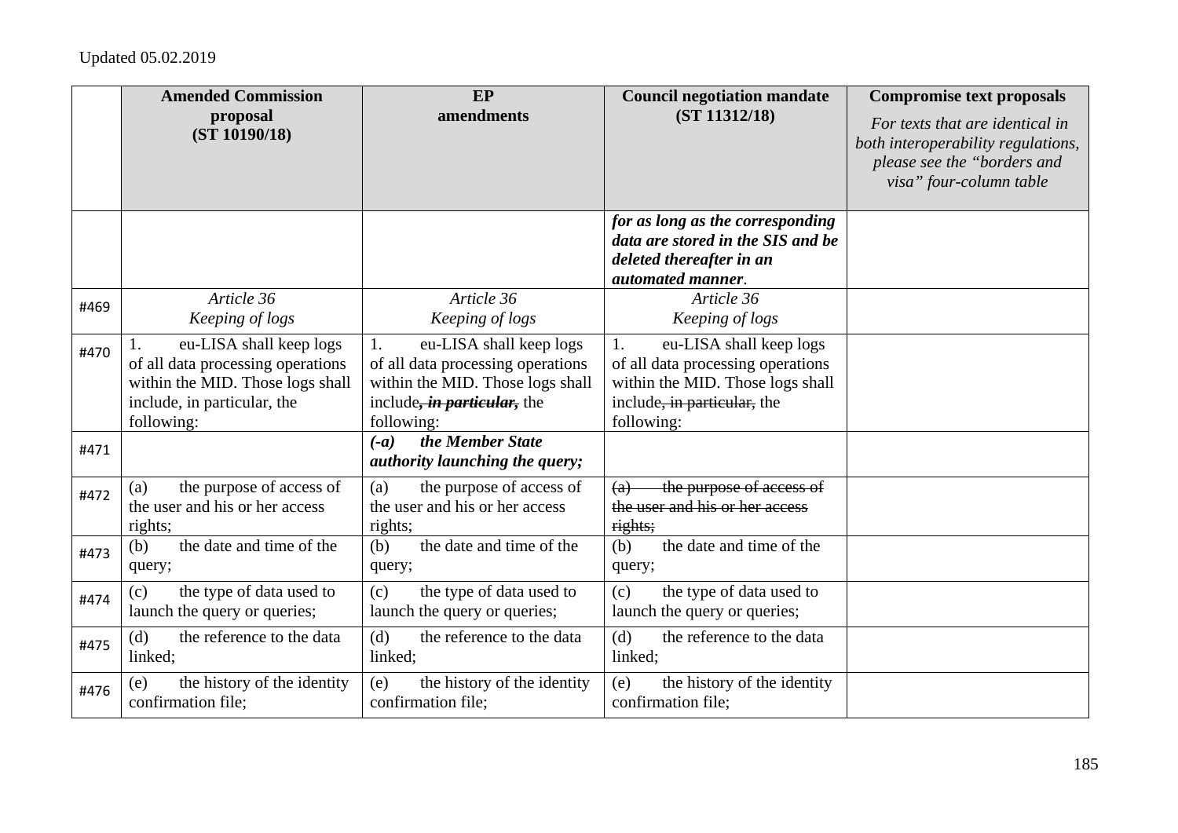Updated 05.02.2019

| | **Amended Commission proposal (ST 10190/18)** | **EP amendments** | **Council negotiation mandate (ST 11312/18)** | **Compromise text proposals** *For texts that are identical in both interoperability regulations, please see the "borders and visa" four-column table* |
|---|---|---|---|---|
| | | | ***for as long as the corresponding data are stored in the SIS and be deleted thereafter in an automated manner*.** | |
| #469 | *Article 36* *Keeping of logs* | *Article 36* *Keeping of logs* | *Article 36* *Keeping of logs* | |
| #470 | 1. eu-LISA shall keep logs of all data processing operations within the MID. Those logs shall include, in particular, the following: | 1. eu-LISA shall keep logs of all data processing operations within the MID. Those logs shall include~~***, in particular,***~~ the following: | 1. eu-LISA shall keep logs of all data processing operations within the MID. Those logs shall include~~, in particular,~~ the following: | |
| #471 | | ***(-a) the Member State authority launching the query;*** | | |
| #472 | (a) the purpose of access of the user and his or her access rights; | (a) the purpose of access of the user and his or her access rights; | ~~(a) the purpose of access of the user and his or her access rights;~~ | |
| #473 | (b) the date and time of the query; | (b) the date and time of the query; | (b) the date and time of the query; | |
| #474 | (c) the type of data used to launch the query or queries; | (c) the type of data used to launch the query or queries; | (c) the type of data used to launch the query or queries; | |
| #475 | (d) the reference to the data linked; | (d) the reference to the data linked; | (d) the reference to the data linked; | |
| #476 | (e) the history of the identity confirmation file; | (e) the history of the identity confirmation file; | (e) the history of the identity confirmation file; | |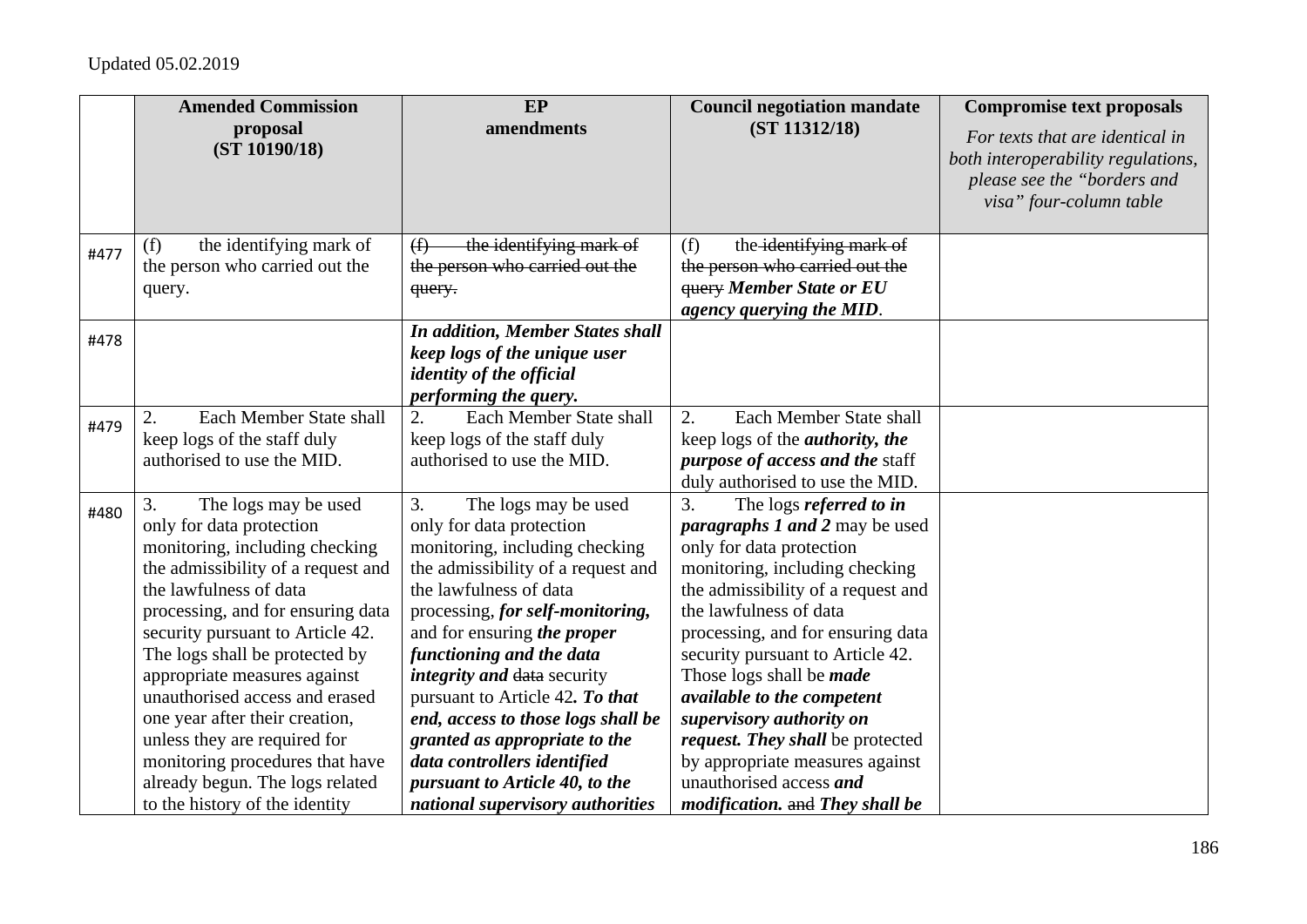Updated 05.02.2019

| | **Amended Commission proposal (ST 10190/18)** | **EP amendments** | **Council negotiation mandate (ST 11312/18)** | **Compromise text proposals** *For texts that are identical in both interoperability regulations, please see the "borders and visa" four-column table* |
|---|---|---|---|---|
| #477 | (f) the identifying mark of the person who carried out the query. | ~~(f) the identifying mark of the person who carried out the query.~~ | (f) the ~~identifying mark of the person who carried out the query~~ ***Member State or EU agency querying the MID***. | |
| #478 | | ***In addition, Member States shall keep logs of the unique user identity of the official performing the query.*** | | |
| #479 | 2. Each Member State shall keep logs of the staff duly authorised to use the MID. | 2. Each Member State shall keep logs of the staff duly authorised to use the MID. | 2. Each Member State shall keep logs of the ***authority, the purpose of access and the*** staff duly authorised to use the MID. | |
| #480 | 3. The logs may be used only for data protection monitoring, including checking the admissibility of a request and the lawfulness of data processing, and for ensuring data security pursuant to Article 42. The logs shall be protected by appropriate measures against unauthorised access and erased one year after their creation, unless they are required for monitoring procedures that have already begun. The logs related to the history of the identity | 3. The logs may be used only for data protection monitoring, including checking the admissibility of a request and the lawfulness of data processing, ***for self-monitoring,*** and for ensuring ***the proper functioning and the data integrity and*** ~~data~~ security pursuant to Article 42***. To that end, access to those logs shall be granted as appropriate to the data controllers identified pursuant to Article 40, to the national supervisory authorities*** | 3. The logs ***referred to in paragraphs 1 and 2*** may be used only for data protection monitoring, including checking the admissibility of a request and the lawfulness of data processing, and for ensuring data security pursuant to Article 42. Those logs shall be ***made available to the competent supervisory authority on request. They shall*** be protected by appropriate measures against unauthorised access ***and modification.*** ~~and~~ ***They shall be*** | |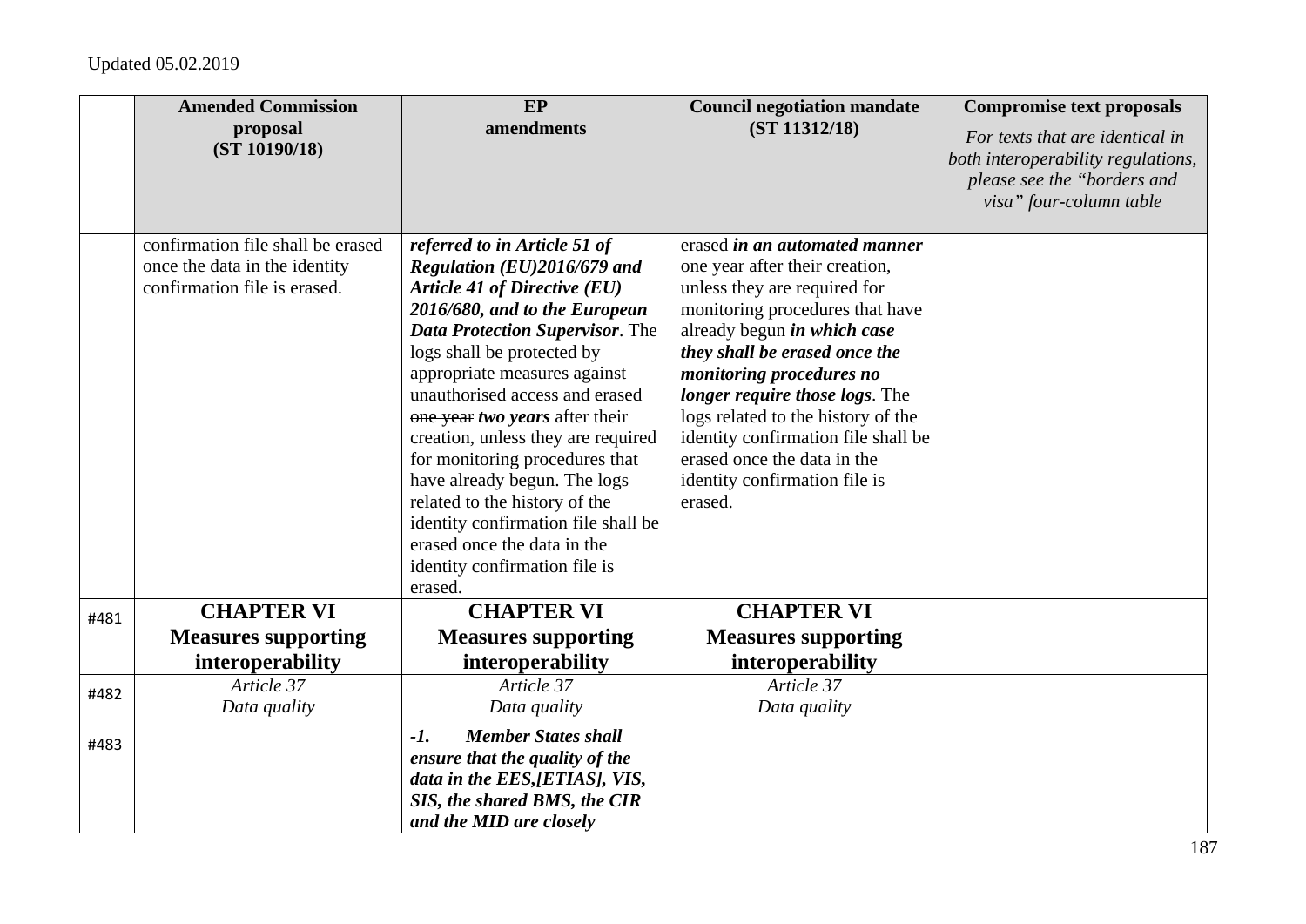Updated 05.02.2019

| | Amended Commission proposal (ST 10190/18) | EP amendments | Council negotiation mandate (ST 11312/18) | Compromise text proposals *For texts that are identical in both interoperability regulations, please see the "borders and visa" four-column table* |
|---|---|---|---|---|
| | confirmation file shall be erased once the data in the identity confirmation file is erased. | ***referred to in Article 51 of Regulation (EU)2016/679 and Article 41 of Directive (EU) 2016/680, and to the European Data Protection Supervisor***. The logs shall be protected by appropriate measures against unauthorised access and erased ~~one year~~ ***two years*** after their creation, unless they are required for monitoring procedures that have already begun. The logs related to the history of the identity confirmation file shall be erased once the data in the identity confirmation file is erased. | erased ***in an automated manner*** one year after their creation, unless they are required for monitoring procedures that have already begun ***in which case they shall be erased once the monitoring procedures no longer require those logs***. The logs related to the history of the identity confirmation file shall be erased once the data in the identity confirmation file is erased. | |
| #481 | **CHAPTER VI Measures supporting interoperability** | **CHAPTER VI Measures supporting interoperability** | **CHAPTER VI Measures supporting interoperability** | |
| #482 | *Article 37* *Data quality* | *Article 37* *Data quality* | *Article 37* *Data quality* | |
| #483 | | ***-1. Member States shall ensure that the quality of the data in the EES,[ETIAS], VIS, SIS, the shared BMS, the CIR and the MID are closely*** | | |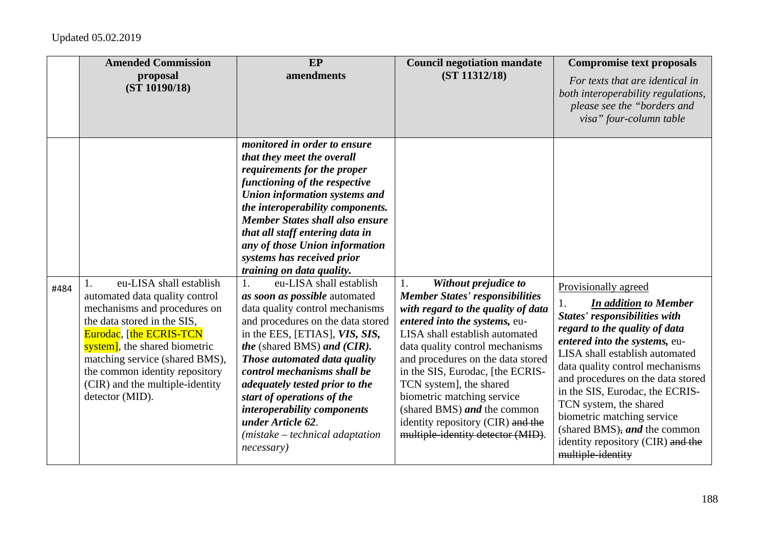| | Amended Commission proposal (ST 10190/18) | EP amendments | Council negotiation mandate (ST 11312/18) | Compromise text proposals *For texts that are identical in both interoperability regulations, please see the "borders and visa" four-column table* |
|---|---|---|---|---|
| | | ***monitored in order to ensure that they meet the overall requirements for the proper functioning of the respective Union information systems and the interoperability components. Member States shall also ensure that all staff entering data in any of those Union information systems has received prior training on data quality.*** | | |
| #484 | 1. eu-LISA shall establish automated data quality control mechanisms and procedures on the data stored in the SIS, Eurodac, [the ECRIS-TCN system], the shared biometric matching service (shared BMS), the common identity repository (CIR) and the multiple-identity detector (MID). | 1. eu-LISA shall establish ***as soon as possible*** automated data quality control mechanisms and procedures on the data stored in the EES, [ETIAS], ***VIS, SIS, the*** (shared BMS) ***and (CIR). Those automated data quality control mechanisms shall be adequately tested prior to the start of operations of the interoperability components under Article 62***. *(mistake – technical adaptation necessary)* | 1. ***Without prejudice to Member States' responsibilities with regard to the quality of data entered into the systems,*** eu-LISA shall establish automated data quality control mechanisms and procedures on the data stored in the SIS, Eurodac, [the ECRIS-TCN system], the shared biometric matching service (shared BMS) ***and*** the common identity repository (CIR) ~~and the multiple-identity detector (MID)~~. | Provisionally agreed<br>1. ***In addition to Member States' responsibilities with regard to the quality of data entered into the systems,*** eu-LISA shall establish automated data quality control mechanisms and procedures on the data stored in the SIS, Eurodac, the ECRIS-TCN system, the shared biometric matching service (shared BMS)~~,~~ ***and*** the common identity repository (CIR) ~~and the multiple-identity~~ |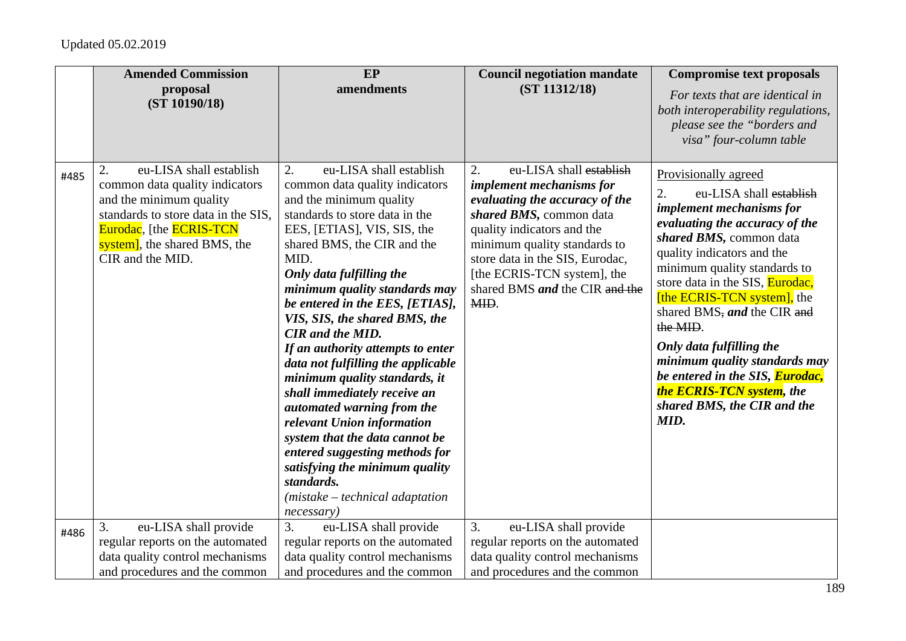Updated 05.02.2019

| | Amended Commission proposal (ST 10190/18) | EP amendments | Council negotiation mandate (ST 11312/18) | Compromise text proposals<br>*For texts that are identical in both interoperability regulations, please see the "borders and visa" four-column table* |
|---|---|---|---|---|
| #485 | 2. eu-LISA shall establish common data quality indicators and the minimum quality standards to store data in the SIS, Eurodac, [the ECRIS-TCN system], the shared BMS, the CIR and the MID. | 2. eu-LISA shall establish common data quality indicators and the minimum quality standards to store data in the EES, [ETIAS], VIS, SIS, the shared BMS, the CIR and the MID.<br>***Only data fulfilling the minimum quality standards may be entered in the EES, [ETIAS], VIS, SIS, the shared BMS, the CIR and the MID.***<br>***If an authority attempts to enter data not fulfilling the applicable minimum quality standards, it shall immediately receive an automated warning from the relevant Union information system that the data cannot be entered suggesting methods for satisfying the minimum quality standards.***<br>*(mistake – technical adaptation necessary)* | 2. eu-LISA shall ~~establish~~ ***implement mechanisms for evaluating the accuracy of the shared BMS,*** common data quality indicators and the minimum quality standards to store data in the SIS, Eurodac, [the ECRIS-TCN system], the shared BMS ***and*** the CIR ~~and the MID~~. | Provisionally agreed<br>2. eu-LISA shall ~~establish~~ ***implement mechanisms for evaluating the accuracy of the shared BMS,*** common data quality indicators and the minimum quality standards to store data in the SIS, Eurodac, [the ECRIS-TCN system], the shared BMS~~,~~ ***and*** the CIR ~~and the MID~~.<br>***Only data fulfilling the minimum quality standards may be entered in the SIS, Eurodac, the ECRIS-TCN system, the shared BMS, the CIR and the MID.*** |
| #486 | 3. eu-LISA shall provide regular reports on the automated data quality control mechanisms and procedures and the common | 3. eu-LISA shall provide regular reports on the automated data quality control mechanisms and procedures and the common | 3. eu-LISA shall provide regular reports on the automated data quality control mechanisms and procedures and the common | |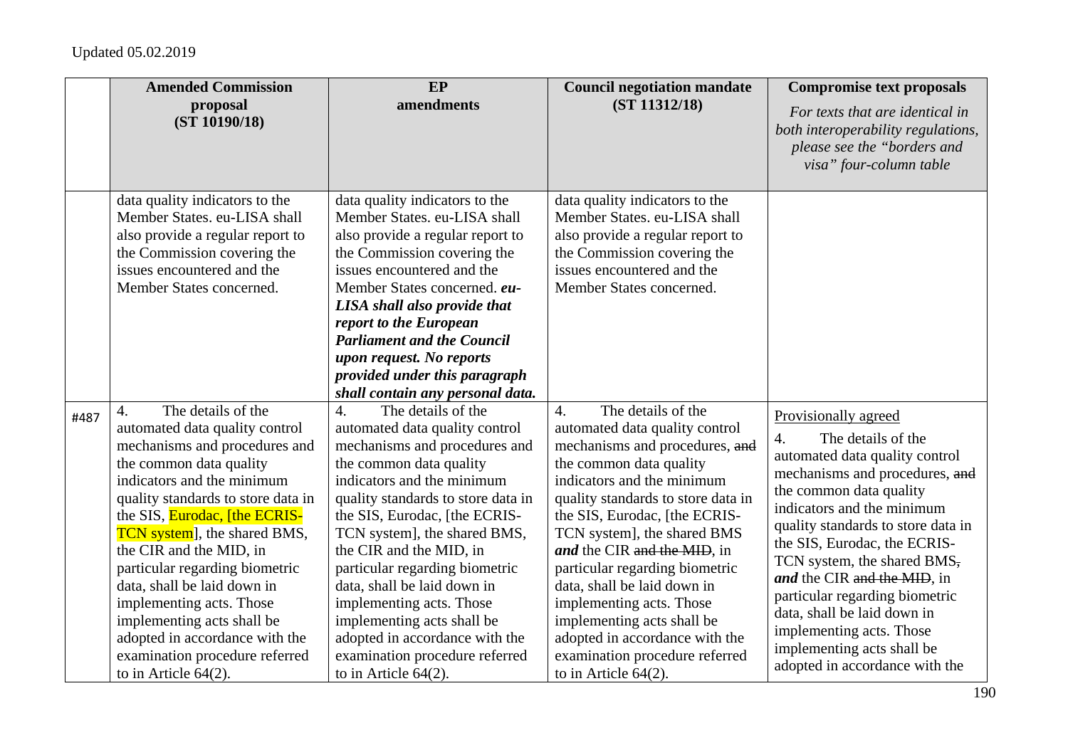Updated 05.02.2019

| | Amended Commission proposal (ST 10190/18) | EP amendments | Council negotiation mandate (ST 11312/18) | Compromise text proposals *For texts that are identical in both interoperability regulations, please see the "borders and visa" four-column table* |
|---|---|---|---|---|
| | data quality indicators to the Member States. eu-LISA shall also provide a regular report to the Commission covering the issues encountered and the Member States concerned. | data quality indicators to the Member States. eu-LISA shall also provide a regular report to the Commission covering the issues encountered and the Member States concerned. ***eu-LISA shall also provide that report to the European Parliament and the Council upon request. No reports provided under this paragraph shall contain any personal data.*** | data quality indicators to the Member States. eu-LISA shall also provide a regular report to the Commission covering the issues encountered and the Member States concerned. | |
| #487 | 4. The details of the automated data quality control mechanisms and procedures and the common data quality indicators and the minimum quality standards to store data in the SIS, Eurodac, [the ECRIS-TCN system], the shared BMS, the CIR and the MID, in particular regarding biometric data, shall be laid down in implementing acts. Those implementing acts shall be adopted in accordance with the examination procedure referred to in Article 64(2). | 4. The details of the automated data quality control mechanisms and procedures and the common data quality indicators and the minimum quality standards to store data in the SIS, Eurodac, [the ECRIS-TCN system], the shared BMS, the CIR and the MID, in particular regarding biometric data, shall be laid down in implementing acts. Those implementing acts shall be adopted in accordance with the examination procedure referred to in Article 64(2). | 4. The details of the automated data quality control mechanisms and procedures, ~~and~~ the common data quality indicators and the minimum quality standards to store data in the SIS, Eurodac, [the ECRIS-TCN system], the shared BMS ***and*** the CIR ~~and the MID~~, in particular regarding biometric data, shall be laid down in implementing acts. Those implementing acts shall be adopted in accordance with the examination procedure referred to in Article 64(2). | Provisionally agreed<br>4. The details of the automated data quality control mechanisms and procedures, ~~and~~ the common data quality indicators and the minimum quality standards to store data in the SIS, Eurodac, the ECRIS-TCN system, the shared BMS~~,~~ ***and*** the CIR ~~and the MID~~, in particular regarding biometric data, shall be laid down in implementing acts. Those implementing acts shall be adopted in accordance with the |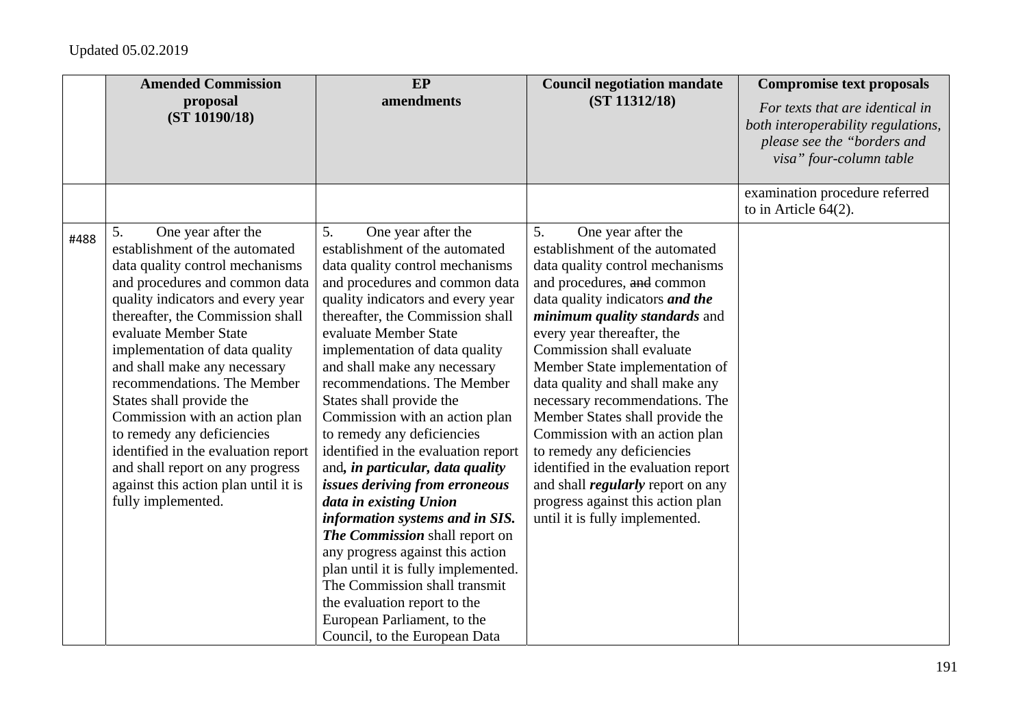Updated 05.02.2019

| | Amended Commission proposal (ST 10190/18) | EP amendments | Council negotiation mandate (ST 11312/18) | Compromise text proposals *For texts that are identical in both interoperability regulations, please see the "borders and visa" four-column table* |
|---|---|---|---|---|
| | | | | examination procedure referred to in Article 64(2). |
| #488 | 5. One year after the establishment of the automated data quality control mechanisms and procedures and common data quality indicators and every year thereafter, the Commission shall evaluate Member State implementation of data quality and shall make any necessary recommendations. The Member States shall provide the Commission with an action plan to remedy any deficiencies identified in the evaluation report and shall report on any progress against this action plan until it is fully implemented. | 5. One year after the establishment of the automated data quality control mechanisms and procedures and common data quality indicators and every year thereafter, the Commission shall evaluate Member State implementation of data quality and shall make any necessary recommendations. The Member States shall provide the Commission with an action plan to remedy any deficiencies identified in the evaluation report and***, in particular, data quality issues deriving from erroneous data in existing Union information systems and in SIS. The Commission*** shall report on any progress against this action plan until it is fully implemented. The Commission shall transmit the evaluation report to the European Parliament, to the Council, to the European Data | 5. One year after the establishment of the automated data quality control mechanisms and procedures, ~~and~~ common data quality indicators ***and the minimum quality standards*** and every year thereafter, the Commission shall evaluate Member State implementation of data quality and shall make any necessary recommendations. The Member States shall provide the Commission with an action plan to remedy any deficiencies identified in the evaluation report and shall ***regularly*** report on any progress against this action plan until it is fully implemented. | |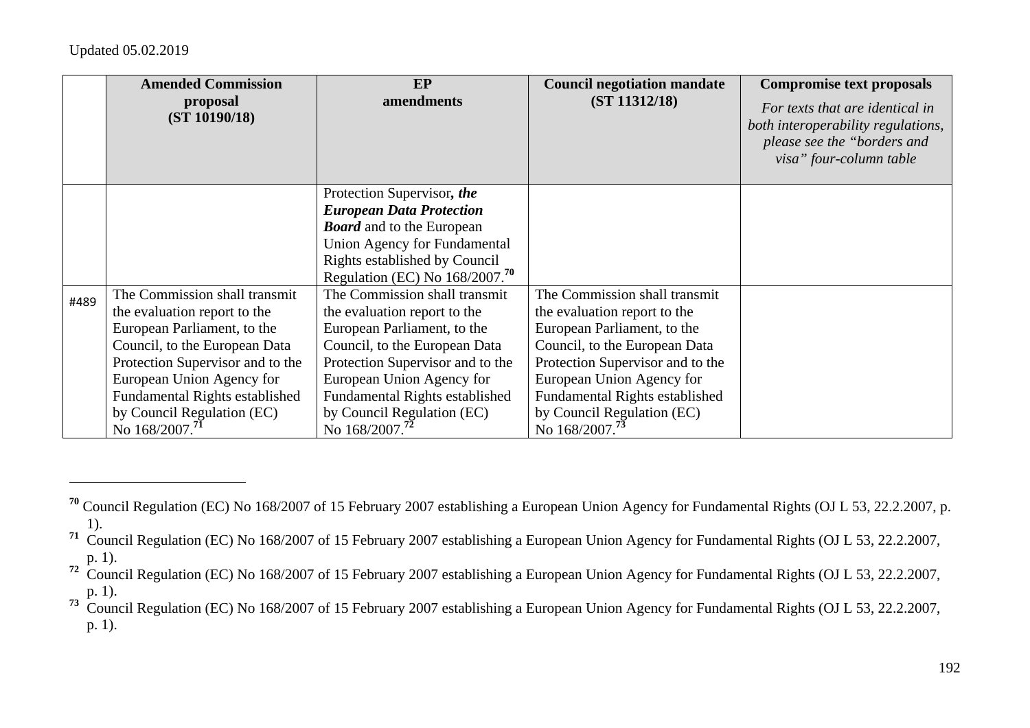Updated 05.02.2019

| | Amended Commission proposal (ST 10190/18) | EP amendments | Council negotiation mandate (ST 11312/18) | Compromise text proposals *For texts that are identical in both interoperability regulations, please see the "borders and visa" four-column table* |
|---|---|---|---|---|
| | | Protection Supervisor***, the European Data Protection Board*** and to the European Union Agency for Fundamental Rights established by Council Regulation (EC) No 168/2007.[70] | | |
| #489 | The Commission shall transmit the evaluation report to the European Parliament, to the Council, to the European Data Protection Supervisor and to the European Union Agency for Fundamental Rights established by Council Regulation (EC) No 168/2007.[71] | The Commission shall transmit the evaluation report to the European Parliament, to the Council, to the European Data Protection Supervisor and to the European Union Agency for Fundamental Rights established by Council Regulation (EC) No 168/2007.[72] | The Commission shall transmit the evaluation report to the European Parliament, to the Council, to the European Data Protection Supervisor and to the European Union Agency for Fundamental Rights established by Council Regulation (EC) No 168/2007.[73] | |

[70] Council Regulation (EC) No 168/2007 of 15 February 2007 establishing a European Union Agency for Fundamental Rights (OJ L 53, 22.2.2007, p. 1).

[71] Council Regulation (EC) No 168/2007 of 15 February 2007 establishing a European Union Agency for Fundamental Rights (OJ L 53, 22.2.2007, p. 1).

[72] Council Regulation (EC) No 168/2007 of 15 February 2007 establishing a European Union Agency for Fundamental Rights (OJ L 53, 22.2.2007, p. 1).

[73] Council Regulation (EC) No 168/2007 of 15 February 2007 establishing a European Union Agency for Fundamental Rights (OJ L 53, 22.2.2007, p. 1).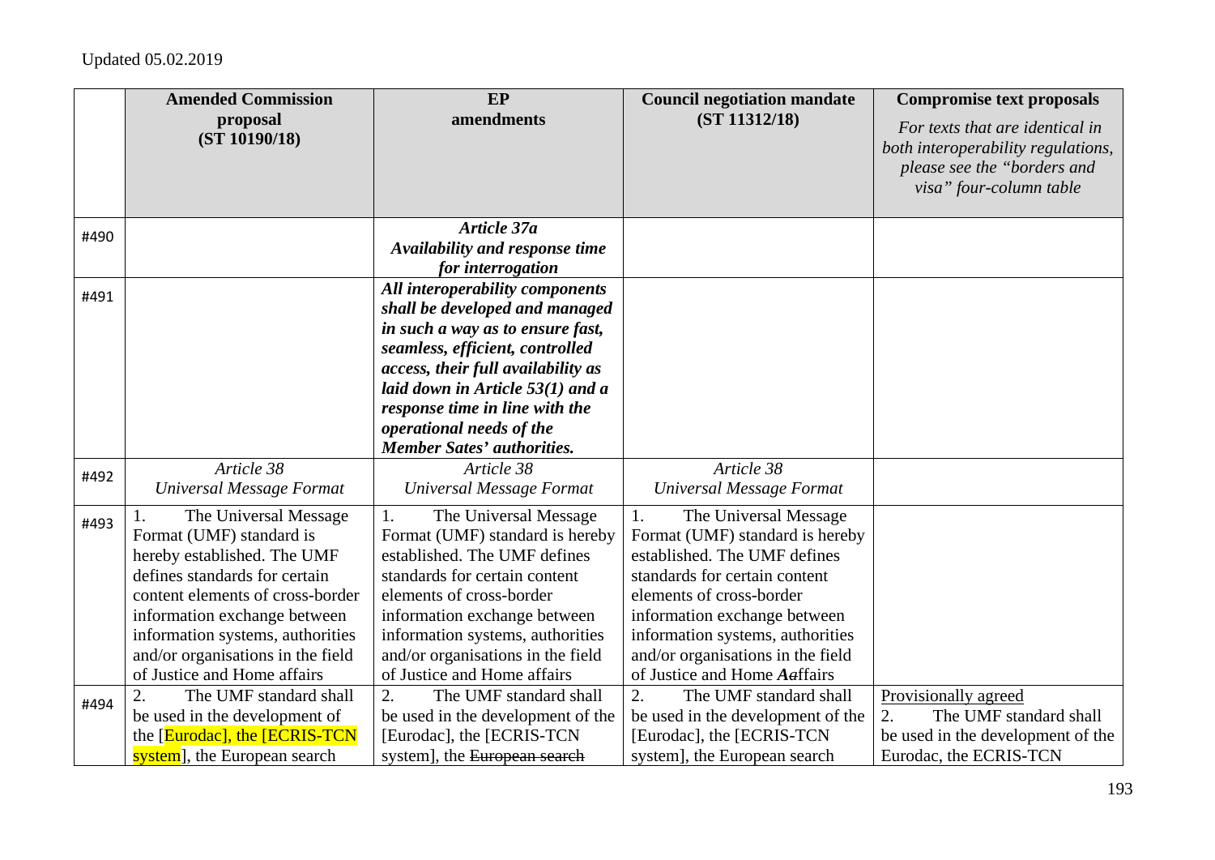Updated 05.02.2019

| | **Amended Commission proposal (ST 10190/18)** | **EP amendments** | **Council negotiation mandate (ST 11312/18)** | **Compromise text proposals** *For texts that are identical in both interoperability regulations, please see the "borders and visa" four-column table* |
|---|---|---|---|---|
| #490 | | ***Article 37a*** ***Availability and response time for interrogation*** | | |
| #491 | | ***All interoperability components shall be developed and managed in such a way as to ensure fast, seamless, efficient, controlled access, their full availability as laid down in Article 53(1) and a response time in line with the operational needs of the Member Sates' authorities.*** | | |
| #492 | *Article 38* *Universal Message Format* | *Article 38* *Universal Message Format* | *Article 38* *Universal Message Format* | |
| #493 | 1. The Universal Message Format (UMF) standard is hereby established. The UMF defines standards for certain content elements of cross-border information exchange between information systems, authorities and/or organisations in the field of Justice and Home affairs | 1. The Universal Message Format (UMF) standard is hereby established. The UMF defines standards for certain content elements of cross-border information exchange between information systems, authorities and/or organisations in the field of Justice and Home affairs | 1. The Universal Message Format (UMF) standard is hereby established. The UMF defines standards for certain content elements of cross-border information exchange between information systems, authorities and/or organisations in the field of Justice and Home ***A*~~a~~ffairs | |
| #494 | 2. The UMF standard shall be used in the development of the [Eurodac], the [ECRIS-TCN system], the European search | 2. The UMF standard shall be used in the development of the [Eurodac], the [ECRIS-TCN system], the ~~European search~~ | 2. The UMF standard shall be used in the development of the [Eurodac], the [ECRIS-TCN system], the European search | Provisionally agreed 2. The UMF standard shall be used in the development of the Eurodac, the ECRIS-TCN |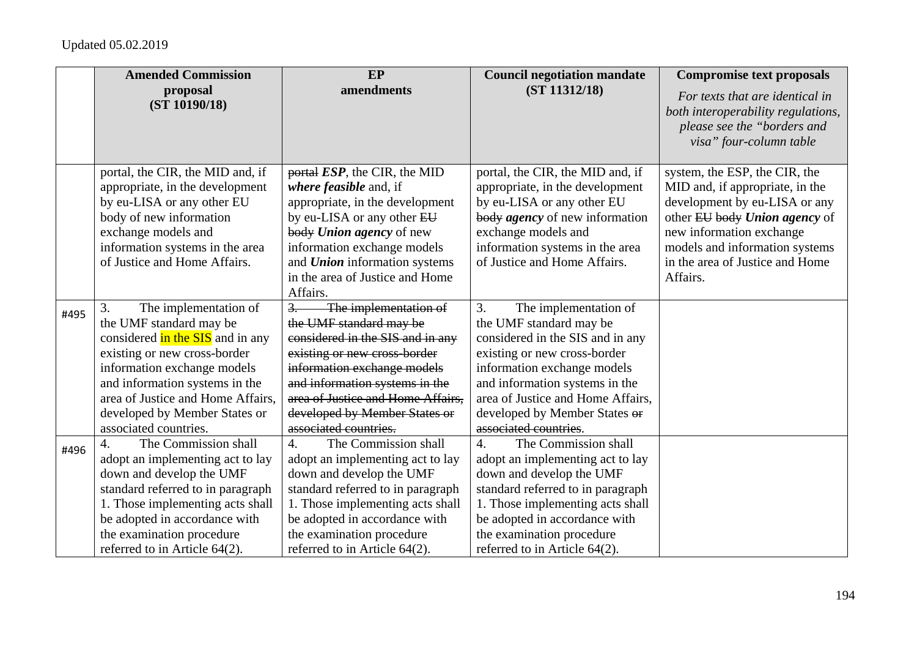| | **Amended Commission proposal (ST 10190/18)** | **EP amendments** | **Council negotiation mandate (ST 11312/18)** | **Compromise text proposals** *For texts that are identical in both interoperability regulations, please see the "borders and visa" four-column table* |
|---|---|---|---|---|
| | portal, the CIR, the MID and, if appropriate, in the development by eu-LISA or any other EU body of new information exchange models and information systems in the area of Justice and Home Affairs. | ~~portal~~ ***ESP***, the CIR, the MID ***where feasible*** and, if appropriate, in the development by eu-LISA or any other ~~EU body~~ ***Union agency*** of new information exchange models and ***Union*** information systems in the area of Justice and Home Affairs. | portal, the CIR, the MID and, if appropriate, in the development by eu-LISA or any other EU ~~body~~ ***agency*** of new information exchange models and information systems in the area of Justice and Home Affairs. | system, the ESP, the CIR, the MID and, if appropriate, in the development by eu-LISA or any other ~~EU body~~ ***Union agency*** of new information exchange models and information systems in the area of Justice and Home Affairs. |
| #495 | 3. The implementation of the UMF standard may be considered in the SIS and in any existing or new cross-border information exchange models and information systems in the area of Justice and Home Affairs, developed by Member States or associated countries. | ~~3. The implementation of the UMF standard may be considered in the SIS and in any existing or new cross-border information exchange models and information systems in the area of Justice and Home Affairs, developed by Member States or associated countries.~~ | 3. The implementation of the UMF standard may be considered in the SIS and in any existing or new cross-border information exchange models and information systems in the area of Justice and Home Affairs, developed by Member States ~~or associated countries~~. | |
| #496 | 4. The Commission shall adopt an implementing act to lay down and develop the UMF standard referred to in paragraph 1. Those implementing acts shall be adopted in accordance with the examination procedure referred to in Article 64(2). | 4. The Commission shall adopt an implementing act to lay down and develop the UMF standard referred to in paragraph 1. Those implementing acts shall be adopted in accordance with the examination procedure referred to in Article 64(2). | 4. The Commission shall adopt an implementing act to lay down and develop the UMF standard referred to in paragraph 1. Those implementing acts shall be adopted in accordance with the examination procedure referred to in Article 64(2). | |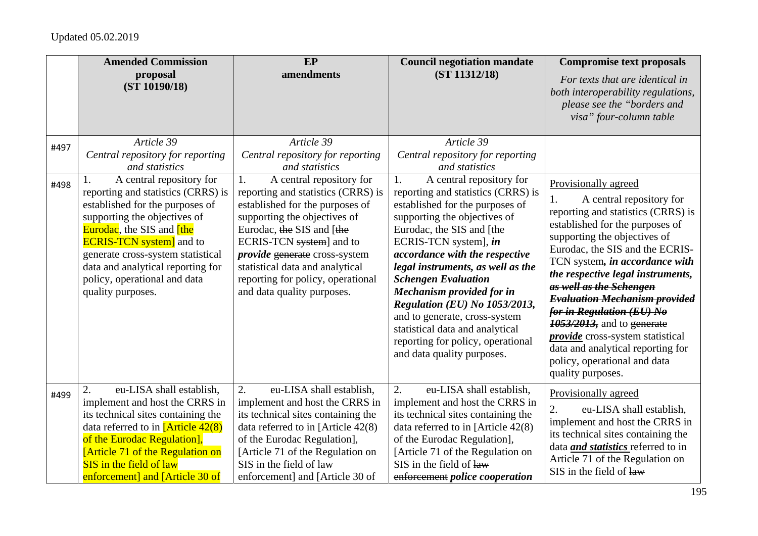Updated 05.02.2019

| | **Amended Commission proposal (ST 10190/18)** | **EP amendments** | **Council negotiation mandate (ST 11312/18)** | **Compromise text proposals** *For texts that are identical in both interoperability regulations, please see the "borders and visa" four-column table* |
|---|---|---|---|---|
| #497 | *Article 39* *Central repository for reporting and statistics* | *Article 39* *Central repository for reporting and statistics* | *Article 39* *Central repository for reporting and statistics* | |
| #498 | 1. A central repository for reporting and statistics (CRRS) is established for the purposes of supporting the objectives of Eurodac, the SIS and [the ECRIS-TCN system] and to generate cross-system statistical data and analytical reporting for policy, operational and data quality purposes. | 1. A central repository for reporting and statistics (CRRS) is established for the purposes of supporting the objectives of Eurodac, ~~the~~ SIS and [~~the~~ ECRIS-TCN ~~system~~] and to ***provide*** ~~generate~~ cross-system statistical data and analytical reporting for policy, operational and data quality purposes. | 1. A central repository for reporting and statistics (CRRS) is established for the purposes of supporting the objectives of Eurodac, the SIS and [the ECRIS-TCN system], ***in accordance with the respective legal instruments, as well as the Schengen Evaluation Mechanism provided for in Regulation (EU) No 1053/2013,*** and to generate, cross-system statistical data and analytical reporting for policy, operational and data quality purposes. | Provisionally agreed<br>1. A central repository for reporting and statistics (CRRS) is established for the purposes of supporting the objectives of Eurodac, the SIS and the ECRIS-TCN system***, in accordance with the respective legal instruments, ~~as well as the Schengen Evaluation Mechanism provided for in Regulation (EU) No 1053/2013,~~*** and to ~~generate~~ ***provide*** cross-system statistical data and analytical reporting for policy, operational and data quality purposes. |
| #499 | 2. eu-LISA shall establish, implement and host the CRRS in its technical sites containing the data referred to in [Article 42(8) of the Eurodac Regulation], [Article 71 of the Regulation on SIS in the field of law enforcement] and [Article 30 of | 2. eu-LISA shall establish, implement and host the CRRS in its technical sites containing the data referred to in [Article 42(8) of the Eurodac Regulation], [Article 71 of the Regulation on SIS in the field of law enforcement] and [Article 30 of | 2. eu-LISA shall establish, implement and host the CRRS in its technical sites containing the data referred to in [Article 42(8) of the Eurodac Regulation], [Article 71 of the Regulation on SIS in the field of ~~law enforcement~~ ***police cooperation*** | Provisionally agreed<br>2. eu-LISA shall establish, implement and host the CRRS in its technical sites containing the data ***and statistics*** referred to in Article 71 of the Regulation on SIS in the field of ~~law~~ |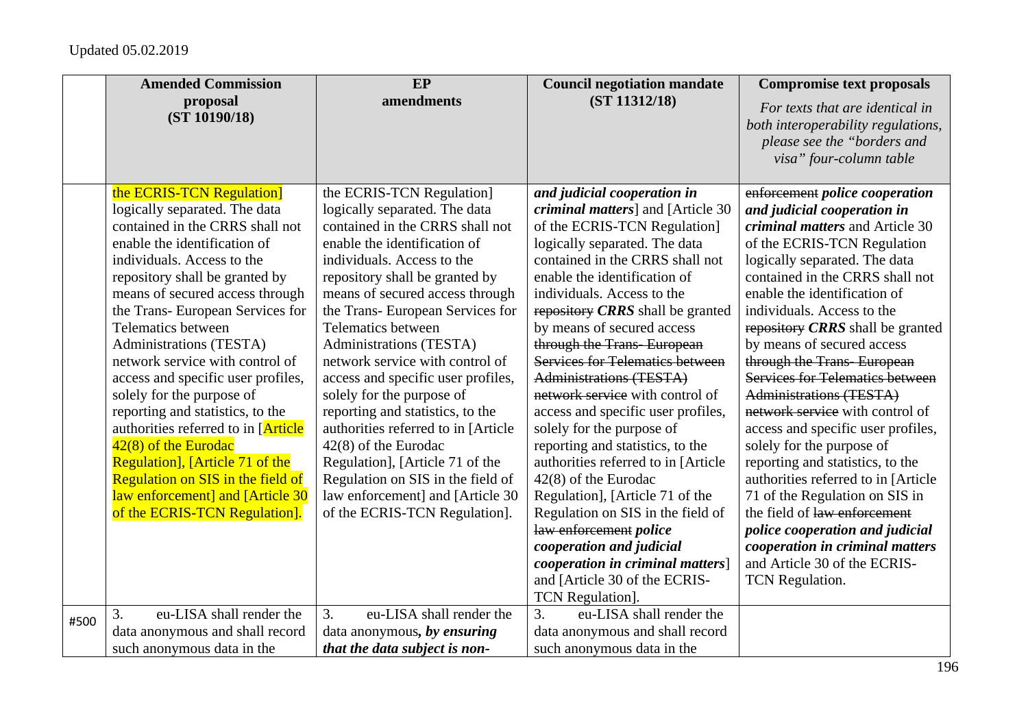Updated 05.02.2019

| | Amended Commission proposal (ST 10190/18) | EP amendments | Council negotiation mandate (ST 11312/18) | Compromise text proposals *For texts that are identical in both interoperability regulations, please see the "borders and visa" four-column table* |
|---|---|---|---|---|
| | the ECRIS-TCN Regulation] logically separated. The data contained in the CRRS shall not enable the identification of individuals. Access to the repository shall be granted by means of secured access through the Trans- European Services for Telematics between Administrations (TESTA) network service with control of access and specific user profiles, solely for the purpose of reporting and statistics, to the authorities referred to in [Article 42(8) of the Eurodac Regulation], [Article 71 of the Regulation on SIS in the field of law enforcement] and [Article 30 of the ECRIS-TCN Regulation]. | the ECRIS-TCN Regulation] logically separated. The data contained in the CRRS shall not enable the identification of individuals. Access to the repository shall be granted by means of secured access through the Trans- European Services for Telematics between Administrations (TESTA) network service with control of access and specific user profiles, solely for the purpose of reporting and statistics, to the authorities referred to in [Article 42(8) of the Eurodac Regulation], [Article 71 of the Regulation on SIS in the field of law enforcement] and [Article 30 of the ECRIS-TCN Regulation]. | ***and judicial cooperation in criminal matters***] and [Article 30 of the ECRIS-TCN Regulation] logically separated. The data contained in the CRRS shall not enable the identification of individuals. Access to the ~~repository~~ ***CRRS*** shall be granted by means of secured access ~~through the Trans- European Services for Telematics between Administrations (TESTA) network service~~ with control of access and specific user profiles, solely for the purpose of reporting and statistics, to the authorities referred to in [Article 42(8) of the Eurodac Regulation], [Article 71 of the Regulation on SIS in the field of ~~law enforcement~~ ***police cooperation and judicial cooperation in criminal matters***] and [Article 30 of the ECRIS-TCN Regulation]. | ~~enforcement~~ ***police cooperation and judicial cooperation in criminal matters*** and Article 30 of the ECRIS-TCN Regulation logically separated. The data contained in the CRRS shall not enable the identification of individuals. Access to the ~~repository~~ ***CRRS*** shall be granted by means of secured access ~~through the Trans- European Services for Telematics between Administrations (TESTA) network service~~ with control of access and specific user profiles, solely for the purpose of reporting and statistics, to the authorities referred to in [Article 71 of the Regulation on SIS in the field of ~~law enforcement~~ ***police cooperation and judicial cooperation in criminal matters*** and Article 30 of the ECRIS-TCN Regulation. |
| #500 | 3. eu-LISA shall render the data anonymous and shall record such anonymous data in the | 3. eu-LISA shall render the data anonymous***, by ensuring that the data subject is non-*** | 3. eu-LISA shall render the data anonymous and shall record such anonymous data in the | |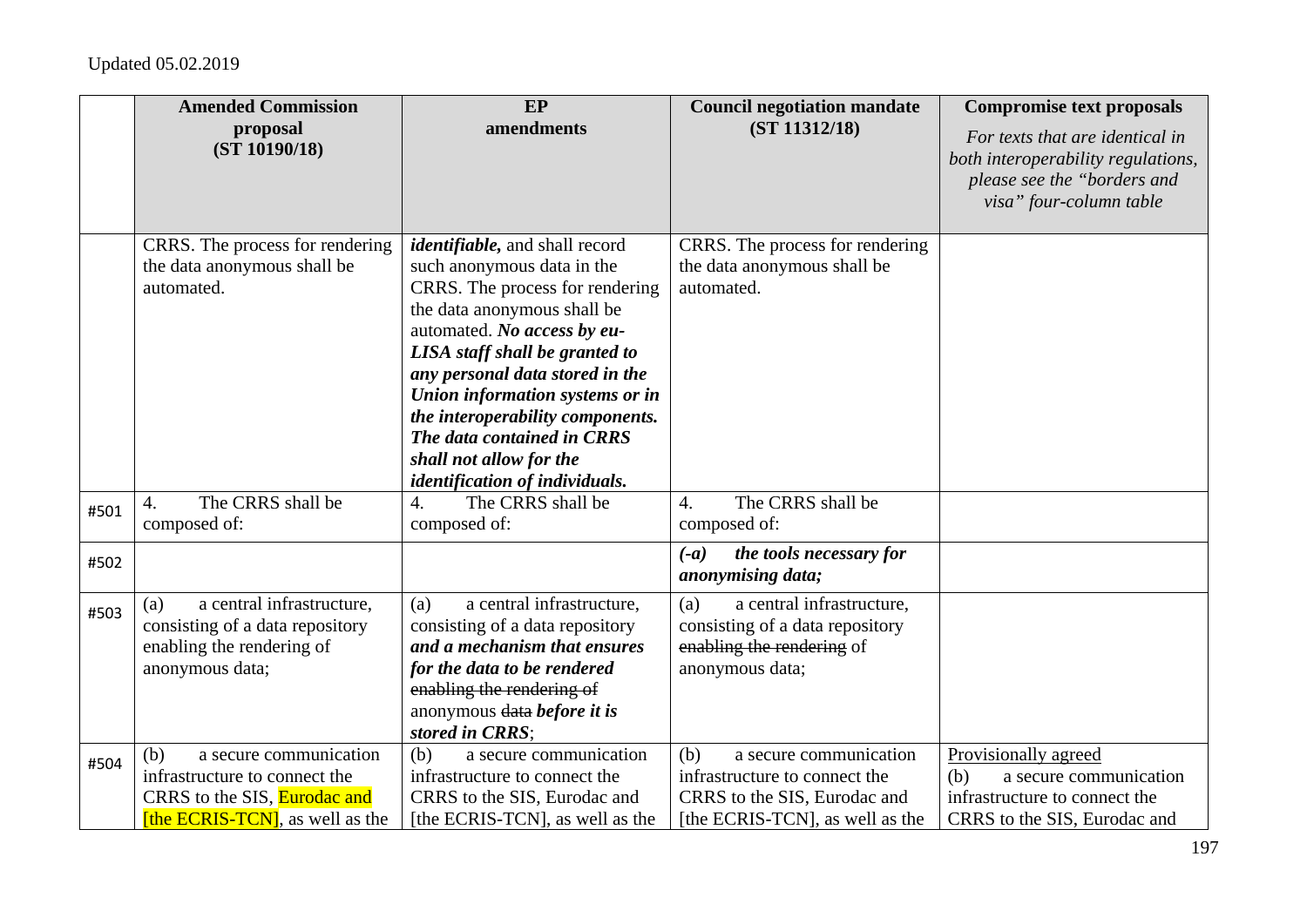Updated 05.02.2019

| | Amended Commission proposal (ST 10190/18) | EP amendments | Council negotiation mandate (ST 11312/18) | Compromise text proposals *For texts that are identical in both interoperability regulations, please see the "borders and visa" four-column table* |
|---|---|---|---|---|
| | CRRS. The process for rendering the data anonymous shall be automated. | ***identifiable,*** and shall record such anonymous data in the CRRS. The process for rendering the data anonymous shall be automated. ***No access by eu-LISA staff shall be granted to any personal data stored in the Union information systems or in the interoperability components. The data contained in CRRS shall not allow for the identification of individuals.*** | CRRS. The process for rendering the data anonymous shall be automated. | |
| #501 | 4. The CRRS shall be composed of: | 4. The CRRS shall be composed of: | 4. The CRRS shall be composed of: | |
| #502 | | | ***(-a) the tools necessary for anonymising data;*** | |
| #503 | (a) a central infrastructure, consisting of a data repository enabling the rendering of anonymous data; | (a) a central infrastructure, consisting of a data repository ***and a mechanism that ensures for the data to be rendered*** ~~enabling the rendering of~~ anonymous ~~data~~ ***before it is stored in CRRS***; | (a) a central infrastructure, consisting of a data repository ~~enabling the rendering~~ of anonymous data; | |
| #504 | (b) a secure communication infrastructure to connect the CRRS to the SIS, Eurodac and [the ECRIS-TCN], as well as the | (b) a secure communication infrastructure to connect the CRRS to the SIS, Eurodac and [the ECRIS-TCN], as well as the | (b) a secure communication infrastructure to connect the CRRS to the SIS, Eurodac and [the ECRIS-TCN], as well as the | Provisionally agreed (b) a secure communication infrastructure to connect the CRRS to the SIS, Eurodac and |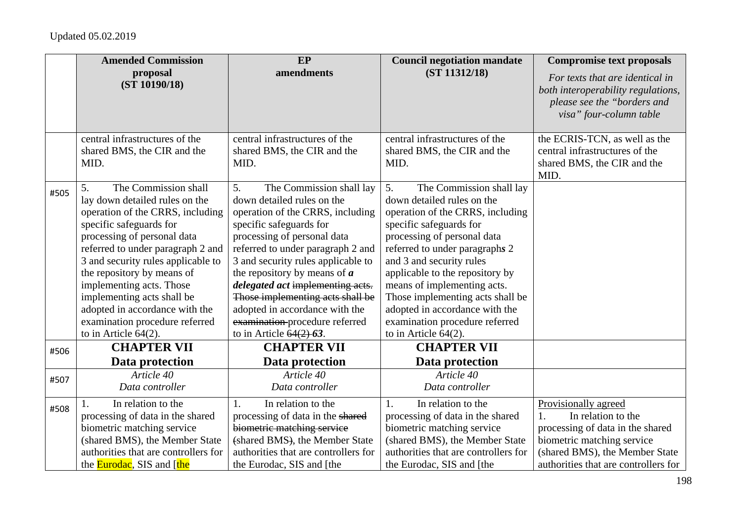Updated 05.02.2019

| | Amended Commission proposal (ST 10190/18) | EP amendments | Council negotiation mandate (ST 11312/18) | Compromise text proposals *For texts that are identical in both interoperability regulations, please see the "borders and visa" four-column table* |
|---|---|---|---|---|
| | central infrastructures of the shared BMS, the CIR and the MID. | central infrastructures of the shared BMS, the CIR and the MID. | central infrastructures of the shared BMS, the CIR and the MID. | the ECRIS-TCN, as well as the central infrastructures of the shared BMS, the CIR and the MID. |
| #505 | 5. The Commission shall lay down detailed rules on the operation of the CRRS, including specific safeguards for processing of personal data referred to under paragraph 2 and 3 and security rules applicable to the repository by means of implementing acts. Those implementing acts shall be adopted in accordance with the examination procedure referred to in Article 64(2). | 5. The Commission shall lay down detailed rules on the operation of the CRRS, including specific safeguards for processing of personal data referred to under paragraph 2 and 3 and security rules applicable to the repository by means of ***a delegated act*** ~~implementing acts. Those implementing acts shall be~~ adopted in accordance with the ~~examination~~ procedure referred to in Article ~~64(2)~~ ***63***. | 5. The Commission shall lay down detailed rules on the operation of the CRRS, including specific safeguards for processing of personal data referred to under paragraph***s*** 2 and 3 and security rules applicable to the repository by means of implementing acts. Those implementing acts shall be adopted in accordance with the examination procedure referred to in Article 64(2). | |
| #506 | **CHAPTER VII Data protection** | **CHAPTER VII Data protection** | **CHAPTER VII Data protection** | |
| #507 | *Article 40 Data controller* | *Article 40 Data controller* | *Article 40 Data controller* | |
| #508 | 1. In relation to the processing of data in the shared biometric matching service (shared BMS), the Member State authorities that are controllers for the Eurodac, SIS and [the | 1. In relation to the processing of data in the ~~shared biometric matching service~~ ~~(~~shared BMS~~)~~, the Member State authorities that are controllers for the Eurodac, SIS and [the | 1. In relation to the processing of data in the shared biometric matching service (shared BMS), the Member State authorities that are controllers for the Eurodac, SIS and [the | Provisionally agreed<br>1. In relation to the processing of data in the shared biometric matching service (shared BMS), the Member State authorities that are controllers for |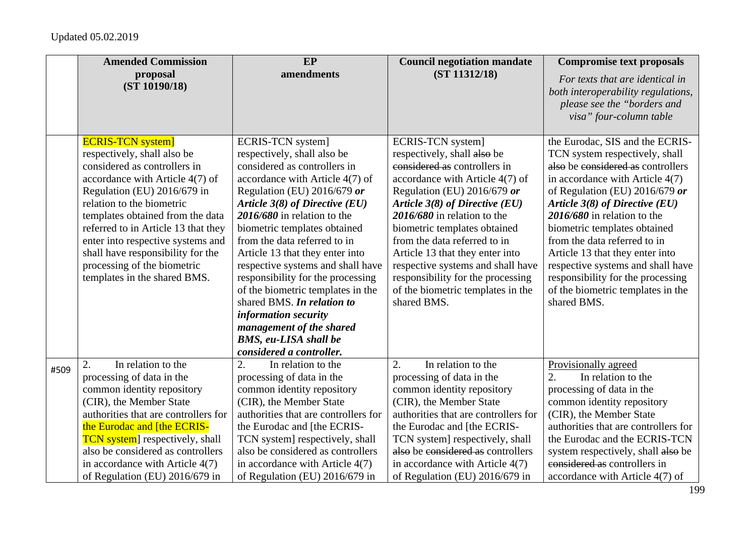Updated 05.02.2019

| | Amended Commission proposal (ST 10190/18) | EP amendments | Council negotiation mandate (ST 11312/18) | Compromise text proposals *For texts that are identical in both interoperability regulations, please see the "borders and visa" four-column table* |
|---|---|---|---|---|
| | ECRIS-TCN system] respectively, shall also be considered as controllers in accordance with Article 4(7) of Regulation (EU) 2016/679 in relation to the biometric templates obtained from the data referred to in Article 13 that they enter into respective systems and shall have responsibility for the processing of the biometric templates in the shared BMS. | ECRIS-TCN system] respectively, shall also be considered as controllers in accordance with Article 4(7) of Regulation (EU) 2016/679 ***or Article 3(8) of Directive (EU) 2016/680*** in relation to the biometric templates obtained from the data referred to in Article 13 that they enter into respective systems and shall have responsibility for the processing of the biometric templates in the shared BMS. ***In relation to information security management of the shared BMS, eu-LISA shall be considered a controller.*** | ECRIS-TCN system] respectively, shall ~~also~~ be ~~considered as~~ controllers in accordance with Article 4(7) of Regulation (EU) 2016/679 ***or Article 3(8) of Directive (EU) 2016/680*** in relation to the biometric templates obtained from the data referred to in Article 13 that they enter into respective systems and shall have responsibility for the processing of the biometric templates in the shared BMS. | the Eurodac, SIS and the ECRIS-TCN system respectively, shall ~~also~~ be ~~considered as~~ controllers in accordance with Article 4(7) of Regulation (EU) 2016/679 ***or Article 3(8) of Directive (EU) 2016/680*** in relation to the biometric templates obtained from the data referred to in Article 13 that they enter into respective systems and shall have responsibility for the processing of the biometric templates in the shared BMS. |
| #509 | 2. In relation to the processing of data in the common identity repository (CIR), the Member State authorities that are controllers for the Eurodac and [the ECRIS-TCN system] respectively, shall also be considered as controllers in accordance with Article 4(7) of Regulation (EU) 2016/679 in | 2. In relation to the processing of data in the common identity repository (CIR), the Member State authorities that are controllers for the Eurodac and [the ECRIS-TCN system] respectively, shall also be considered as controllers in accordance with Article 4(7) of Regulation (EU) 2016/679 in | 2. In relation to the processing of data in the common identity repository (CIR), the Member State authorities that are controllers for the Eurodac and [the ECRIS-TCN system] respectively, shall ~~also~~ be ~~considered as~~ controllers in accordance with Article 4(7) of Regulation (EU) 2016/679 in | Provisionally agreed<br>2. In relation to the processing of data in the common identity repository (CIR), the Member State authorities that are controllers for the Eurodac and the ECRIS-TCN system respectively, shall ~~also~~ be ~~considered as~~ controllers in accordance with Article 4(7) of |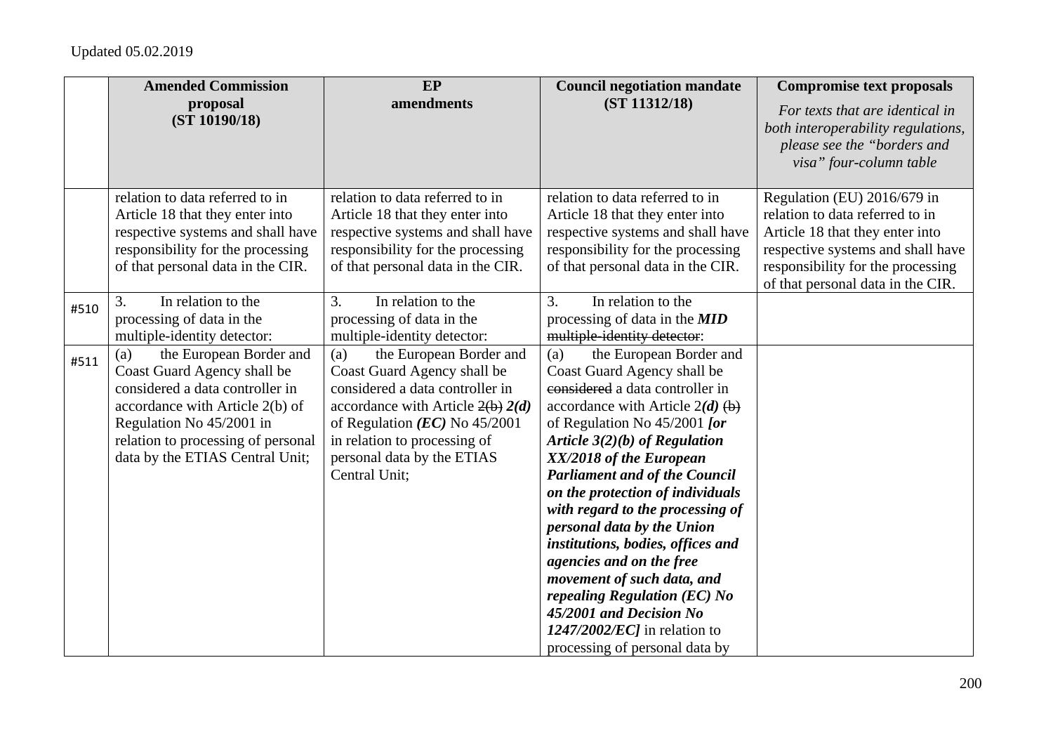Updated 05.02.2019

| | Amended Commission proposal (ST 10190/18) | EP amendments | Council negotiation mandate (ST 11312/18) | Compromise text proposals *For texts that are identical in both interoperability regulations, please see the "borders and visa" four-column table* |
|---|---|---|---|---|
| | relation to data referred to in Article 18 that they enter into respective systems and shall have responsibility for the processing of that personal data in the CIR. | relation to data referred to in Article 18 that they enter into respective systems and shall have responsibility for the processing of that personal data in the CIR. | relation to data referred to in Article 18 that they enter into respective systems and shall have responsibility for the processing of that personal data in the CIR. | Regulation (EU) 2016/679 in relation to data referred to in Article 18 that they enter into respective systems and shall have responsibility for the processing of that personal data in the CIR. |
| #510 | 3. In relation to the processing of data in the multiple-identity detector: | 3. In relation to the processing of data in the multiple-identity detector: | 3. In relation to the processing of data in the ***MID*** ~~multiple-identity detector~~: | |
| #511 | (a) the European Border and Coast Guard Agency shall be considered a data controller in accordance with Article 2(b) of Regulation No 45/2001 in relation to processing of personal data by the ETIAS Central Unit; | (a) the European Border and Coast Guard Agency shall be considered a data controller in accordance with Article ~~2(b)~~ ***2(d)*** of Regulation ***(EC)*** No 45/2001 in relation to processing of personal data by the ETIAS Central Unit; | (a) the European Border and Coast Guard Agency shall be ~~considered~~ a data controller in accordance with Article 2***(d)*** ~~(b)~~ of Regulation No 45/2001 ***[or Article 3(2)(b) of Regulation XX/2018 of the European Parliament and of the Council on the protection of individuals with regard to the processing of personal data by the Union institutions, bodies, offices and agencies and on the free movement of such data, and repealing Regulation (EC) No 45/2001 and Decision No 1247/2002/EC]*** in relation to processing of personal data by | |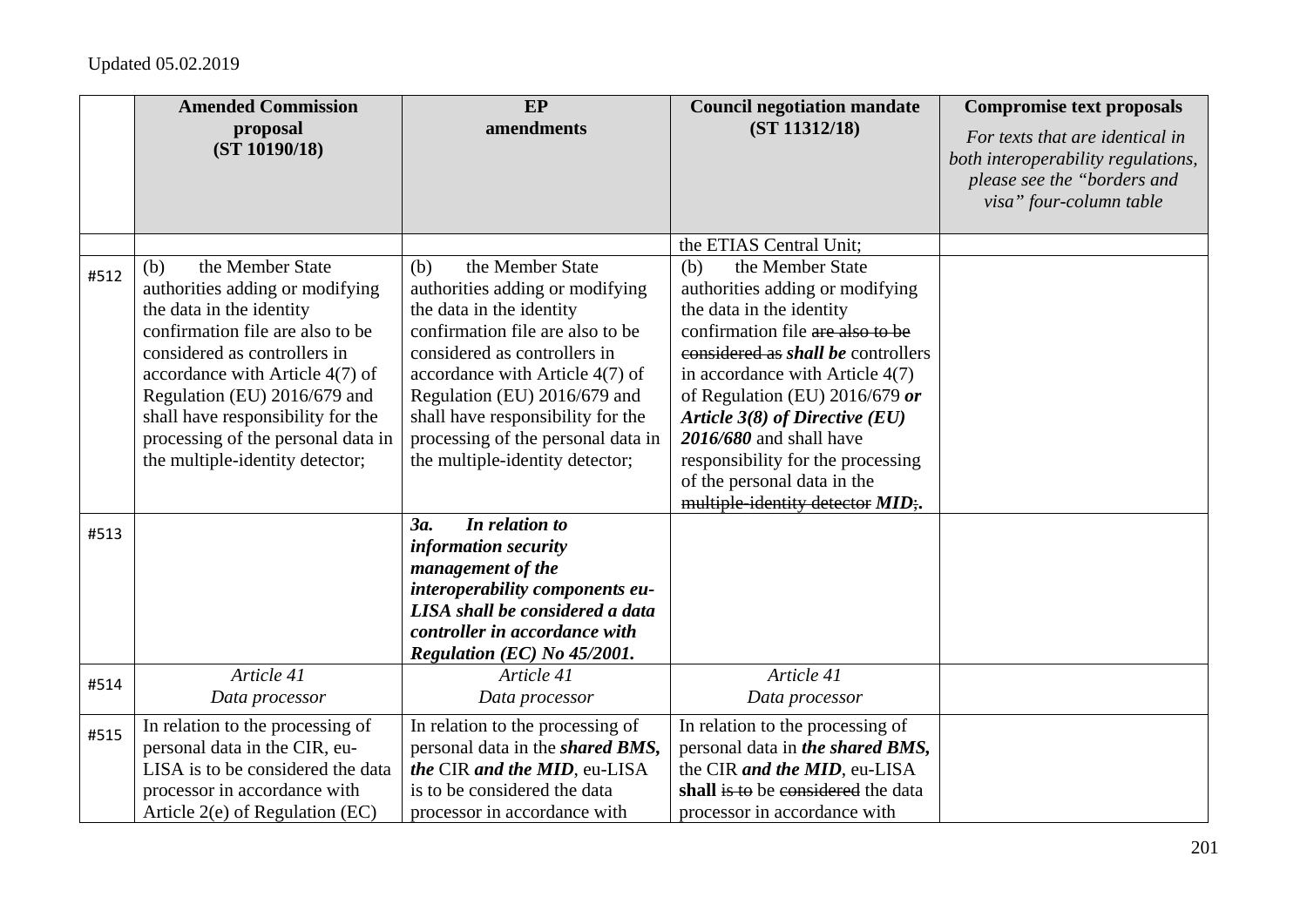Updated 05.02.2019

| | Amended Commission proposal (ST 10190/18) | EP amendments | Council negotiation mandate (ST 11312/18) | Compromise text proposals *For texts that are identical in both interoperability regulations, please see the "borders and visa" four-column table* |
|---|---|---|---|---|
| | | | the ETIAS Central Unit; | |
| #512 | (b) the Member State authorities adding or modifying the data in the identity confirmation file are also to be considered as controllers in accordance with Article 4(7) of Regulation (EU) 2016/679 and shall have responsibility for the processing of the personal data in the multiple-identity detector; | (b) the Member State authorities adding or modifying the data in the identity confirmation file are also to be considered as controllers in accordance with Article 4(7) of Regulation (EU) 2016/679 and shall have responsibility for the processing of the personal data in the multiple-identity detector; | (b) the Member State authorities adding or modifying the data in the identity confirmation file ~~are also to be considered as~~ ***shall be*** controllers in accordance with Article 4(7) of Regulation (EU) 2016/679 ***or Article 3(8) of Directive (EU) 2016/680*** and shall have responsibility for the processing of the personal data in the ~~multiple-identity detector~~ ***MID***~~;~~**.** | |
| #513 | | ***3a. In relation to information security management of the interoperability components eu-LISA shall be considered a data controller in accordance with Regulation (EC) No 45/2001.*** | | |
| #514 | *Article 41* *Data processor* | *Article 41* *Data processor* | *Article 41* *Data processor* | |
| #515 | In relation to the processing of personal data in the CIR, eu-LISA is to be considered the data processor in accordance with Article 2(e) of Regulation (EC) | In relation to the processing of personal data in the ***shared BMS, the*** CIR ***and the MID***, eu-LISA is to be considered the data processor in accordance with | In relation to the processing of personal data in ***the shared BMS,*** the CIR ***and the MID***, eu-LISA **shall** ~~is to~~ be ~~considered~~ the data processor in accordance with | |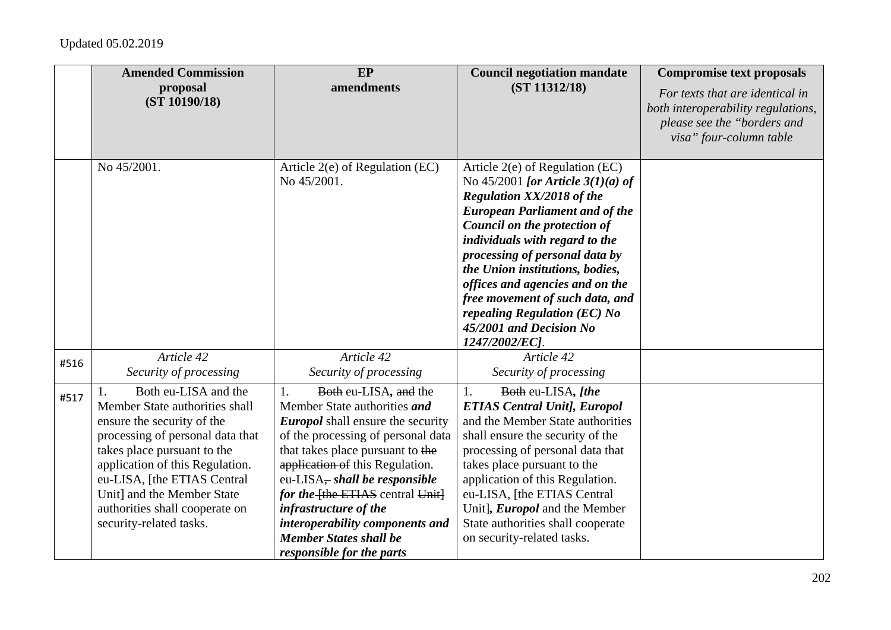Updated 05.02.2019

| | Amended Commission proposal (ST 10190/18) | EP amendments | Council negotiation mandate (ST 11312/18) | Compromise text proposals *For texts that are identical in both interoperability regulations, please see the "borders and visa" four-column table* |
|---|---|---|---|---|
| | No 45/2001. | Article 2(e) of Regulation (EC) No 45/2001. | Article 2(e) of Regulation (EC) No 45/2001 ***[or Article 3(1)(a) of Regulation XX/2018 of the European Parliament and of the Council on the protection of individuals with regard to the processing of personal data by the Union institutions, bodies, offices and agencies and on the free movement of such data, and repealing Regulation (EC) No 45/2001 and Decision No 1247/2002/EC]***. | |
| #516 | *Article 42* *Security of processing* | *Article 42* *Security of processing* | *Article 42* *Security of processing* | |
| #517 | 1. Both eu-LISA and the Member State authorities shall ensure the security of the processing of personal data that takes place pursuant to the application of this Regulation. eu-LISA, [the ETIAS Central Unit] and the Member State authorities shall cooperate on security-related tasks. | 1. ~~Both~~ eu-LISA***,*** ~~and~~ the Member State authorities ***and Europol*** shall ensure the security of the processing of personal data that takes place pursuant to ~~the application of~~ this Regulation. eu-LISA~~,~~ ***shall be responsible for the*** ~~[the ETIAS~~ central ~~Unit]~~ ***infrastructure of the interoperability components and Member States shall be responsible for the parts*** | 1. ~~Both~~ eu-LISA***, [the ETIAS Central Unit], Europol*** and the Member State authorities shall ensure the security of the processing of personal data that takes place pursuant to the application of this Regulation. eu-LISA, [the ETIAS Central Unit]***, Europol*** and the Member State authorities shall cooperate on security-related tasks. | |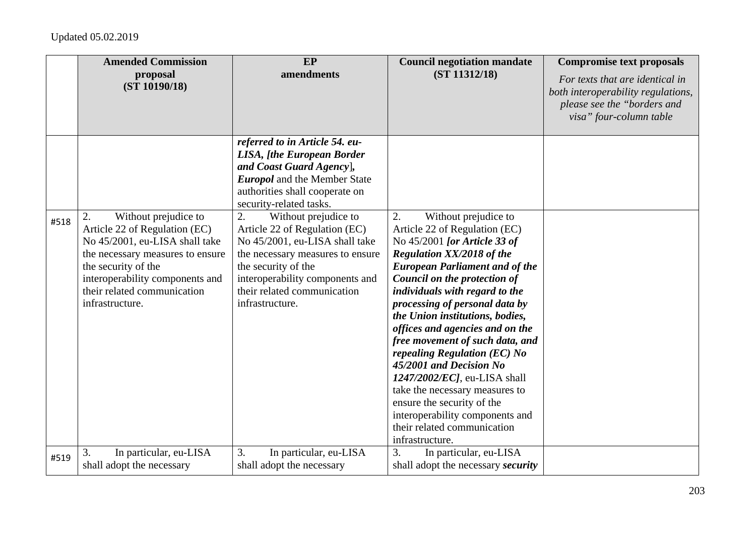Updated 05.02.2019

| | Amended Commission proposal (ST 10190/18) | EP amendments | Council negotiation mandate (ST 11312/18) | Compromise text proposals *For texts that are identical in both interoperability regulations, please see the "borders and visa" four-column table* |
|---|---|---|---|---|
| | | ***referred to in Article 54. eu-LISA, [the European Border and Coast Guard Agency]******,*** ***Europol*** and the Member State authorities shall cooperate on security-related tasks. | | |
| #518 | 2. Without prejudice to Article 22 of Regulation (EC) No 45/2001, eu-LISA shall take the necessary measures to ensure the security of the interoperability components and their related communication infrastructure. | 2. Without prejudice to Article 22 of Regulation (EC) No 45/2001, eu-LISA shall take the necessary measures to ensure the security of the interoperability components and their related communication infrastructure. | 2. Without prejudice to Article 22 of Regulation (EC) No 45/2001 ***[or Article 33 of Regulation XX/2018 of the European Parliament and of the Council on the protection of individuals with regard to the processing of personal data by the Union institutions, bodies, offices and agencies and on the free movement of such data, and repealing Regulation (EC) No 45/2001 and Decision No 1247/2002/EC]***, eu-LISA shall take the necessary measures to ensure the security of the interoperability components and their related communication infrastructure. | |
| #519 | 3. In particular, eu-LISA shall adopt the necessary | 3. In particular, eu-LISA shall adopt the necessary | 3. In particular, eu-LISA shall adopt the necessary ***security*** | |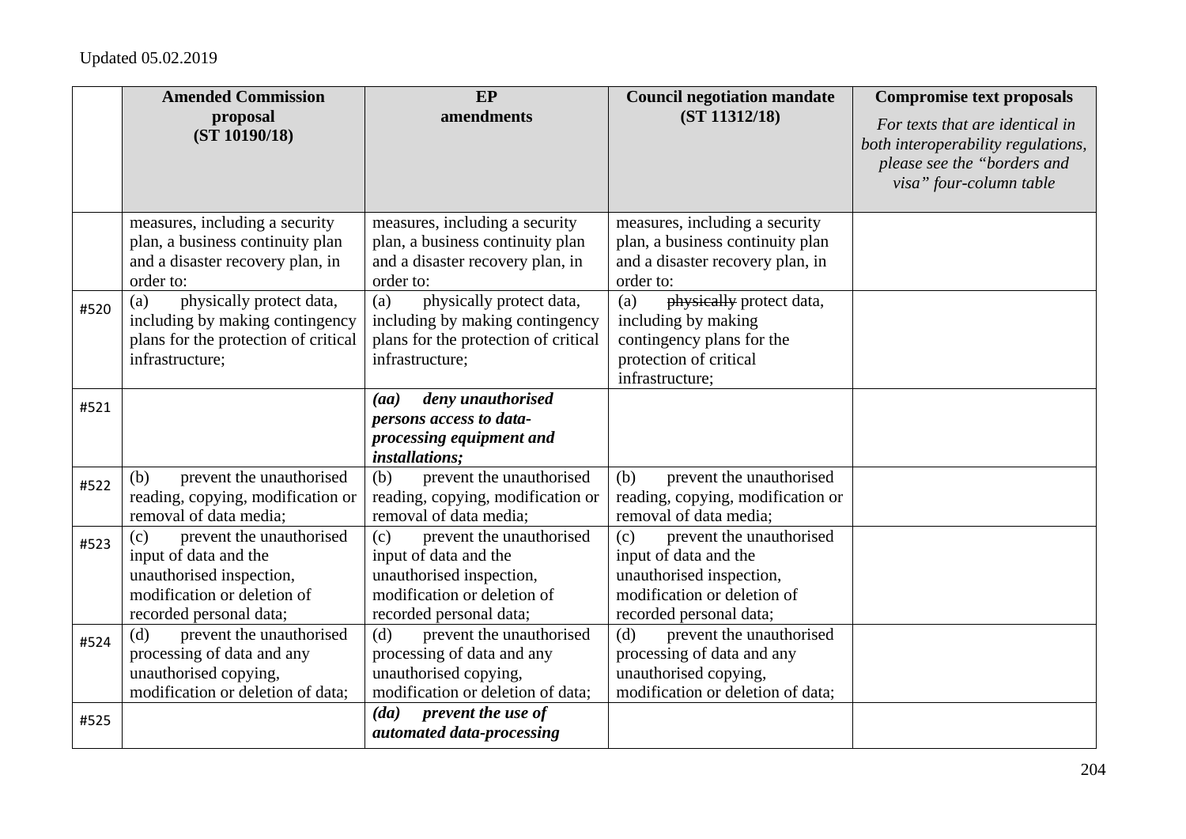Updated 05.02.2019

| | Amended Commission proposal (ST 10190/18) | EP amendments | Council negotiation mandate (ST 11312/18) | Compromise text proposals *For texts that are identical in both interoperability regulations, please see the "borders and visa" four-column table* |
|---|---|---|---|---|
| | measures, including a security plan, a business continuity plan and a disaster recovery plan, in order to: | measures, including a security plan, a business continuity plan and a disaster recovery plan, in order to: | measures, including a security plan, a business continuity plan and a disaster recovery plan, in order to: | |
| #520 | (a) physically protect data, including by making contingency plans for the protection of critical infrastructure; | (a) physically protect data, including by making contingency plans for the protection of critical infrastructure; | (a) ~~physically~~ protect data, including by making contingency plans for the protection of critical infrastructure; | |
| #521 | | ***(aa) deny unauthorised persons access to data-processing equipment and installations;*** | | |
| #522 | (b) prevent the unauthorised reading, copying, modification or removal of data media; | (b) prevent the unauthorised reading, copying, modification or removal of data media; | (b) prevent the unauthorised reading, copying, modification or removal of data media; | |
| #523 | (c) prevent the unauthorised input of data and the unauthorised inspection, modification or deletion of recorded personal data; | (c) prevent the unauthorised input of data and the unauthorised inspection, modification or deletion of recorded personal data; | (c) prevent the unauthorised input of data and the unauthorised inspection, modification or deletion of recorded personal data; | |
| #524 | (d) prevent the unauthorised processing of data and any unauthorised copying, modification or deletion of data; | (d) prevent the unauthorised processing of data and any unauthorised copying, modification or deletion of data; | (d) prevent the unauthorised processing of data and any unauthorised copying, modification or deletion of data; | |
| #525 | | ***(da) prevent the use of automated data-processing*** | | |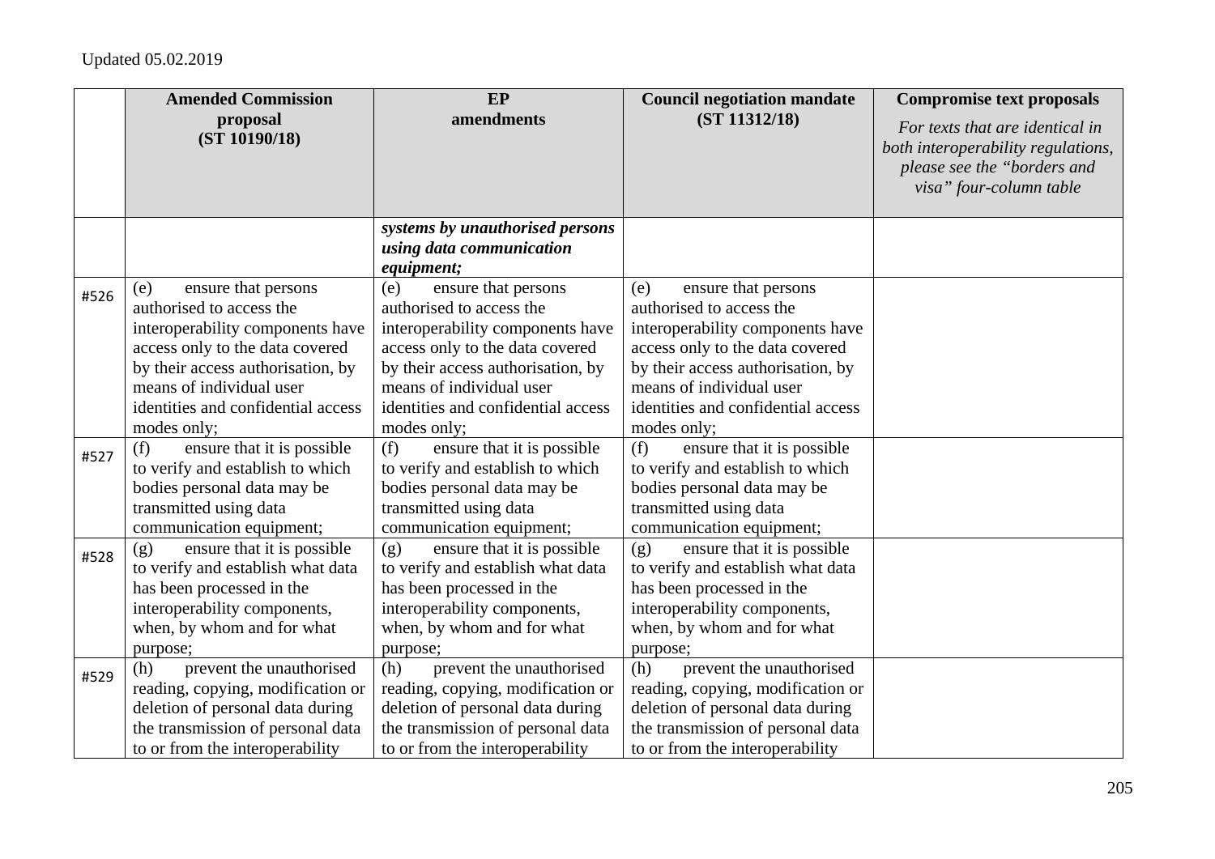Updated 05.02.2019

| | Amended Commission proposal (ST 10190/18) | EP amendments | Council negotiation mandate (ST 11312/18) | Compromise text proposals *For texts that are identical in both interoperability regulations, please see the "borders and visa" four-column table* |
|---|---|---|---|---|
| | | ***systems by unauthorised persons using data communication equipment;*** | | |
| #526 | (e) ensure that persons authorised to access the interoperability components have access only to the data covered by their access authorisation, by means of individual user identities and confidential access modes only; | (e) ensure that persons authorised to access the interoperability components have access only to the data covered by their access authorisation, by means of individual user identities and confidential access modes only; | (e) ensure that persons authorised to access the interoperability components have access only to the data covered by their access authorisation, by means of individual user identities and confidential access modes only; | |
| #527 | (f) ensure that it is possible to verify and establish to which bodies personal data may be transmitted using data communication equipment; | (f) ensure that it is possible to verify and establish to which bodies personal data may be transmitted using data communication equipment; | (f) ensure that it is possible to verify and establish to which bodies personal data may be transmitted using data communication equipment; | |
| #528 | (g) ensure that it is possible to verify and establish what data has been processed in the interoperability components, when, by whom and for what purpose; | (g) ensure that it is possible to verify and establish what data has been processed in the interoperability components, when, by whom and for what purpose; | (g) ensure that it is possible to verify and establish what data has been processed in the interoperability components, when, by whom and for what purpose; | |
| #529 | (h) prevent the unauthorised reading, copying, modification or deletion of personal data during the transmission of personal data to or from the interoperability | (h) prevent the unauthorised reading, copying, modification or deletion of personal data during the transmission of personal data to or from the interoperability | (h) prevent the unauthorised reading, copying, modification or deletion of personal data during the transmission of personal data to or from the interoperability | |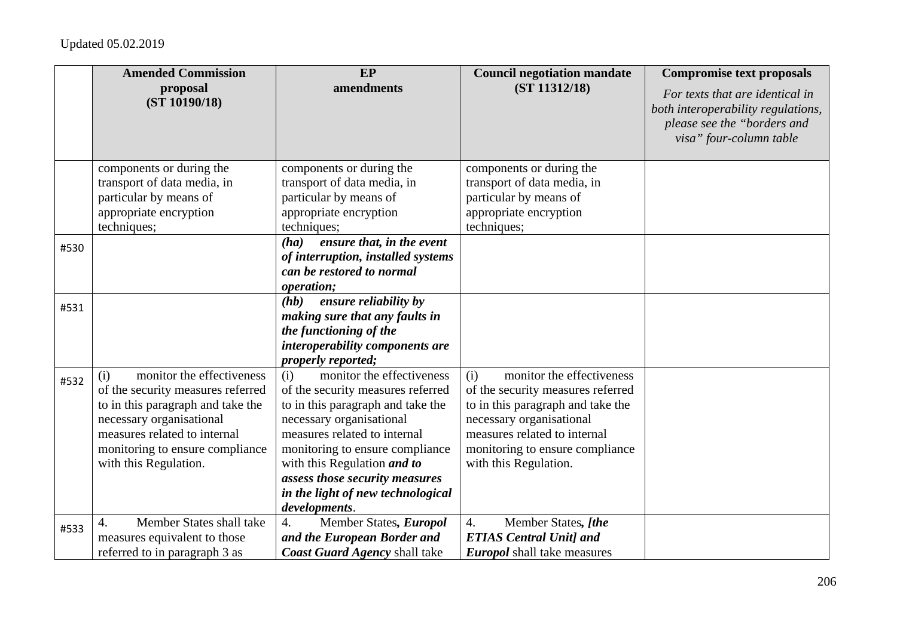Updated 05.02.2019

| | Amended Commission proposal (ST 10190/18) | EP amendments | Council negotiation mandate (ST 11312/18) | Compromise text proposals *For texts that are identical in both interoperability regulations, please see the "borders and visa" four-column table* |
|---|---|---|---|---|
| | components or during the transport of data media, in particular by means of appropriate encryption techniques; | components or during the transport of data media, in particular by means of appropriate encryption techniques; | components or during the transport of data media, in particular by means of appropriate encryption techniques; | |
| #530 | | ***(ha) ensure that, in the event of interruption, installed systems can be restored to normal operation;*** | | |
| #531 | | ***(hb) ensure reliability by making sure that any faults in the functioning of the interoperability components are properly reported;*** | | |
| #532 | (i) monitor the effectiveness of the security measures referred to in this paragraph and take the necessary organisational measures related to internal monitoring to ensure compliance with this Regulation. | (i) monitor the effectiveness of the security measures referred to in this paragraph and take the necessary organisational measures related to internal monitoring to ensure compliance with this Regulation ***and to assess those security measures in the light of new technological developments***. | (i) monitor the effectiveness of the security measures referred to in this paragraph and take the necessary organisational measures related to internal monitoring to ensure compliance with this Regulation. | |
| #533 | 4. Member States shall take measures equivalent to those referred to in paragraph 3 as | 4. Member States***, Europol and the European Border and Coast Guard Agency*** shall take | 4. Member States***, [the ETIAS Central Unit] and Europol*** shall take measures | |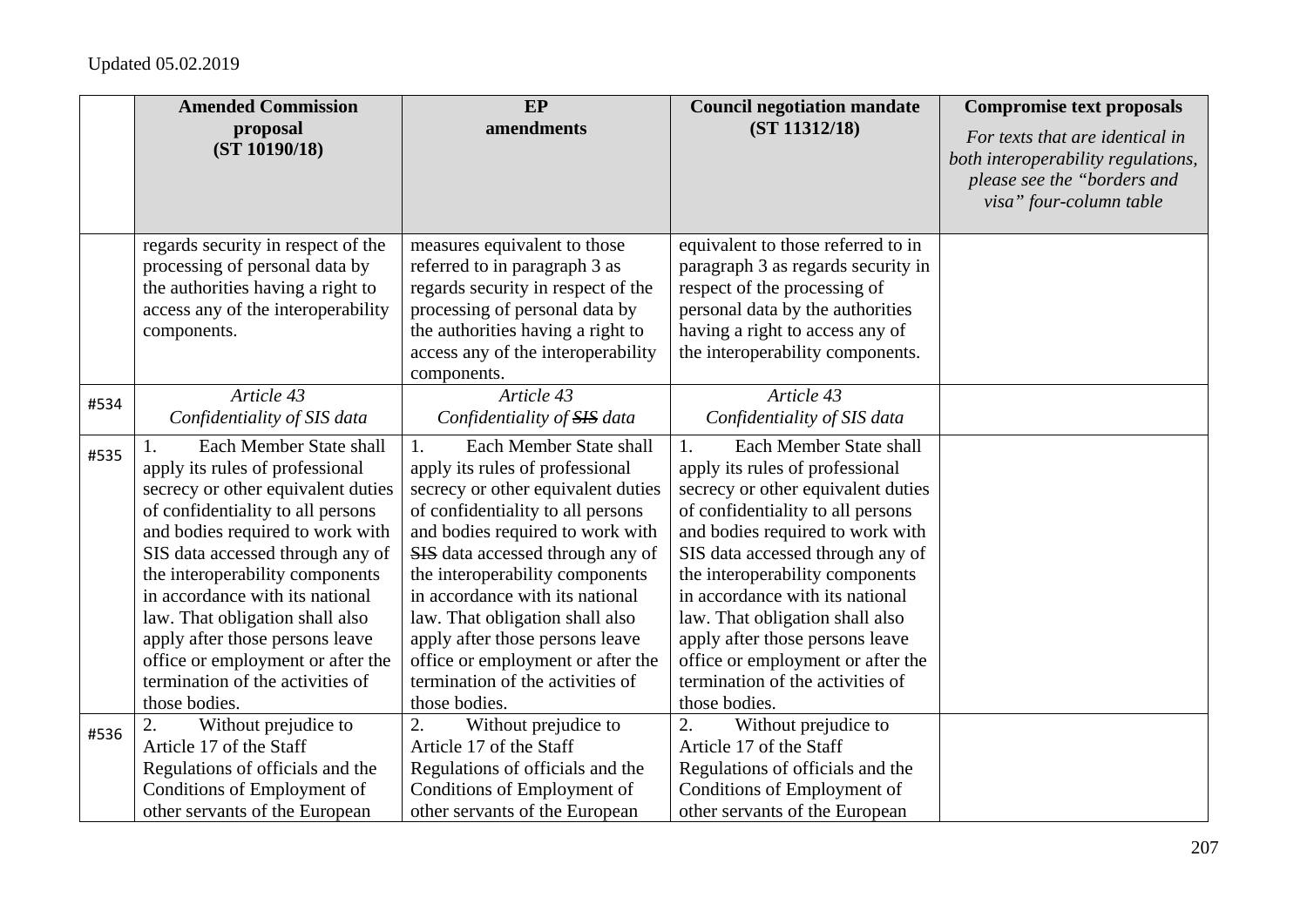Updated 05.02.2019

| | Amended Commission proposal (ST 10190/18) | EP amendments | Council negotiation mandate (ST 11312/18) | Compromise text proposals *For texts that are identical in both interoperability regulations, please see the "borders and visa" four-column table* |
|---|---|---|---|---|
| | regards security in respect of the processing of personal data by the authorities having a right to access any of the interoperability components. | measures equivalent to those referred to in paragraph 3 as regards security in respect of the processing of personal data by the authorities having a right to access any of the interoperability components. | equivalent to those referred to in paragraph 3 as regards security in respect of the processing of personal data by the authorities having a right to access any of the interoperability components. | |
| #534 | *Article 43* *Confidentiality of SIS data* | *Article 43* *Confidentiality of ~~SIS~~ data* | *Article 43* *Confidentiality of SIS data* | |
| #535 | 1. Each Member State shall apply its rules of professional secrecy or other equivalent duties of confidentiality to all persons and bodies required to work with SIS data accessed through any of the interoperability components in accordance with its national law. That obligation shall also apply after those persons leave office or employment or after the termination of the activities of those bodies. | 1. Each Member State shall apply its rules of professional secrecy or other equivalent duties of confidentiality to all persons and bodies required to work with ~~SIS~~ data accessed through any of the interoperability components in accordance with its national law. That obligation shall also apply after those persons leave office or employment or after the termination of the activities of those bodies. | 1. Each Member State shall apply its rules of professional secrecy or other equivalent duties of confidentiality to all persons and bodies required to work with SIS data accessed through any of the interoperability components in accordance with its national law. That obligation shall also apply after those persons leave office or employment or after the termination of the activities of those bodies. | |
| #536 | 2. Without prejudice to Article 17 of the Staff Regulations of officials and the Conditions of Employment of other servants of the European | 2. Without prejudice to Article 17 of the Staff Regulations of officials and the Conditions of Employment of other servants of the European | 2. Without prejudice to Article 17 of the Staff Regulations of officials and the Conditions of Employment of other servants of the European | |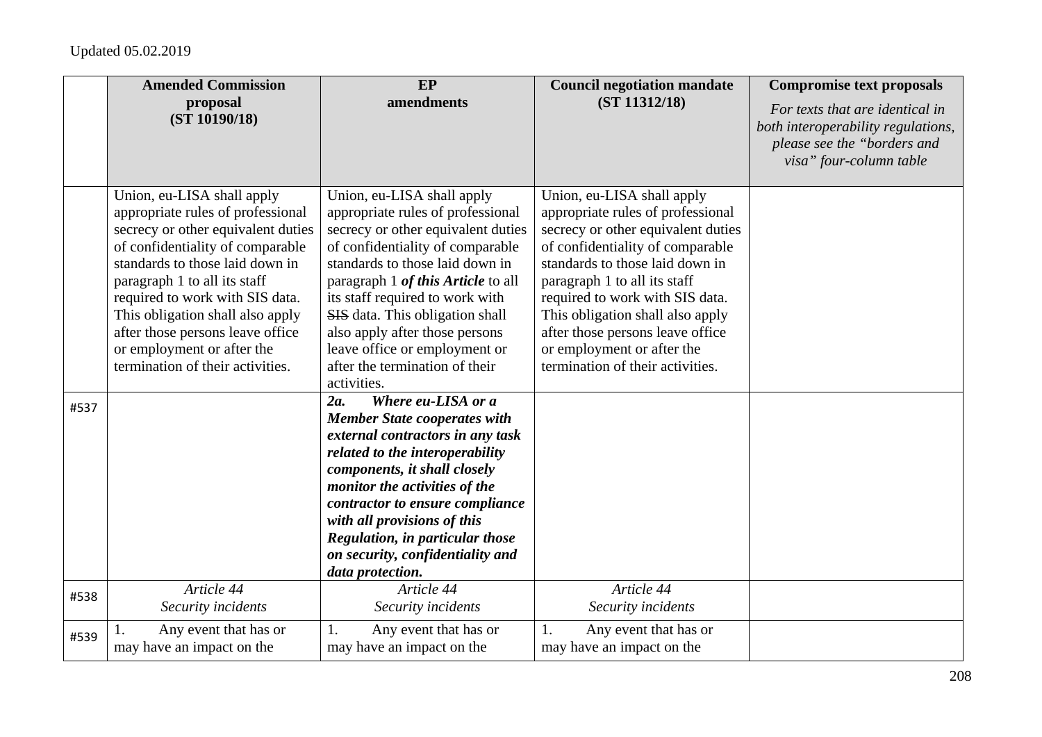Updated 05.02.2019

| | **Amended Commission proposal (ST 10190/18)** | **EP amendments** | **Council negotiation mandate (ST 11312/18)** | **Compromise text proposals** *For texts that are identical in both interoperability regulations, please see the "borders and visa" four-column table* |
|---|---|---|---|---|
| | Union, eu-LISA shall apply appropriate rules of professional secrecy or other equivalent duties of confidentiality of comparable standards to those laid down in paragraph 1 to all its staff required to work with SIS data. This obligation shall also apply after those persons leave office or employment or after the termination of their activities. | Union, eu-LISA shall apply appropriate rules of professional secrecy or other equivalent duties of confidentiality of comparable standards to those laid down in paragraph 1 ***of this Article*** to all its staff required to work with ~~SIS~~ data. This obligation shall also apply after those persons leave office or employment or after the termination of their activities. | Union, eu-LISA shall apply appropriate rules of professional secrecy or other equivalent duties of confidentiality of comparable standards to those laid down in paragraph 1 to all its staff required to work with SIS data. This obligation shall also apply after those persons leave office or employment or after the termination of their activities. | |
| #537 | | ***2a. Where eu-LISA or a Member State cooperates with external contractors in any task related to the interoperability components, it shall closely monitor the activities of the contractor to ensure compliance with all provisions of this Regulation, in particular those on security, confidentiality and data protection.*** | | |
| #538 | *Article 44* *Security incidents* | *Article 44* *Security incidents* | *Article 44* *Security incidents* | |
| #539 | 1. Any event that has or may have an impact on the | 1. Any event that has or may have an impact on the | 1. Any event that has or may have an impact on the | |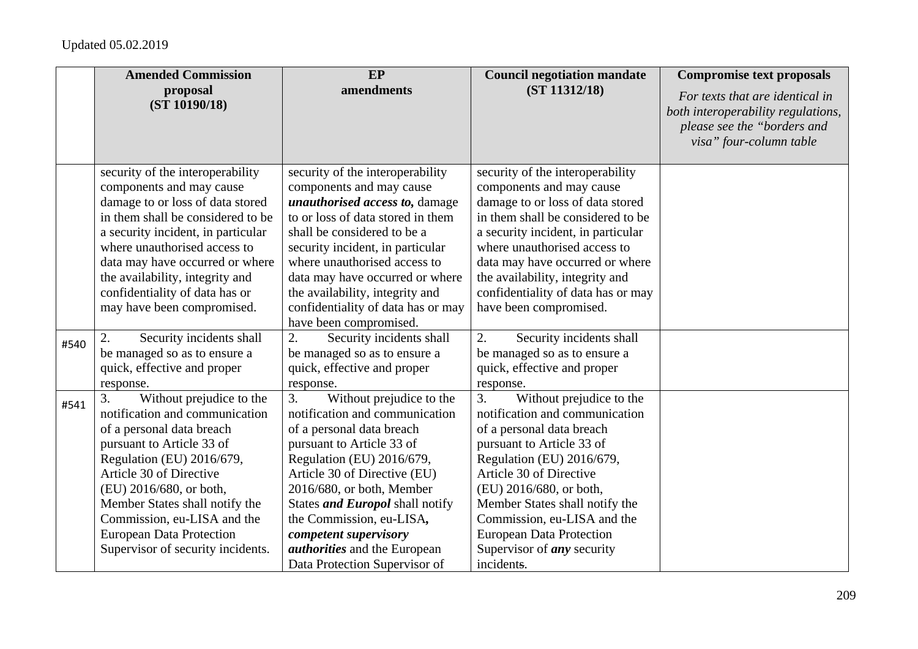Updated 05.02.2019

| | Amended Commission proposal (ST 10190/18) | EP amendments | Council negotiation mandate (ST 11312/18) | Compromise text proposals *For texts that are identical in both interoperability regulations, please see the "borders and visa" four-column table* |
|---|---|---|---|---|
| | security of the interoperability components and may cause damage to or loss of data stored in them shall be considered to be a security incident, in particular where unauthorised access to data may have occurred or where the availability, integrity and confidentiality of data has or may have been compromised. | security of the interoperability components and may cause ***unauthorised access to,*** damage to or loss of data stored in them shall be considered to be a security incident, in particular where unauthorised access to data may have occurred or where the availability, integrity and confidentiality of data has or may have been compromised. | security of the interoperability components and may cause damage to or loss of data stored in them shall be considered to be a security incident, in particular where unauthorised access to data may have occurred or where the availability, integrity and confidentiality of data has or may have been compromised. | |
| #540 | 2. Security incidents shall be managed so as to ensure a quick, effective and proper response. | 2. Security incidents shall be managed so as to ensure a quick, effective and proper response. | 2. Security incidents shall be managed so as to ensure a quick, effective and proper response. | |
| #541 | 3. Without prejudice to the notification and communication of a personal data breach pursuant to Article 33 of Regulation (EU) 2016/679, Article 30 of Directive (EU) 2016/680, or both, Member States shall notify the Commission, eu-LISA and the European Data Protection Supervisor of security incidents. | 3. Without prejudice to the notification and communication of a personal data breach pursuant to Article 33 of Regulation (EU) 2016/679, Article 30 of Directive (EU) 2016/680, or both, Member States ***and Europol*** shall notify the Commission, eu-LISA***, competent supervisory authorities*** and the European Data Protection Supervisor of | 3. Without prejudice to the notification and communication of a personal data breach pursuant to Article 33 of Regulation (EU) 2016/679, Article 30 of Directive (EU) 2016/680, or both, Member States shall notify the Commission, eu-LISA and the European Data Protection Supervisor of ***any*** security incidents. | |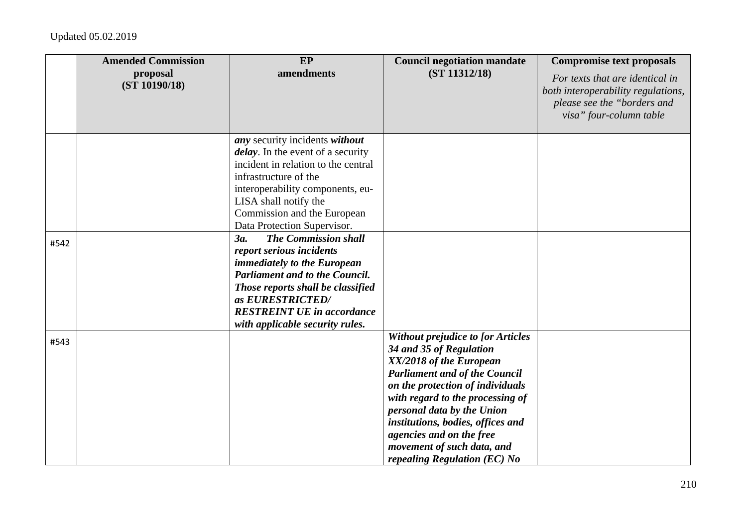Updated 05.02.2019

| | Amended Commission proposal (ST 10190/18) | EP amendments | Council negotiation mandate (ST 11312/18) | Compromise text proposals *For texts that are identical in both interoperability regulations, please see the "borders and visa" four-column table* |
|---|---|---|---|---|
| | | ***any*** security incidents ***without delay***. In the event of a security incident in relation to the central infrastructure of the interoperability components, eu-LISA shall notify the Commission and the European Data Protection Supervisor. | | |
| #542 | | ***3a. The Commission shall report serious incidents immediately to the European Parliament and to the Council. Those reports shall be classified as EURESTRICTED/ RESTREINT UE in accordance with applicable security rules.*** | | |
| #543 | | | ***Without prejudice to [or Articles 34 and 35 of Regulation XX/2018 of the European Parliament and of the Council on the protection of individuals with regard to the processing of personal data by the Union institutions, bodies, offices and agencies and on the free movement of such data, and repealing Regulation (EC) No*** | |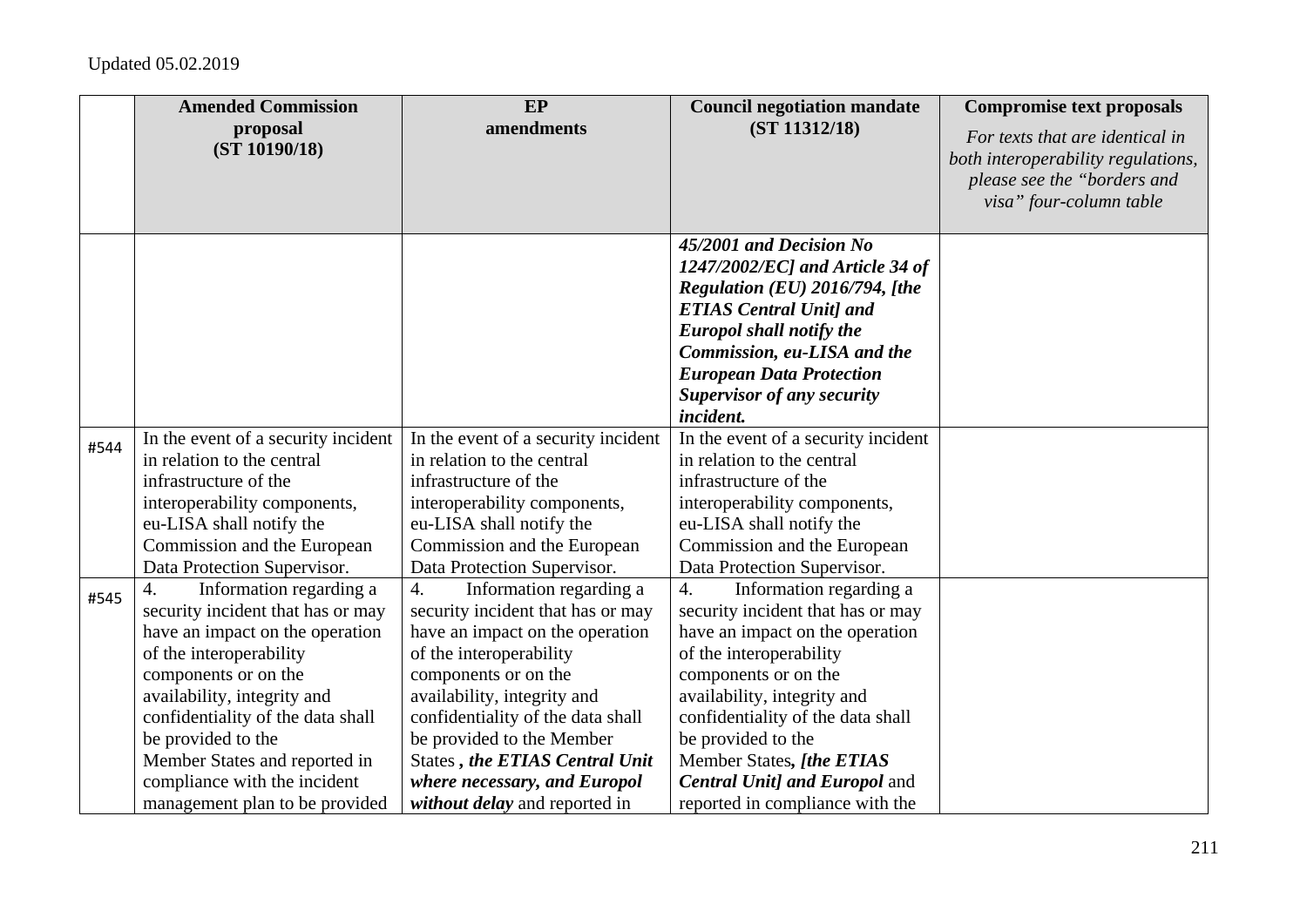Updated 05.02.2019

| | Amended Commission proposal (ST 10190/18) | EP amendments | Council negotiation mandate (ST 11312/18) | Compromise text proposals *For texts that are identical in both interoperability regulations, please see the "borders and visa" four-column table* |
|---|---|---|---|---|
| | | | ***45/2001 and Decision No 1247/2002/EC] and Article 34 of Regulation (EU) 2016/794, [the ETIAS Central Unit] and Europol shall notify the Commission, eu-LISA and the European Data Protection Supervisor of any security incident.*** | |
| #544 | In the event of a security incident in relation to the central infrastructure of the interoperability components, eu-LISA shall notify the Commission and the European Data Protection Supervisor. | In the event of a security incident in relation to the central infrastructure of the interoperability components, eu-LISA shall notify the Commission and the European Data Protection Supervisor. | In the event of a security incident in relation to the central infrastructure of the interoperability components, eu-LISA shall notify the Commission and the European Data Protection Supervisor. | |
| #545 | 4. Information regarding a security incident that has or may have an impact on the operation of the interoperability components or on the availability, integrity and confidentiality of the data shall be provided to the Member States and reported in compliance with the incident management plan to be provided | 4. Information regarding a security incident that has or may have an impact on the operation of the interoperability components or on the availability, integrity and confidentiality of the data shall be provided to the Member States ***, the ETIAS Central Unit where necessary, and Europol without delay*** and reported in | 4. Information regarding a security incident that has or may have an impact on the operation of the interoperability components or on the availability, integrity and confidentiality of the data shall be provided to the Member States***, [the ETIAS Central Unit] and Europol*** and reported in compliance with the | |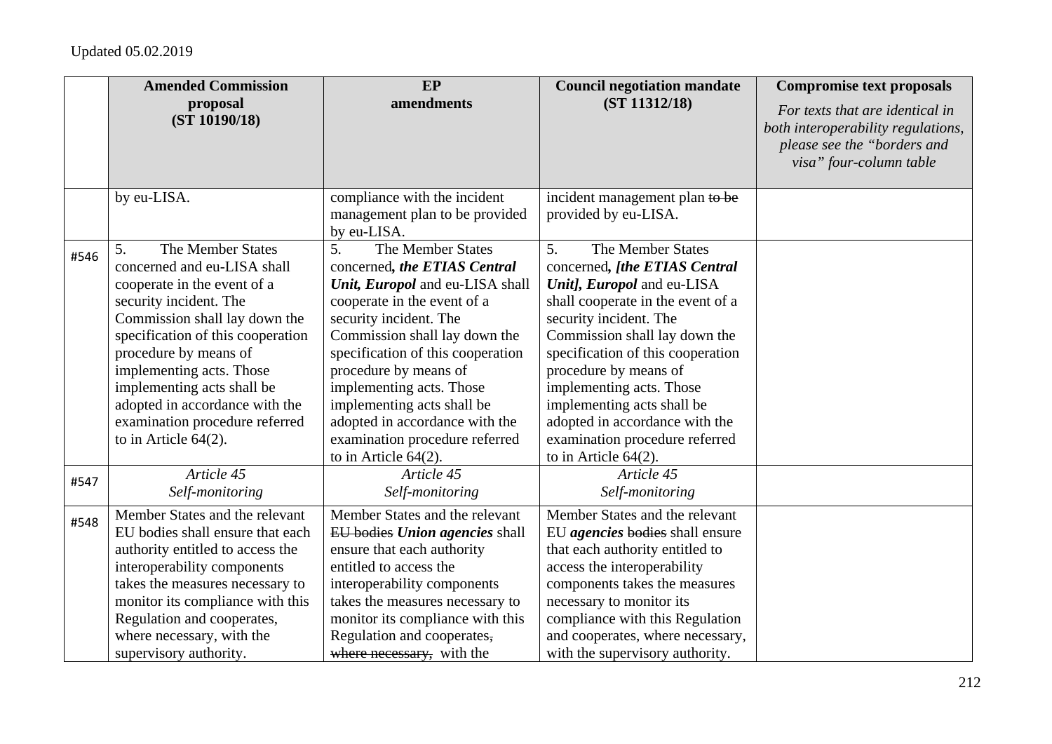Updated 05.02.2019

| | Amended Commission proposal (ST 10190/18) | EP amendments | Council negotiation mandate (ST 11312/18) | Compromise text proposals *For texts that are identical in both interoperability regulations, please see the "borders and visa" four-column table* |
|---|---|---|---|---|
| | by eu-LISA. | compliance with the incident management plan to be provided by eu-LISA. | incident management plan ~~to be~~ provided by eu-LISA. | |
| #546 | 5. The Member States concerned and eu-LISA shall cooperate in the event of a security incident. The Commission shall lay down the specification of this cooperation procedure by means of implementing acts. Those implementing acts shall be adopted in accordance with the examination procedure referred to in Article 64(2). | 5. The Member States concerned***, the ETIAS Central Unit, Europol*** and eu-LISA shall cooperate in the event of a security incident. The Commission shall lay down the specification of this cooperation procedure by means of implementing acts. Those implementing acts shall be adopted in accordance with the examination procedure referred to in Article 64(2). | 5. The Member States concerned***, [the ETIAS Central Unit], Europol*** and eu-LISA shall cooperate in the event of a security incident. The Commission shall lay down the specification of this cooperation procedure by means of implementing acts. Those implementing acts shall be adopted in accordance with the examination procedure referred to in Article 64(2). | |
| #547 | *Article 45* *Self-monitoring* | *Article 45* *Self-monitoring* | *Article 45* *Self-monitoring* | |
| #548 | Member States and the relevant EU bodies shall ensure that each authority entitled to access the interoperability components takes the measures necessary to monitor its compliance with this Regulation and cooperates, where necessary, with the supervisory authority. | Member States and the relevant ~~EU bodies~~ ***Union agencies*** shall ensure that each authority entitled to access the interoperability components takes the measures necessary to monitor its compliance with this Regulation and cooperates~~,~~ ~~where necessary,~~ with the | Member States and the relevant EU ***agencies*** ~~bodies~~ shall ensure that each authority entitled to access the interoperability components takes the measures necessary to monitor its compliance with this Regulation and cooperates, where necessary, with the supervisory authority. | |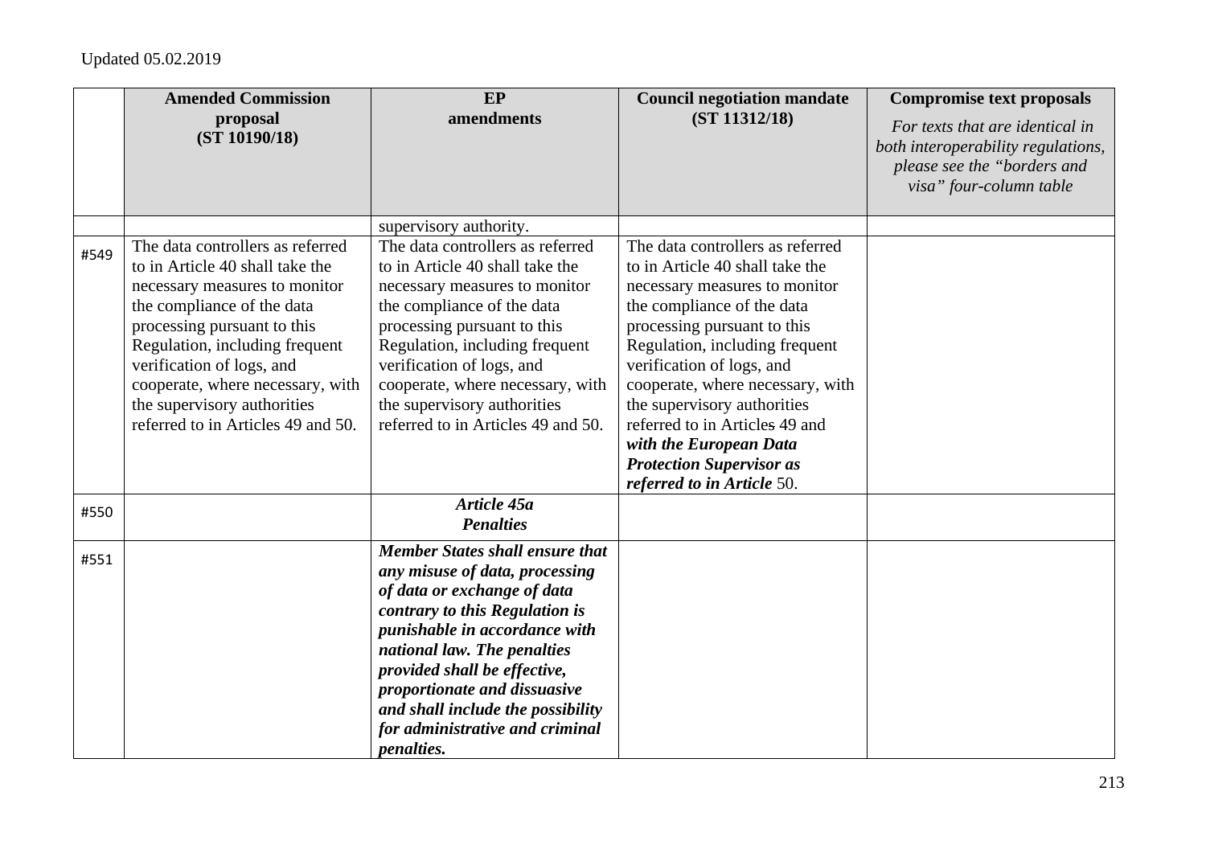Updated 05.02.2019

| | Amended Commission proposal (ST 10190/18) | EP amendments | Council negotiation mandate (ST 11312/18) | Compromise text proposals *For texts that are identical in both interoperability regulations, please see the "borders and visa" four-column table* |
|---|---|---|---|---|
| | | supervisory authority. | | |
| #549 | The data controllers as referred to in Article 40 shall take the necessary measures to monitor the compliance of the data processing pursuant to this Regulation, including frequent verification of logs, and cooperate, where necessary, with the supervisory authorities referred to in Articles 49 and 50. | The data controllers as referred to in Article 40 shall take the necessary measures to monitor the compliance of the data processing pursuant to this Regulation, including frequent verification of logs, and cooperate, where necessary, with the supervisory authorities referred to in Articles 49 and 50. | The data controllers as referred to in Article 40 shall take the necessary measures to monitor the compliance of the data processing pursuant to this Regulation, including frequent verification of logs, and cooperate, where necessary, with the supervisory authorities referred to in Article~~s~~ 49 and ***with the European Data Protection Supervisor as referred to in Article*** 50. | |
| #550 | | ***Article 45a Penalties*** | | |
| #551 | | ***Member States shall ensure that any misuse of data, processing of data or exchange of data contrary to this Regulation is punishable in accordance with national law. The penalties provided shall be effective, proportionate and dissuasive and shall include the possibility for administrative and criminal penalties.*** | | |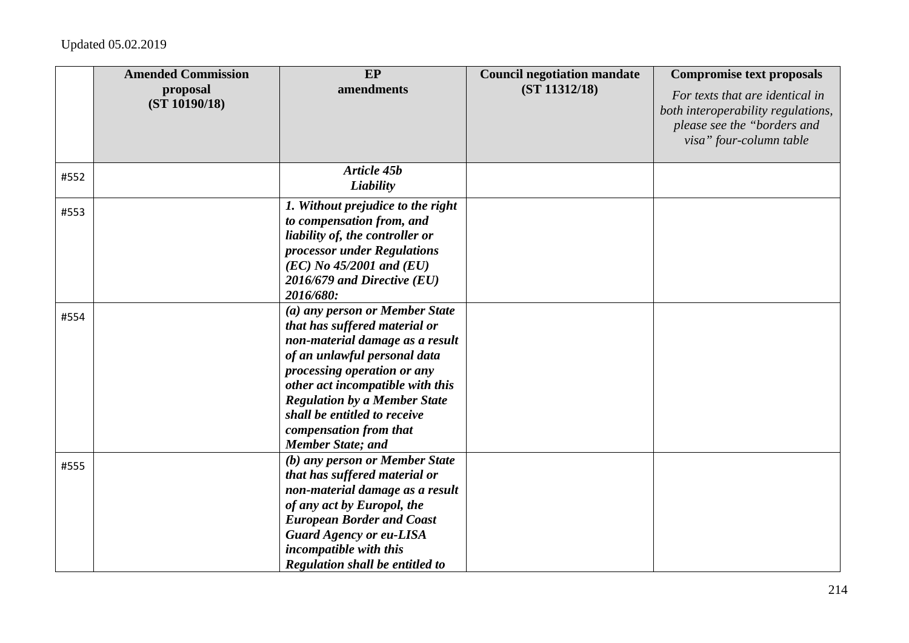Updated 05.02.2019

| | Amended Commission proposal (ST 10190/18) | EP amendments | Council negotiation mandate (ST 11312/18) | Compromise text proposals *For texts that are identical in both interoperability regulations, please see the "borders and visa" four-column table* |
|---|---|---|---|---|
| #552 | | ***Article 45b Liability*** | | |
| #553 | | ***1. Without prejudice to the right to compensation from, and liability of, the controller or processor under Regulations (EC) No 45/2001 and (EU) 2016/679 and Directive (EU) 2016/680:*** | | |
| #554 | | ***(a) any person or Member State that has suffered material or non-material damage as a result of an unlawful personal data processing operation or any other act incompatible with this Regulation by a Member State shall be entitled to receive compensation from that Member State; and*** | | |
| #555 | | ***(b) any person or Member State that has suffered material or non-material damage as a result of any act by Europol, the European Border and Coast Guard Agency or eu-LISA incompatible with this Regulation shall be entitled to*** | | |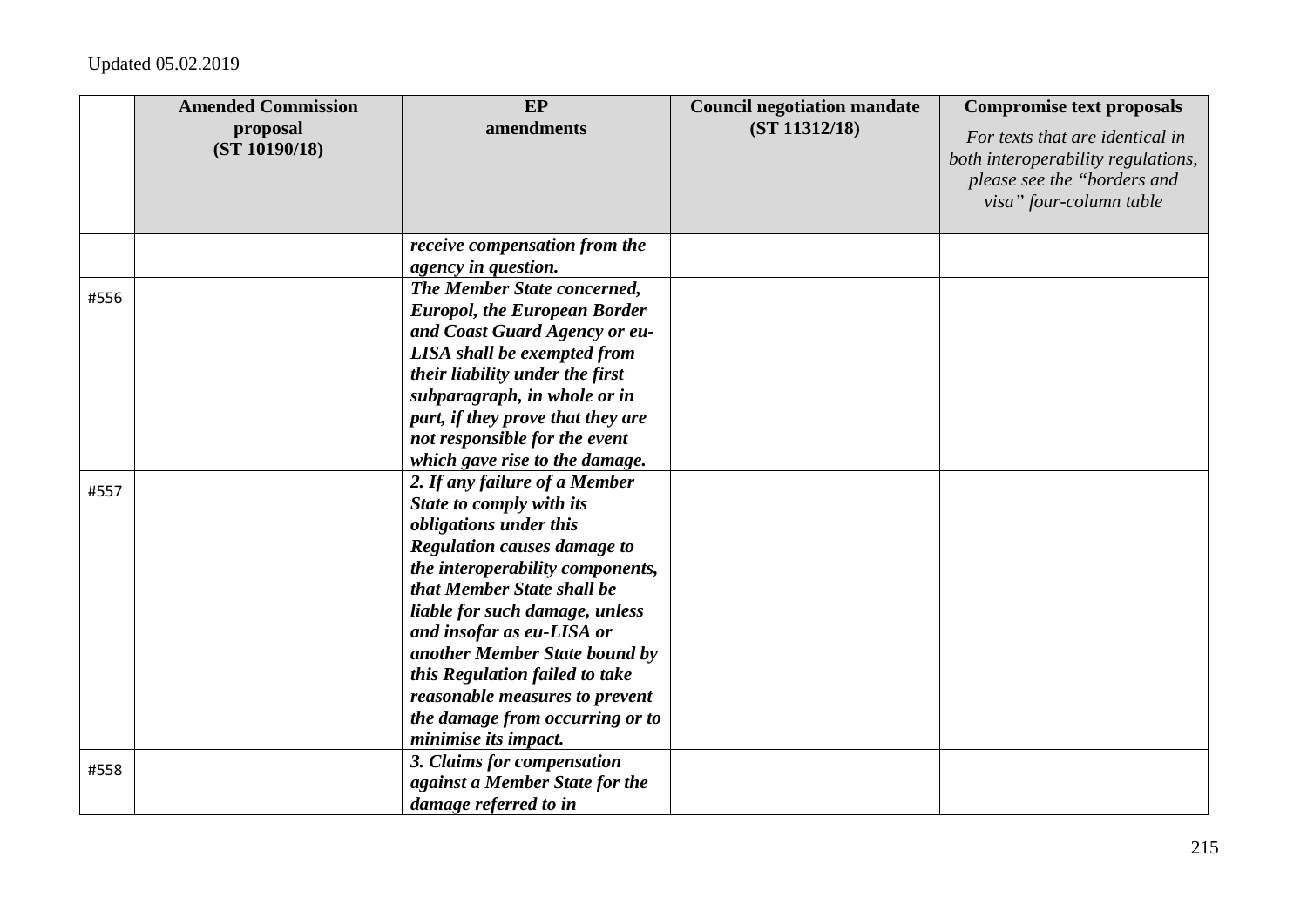Updated 05.02.2019

| | Amended Commission proposal (ST 10190/18) | EP amendments | Council negotiation mandate (ST 11312/18) | Compromise text proposals *For texts that are identical in both interoperability regulations, please see the "borders and visa" four-column table* |
|---|---|---|---|---|
| | | ***receive compensation from the agency in question.*** | | |
| #556 | | ***The Member State concerned, Europol, the European Border and Coast Guard Agency or eu-LISA shall be exempted from their liability under the first subparagraph, in whole or in part, if they prove that they are not responsible for the event which gave rise to the damage.*** | | |
| #557 | | ***2. If any failure of a Member State to comply with its obligations under this Regulation causes damage to the interoperability components, that Member State shall be liable for such damage, unless and insofar as eu-LISA or another Member State bound by this Regulation failed to take reasonable measures to prevent the damage from occurring or to minimise its impact.*** | | |
| #558 | | ***3. Claims for compensation against a Member State for the damage referred to in*** | | |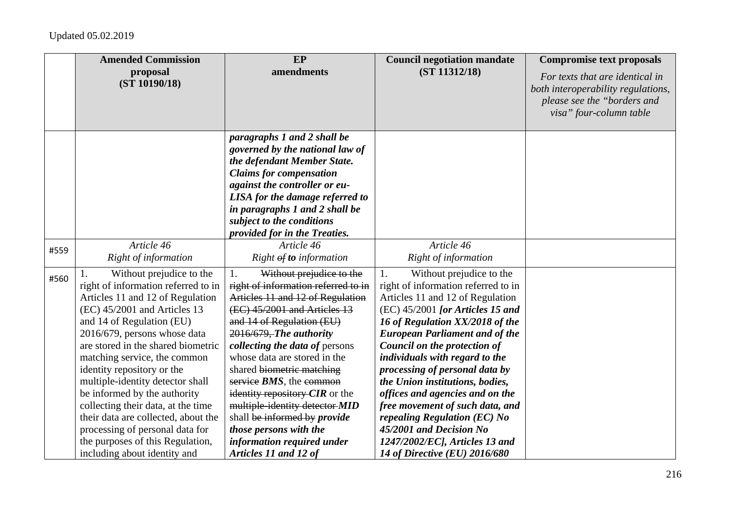Updated 05.02.2019

| | Amended Commission proposal (ST 10190/18) | EP amendments | Council negotiation mandate (ST 11312/18) | Compromise text proposals *For texts that are identical in both interoperability regulations, please see the "borders and visa" four-column table* |
|---|---|---|---|---|
| | | ***paragraphs 1 and 2 shall be governed by the national law of the defendant Member State. Claims for compensation against the controller or eu-LISA for the damage referred to in paragraphs 1 and 2 shall be subject to the conditions provided for in the Treaties.*** | | |
| #559 | *Article 46* *Right of information* | *Article 46* *Right ~~of~~ **to** information* | *Article 46* *Right of information* | |
| #560 | 1. Without prejudice to the right of information referred to in Articles 11 and 12 of Regulation (EC) 45/2001 and Articles 13 and 14 of Regulation (EU) 2016/679, persons whose data are stored in the shared biometric matching service, the common identity repository or the multiple-identity detector shall be informed by the authority collecting their data, at the time their data are collected, about the processing of personal data for the purposes of this Regulation, including about identity and | 1. ~~Without prejudice to the right of information referred to in Articles 11 and 12 of Regulation (EC) 45/2001 and Articles 13 and 14 of Regulation (EU) 2016/679,~~ ***The authority collecting the data of*** persons whose data are stored in the shared ~~biometric matching service~~ ***BMS***, the ~~common identity repository~~ ***CIR*** or the ~~multiple-identity detector~~ ***MID*** shall ~~be informed by~~ ***provide those persons with the information required under Articles 11 and 12 of*** | 1. Without prejudice to the right of information referred to in Articles 11 and 12 of Regulation (EC) 45/2001 ***[or Articles 15 and 16 of Regulation XX/2018 of the European Parliament and of the Council on the protection of individuals with regard to the processing of personal data by the Union institutions, bodies, offices and agencies and on the free movement of such data, and repealing Regulation (EC) No 45/2001 and Decision No 1247/2002/EC], Articles 13 and 14 of Directive (EU) 2016/680*** | |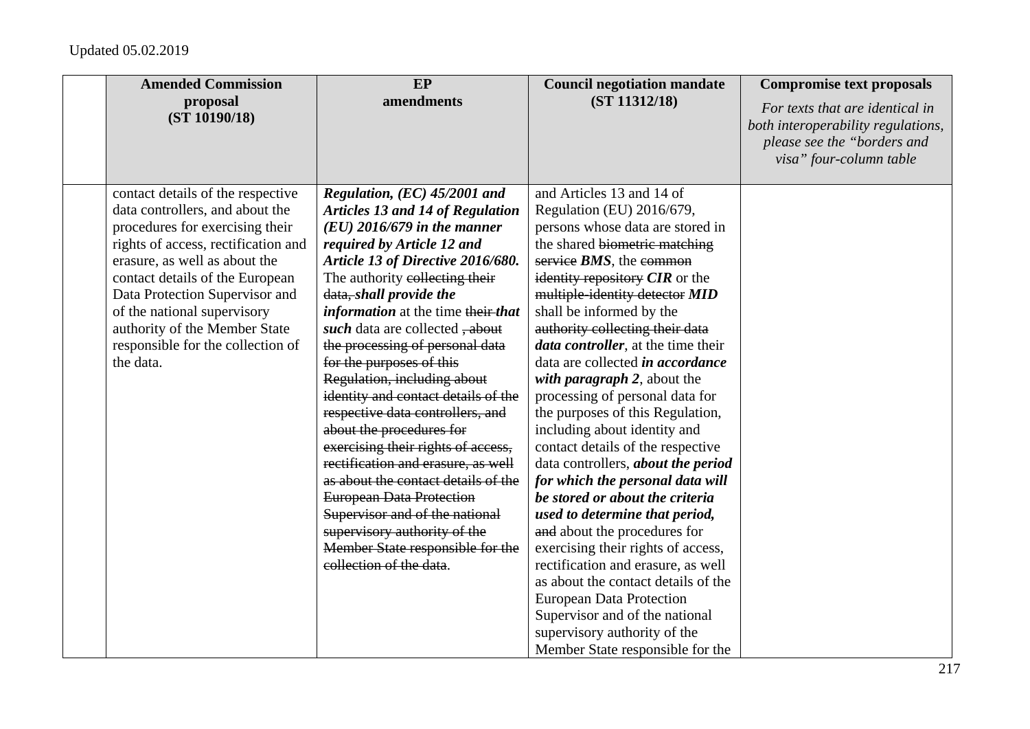Updated 05.02.2019

| | Amended Commission proposal (ST 10190/18) | EP amendments | Council negotiation mandate (ST 11312/18) | Compromise text proposals *For texts that are identical in both interoperability regulations, please see the "borders and visa" four-column table* |
|---|---|---|---|---|
| | contact details of the respective data controllers, and about the procedures for exercising their rights of access, rectification and erasure, as well as about the contact details of the European Data Protection Supervisor and of the national supervisory authority of the Member State responsible for the collection of the data. | ***Regulation, (EC) 45/2001 and Articles 13 and 14 of Regulation (EU) 2016/679 in the manner required by Article 12 and Article 13 of Directive 2016/680.*** The authority ~~collecting their data,~~ ***shall provide the information*** at the time ~~their~~ ***that such*** data are collected ~~, about the processing of personal data for the purposes of this Regulation, including about identity and contact details of the respective data controllers, and about the procedures for exercising their rights of access, rectification and erasure, as well as about the contact details of the European Data Protection Supervisor and of the national supervisory authority of the Member State responsible for the collection of the data~~. | and Articles 13 and 14 of Regulation (EU) 2016/679, persons whose data are stored in the shared ~~biometric matching service~~ ***BMS***, the ~~common identity repository~~ ***CIR*** or the ~~multiple-identity detector~~ ***MID*** shall be informed by the ~~authority collecting their data~~ ***data controller***, at the time their data are collected ***in accordance with paragraph 2***, about the processing of personal data for the purposes of this Regulation, including about identity and contact details of the respective data controllers, ***about the period for which the personal data will be stored or about the criteria used to determine that period,*** ~~and~~ about the procedures for exercising their rights of access, rectification and erasure, as well as about the contact details of the European Data Protection Supervisor and of the national supervisory authority of the Member State responsible for the | |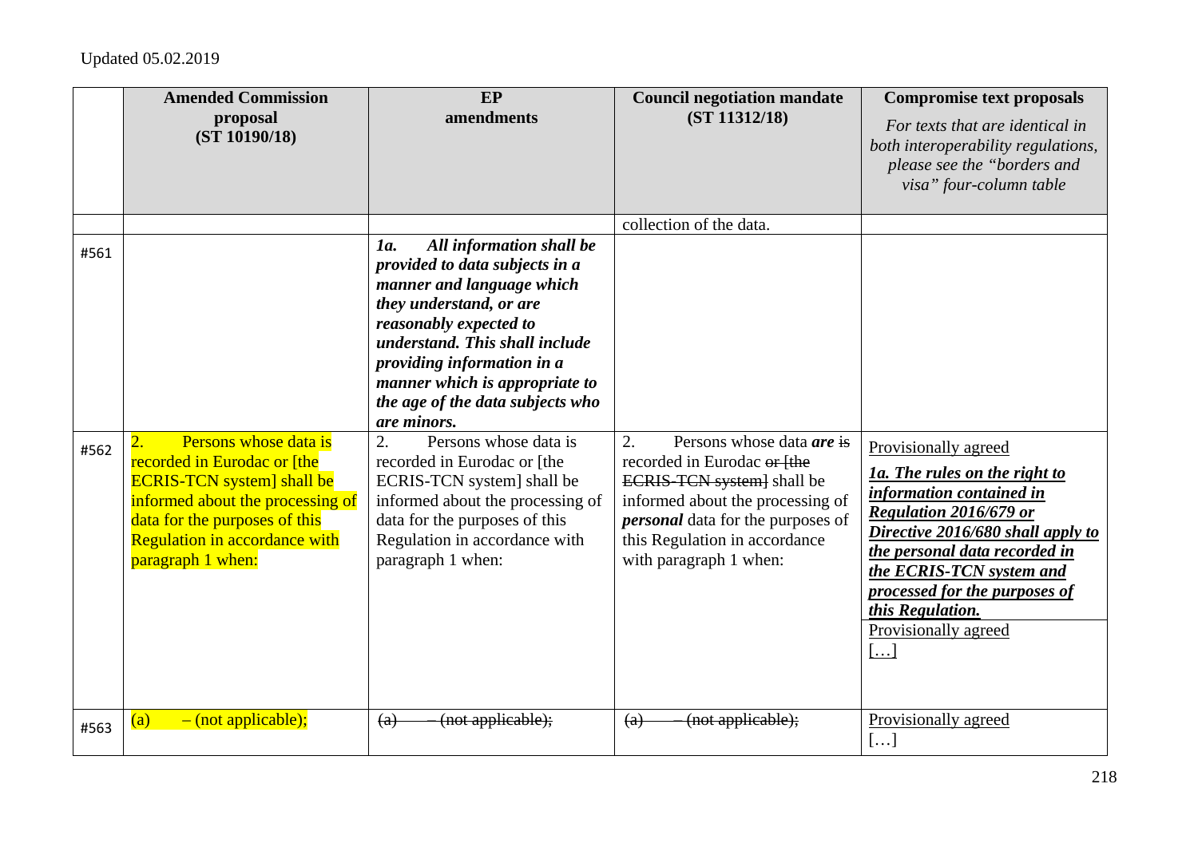Updated 05.02.2019

| | Amended Commission proposal (ST 10190/18) | EP amendments | Council negotiation mandate (ST 11312/18) | Compromise text proposals *For texts that are identical in both interoperability regulations, please see the "borders and visa" four-column table* |
|---|---|---|---|---|
| | | | collection of the data. | |
| #561 | | ***1a. All information shall be provided to data subjects in a manner and language which they understand, or are reasonably expected to understand. This shall include providing information in a manner which is appropriate to the age of the data subjects who are minors.*** | | |
| #562 | 2. Persons whose data is recorded in Eurodac or [the ECRIS-TCN system] shall be informed about the processing of data for the purposes of this Regulation in accordance with paragraph 1 when: | 2. Persons whose data is recorded in Eurodac or [the ECRIS-TCN system] shall be informed about the processing of data for the purposes of this Regulation in accordance with paragraph 1 when: | 2. Persons whose data ***are*** ~~is~~ recorded in Eurodac ~~or [the ECRIS-TCN system]~~ shall be informed about the processing of ***personal*** data for the purposes of this Regulation in accordance with paragraph 1 when: | Provisionally agreed ***1a. The rules on the right to information contained in Regulation 2016/679 or Directive 2016/680 shall apply to the personal data recorded in the ECRIS-TCN system and processed for the purposes of this Regulation.*** Provisionally agreed […] |
| #563 | (a) – (not applicable); | ~~(a) – (not applicable);~~ | ~~(a) – (not applicable);~~ | Provisionally agreed […] |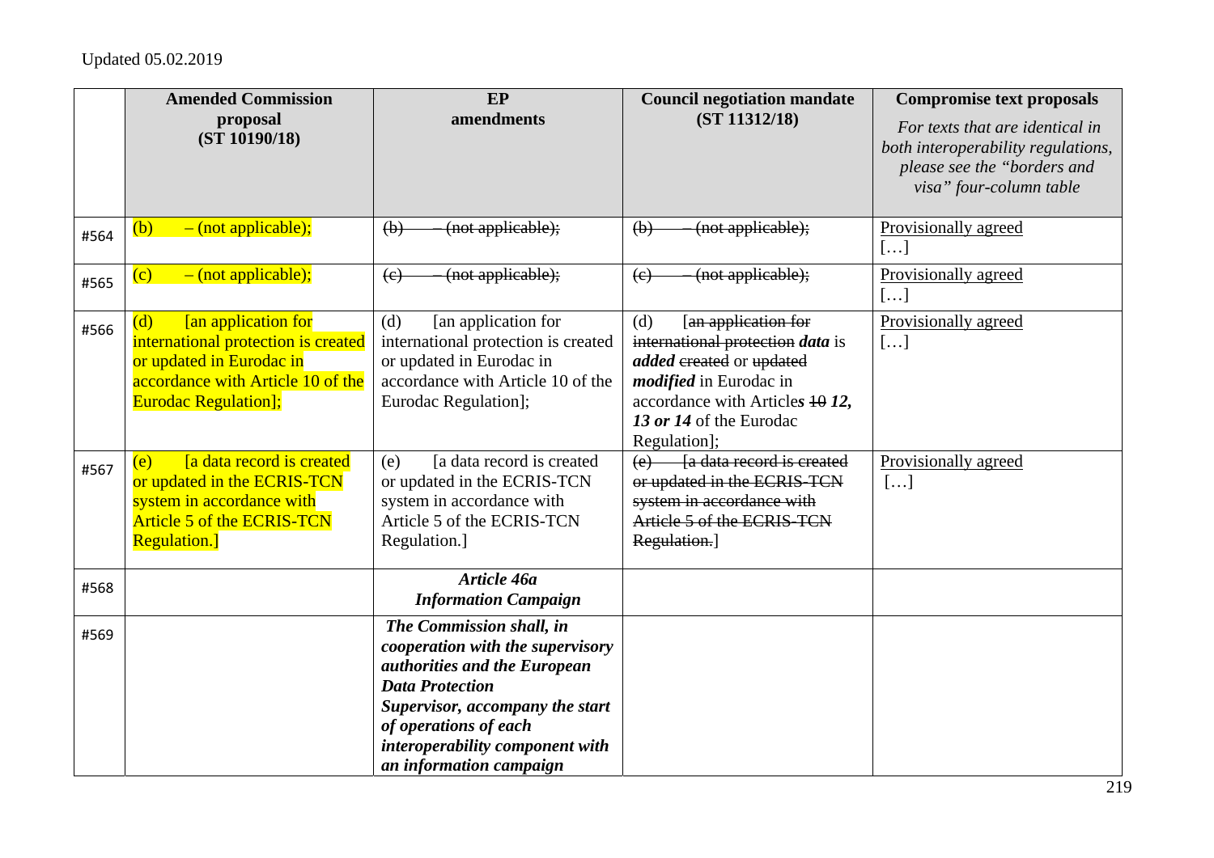Updated 05.02.2019

| | Amended Commission proposal (ST 10190/18) | EP amendments | Council negotiation mandate (ST 11312/18) | Compromise text proposals *For texts that are identical in both interoperability regulations, please see the "borders and visa" four-column table* |
|---|---|---|---|---|
| #564 | (b) – (not applicable); | ~~(b) – (not applicable);~~ | ~~(b) – (not applicable);~~ | Provisionally agreed […] |
| #565 | (c) – (not applicable); | ~~(c) – (not applicable);~~ | ~~(c) – (not applicable);~~ | Provisionally agreed […] |
| #566 | (d) [an application for international protection is created or updated in Eurodac in accordance with Article 10 of the Eurodac Regulation]; | (d) [an application for international protection is created or updated in Eurodac in accordance with Article 10 of the Eurodac Regulation]; | (d) [~~an application for international protection~~ ***data*** is ***added*** ~~created~~ or ~~updated~~ ***modified*** in Eurodac in accordance with Article***s*** ~~10~~ ***12, 13 or 14*** of the Eurodac Regulation]; | Provisionally agreed […] |
| #567 | (e) [a data record is created or updated in the ECRIS-TCN system in accordance with Article 5 of the ECRIS-TCN Regulation.] | (e) [a data record is created or updated in the ECRIS-TCN system in accordance with Article 5 of the ECRIS-TCN Regulation.] | ~~(e) [a data record is created or updated in the ECRIS-TCN system in accordance with Article 5 of the ECRIS-TCN Regulation.~~] | Provisionally agreed […] |
| #568 | | ***Article 46a*** ***Information Campaign*** | | |
| #569 | | ***The Commission shall, in cooperation with the supervisory authorities and the European Data Protection Supervisor, accompany the start of operations of each interoperability component with an information campaign*** | | |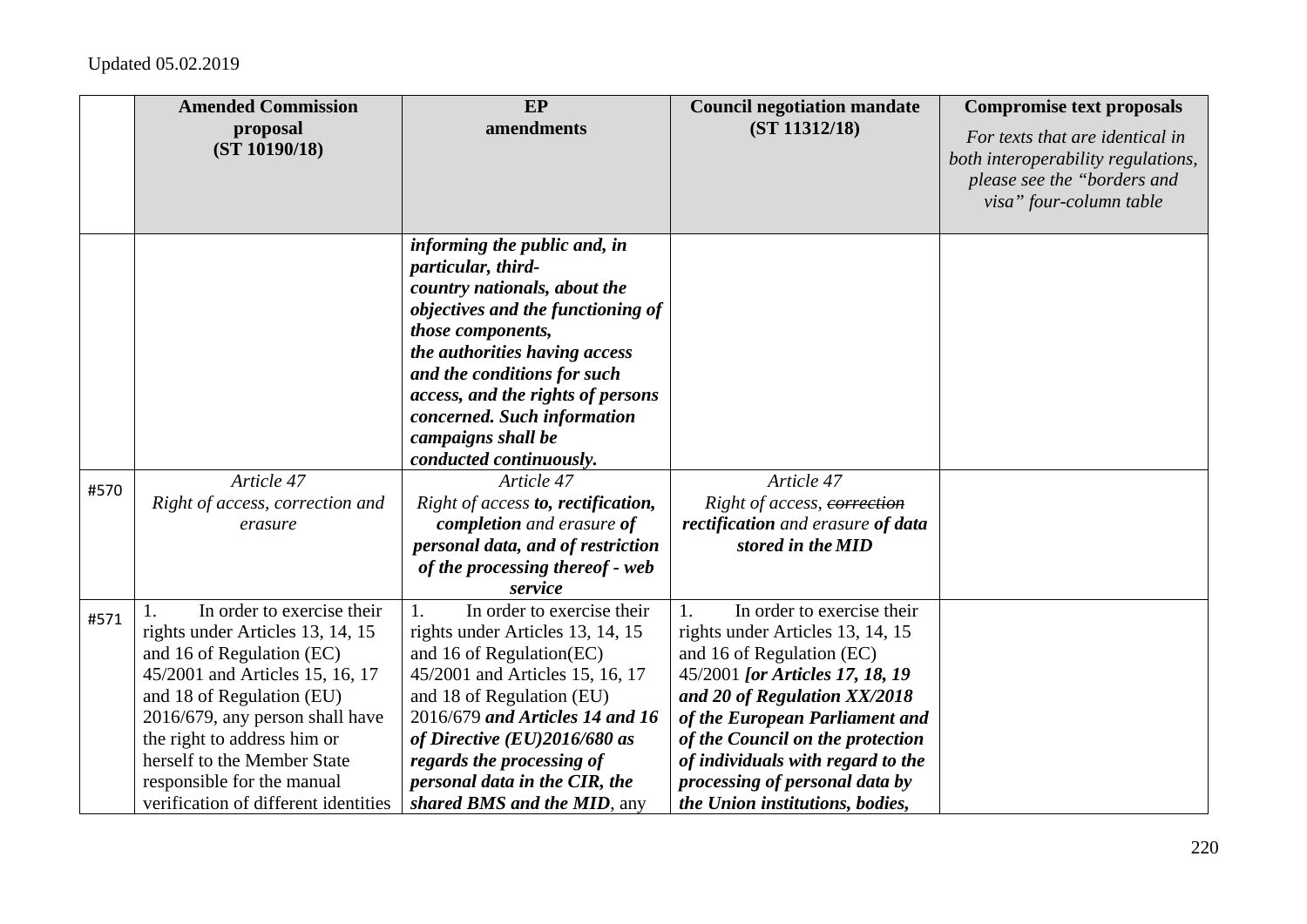Updated 05.02.2019

| | Amended Commission proposal (ST 10190/18) | EP amendments | Council negotiation mandate (ST 11312/18) | Compromise text proposals *For texts that are identical in both interoperability regulations, please see the "borders and visa" four-column table* |
|---|---|---|---|---|
| | | ***informing the public and, in particular, third-country nationals, about the objectives and the functioning of those components, the authorities having access and the conditions for such access, and the rights of persons concerned. Such information campaigns shall be conducted continuously.*** | | |
| #570 | *Article 47* *Right of access, correction and erasure* | *Article 47* *Right of access* ***to, rectification, completion*** *and erasure* ***of personal data, and of restriction of the processing thereof - web service*** | *Article 47* *Right of access,* ~~*correction*~~ ***rectification*** *and erasure* ***of data stored in the MID*** | |
| #571 | 1. In order to exercise their rights under Articles 13, 14, 15 and 16 of Regulation (EC) 45/2001 and Articles 15, 16, 17 and 18 of Regulation (EU) 2016/679, any person shall have the right to address him or herself to the Member State responsible for the manual verification of different identities | 1. In order to exercise their rights under Articles 13, 14, 15 and 16 of Regulation(EC) 45/2001 and Articles 15, 16, 17 and 18 of Regulation (EU) 2016/679 ***and Articles 14 and 16 of Directive (EU)2016/680 as regards the processing of personal data in the CIR, the shared BMS and the MID***, any | 1. In order to exercise their rights under Articles 13, 14, 15 and 16 of Regulation (EC) 45/2001 ***[or Articles 17, 18, 19 and 20 of Regulation XX/2018 of the European Parliament and of the Council on the protection of individuals with regard to the processing of personal data by the Union institutions, bodies,*** | |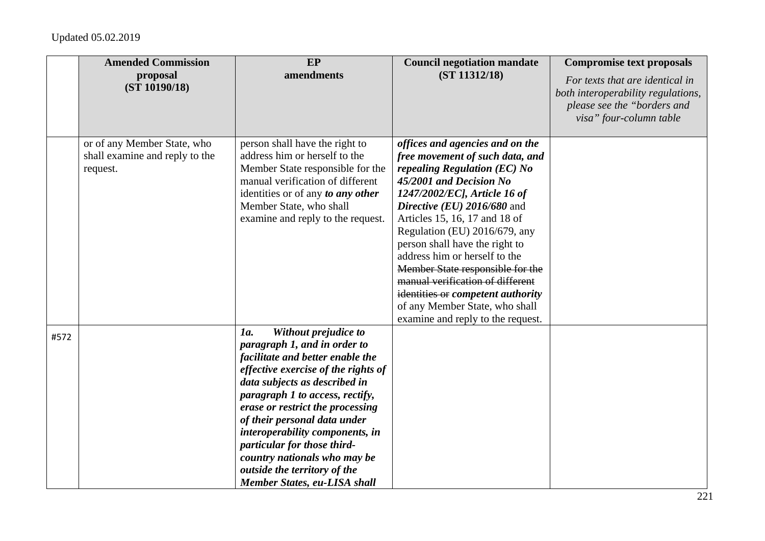|  | Amended Commission proposal (ST 10190/18) | EP amendments | Council negotiation mandate (ST 11312/18) | Compromise text proposals *For texts that are identical in both interoperability regulations, please see the "borders and visa" four-column table* |
|---|---|---|---|---|
|  | or of any Member State, who shall examine and reply to the request. | person shall have the right to address him or herself to the Member State responsible for the manual verification of different identities or of any ***to any other*** Member State, who shall examine and reply to the request. | ***offices and agencies and on the free movement of such data, and repealing Regulation (EC) No 45/2001 and Decision No 1247/2002/EC], Article 16 of Directive (EU) 2016/680*** and Articles 15, 16, 17 and 18 of Regulation (EU) 2016/679, any person shall have the right to address him or herself to the ~~Member State responsible for the manual verification of different identities or~~ ***competent authority*** of any Member State, who shall examine and reply to the request. |  |
| #572 |  | ***1a. Without prejudice to paragraph 1, and in order to facilitate and better enable the effective exercise of the rights of data subjects as described in paragraph 1 to access, rectify, erase or restrict the processing of their personal data under interoperability components, in particular for those third-country nationals who may be outside the territory of the Member States, eu-LISA shall*** |  |  |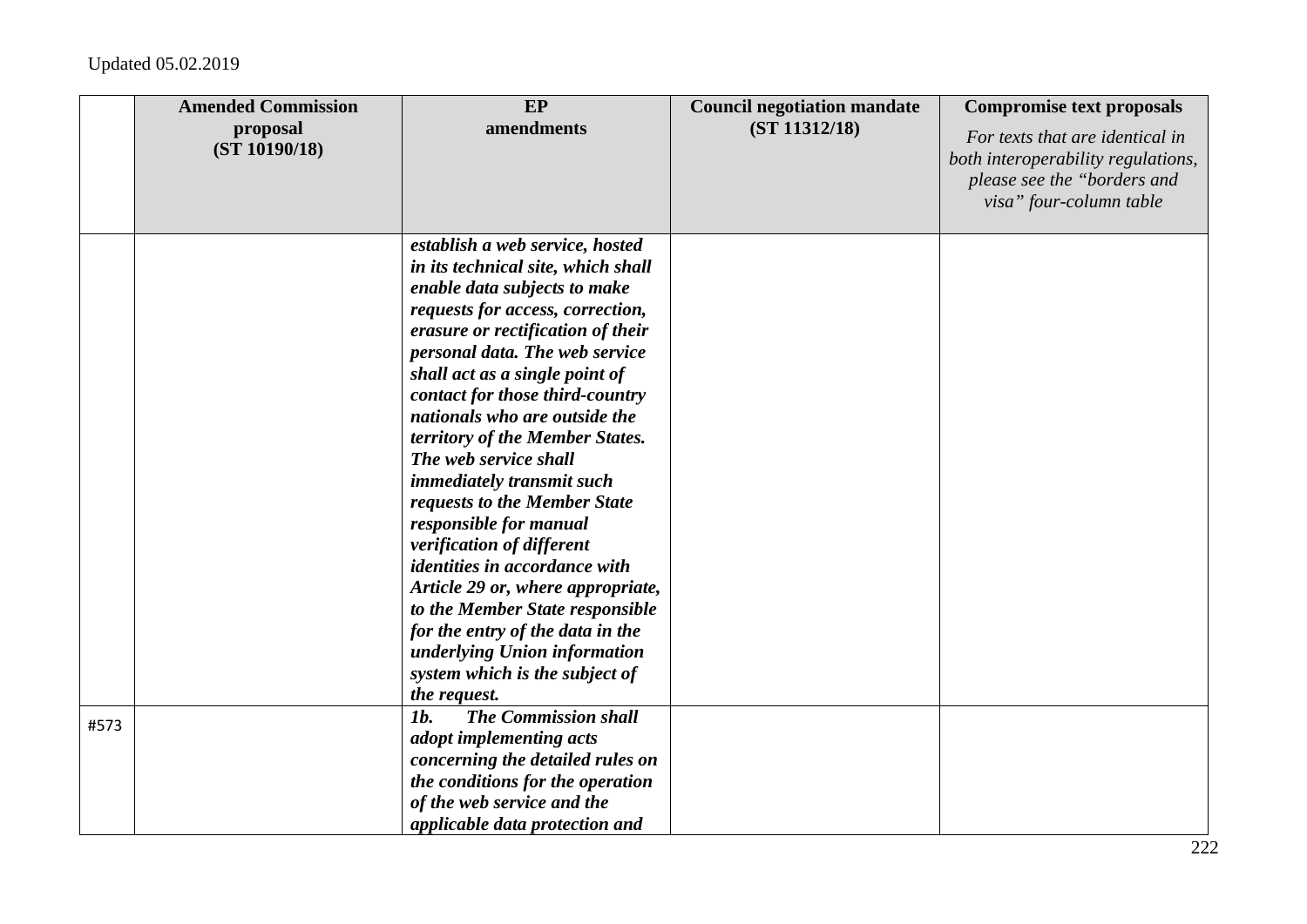Updated 05.02.2019

| | Amended Commission proposal (ST 10190/18) | EP amendments | Council negotiation mandate (ST 11312/18) | Compromise text proposals *For texts that are identical in both interoperability regulations, please see the "borders and visa" four-column table* |
|---|---|---|---|---|
| | | ***establish a web service, hosted in its technical site, which shall enable data subjects to make requests for access, correction, erasure or rectification of their personal data. The web service shall act as a single point of contact for those third-country nationals who are outside the territory of the Member States. The web service shall immediately transmit such requests to the Member State responsible for manual verification of different identities in accordance with Article 29 or, where appropriate, to the Member State responsible for the entry of the data in the underlying Union information system which is the subject of the request.*** | | |
| #573 | | ***1b. The Commission shall adopt implementing acts concerning the detailed rules on the conditions for the operation of the web service and the applicable data protection and*** | | |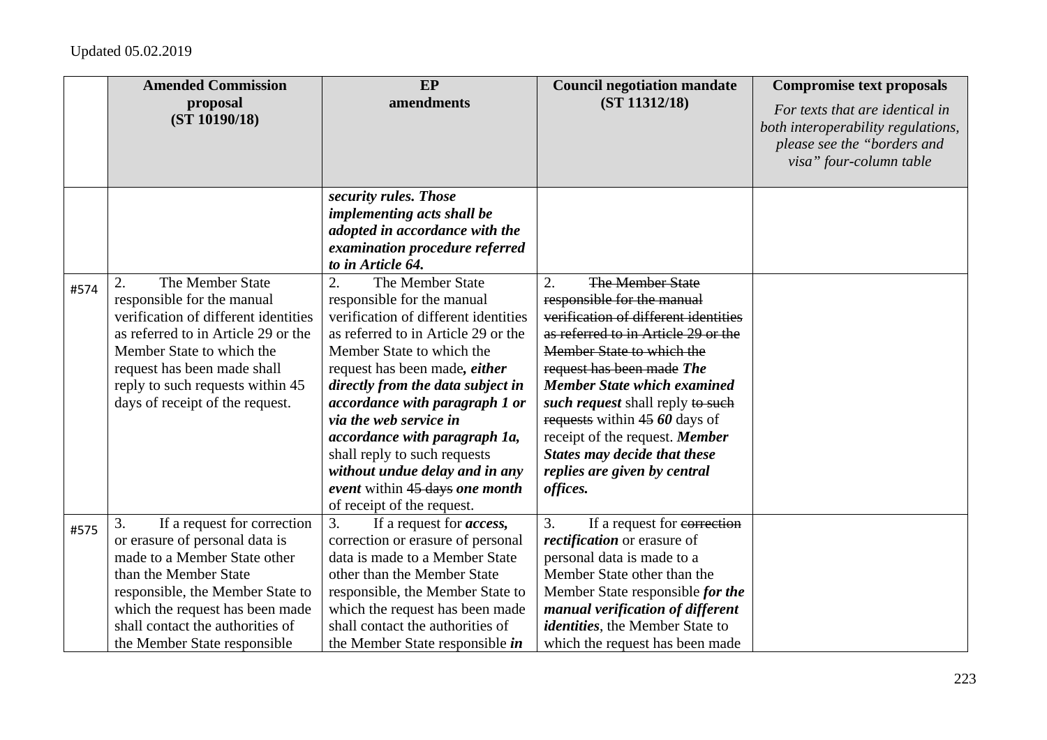Updated 05.02.2019

| | Amended Commission proposal (ST 10190/18) | EP amendments | Council negotiation mandate (ST 11312/18) | Compromise text proposals *For texts that are identical in both interoperability regulations, please see the "borders and visa" four-column table* |
|---|---|---|---|---|
| | | ***security rules. Those implementing acts shall be adopted in accordance with the examination procedure referred to in Article 64.*** | | |
| #574 | 2. The Member State responsible for the manual verification of different identities as referred to in Article 29 or the Member State to which the request has been made shall reply to such requests within 45 days of receipt of the request. | 2. The Member State responsible for the manual verification of different identities as referred to in Article 29 or the Member State to which the request has been made***, either directly from the data subject in accordance with paragraph 1 or via the web service in accordance with paragraph 1a,*** shall reply to such requests ***without undue delay and in any event*** within ~~45 days~~ ***one month*** of receipt of the request. | 2. ~~The Member State responsible for the manual verification of different identities as referred to in Article 29 or the Member State to which the request has been made~~ ***The Member State which examined such request*** shall reply ~~to such requests~~ within ~~45~~ ***60*** days of receipt of the request. ***Member States may decide that these replies are given by central offices.*** | |
| #575 | 3. If a request for correction or erasure of personal data is made to a Member State other than the Member State responsible, the Member State to which the request has been made shall contact the authorities of the Member State responsible | 3. If a request for ***access,*** correction or erasure of personal data is made to a Member State other than the Member State responsible, the Member State to which the request has been made shall contact the authorities of the Member State responsible ***in*** | 3. If a request for ~~correction~~ ***rectification*** or erasure of personal data is made to a Member State other than the Member State responsible ***for the manual verification of different identities***, the Member State to which the request has been made | |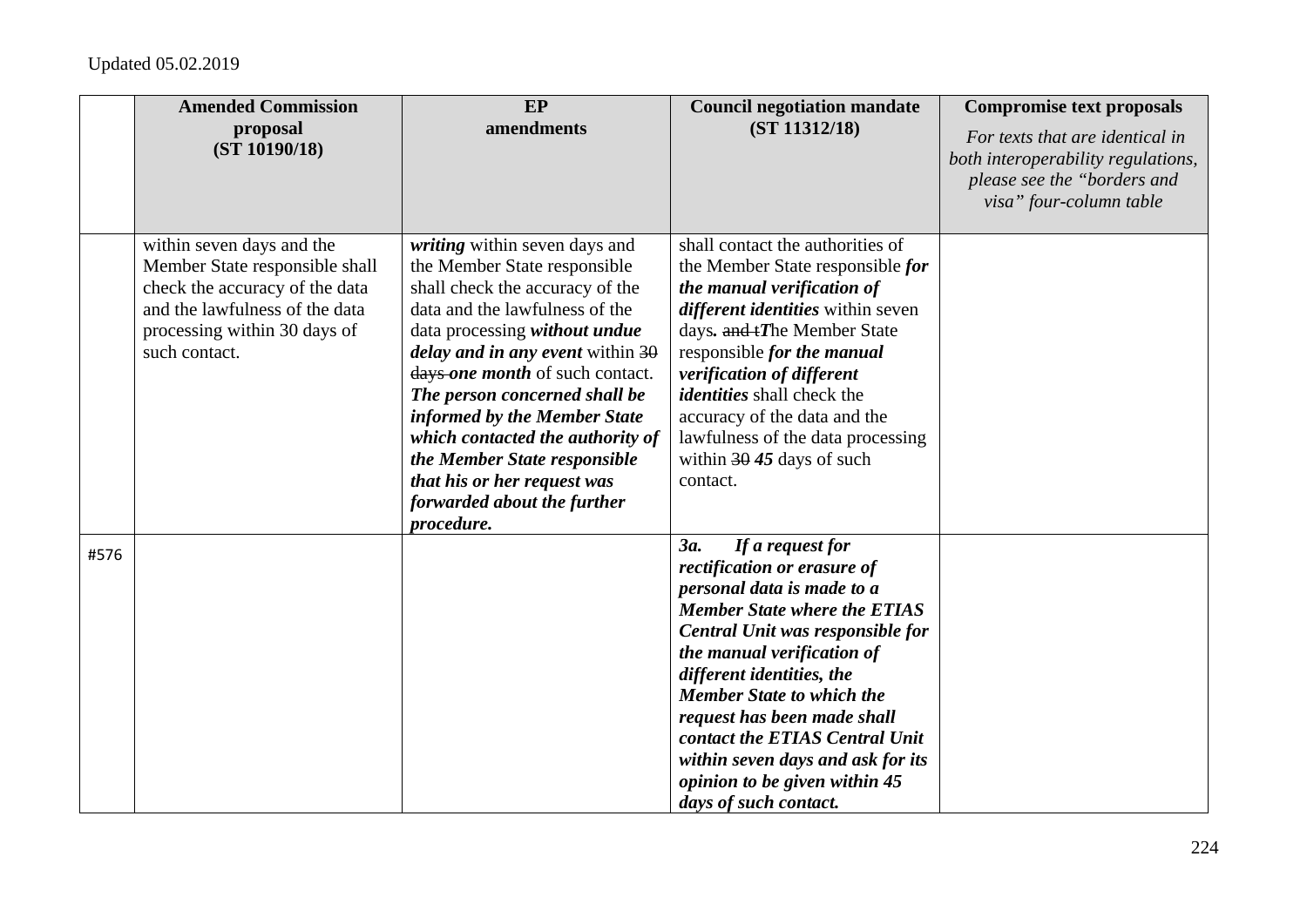Updated 05.02.2019

| | Amended Commission proposal (ST 10190/18) | EP amendments | Council negotiation mandate (ST 11312/18) | Compromise text proposals *For texts that are identical in both interoperability regulations, please see the "borders and visa" four-column table* |
|---|---|---|---|---|
| | within seven days and the Member State responsible shall check the accuracy of the data and the lawfulness of the data processing within 30 days of such contact. | ***writing*** within seven days and the Member State responsible shall check the accuracy of the data and the lawfulness of the data processing ***without undue delay and in any event*** within ~~30 days~~ ***one month*** of such contact. ***The person concerned shall be informed by the Member State which contacted the authority of the Member State responsible that his or her request was forwarded about the further procedure.*** | shall contact the authorities of the Member State responsible ***for the manual verification of different identities*** within seven days***.*** ~~and t~~***T***he Member State responsible ***for the manual verification of different identities*** shall check the accuracy of the data and the lawfulness of the data processing within ~~30~~ ***45*** days of such contact. | |
| #576 | | | ***3a. If a request for rectification or erasure of personal data is made to a Member State where the ETIAS Central Unit was responsible for the manual verification of different identities, the Member State to which the request has been made shall contact the ETIAS Central Unit within seven days and ask for its opinion to be given within 45 days of such contact.*** | |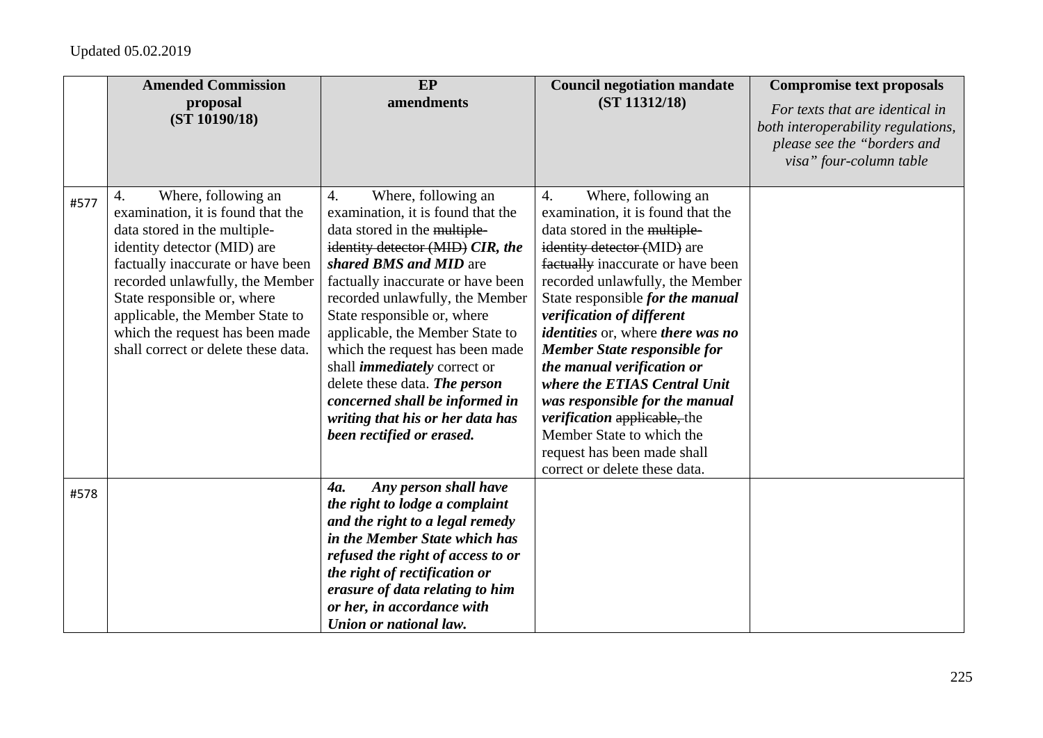Updated 05.02.2019

| | Amended Commission proposal (ST 10190/18) | EP amendments | Council negotiation mandate (ST 11312/18) | Compromise text proposals *For texts that are identical in both interoperability regulations, please see the "borders and visa" four-column table* |
|---|---|---|---|---|
| #577 | 4. Where, following an examination, it is found that the data stored in the multiple-identity detector (MID) are factually inaccurate or have been recorded unlawfully, the Member State responsible or, where applicable, the Member State to which the request has been made shall correct or delete these data. | 4. Where, following an examination, it is found that the data stored in the ~~multiple-identity detector (MID)~~ ***CIR, the shared BMS and MID*** are factually inaccurate or have been recorded unlawfully, the Member State responsible or, where applicable, the Member State to which the request has been made shall ***immediately*** correct or delete these data. ***The person concerned shall be informed in writing that his or her data has been rectified or erased.*** | 4. Where, following an examination, it is found that the data stored in the ~~multiple-identity detector (~~MID~~)~~ are ~~factually~~ inaccurate or have been recorded unlawfully, the Member State responsible ***for the manual verification of different identities*** or, where ***there was no Member State responsible for the manual verification or where the ETIAS Central Unit was responsible for the manual verification*** ~~applicable,~~ the Member State to which the request has been made shall correct or delete these data. | |
| #578 | | ***4a. Any person shall have the right to lodge a complaint and the right to a legal remedy in the Member State which has refused the right of access to or the right of rectification or erasure of data relating to him or her, in accordance with Union or national law.*** | | |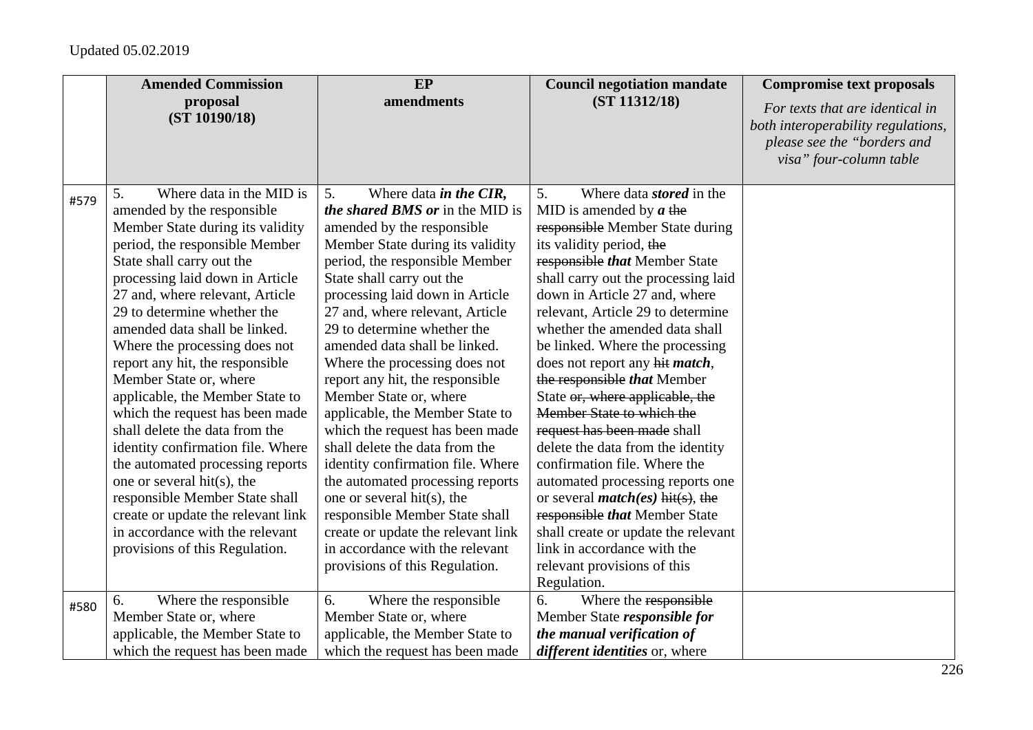Updated 05.02.2019

| | Amended Commission proposal (ST 10190/18) | EP amendments | Council negotiation mandate (ST 11312/18) | Compromise text proposals *For texts that are identical in both interoperability regulations, please see the "borders and visa" four-column table* |
|---|---|---|---|---|
| #579 | 5. Where data in the MID is amended by the responsible Member State during its validity period, the responsible Member State shall carry out the processing laid down in Article 27 and, where relevant, Article 29 to determine whether the amended data shall be linked. Where the processing does not report any hit, the responsible Member State or, where applicable, the Member State to which the request has been made shall delete the data from the identity confirmation file. Where the automated processing reports one or several hit(s), the responsible Member State shall create or update the relevant link in accordance with the relevant provisions of this Regulation. | 5. Where data ***in the CIR, the shared BMS or*** in the MID is amended by the responsible Member State during its validity period, the responsible Member State shall carry out the processing laid down in Article 27 and, where relevant, Article 29 to determine whether the amended data shall be linked. Where the processing does not report any hit, the responsible Member State or, where applicable, the Member State to which the request has been made shall delete the data from the identity confirmation file. Where the automated processing reports one or several hit(s), the responsible Member State shall create or update the relevant link in accordance with the relevant provisions of this Regulation. | 5. Where data ***stored*** in the MID is amended by ***a*** ~~the responsible~~ Member State during its validity period, ~~the responsible~~ ***that*** Member State shall carry out the processing laid down in Article 27 and, where relevant, Article 29 to determine whether the amended data shall be linked. Where the processing does not report any ~~hit~~ ***match***, ~~the responsible~~ ***that*** Member State ~~or, where applicable, the Member State to which the request has been made~~ shall delete the data from the identity confirmation file. Where the automated processing reports one or several ***match(es)*** ~~hit(s)~~, ~~the responsible~~ ***that*** Member State shall create or update the relevant link in accordance with the relevant provisions of this Regulation. | |
| #580 | 6. Where the responsible Member State or, where applicable, the Member State to which the request has been made | 6. Where the responsible Member State or, where applicable, the Member State to which the request has been made | 6. Where the ~~responsible~~ Member State ***responsible for the manual verification of different identities*** or, where | |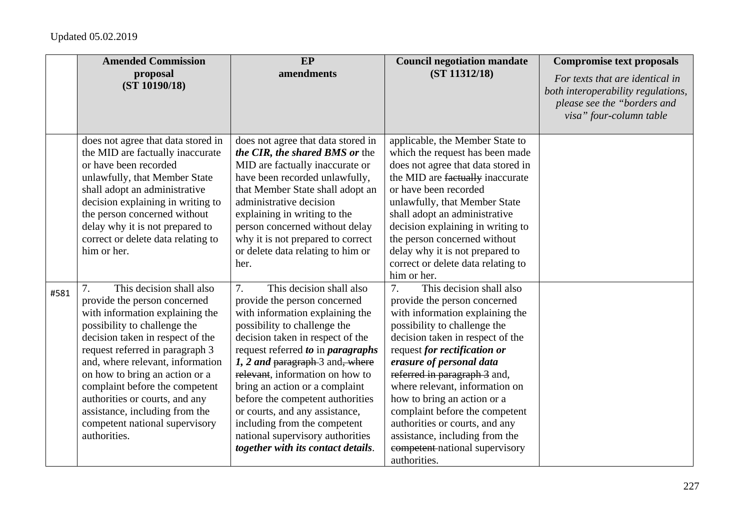Updated 05.02.2019

| | Amended Commission proposal (ST 10190/18) | EP amendments | Council negotiation mandate (ST 11312/18) | Compromise text proposals *For texts that are identical in both interoperability regulations, please see the "borders and visa" four-column table* |
|---|---|---|---|---|
| | does not agree that data stored in the MID are factually inaccurate or have been recorded unlawfully, that Member State shall adopt an administrative decision explaining in writing to the person concerned without delay why it is not prepared to correct or delete data relating to him or her. | does not agree that data stored in ***the CIR, the shared BMS or*** the MID are factually inaccurate or have been recorded unlawfully, that Member State shall adopt an administrative decision explaining in writing to the person concerned without delay why it is not prepared to correct or delete data relating to him or her. | applicable, the Member State to which the request has been made does not agree that data stored in the MID are ~~factually~~ inaccurate or have been recorded unlawfully, that Member State shall adopt an administrative decision explaining in writing to the person concerned without delay why it is not prepared to correct or delete data relating to him or her. | |
| #581 | 7. This decision shall also provide the person concerned with information explaining the possibility to challenge the decision taken in respect of the request referred in paragraph 3 and, where relevant, information on how to bring an action or a complaint before the competent authorities or courts, and any assistance, including from the competent national supervisory authorities. | 7. This decision shall also provide the person concerned with information explaining the possibility to challenge the decision taken in respect of the request referred ***to*** in ***paragraphs 1, 2 and*** ~~paragraph~~ 3 and~~, where relevant~~, information on how to bring an action or a complaint before the competent authorities or courts, and any assistance, including from the competent national supervisory authorities ***together with its contact details***. | 7. This decision shall also provide the person concerned with information explaining the possibility to challenge the decision taken in respect of the request ***for rectification or erasure of personal data*** ~~referred in paragraph 3~~ and, where relevant, information on how to bring an action or a complaint before the competent authorities or courts, and any assistance, including from the ~~competent~~ national supervisory authorities. | |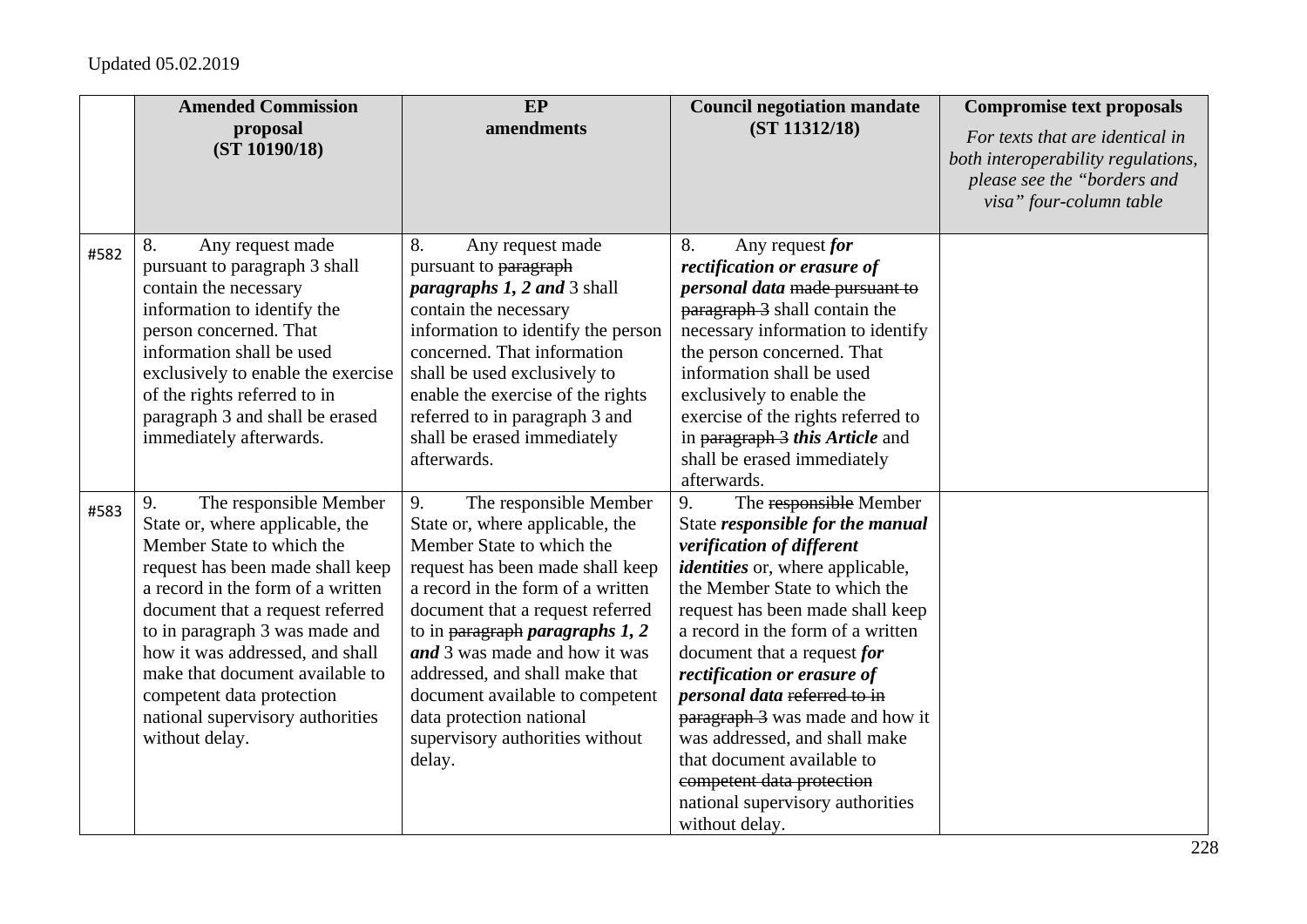Updated 05.02.2019

| | Amended Commission proposal (ST 10190/18) | EP amendments | Council negotiation mandate (ST 11312/18) | Compromise text proposals *For texts that are identical in both interoperability regulations, please see the "borders and visa" four-column table* |
|---|---|---|---|---|
| #582 | 8. Any request made pursuant to paragraph 3 shall contain the necessary information to identify the person concerned. That information shall be used exclusively to enable the exercise of the rights referred to in paragraph 3 and shall be erased immediately afterwards. | 8. Any request made pursuant to ~~paragraph~~ ***paragraphs 1, 2 and*** 3 shall contain the necessary information to identify the person concerned. That information shall be used exclusively to enable the exercise of the rights referred to in paragraph 3 and shall be erased immediately afterwards. | 8. Any request ***for rectification or erasure of personal data*** ~~made pursuant to paragraph 3~~ shall contain the necessary information to identify the person concerned. That information shall be used exclusively to enable the exercise of the rights referred to in ~~paragraph 3~~ ***this Article*** and shall be erased immediately afterwards. | |
| #583 | 9. The responsible Member State or, where applicable, the Member State to which the request has been made shall keep a record in the form of a written document that a request referred to in paragraph 3 was made and how it was addressed, and shall make that document available to competent data protection national supervisory authorities without delay. | 9. The responsible Member State or, where applicable, the Member State to which the request has been made shall keep a record in the form of a written document that a request referred to in ~~paragraph~~ ***paragraphs 1, 2 and*** 3 was made and how it was addressed, and shall make that document available to competent data protection national supervisory authorities without delay. | 9. The ~~responsible~~ Member State ***responsible for the manual verification of different identities*** or, where applicable, the Member State to which the request has been made shall keep a record in the form of a written document that a request ***for rectification or erasure of personal data*** ~~referred to in paragraph 3~~ was made and how it was addressed, and shall make that document available to ~~competent data protection~~ national supervisory authorities without delay. | |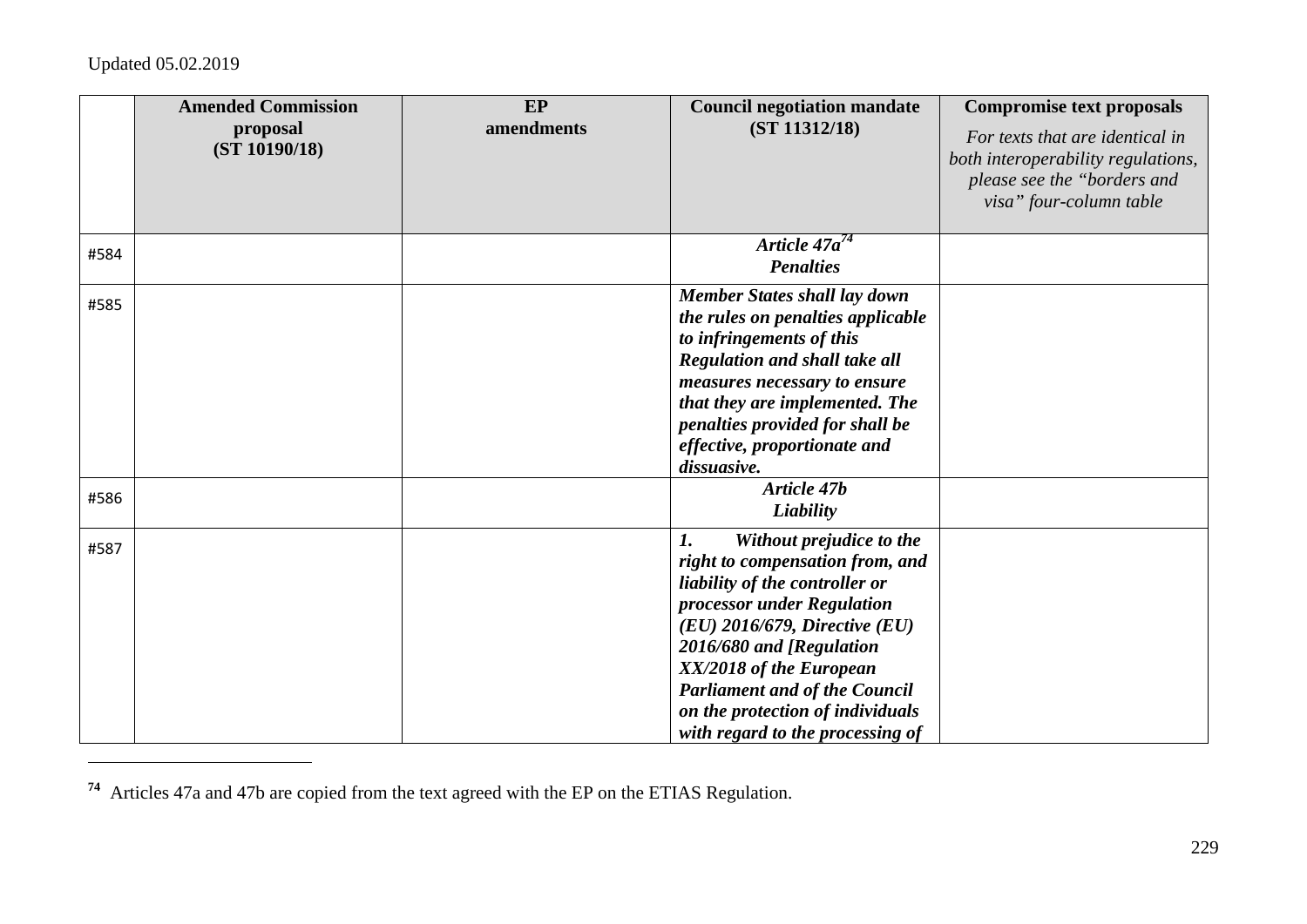Updated 05.02.2019

| | Amended Commission proposal (ST 10190/18) | EP amendments | Council negotiation mandate (ST 11312/18) | Compromise text proposals *For texts that are identical in both interoperability regulations, please see the "borders and visa" four-column table* |
|---|---|---|---|---|
| #584 | | | ***Article 47a[74]*** ***Penalties*** | |
| #585 | | | ***Member States shall lay down the rules on penalties applicable to infringements of this Regulation and shall take all measures necessary to ensure that they are implemented. The penalties provided for shall be effective, proportionate and dissuasive.*** | |
| #586 | | | ***Article 47b*** ***Liability*** | |
| #587 | | | ***1. Without prejudice to the right to compensation from, and liability of the controller or processor under Regulation (EU) 2016/679, Directive (EU) 2016/680 and [Regulation XX/2018 of the European Parliament and of the Council on the protection of individuals with regard to the processing of*** | |

[74] Articles 47a and 47b are copied from the text agreed with the EP on the ETIAS Regulation.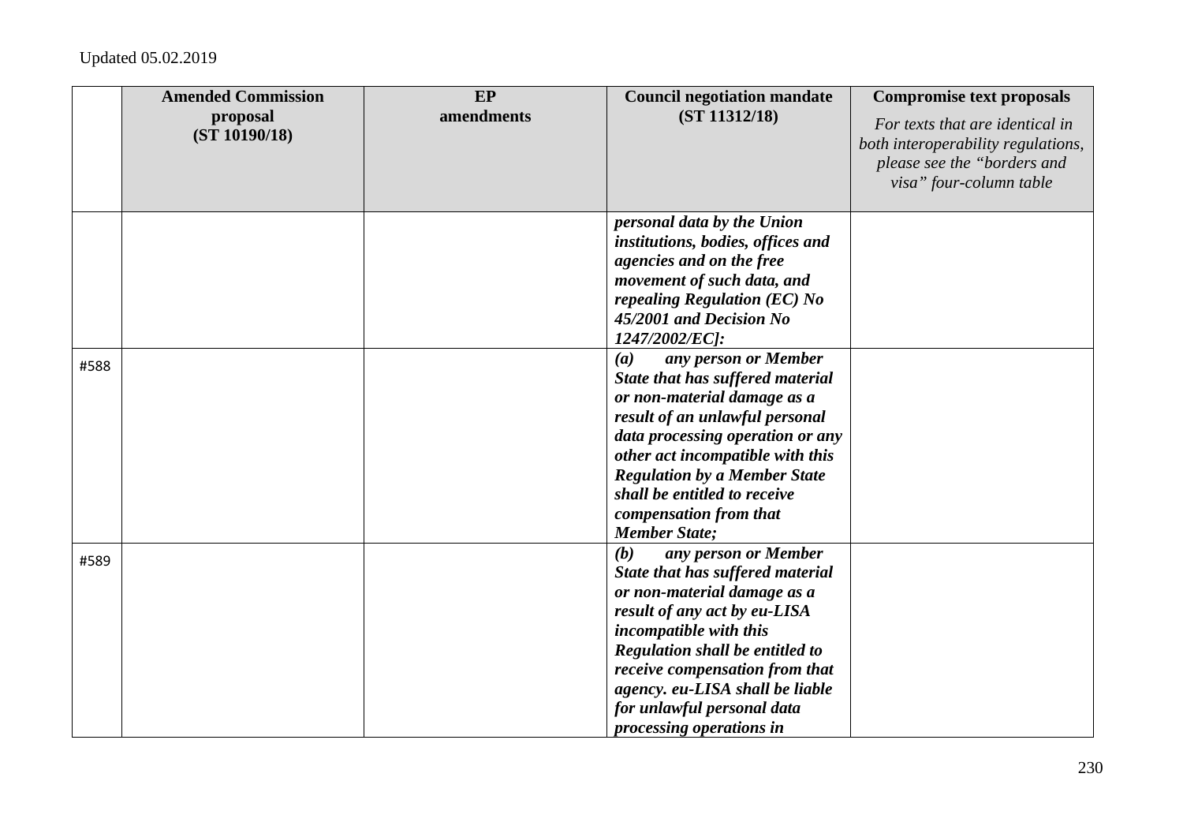Updated 05.02.2019

| | Amended Commission proposal (ST 10190/18) | EP amendments | Council negotiation mandate (ST 11312/18) | Compromise text proposals *For texts that are identical in both interoperability regulations, please see the "borders and visa" four-column table* |
|---|---|---|---|---|
| | | | ***personal data by the Union institutions, bodies, offices and agencies and on the free movement of such data, and repealing Regulation (EC) No 45/2001 and Decision No 1247/2002/EC]:*** | |
| #588 | | | ***(a) any person or Member State that has suffered material or non-material damage as a result of an unlawful personal data processing operation or any other act incompatible with this Regulation by a Member State shall be entitled to receive compensation from that Member State;*** | |
| #589 | | | ***(b) any person or Member State that has suffered material or non-material damage as a result of any act by eu-LISA incompatible with this Regulation shall be entitled to receive compensation from that agency. eu-LISA shall be liable for unlawful personal data processing operations in*** | |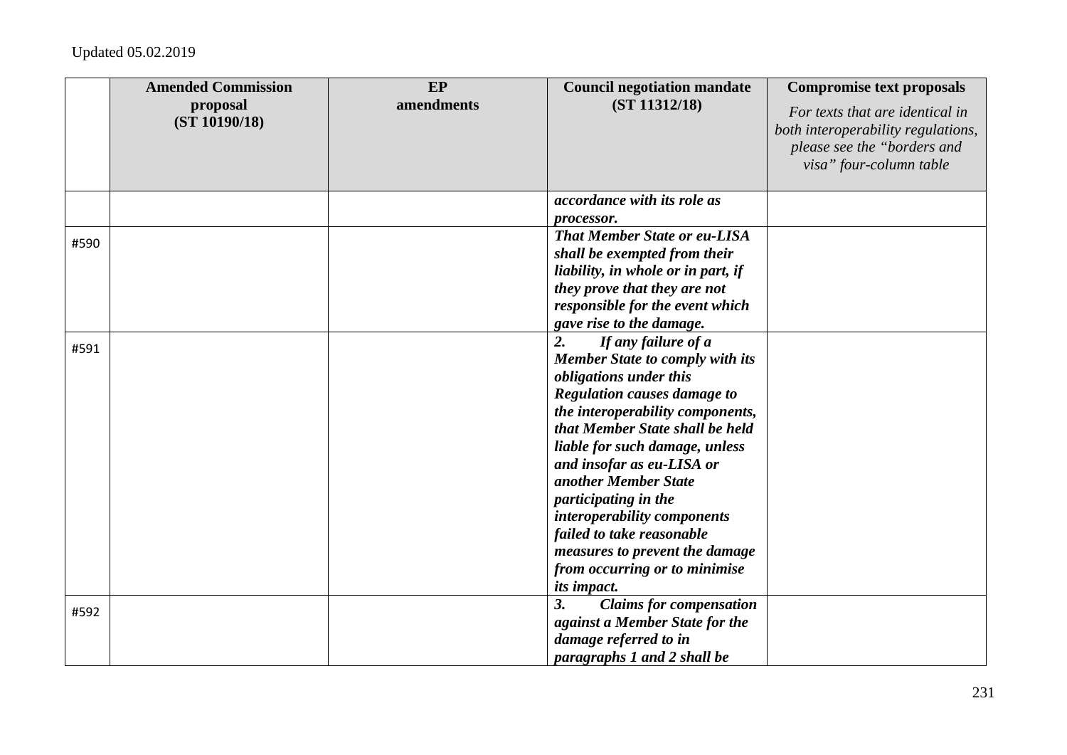| | Amended Commission proposal (ST 10190/18) | EP amendments | Council negotiation mandate (ST 11312/18) | Compromise text proposals *For texts that are identical in both interoperability regulations, please see the "borders and visa" four-column table* |
|---|---|---|---|---|
| | | | ***accordance with its role as processor.*** | |
| #590 | | | ***That Member State or eu-LISA shall be exempted from their liability, in whole or in part, if they prove that they are not responsible for the event which gave rise to the damage.*** | |
| #591 | | | ***2. If any failure of a Member State to comply with its obligations under this Regulation causes damage to the interoperability components, that Member State shall be held liable for such damage, unless and insofar as eu-LISA or another Member State participating in the interoperability components failed to take reasonable measures to prevent the damage from occurring or to minimise its impact.*** | |
| #592 | | | ***3. Claims for compensation against a Member State for the damage referred to in paragraphs 1 and 2 shall be*** | |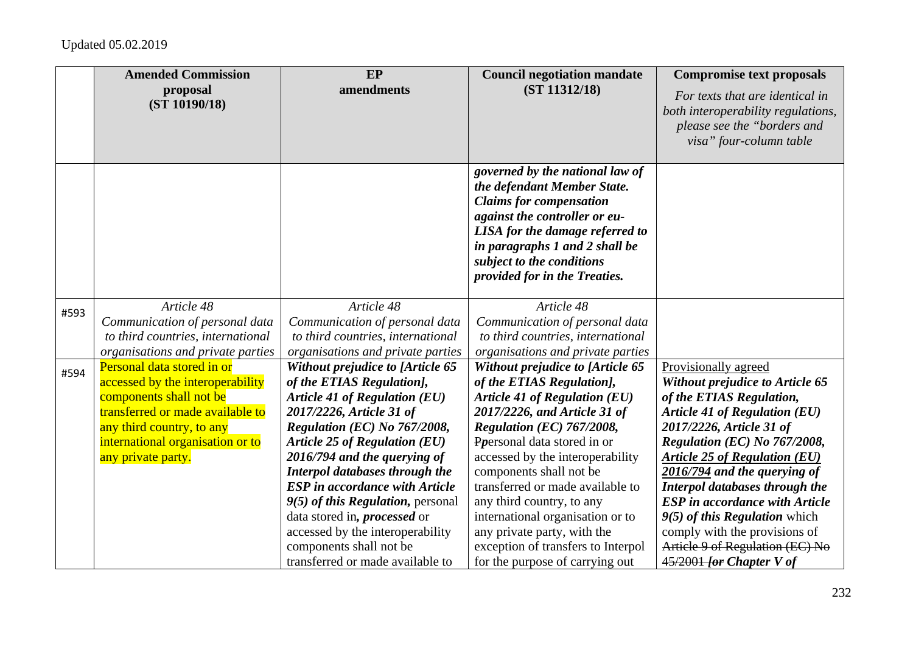Updated 05.02.2019

| | Amended Commission proposal (ST 10190/18) | EP amendments | Council negotiation mandate (ST 11312/18) | Compromise text proposals *For texts that are identical in both interoperability regulations, please see the "borders and visa" four-column table* |
|---|---|---|---|---|
| | | | ***governed by the national law of the defendant Member State. Claims for compensation against the controller or eu-LISA for the damage referred to in paragraphs 1 and 2 shall be subject to the conditions provided for in the Treaties.*** | |
| #593 | *Article 48* *Communication of personal data to third countries, international organisations and private parties* | *Article 48* *Communication of personal data to third countries, international organisations and private parties* | *Article 48* *Communication of personal data to third countries, international organisations and private parties* | |
| #594 | Personal data stored in or accessed by the interoperability components shall not be transferred or made available to any third country, to any international organisation or to any private party. | ***Without prejudice to [Article 65 of the ETIAS Regulation], Article 41 of Regulation (EU) 2017/2226, Article 31 of Regulation (EC) No 767/2008, Article 25 of Regulation (EU) 2016/794 and the querying of Interpol databases through the ESP in accordance with Article 9(5) of this Regulation,*** personal data stored in***, processed*** or accessed by the interoperability components shall not be transferred or made available to | ***Without prejudice to [Article 65 of the ETIAS Regulation], Article 41 of Regulation (EU) 2017/2226, and Article 31 of Regulation (EC) 767/2008,*** ~~P~~***p***ersonal data stored in or accessed by the interoperability components shall not be transferred or made available to any third country, to any international organisation or to any private party, with the exception of transfers to Interpol for the purpose of carrying out | Provisionally agreed ***Without prejudice to Article 65 of the ETIAS Regulation, Article 41 of Regulation (EU) 2017/2226, Article 31 of Regulation (EC) No 767/2008, Article 25 of Regulation (EU) 2016/794 and the querying of Interpol databases through the ESP in accordance with Article 9(5) of this Regulation*** which comply with the provisions of ~~Article 9 of Regulation (EC) No 45/2001~~ ***~~[or~~ Chapter V of*** |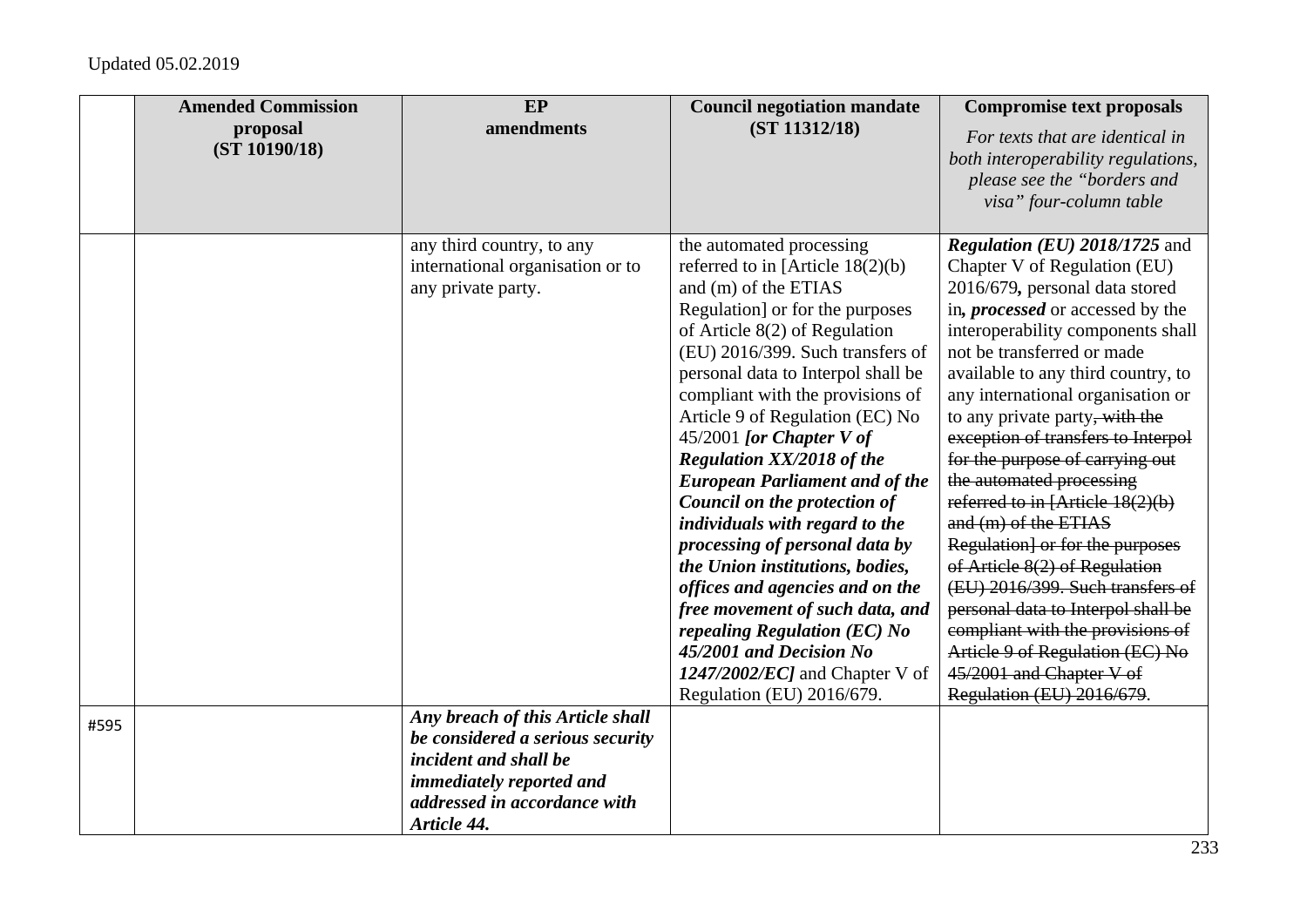Updated 05.02.2019

| | Amended Commission proposal (ST 10190/18) | EP amendments | Council negotiation mandate (ST 11312/18) | Compromise text proposals *For texts that are identical in both interoperability regulations, please see the "borders and visa" four-column table* |
|---|---|---|---|---|
| | | any third country, to any international organisation or to any private party. | the automated processing referred to in [Article 18(2)(b) and (m) of the ETIAS Regulation] or for the purposes of Article 8(2) of Regulation (EU) 2016/399. Such transfers of personal data to Interpol shall be compliant with the provisions of Article 9 of Regulation (EC) No 45/2001 ***[or Chapter V of Regulation XX/2018 of the European Parliament and of the Council on the protection of individuals with regard to the processing of personal data by the Union institutions, bodies, offices and agencies and on the free movement of such data, and repealing Regulation (EC) No 45/2001 and Decision No 1247/2002/EC]*** and Chapter V of Regulation (EU) 2016/679. | ***Regulation (EU) 2018/1725*** and Chapter V of Regulation (EU) 2016/679***,*** personal data stored in***, processed*** or accessed by the interoperability components shall not be transferred or made available to any third country, to any international organisation or to any private party~~, with the exception of transfers to Interpol for the purpose of carrying out the automated processing referred to in [Article 18(2)(b) and (m) of the ETIAS Regulation] or for the purposes of Article 8(2) of Regulation (EU) 2016/399. Such transfers of personal data to Interpol shall be compliant with the provisions of Article 9 of Regulation (EC) No 45/2001 and Chapter V of Regulation (EU) 2016/679~~. |
| #595 | | ***Any breach of this Article shall be considered a serious security incident and shall be immediately reported and addressed in accordance with Article 44.*** | | |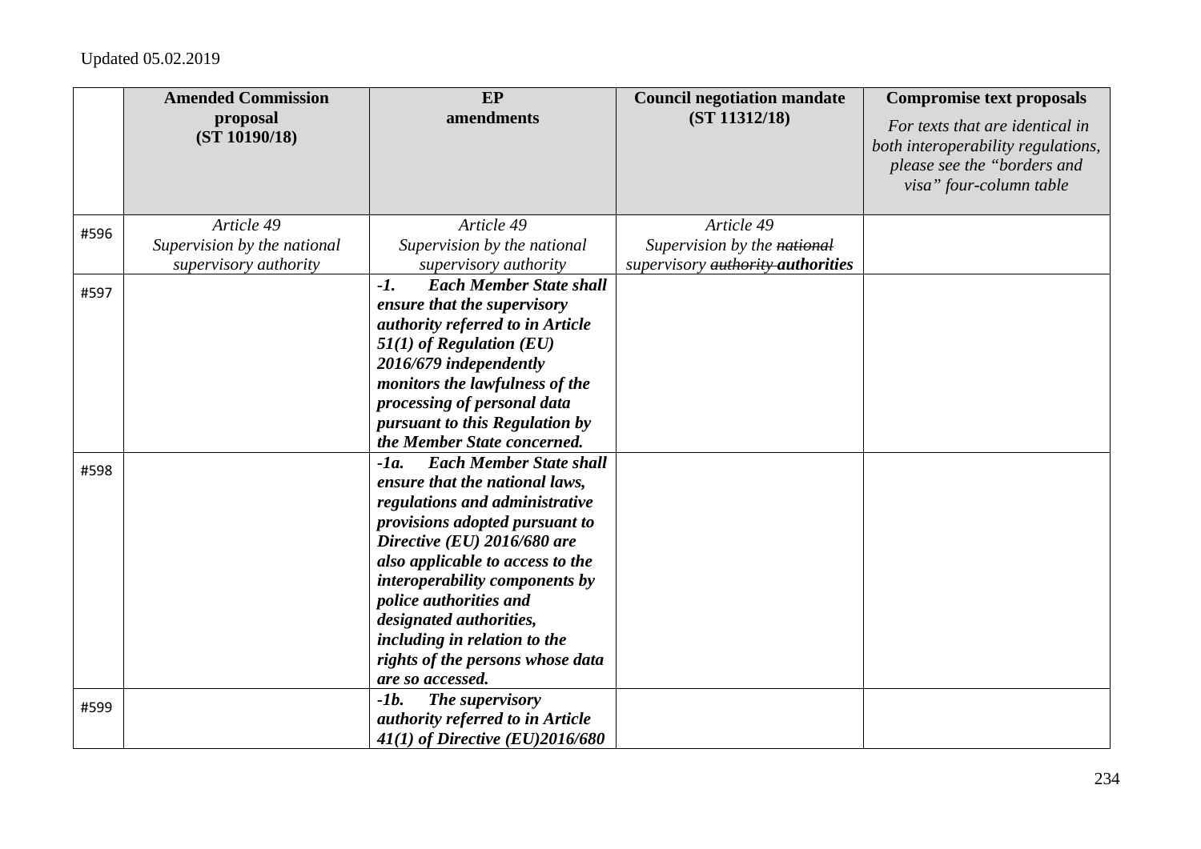Updated 05.02.2019

| | **Amended Commission proposal (ST 10190/18)** | **EP amendments** | **Council negotiation mandate (ST 11312/18)** | **Compromise text proposals** *For texts that are identical in both interoperability regulations, please see the "borders and visa" four-column table* |
|---|---|---|---|---|
| #596 | *Article 49* *Supervision by the national supervisory authority* | *Article 49* *Supervision by the national supervisory authority* | *Article 49* *Supervision by the ~~national~~ supervisory ~~authority~~* ***authorities*** | |
| #597 | | ***-1. Each Member State shall ensure that the supervisory authority referred to in Article 51(1) of Regulation (EU) 2016/679 independently monitors the lawfulness of the processing of personal data pursuant to this Regulation by the Member State concerned.*** | | |
| #598 | | ***-1a. Each Member State shall ensure that the national laws, regulations and administrative provisions adopted pursuant to Directive (EU) 2016/680 are also applicable to access to the interoperability components by police authorities and designated authorities, including in relation to the rights of the persons whose data are so accessed.*** | | |
| #599 | | ***-1b. The supervisory authority referred to in Article 41(1) of Directive (EU)2016/680*** | | |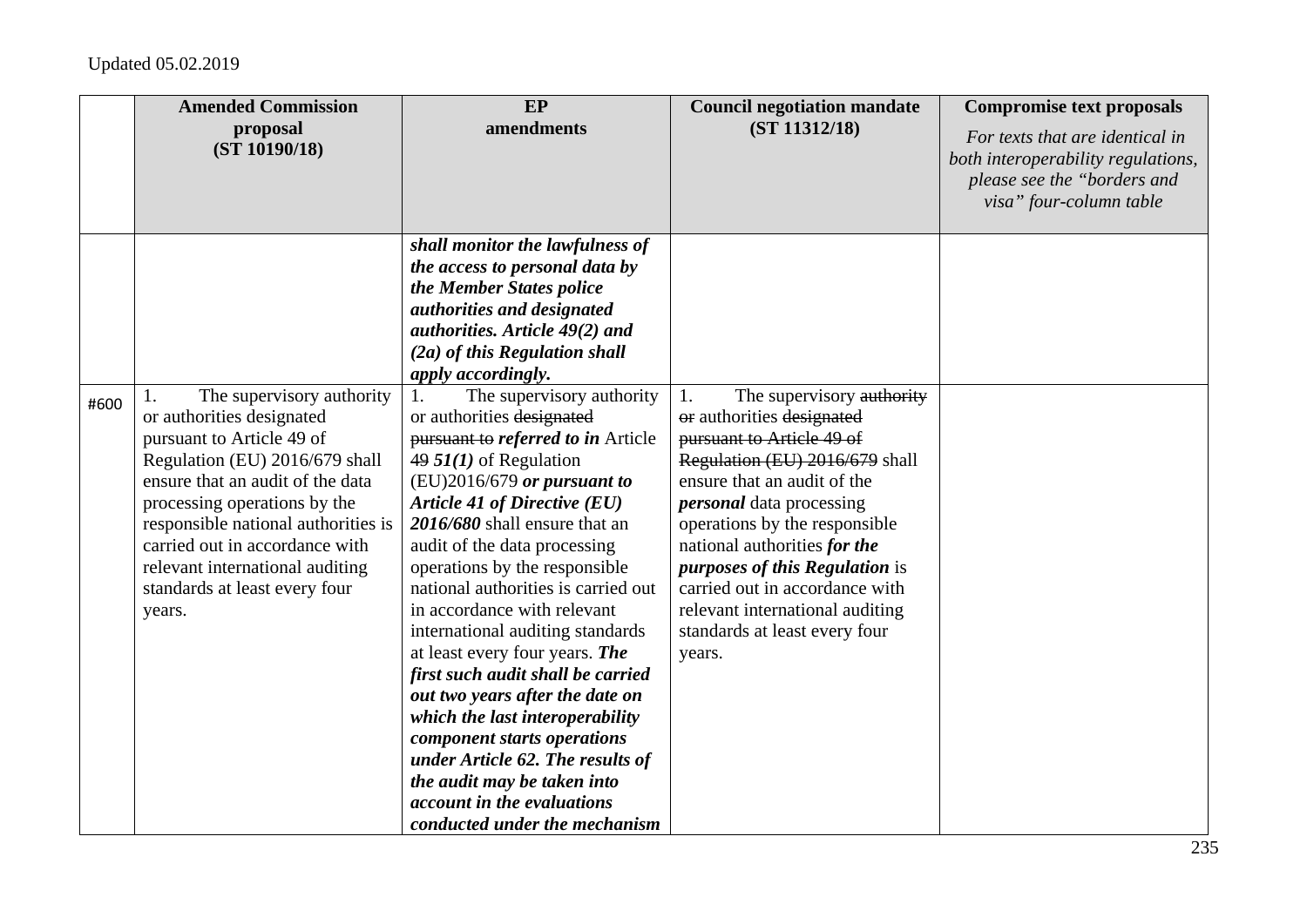Updated 05.02.2019

| | Amended Commission proposal (ST 10190/18) | EP amendments | Council negotiation mandate (ST 11312/18) | Compromise text proposals *For texts that are identical in both interoperability regulations, please see the "borders and visa" four-column table* |
|---|---|---|---|---|
| | | ***shall monitor the lawfulness of the access to personal data by the Member States police authorities and designated authorities. Article 49(2) and (2a) of this Regulation shall apply accordingly.*** | | |
| #600 | 1. The supervisory authority or authorities designated pursuant to Article 49 of Regulation (EU) 2016/679 shall ensure that an audit of the data processing operations by the responsible national authorities is carried out in accordance with relevant international auditing standards at least every four years. | 1. The supervisory authority or authorities ~~designated pursuant to~~ ***referred to in*** Article ~~49~~ ***51(1)*** of Regulation (EU)2016/679 ***or pursuant to Article 41 of Directive (EU) 2016/680*** shall ensure that an audit of the data processing operations by the responsible national authorities is carried out in accordance with relevant international auditing standards at least every four years. ***The first such audit shall be carried out two years after the date on which the last interoperability component starts operations under Article 62. The results of the audit may be taken into account in the evaluations conducted under the mechanism*** | 1. The supervisory ~~authority or~~ authorities ~~designated pursuant to Article 49 of Regulation (EU) 2016/679~~ shall ensure that an audit of the ***personal*** data processing operations by the responsible national authorities ***for the purposes of this Regulation*** is carried out in accordance with relevant international auditing standards at least every four years. | |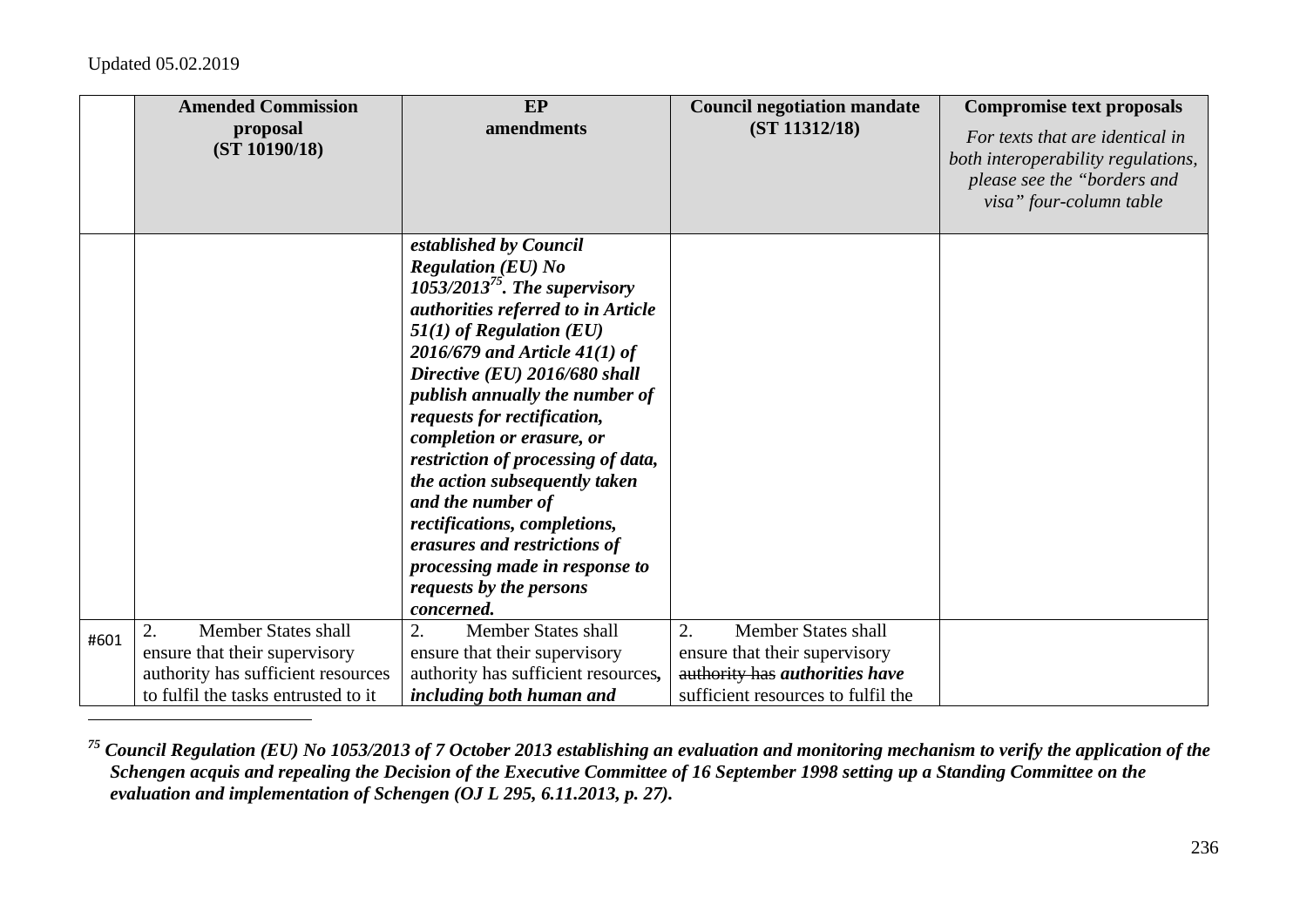Updated 05.02.2019

| | Amended Commission proposal (ST 10190/18) | EP amendments | Council negotiation mandate (ST 11312/18) | Compromise text proposals *For texts that are identical in both interoperability regulations, please see the "borders and visa" four-column table* |
|---|---|---|---|---|
| | | ***established by Council Regulation (EU) No 1053/2013[75]. The supervisory authorities referred to in Article 51(1) of Regulation (EU) 2016/679 and Article 41(1) of Directive (EU) 2016/680 shall publish annually the number of requests for rectification, completion or erasure, or restriction of processing of data, the action subsequently taken and the number of rectifications, completions, erasures and restrictions of processing made in response to requests by the persons concerned.*** | | |
| #601 | 2. Member States shall ensure that their supervisory authority has sufficient resources to fulfil the tasks entrusted to it | 2. Member States shall ensure that their supervisory authority has sufficient resources***, including both human and*** | 2. Member States shall ensure that their supervisory ~~authority has~~ ***authorities have*** sufficient resources to fulfil the | |

[75] *Council Regulation (EU) No 1053/2013 of 7 October 2013 establishing an evaluation and monitoring mechanism to verify the application of the Schengen acquis and repealing the Decision of the Executive Committee of 16 September 1998 setting up a Standing Committee on the evaluation and implementation of Schengen (OJ L 295, 6.11.2013, p. 27).*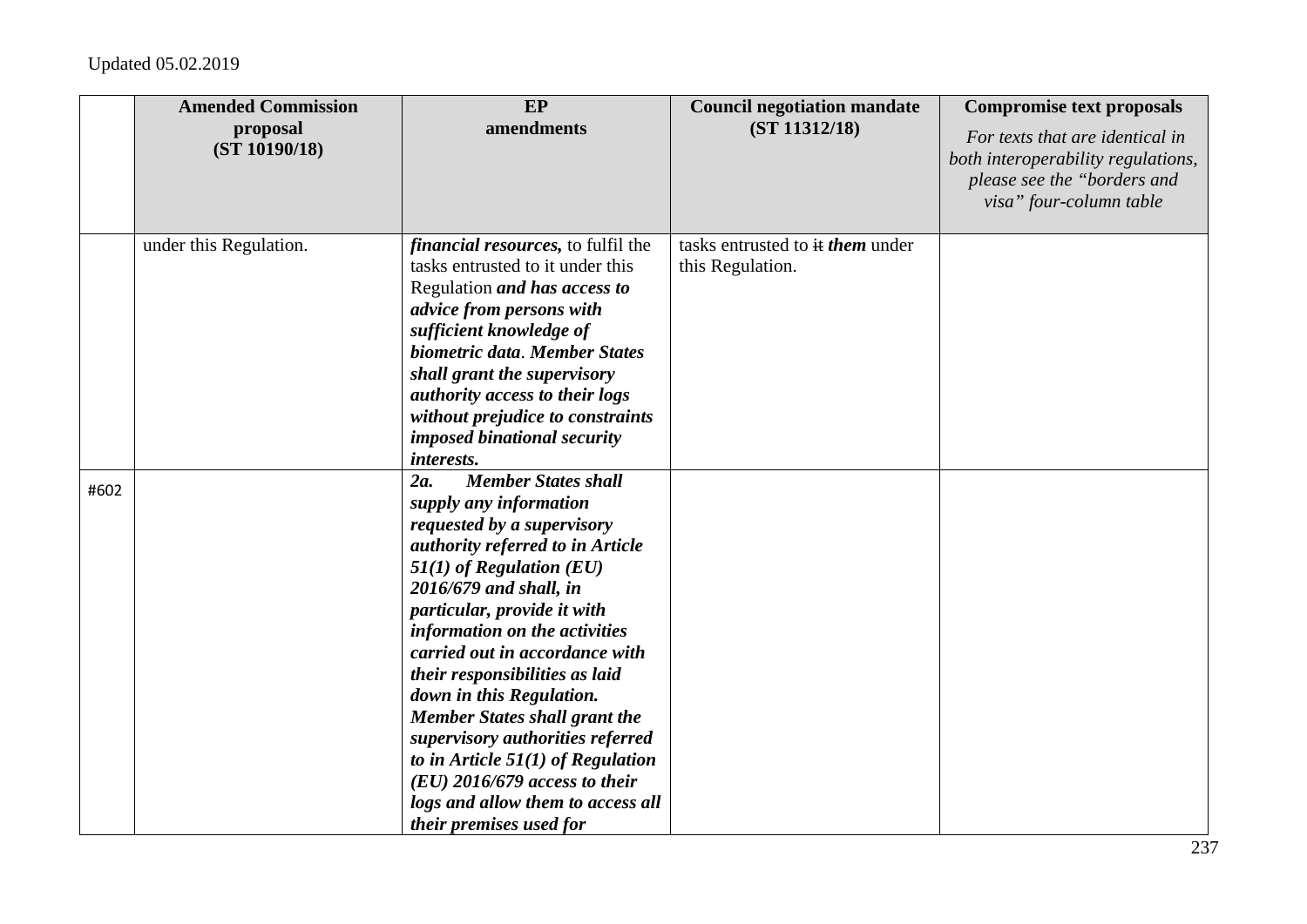| | Amended Commission proposal (ST 10190/18) | EP amendments | Council negotiation mandate (ST 11312/18) | Compromise text proposals *For texts that are identical in both interoperability regulations, please see the "borders and visa" four-column table* |
|---|---|---|---|---|
| | under this Regulation. | ***financial resources,*** to fulfil the tasks entrusted to it under this Regulation ***and has access to advice from persons with sufficient knowledge of biometric data***. ***Member States shall grant the supervisory authority access to their logs without prejudice to constraints imposed binational security interests.*** | tasks entrusted to ~~it~~ ***them*** under this Regulation. | |
| #602 | | ***2a. Member States shall supply any information requested by a supervisory authority referred to in Article 51(1) of Regulation (EU) 2016/679 and shall, in particular, provide it with information on the activities carried out in accordance with their responsibilities as laid down in this Regulation. Member States shall grant the supervisory authorities referred to in Article 51(1) of Regulation (EU) 2016/679 access to their logs and allow them to access all their premises used for*** | | |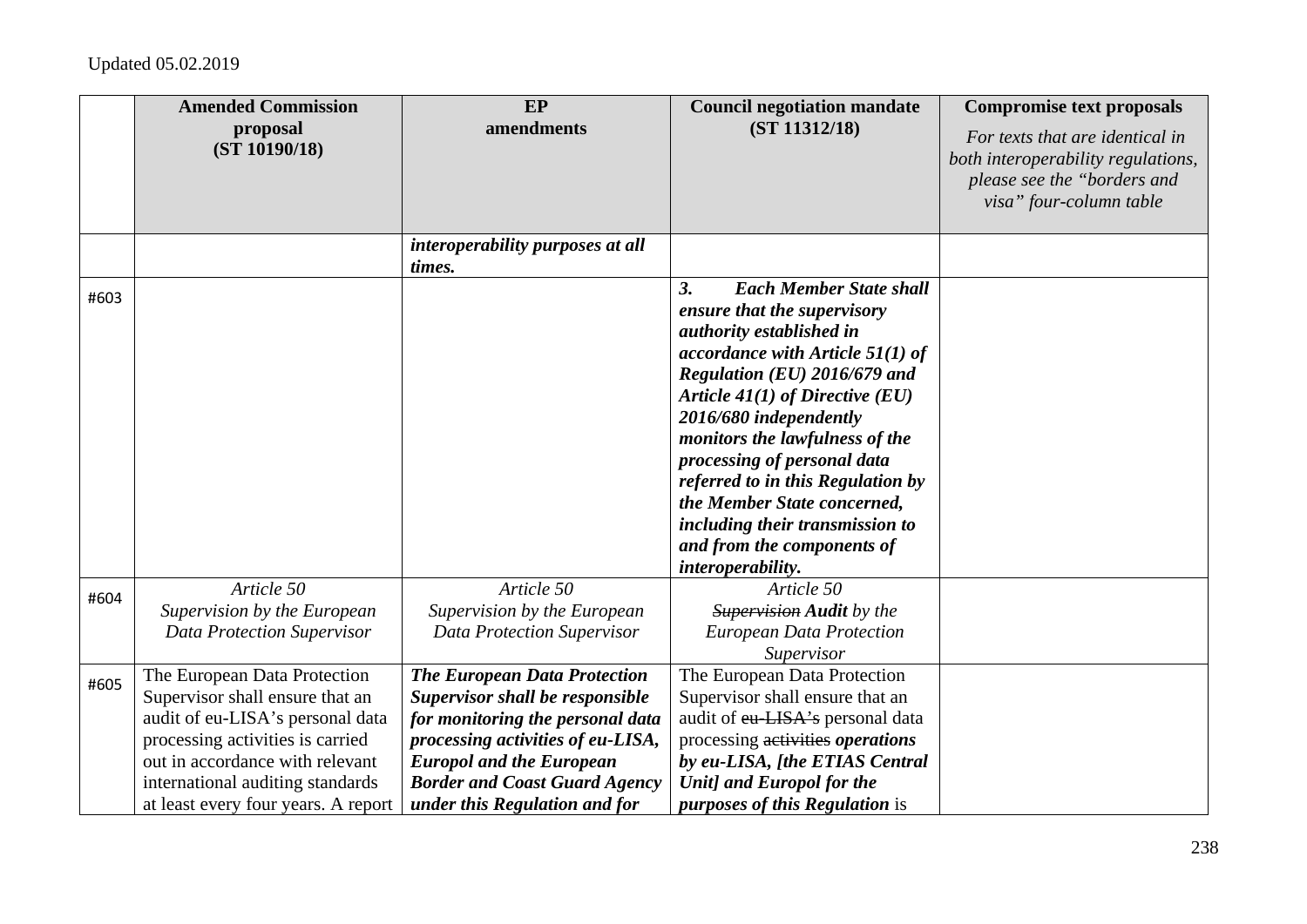Updated 05.02.2019

| | Amended Commission proposal (ST 10190/18) | EP amendments | Council negotiation mandate (ST 11312/18) | Compromise text proposals *For texts that are identical in both interoperability regulations, please see the "borders and visa" four-column table* |
|---|---|---|---|---|
| | | ***interoperability purposes at all times.*** | | |
| #603 | | | ***3. Each Member State shall ensure that the supervisory authority established in accordance with Article 51(1) of Regulation (EU) 2016/679 and Article 41(1) of Directive (EU) 2016/680 independently monitors the lawfulness of the processing of personal data referred to in this Regulation by the Member State concerned, including their transmission to and from the components of interoperability.*** | |
| #604 | *Article 50* *Supervision by the European Data Protection Supervisor* | *Article 50* *Supervision by the European Data Protection Supervisor* | *Article 50* ~~*Supervision*~~ ***Audit*** *by the European Data Protection Supervisor* | |
| #605 | The European Data Protection Supervisor shall ensure that an audit of eu-LISA's personal data processing activities is carried out in accordance with relevant international auditing standards at least every four years. A report | ***The European Data Protection Supervisor shall be responsible for monitoring the personal data processing activities of eu-LISA, Europol and the European Border and Coast Guard Agency under this Regulation and for*** | The European Data Protection Supervisor shall ensure that an audit of ~~eu-LISA's~~ personal data processing ~~activities~~ ***operations by eu-LISA, [the ETIAS Central Unit] and Europol for the purposes of this Regulation*** is | |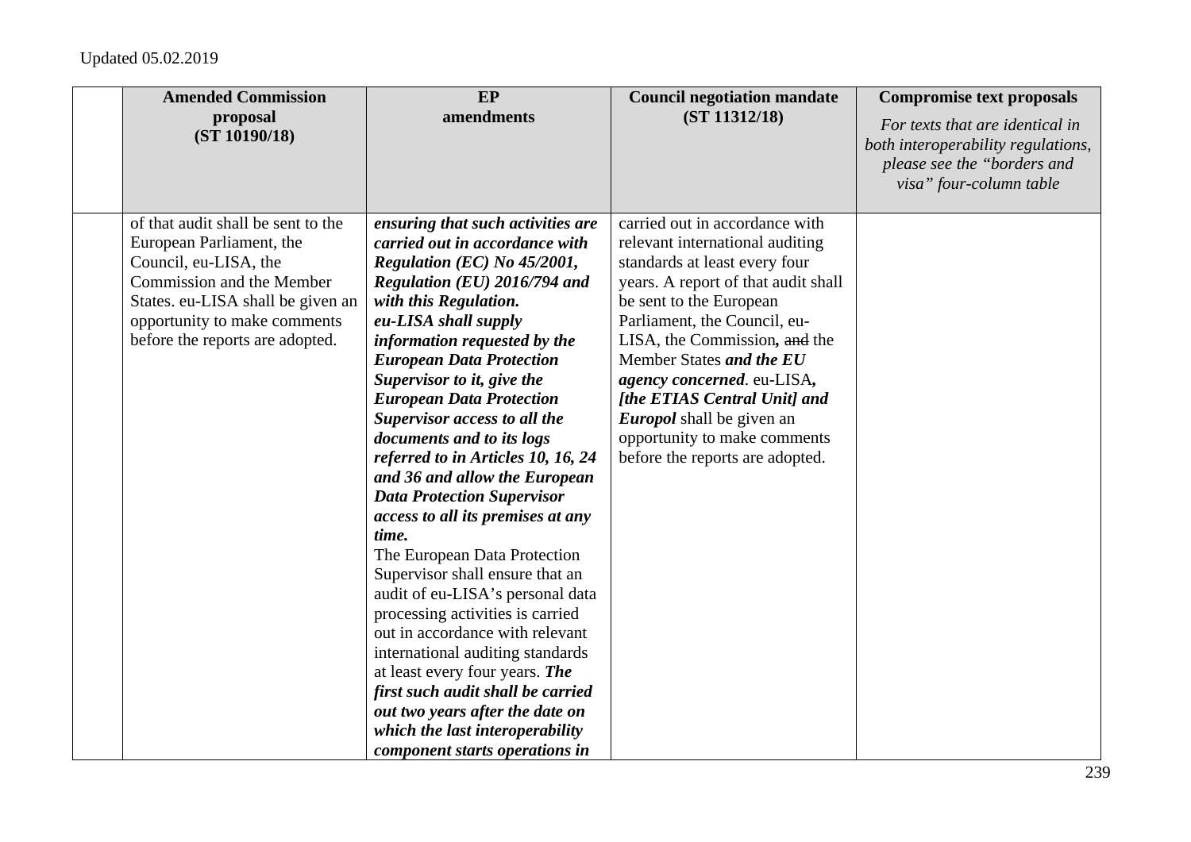Updated 05.02.2019

| | Amended Commission proposal (ST 10190/18) | EP amendments | Council negotiation mandate (ST 11312/18) | Compromise text proposals *For texts that are identical in both interoperability regulations, please see the "borders and visa" four-column table* |
|---|---|---|---|---|
| | of that audit shall be sent to the European Parliament, the Council, eu-LISA, the Commission and the Member States. eu-LISA shall be given an opportunity to make comments before the reports are adopted. | ***ensuring that such activities are carried out in accordance with Regulation (EC) No 45/2001, Regulation (EU) 2016/794 and with this Regulation. eu-LISA shall supply information requested by the European Data Protection Supervisor to it, give the European Data Protection Supervisor access to all the documents and to its logs referred to in Articles 10, 16, 24 and 36 and allow the European Data Protection Supervisor access to all its premises at any time.*** The European Data Protection Supervisor shall ensure that an audit of eu-LISA's personal data processing activities is carried out in accordance with relevant international auditing standards at least every four years. ***The first such audit shall be carried out two years after the date on which the last interoperability component starts operations in*** | carried out in accordance with relevant international auditing standards at least every four years. A report of that audit shall be sent to the European Parliament, the Council, eu-LISA, the Commission***,*** ~~and~~ the Member States ***and the EU agency concerned***. eu-LISA***, [the ETIAS Central Unit] and Europol*** shall be given an opportunity to make comments before the reports are adopted. | |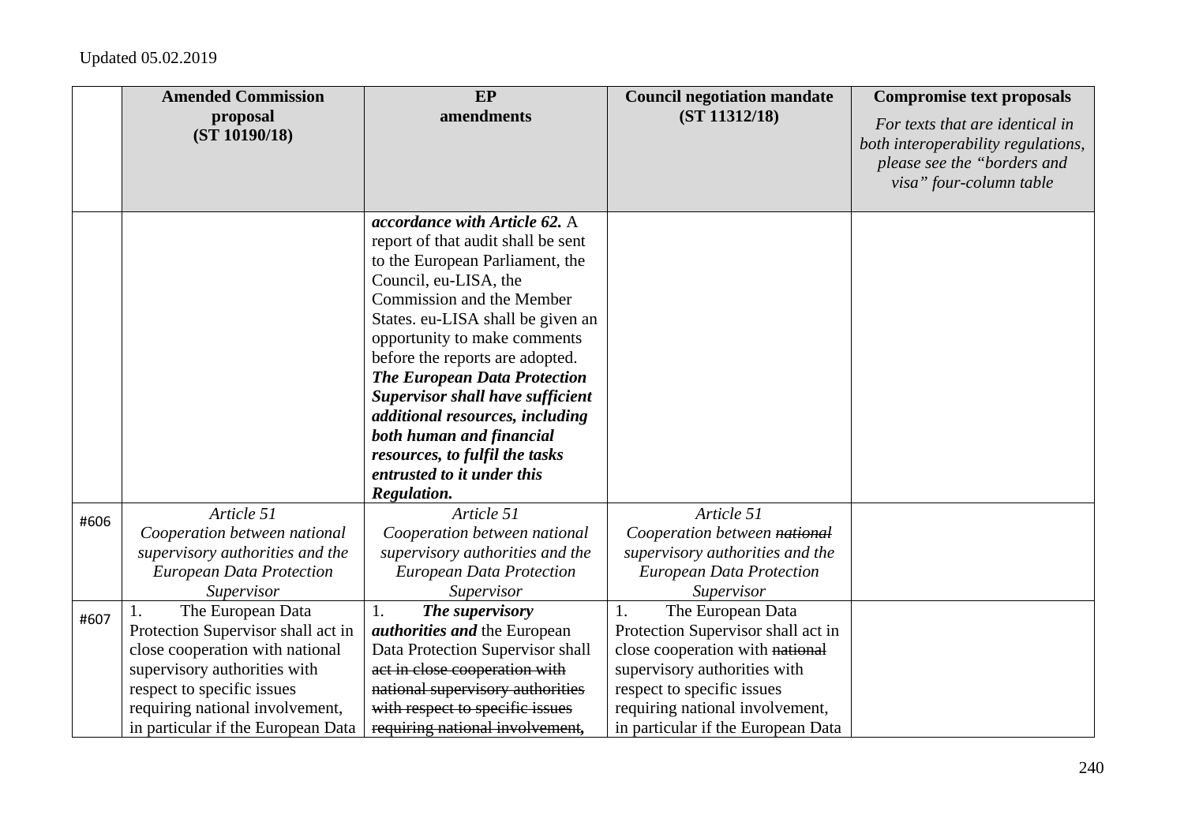Updated 05.02.2019

| | **Amended Commission proposal (ST 10190/18)** | **EP amendments** | **Council negotiation mandate (ST 11312/18)** | **Compromise text proposals** *For texts that are identical in both interoperability regulations, please see the "borders and visa" four-column table* |
|---|---|---|---|---|
| | | ***accordance with Article 62.*** A report of that audit shall be sent to the European Parliament, the Council, eu-LISA, the Commission and the Member States. eu-LISA shall be given an opportunity to make comments before the reports are adopted. ***The European Data Protection Supervisor shall have sufficient additional resources, including both human and financial resources, to fulfil the tasks entrusted to it under this Regulation.*** | | |
| #606 | *Article 51* *Cooperation between national supervisory authorities and the European Data Protection Supervisor* | *Article 51* *Cooperation between national supervisory authorities and the European Data Protection Supervisor* | *Article 51* *Cooperation between ~~national~~ supervisory authorities and the European Data Protection Supervisor* | |
| #607 | 1. The European Data Protection Supervisor shall act in close cooperation with national supervisory authorities with respect to specific issues requiring national involvement, in particular if the European Data | 1. ***The supervisory authorities and*** the European Data Protection Supervisor shall ~~act in close cooperation with national supervisory authorities with respect to specific issues requiring national involvement,~~ | 1. The European Data Protection Supervisor shall act in close cooperation with ~~national~~ supervisory authorities with respect to specific issues requiring national involvement, in particular if the European Data | |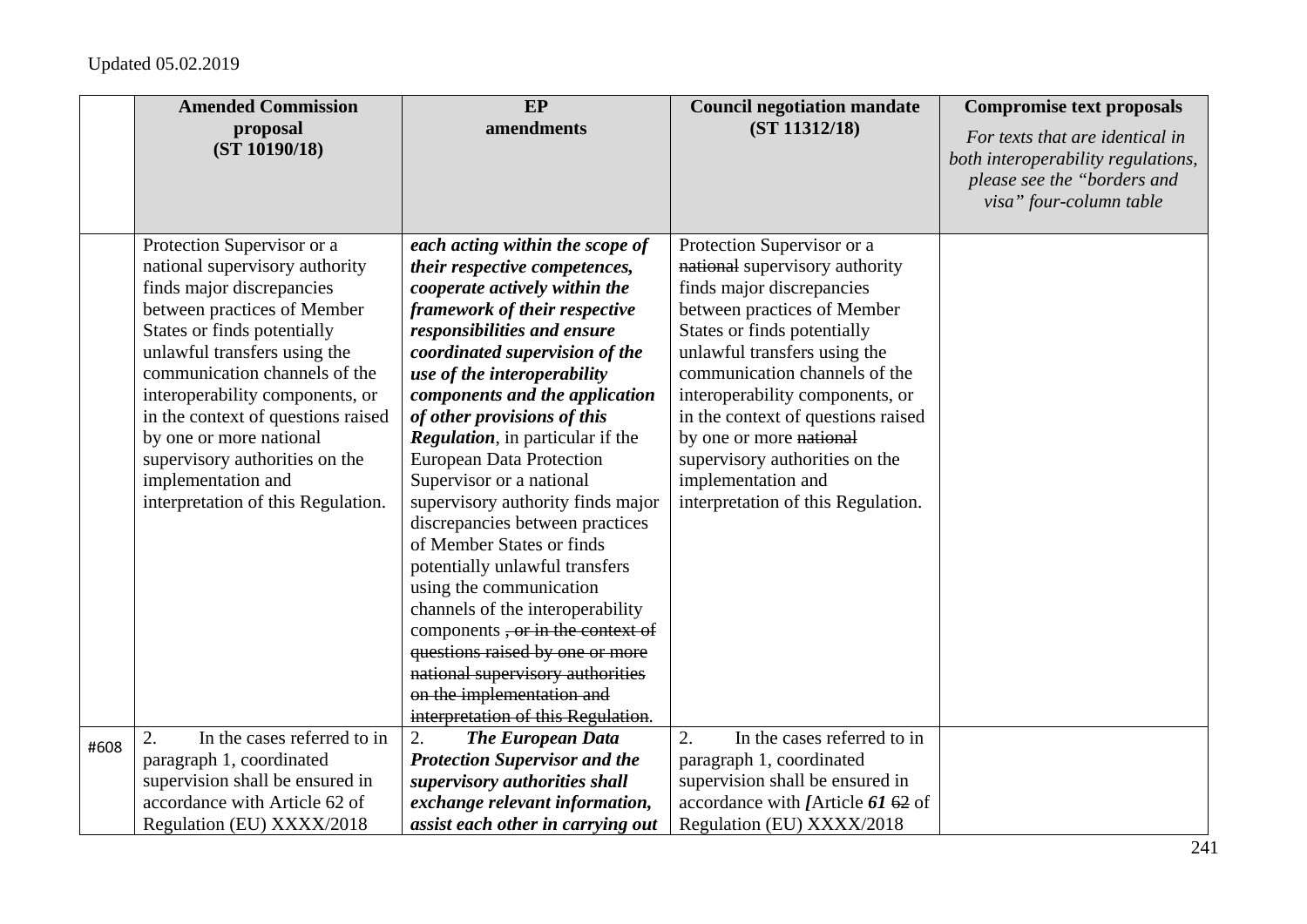Updated 05.02.2019

| | Amended Commission proposal (ST 10190/18) | EP amendments | Council negotiation mandate (ST 11312/18) | Compromise text proposals *For texts that are identical in both interoperability regulations, please see the "borders and visa" four-column table* |
|---|---|---|---|---|
| | Protection Supervisor or a national supervisory authority finds major discrepancies between practices of Member States or finds potentially unlawful transfers using the communication channels of the interoperability components, or in the context of questions raised by one or more national supervisory authorities on the implementation and interpretation of this Regulation. | ***each acting within the scope of their respective competences, cooperate actively within the framework of their respective responsibilities and ensure coordinated supervision of the use of the interoperability components and the application of other provisions of this Regulation***, in particular if the European Data Protection Supervisor or a national supervisory authority finds major discrepancies between practices of Member States or finds potentially unlawful transfers using the communication channels of the interoperability components ~~, or in the context of questions raised by one or more national supervisory authorities on the implementation and interpretation of this Regulation~~. | Protection Supervisor or a ~~national~~ supervisory authority finds major discrepancies between practices of Member States or finds potentially unlawful transfers using the communication channels of the interoperability components, or in the context of questions raised by one or more ~~national~~ supervisory authorities on the implementation and interpretation of this Regulation. | |
| #608 | 2. In the cases referred to in paragraph 1, coordinated supervision shall be ensured in accordance with Article 62 of Regulation (EU) XXXX/2018 | 2. ***The European Data Protection Supervisor and the supervisory authorities shall exchange relevant information, assist each other in carrying out*** | 2. In the cases referred to in paragraph 1, coordinated supervision shall be ensured in accordance with ***[***Article ***61*** ~~62~~ of Regulation (EU) XXXX/2018 | |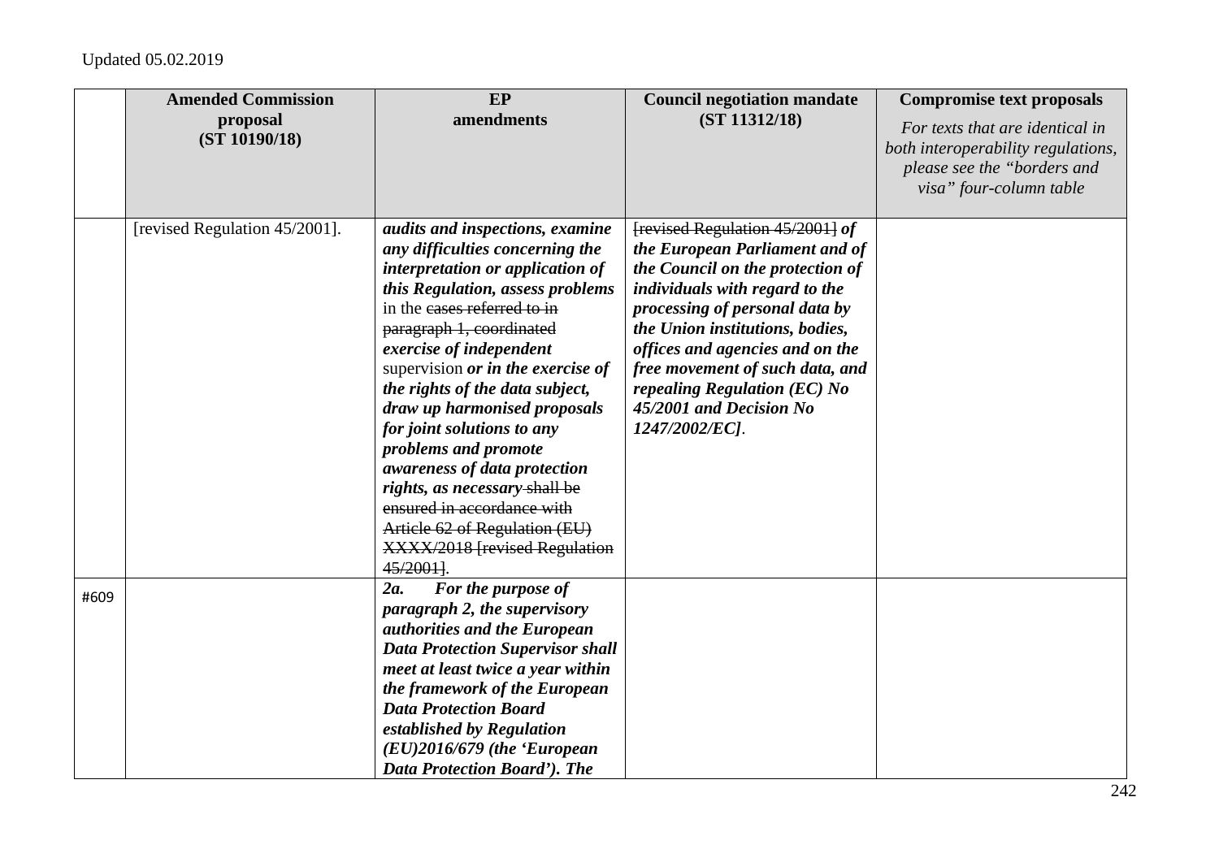Updated 05.02.2019

| | Amended Commission proposal (ST 10190/18) | EP amendments | Council negotiation mandate (ST 11312/18) | Compromise text proposals *For texts that are identical in both interoperability regulations, please see the "borders and visa" four-column table* |
|---|---|---|---|---|
| | [revised Regulation 45/2001]. | ***audits and inspections, examine any difficulties concerning the interpretation or application of this Regulation, assess problems*** in the ~~cases referred to in paragraph 1, coordinated~~ ***exercise of independent*** supervision ***or in the exercise of the rights of the data subject, draw up harmonised proposals for joint solutions to any problems and promote awareness of data protection rights, as necessary*** ~~shall be ensured in accordance with Article 62 of Regulation (EU) XXXX/2018 [revised Regulation 45/2001]~~. | ~~[revised Regulation 45/2001]~~ ***of the European Parliament and of the Council on the protection of individuals with regard to the processing of personal data by the Union institutions, bodies, offices and agencies and on the free movement of such data, and repealing Regulation (EC) No 45/2001 and Decision No 1247/2002/EC]***. | |
| #609 | | ***2a. For the purpose of paragraph 2, the supervisory authorities and the European Data Protection Supervisor shall meet at least twice a year within the framework of the European Data Protection Board established by Regulation (EU)2016/679 (the 'European Data Protection Board'). The*** | | |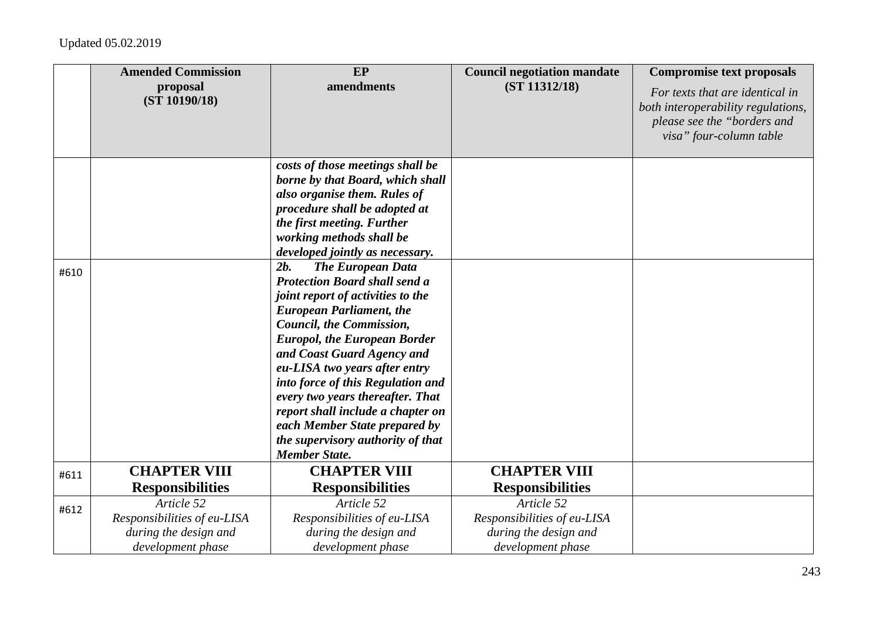Updated 05.02.2019

| | Amended Commission proposal (ST 10190/18) | EP amendments | Council negotiation mandate (ST 11312/18) | Compromise text proposals *For texts that are identical in both interoperability regulations, please see the "borders and visa" four-column table* |
|---|---|---|---|---|
| | | ***costs of those meetings shall be borne by that Board, which shall also organise them. Rules of procedure shall be adopted at the first meeting. Further working methods shall be developed jointly as necessary.*** | | |
| #610 | | ***2b. The European Data Protection Board shall send a joint report of activities to the European Parliament, the Council, the Commission, Europol, the European Border and Coast Guard Agency and eu-LISA two years after entry into force of this Regulation and every two years thereafter. That report shall include a chapter on each Member State prepared by the supervisory authority of that Member State.*** | | |
| #611 | **CHAPTER VIII Responsibilities** | **CHAPTER VIII Responsibilities** | **CHAPTER VIII Responsibilities** | |
| #612 | *Article 52 Responsibilities of eu-LISA during the design and development phase* | *Article 52 Responsibilities of eu-LISA during the design and development phase* | *Article 52 Responsibilities of eu-LISA during the design and development phase* | |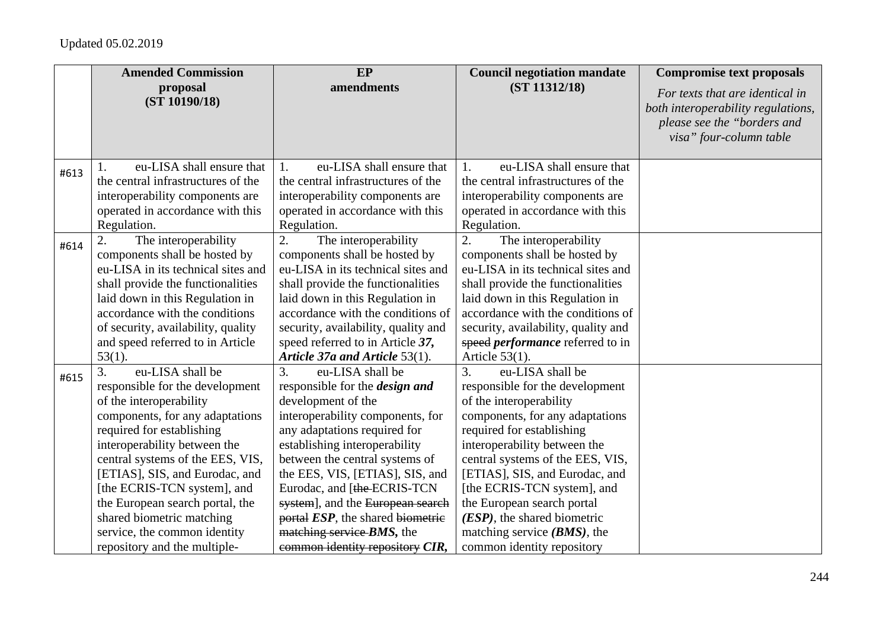Updated 05.02.2019

| | Amended Commission proposal (ST 10190/18) | EP amendments | Council negotiation mandate (ST 11312/18) | Compromise text proposals *For texts that are identical in both interoperability regulations, please see the "borders and visa" four-column table* |
|---|---|---|---|---|
| #613 | 1. eu-LISA shall ensure that the central infrastructures of the interoperability components are operated in accordance with this Regulation. | 1. eu-LISA shall ensure that the central infrastructures of the interoperability components are operated in accordance with this Regulation. | 1. eu-LISA shall ensure that the central infrastructures of the interoperability components are operated in accordance with this Regulation. | |
| #614 | 2. The interoperability components shall be hosted by eu-LISA in its technical sites and shall provide the functionalities laid down in this Regulation in accordance with the conditions of security, availability, quality and speed referred to in Article 53(1). | 2. The interoperability components shall be hosted by eu-LISA in its technical sites and shall provide the functionalities laid down in this Regulation in accordance with the conditions of security, availability, quality and speed referred to in Article ***37, Article 37a and Article*** 53(1). | 2. The interoperability components shall be hosted by eu-LISA in its technical sites and shall provide the functionalities laid down in this Regulation in accordance with the conditions of security, availability, quality and ~~speed~~ ***performance*** referred to in Article 53(1). | |
| #615 | 3. eu-LISA shall be responsible for the development of the interoperability components, for any adaptations required for establishing interoperability between the central systems of the EES, VIS, [ETIAS], SIS, and Eurodac, and [the ECRIS-TCN system], and the European search portal, the shared biometric matching service, the common identity repository and the multiple- | 3. eu-LISA shall be responsible for the ***design and*** development of the interoperability components, for any adaptations required for establishing interoperability between the central systems of the EES, VIS, [ETIAS], SIS, and Eurodac, and [~~the~~ ECRIS-TCN ~~system~~], and the ~~European search portal~~ ***ESP***, the shared ~~biometric matching service~~ ***BMS,*** the ~~common identity repository~~ ***CIR,*** | 3. eu-LISA shall be responsible for the development of the interoperability components, for any adaptations required for establishing interoperability between the central systems of the EES, VIS, [ETIAS], SIS, and Eurodac, and [the ECRIS-TCN system], and the European search portal ***(ESP)***, the shared biometric matching service ***(BMS)***, the common identity repository | |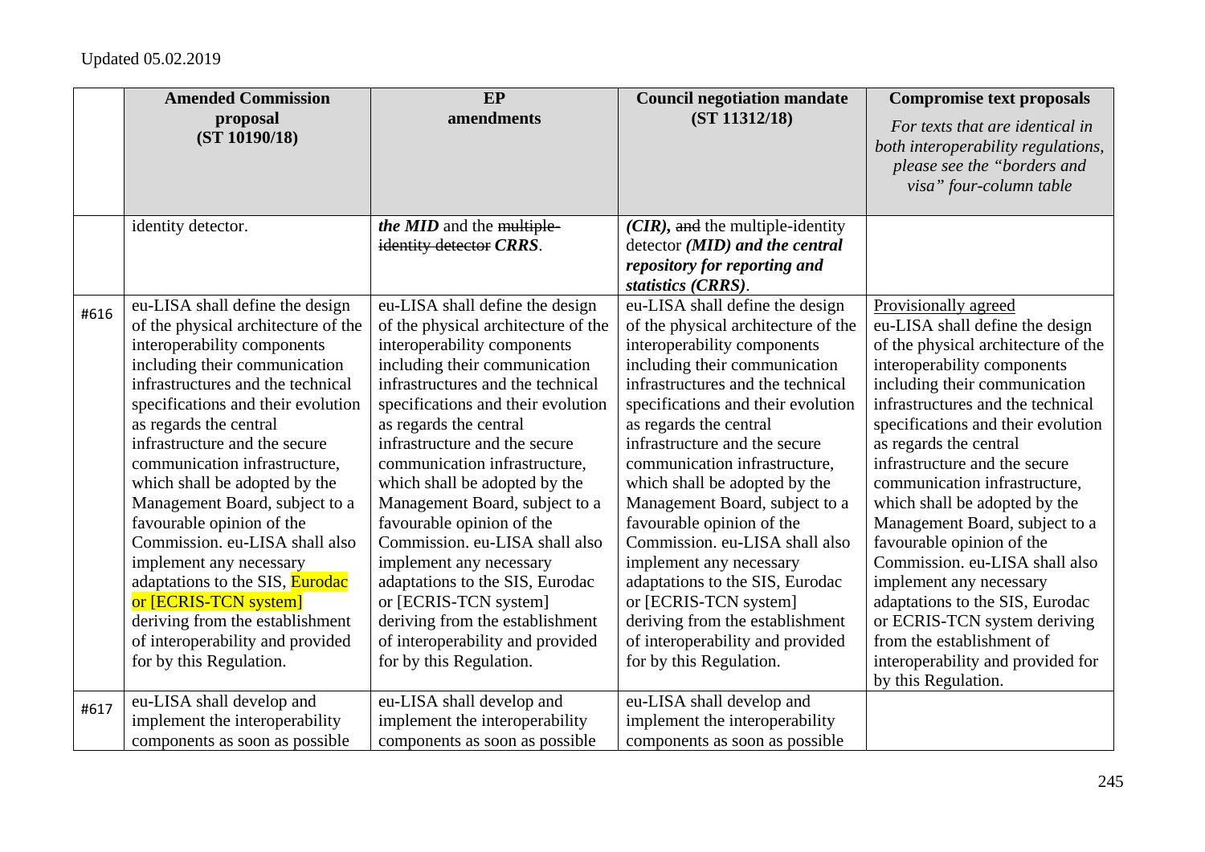Updated 05.02.2019

| | Amended Commission proposal (ST 10190/18) | EP amendments | Council negotiation mandate (ST 11312/18) | Compromise text proposals *For texts that are identical in both interoperability regulations, please see the "borders and visa" four-column table* |
|---|---|---|---|---|
| | identity detector. | ***the MID*** and the ~~multiple-identity detector~~ ***CRRS***. | ***(CIR),*** ~~and~~ the multiple-identity detector ***(MID) and the central repository for reporting and statistics (CRRS)***. | |
| #616 | eu-LISA shall define the design of the physical architecture of the interoperability components including their communication infrastructures and the technical specifications and their evolution as regards the central infrastructure and the secure communication infrastructure, which shall be adopted by the Management Board, subject to a favourable opinion of the Commission. eu-LISA shall also implement any necessary adaptations to the SIS, Eurodac or [ECRIS-TCN system] deriving from the establishment of interoperability and provided for by this Regulation. | eu-LISA shall define the design of the physical architecture of the interoperability components including their communication infrastructures and the technical specifications and their evolution as regards the central infrastructure and the secure communication infrastructure, which shall be adopted by the Management Board, subject to a favourable opinion of the Commission. eu-LISA shall also implement any necessary adaptations to the SIS, Eurodac or [ECRIS-TCN system] deriving from the establishment of interoperability and provided for by this Regulation. | eu-LISA shall define the design of the physical architecture of the interoperability components including their communication infrastructures and the technical specifications and their evolution as regards the central infrastructure and the secure communication infrastructure, which shall be adopted by the Management Board, subject to a favourable opinion of the Commission. eu-LISA shall also implement any necessary adaptations to the SIS, Eurodac or [ECRIS-TCN system] deriving from the establishment of interoperability and provided for by this Regulation. | Provisionally agreed<br>eu-LISA shall define the design of the physical architecture of the interoperability components including their communication infrastructures and the technical specifications and their evolution as regards the central infrastructure and the secure communication infrastructure, which shall be adopted by the Management Board, subject to a favourable opinion of the Commission. eu-LISA shall also implement any necessary adaptations to the SIS, Eurodac or ECRIS-TCN system deriving from the establishment of interoperability and provided for by this Regulation. |
| #617 | eu-LISA shall develop and implement the interoperability components as soon as possible | eu-LISA shall develop and implement the interoperability components as soon as possible | eu-LISA shall develop and implement the interoperability components as soon as possible | |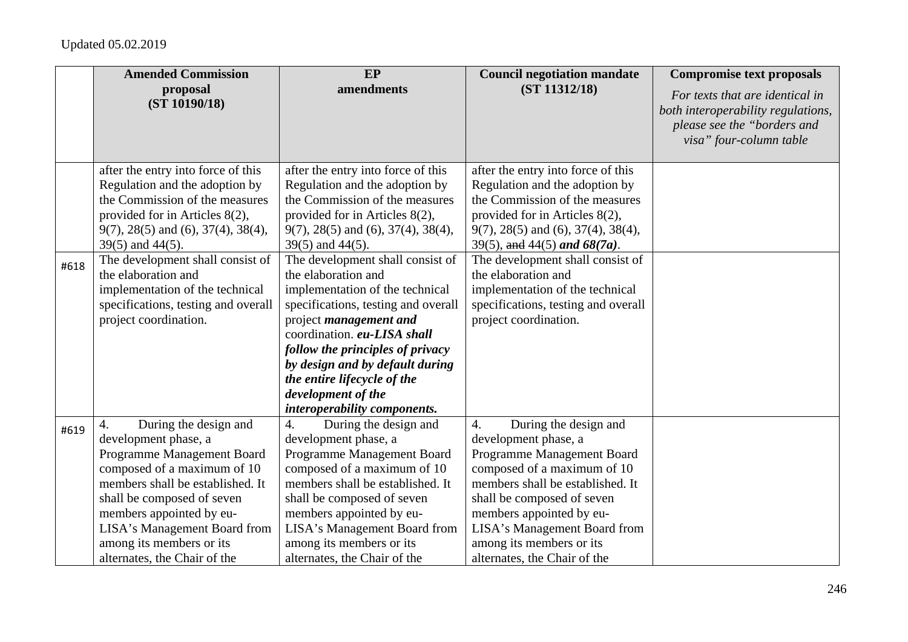Updated 05.02.2019

| | Amended Commission proposal (ST 10190/18) | EP amendments | Council negotiation mandate (ST 11312/18) | Compromise text proposals *For texts that are identical in both interoperability regulations, please see the "borders and visa" four-column table* |
|---|---|---|---|---|
| | after the entry into force of this Regulation and the adoption by the Commission of the measures provided for in Articles 8(2), 9(7), 28(5) and (6), 37(4), 38(4), 39(5) and 44(5). | after the entry into force of this Regulation and the adoption by the Commission of the measures provided for in Articles 8(2), 9(7), 28(5) and (6), 37(4), 38(4), 39(5) and 44(5). | after the entry into force of this Regulation and the adoption by the Commission of the measures provided for in Articles 8(2), 9(7), 28(5) and (6), 37(4), 38(4), 39(5), ~~and~~ 44(5) ***and 68(7a)***. | |
| #618 | The development shall consist of the elaboration and implementation of the technical specifications, testing and overall project coordination. | The development shall consist of the elaboration and implementation of the technical specifications, testing and overall project ***management and*** coordination. ***eu-LISA shall follow the principles of privacy by design and by default during the entire lifecycle of the development of the interoperability components.*** | The development shall consist of the elaboration and implementation of the technical specifications, testing and overall project coordination. | |
| #619 | 4. During the design and development phase, a Programme Management Board composed of a maximum of 10 members shall be established. It shall be composed of seven members appointed by eu-LISA's Management Board from among its members or its alternates, the Chair of the | 4. During the design and development phase, a Programme Management Board composed of a maximum of 10 members shall be established. It shall be composed of seven members appointed by eu-LISA's Management Board from among its members or its alternates, the Chair of the | 4. During the design and development phase, a Programme Management Board composed of a maximum of 10 members shall be established. It shall be composed of seven members appointed by eu-LISA's Management Board from among its members or its alternates, the Chair of the | |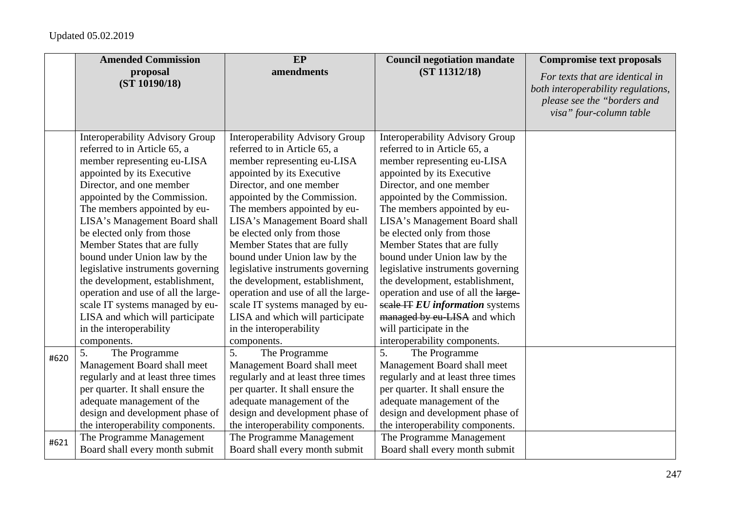Updated 05.02.2019

| | **Amended Commission proposal (ST 10190/18)** | **EP amendments** | **Council negotiation mandate (ST 11312/18)** | **Compromise text proposals** *For texts that are identical in both interoperability regulations, please see the "borders and visa" four-column table* |
|---|---|---|---|---|
| | Interoperability Advisory Group referred to in Article 65, a member representing eu-LISA appointed by its Executive Director, and one member appointed by the Commission. The members appointed by eu-LISA's Management Board shall be elected only from those Member States that are fully bound under Union law by the legislative instruments governing the development, establishment, operation and use of all the large-scale IT systems managed by eu-LISA and which will participate in the interoperability components. | Interoperability Advisory Group referred to in Article 65, a member representing eu-LISA appointed by its Executive Director, and one member appointed by the Commission. The members appointed by eu-LISA's Management Board shall be elected only from those Member States that are fully bound under Union law by the legislative instruments governing the development, establishment, operation and use of all the large-scale IT systems managed by eu-LISA and which will participate in the interoperability components. | Interoperability Advisory Group referred to in Article 65, a member representing eu-LISA appointed by its Executive Director, and one member appointed by the Commission. The members appointed by eu-LISA's Management Board shall be elected only from those Member States that are fully bound under Union law by the legislative instruments governing the development, establishment, operation and use of all the ~~large-scale IT~~ ***EU information*** systems ~~managed by eu-LISA~~ and which will participate in the interoperability components. | |
| #620 | 5. The Programme Management Board shall meet regularly and at least three times per quarter. It shall ensure the adequate management of the design and development phase of the interoperability components. | 5. The Programme Management Board shall meet regularly and at least three times per quarter. It shall ensure the adequate management of the design and development phase of the interoperability components. | 5. The Programme Management Board shall meet regularly and at least three times per quarter. It shall ensure the adequate management of the design and development phase of the interoperability components. | |
| #621 | The Programme Management Board shall every month submit | The Programme Management Board shall every month submit | The Programme Management Board shall every month submit | |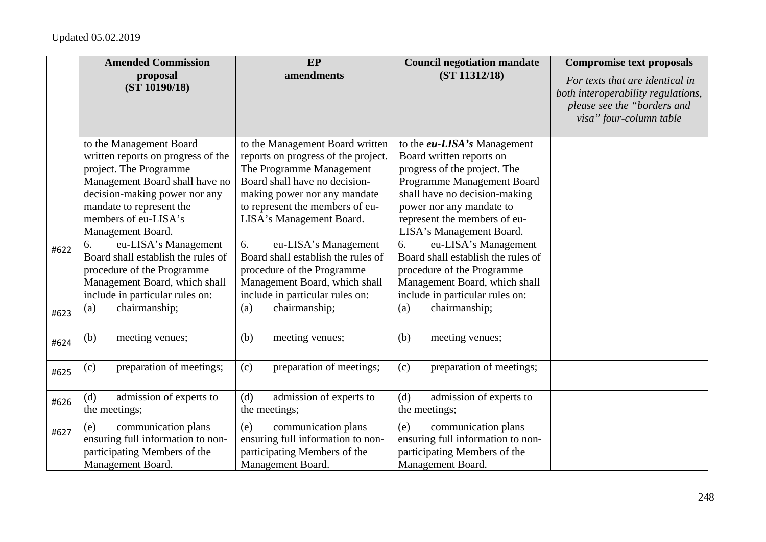Updated 05.02.2019

| | Amended Commission proposal (ST 10190/18) | EP amendments | Council negotiation mandate (ST 11312/18) | **Compromise text proposals** *For texts that are identical in both interoperability regulations, please see the "borders and visa" four-column table* |
|---|---|---|---|---|
| | to the Management Board written reports on progress of the project. The Programme Management Board shall have no decision-making power nor any mandate to represent the members of eu-LISA's Management Board. | to the Management Board written reports on progress of the project. The Programme Management Board shall have no decision-making power nor any mandate to represent the members of eu-LISA's Management Board. | to ~~the~~ ***eu-LISA's*** Management Board written reports on progress of the project. The Programme Management Board shall have no decision-making power nor any mandate to represent the members of eu-LISA's Management Board. | |
| #622 | 6. eu-LISA's Management Board shall establish the rules of procedure of the Programme Management Board, which shall include in particular rules on: | 6. eu-LISA's Management Board shall establish the rules of procedure of the Programme Management Board, which shall include in particular rules on: | 6. eu-LISA's Management Board shall establish the rules of procedure of the Programme Management Board, which shall include in particular rules on: | |
| #623 | (a) chairmanship; | (a) chairmanship; | (a) chairmanship; | |
| #624 | (b) meeting venues; | (b) meeting venues; | (b) meeting venues; | |
| #625 | (c) preparation of meetings; | (c) preparation of meetings; | (c) preparation of meetings; | |
| #626 | (d) admission of experts to the meetings; | (d) admission of experts to the meetings; | (d) admission of experts to the meetings; | |
| #627 | (e) communication plans ensuring full information to non-participating Members of the Management Board. | (e) communication plans ensuring full information to non-participating Members of the Management Board. | (e) communication plans ensuring full information to non-participating Members of the Management Board. | |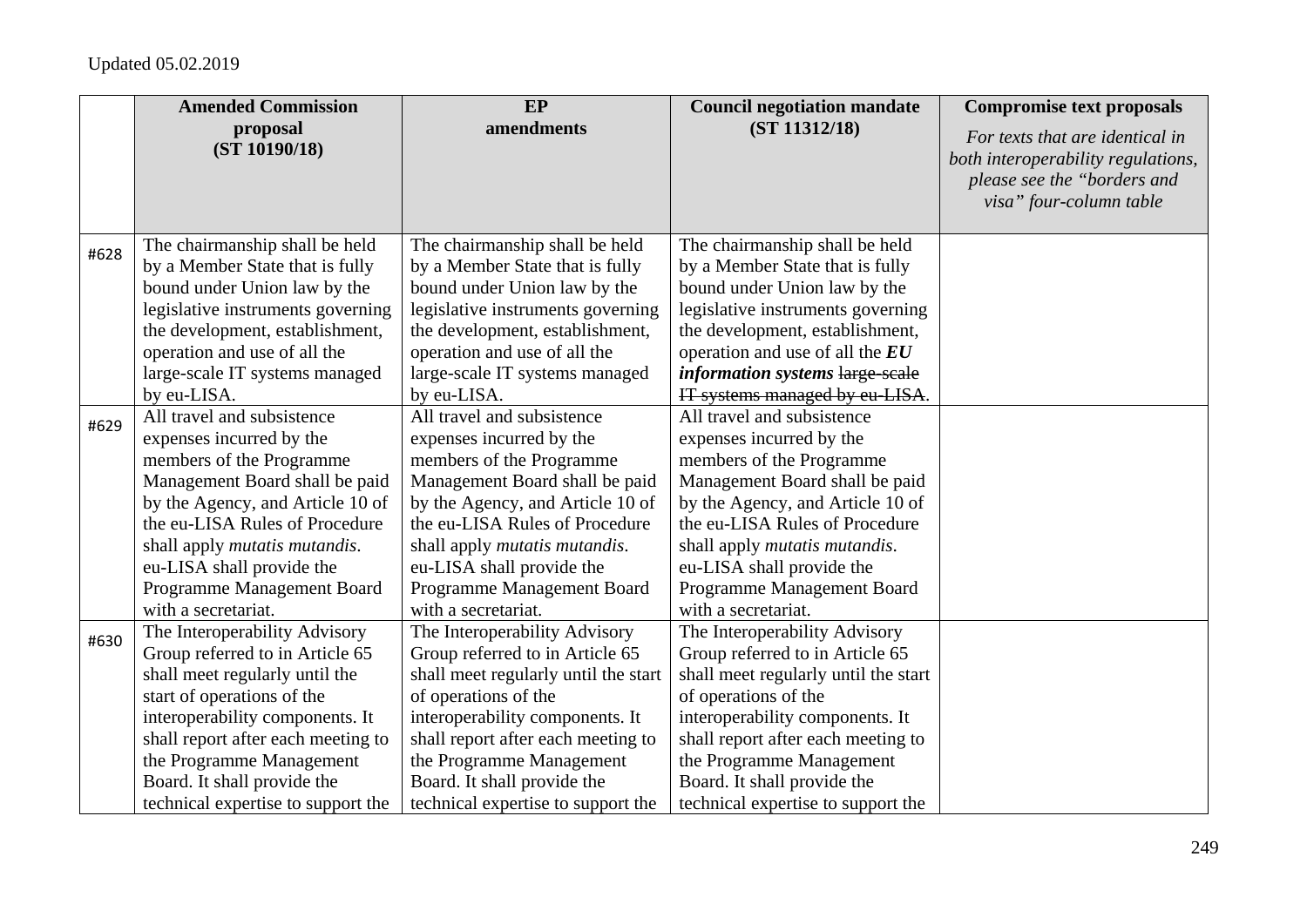Updated 05.02.2019

| | Amended Commission proposal (ST 10190/18) | EP amendments | Council negotiation mandate (ST 11312/18) | **Compromise text proposals** *For texts that are identical in both interoperability regulations, please see the "borders and visa" four-column table* |
|---|---|---|---|---|
| #628 | The chairmanship shall be held by a Member State that is fully bound under Union law by the legislative instruments governing the development, establishment, operation and use of all the large-scale IT systems managed by eu-LISA. | The chairmanship shall be held by a Member State that is fully bound under Union law by the legislative instruments governing the development, establishment, operation and use of all the large-scale IT systems managed by eu-LISA. | The chairmanship shall be held by a Member State that is fully bound under Union law by the legislative instruments governing the development, establishment, operation and use of all the ***EU information systems*** ~~large-scale IT systems managed by eu-LISA~~. | |
| #629 | All travel and subsistence expenses incurred by the members of the Programme Management Board shall be paid by the Agency, and Article 10 of the eu-LISA Rules of Procedure shall apply *mutatis mutandis*. eu-LISA shall provide the Programme Management Board with a secretariat. | All travel and subsistence expenses incurred by the members of the Programme Management Board shall be paid by the Agency, and Article 10 of the eu-LISA Rules of Procedure shall apply *mutatis mutandis*. eu-LISA shall provide the Programme Management Board with a secretariat. | All travel and subsistence expenses incurred by the members of the Programme Management Board shall be paid by the Agency, and Article 10 of the eu-LISA Rules of Procedure shall apply *mutatis mutandis*. eu-LISA shall provide the Programme Management Board with a secretariat. | |
| #630 | The Interoperability Advisory Group referred to in Article 65 shall meet regularly until the start of operations of the interoperability components. It shall report after each meeting to the Programme Management Board. It shall provide the technical expertise to support the | The Interoperability Advisory Group referred to in Article 65 shall meet regularly until the start of operations of the interoperability components. It shall report after each meeting to the Programme Management Board. It shall provide the technical expertise to support the | The Interoperability Advisory Group referred to in Article 65 shall meet regularly until the start of operations of the interoperability components. It shall report after each meeting to the Programme Management Board. It shall provide the technical expertise to support the | |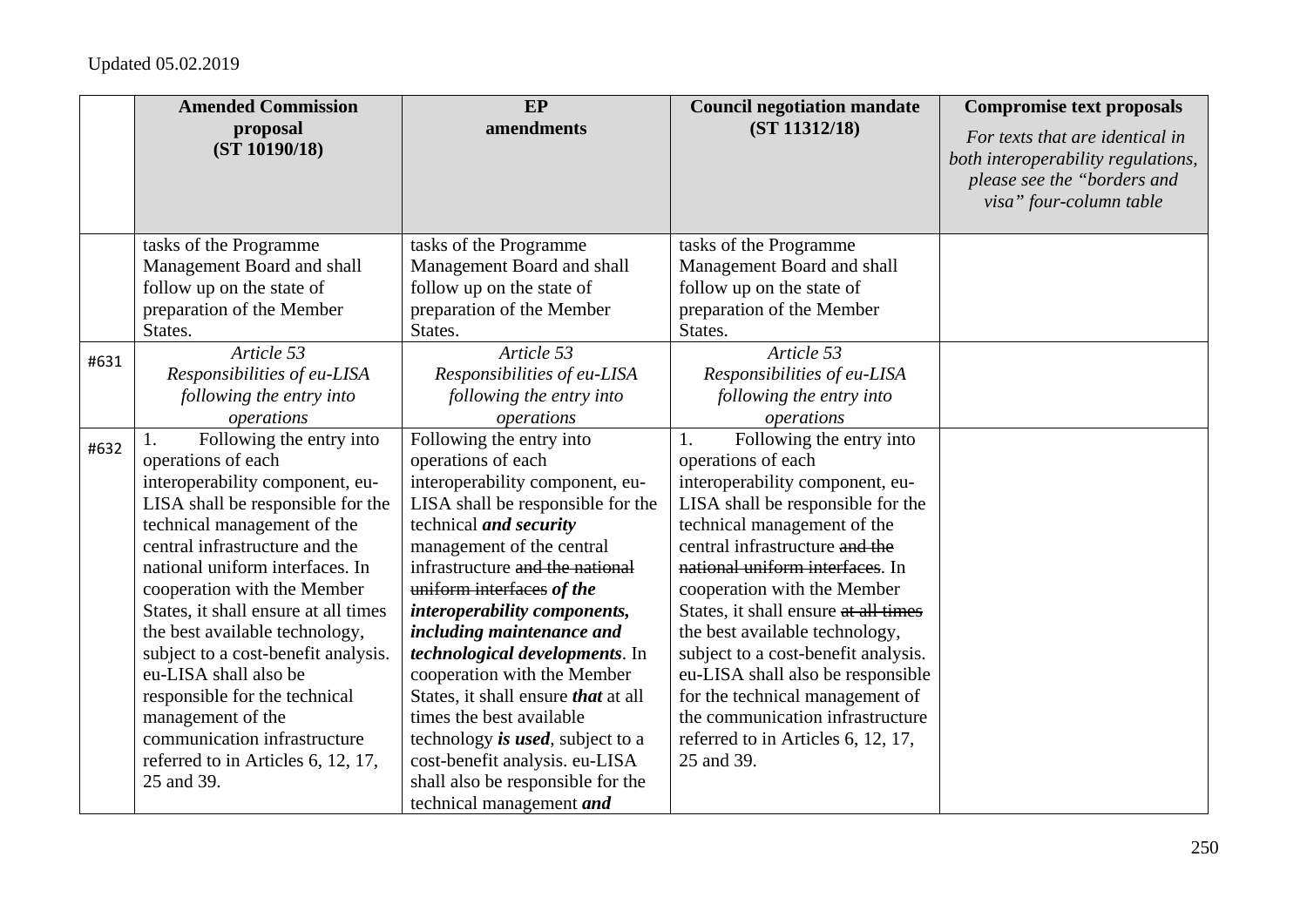Updated 05.02.2019

| | Amended Commission proposal (ST 10190/18) | EP amendments | Council negotiation mandate (ST 11312/18) | Compromise text proposals *For texts that are identical in both interoperability regulations, please see the "borders and visa" four-column table* |
|---|---|---|---|---|
| | tasks of the Programme Management Board and shall follow up on the state of preparation of the Member States. | tasks of the Programme Management Board and shall follow up on the state of preparation of the Member States. | tasks of the Programme Management Board and shall follow up on the state of preparation of the Member States. | |
| #631 | *Article 53* *Responsibilities of eu-LISA following the entry into operations* | *Article 53* *Responsibilities of eu-LISA following the entry into operations* | *Article 53* *Responsibilities of eu-LISA following the entry into operations* | |
| #632 | 1. Following the entry into operations of each interoperability component, eu-LISA shall be responsible for the technical management of the central infrastructure and the national uniform interfaces. In cooperation with the Member States, it shall ensure at all times the best available technology, subject to a cost-benefit analysis. eu-LISA shall also be responsible for the technical management of the communication infrastructure referred to in Articles 6, 12, 17, 25 and 39. | Following the entry into operations of each interoperability component, eu-LISA shall be responsible for the technical ***and security*** management of the central infrastructure ~~and the national uniform interfaces~~ ***of the interoperability components, including maintenance and technological developments***. In cooperation with the Member States, it shall ensure ***that*** at all times the best available technology ***is used***, subject to a cost-benefit analysis. eu-LISA shall also be responsible for the technical management ***and*** | 1. Following the entry into operations of each interoperability component, eu-LISA shall be responsible for the technical management of the central infrastructure ~~and the national uniform interfaces~~. In cooperation with the Member States, it shall ensure ~~at all times~~ the best available technology, subject to a cost-benefit analysis. eu-LISA shall also be responsible for the technical management of the communication infrastructure referred to in Articles 6, 12, 17, 25 and 39. | |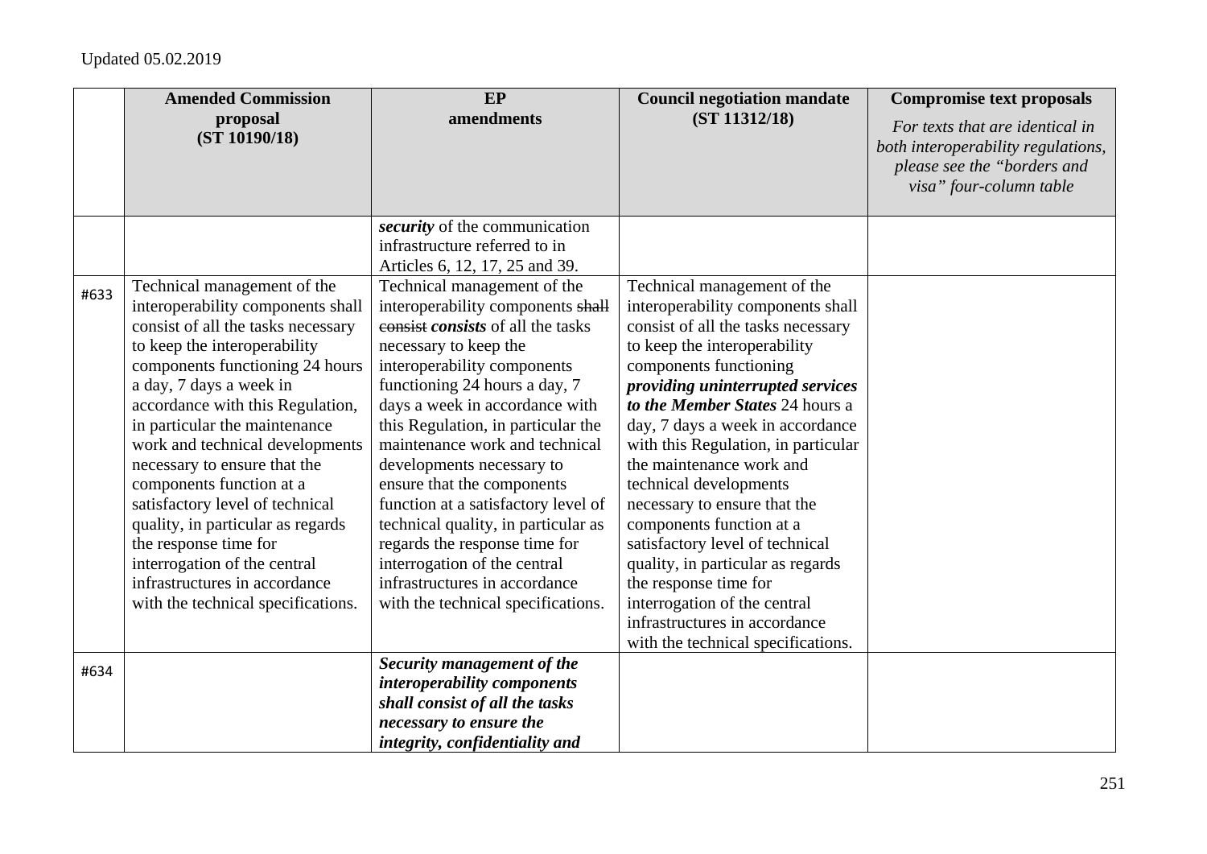Updated 05.02.2019

| | Amended Commission proposal (ST 10190/18) | EP amendments | Council negotiation mandate (ST 11312/18) | Compromise text proposals *For texts that are identical in both interoperability regulations, please see the "borders and visa" four-column table* |
|---|---|---|---|---|
| | | ***security*** of the communication infrastructure referred to in Articles 6, 12, 17, 25 and 39. | | |
| #633 | Technical management of the interoperability components shall consist of all the tasks necessary to keep the interoperability components functioning 24 hours a day, 7 days a week in accordance with this Regulation, in particular the maintenance work and technical developments necessary to ensure that the components function at a satisfactory level of technical quality, in particular as regards the response time for interrogation of the central infrastructures in accordance with the technical specifications. | Technical management of the interoperability components ~~shall consist~~ ***consists*** of all the tasks necessary to keep the interoperability components functioning 24 hours a day, 7 days a week in accordance with this Regulation, in particular the maintenance work and technical developments necessary to ensure that the components function at a satisfactory level of technical quality, in particular as regards the response time for interrogation of the central infrastructures in accordance with the technical specifications. | Technical management of the interoperability components shall consist of all the tasks necessary to keep the interoperability components functioning ***providing uninterrupted services to the Member States*** 24 hours a day, 7 days a week in accordance with this Regulation, in particular the maintenance work and technical developments necessary to ensure that the components function at a satisfactory level of technical quality, in particular as regards the response time for interrogation of the central infrastructures in accordance with the technical specifications. | |
| #634 | | ***Security management of the interoperability components shall consist of all the tasks necessary to ensure the integrity, confidentiality and*** | | |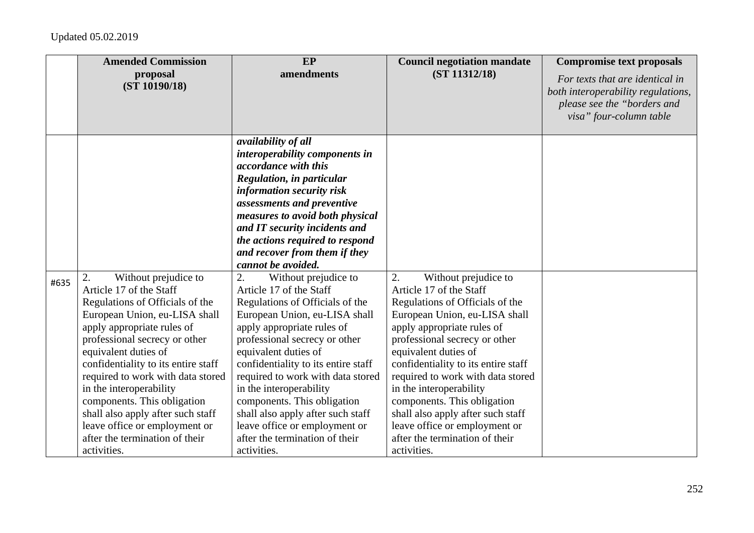Updated 05.02.2019

| | Amended Commission proposal (ST 10190/18) | EP amendments | Council negotiation mandate (ST 11312/18) | Compromise text proposals *For texts that are identical in both interoperability regulations, please see the "borders and visa" four-column table* |
|---|---|---|---|---|
| | | ***availability of all interoperability components in accordance with this Regulation, in particular information security risk assessments and preventive measures to avoid both physical and IT security incidents and the actions required to respond and recover from them if they cannot be avoided.*** | | |
| #635 | 2. Without prejudice to Article 17 of the Staff Regulations of Officials of the European Union, eu-LISA shall apply appropriate rules of professional secrecy or other equivalent duties of confidentiality to its entire staff required to work with data stored in the interoperability components. This obligation shall also apply after such staff leave office or employment or after the termination of their activities. | 2. Without prejudice to Article 17 of the Staff Regulations of Officials of the European Union, eu-LISA shall apply appropriate rules of professional secrecy or other equivalent duties of confidentiality to its entire staff required to work with data stored in the interoperability components. This obligation shall also apply after such staff leave office or employment or after the termination of their activities. | 2. Without prejudice to Article 17 of the Staff Regulations of Officials of the European Union, eu-LISA shall apply appropriate rules of professional secrecy or other equivalent duties of confidentiality to its entire staff required to work with data stored in the interoperability components. This obligation shall also apply after such staff leave office or employment or after the termination of their activities. | |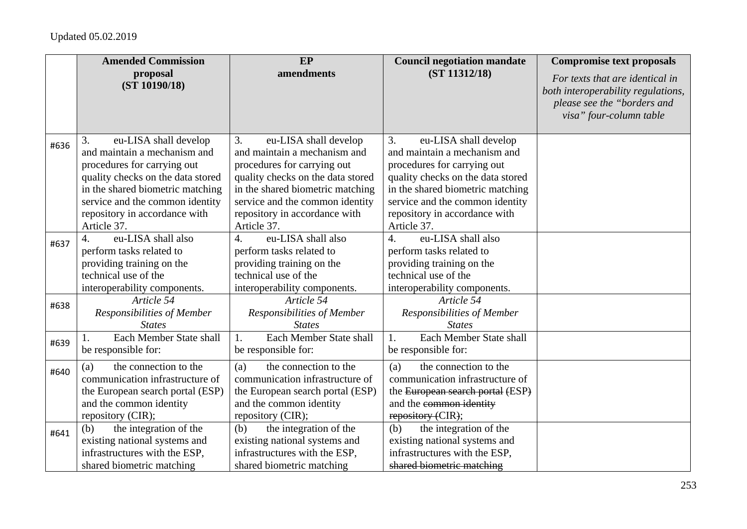Updated 05.02.2019

| | Amended Commission proposal (ST 10190/18) | EP amendments | Council negotiation mandate (ST 11312/18) | Compromise text proposals *For texts that are identical in both interoperability regulations, please see the "borders and visa" four-column table* |
|---|---|---|---|---|
| #636 | 3. eu-LISA shall develop and maintain a mechanism and procedures for carrying out quality checks on the data stored in the shared biometric matching service and the common identity repository in accordance with Article 37. | 3. eu-LISA shall develop and maintain a mechanism and procedures for carrying out quality checks on the data stored in the shared biometric matching service and the common identity repository in accordance with Article 37. | 3. eu-LISA shall develop and maintain a mechanism and procedures for carrying out quality checks on the data stored in the shared biometric matching service and the common identity repository in accordance with Article 37. | |
| #637 | 4. eu-LISA shall also perform tasks related to providing training on the technical use of the interoperability components. | 4. eu-LISA shall also perform tasks related to providing training on the technical use of the interoperability components. | 4. eu-LISA shall also perform tasks related to providing training on the technical use of the interoperability components. | |
| #638 | *Article 54* *Responsibilities of Member States* | *Article 54* *Responsibilities of Member States* | *Article 54* *Responsibilities of Member States* | |
| #639 | 1. Each Member State shall be responsible for: | 1. Each Member State shall be responsible for: | 1. Each Member State shall be responsible for: | |
| #640 | (a) the connection to the communication infrastructure of the European search portal (ESP) and the common identity repository (CIR); | (a) the connection to the communication infrastructure of the European search portal (ESP) and the common identity repository (CIR); | (a) the connection to the communication infrastructure of the ~~European search portal (~~ESP~~)~~ and the ~~common identity repository (~~CIR~~)~~; | |
| #641 | (b) the integration of the existing national systems and infrastructures with the ESP, shared biometric matching | (b) the integration of the existing national systems and infrastructures with the ESP, shared biometric matching | (b) the integration of the existing national systems and infrastructures with the ESP, ~~shared biometric matching~~ | |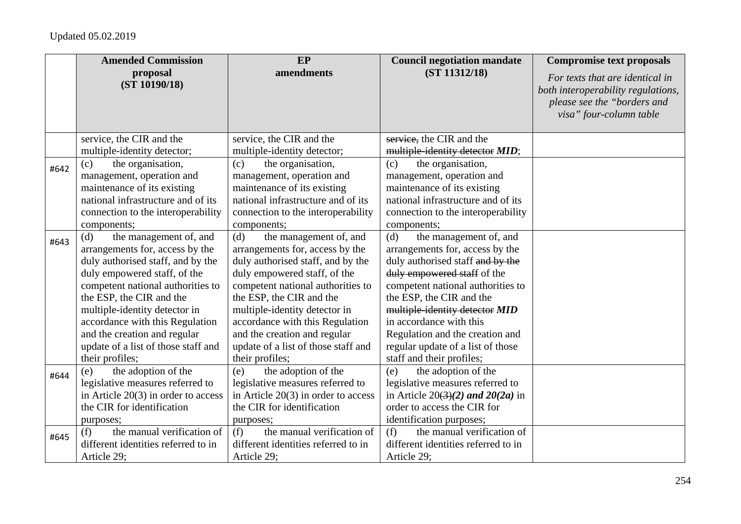Updated 05.02.2019

| | **Amended Commission proposal (ST 10190/18)** | **EP amendments** | **Council negotiation mandate (ST 11312/18)** | **Compromise text proposals** *For texts that are identical in both interoperability regulations, please see the "borders and visa" four-column table* |
|---|---|---|---|---|
| | service, the CIR and the multiple-identity detector; | service, the CIR and the multiple-identity detector; | ~~service,~~ the CIR and the ~~multiple-identity detector~~ ***MID***; | |
| #642 | (c) the organisation, management, operation and maintenance of its existing national infrastructure and of its connection to the interoperability components; | (c) the organisation, management, operation and maintenance of its existing national infrastructure and of its connection to the interoperability components; | (c) the organisation, management, operation and maintenance of its existing national infrastructure and of its connection to the interoperability components; | |
| #643 | (d) the management of, and arrangements for, access by the duly authorised staff, and by the duly empowered staff, of the competent national authorities to the ESP, the CIR and the multiple-identity detector in accordance with this Regulation and the creation and regular update of a list of those staff and their profiles; | (d) the management of, and arrangements for, access by the duly authorised staff, and by the duly empowered staff, of the competent national authorities to the ESP, the CIR and the multiple-identity detector in accordance with this Regulation and the creation and regular update of a list of those staff and their profiles; | (d) the management of, and arrangements for, access by the duly authorised staff ~~and by the duly empowered staff~~ of the competent national authorities to the ESP, the CIR and the ~~multiple-identity detector~~ ***MID*** in accordance with this Regulation and the creation and regular update of a list of those staff and their profiles; | |
| #644 | (e) the adoption of the legislative measures referred to in Article 20(3) in order to access the CIR for identification purposes; | (e) the adoption of the legislative measures referred to in Article 20(3) in order to access the CIR for identification purposes; | (e) the adoption of the legislative measures referred to in Article 20~~(3)~~***(2) and 20(2a)*** in order to access the CIR for identification purposes; | |
| #645 | (f) the manual verification of different identities referred to in Article 29; | (f) the manual verification of different identities referred to in Article 29; | (f) the manual verification of different identities referred to in Article 29; | |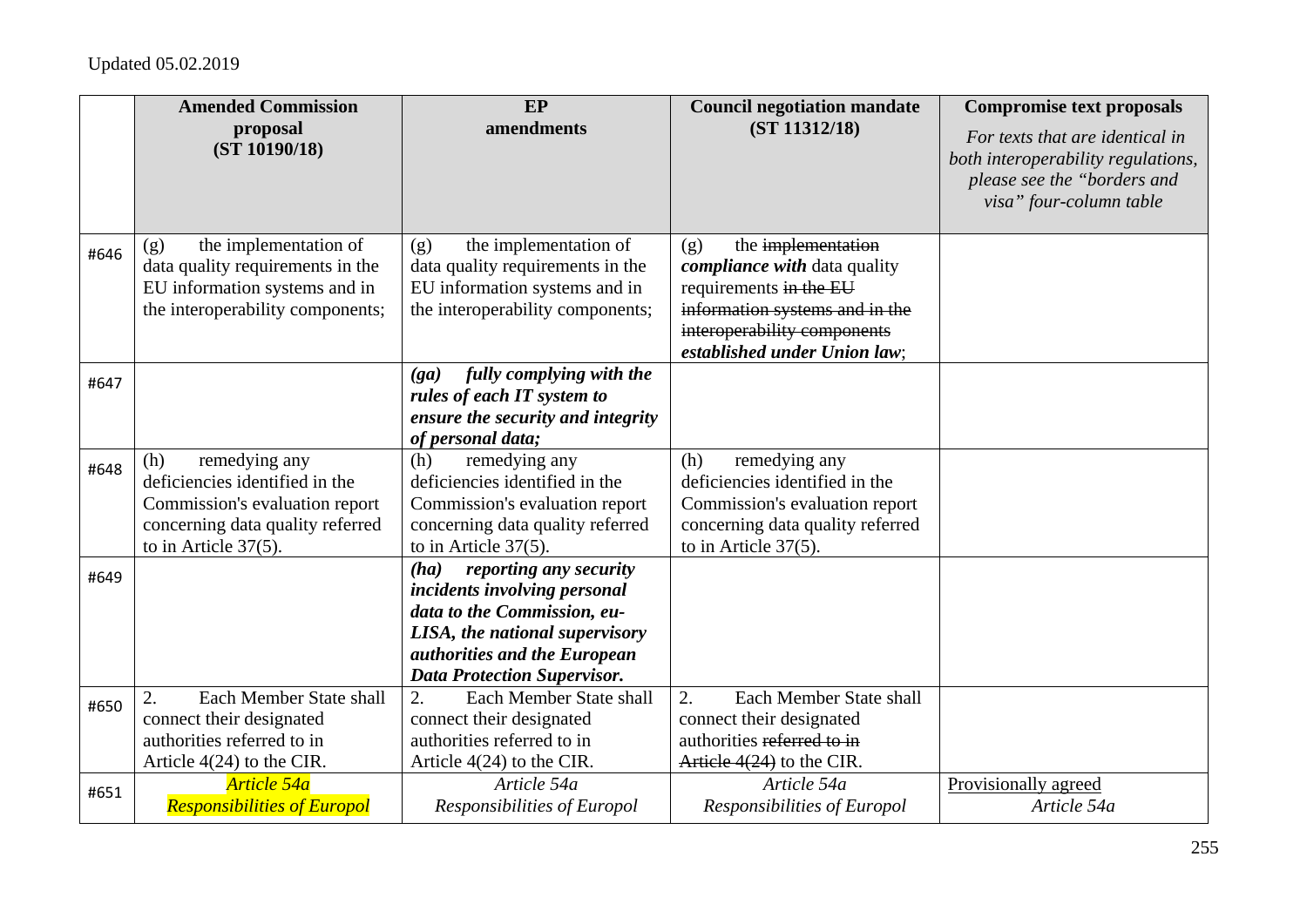Updated 05.02.2019

| | Amended Commission proposal (ST 10190/18) | EP amendments | Council negotiation mandate (ST 11312/18) | Compromise text proposals *For texts that are identical in both interoperability regulations, please see the "borders and visa" four-column table* |
|---|---|---|---|---|
| #646 | (g) the implementation of data quality requirements in the EU information systems and in the interoperability components; | (g) the implementation of data quality requirements in the EU information systems and in the interoperability components; | (g) the ~~implementation~~ ***compliance with*** data quality requirements ~~in the EU information systems and in the interoperability components~~ ***established under Union law***; | |
| #647 | | ***(ga) fully complying with the rules of each IT system to ensure the security and integrity of personal data;*** | | |
| #648 | (h) remedying any deficiencies identified in the Commission's evaluation report concerning data quality referred to in Article 37(5). | (h) remedying any deficiencies identified in the Commission's evaluation report concerning data quality referred to in Article 37(5). | (h) remedying any deficiencies identified in the Commission's evaluation report concerning data quality referred to in Article 37(5). | |
| #649 | | ***(ha) reporting any security incidents involving personal data to the Commission, eu-LISA, the national supervisory authorities and the European Data Protection Supervisor.*** | | |
| #650 | 2. Each Member State shall connect their designated authorities referred to in Article 4(24) to the CIR. | 2. Each Member State shall connect their designated authorities referred to in Article 4(24) to the CIR. | 2. Each Member State shall connect their designated authorities ~~referred to in Article 4(24)~~ to the CIR. | |
| #651 | *Article 54a* *Responsibilities of Europol* | *Article 54a* *Responsibilities of Europol* | *Article 54a* *Responsibilities of Europol* | Provisionally agreed *Article 54a* |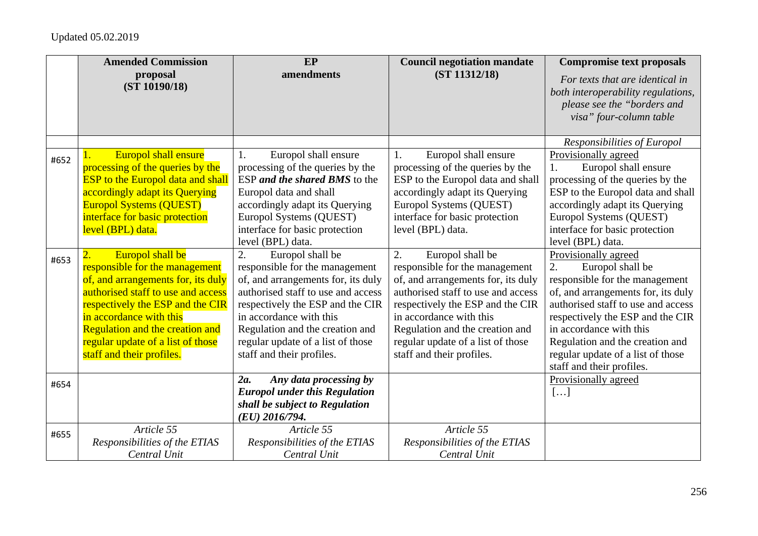Updated 05.02.2019

| | Amended Commission proposal (ST 10190/18) | EP amendments | Council negotiation mandate (ST 11312/18) | Compromise text proposals *For texts that are identical in both interoperability regulations, please see the "borders and visa" four-column table* |
|---|---|---|---|---|
| | | | | *Responsibilities of Europol* |
| #652 | 1. Europol shall ensure processing of the queries by the ESP to the Europol data and shall accordingly adapt its Querying Europol Systems (QUEST) interface for basic protection level (BPL) data. | 1. Europol shall ensure processing of the queries by the ESP ***and the shared BMS*** to the Europol data and shall accordingly adapt its Querying Europol Systems (QUEST) interface for basic protection level (BPL) data. | 1. Europol shall ensure processing of the queries by the ESP to the Europol data and shall accordingly adapt its Querying Europol Systems (QUEST) interface for basic protection level (BPL) data. | Provisionally agreed<br>1. Europol shall ensure processing of the queries by the ESP to the Europol data and shall accordingly adapt its Querying Europol Systems (QUEST) interface for basic protection level (BPL) data. |
| #653 | 2. Europol shall be responsible for the management of, and arrangements for, its duly authorised staff to use and access respectively the ESP and the CIR in accordance with this Regulation and the creation and regular update of a list of those staff and their profiles. | 2. Europol shall be responsible for the management of, and arrangements for, its duly authorised staff to use and access respectively the ESP and the CIR in accordance with this Regulation and the creation and regular update of a list of those staff and their profiles. | 2. Europol shall be responsible for the management of, and arrangements for, its duly authorised staff to use and access respectively the ESP and the CIR in accordance with this Regulation and the creation and regular update of a list of those staff and their profiles. | Provisionally agreed<br>2. Europol shall be responsible for the management of, and arrangements for, its duly authorised staff to use and access respectively the ESP and the CIR in accordance with this Regulation and the creation and regular update of a list of those staff and their profiles. |
| #654 | | ***2a. Any data processing by Europol under this Regulation shall be subject to Regulation (EU) 2016/794.*** | | Provisionally agreed<br>[…] |
| #655 | *Article 55*<br>*Responsibilities of the ETIAS Central Unit* | *Article 55*<br>*Responsibilities of the ETIAS Central Unit* | *Article 55*<br>*Responsibilities of the ETIAS Central Unit* | |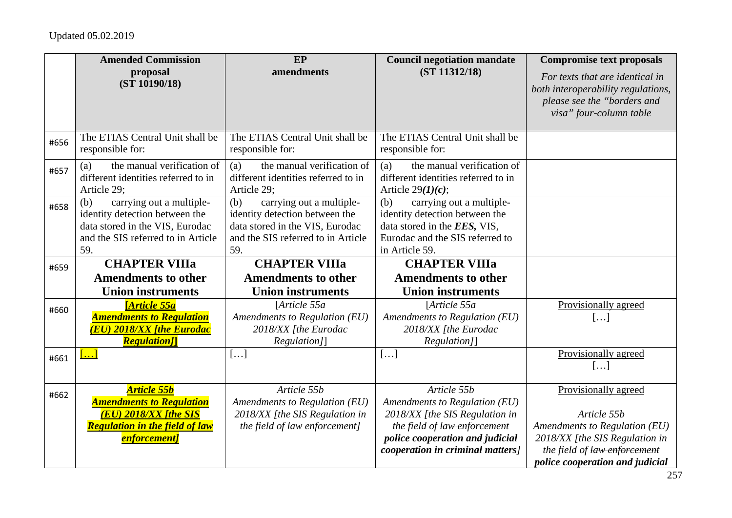Updated 05.02.2019

| | Amended Commission proposal (ST 10190/18) | EP amendments | Council negotiation mandate (ST 11312/18) | Compromise text proposals *For texts that are identical in both interoperability regulations, please see the "borders and visa" four-column table* |
|---|---|---|---|---|
| #656 | The ETIAS Central Unit shall be responsible for: | The ETIAS Central Unit shall be responsible for: | The ETIAS Central Unit shall be responsible for: | |
| #657 | (a) the manual verification of different identities referred to in Article 29; | (a) the manual verification of different identities referred to in Article 29; | (a) the manual verification of different identities referred to in Article 29***(1)(c)***; | |
| #658 | (b) carrying out a multiple-identity detection between the data stored in the VIS, Eurodac and the SIS referred to in Article 59. | (b) carrying out a multiple-identity detection between the data stored in the VIS, Eurodac and the SIS referred to in Article 59. | (b) carrying out a multiple-identity detection between the data stored in the ***EES,*** VIS, Eurodac and the SIS referred to in Article 59. | |
| #659 | **CHAPTER VIIIa Amendments to other Union instruments** | **CHAPTER VIIIa Amendments to other Union instruments** | **CHAPTER VIIIa Amendments to other Union instruments** | |
| #660 | ***[Article 55a Amendments to Regulation (EU) 2018/XX [the Eurodac Regulation]]*** | *[Article 55a Amendments to Regulation (EU) 2018/XX [the Eurodac Regulation]]* | *[Article 55a Amendments to Regulation (EU) 2018/XX [the Eurodac Regulation]]* | Provisionally agreed […] |
| #661 | […] | […] | […] | Provisionally agreed […] |
| #662 | ***Article 55b Amendments to Regulation (EU) 2018/XX [the SIS Regulation in the field of law enforcement]*** | *Article 55b Amendments to Regulation (EU) 2018/XX [the SIS Regulation in the field of law enforcement]* | *Article 55b Amendments to Regulation (EU) 2018/XX [the SIS Regulation in the field of ~~law enforcement~~* ***police cooperation and judicial cooperation in criminal matters****]* | Provisionally agreed *Article 55b Amendments to Regulation (EU) 2018/XX [the SIS Regulation in the field of ~~law enforcement~~* ***police cooperation and judicial*** |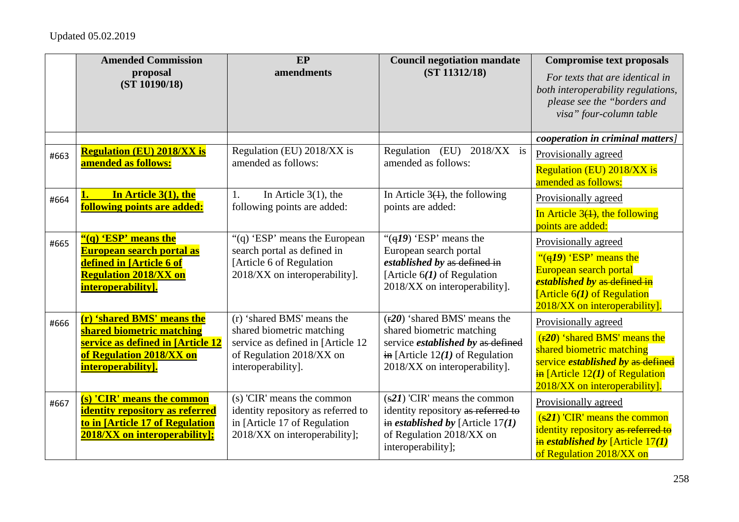Updated 05.02.2019

| | Amended Commission proposal (ST 10190/18) | EP amendments | Council negotiation mandate (ST 11312/18) | Compromise text proposals *For texts that are identical in both interoperability regulations, please see the "borders and visa" four-column table* |
|---|---|---|---|---|
| | | | | ***cooperation in criminal matters]*** |
| #663 | **Regulation (EU) 2018/XX is amended as follows:** | Regulation (EU) 2018/XX is amended as follows: | Regulation (EU) 2018/XX is amended as follows: | Provisionally agreed Regulation (EU) 2018/XX is amended as follows: |
| #664 | **1. In Article 3(1), the following points are added:** | 1. In Article 3(1), the following points are added: | In Article 3~~(1)~~, the following points are added: | Provisionally agreed In Article 3~~(1)~~, the following points are added: |
| #665 | **"(q) 'ESP' means the European search portal as defined in [Article 6 of Regulation 2018/XX on interoperability].** | "(q) 'ESP' means the European search portal as defined in [Article 6 of Regulation 2018/XX on interoperability]. | "(~~q~~***19***) 'ESP' means the European search portal ***established by*** ~~as defined in~~ [Article 6***(1)*** of Regulation 2018/XX on interoperability]. | Provisionally agreed "(~~q~~***19***) 'ESP' means the European search portal ***established by*** ~~as defined in~~ [Article 6***(1)*** of Regulation 2018/XX on interoperability]. |
| #666 | **(r) 'shared BMS' means the shared biometric matching service as defined in [Article 12 of Regulation 2018/XX on interoperability].** | (r) 'shared BMS' means the shared biometric matching service as defined in [Article 12 of Regulation 2018/XX on interoperability]. | (~~r~~***20***) 'shared BMS' means the shared biometric matching service ***established by*** ~~as defined in~~ [Article 12***(1)*** of Regulation 2018/XX on interoperability]. | Provisionally agreed (~~r~~***20***) 'shared BMS' means the shared biometric matching service ***established by*** ~~as defined in~~ [Article 12***(1)*** of Regulation 2018/XX on interoperability]. |
| #667 | **(s) 'CIR' means the common identity repository as referred to in [Article 17 of Regulation 2018/XX on interoperability];** | (s) 'CIR' means the common identity repository as referred to in [Article 17 of Regulation 2018/XX on interoperability]; | (~~s~~***21***) 'CIR' means the common identity repository ~~as referred to in~~ ***established by*** [Article 17***(1)*** of Regulation 2018/XX on interoperability]; | Provisionally agreed (~~s~~***21***) 'CIR' means the common identity repository ~~as referred to in~~ ***established by*** [Article 17***(1)*** of Regulation 2018/XX on |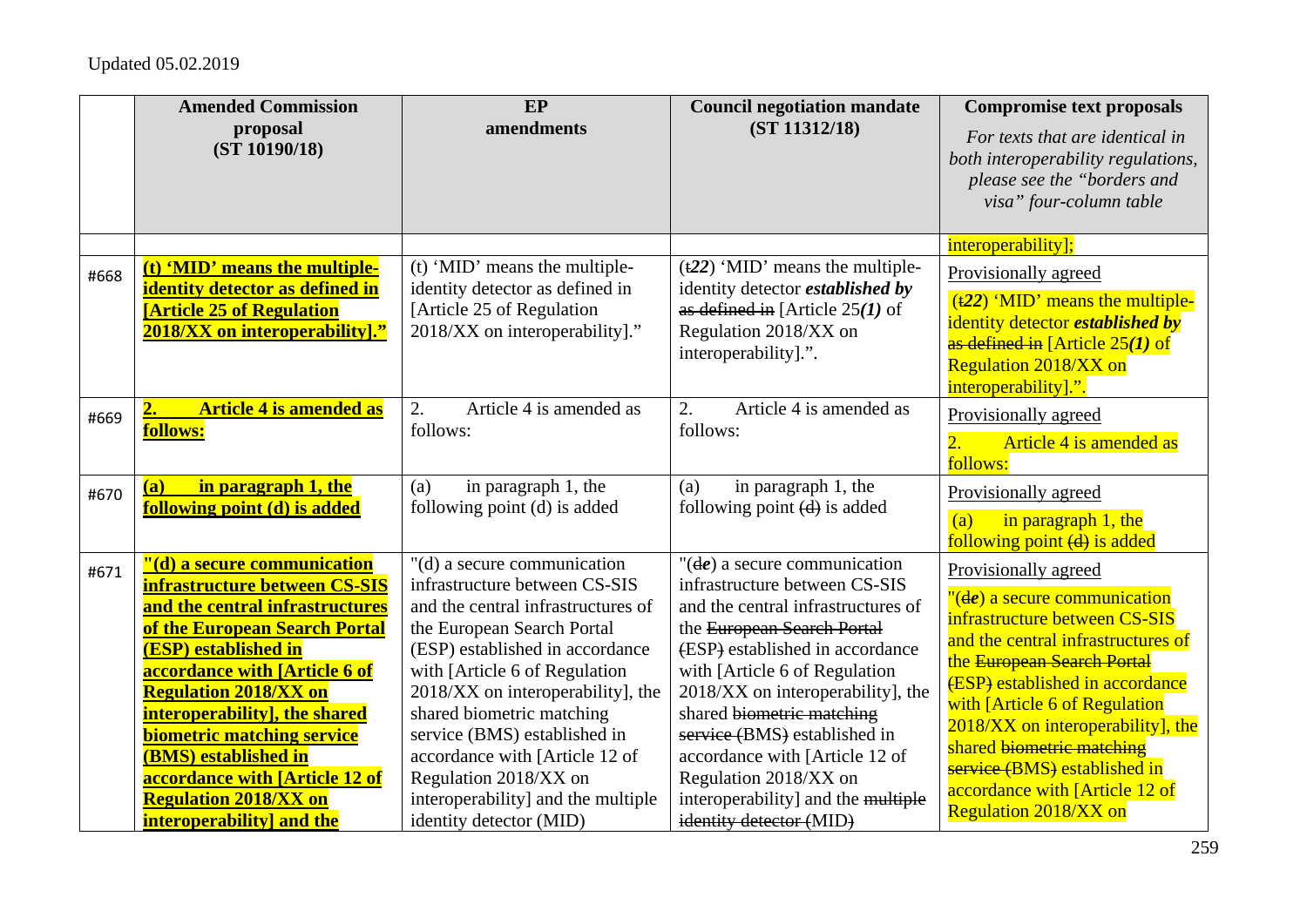Updated 05.02.2019

| | Amended Commission proposal (ST 10190/18) | EP amendments | Council negotiation mandate (ST 11312/18) | Compromise text proposals *For texts that are identical in both interoperability regulations, please see the "borders and visa" four-column table* |
|---|---|---|---|---|
| | | | | interoperability]; |
| #668 | **(t) 'MID' means the multiple-identity detector as defined in [Article 25 of Regulation 2018/XX on interoperability]."** | (t) 'MID' means the multiple-identity detector as defined in [Article 25 of Regulation 2018/XX on interoperability]." | (~~t~~***22***) 'MID' means the multiple-identity detector ***established by*** ~~as defined in~~ [Article 25***(1)*** of Regulation 2018/XX on interoperability].". | Provisionally agreed (~~t~~***22***) 'MID' means the multiple-identity detector ***established by*** ~~as defined in~~ [Article 25***(1)*** of Regulation 2018/XX on interoperability].". |
| #669 | **2. Article 4 is amended as follows:** | 2. Article 4 is amended as follows: | 2. Article 4 is amended as follows: | Provisionally agreed 2. Article 4 is amended as follows: |
| #670 | **(a) in paragraph 1, the following point (d) is added** | (a) in paragraph 1, the following point (d) is added | (a) in paragraph 1, the following point ~~(d)~~ is added | Provisionally agreed (a) in paragraph 1, the following point ~~(d)~~ is added |
| #671 | **"(d) a secure communication infrastructure between CS-SIS and the central infrastructures of the European Search Portal (ESP) established in accordance with [Article 6 of Regulation 2018/XX on interoperability], the shared biometric matching service (BMS) established in accordance with [Article 12 of Regulation 2018/XX on interoperability] and the** | "(d) a secure communication infrastructure between CS-SIS and the central infrastructures of the European Search Portal (ESP) established in accordance with [Article 6 of Regulation 2018/XX on interoperability], the shared biometric matching service (BMS) established in accordance with [Article 12 of Regulation 2018/XX on interoperability] and the multiple identity detector (MID) | "(~~d~~***e***) a secure communication infrastructure between CS-SIS and the central infrastructures of the ~~European Search Portal (~~ESP~~)~~ established in accordance with [Article 6 of Regulation 2018/XX on interoperability], the shared ~~biometric matching service (~~BMS~~)~~ established in accordance with [Article 12 of Regulation 2018/XX on interoperability] and the ~~multiple identity detector (~~MID~~)~~ | Provisionally agreed "(~~d~~***e***) a secure communication infrastructure between CS-SIS and the central infrastructures of the ~~European Search Portal (~~ESP~~)~~ established in accordance with [Article 6 of Regulation 2018/XX on interoperability], the shared ~~biometric matching service (~~BMS~~)~~ established in accordance with [Article 12 of Regulation 2018/XX on |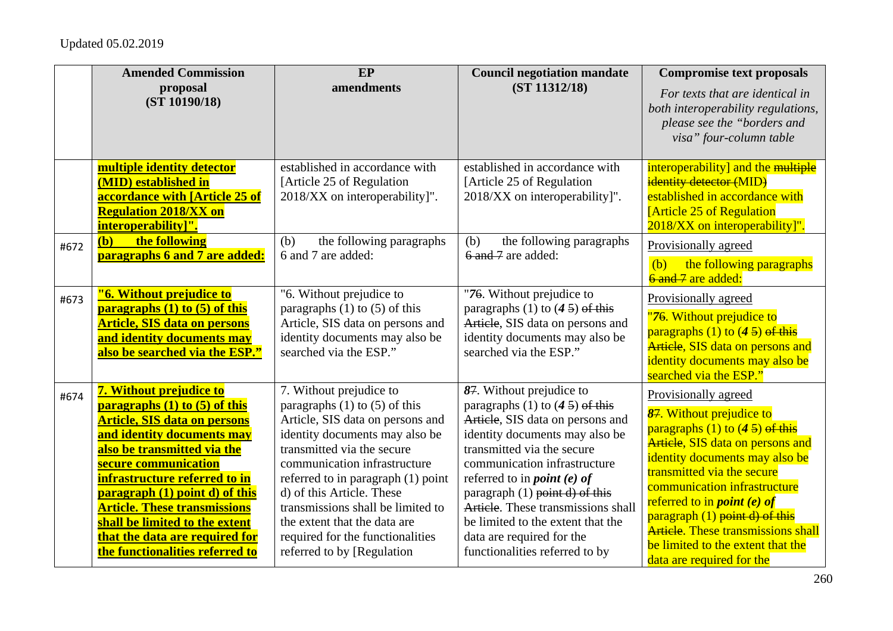Updated 05.02.2019

| | Amended Commission proposal (ST 10190/18) | EP amendments | Council negotiation mandate (ST 11312/18) | Compromise text proposals *For texts that are identical in both interoperability regulations, please see the "borders and visa" four-column table* |
|---|---|---|---|---|
| | **multiple identity detector (MID) established in accordance with [Article 25 of Regulation 2018/XX on interoperability]".** | established in accordance with [Article 25 of Regulation 2018/XX on interoperability]". | established in accordance with [Article 25 of Regulation 2018/XX on interoperability]". | interoperability] and the ~~multiple identity detector (MID)~~ established in accordance with [Article 25 of Regulation 2018/XX on interoperability]". |
| #672 | **(b) the following paragraphs 6 and 7 are added:** | (b) the following paragraphs 6 and 7 are added: | (b) the following paragraphs ~~6 and 7~~ are added: | Provisionally agreed<br>(b) the following paragraphs ~~6 and 7~~ are added: |
| #673 | **"6. Without prejudice to paragraphs (1) to (5) of this Article, SIS data on persons and identity documents may also be searched via the ESP."** | "6. Without prejudice to paragraphs (1) to (5) of this Article, SIS data on persons and identity documents may also be searched via the ESP." | "*7*~~6~~. Without prejudice to paragraphs (1) to (*4* ~~5~~) ~~of this Article~~, SIS data on persons and identity documents may also be searched via the ESP." | Provisionally agreed<br>"*7*~~6~~. Without prejudice to paragraphs (1) to (*4* ~~5~~) ~~of this Article~~, SIS data on persons and identity documents may also be searched via the ESP." |
| #674 | **7. Without prejudice to paragraphs (1) to (5) of this Article, SIS data on persons and identity documents may also be transmitted via the secure communication infrastructure referred to in paragraph (1) point d) of this Article. These transmissions shall be limited to the extent that the data are required for the functionalities referred to** | 7. Without prejudice to paragraphs (1) to (5) of this Article, SIS data on persons and identity documents may also be transmitted via the secure communication infrastructure referred to in paragraph (1) point d) of this Article. These transmissions shall be limited to the extent that the data are required for the functionalities referred to by [Regulation | *8*~~7~~. Without prejudice to paragraphs (1) to (*4* ~~5~~) ~~of this Article~~, SIS data on persons and identity documents may also be transmitted via the secure communication infrastructure referred to in ***point (e) of*** paragraph (1) ~~point d) of this Article~~. These transmissions shall be limited to the extent that the data are required for the functionalities referred to by | Provisionally agreed<br>*8*~~7~~. Without prejudice to paragraphs (1) to (*4* ~~5~~) ~~of this Article~~, SIS data on persons and identity documents may also be transmitted via the secure communication infrastructure referred to in ***point (e) of*** paragraph (1) ~~point d) of this Article~~. These transmissions shall be limited to the extent that the data are required for the |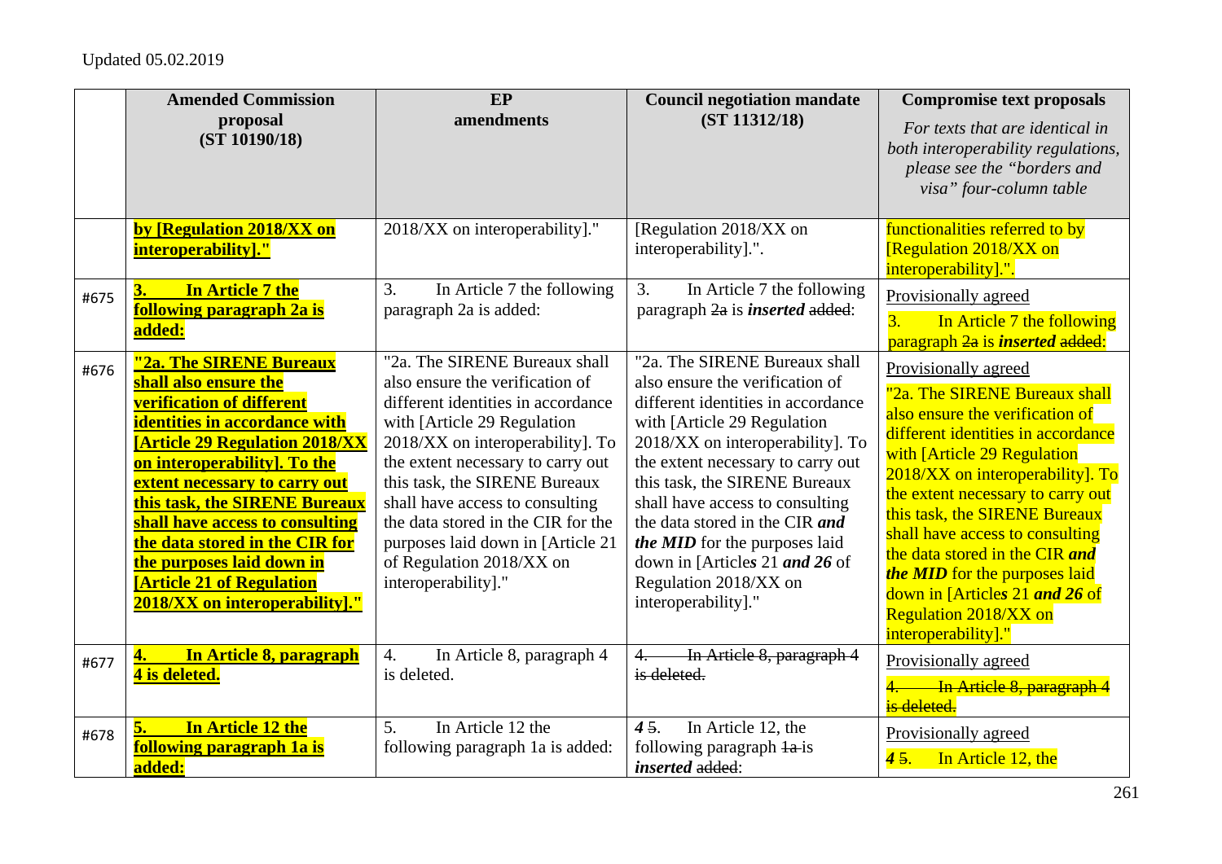Updated 05.02.2019

| | Amended Commission proposal (ST 10190/18) | EP amendments | Council negotiation mandate (ST 11312/18) | Compromise text proposals *For texts that are identical in both interoperability regulations, please see the "borders and visa" four-column table* |
|---|---|---|---|---|
| | **by [Regulation 2018/XX on interoperability]."** | 2018/XX on interoperability]." | [Regulation 2018/XX on interoperability].". | functionalities referred to by [Regulation 2018/XX on interoperability].". |
| #675 | **3. In Article 7 the following paragraph 2a is added:** | 3. In Article 7 the following paragraph 2a is added: | 3. In Article 7 the following paragraph ~~2a~~ is ***inserted*** ~~added~~: | Provisionally agreed<br>3. In Article 7 the following paragraph ~~2a~~ is ***inserted*** ~~added~~: |
| #676 | **"2a. The SIRENE Bureaux shall also ensure the verification of different identities in accordance with [Article 29 Regulation 2018/XX on interoperability]. To the extent necessary to carry out this task, the SIRENE Bureaux shall have access to consulting the data stored in the CIR for the purposes laid down in [Article 21 of Regulation 2018/XX on interoperability]."** | "2a. The SIRENE Bureaux shall also ensure the verification of different identities in accordance with [Article 29 Regulation 2018/XX on interoperability]. To the extent necessary to carry out this task, the SIRENE Bureaux shall have access to consulting the data stored in the CIR for the purposes laid down in [Article 21 of Regulation 2018/XX on interoperability]." | "2a. The SIRENE Bureaux shall also ensure the verification of different identities in accordance with [Article 29 Regulation 2018/XX on interoperability]. To the extent necessary to carry out this task, the SIRENE Bureaux shall have access to consulting the data stored in the CIR ***and the MID*** for the purposes laid down in [Article*s* 21 ***and 26*** of Regulation 2018/XX on interoperability]." | Provisionally agreed<br>"2a. The SIRENE Bureaux shall also ensure the verification of different identities in accordance with [Article 29 Regulation 2018/XX on interoperability]. To the extent necessary to carry out this task, the SIRENE Bureaux shall have access to consulting the data stored in the CIR ***and the MID*** for the purposes laid down in [Article*s* 21 ***and 26*** of Regulation 2018/XX on interoperability]." |
| #677 | **4. In Article 8, paragraph 4 is deleted.** | 4. In Article 8, paragraph 4 is deleted. | ~~4. In Article 8, paragraph 4 is deleted.~~ | Provisionally agreed<br>~~4. In Article 8, paragraph 4 is deleted.~~ |
| #678 | **5. In Article 12 the following paragraph 1a is added:** | 5. In Article 12 the following paragraph 1a is added: | ***4*** ~~5~~. In Article 12, the following paragraph ~~1a~~ is ***inserted*** ~~added~~: | Provisionally agreed<br>***4*** ~~5~~. In Article 12, the |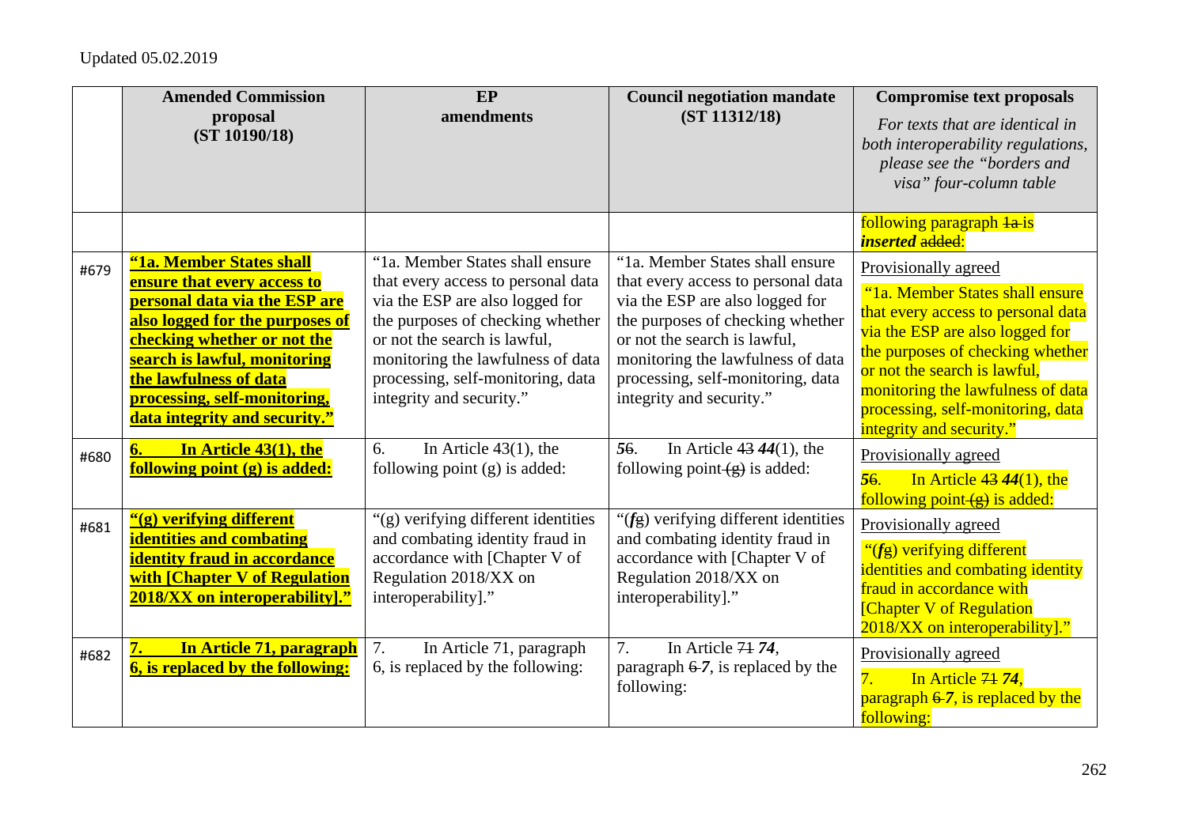Updated 05.02.2019

| | Amended Commission proposal (ST 10190/18) | EP amendments | Council negotiation mandate (ST 11312/18) | Compromise text proposals *For texts that are identical in both interoperability regulations, please see the "borders and visa" four-column table* |
|---|---|---|---|---|
| | | | | following paragraph ~~1a~~ is ***inserted*** ~~added~~: |
| #679 | **"1a. Member States shall ensure that every access to personal data via the ESP are also logged for the purposes of checking whether or not the search is lawful, monitoring the lawfulness of data processing, self-monitoring, data integrity and security."** | "1a. Member States shall ensure that every access to personal data via the ESP are also logged for the purposes of checking whether or not the search is lawful, monitoring the lawfulness of data processing, self-monitoring, data integrity and security." | "1a. Member States shall ensure that every access to personal data via the ESP are also logged for the purposes of checking whether or not the search is lawful, monitoring the lawfulness of data processing, self-monitoring, data integrity and security." | Provisionally agreed<br>"1a. Member States shall ensure that every access to personal data via the ESP are also logged for the purposes of checking whether or not the search is lawful, monitoring the lawfulness of data processing, self-monitoring, data integrity and security." |
| #680 | **6. In Article 43(1), the following point (g) is added:** | 6. In Article 43(1), the following point (g) is added: | ***5***~~6~~. In Article ~~43~~ ***44***(1), the following point ~~(g)~~ is added: | Provisionally agreed<br>***5***~~6~~. In Article ~~43~~ ***44***(1), the following point ~~(g)~~ is added: |
| #681 | **"(g) verifying different identities and combating identity fraud in accordance with [Chapter V of Regulation 2018/XX on interoperability]."** | "(g) verifying different identities and combating identity fraud in accordance with [Chapter V of Regulation 2018/XX on interoperability]." | "(***f***~~g~~) verifying different identities and combating identity fraud in accordance with [Chapter V of Regulation 2018/XX on interoperability]." | Provisionally agreed<br>"(***f***~~g~~) verifying different identities and combating identity fraud in accordance with [Chapter V of Regulation 2018/XX on interoperability]." |
| #682 | **7. In Article 71, paragraph 6, is replaced by the following:** | 7. In Article 71, paragraph 6, is replaced by the following: | 7. In Article ~~71~~ ***74***, paragraph ~~6~~ ***7***, is replaced by the following: | Provisionally agreed<br>7. In Article ~~71~~ ***74***, paragraph ~~6~~ ***7***, is replaced by the following: |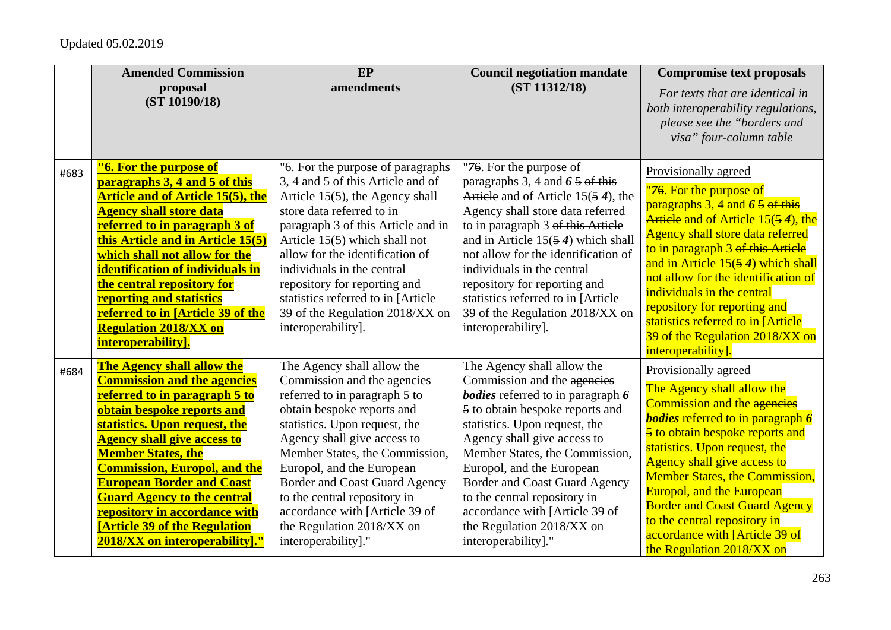Updated 05.02.2019

| | Amended Commission proposal (ST 10190/18) | EP amendments | Council negotiation mandate (ST 11312/18) | Compromise text proposals *For texts that are identical in both interoperability regulations, please see the "borders and visa" four-column table* |
|---|---|---|---|---|
| #683 | **"6. For the purpose of paragraphs 3, 4 and 5 of this Article and of Article 15(5), the Agency shall store data referred to in paragraph 3 of this Article and in Article 15(5) which shall not allow for the identification of individuals in the central repository for reporting and statistics referred to in [Article 39 of the Regulation 2018/XX on interoperability].** | "6. For the purpose of paragraphs 3, 4 and 5 of this Article and of Article 15(5), the Agency shall store data referred to in paragraph 3 of this Article and in Article 15(5) which shall not allow for the identification of individuals in the central repository for reporting and statistics referred to in [Article 39 of the Regulation 2018/XX on interoperability]. | "*7*6. For the purpose of paragraphs 3, 4 and ***6*** 5 of this Article and of Article 15(5 ***4***), the Agency shall store data referred to in paragraph 3 of this Article and in Article 15(5 ***4***) which shall not allow for the identification of individuals in the central repository for reporting and statistics referred to in [Article 39 of the Regulation 2018/XX on interoperability]. | Provisionally agreed "*7*6. For the purpose of paragraphs 3, 4 and ***6*** 5 of this Article and of Article 15(5 ***4***), the Agency shall store data referred to in paragraph 3 of this Article and in Article 15(5 ***4***) which shall not allow for the identification of individuals in the central repository for reporting and statistics referred to in [Article 39 of the Regulation 2018/XX on interoperability]. |
| #684 | **The Agency shall allow the Commission and the agencies referred to in paragraph 5 to obtain bespoke reports and statistics. Upon request, the Agency shall give access to Member States, the Commission, Europol, and the European Border and Coast Guard Agency to the central repository in accordance with [Article 39 of the Regulation 2018/XX on interoperability]."** | The Agency shall allow the Commission and the agencies referred to in paragraph 5 to obtain bespoke reports and statistics. Upon request, the Agency shall give access to Member States, the Commission, Europol, and the European Border and Coast Guard Agency to the central repository in accordance with [Article 39 of the Regulation 2018/XX on interoperability]." | The Agency shall allow the Commission and the agencies ***bodies*** referred to in paragraph ***6*** 5 to obtain bespoke reports and statistics. Upon request, the Agency shall give access to Member States, the Commission, Europol, and the European Border and Coast Guard Agency to the central repository in accordance with [Article 39 of the Regulation 2018/XX on interoperability]." | Provisionally agreed The Agency shall allow the Commission and the agencies ***bodies*** referred to in paragraph ***6*** 5 to obtain bespoke reports and statistics. Upon request, the Agency shall give access to Member States, the Commission, Europol, and the European Border and Coast Guard Agency to the central repository in accordance with [Article 39 of the Regulation 2018/XX on |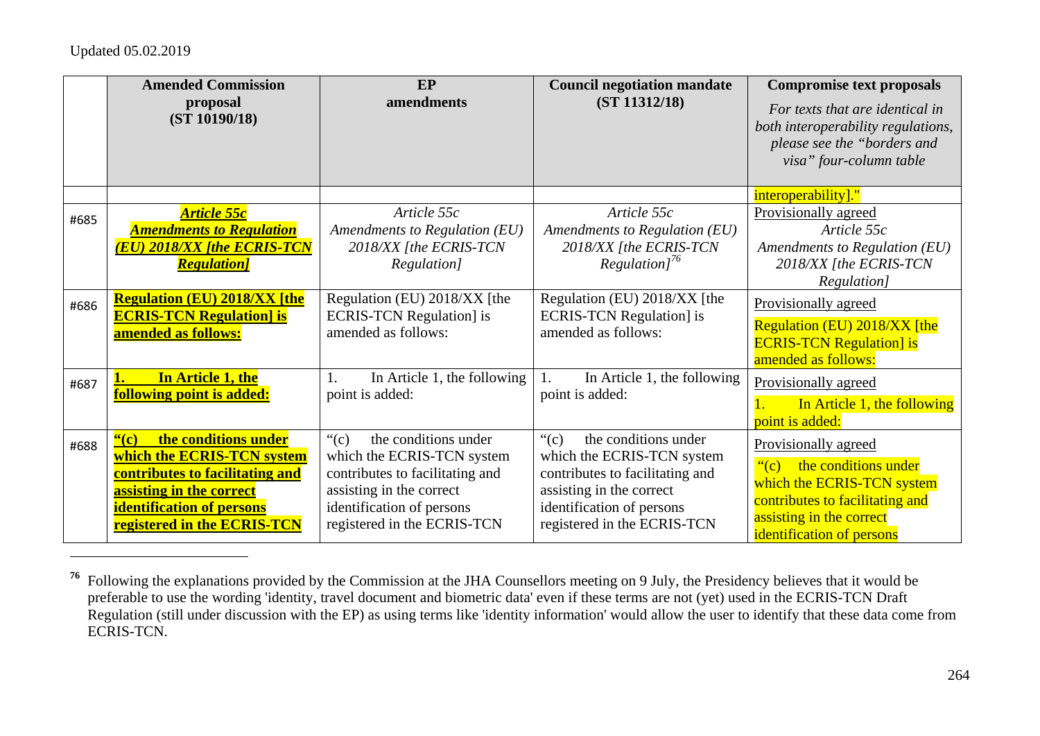Updated 05.02.2019

| | Amended Commission proposal (ST 10190/18) | EP amendments | Council negotiation mandate (ST 11312/18) | Compromise text proposals *For texts that are identical in both interoperability regulations, please see the "borders and visa" four-column table* |
|---|---|---|---|---|
| | | | | interoperability]." |
| #685 | ***Article 55c Amendments to Regulation (EU) 2018/XX [the ECRIS-TCN Regulation]*** | *Article 55c Amendments to Regulation (EU) 2018/XX [the ECRIS-TCN Regulation]* | *Article 55c Amendments to Regulation (EU) 2018/XX [the ECRIS-TCN Regulation]*[76] | Provisionally agreed *Article 55c Amendments to Regulation (EU) 2018/XX [the ECRIS-TCN Regulation]* |
| #686 | **Regulation (EU) 2018/XX [the ECRIS-TCN Regulation] is amended as follows:** | Regulation (EU) 2018/XX [the ECRIS-TCN Regulation] is amended as follows: | Regulation (EU) 2018/XX [the ECRIS-TCN Regulation] is amended as follows: | Provisionally agreed Regulation (EU) 2018/XX [the ECRIS-TCN Regulation] is amended as follows: |
| #687 | **1. In Article 1, the following point is added:** | 1. In Article 1, the following point is added: | 1. In Article 1, the following point is added: | Provisionally agreed 1. In Article 1, the following point is added: |
| #688 | **"(c) the conditions under which the ECRIS-TCN system contributes to facilitating and assisting in the correct identification of persons registered in the ECRIS-TCN** | "(c) the conditions under which the ECRIS-TCN system contributes to facilitating and assisting in the correct identification of persons registered in the ECRIS-TCN | "(c) the conditions under which the ECRIS-TCN system contributes to facilitating and assisting in the correct identification of persons registered in the ECRIS-TCN | Provisionally agreed "(c) the conditions under which the ECRIS-TCN system contributes to facilitating and assisting in the correct identification of persons |

[76] Following the explanations provided by the Commission at the JHA Counsellors meeting on 9 July, the Presidency believes that it would be preferable to use the wording 'identity, travel document and biometric data' even if these terms are not (yet) used in the ECRIS-TCN Draft Regulation (still under discussion with the EP) as using terms like 'identity information' would allow the user to identify that these data come from ECRIS-TCN.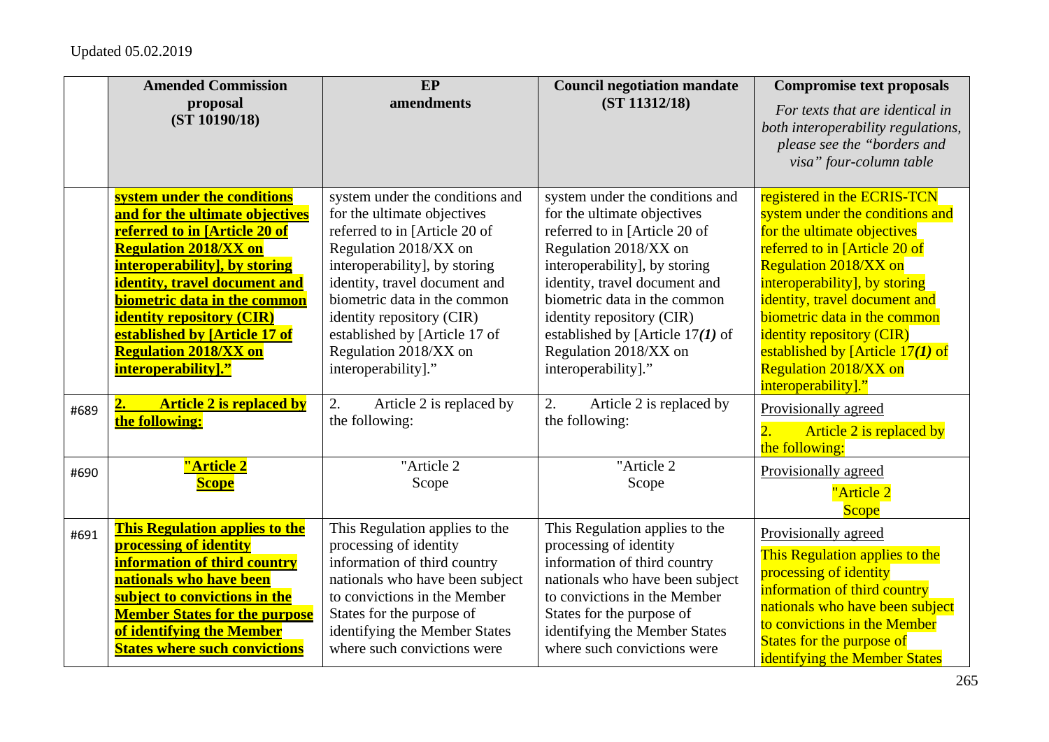Updated 05.02.2019

| | Amended Commission proposal (ST 10190/18) | EP amendments | Council negotiation mandate (ST 11312/18) | Compromise text proposals *For texts that are identical in both interoperability regulations, please see the "borders and visa" four-column table* |
|---|---|---|---|---|
| | **system under the conditions and for the ultimate objectives referred to in [Article 20 of Regulation 2018/XX on interoperability], by storing identity, travel document and biometric data in the common identity repository (CIR) established by [Article 17 of Regulation 2018/XX on interoperability]."** | system under the conditions and for the ultimate objectives referred to in [Article 20 of Regulation 2018/XX on interoperability], by storing identity, travel document and biometric data in the common identity repository (CIR) established by [Article 17 of Regulation 2018/XX on interoperability]." | system under the conditions and for the ultimate objectives referred to in [Article 20 of Regulation 2018/XX on interoperability], by storing identity, travel document and biometric data in the common identity repository (CIR) established by [Article 17***(1)*** of Regulation 2018/XX on interoperability]." | registered in the ECRIS-TCN system under the conditions and for the ultimate objectives referred to in [Article 20 of Regulation 2018/XX on interoperability], by storing identity, travel document and biometric data in the common identity repository (CIR) established by [Article 17***(1)*** of Regulation 2018/XX on interoperability]." |
| #689 | **2. Article 2 is replaced by the following:** | 2. Article 2 is replaced by the following: | 2. Article 2 is replaced by the following: | Provisionally agreed<br>2. Article 2 is replaced by the following: |
| #690 | **"Article 2<br>Scope** | "Article 2<br>Scope | "Article 2<br>Scope | Provisionally agreed<br>"Article 2<br>Scope |
| #691 | **This Regulation applies to the processing of identity information of third country nationals who have been subject to convictions in the Member States for the purpose of identifying the Member States where such convictions** | This Regulation applies to the processing of identity information of third country nationals who have been subject to convictions in the Member States for the purpose of identifying the Member States where such convictions were | This Regulation applies to the processing of identity information of third country nationals who have been subject to convictions in the Member States for the purpose of identifying the Member States where such convictions were | Provisionally agreed<br>This Regulation applies to the processing of identity information of third country nationals who have been subject to convictions in the Member States for the purpose of identifying the Member States |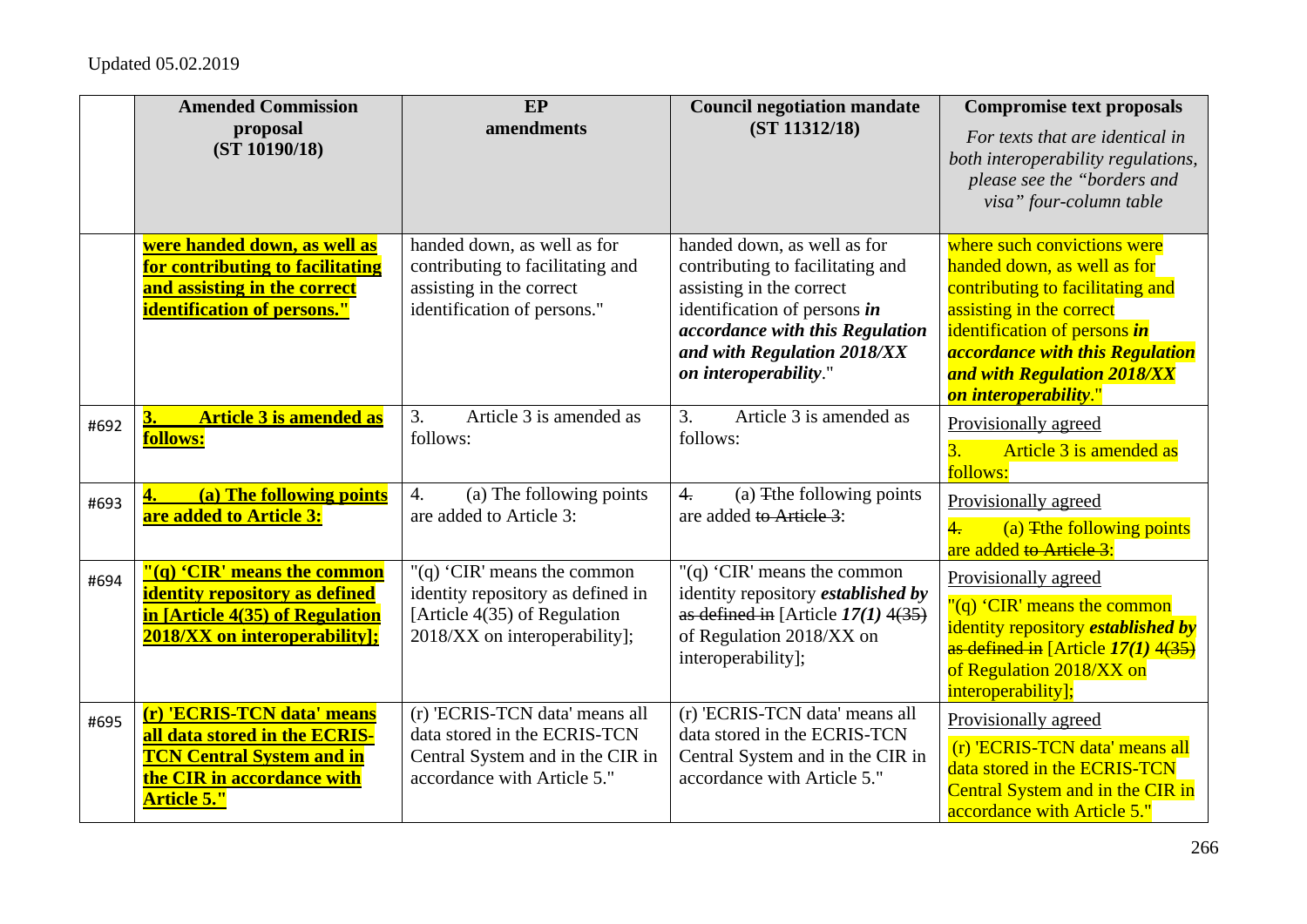Updated 05.02.2019

| | Amended Commission proposal (ST 10190/18) | EP amendments | Council negotiation mandate (ST 11312/18) | Compromise text proposals *For texts that are identical in both interoperability regulations, please see the "borders and visa" four-column table* |
|---|---|---|---|---|
| | **were handed down, as well as for contributing to facilitating and assisting in the correct identification of persons."** | handed down, as well as for contributing to facilitating and assisting in the correct identification of persons." | handed down, as well as for contributing to facilitating and assisting in the correct identification of persons ***in accordance with this Regulation and with Regulation 2018/XX on interoperability***." | where such convictions were handed down, as well as for contributing to facilitating and assisting in the correct identification of persons ***in accordance with this Regulation and with Regulation 2018/XX on interoperability***." |
| #692 | **3. Article 3 is amended as follows:** | 3. Article 3 is amended as follows: | 3. Article 3 is amended as follows: | Provisionally agreed 3. Article 3 is amended as follows: |
| #693 | **4. (a) The following points are added to Article 3:** | 4. (a) The following points are added to Article 3: | ~~4.~~ (a) ~~T~~the following points are added ~~to Article 3~~: | Provisionally agreed ~~4.~~ (a) ~~T~~the following points are added ~~to Article 3~~: |
| #694 | **"(q) 'CIR' means the common identity repository as defined in [Article 4(35) of Regulation 2018/XX on interoperability];** | "(q) 'CIR' means the common identity repository as defined in [Article 4(35) of Regulation 2018/XX on interoperability]; | "(q) 'CIR' means the common identity repository ***established by*** ~~as defined in~~ [Article ***17(1)*** ~~4(35)~~ of Regulation 2018/XX on interoperability]; | Provisionally agreed "(q) 'CIR' means the common identity repository ***established by*** ~~as defined in~~ [Article ***17(1)*** ~~4(35)~~ of Regulation 2018/XX on interoperability]; |
| #695 | **(r) 'ECRIS-TCN data' means all data stored in the ECRIS-TCN Central System and in the CIR in accordance with Article 5."** | (r) 'ECRIS-TCN data' means all data stored in the ECRIS-TCN Central System and in the CIR in accordance with Article 5." | (r) 'ECRIS-TCN data' means all data stored in the ECRIS-TCN Central System and in the CIR in accordance with Article 5." | Provisionally agreed (r) 'ECRIS-TCN data' means all data stored in the ECRIS-TCN Central System and in the CIR in accordance with Article 5." |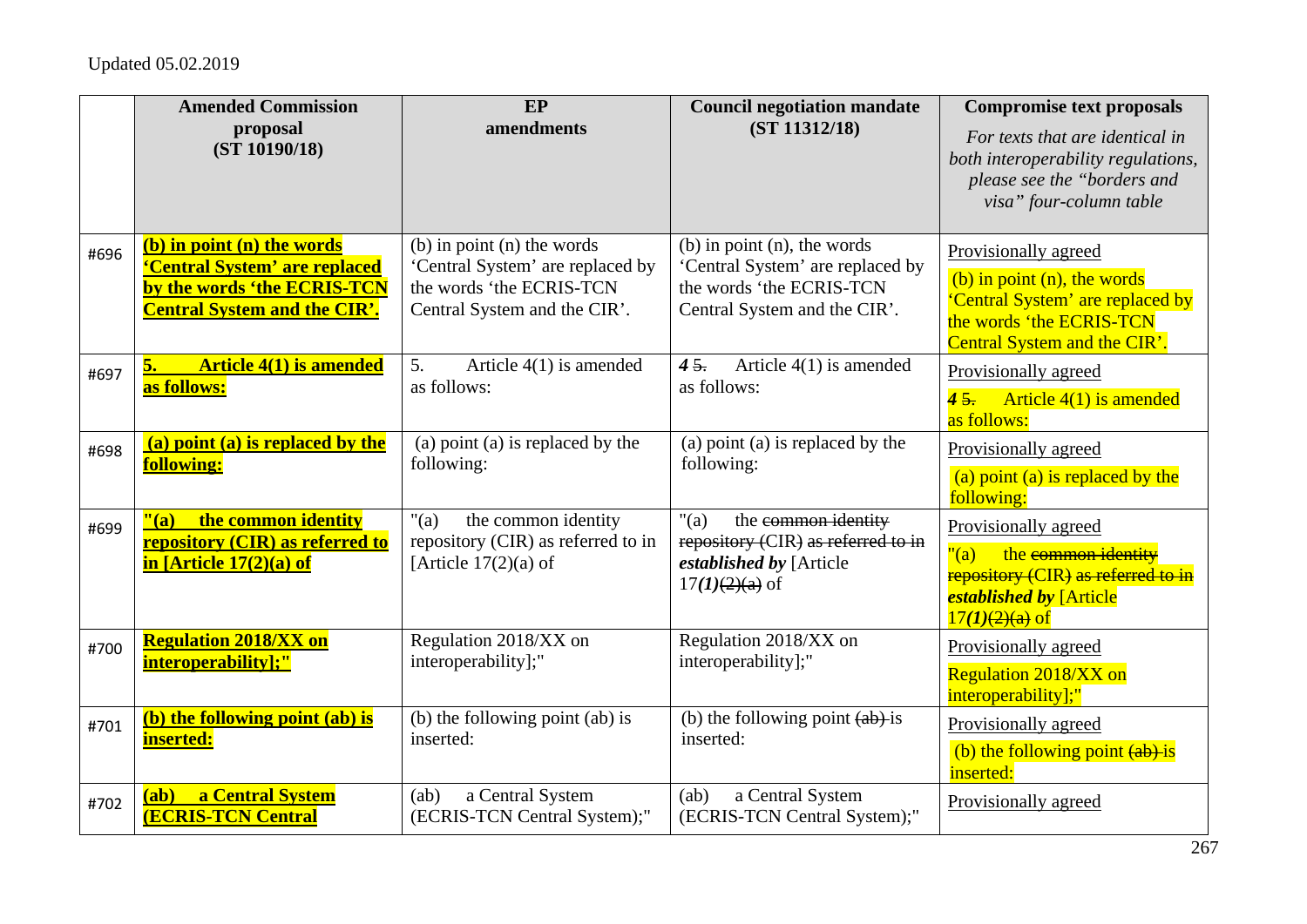Updated 05.02.2019

| | Amended Commission proposal (ST 10190/18) | EP amendments | Council negotiation mandate (ST 11312/18) | Compromise text proposals *For texts that are identical in both interoperability regulations, please see the "borders and visa" four-column table* |
|---|---|---|---|---|
| #696 | **(b) in point (n) the words 'Central System' are replaced by the words 'the ECRIS-TCN Central System and the CIR'.** | (b) in point (n) the words 'Central System' are replaced by the words 'the ECRIS-TCN Central System and the CIR'. | (b) in point (n), the words 'Central System' are replaced by the words 'the ECRIS-TCN Central System and the CIR'. | Provisionally agreed (b) in point (n), the words 'Central System' are replaced by the words 'the ECRIS-TCN Central System and the CIR'. |
| #697 | **5. Article 4(1) is amended as follows:** | 5. Article 4(1) is amended as follows: | ***4*** ~~5.~~ Article 4(1) is amended as follows: | Provisionally agreed ***4*** ~~5.~~ Article 4(1) is amended as follows: |
| #698 | **(a) point (a) is replaced by the following:** | (a) point (a) is replaced by the following: | (a) point (a) is replaced by the following: | Provisionally agreed (a) point (a) is replaced by the following: |
| #699 | **"(a) the common identity repository (CIR) as referred to in [Article 17(2)(a) of** | "(a) the common identity repository (CIR) as referred to in [Article 17(2)(a) of | "(a) the ~~common identity repository (~~CIR~~) as referred to in~~ ***established by*** [Article 17***(1)***~~(2)(a)~~ of | Provisionally agreed "(a) the ~~common identity repository (~~CIR~~) as referred to in~~ ***established by*** [Article 17***(1)***~~(2)(a)~~ of |
| #700 | **Regulation 2018/XX on interoperability];"** | Regulation 2018/XX on interoperability];" | Regulation 2018/XX on interoperability];" | Provisionally agreed Regulation 2018/XX on interoperability];" |
| #701 | **(b) the following point (ab) is inserted:** | (b) the following point (ab) is inserted: | (b) the following point ~~(ab)~~ is inserted: | Provisionally agreed (b) the following point ~~(ab)~~ is inserted: |
| #702 | **(ab) a Central System (ECRIS-TCN Central** | (ab) a Central System (ECRIS-TCN Central System);" | (ab) a Central System (ECRIS-TCN Central System);" | Provisionally agreed |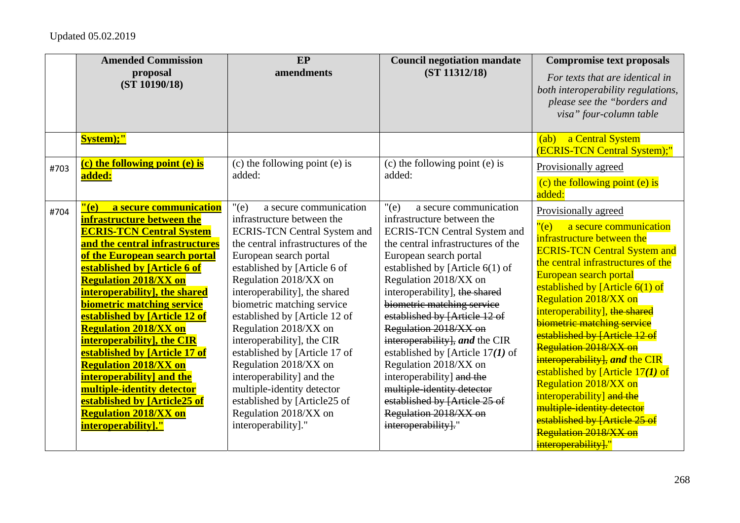Updated 05.02.2019

| | Amended Commission proposal (ST 10190/18) | EP amendments | Council negotiation mandate (ST 11312/18) | Compromise text proposals *For texts that are identical in both interoperability regulations, please see the "borders and visa" four-column table* |
|---|---|---|---|---|
| | **System);"** | | | (ab) a Central System (ECRIS-TCN Central System);" |
| #703 | **(c) the following point (e) is added:** | (c) the following point (e) is added: | (c) the following point (e) is added: | Provisionally agreed (c) the following point (e) is added: |
| #704 | **"(e) a secure communication infrastructure between the ECRIS-TCN Central System and the central infrastructures of the European search portal established by [Article 6 of Regulation 2018/XX on interoperability], the shared biometric matching service established by [Article 12 of Regulation 2018/XX on interoperability], the CIR established by [Article 17 of Regulation 2018/XX on interoperability] and the multiple-identity detector established by [Article25 of Regulation 2018/XX on interoperability]."** | "(e) a secure communication infrastructure between the ECRIS-TCN Central System and the central infrastructures of the European search portal established by [Article 6 of Regulation 2018/XX on interoperability], the shared biometric matching service established by [Article 12 of Regulation 2018/XX on interoperability], the CIR established by [Article 17 of Regulation 2018/XX on interoperability] and the multiple-identity detector established by [Article25 of Regulation 2018/XX on interoperability]." | "(e) a secure communication infrastructure between the ECRIS-TCN Central System and the central infrastructures of the European search portal established by [Article 6(1) of Regulation 2018/XX on interoperability], ~~the shared biometric matching service established by [Article 12 of Regulation 2018/XX on interoperability]~~, ***and*** the CIR established by [Article 17***(1)*** of Regulation 2018/XX on interoperability] ~~and the multiple-identity detector established by [Article 25 of Regulation 2018/XX on interoperability]~~." | Provisionally agreed "(e) a secure communication infrastructure between the ECRIS-TCN Central System and the central infrastructures of the European search portal established by [Article 6(1) of Regulation 2018/XX on interoperability], ~~the shared biometric matching service established by [Article 12 of Regulation 2018/XX on interoperability]~~, ***and*** the CIR established by [Article 17***(1)*** of Regulation 2018/XX on interoperability] ~~and the multiple-identity detector established by [Article 25 of Regulation 2018/XX on interoperability]~~." |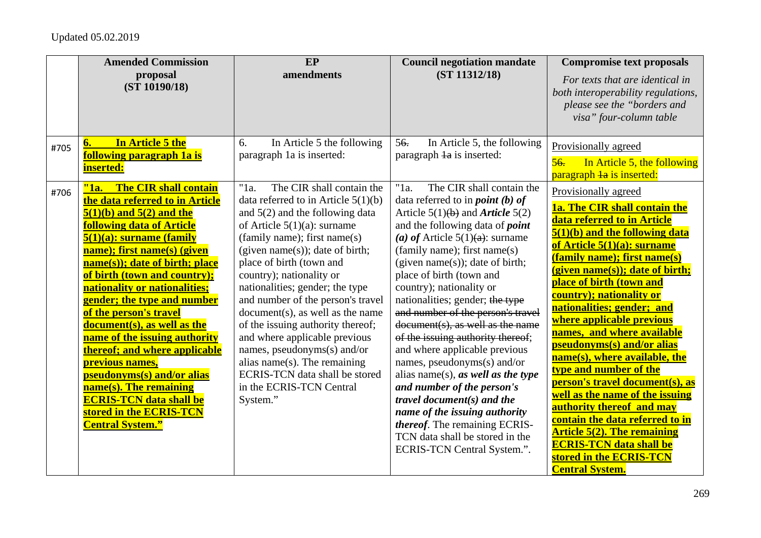Updated 05.02.2019

| | Amended Commission proposal (ST 10190/18) | EP amendments | Council negotiation mandate (ST 11312/18) | Compromise text proposals *For texts that are identical in both interoperability regulations, please see the "borders and visa" four-column table* |
|---|---|---|---|---|
| #705 | **6. In Article 5 the following paragraph 1a is inserted:** | 6. In Article 5 the following paragraph 1a is inserted: | ~~5~~6. In Article 5, the following paragraph ~~1a~~ is inserted: | Provisionally agreed<br>~~5~~6. In Article 5, the following paragraph ~~1a~~ is inserted: |
| #706 | **"1a. The CIR shall contain the data referred to in Article 5(1)(b) and 5(2) and the following data of Article 5(1)(a): surname (family name); first name(s) (given name(s)); date of birth; place of birth (town and country); nationality or nationalities; gender; the type and number of the person's travel document(s), as well as the name of the issuing authority thereof; and where applicable previous names, pseudonyms(s) and/or alias name(s). The remaining ECRIS-TCN data shall be stored in the ECRIS-TCN Central System."** | "1a. The CIR shall contain the data referred to in Article 5(1)(b) and 5(2) and the following data of Article 5(1)(a): surname (family name); first name(s) (given name(s)); date of birth; place of birth (town and country); nationality or nationalities; gender; the type and number of the person's travel document(s), as well as the name of the issuing authority thereof; and where applicable previous names, pseudonyms(s) and/or alias name(s). The remaining ECRIS-TCN data shall be stored in the ECRIS-TCN Central System." | "1a. The CIR shall contain the data referred to in ***point (b) of*** Article 5(1)~~(b)~~ and ***Article*** 5(2) and the following data of ***point (a) of*** Article 5(1)~~(a)~~: surname (family name); first name(s) (given name(s)); date of birth; place of birth (town and country); nationality or nationalities; gender; ~~the type and number of the person's travel document(s), as well as the name of the issuing authority thereof~~; and where applicable previous names, pseudonyms(s) and/or alias name(s), ***as well as the type and number of the person's travel document(s) and the name of the issuing authority thereof***. The remaining ECRIS-TCN data shall be stored in the ECRIS-TCN Central System.". | Provisionally agreed<br>**1a. The CIR shall contain the data referred to in Article 5(1)(b) and the following data of Article 5(1)(a): surname (family name); first name(s) (given name(s)); date of birth; place of birth (town and country); nationality or nationalities; gender; and where applicable previous names, and where available pseudonyms(s) and/or alias name(s), where available, the type and number of the person's travel document(s), as well as the name of the issuing authority thereof and may contain the data referred to in Article 5(2). The remaining ECRIS-TCN data shall be stored in the ECRIS-TCN Central System.** |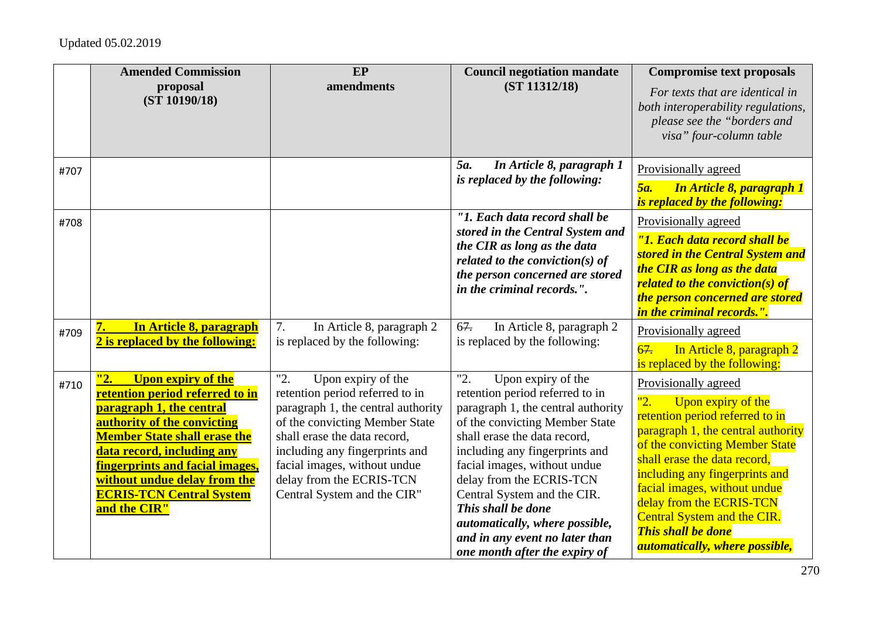Updated 05.02.2019

| | Amended Commission proposal (ST 10190/18) | EP amendments | Council negotiation mandate (ST 11312/18) | Compromise text proposals *For texts that are identical in both interoperability regulations, please see the "borders and visa" four-column table* |
|---|---|---|---|---|
| #707 | | | ***5a. In Article 8, paragraph 1 is replaced by the following:*** | Provisionally agreed ***5a. In Article 8, paragraph 1 is replaced by the following:*** |
| #708 | | | ***"1. Each data record shall be stored in the Central System and the CIR as long as the data related to the conviction(s) of the person concerned are stored in the criminal records.".*** | Provisionally agreed ***"1. Each data record shall be stored in the Central System and the CIR as long as the data related to the conviction(s) of the person concerned are stored in the criminal records.".*** |
| #709 | **7. In Article 8, paragraph 2 is replaced by the following:** | 7. In Article 8, paragraph 2 is replaced by the following: | 6~~7~~. In Article 8, paragraph 2 is replaced by the following: | Provisionally agreed 6~~7~~. In Article 8, paragraph 2 is replaced by the following: |
| #710 | **"2. Upon expiry of the retention period referred to in paragraph 1, the central authority of the convicting Member State shall erase the data record, including any fingerprints and facial images, without undue delay from the ECRIS-TCN Central System and the CIR"** | "2. Upon expiry of the retention period referred to in paragraph 1, the central authority of the convicting Member State shall erase the data record, including any fingerprints and facial images, without undue delay from the ECRIS-TCN Central System and the CIR" | "2. Upon expiry of the retention period referred to in paragraph 1, the central authority of the convicting Member State shall erase the data record, including any fingerprints and facial images, without undue delay from the ECRIS-TCN Central System and the CIR. ***This shall be done automatically, where possible, and in any event no later than one month after the expiry of*** | Provisionally agreed "2. Upon expiry of the retention period referred to in paragraph 1, the central authority of the convicting Member State shall erase the data record, including any fingerprints and facial images, without undue delay from the ECRIS-TCN Central System and the CIR. ***This shall be done automatically, where possible,*** |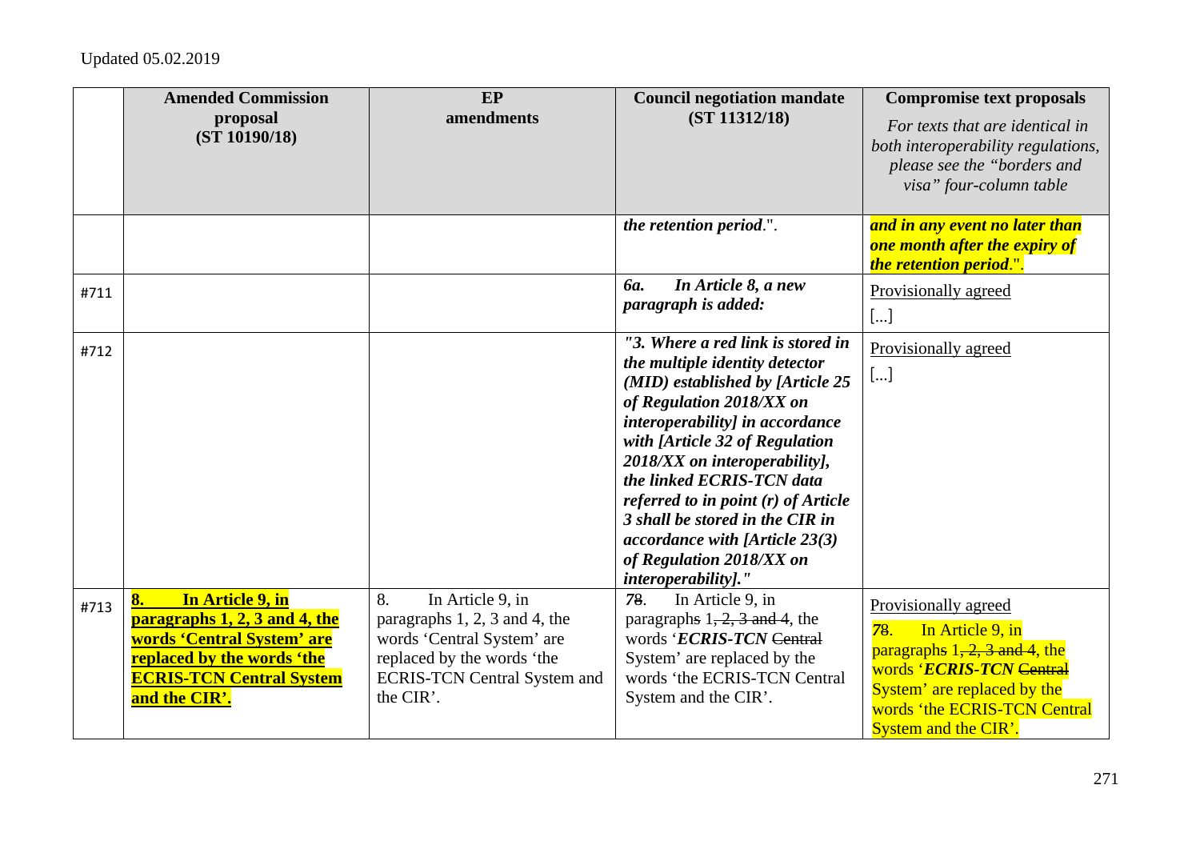Updated 05.02.2019

| | Amended Commission proposal (ST 10190/18) | EP amendments | Council negotiation mandate (ST 11312/18) | Compromise text proposals *For texts that are identical in both interoperability regulations, please see the "borders and visa" four-column table* |
|---|---|---|---|---|
| | | | ***the retention period***.". | ***and in any event no later than one month after the expiry of the retention period***.". |
| #711 | | | ***6a. In Article 8, a new paragraph is added:*** | Provisionally agreed [...] |
| #712 | | | ***"3. Where a red link is stored in the multiple identity detector (MID) established by [Article 25 of Regulation 2018/XX on interoperability] in accordance with [Article 32 of Regulation 2018/XX on interoperability], the linked ECRIS-TCN data referred to in point (r) of Article 3 shall be stored in the CIR in accordance with [Article 23(3) of Regulation 2018/XX on interoperability]."*** | Provisionally agreed [...] |
| #713 | **8. In Article 9, in paragraphs 1, 2, 3 and 4, the words 'Central System' are replaced by the words 'the ECRIS-TCN Central System and the CIR'.** | 8. In Article 9, in paragraphs 1, 2, 3 and 4, the words 'Central System' are replaced by the words 'the ECRIS-TCN Central System and the CIR'. | *7*~~8~~. In Article 9, in paragraph~~s~~ 1~~, 2, 3 and 4~~, the words '***ECRIS-TCN*** ~~Central~~ System' are replaced by the words 'the ECRIS-TCN Central System and the CIR'. | Provisionally agreed *7*~~8~~. In Article 9, in paragraph~~s~~ 1~~, 2, 3 and 4~~, the words '***ECRIS-TCN*** ~~Central~~ System' are replaced by the words 'the ECRIS-TCN Central System and the CIR'. |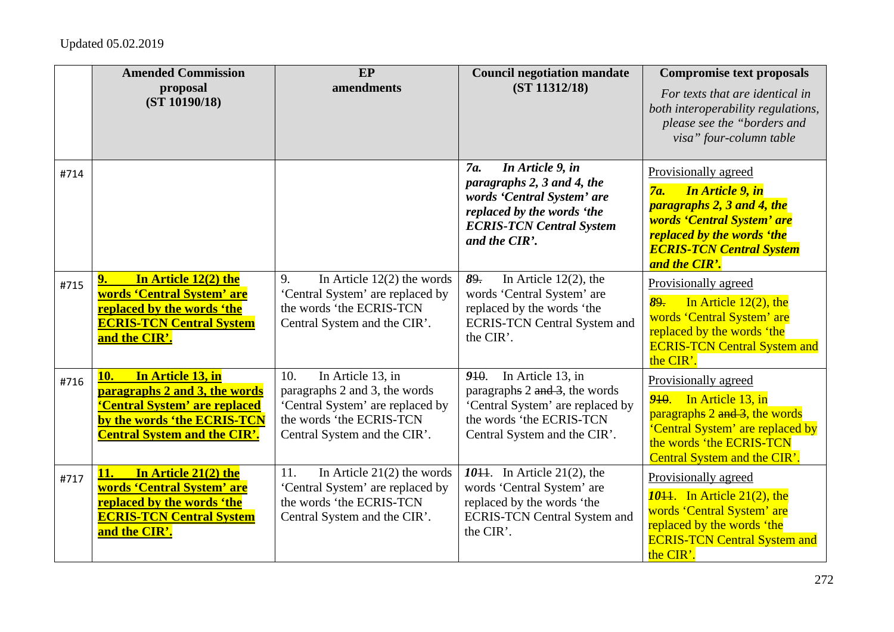Updated 05.02.2019

| | Amended Commission proposal (ST 10190/18) | EP amendments | Council negotiation mandate (ST 11312/18) | Compromise text proposals *For texts that are identical in both interoperability regulations, please see the "borders and visa" four-column table* |
|---|---|---|---|---|
| #714 | | | ***7a. In Article 9, in paragraphs 2, 3 and 4, the words 'Central System' are replaced by the words 'the ECRIS-TCN Central System and the CIR'.*** | Provisionally agreed ***7a. In Article 9, in paragraphs 2, 3 and 4, the words 'Central System' are replaced by the words 'the ECRIS-TCN Central System and the CIR'.*** |
| #715 | **9. In Article 12(2) the words 'Central System' are replaced by the words 'the ECRIS-TCN Central System and the CIR'.** | 9. In Article 12(2) the words 'Central System' are replaced by the words 'the ECRIS-TCN Central System and the CIR'. | ***8*~~9.~~** In Article 12(2), the words 'Central System' are replaced by the words 'the ECRIS-TCN Central System and the CIR'. | Provisionally agreed ***8*~~9.~~** In Article 12(2), the words 'Central System' are replaced by the words 'the ECRIS-TCN Central System and the CIR'. |
| #716 | **10. In Article 13, in paragraphs 2 and 3, the words 'Central System' are replaced by the words 'the ECRIS-TCN Central System and the CIR'.** | 10. In Article 13, in paragraphs 2 and 3, the words 'Central System' are replaced by the words 'the ECRIS-TCN Central System and the CIR'. | ***9*~~10~~**. In Article 13, in paragraph~~s~~ 2 ~~and 3~~, the words 'Central System' are replaced by the words 'the ECRIS-TCN Central System and the CIR'. | Provisionally agreed ***9*~~10~~**. In Article 13, in paragraph~~s~~ 2 ~~and 3~~, the words 'Central System' are replaced by the words 'the ECRIS-TCN Central System and the CIR'. |
| #717 | **11. In Article 21(2) the words 'Central System' are replaced by the words 'the ECRIS-TCN Central System and the CIR'.** | 11. In Article 21(2) the words 'Central System' are replaced by the words 'the ECRIS-TCN Central System and the CIR'. | ***10*~~11~~**. In Article 21(2), the words 'Central System' are replaced by the words 'the ECRIS-TCN Central System and the CIR'. | Provisionally agreed ***10*~~11~~**. In Article 21(2), the words 'Central System' are replaced by the words 'the ECRIS-TCN Central System and the CIR'. |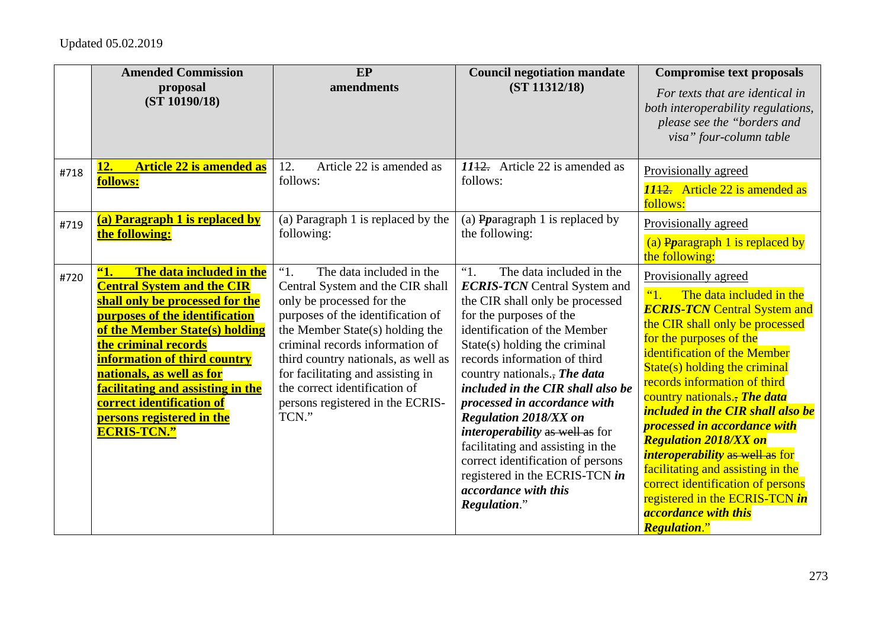Updated 05.02.2019

| | Amended Commission proposal (ST 10190/18) | EP amendments | Council negotiation mandate (ST 11312/18) | Compromise text proposals *For texts that are identical in both interoperability regulations, please see the "borders and visa" four-column table* |
|---|---|---|---|---|
| #718 | **12. Article 22 is amended as follows:** | 12. Article 22 is amended as follows: | ***11*~~12.~~** Article 22 is amended as follows: | Provisionally agreed ***11*~~12.~~** Article 22 is amended as follows: |
| #719 | **(a) Paragraph 1 is replaced by the following:** | (a) Paragraph 1 is replaced by the following: | (a) ~~P~~***p***aragraph 1 is replaced by the following: | Provisionally agreed (a) ~~P~~***p***aragraph 1 is replaced by the following: |
| #720 | **"1. The data included in the Central System and the CIR shall only be processed for the purposes of the identification of the Member State(s) holding the criminal records information of third country nationals, as well as for facilitating and assisting in the correct identification of persons registered in the ECRIS-TCN."** | "1. The data included in the Central System and the CIR shall only be processed for the purposes of the identification of the Member State(s) holding the criminal records information of third country nationals, as well as for facilitating and assisting in the correct identification of persons registered in the ECRIS-TCN." | "1. The data included in the ***ECRIS-TCN*** Central System and the CIR shall only be processed for the purposes of the identification of the Member State(s) holding the criminal records information of third country nationals.~~,~~ ***The data included in the CIR shall also be processed in accordance with Regulation 2018/XX on interoperability*** ~~as well as~~ for facilitating and assisting in the correct identification of persons registered in the ECRIS-TCN ***in accordance with this Regulation***." | Provisionally agreed "1. The data included in the ***ECRIS-TCN*** Central System and the CIR shall only be processed for the purposes of the identification of the Member State(s) holding the criminal records information of third country nationals.~~,~~ ***The data included in the CIR shall also be processed in accordance with Regulation 2018/XX on interoperability*** ~~as well as~~ for facilitating and assisting in the correct identification of persons registered in the ECRIS-TCN ***in accordance with this Regulation***." |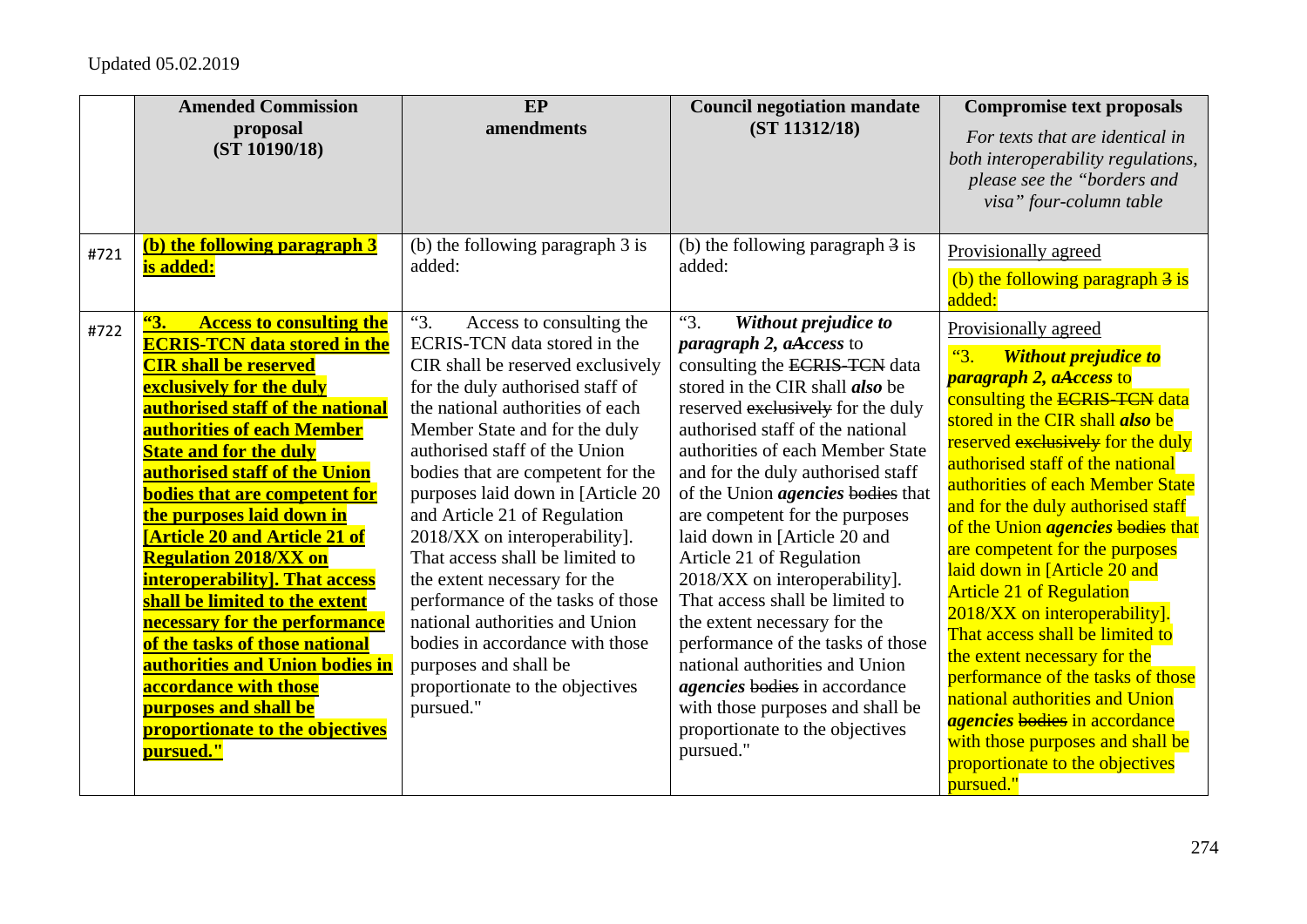Updated 05.02.2019

| | Amended Commission proposal (ST 10190/18) | EP amendments | Council negotiation mandate (ST 11312/18) | Compromise text proposals *For texts that are identical in both interoperability regulations, please see the "borders and visa" four-column table* |
|---|---|---|---|---|
| #721 | **(b) the following paragraph 3 is added:** | (b) the following paragraph 3 is added: | (b) the following paragraph ~~3~~ is added: | Provisionally agreed (b) the following paragraph ~~3~~ is added: |
| #722 | **"3. Access to consulting the ECRIS-TCN data stored in the CIR shall be reserved exclusively for the duly authorised staff of the national authorities of each Member State and for the duly authorised staff of the Union bodies that are competent for the purposes laid down in [Article 20 and Article 21 of Regulation 2018/XX on interoperability]. That access shall be limited to the extent necessary for the performance of the tasks of those national authorities and Union bodies in accordance with those purposes and shall be proportionate to the objectives pursued."** | "3. Access to consulting the ECRIS-TCN data stored in the CIR shall be reserved exclusively for the duly authorised staff of the national authorities of each Member State and for the duly authorised staff of the Union bodies that are competent for the purposes laid down in [Article 20 and Article 21 of Regulation 2018/XX on interoperability]. That access shall be limited to the extent necessary for the performance of the tasks of those national authorities and Union bodies in accordance with those purposes and shall be proportionate to the objectives pursued." | "3. ***Without prejudice to paragraph 2, a***~~A~~***ccess*** to consulting the ~~ECRIS-TCN~~ data stored in the CIR shall ***also*** be reserved ~~exclusively~~ for the duly authorised staff of the national authorities of each Member State and for the duly authorised staff of the Union ***agencies*** ~~bodies~~ that are competent for the purposes laid down in [Article 20 and Article 21 of Regulation 2018/XX on interoperability]. That access shall be limited to the extent necessary for the performance of the tasks of those national authorities and Union ***agencies*** ~~bodies~~ in accordance with those purposes and shall be proportionate to the objectives pursued." | Provisionally agreed "3. ***Without prejudice to paragraph 2, a***~~A~~***ccess*** to consulting the ~~ECRIS-TCN~~ data stored in the CIR shall ***also*** be reserved ~~exclusively~~ for the duly authorised staff of the national authorities of each Member State and for the duly authorised staff of the Union ***agencies*** ~~bodies~~ that are competent for the purposes laid down in [Article 20 and Article 21 of Regulation 2018/XX on interoperability]. That access shall be limited to the extent necessary for the performance of the tasks of those national authorities and Union ***agencies*** ~~bodies~~ in accordance with those purposes and shall be proportionate to the objectives pursued." |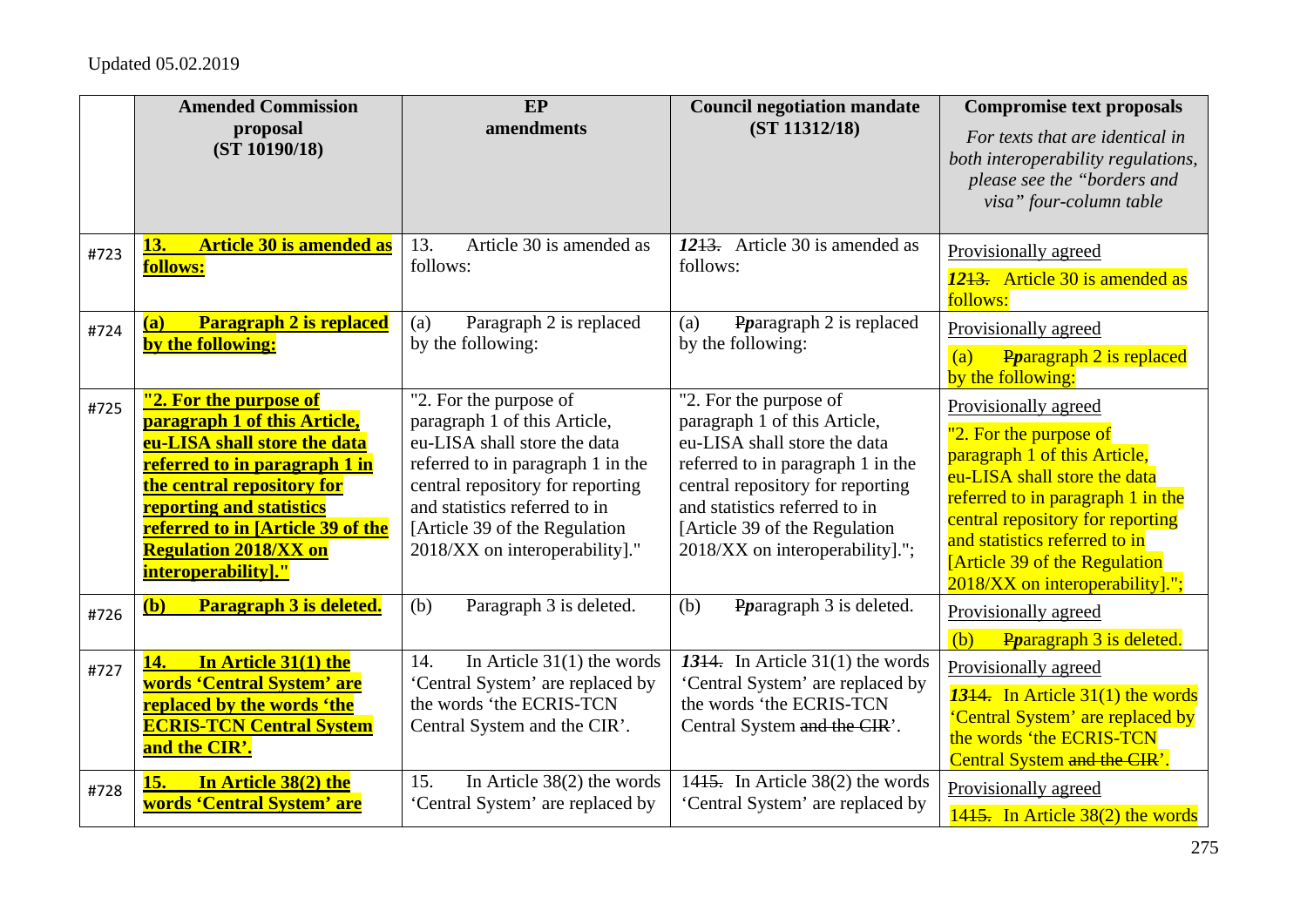Updated 05.02.2019

| | Amended Commission proposal (ST 10190/18) | EP amendments | Council negotiation mandate (ST 11312/18) | Compromise text proposals<br>*For texts that are identical in both interoperability regulations, please see the "borders and visa" four-column table* |
|---|---|---|---|---|
| #723 | **13. Article 30 is amended as follows:** | 13. Article 30 is amended as follows: | ***12~~13.~~*** Article 30 is amended as follows: | Provisionally agreed<br>***12~~13.~~*** Article 30 is amended as follows: |
| #724 | **(a) Paragraph 2 is replaced by the following:** | (a) Paragraph 2 is replaced by the following: | (a) ~~P~~***p***aragraph 2 is replaced by the following: | Provisionally agreed<br>(a) ~~P~~***p***aragraph 2 is replaced by the following: |
| #725 | **"2. For the purpose of paragraph 1 of this Article, eu-LISA shall store the data referred to in paragraph 1 in the central repository for reporting and statistics referred to in [Article 39 of the Regulation 2018/XX on interoperability]."** | "2. For the purpose of paragraph 1 of this Article, eu-LISA shall store the data referred to in paragraph 1 in the central repository for reporting and statistics referred to in [Article 39 of the Regulation 2018/XX on interoperability]." | "2. For the purpose of paragraph 1 of this Article, eu-LISA shall store the data referred to in paragraph 1 in the central repository for reporting and statistics referred to in [Article 39 of the Regulation 2018/XX on interoperability]."; | Provisionally agreed<br>"2. For the purpose of paragraph 1 of this Article, eu-LISA shall store the data referred to in paragraph 1 in the central repository for reporting and statistics referred to in [Article 39 of the Regulation 2018/XX on interoperability]."; |
| #726 | **(b) Paragraph 3 is deleted.** | (b) Paragraph 3 is deleted. | (b) ~~P~~***p***aragraph 3 is deleted. | Provisionally agreed<br>(b) ~~P~~***p***aragraph 3 is deleted. |
| #727 | **14. In Article 31(1) the words 'Central System' are replaced by the words 'the ECRIS-TCN Central System and the CIR'.** | 14. In Article 31(1) the words 'Central System' are replaced by the words 'the ECRIS-TCN Central System and the CIR'. | ***13~~14.~~*** In Article 31(1) the words 'Central System' are replaced by the words 'the ECRIS-TCN Central System ~~and the CIR~~'. | Provisionally agreed<br>***13~~14.~~*** In Article 31(1) the words 'Central System' are replaced by the words 'the ECRIS-TCN Central System ~~and the CIR~~'. |
| #728 | **15. In Article 38(2) the words 'Central System' are** | 15. In Article 38(2) the words 'Central System' are replaced by | 14~~15.~~ In Article 38(2) the words 'Central System' are replaced by | Provisionally agreed<br>14~~15.~~ In Article 38(2) the words |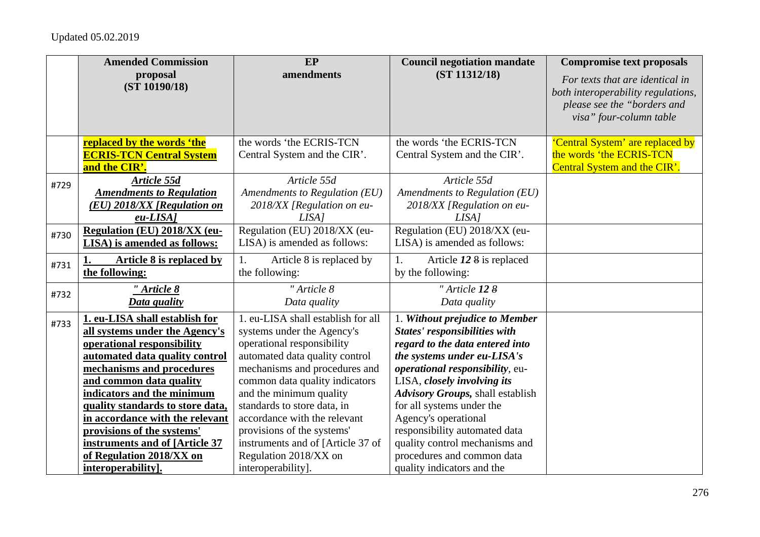Updated 05.02.2019

| | Amended Commission proposal (ST 10190/18) | EP amendments | Council negotiation mandate (ST 11312/18) | Compromise text proposals *For texts that are identical in both interoperability regulations, please see the "borders and visa" four-column table* |
|---|---|---|---|---|
| | **replaced by the words 'the ECRIS-TCN Central System and the CIR'.** | the words 'the ECRIS-TCN Central System and the CIR'. | the words 'the ECRIS-TCN Central System and the CIR'. | 'Central System' are replaced by the words 'the ECRIS-TCN Central System and the CIR'. |
| #729 | ***Article 55d*** ***Amendments to Regulation (EU) 2018/XX [Regulation on eu-LISA]*** | *Article 55d* *Amendments to Regulation (EU) 2018/XX [Regulation on eu-LISA]* | *Article 55d* *Amendments to Regulation (EU) 2018/XX [Regulation on eu-LISA]* | |
| #730 | **Regulation (EU) 2018/XX (eu-LISA) is amended as follows:** | Regulation (EU) 2018/XX (eu-LISA) is amended as follows: | Regulation (EU) 2018/XX (eu-LISA) is amended as follows: | |
| #731 | **1. Article 8 is replaced by the following:** | 1. Article 8 is replaced by the following: | 1. Article ***12*** ~~8~~ is replaced by the following: | |
| #732 | ***" Article 8*** ***Data quality*** | *" Article 8* *Data quality* | *" Article **12** ~~8~~* *Data quality* | |
| #733 | **1. eu-LISA shall establish for all systems under the Agency's operational responsibility automated data quality control mechanisms and procedures and common data quality indicators and the minimum quality standards to store data, in accordance with the relevant provisions of the systems' instruments and of [Article 37 of Regulation 2018/XX on interoperability].** | 1. eu-LISA shall establish for all systems under the Agency's operational responsibility automated data quality control mechanisms and procedures and common data quality indicators and the minimum quality standards to store data, in accordance with the relevant provisions of the systems' instruments and of [Article 37 of Regulation 2018/XX on interoperability]. | 1. ***Without prejudice to Member States' responsibilities with regard to the data entered into the systems under eu-LISA's operational responsibility***, eu-LISA, ***closely involving its Advisory Groups,*** shall establish for all systems under the Agency's operational responsibility automated data quality control mechanisms and procedures and common data quality indicators and the | |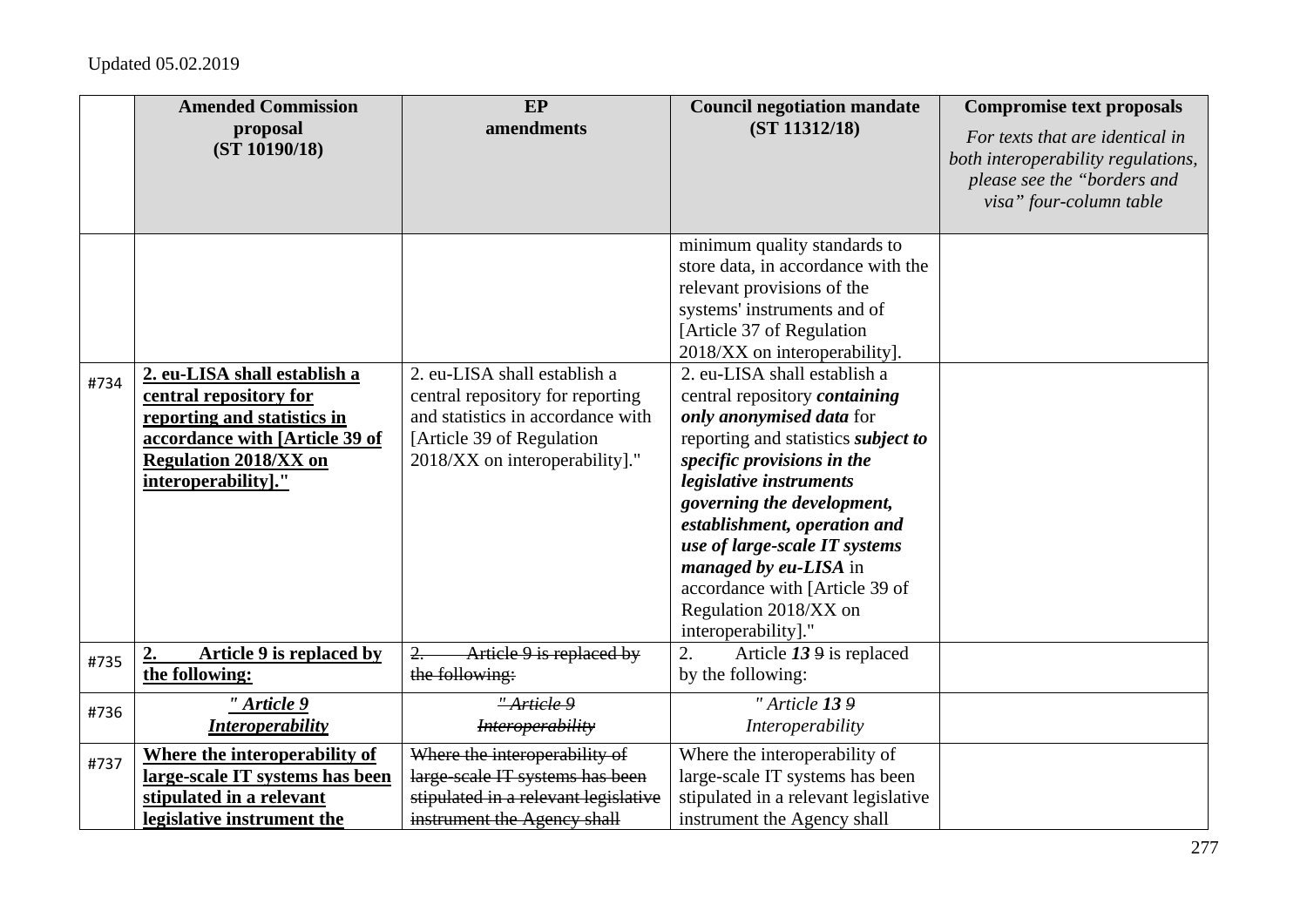Updated 05.02.2019

| | Amended Commission proposal (ST 10190/18) | EP amendments | Council negotiation mandate (ST 11312/18) | Compromise text proposals *For texts that are identical in both interoperability regulations, please see the "borders and visa" four-column table* |
|---|---|---|---|---|
| | | | minimum quality standards to store data, in accordance with the relevant provisions of the systems' instruments and of [Article 37 of Regulation 2018/XX on interoperability]. | |
| #734 | **2. eu-LISA shall establish a central repository for reporting and statistics in accordance with [Article 39 of Regulation 2018/XX on interoperability]."** | 2. eu-LISA shall establish a central repository for reporting and statistics in accordance with [Article 39 of Regulation 2018/XX on interoperability]." | 2. eu-LISA shall establish a central repository ***containing only anonymised data*** for reporting and statistics ***subject to specific provisions in the legislative instruments governing the development, establishment, operation and use of large-scale IT systems managed by eu-LISA*** in accordance with [Article 39 of Regulation 2018/XX on interoperability]." | |
| #735 | **2. Article 9 is replaced by the following:** | ~~2. Article 9 is replaced by the following:~~ | 2. Article ***13*** ~~9~~ is replaced by the following: | |
| #736 | ***" Article 9 Interoperability*** | ~~*" Article 9 Interoperability*~~ | *" Article **13** ~~9~~ Interoperability* | |
| #737 | **Where the interoperability of large-scale IT systems has been stipulated in a relevant legislative instrument the** | ~~Where the interoperability of large-scale IT systems has been stipulated in a relevant legislative instrument the Agency shall~~ | Where the interoperability of large-scale IT systems has been stipulated in a relevant legislative instrument the Agency shall | |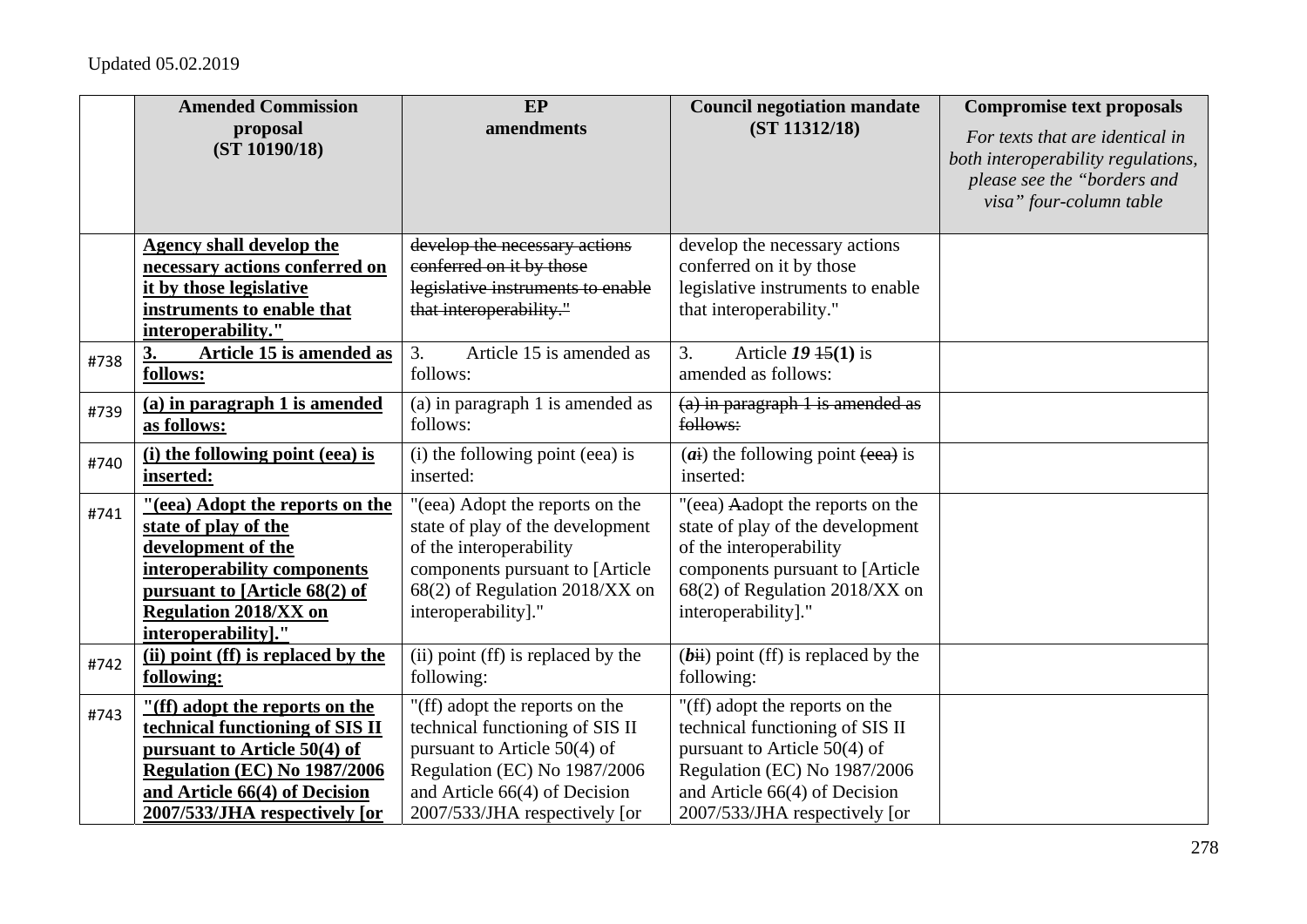Updated 05.02.2019

| | Amended Commission proposal (ST 10190/18) | EP amendments | Council negotiation mandate (ST 11312/18) | Compromise text proposals *For texts that are identical in both interoperability regulations, please see the "borders and visa" four-column table* |
|---|---|---|---|---|
| | **Agency shall develop the necessary actions conferred on it by those legislative instruments to enable that interoperability."** | ~~develop the necessary actions conferred on it by those legislative instruments to enable that interoperability."~~ | develop the necessary actions conferred on it by those legislative instruments to enable that interoperability." | |
| #738 | **3. Article 15 is amended as follows:** | 3. Article 15 is amended as follows: | 3. Article ***19*** ~~15~~**(1)** is amended as follows: | |
| #739 | **(a) in paragraph 1 is amended as follows:** | (a) in paragraph 1 is amended as follows: | ~~(a) in paragraph 1 is amended as follows:~~ | |
| #740 | **(i) the following point (eea) is inserted:** | (i) the following point (eea) is inserted: | (***a***~~i~~) the following point ~~(eea)~~ is inserted: | |
| #741 | **"(eea) Adopt the reports on the state of play of the development of the interoperability components pursuant to [Article 68(2) of Regulation 2018/XX on interoperability]."** | "(eea) Adopt the reports on the state of play of the development of the interoperability components pursuant to [Article 68(2) of Regulation 2018/XX on interoperability]." | "(eea) ~~A~~adopt the reports on the state of play of the development of the interoperability components pursuant to [Article 68(2) of Regulation 2018/XX on interoperability]." | |
| #742 | **(ii) point (ff) is replaced by the following:** | (ii) point (ff) is replaced by the following: | (***b***~~ii~~) point (ff) is replaced by the following: | |
| #743 | **"(ff) adopt the reports on the technical functioning of SIS II pursuant to Article 50(4) of Regulation (EC) No 1987/2006 and Article 66(4) of Decision 2007/533/JHA respectively [or** | "(ff) adopt the reports on the technical functioning of SIS II pursuant to Article 50(4) of Regulation (EC) No 1987/2006 and Article 66(4) of Decision 2007/533/JHA respectively [or | "(ff) adopt the reports on the technical functioning of SIS II pursuant to Article 50(4) of Regulation (EC) No 1987/2006 and Article 66(4) of Decision 2007/533/JHA respectively [or | |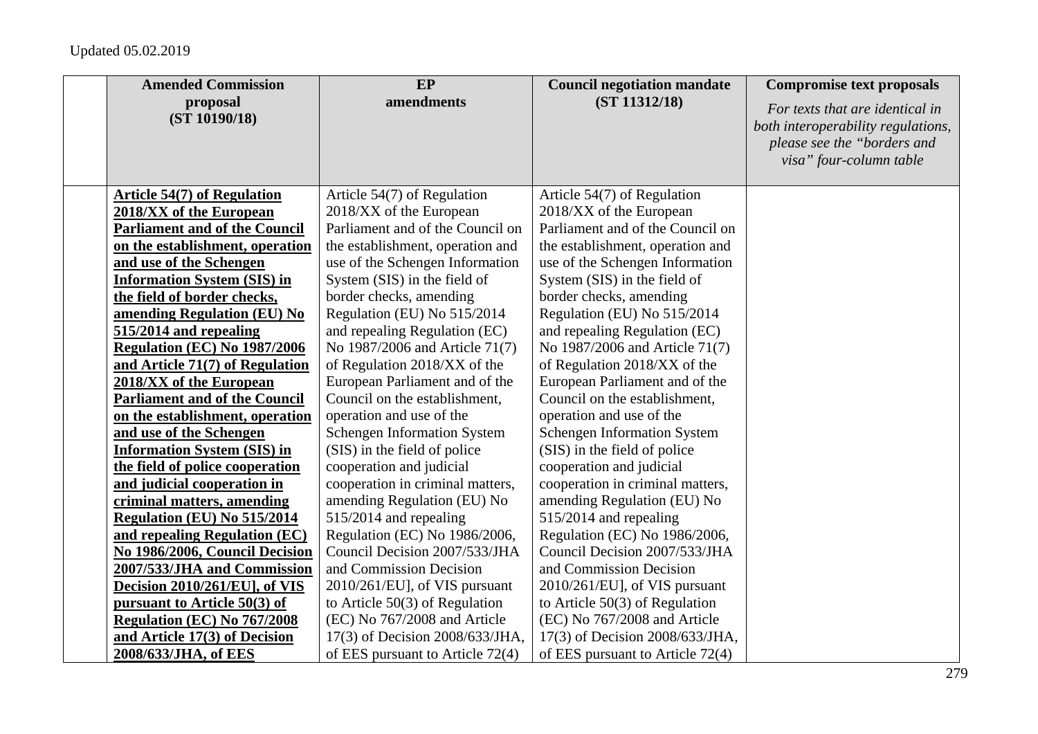Updated 05.02.2019

| | Amended Commission proposal (ST 10190/18) | EP amendments | Council negotiation mandate (ST 11312/18) | Compromise text proposals *For texts that are identical in both interoperability regulations, please see the "borders and visa" four-column table* |
|---|---|---|---|---|
| | **Article 54(7) of Regulation 2018/XX of the European Parliament and of the Council on the establishment, operation and use of the Schengen Information System (SIS) in the field of border checks, amending Regulation (EU) No 515/2014 and repealing Regulation (EC) No 1987/2006 and Article 71(7) of Regulation 2018/XX of the European Parliament and of the Council on the establishment, operation and use of the Schengen Information System (SIS) in the field of police cooperation and judicial cooperation in criminal matters, amending Regulation (EU) No 515/2014 and repealing Regulation (EC) No 1986/2006, Council Decision 2007/533/JHA and Commission Decision 2010/261/EU], of VIS pursuant to Article 50(3) of Regulation (EC) No 767/2008 and Article 17(3) of Decision 2008/633/JHA, of EES** | Article 54(7) of Regulation 2018/XX of the European Parliament and of the Council on the establishment, operation and use of the Schengen Information System (SIS) in the field of border checks, amending Regulation (EU) No 515/2014 and repealing Regulation (EC) No 1987/2006 and Article 71(7) of Regulation 2018/XX of the European Parliament and of the Council on the establishment, operation and use of the Schengen Information System (SIS) in the field of police cooperation and judicial cooperation in criminal matters, amending Regulation (EU) No 515/2014 and repealing Regulation (EC) No 1986/2006, Council Decision 2007/533/JHA and Commission Decision 2010/261/EU], of VIS pursuant to Article 50(3) of Regulation (EC) No 767/2008 and Article 17(3) of Decision 2008/633/JHA, of EES pursuant to Article 72(4) | Article 54(7) of Regulation 2018/XX of the European Parliament and of the Council on the establishment, operation and use of the Schengen Information System (SIS) in the field of border checks, amending Regulation (EU) No 515/2014 and repealing Regulation (EC) No 1987/2006 and Article 71(7) of Regulation 2018/XX of the European Parliament and of the Council on the establishment, operation and use of the Schengen Information System (SIS) in the field of police cooperation and judicial cooperation in criminal matters, amending Regulation (EU) No 515/2014 and repealing Regulation (EC) No 1986/2006, Council Decision 2007/533/JHA and Commission Decision 2010/261/EU], of VIS pursuant to Article 50(3) of Regulation (EC) No 767/2008 and Article 17(3) of Decision 2008/633/JHA, of EES pursuant to Article 72(4) | |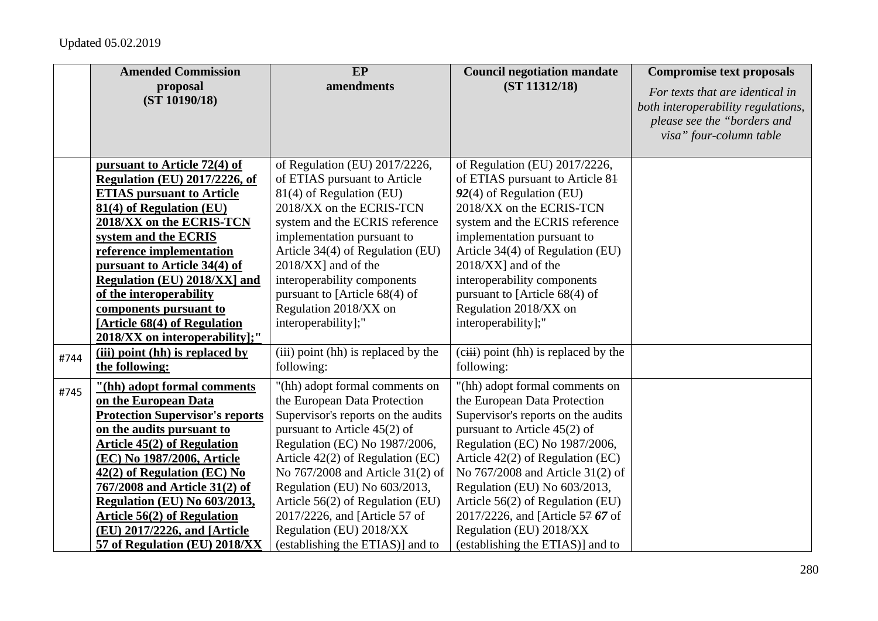Updated 05.02.2019

| | Amended Commission proposal (ST 10190/18) | EP amendments | Council negotiation mandate (ST 11312/18) | Compromise text proposals *For texts that are identical in both interoperability regulations, please see the "borders and visa" four-column table* |
|---|---|---|---|---|
| | **pursuant to Article 72(4) of Regulation (EU) 2017/2226, of ETIAS pursuant to Article 81(4) of Regulation (EU) 2018/XX on the ECRIS-TCN system and the ECRIS reference implementation pursuant to Article 34(4) of Regulation (EU) 2018/XX] and of the interoperability components pursuant to [Article 68(4) of Regulation 2018/XX on interoperability];"** | of Regulation (EU) 2017/2226, of ETIAS pursuant to Article 81(4) of Regulation (EU) 2018/XX on the ECRIS-TCN system and the ECRIS reference implementation pursuant to Article 34(4) of Regulation (EU) 2018/XX] and of the interoperability components pursuant to [Article 68(4) of Regulation 2018/XX on interoperability];" | of Regulation (EU) 2017/2226, of ETIAS pursuant to Article ~~81~~ ***92***(4) of Regulation (EU) 2018/XX on the ECRIS-TCN system and the ECRIS reference implementation pursuant to Article 34(4) of Regulation (EU) 2018/XX] and of the interoperability components pursuant to [Article 68(4) of Regulation 2018/XX on interoperability];" | |
| #744 | **(iii) point (hh) is replaced by the following:** | (iii) point (hh) is replaced by the following: | (c~~iii~~) point (hh) is replaced by the following: | |
| #745 | **"(hh) adopt formal comments on the European Data Protection Supervisor's reports on the audits pursuant to Article 45(2) of Regulation (EC) No 1987/2006, Article 42(2) of Regulation (EC) No 767/2008 and Article 31(2) of Regulation (EU) No 603/2013, Article 56(2) of Regulation (EU) 2017/2226, and [Article 57 of Regulation (EU) 2018/XX** | "(hh) adopt formal comments on the European Data Protection Supervisor's reports on the audits pursuant to Article 45(2) of Regulation (EC) No 1987/2006, Article 42(2) of Regulation (EC) No 767/2008 and Article 31(2) of Regulation (EU) No 603/2013, Article 56(2) of Regulation (EU) 2017/2226, and [Article 57 of Regulation (EU) 2018/XX (establishing the ETIAS)] and to | "(hh) adopt formal comments on the European Data Protection Supervisor's reports on the audits pursuant to Article 45(2) of Regulation (EC) No 1987/2006, Article 42(2) of Regulation (EC) No 767/2008 and Article 31(2) of Regulation (EU) No 603/2013, Article 56(2) of Regulation (EU) 2017/2226, and [Article ~~57~~ ***67*** of Regulation (EU) 2018/XX (establishing the ETIAS)] and to | |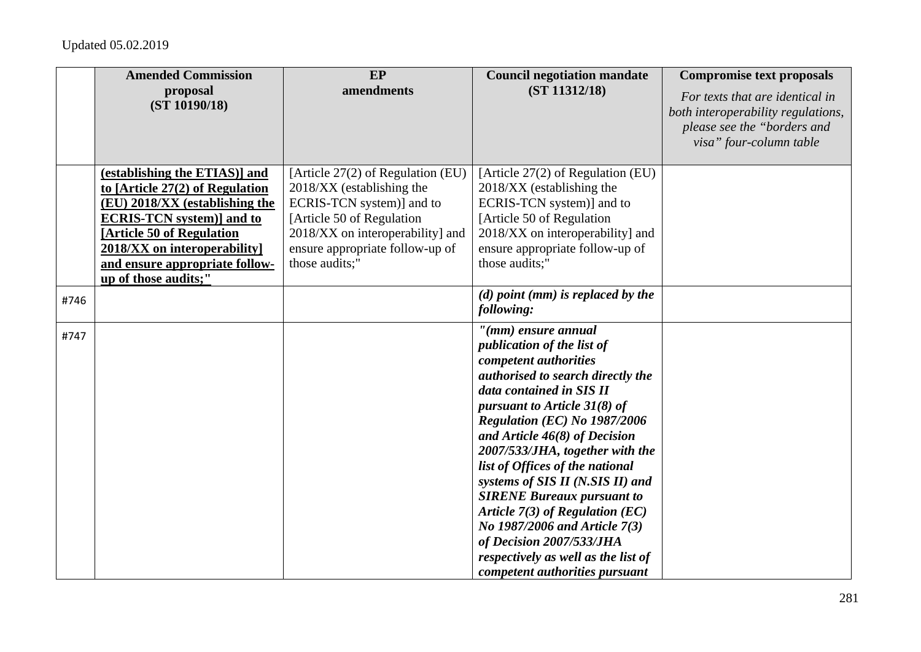Updated 05.02.2019

| | Amended Commission proposal (ST 10190/18) | EP amendments | Council negotiation mandate (ST 11312/18) | Compromise text proposals *For texts that are identical in both interoperability regulations, please see the "borders and visa" four-column table* |
|---|---|---|---|---|
| | **(establishing the ETIAS)] and to [Article 27(2) of Regulation (EU) 2018/XX (establishing the ECRIS-TCN system)] and to [Article 50 of Regulation 2018/XX on interoperability] and ensure appropriate follow-up of those audits;"** | [Article 27(2) of Regulation (EU) 2018/XX (establishing the ECRIS-TCN system)] and to [Article 50 of Regulation 2018/XX on interoperability] and ensure appropriate follow-up of those audits;" | [Article 27(2) of Regulation (EU) 2018/XX (establishing the ECRIS-TCN system)] and to [Article 50 of Regulation 2018/XX on interoperability] and ensure appropriate follow-up of those audits;" | |
| #746 | | | ***(d) point (mm) is replaced by the following:*** | |
| #747 | | | ***"(mm) ensure annual publication of the list of competent authorities authorised to search directly the data contained in SIS II pursuant to Article 31(8) of Regulation (EC) No 1987/2006 and Article 46(8) of Decision 2007/533/JHA, together with the list of Offices of the national systems of SIS II (N.SIS II) and SIRENE Bureaux pursuant to Article 7(3) of Regulation (EC) No 1987/2006 and Article 7(3) of Decision 2007/533/JHA respectively as well as the list of competent authorities pursuant*** | |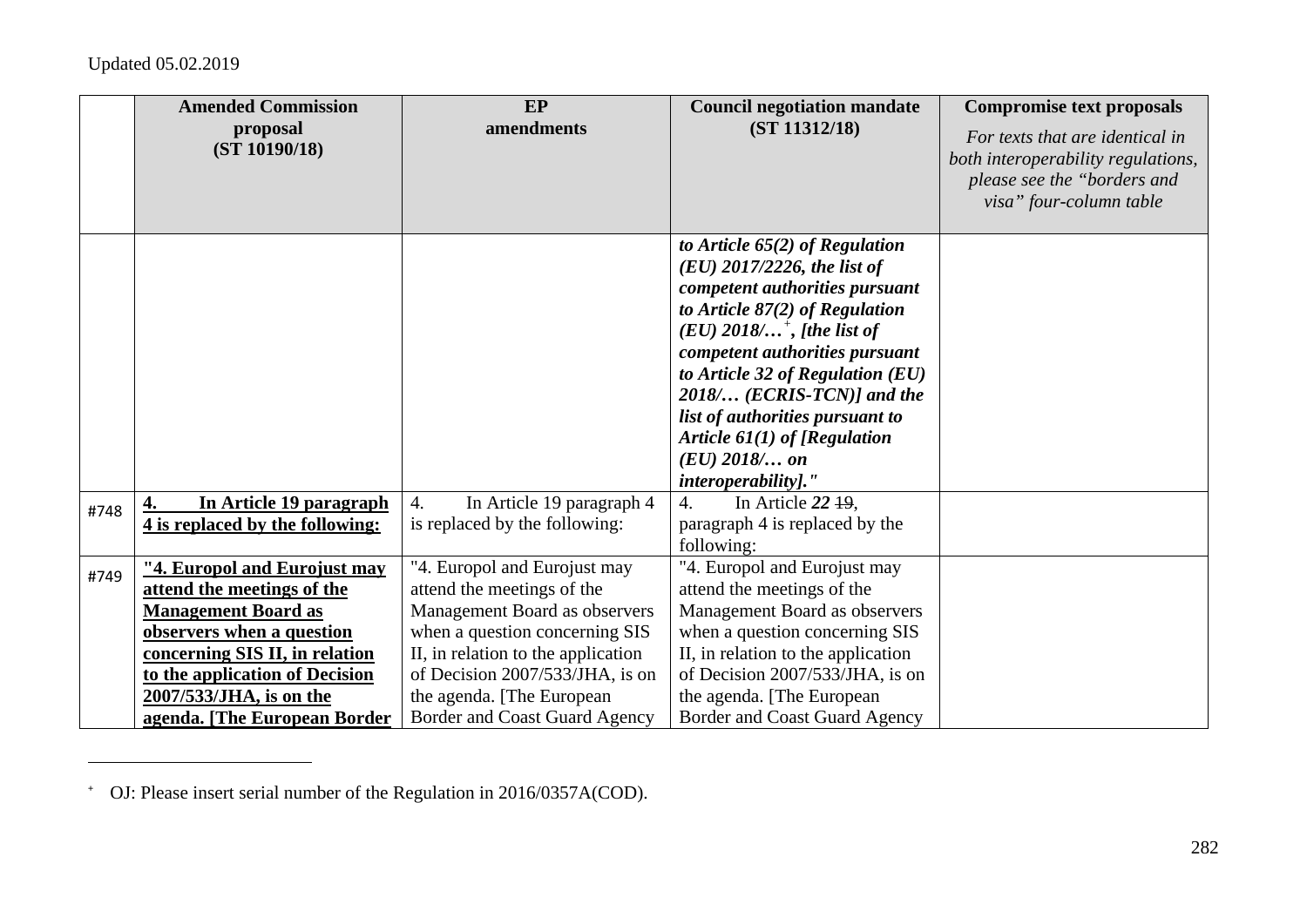Updated 05.02.2019

| | Amended Commission proposal (ST 10190/18) | EP amendments | Council negotiation mandate (ST 11312/18) | Compromise text proposals *For texts that are identical in both interoperability regulations, please see the "borders and visa" four-column table* |
|---|---|---|---|---|
| | | | ***to Article 65(2) of Regulation (EU) 2017/2226, the list of competent authorities pursuant to Article 87(2) of Regulation (EU) 2018/…[+], [the list of competent authorities pursuant to Article 32 of Regulation (EU) 2018/… (ECRIS-TCN)] and the list of authorities pursuant to Article 61(1) of [Regulation (EU) 2018/… on interoperability]."*** | |
| #748 | **4. In Article 19 paragraph 4 is replaced by the following:** | 4. In Article 19 paragraph 4 is replaced by the following: | 4. In Article ***22*** ~~19~~, paragraph 4 is replaced by the following: | |
| #749 | **"4. Europol and Eurojust may attend the meetings of the Management Board as observers when a question concerning SIS II, in relation to the application of Decision 2007/533/JHA, is on the agenda. [The European Border** | "4. Europol and Eurojust may attend the meetings of the Management Board as observers when a question concerning SIS II, in relation to the application of Decision 2007/533/JHA, is on the agenda. [The European Border and Coast Guard Agency | "4. Europol and Eurojust may attend the meetings of the Management Board as observers when a question concerning SIS II, in relation to the application of Decision 2007/533/JHA, is on the agenda. [The European Border and Coast Guard Agency | |

[+] OJ: Please insert serial number of the Regulation in 2016/0357A(COD).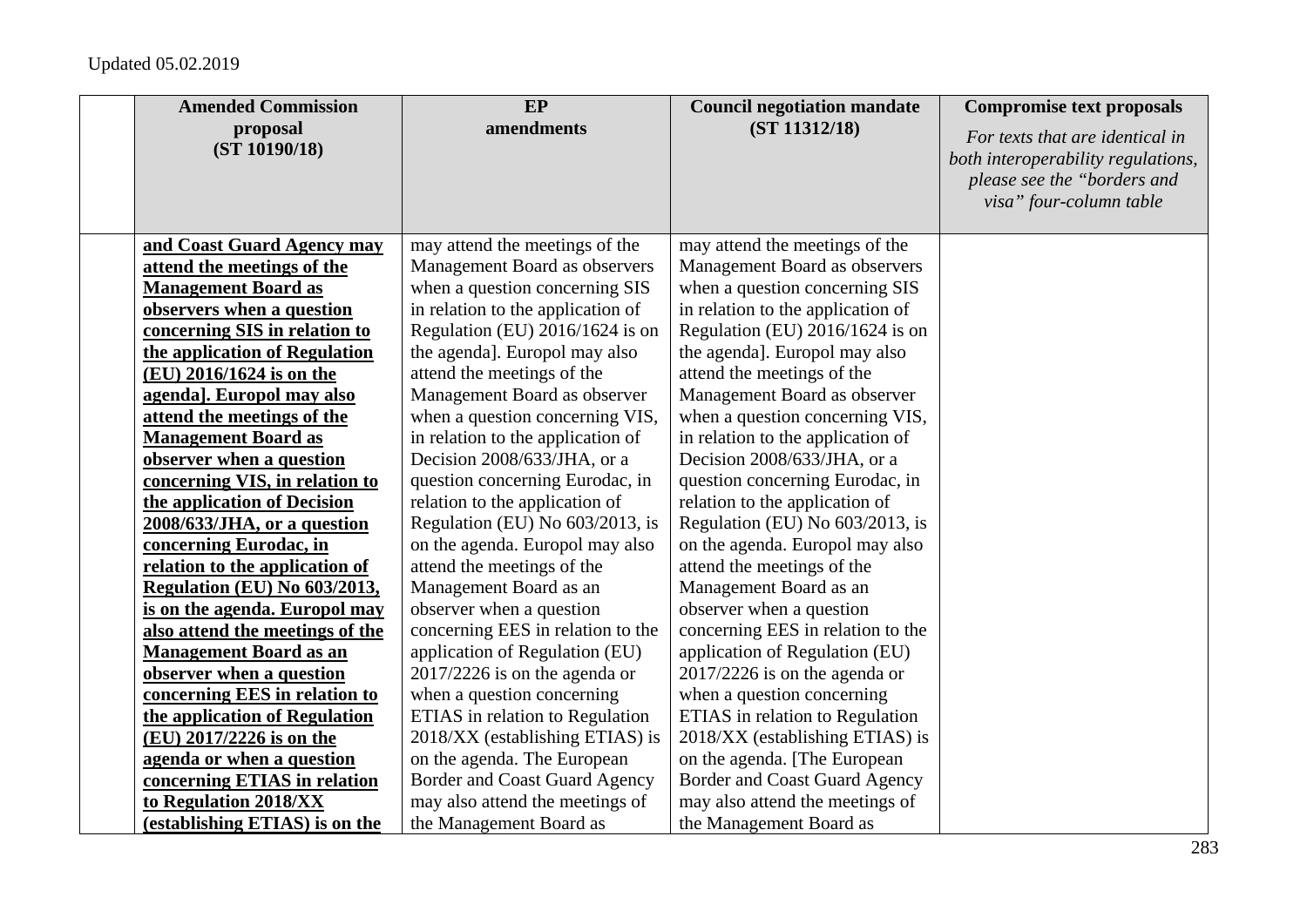Updated 05.02.2019

| | Amended Commission proposal (ST 10190/18) | EP amendments | Council negotiation mandate (ST 11312/18) | Compromise text proposals *For texts that are identical in both interoperability regulations, please see the "borders and visa" four-column table* |
|---|---|---|---|---|
| | **and Coast Guard Agency may attend the meetings of the Management Board as observers when a question concerning SIS in relation to the application of Regulation (EU) 2016/1624 is on the agenda]. Europol may also attend the meetings of the Management Board as observer when a question concerning VIS, in relation to the application of Decision 2008/633/JHA, or a question concerning Eurodac, in relation to the application of Regulation (EU) No 603/2013, is on the agenda. Europol may also attend the meetings of the Management Board as an observer when a question concerning EES in relation to the application of Regulation (EU) 2017/2226 is on the agenda or when a question concerning ETIAS in relation to Regulation 2018/XX (establishing ETIAS) is on the** | may attend the meetings of the Management Board as observers when a question concerning SIS in relation to the application of Regulation (EU) 2016/1624 is on the agenda]. Europol may also attend the meetings of the Management Board as observer when a question concerning VIS, in relation to the application of Decision 2008/633/JHA, or a question concerning Eurodac, in relation to the application of Regulation (EU) No 603/2013, is on the agenda. Europol may also attend the meetings of the Management Board as an observer when a question concerning EES in relation to the application of Regulation (EU) 2017/2226 is on the agenda or when a question concerning ETIAS in relation to Regulation 2018/XX (establishing ETIAS) is on the agenda. The European Border and Coast Guard Agency may also attend the meetings of the Management Board as | may attend the meetings of the Management Board as observers when a question concerning SIS in relation to the application of Regulation (EU) 2016/1624 is on the agenda]. Europol may also attend the meetings of the Management Board as observer when a question concerning VIS, in relation to the application of Decision 2008/633/JHA, or a question concerning Eurodac, in relation to the application of Regulation (EU) No 603/2013, is on the agenda. Europol may also attend the meetings of the Management Board as an observer when a question concerning EES in relation to the application of Regulation (EU) 2017/2226 is on the agenda or when a question concerning ETIAS in relation to Regulation 2018/XX (establishing ETIAS) is on the agenda. [The European Border and Coast Guard Agency may also attend the meetings of the Management Board as | |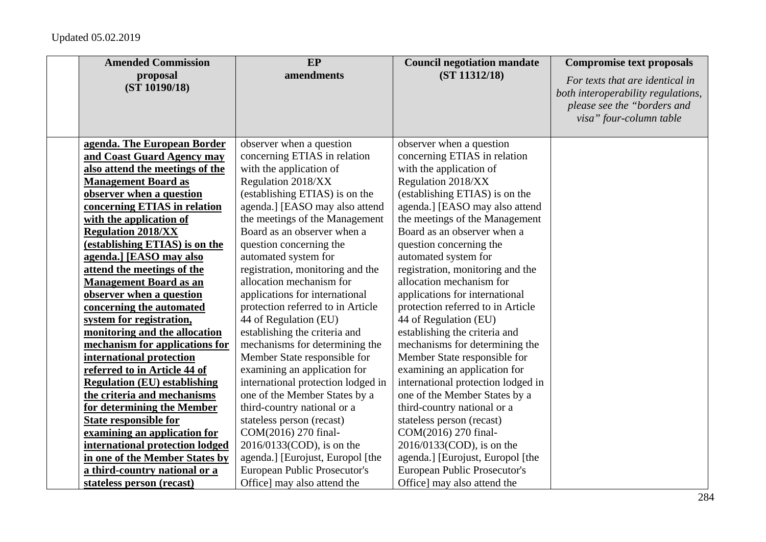Updated 05.02.2019

| | Amended Commission proposal (ST 10190/18) | EP amendments | Council negotiation mandate (ST 11312/18) | Compromise text proposals *For texts that are identical in both interoperability regulations, please see the "borders and visa" four-column table* |
|---|---|---|---|---|
| | **agenda. The European Border and Coast Guard Agency may also attend the meetings of the Management Board as observer when a question concerning ETIAS in relation with the application of Regulation 2018/XX (establishing ETIAS) is on the agenda.] [EASO may also attend the meetings of the Management Board as an observer when a question concerning the automated system for registration, monitoring and the allocation mechanism for applications for international protection referred to in Article 44 of Regulation (EU) establishing the criteria and mechanisms for determining the Member State responsible for examining an application for international protection lodged in one of the Member States by a third-country national or a stateless person (recast)** | observer when a question concerning ETIAS in relation with the application of Regulation 2018/XX (establishing ETIAS) is on the agenda.] [EASO may also attend the meetings of the Management Board as an observer when a question concerning the automated system for registration, monitoring and the allocation mechanism for applications for international protection referred to in Article 44 of Regulation (EU) establishing the criteria and mechanisms for determining the Member State responsible for examining an application for international protection lodged in one of the Member States by a third-country national or a stateless person (recast) COM(2016) 270 final-2016/0133(COD), is on the agenda.] [Eurojust, Europol [the European Public Prosecutor's Office] may also attend the | observer when a question concerning ETIAS in relation with the application of Regulation 2018/XX (establishing ETIAS) is on the agenda.] [EASO may also attend the meetings of the Management Board as an observer when a question concerning the automated system for registration, monitoring and the allocation mechanism for applications for international protection referred to in Article 44 of Regulation (EU) establishing the criteria and mechanisms for determining the Member State responsible for examining an application for international protection lodged in one of the Member States by a third-country national or a stateless person (recast) COM(2016) 270 final-2016/0133(COD), is on the agenda.] [Eurojust, Europol [the European Public Prosecutor's Office] may also attend the | |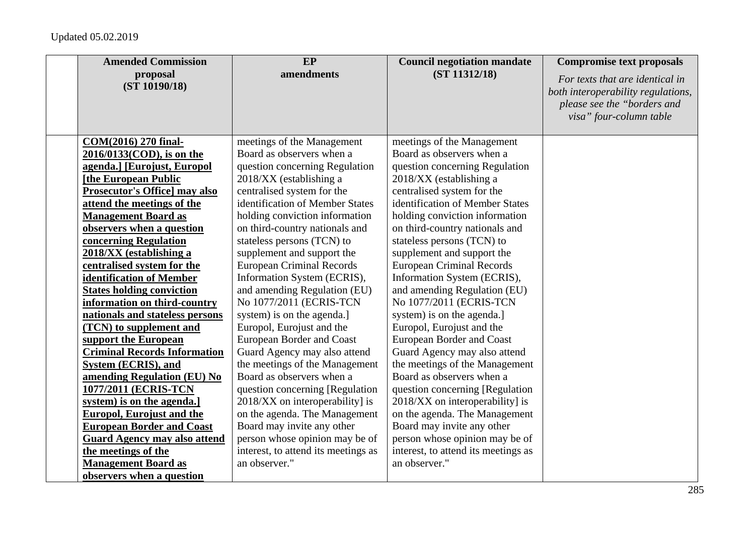Updated 05.02.2019

| | Amended Commission proposal (ST 10190/18) | EP amendments | Council negotiation mandate (ST 11312/18) | Compromise text proposals *For texts that are identical in both interoperability regulations, please see the "borders and visa" four-column table* |
|---|---|---|---|---|
| | **COM(2016) 270 final-2016/0133(COD), is on the agenda.] [Eurojust, Europol [the European Public Prosecutor's Office] may also attend the meetings of the Management Board as observers when a question concerning Regulation 2018/XX (establishing a centralised system for the identification of Member States holding conviction information on third-country nationals and stateless persons (TCN) to supplement and support the European Criminal Records Information System (ECRIS), and amending Regulation (EU) No 1077/2011 (ECRIS-TCN system) is on the agenda.] Europol, Eurojust and the European Border and Coast Guard Agency may also attend the meetings of the Management Board as observers when a question** | meetings of the Management Board as observers when a question concerning Regulation 2018/XX (establishing a centralised system for the identification of Member States holding conviction information on third-country nationals and stateless persons (TCN) to supplement and support the European Criminal Records Information System (ECRIS), and amending Regulation (EU) No 1077/2011 (ECRIS-TCN system) is on the agenda.] Europol, Eurojust and the European Border and Coast Guard Agency may also attend the meetings of the Management Board as observers when a question concerning [Regulation 2018/XX on interoperability] is on the agenda. The Management Board may invite any other person whose opinion may be of interest, to attend its meetings as an observer." | meetings of the Management Board as observers when a question concerning Regulation 2018/XX (establishing a centralised system for the identification of Member States holding conviction information on third-country nationals and stateless persons (TCN) to supplement and support the European Criminal Records Information System (ECRIS), and amending Regulation (EU) No 1077/2011 (ECRIS-TCN system) is on the agenda.] Europol, Eurojust and the European Border and Coast Guard Agency may also attend the meetings of the Management Board as observers when a question concerning [Regulation 2018/XX on interoperability] is on the agenda. The Management Board may invite any other person whose opinion may be of interest, to attend its meetings as an observer." | |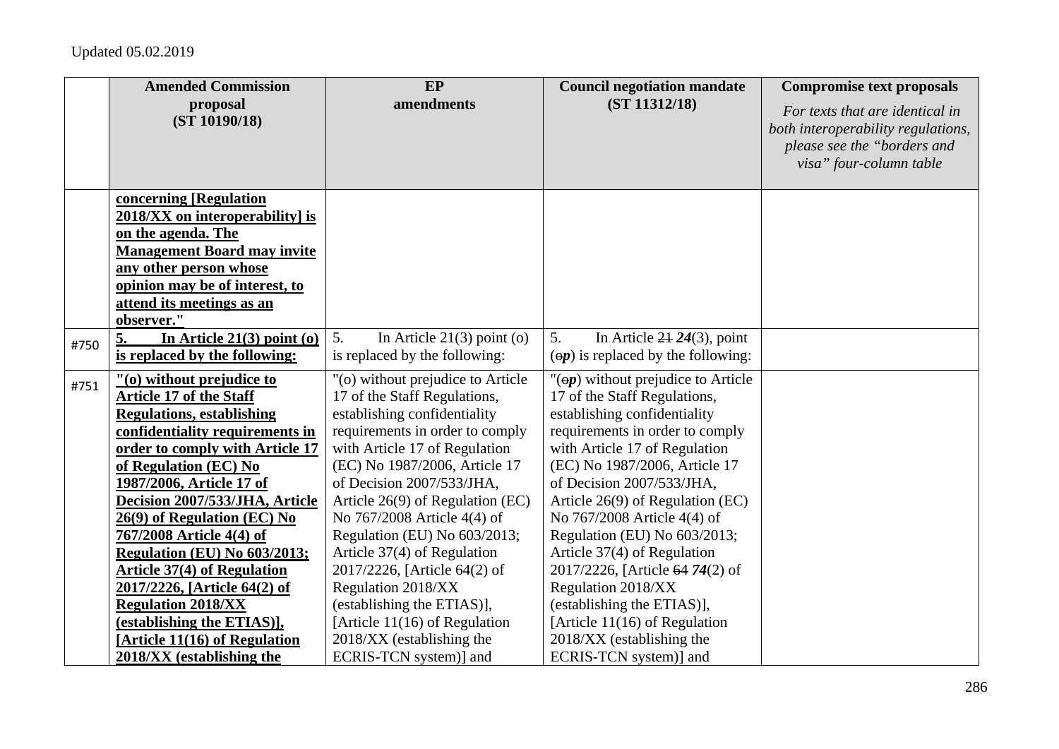Updated 05.02.2019

| | Amended Commission proposal (ST 10190/18) | EP amendments | Council negotiation mandate (ST 11312/18) | Compromise text proposals *For texts that are identical in both interoperability regulations, please see the "borders and visa" four-column table* |
|---|---|---|---|---|
| | **concerning [Regulation 2018/XX on interoperability] is on the agenda. The Management Board may invite any other person whose opinion may be of interest, to attend its meetings as an observer."** | | | |
| #750 | **5. In Article 21(3) point (o) is replaced by the following:** | 5. In Article 21(3) point (o) is replaced by the following: | 5. In Article ~~21~~ ***24***(3), point (~~o~~***p***) is replaced by the following: | |
| #751 | **"(o) without prejudice to Article 17 of the Staff Regulations, establishing confidentiality requirements in order to comply with Article 17 of Regulation (EC) No 1987/2006, Article 17 of Decision 2007/533/JHA, Article 26(9) of Regulation (EC) No 767/2008 Article 4(4) of Regulation (EU) No 603/2013; Article 37(4) of Regulation 2017/2226, [Article 64(2) of Regulation 2018/XX (establishing the ETIAS)], [Article 11(16) of Regulation 2018/XX (establishing the** | "(o) without prejudice to Article 17 of the Staff Regulations, establishing confidentiality requirements in order to comply with Article 17 of Regulation (EC) No 1987/2006, Article 17 of Decision 2007/533/JHA, Article 26(9) of Regulation (EC) No 767/2008 Article 4(4) of Regulation (EU) No 603/2013; Article 37(4) of Regulation 2017/2226, [Article 64(2) of Regulation 2018/XX (establishing the ETIAS)], [Article 11(16) of Regulation 2018/XX (establishing the ECRIS-TCN system)] and | "(~~o~~***p***) without prejudice to Article 17 of the Staff Regulations, establishing confidentiality requirements in order to comply with Article 17 of Regulation (EC) No 1987/2006, Article 17 of Decision 2007/533/JHA, Article 26(9) of Regulation (EC) No 767/2008 Article 4(4) of Regulation (EU) No 603/2013; Article 37(4) of Regulation 2017/2226, [Article ~~64~~ ***74***(2) of Regulation 2018/XX (establishing the ETIAS)], [Article 11(16) of Regulation 2018/XX (establishing the ECRIS-TCN system)] and | |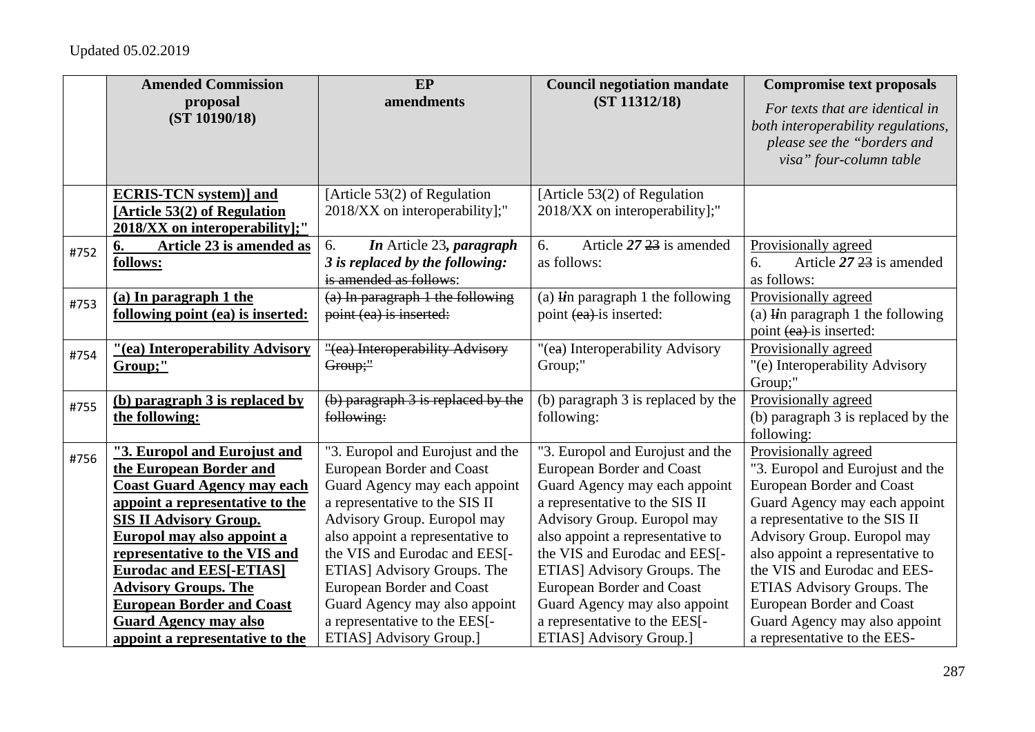Updated 05.02.2019

| | Amended Commission proposal (ST 10190/18) | EP amendments | Council negotiation mandate (ST 11312/18) | Compromise text proposals *For texts that are identical in both interoperability regulations, please see the "borders and visa" four-column table* |
|---|---|---|---|---|
| | **ECRIS-TCN system)] and [Article 53(2) of Regulation 2018/XX on interoperability];"** | [Article 53(2) of Regulation 2018/XX on interoperability];" | [Article 53(2) of Regulation 2018/XX on interoperability];" | |
| #752 | **6. Article 23 is amended as follows:** | 6. ***In*** Article 23***, paragraph 3 is replaced by the following:*** ~~is amended as follows~~: | 6. Article ***27*** ~~23~~ is amended as follows: | Provisionally agreed 6. Article ***27*** ~~23~~ is amended as follows: |
| #753 | **(a) In paragraph 1 the following point (ea) is inserted:** | ~~(a) In paragraph 1 the following point (ea) is inserted:~~ | (a) ~~I~~*i*n paragraph 1 the following point ~~(ea)~~ is inserted: | Provisionally agreed (a) ~~I~~*i*n paragraph 1 the following point ~~(ea)~~ is inserted: |
| #754 | **"(ea) Interoperability Advisory Group;"** | ~~"(ea) Interoperability Advisory Group;"~~ | "(e~~a~~) Interoperability Advisory Group;" | Provisionally agreed "(e) Interoperability Advisory Group;" |
| #755 | **(b) paragraph 3 is replaced by the following:** | ~~(b) paragraph 3 is replaced by the following:~~ | (b) paragraph 3 is replaced by the following: | Provisionally agreed (b) paragraph 3 is replaced by the following: |
| #756 | **"3. Europol and Eurojust and the European Border and Coast Guard Agency may each appoint a representative to the SIS II Advisory Group. Europol may also appoint a representative to the VIS and Eurodac and EES[-ETIAS] Advisory Groups. The European Border and Coast Guard Agency may also appoint a representative to the** | "3. Europol and Eurojust and the European Border and Coast Guard Agency may each appoint a representative to the SIS II Advisory Group. Europol may also appoint a representative to the VIS and Eurodac and EES[-ETIAS] Advisory Groups. The European Border and Coast Guard Agency may also appoint a representative to the EES[-ETIAS] Advisory Group.] | "3. Europol and Eurojust and the European Border and Coast Guard Agency may each appoint a representative to the SIS II Advisory Group. Europol may also appoint a representative to the VIS and Eurodac and EES[-ETIAS] Advisory Groups. The European Border and Coast Guard Agency may also appoint a representative to the EES[-ETIAS] Advisory Group.] | Provisionally agreed "3. Europol and Eurojust and the European Border and Coast Guard Agency may each appoint a representative to the SIS II Advisory Group. Europol may also appoint a representative to the VIS and Eurodac and EES-ETIAS Advisory Groups. The European Border and Coast Guard Agency may also appoint a representative to the EES- |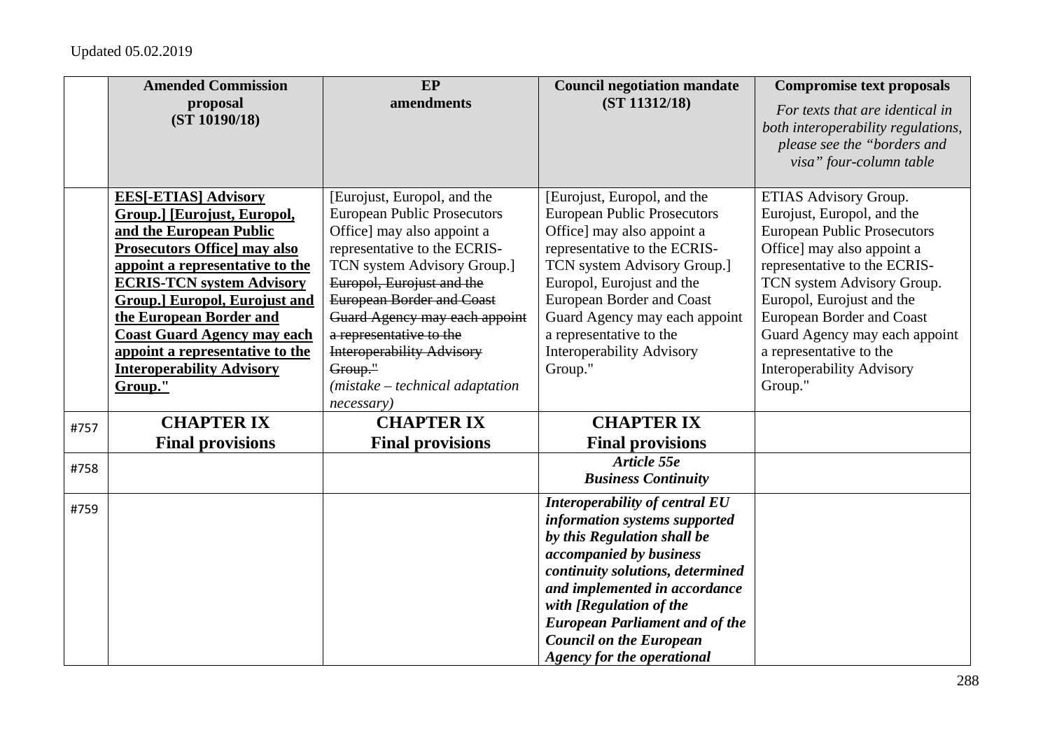Updated 05.02.2019

| | **Amended Commission proposal (ST 10190/18)** | **EP amendments** | **Council negotiation mandate (ST 11312/18)** | **Compromise text proposals** *For texts that are identical in both interoperability regulations, please see the "borders and visa" four-column table* |
|---|---|---|---|---|
| | **EES[-ETIAS] Advisory Group.] [Eurojust, Europol, and the European Public Prosecutors Office] may also appoint a representative to the ECRIS-TCN system Advisory Group.] Europol, Eurojust and the European Border and Coast Guard Agency may each appoint a representative to the Interoperability Advisory Group."** | [Eurojust, Europol, and the European Public Prosecutors Office] may also appoint a representative to the ECRIS-TCN system Advisory Group.] ~~Europol, Eurojust and the European Border and Coast Guard Agency may each appoint a representative to the Interoperability Advisory Group."~~ *(mistake – technical adaptation necessary)* | [Eurojust, Europol, and the European Public Prosecutors Office] may also appoint a representative to the ECRIS-TCN system Advisory Group.] Europol, Eurojust and the European Border and Coast Guard Agency may each appoint a representative to the Interoperability Advisory Group." | ETIAS Advisory Group. Eurojust, Europol, and the European Public Prosecutors Office] may also appoint a representative to the ECRIS-TCN system Advisory Group. Europol, Eurojust and the European Border and Coast Guard Agency may each appoint a representative to the Interoperability Advisory Group." |
| #757 | **CHAPTER IX Final provisions** | **CHAPTER IX Final provisions** | **CHAPTER IX Final provisions** | |
| #758 | | | ***Article 55e Business Continuity*** | |
| #759 | | | ***Interoperability of central EU information systems supported by this Regulation shall be accompanied by business continuity solutions, determined and implemented in accordance with [Regulation of the European Parliament and of the Council on the European Agency for the operational*** | |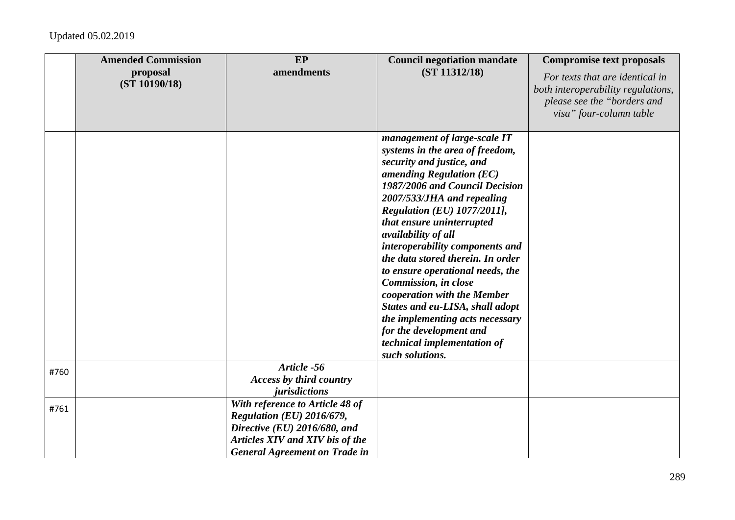| | Amended Commission proposal (ST 10190/18) | EP amendments | Council negotiation mandate (ST 11312/18) | Compromise text proposals *For texts that are identical in both interoperability regulations, please see the "borders and visa" four-column table* |
|---|---|---|---|---|
| | | | ***management of large-scale IT systems in the area of freedom, security and justice, and amending Regulation (EC) 1987/2006 and Council Decision 2007/533/JHA and repealing Regulation (EU) 1077/2011], that ensure uninterrupted availability of all interoperability components and the data stored therein. In order to ensure operational needs, the Commission, in close cooperation with the Member States and eu-LISA, shall adopt the implementing acts necessary for the development and technical implementation of such solutions.*** | |
| #760 | | ***Article -56 Access by third country jurisdictions*** | | |
| #761 | | ***With reference to Article 48 of Regulation (EU) 2016/679, Directive (EU) 2016/680, and Articles XIV and XIV bis of the General Agreement on Trade in*** | | |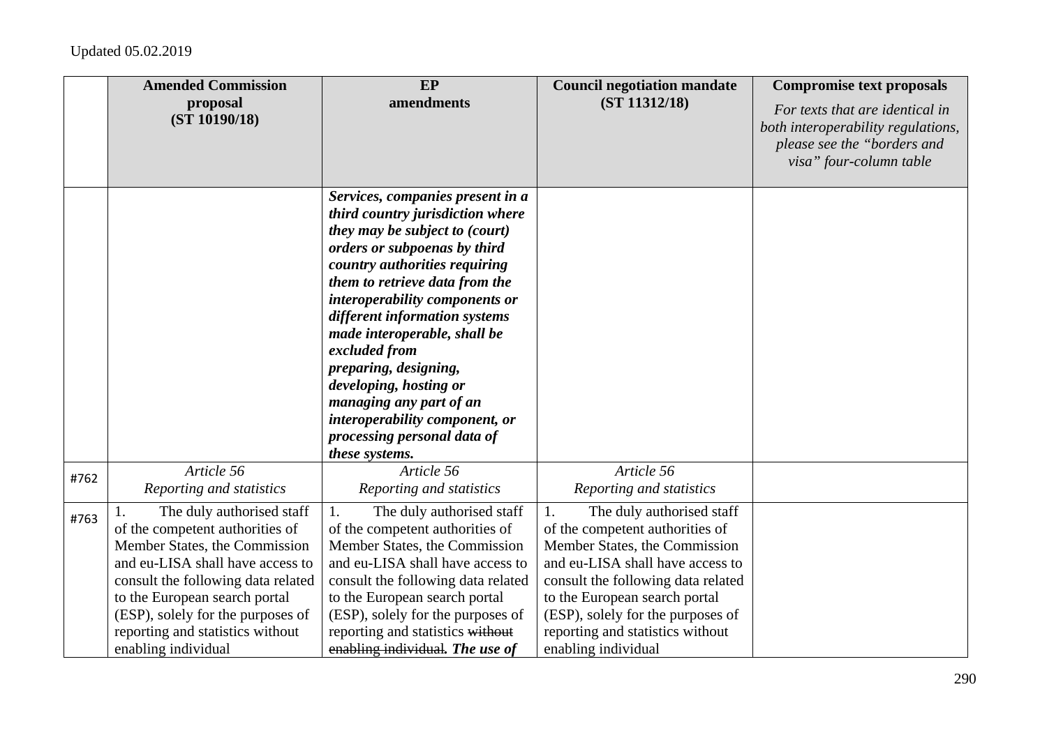Updated 05.02.2019

| | Amended Commission proposal (ST 10190/18) | EP amendments | Council negotiation mandate (ST 11312/18) | Compromise text proposals *For texts that are identical in both interoperability regulations, please see the "borders and visa" four-column table* |
|---|---|---|---|---|
| | | ***Services, companies present in a third country jurisdiction where they may be subject to (court) orders or subpoenas by third country authorities requiring them to retrieve data from the interoperability components or different information systems made interoperable, shall be excluded from preparing, designing, developing, hosting or managing any part of an interoperability component, or processing personal data of these systems.*** | | |
| #762 | *Article 56* *Reporting and statistics* | *Article 56* *Reporting and statistics* | *Article 56* *Reporting and statistics* | |
| #763 | 1. The duly authorised staff of the competent authorities of Member States, the Commission and eu-LISA shall have access to consult the following data related to the European search portal (ESP), solely for the purposes of reporting and statistics without enabling individual | 1. The duly authorised staff of the competent authorities of Member States, the Commission and eu-LISA shall have access to consult the following data related to the European search portal (ESP), solely for the purposes of reporting and statistics ~~without enabling individual~~***. The use of*** | 1. The duly authorised staff of the competent authorities of Member States, the Commission and eu-LISA shall have access to consult the following data related to the European search portal (ESP), solely for the purposes of reporting and statistics without enabling individual | |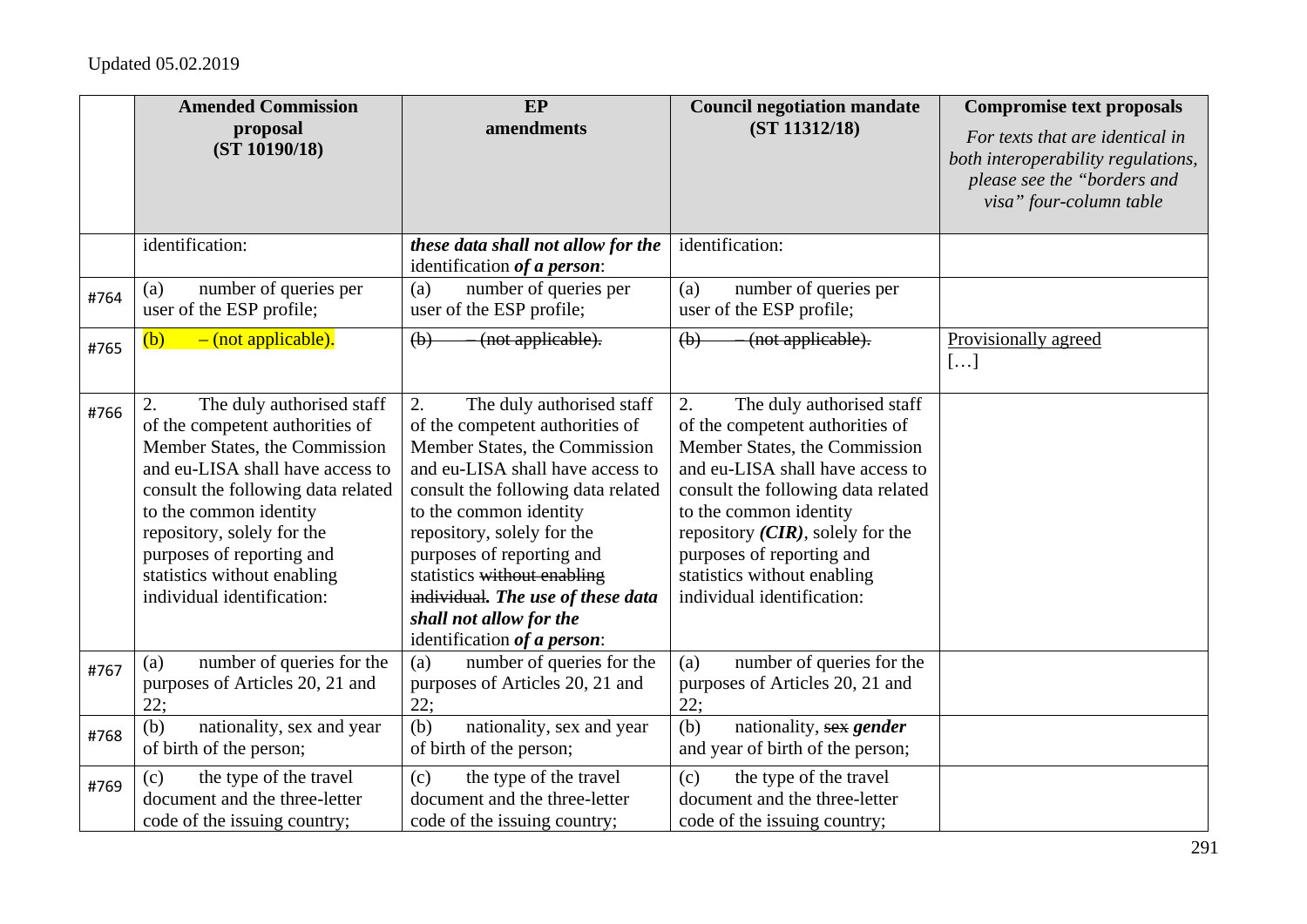Updated 05.02.2019

| | Amended Commission proposal (ST 10190/18) | EP amendments | Council negotiation mandate (ST 11312/18) | Compromise text proposals *For texts that are identical in both interoperability regulations, please see the "borders and visa" four-column table* |
|---|---|---|---|---|
| | identification: | ***these data shall not allow for the*** identification ***of a person***: | identification: | |
| #764 | (a) number of queries per user of the ESP profile; | (a) number of queries per user of the ESP profile; | (a) number of queries per user of the ESP profile; | |
| #765 | (b) – (not applicable). | ~~(b) – (not applicable).~~ | ~~(b) – (not applicable).~~ | Provisionally agreed […] |
| #766 | 2. The duly authorised staff of the competent authorities of Member States, the Commission and eu-LISA shall have access to consult the following data related to the common identity repository, solely for the purposes of reporting and statistics without enabling individual identification: | 2. The duly authorised staff of the competent authorities of Member States, the Commission and eu-LISA shall have access to consult the following data related to the common identity repository, solely for the purposes of reporting and statistics ~~without enabling individual~~. ***The use of these data shall not allow for the*** identification ***of a person***: | 2. The duly authorised staff of the competent authorities of Member States, the Commission and eu-LISA shall have access to consult the following data related to the common identity repository ***(CIR)***, solely for the purposes of reporting and statistics without enabling individual identification: | |
| #767 | (a) number of queries for the purposes of Articles 20, 21 and 22; | (a) number of queries for the purposes of Articles 20, 21 and 22; | (a) number of queries for the purposes of Articles 20, 21 and 22; | |
| #768 | (b) nationality, sex and year of birth of the person; | (b) nationality, sex and year of birth of the person; | (b) nationality, ~~sex~~ ***gender*** and year of birth of the person; | |
| #769 | (c) the type of the travel document and the three-letter code of the issuing country; | (c) the type of the travel document and the three-letter code of the issuing country; | (c) the type of the travel document and the three-letter code of the issuing country; | |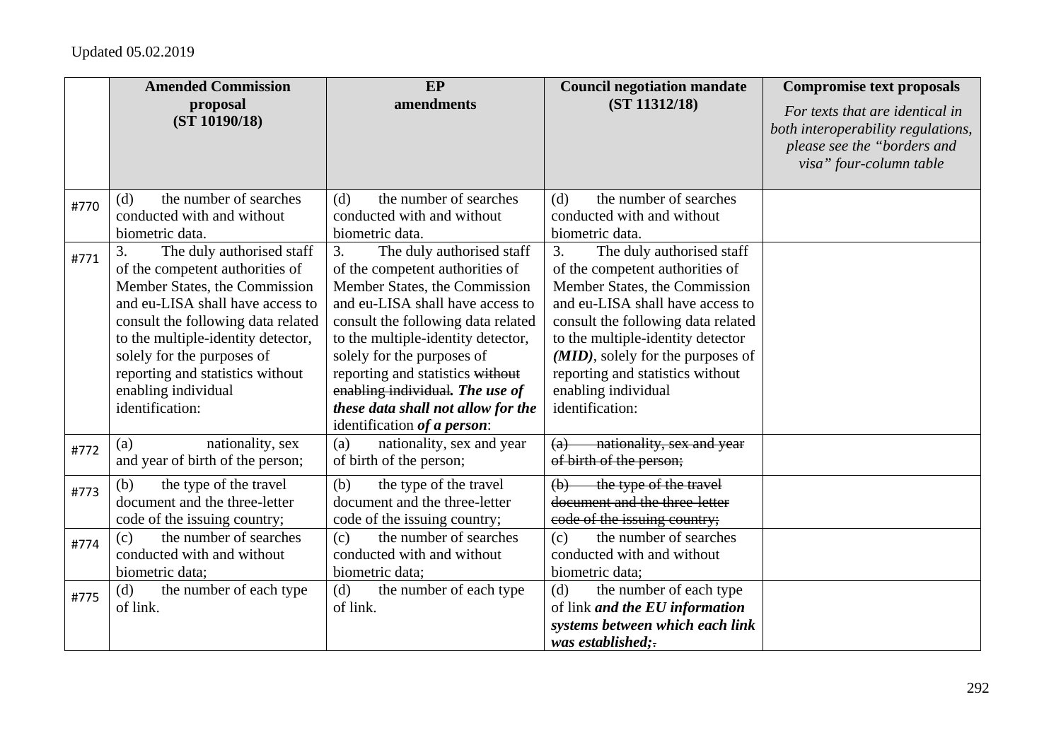Updated 05.02.2019

| | Amended Commission proposal (ST 10190/18) | EP amendments | Council negotiation mandate (ST 11312/18) | Compromise text proposals *For texts that are identical in both interoperability regulations, please see the "borders and visa" four-column table* |
|---|---|---|---|---|
| #770 | (d) the number of searches conducted with and without biometric data. | (d) the number of searches conducted with and without biometric data. | (d) the number of searches conducted with and without biometric data. | |
| #771 | 3. The duly authorised staff of the competent authorities of Member States, the Commission and eu-LISA shall have access to consult the following data related to the multiple-identity detector, solely for the purposes of reporting and statistics without enabling individual identification: | 3. The duly authorised staff of the competent authorities of Member States, the Commission and eu-LISA shall have access to consult the following data related to the multiple-identity detector, solely for the purposes of reporting and statistics ~~without enabling individual~~. ***The use of these data shall not allow for the*** identification ***of a person***: | 3. The duly authorised staff of the competent authorities of Member States, the Commission and eu-LISA shall have access to consult the following data related to the multiple-identity detector ***(MID)***, solely for the purposes of reporting and statistics without enabling individual identification: | |
| #772 | (a) nationality, sex and year of birth of the person; | (a) nationality, sex and year of birth of the person; | ~~(a) nationality, sex and year of birth of the person;~~ | |
| #773 | (b) the type of the travel document and the three-letter code of the issuing country; | (b) the type of the travel document and the three-letter code of the issuing country; | ~~(b) the type of the travel document and the three-letter code of the issuing country;~~ | |
| #774 | (c) the number of searches conducted with and without biometric data; | (c) the number of searches conducted with and without biometric data; | (c) the number of searches conducted with and without biometric data; | |
| #775 | (d) the number of each type of link. | (d) the number of each type of link. | (d) the number of each type of link ***and the EU information systems between which each link was established;*** ~~.~~ | |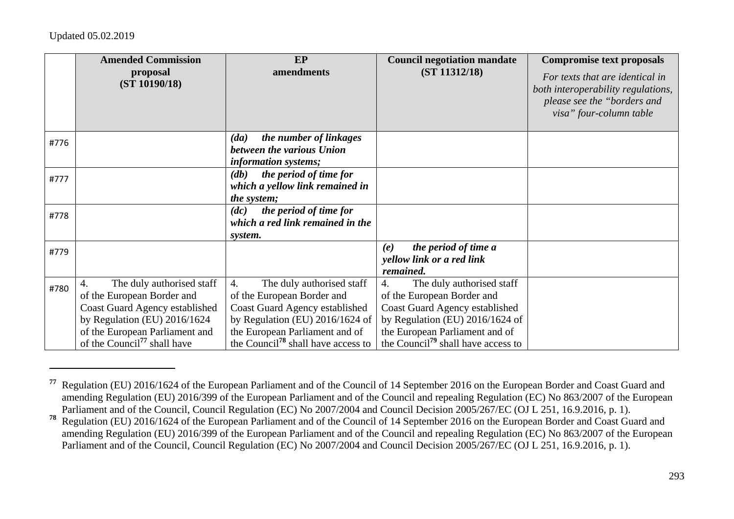Updated 05.02.2019

| | Amended Commission proposal (ST 10190/18) | EP amendments | Council negotiation mandate (ST 11312/18) | Compromise text proposals *For texts that are identical in both interoperability regulations, please see the "borders and visa" four-column table* |
|---|---|---|---|---|
| #776 | | ***(da) the number of linkages between the various Union information systems;*** | | |
| #777 | | ***(db) the period of time for which a yellow link remained in the system;*** | | |
| #778 | | ***(dc) the period of time for which a red link remained in the system.*** | | |
| #779 | | | ***(e) the period of time a yellow link or a red link remained.*** | |
| #780 | 4. The duly authorised staff of the European Border and Coast Guard Agency established by Regulation (EU) 2016/1624 of the European Parliament and of the Council[77] shall have | 4. The duly authorised staff of the European Border and Coast Guard Agency established by Regulation (EU) 2016/1624 of the European Parliament and of the Council[78] shall have access to | 4. The duly authorised staff of the European Border and Coast Guard Agency established by Regulation (EU) 2016/1624 of the European Parliament and of the Council[79] shall have access to | |

[77] Regulation (EU) 2016/1624 of the European Parliament and of the Council of 14 September 2016 on the European Border and Coast Guard and amending Regulation (EU) 2016/399 of the European Parliament and of the Council and repealing Regulation (EC) No 863/2007 of the European Parliament and of the Council, Council Regulation (EC) No 2007/2004 and Council Decision 2005/267/EC (OJ L 251, 16.9.2016, p. 1).

[78] Regulation (EU) 2016/1624 of the European Parliament and of the Council of 14 September 2016 on the European Border and Coast Guard and amending Regulation (EU) 2016/399 of the European Parliament and of the Council and repealing Regulation (EC) No 863/2007 of the European Parliament and of the Council, Council Regulation (EC) No 2007/2004 and Council Decision 2005/267/EC (OJ L 251, 16.9.2016, p. 1).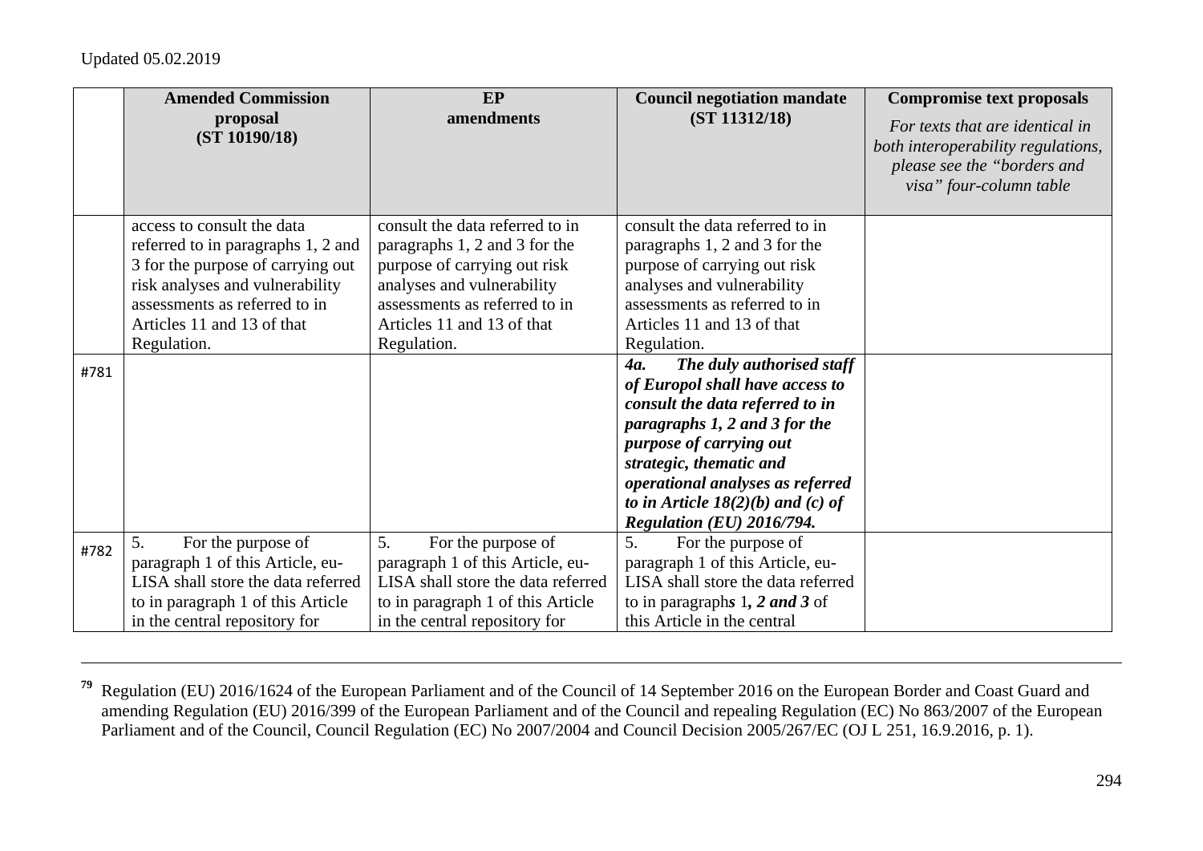|  | **Amended Commission proposal (ST 10190/18)** | **EP amendments** | **Council negotiation mandate (ST 11312/18)** | **Compromise text proposals** *For texts that are identical in both interoperability regulations, please see the "borders and visa" four-column table* |
|---|---|---|---|---|
|  | access to consult the data referred to in paragraphs 1, 2 and 3 for the purpose of carrying out risk analyses and vulnerability assessments as referred to in Articles 11 and 13 of that Regulation. | consult the data referred to in paragraphs 1, 2 and 3 for the purpose of carrying out risk analyses and vulnerability assessments as referred to in Articles 11 and 13 of that Regulation. | consult the data referred to in paragraphs 1, 2 and 3 for the purpose of carrying out risk analyses and vulnerability assessments as referred to in Articles 11 and 13 of that Regulation. |  |
| #781 |  |  | ***4a. The duly authorised staff of Europol shall have access to consult the data referred to in paragraphs 1, 2 and 3 for the purpose of carrying out strategic, thematic and operational analyses as referred to in Article 18(2)(b) and (c) of Regulation (EU) 2016/794.*** |  |
| #782 | 5. For the purpose of paragraph 1 of this Article, eu-LISA shall store the data referred to in paragraph 1 of this Article in the central repository for | 5. For the purpose of paragraph 1 of this Article, eu-LISA shall store the data referred to in paragraph 1 of this Article in the central repository for | 5. For the purpose of paragraph 1 of this Article, eu-LISA shall store the data referred to in paragraph***s*** 1***, 2 and 3*** of this Article in the central |  |

[79] Regulation (EU) 2016/1624 of the European Parliament and of the Council of 14 September 2016 on the European Border and Coast Guard and amending Regulation (EU) 2016/399 of the European Parliament and of the Council and repealing Regulation (EC) No 863/2007 of the European Parliament and of the Council, Council Regulation (EC) No 2007/2004 and Council Decision 2005/267/EC (OJ L 251, 16.9.2016, p. 1).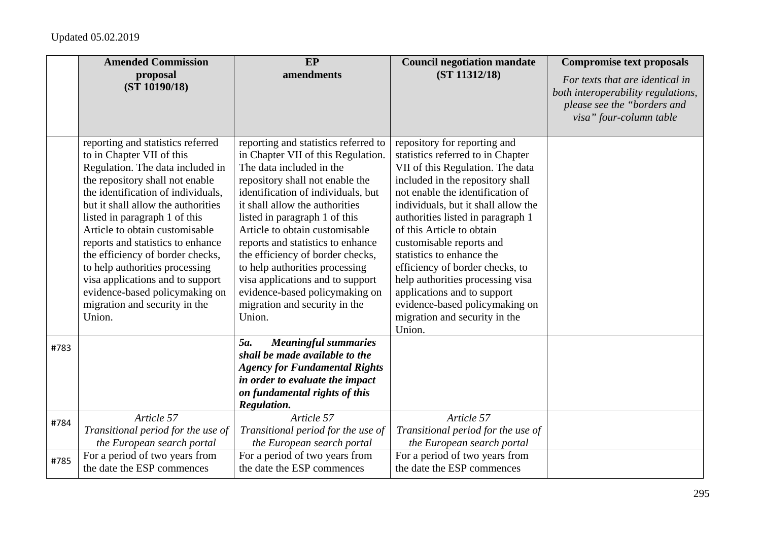Updated 05.02.2019

| | **Amended Commission proposal (ST 10190/18)** | **EP amendments** | **Council negotiation mandate (ST 11312/18)** | **Compromise text proposals** *For texts that are identical in both interoperability regulations, please see the "borders and visa" four-column table* |
|---|---|---|---|---|
| | reporting and statistics referred to in Chapter VII of this Regulation. The data included in the repository shall not enable the identification of individuals, but it shall allow the authorities listed in paragraph 1 of this Article to obtain customisable reports and statistics to enhance the efficiency of border checks, to help authorities processing visa applications and to support evidence-based policymaking on migration and security in the Union. | reporting and statistics referred to in Chapter VII of this Regulation. The data included in the repository shall not enable the identification of individuals, but it shall allow the authorities listed in paragraph 1 of this Article to obtain customisable reports and statistics to enhance the efficiency of border checks, to help authorities processing visa applications and to support evidence-based policymaking on migration and security in the Union. | repository for reporting and statistics referred to in Chapter VII of this Regulation. The data included in the repository shall not enable the identification of individuals, but it shall allow the authorities listed in paragraph 1 of this Article to obtain customisable reports and statistics to enhance the efficiency of border checks, to help authorities processing visa applications and to support evidence-based policymaking on migration and security in the Union. | |
| #783 | | ***5a. Meaningful summaries shall be made available to the Agency for Fundamental Rights in order to evaluate the impact on fundamental rights of this Regulation.*** | | |
| #784 | *Article 57* *Transitional period for the use of the European search portal* | *Article 57* *Transitional period for the use of the European search portal* | *Article 57* *Transitional period for the use of the European search portal* | |
| #785 | For a period of two years from the date the ESP commences | For a period of two years from the date the ESP commences | For a period of two years from the date the ESP commences | |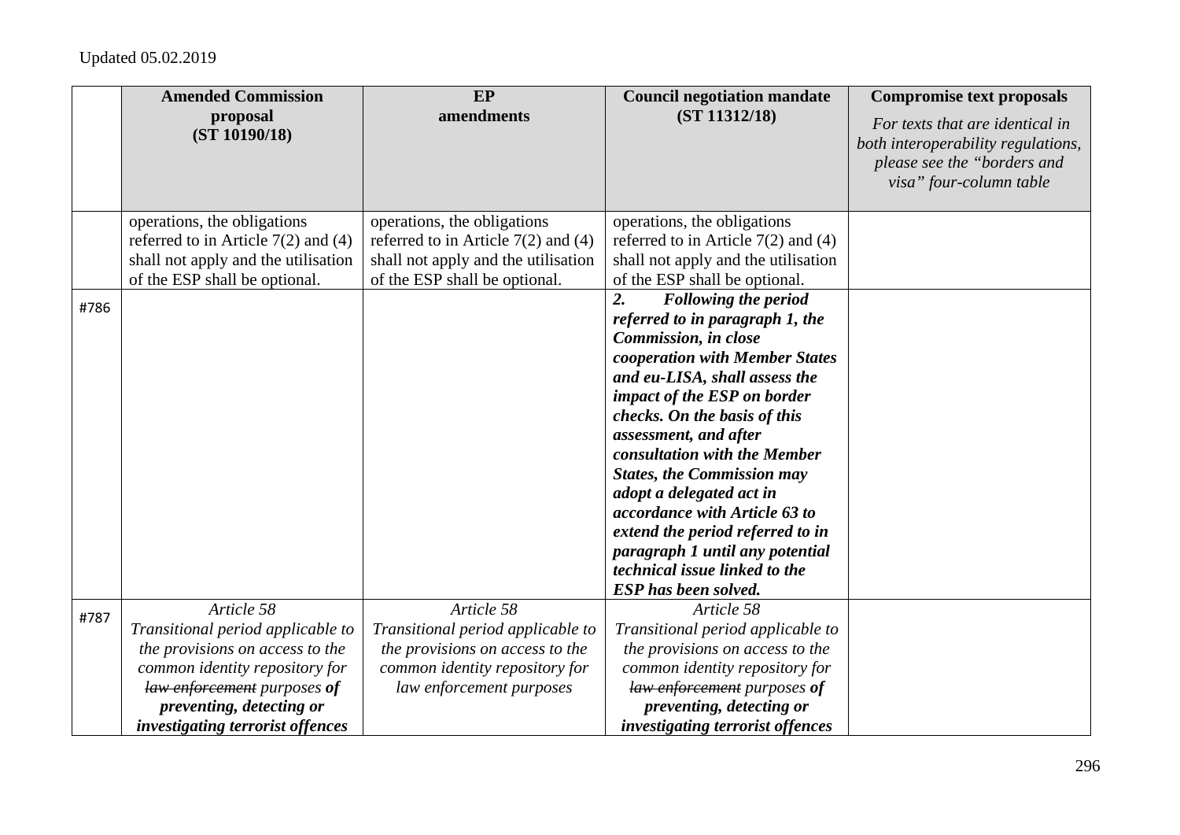Updated 05.02.2019

| | Amended Commission proposal (ST 10190/18) | EP amendments | Council negotiation mandate (ST 11312/18) | Compromise text proposals *For texts that are identical in both interoperability regulations, please see the "borders and visa" four-column table* |
|---|---|---|---|---|
| | operations, the obligations referred to in Article 7(2) and (4) shall not apply and the utilisation of the ESP shall be optional. | operations, the obligations referred to in Article 7(2) and (4) shall not apply and the utilisation of the ESP shall be optional. | operations, the obligations referred to in Article 7(2) and (4) shall not apply and the utilisation of the ESP shall be optional. | |
| #786 | | | ***2. Following the period referred to in paragraph 1, the Commission, in close cooperation with Member States and eu-LISA, shall assess the impact of the ESP on border checks. On the basis of this assessment, and after consultation with the Member States, the Commission may adopt a delegated act in accordance with Article 63 to extend the period referred to in paragraph 1 until any potential technical issue linked to the ESP has been solved.*** | |
| #787 | *Article 58* *Transitional period applicable to the provisions on access to the common identity repository for ~~law enforcement~~ purposes **of preventing, detecting or investigating terrorist offences*** | *Article 58* *Transitional period applicable to the provisions on access to the common identity repository for law enforcement purposes* | *Article 58* *Transitional period applicable to the provisions on access to the common identity repository for ~~law enforcement~~ purposes **of preventing, detecting or investigating terrorist offences*** | |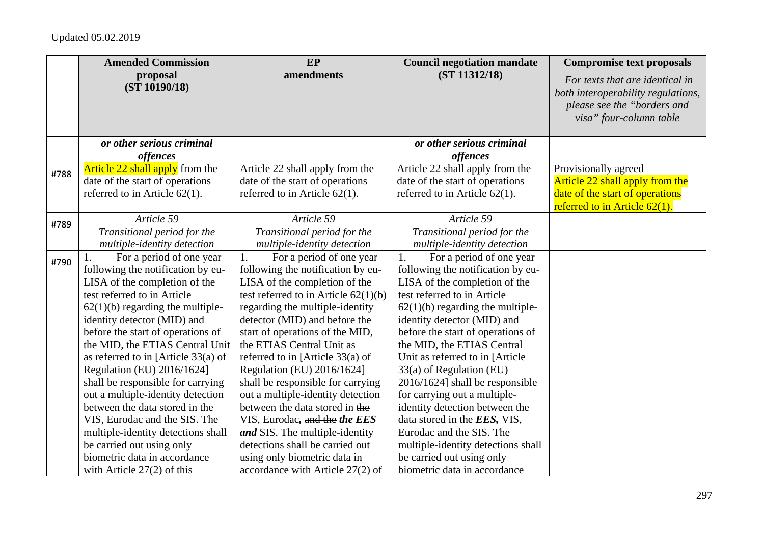Updated 05.02.2019

| | Amended Commission proposal (ST 10190/18) | EP amendments | Council negotiation mandate (ST 11312/18) | Compromise text proposals *For texts that are identical in both interoperability regulations, please see the "borders and visa" four-column table* |
|---|---|---|---|---|
| | ***or other serious criminal offences*** | | ***or other serious criminal offences*** | |
| #788 | Article 22 shall apply from the date of the start of operations referred to in Article 62(1). | Article 22 shall apply from the date of the start of operations referred to in Article 62(1). | Article 22 shall apply from the date of the start of operations referred to in Article 62(1). | Provisionally agreed Article 22 shall apply from the date of the start of operations referred to in Article 62(1). |
| #789 | *Article 59* *Transitional period for the multiple-identity detection* | *Article 59* *Transitional period for the multiple-identity detection* | *Article 59* *Transitional period for the multiple-identity detection* | |
| #790 | 1. For a period of one year following the notification by eu-LISA of the completion of the test referred to in Article 62(1)(b) regarding the multiple-identity detector (MID) and before the start of operations of the MID, the ETIAS Central Unit as referred to in [Article 33(a) of Regulation (EU) 2016/1624] shall be responsible for carrying out a multiple-identity detection between the data stored in the VIS, Eurodac and the SIS. The multiple-identity detections shall be carried out using only biometric data in accordance with Article 27(2) of this | 1. For a period of one year following the notification by eu-LISA of the completion of the test referred to in Article 62(1)(b) regarding the ~~multiple-identity detector (~~MID~~)~~ and before the start of operations of the MID, the ETIAS Central Unit as referred to in [Article 33(a) of Regulation (EU) 2016/1624] shall be responsible for carrying out a multiple-identity detection between the data stored in ~~the~~ VIS, Eurodac***,*** ~~and the~~ ***the EES and*** SIS. The multiple-identity detections shall be carried out using only biometric data in accordance with Article 27(2) of | 1. For a period of one year following the notification by eu-LISA of the completion of the test referred to in Article 62(1)(b) regarding the ~~multiple-identity detector (~~MID~~)~~ and before the start of operations of the MID, the ETIAS Central Unit as referred to in [Article 33(a) of Regulation (EU) 2016/1624] shall be responsible for carrying out a multiple-identity detection between the data stored in the ***EES,*** VIS, Eurodac and the SIS. The multiple-identity detections shall be carried out using only biometric data in accordance | |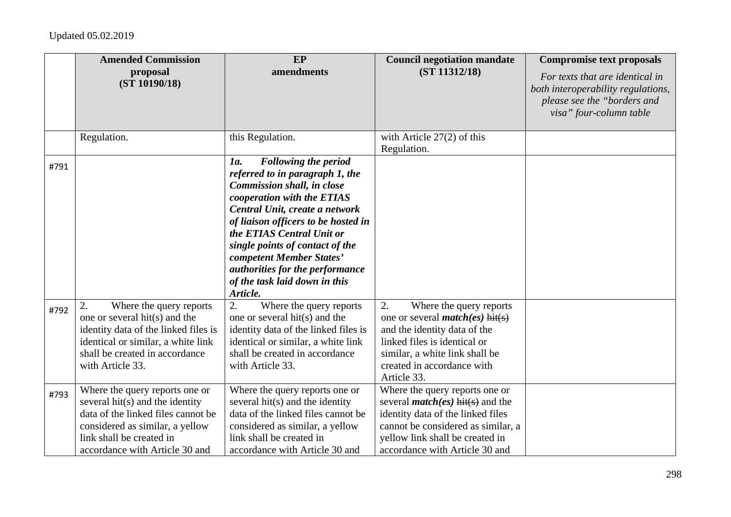Updated 05.02.2019

| | Amended Commission proposal (ST 10190/18) | EP amendments | Council negotiation mandate (ST 11312/18) | Compromise text proposals *For texts that are identical in both interoperability regulations, please see the "borders and visa" four-column table* |
|---|---|---|---|---|
| | Regulation. | this Regulation. | with Article 27(2) of this Regulation. | |
| #791 | | ***1a. Following the period referred to in paragraph 1, the Commission shall, in close cooperation with the ETIAS Central Unit, create a network of liaison officers to be hosted in the ETIAS Central Unit or single points of contact of the competent Member States' authorities for the performance of the task laid down in this Article.*** | | |
| #792 | 2. Where the query reports one or several hit(s) and the identity data of the linked files is identical or similar, a white link shall be created in accordance with Article 33. | 2. Where the query reports one or several hit(s) and the identity data of the linked files is identical or similar, a white link shall be created in accordance with Article 33. | 2. Where the query reports one or several ***match(es)*** ~~hit(s)~~ and the identity data of the linked files is identical or similar, a white link shall be created in accordance with Article 33. | |
| #793 | Where the query reports one or several hit(s) and the identity data of the linked files cannot be considered as similar, a yellow link shall be created in accordance with Article 30 and | Where the query reports one or several hit(s) and the identity data of the linked files cannot be considered as similar, a yellow link shall be created in accordance with Article 30 and | Where the query reports one or several ***match(es)*** ~~hit(s)~~ and the identity data of the linked files cannot be considered as similar, a yellow link shall be created in accordance with Article 30 and | |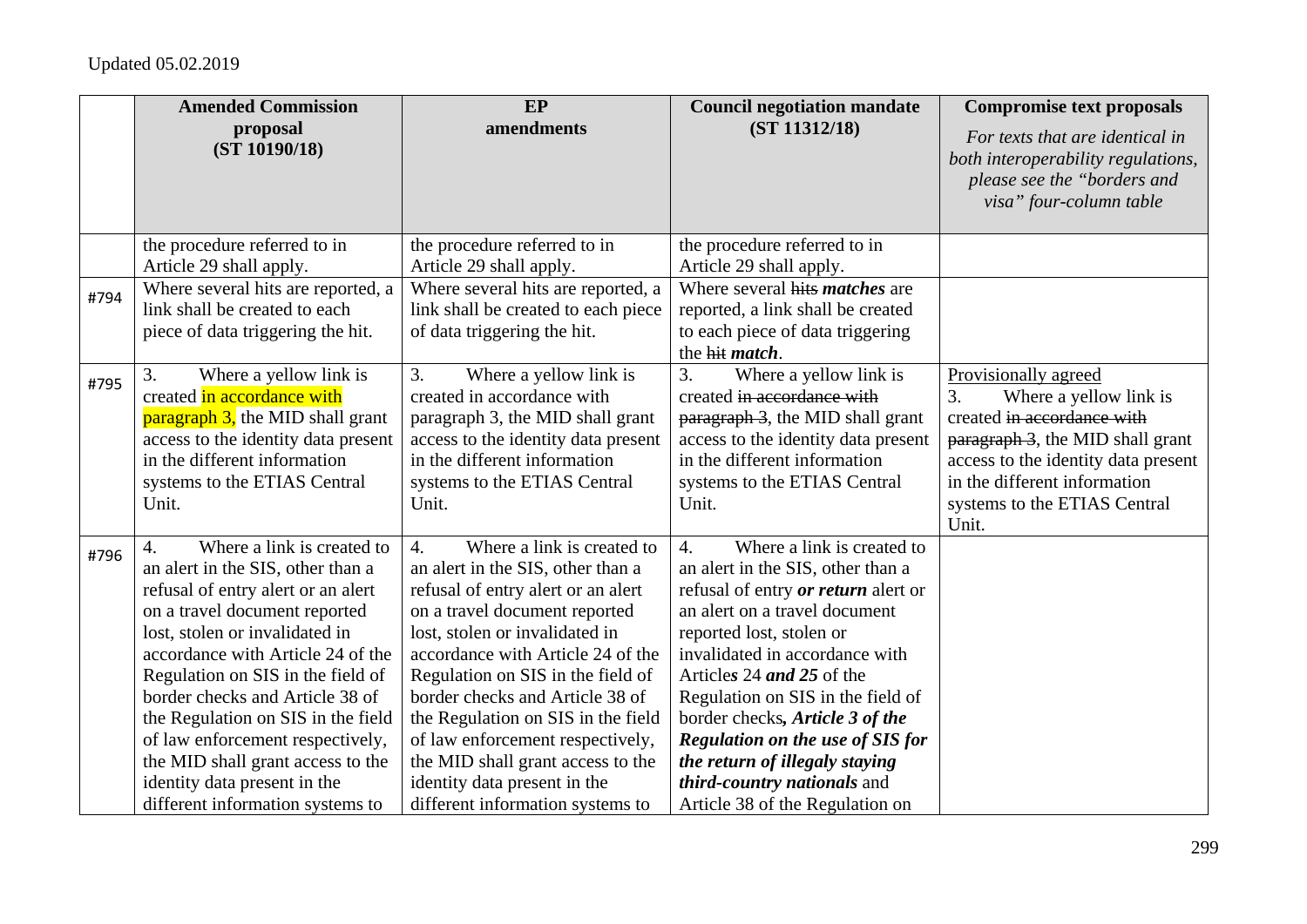Updated 05.02.2019

| | Amended Commission proposal (ST 10190/18) | EP amendments | Council negotiation mandate (ST 11312/18) | Compromise text proposals *For texts that are identical in both interoperability regulations, please see the "borders and visa" four-column table* |
|---|---|---|---|---|
| | the procedure referred to in Article 29 shall apply. | the procedure referred to in Article 29 shall apply. | the procedure referred to in Article 29 shall apply. | |
| #794 | Where several hits are reported, a link shall be created to each piece of data triggering the hit. | Where several hits are reported, a link shall be created to each piece of data triggering the hit. | Where several ~~hits~~ ***matches*** are reported, a link shall be created to each piece of data triggering the ~~hit~~ ***match***. | |
| #795 | 3. Where a yellow link is created in accordance with paragraph 3, the MID shall grant access to the identity data present in the different information systems to the ETIAS Central Unit. | 3. Where a yellow link is created in accordance with paragraph 3, the MID shall grant access to the identity data present in the different information systems to the ETIAS Central Unit. | 3. Where a yellow link is created ~~in accordance with paragraph 3~~, the MID shall grant access to the identity data present in the different information systems to the ETIAS Central Unit. | Provisionally agreed<br>3. Where a yellow link is created ~~in accordance with paragraph 3~~, the MID shall grant access to the identity data present in the different information systems to the ETIAS Central Unit. |
| #796 | 4. Where a link is created to an alert in the SIS, other than a refusal of entry alert or an alert on a travel document reported lost, stolen or invalidated in accordance with Article 24 of the Regulation on SIS in the field of border checks and Article 38 of the Regulation on SIS in the field of law enforcement respectively, the MID shall grant access to the identity data present in the different information systems to | 4. Where a link is created to an alert in the SIS, other than a refusal of entry alert or an alert on a travel document reported lost, stolen or invalidated in accordance with Article 24 of the Regulation on SIS in the field of border checks and Article 38 of the Regulation on SIS in the field of law enforcement respectively, the MID shall grant access to the identity data present in the different information systems to | 4. Where a link is created to an alert in the SIS, other than a refusal of entry ***or return*** alert or an alert on a travel document reported lost, stolen or invalidated in accordance with Article***s*** 24 ***and 25*** of the Regulation on SIS in the field of border checks***, Article 3 of the Regulation on the use of SIS for the return of illegaly staying third-country nationals*** and Article 38 of the Regulation on | |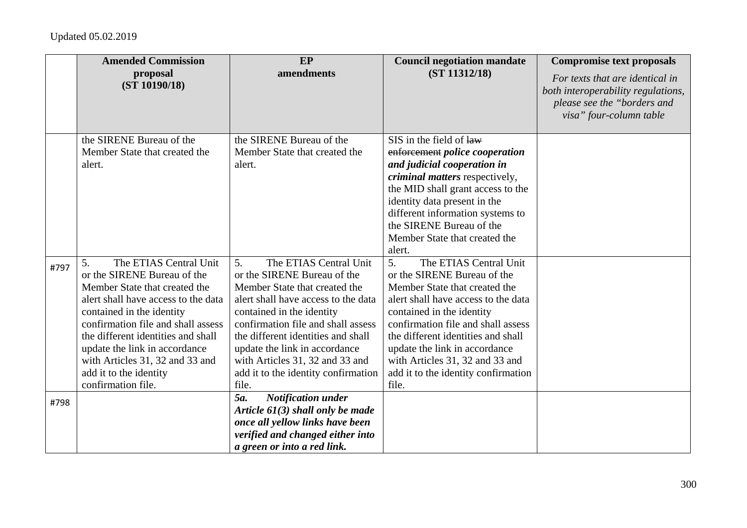Updated 05.02.2019

| | **Amended Commission proposal (ST 10190/18)** | **EP amendments** | **Council negotiation mandate (ST 11312/18)** | **Compromise text proposals** *For texts that are identical in both interoperability regulations, please see the "borders and visa" four-column table* |
|---|---|---|---|---|
| | the SIRENE Bureau of the Member State that created the alert. | the SIRENE Bureau of the Member State that created the alert. | SIS in the field of ~~law enforcement~~ ***police cooperation and judicial cooperation in criminal matters*** respectively, the MID shall grant access to the identity data present in the different information systems to the SIRENE Bureau of the Member State that created the alert. | |
| #797 | 5. The ETIAS Central Unit or the SIRENE Bureau of the Member State that created the alert shall have access to the data contained in the identity confirmation file and shall assess the different identities and shall update the link in accordance with Articles 31, 32 and 33 and add it to the identity confirmation file. | 5. The ETIAS Central Unit or the SIRENE Bureau of the Member State that created the alert shall have access to the data contained in the identity confirmation file and shall assess the different identities and shall update the link in accordance with Articles 31, 32 and 33 and add it to the identity confirmation file. | 5. The ETIAS Central Unit or the SIRENE Bureau of the Member State that created the alert shall have access to the data contained in the identity confirmation file and shall assess the different identities and shall update the link in accordance with Articles 31, 32 and 33 and add it to the identity confirmation file. | |
| #798 | | ***5a. Notification under Article 61(3) shall only be made once all yellow links have been verified and changed either into a green or into a red link.*** | | |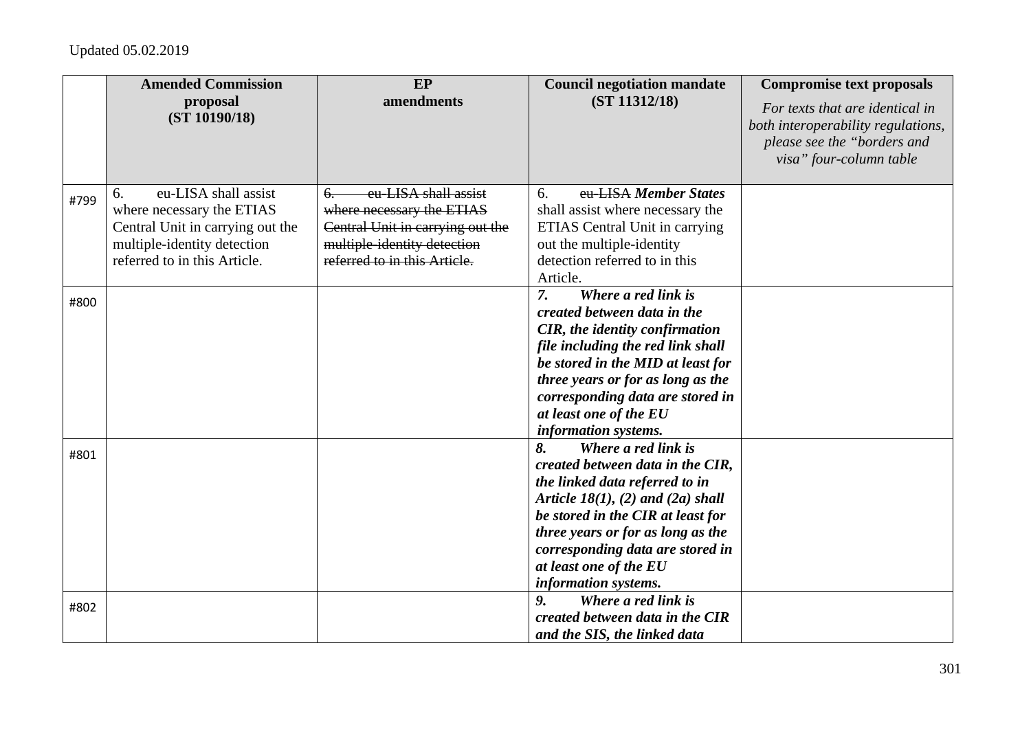Updated 05.02.2019

| | **Amended Commission proposal (ST 10190/18)** | **EP amendments** | **Council negotiation mandate (ST 11312/18)** | **Compromise text proposals** *For texts that are identical in both interoperability regulations, please see the "borders and visa" four-column table* |
|---|---|---|---|---|
| #799 | 6. eu-LISA shall assist where necessary the ETIAS Central Unit in carrying out the multiple-identity detection referred to in this Article. | ~~6. eu-LISA shall assist where necessary the ETIAS Central Unit in carrying out the multiple-identity detection referred to in this Article.~~ | 6. ~~eu-LISA~~ ***Member States*** shall assist where necessary the ETIAS Central Unit in carrying out the multiple-identity detection referred to in this Article. | |
| #800 | | | ***7. Where a red link is created between data in the CIR, the identity confirmation file including the red link shall be stored in the MID at least for three years or for as long as the corresponding data are stored in at least one of the EU information systems.*** | |
| #801 | | | ***8. Where a red link is created between data in the CIR, the linked data referred to in Article 18(1), (2) and (2a) shall be stored in the CIR at least for three years or for as long as the corresponding data are stored in at least one of the EU information systems.*** | |
| #802 | | | ***9. Where a red link is created between data in the CIR and the SIS, the linked data*** | |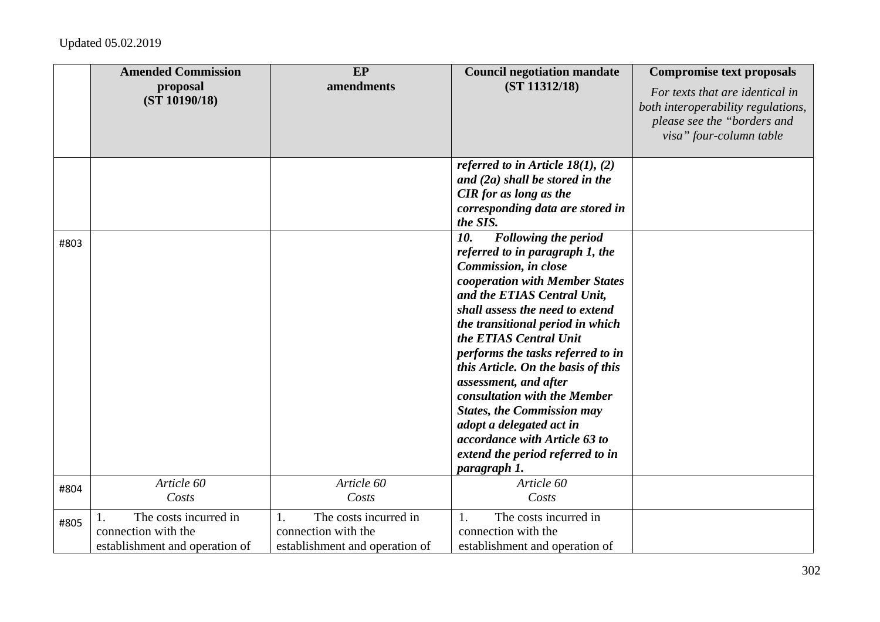Updated 05.02.2019

| | **Amended Commission proposal (ST 10190/18)** | **EP amendments** | **Council negotiation mandate (ST 11312/18)** | **Compromise text proposals** *For texts that are identical in both interoperability regulations, please see the "borders and visa" four-column table* |
|---|---|---|---|---|
| | | | ***referred to in Article 18(1), (2) and (2a) shall be stored in the CIR for as long as the corresponding data are stored in the SIS.*** | |
| #803 | | | ***10. Following the period referred to in paragraph 1, the Commission, in close cooperation with Member States and the ETIAS Central Unit, shall assess the need to extend the transitional period in which the ETIAS Central Unit performs the tasks referred to in this Article. On the basis of this assessment, and after consultation with the Member States, the Commission may adopt a delegated act in accordance with Article 63 to extend the period referred to in paragraph 1.*** | |
| #804 | *Article 60* *Costs* | *Article 60* *Costs* | *Article 60* *Costs* | |
| #805 | 1. The costs incurred in connection with the establishment and operation of | 1. The costs incurred in connection with the establishment and operation of | 1. The costs incurred in connection with the establishment and operation of | |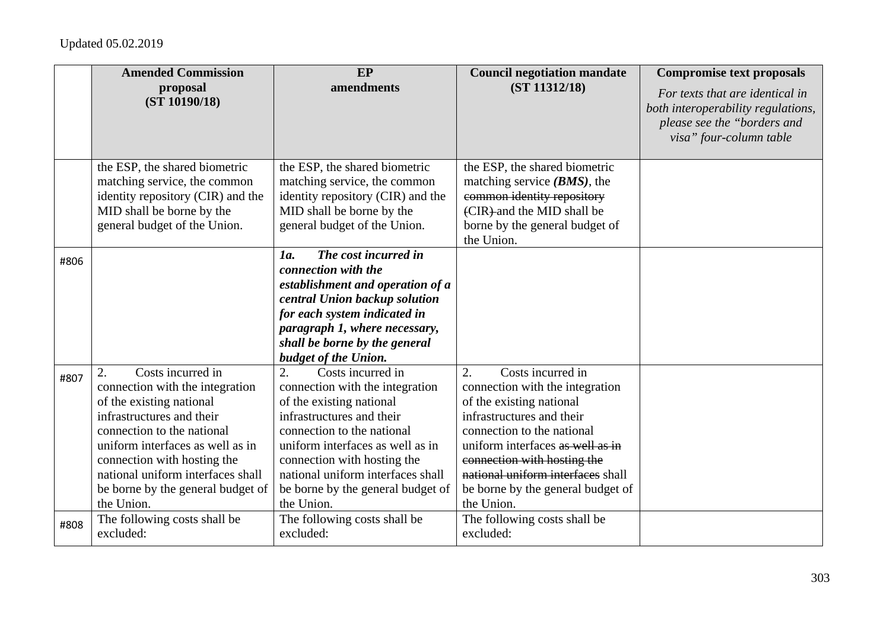Updated 05.02.2019

| | Amended Commission proposal (ST 10190/18) | EP amendments | Council negotiation mandate (ST 11312/18) | Compromise text proposals *For texts that are identical in both interoperability regulations, please see the "borders and visa" four-column table* |
|---|---|---|---|---|
| | the ESP, the shared biometric matching service, the common identity repository (CIR) and the MID shall be borne by the general budget of the Union. | the ESP, the shared biometric matching service, the common identity repository (CIR) and the MID shall be borne by the general budget of the Union. | the ESP, the shared biometric matching service ***(BMS)***, the ~~common identity repository (CIR)~~ and the MID shall be borne by the general budget of the Union. | |
| #806 | | ***1a. The cost incurred in connection with the establishment and operation of a central Union backup solution for each system indicated in paragraph 1, where necessary, shall be borne by the general budget of the Union.*** | | |
| #807 | 2. Costs incurred in connection with the integration of the existing national infrastructures and their connection to the national uniform interfaces as well as in connection with hosting the national uniform interfaces shall be borne by the general budget of the Union. | 2. Costs incurred in connection with the integration of the existing national infrastructures and their connection to the national uniform interfaces as well as in connection with hosting the national uniform interfaces shall be borne by the general budget of the Union. | 2. Costs incurred in connection with the integration of the existing national infrastructures and their connection to the national uniform interfaces ~~as well as in connection with hosting the national uniform interfaces~~ shall be borne by the general budget of the Union. | |
| #808 | The following costs shall be excluded: | The following costs shall be excluded: | The following costs shall be excluded: | |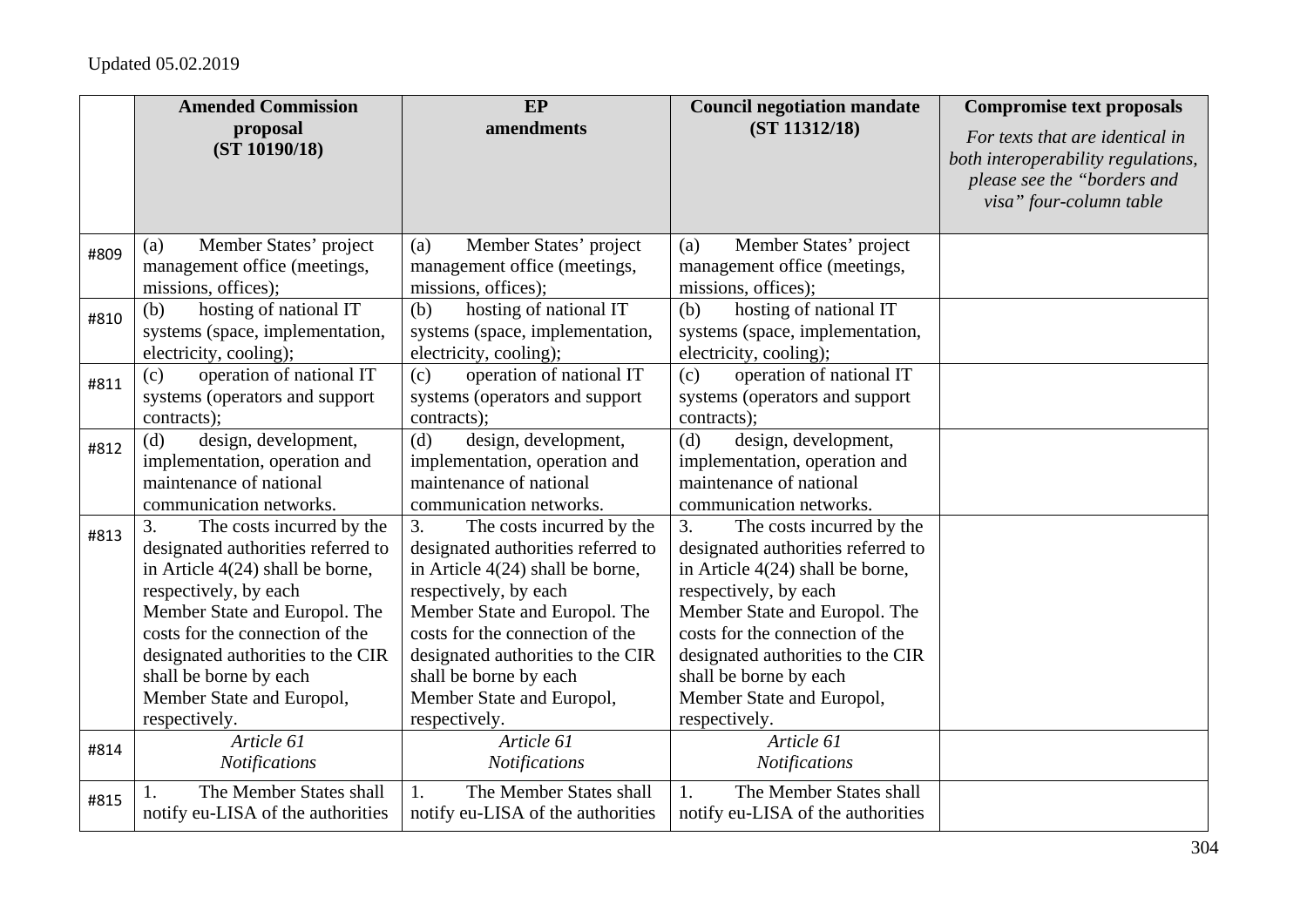Updated 05.02.2019

| | Amended Commission proposal (ST 10190/18) | EP amendments | Council negotiation mandate (ST 11312/18) | Compromise text proposals *For texts that are identical in both interoperability regulations, please see the "borders and visa" four-column table* |
|---|---|---|---|---|
| #809 | (a) Member States' project management office (meetings, missions, offices); | (a) Member States' project management office (meetings, missions, offices); | (a) Member States' project management office (meetings, missions, offices); | |
| #810 | (b) hosting of national IT systems (space, implementation, electricity, cooling); | (b) hosting of national IT systems (space, implementation, electricity, cooling); | (b) hosting of national IT systems (space, implementation, electricity, cooling); | |
| #811 | (c) operation of national IT systems (operators and support contracts); | (c) operation of national IT systems (operators and support contracts); | (c) operation of national IT systems (operators and support contracts); | |
| #812 | (d) design, development, implementation, operation and maintenance of national communication networks. | (d) design, development, implementation, operation and maintenance of national communication networks. | (d) design, development, implementation, operation and maintenance of national communication networks. | |
| #813 | 3. The costs incurred by the designated authorities referred to in Article 4(24) shall be borne, respectively, by each Member State and Europol. The costs for the connection of the designated authorities to the CIR shall be borne by each Member State and Europol, respectively. | 3. The costs incurred by the designated authorities referred to in Article 4(24) shall be borne, respectively, by each Member State and Europol. The costs for the connection of the designated authorities to the CIR shall be borne by each Member State and Europol, respectively. | 3. The costs incurred by the designated authorities referred to in Article 4(24) shall be borne, respectively, by each Member State and Europol. The costs for the connection of the designated authorities to the CIR shall be borne by each Member State and Europol, respectively. | |
| #814 | *Article 61* *Notifications* | *Article 61* *Notifications* | *Article 61* *Notifications* | |
| #815 | 1. The Member States shall notify eu-LISA of the authorities | 1. The Member States shall notify eu-LISA of the authorities | 1. The Member States shall notify eu-LISA of the authorities | |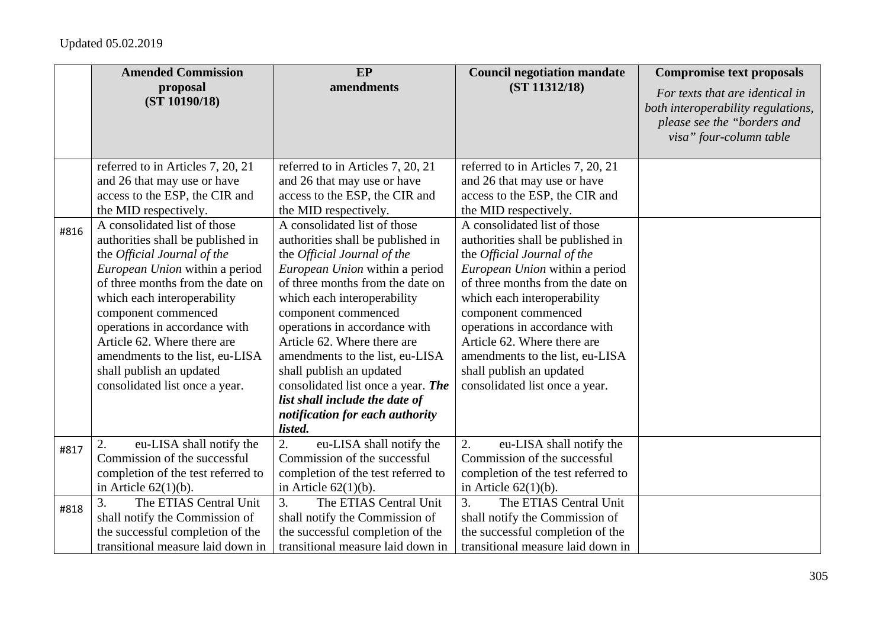Updated 05.02.2019

| | Amended Commission proposal (ST 10190/18) | EP amendments | Council negotiation mandate (ST 11312/18) | Compromise text proposals *For texts that are identical in both interoperability regulations, please see the "borders and visa" four-column table* |
|---|---|---|---|---|
| | referred to in Articles 7, 20, 21 and 26 that may use or have access to the ESP, the CIR and the MID respectively. | referred to in Articles 7, 20, 21 and 26 that may use or have access to the ESP, the CIR and the MID respectively. | referred to in Articles 7, 20, 21 and 26 that may use or have access to the ESP, the CIR and the MID respectively. | |
| #816 | A consolidated list of those authorities shall be published in the *Official Journal of the European Union* within a period of three months from the date on which each interoperability component commenced operations in accordance with Article 62. Where there are amendments to the list, eu-LISA shall publish an updated consolidated list once a year. | A consolidated list of those authorities shall be published in the *Official Journal of the European Union* within a period of three months from the date on which each interoperability component commenced operations in accordance with Article 62. Where there are amendments to the list, eu-LISA shall publish an updated consolidated list once a year. ***The list shall include the date of notification for each authority listed.*** | A consolidated list of those authorities shall be published in the *Official Journal of the European Union* within a period of three months from the date on which each interoperability component commenced operations in accordance with Article 62. Where there are amendments to the list, eu-LISA shall publish an updated consolidated list once a year. | |
| #817 | 2. eu-LISA shall notify the Commission of the successful completion of the test referred to in Article 62(1)(b). | 2. eu-LISA shall notify the Commission of the successful completion of the test referred to in Article 62(1)(b). | 2. eu-LISA shall notify the Commission of the successful completion of the test referred to in Article 62(1)(b). | |
| #818 | 3. The ETIAS Central Unit shall notify the Commission of the successful completion of the transitional measure laid down in | 3. The ETIAS Central Unit shall notify the Commission of the successful completion of the transitional measure laid down in | 3. The ETIAS Central Unit shall notify the Commission of the successful completion of the transitional measure laid down in | |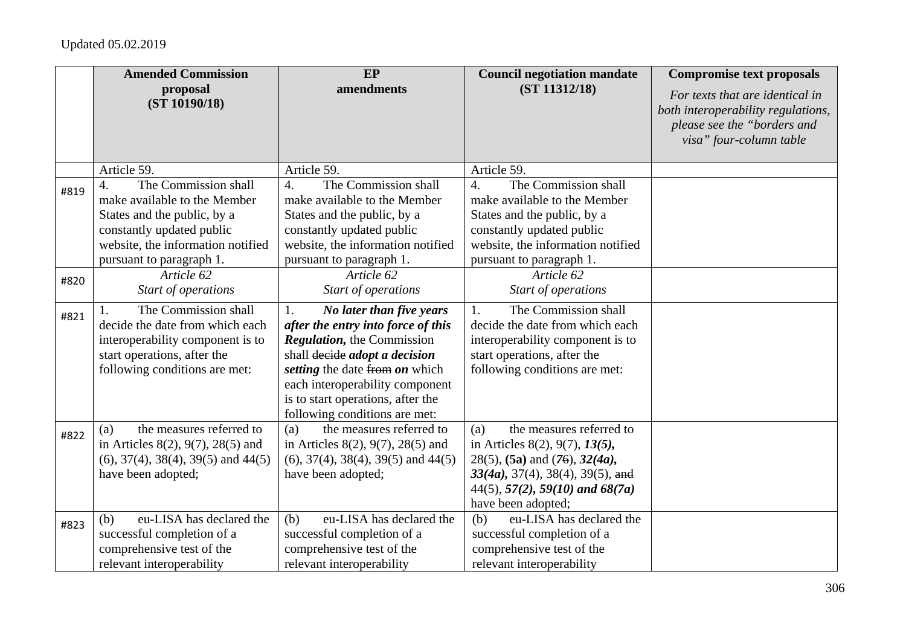Updated 05.02.2019

| | Amended Commission proposal (ST 10190/18) | EP amendments | Council negotiation mandate (ST 11312/18) | Compromise text proposals *For texts that are identical in both interoperability regulations, please see the "borders and visa" four-column table* |
|---|---|---|---|---|
| | Article 59. | Article 59. | Article 59. | |
| #819 | 4. The Commission shall make available to the Member States and the public, by a constantly updated public website, the information notified pursuant to paragraph 1. | 4. The Commission shall make available to the Member States and the public, by a constantly updated public website, the information notified pursuant to paragraph 1. | 4. The Commission shall make available to the Member States and the public, by a constantly updated public website, the information notified pursuant to paragraph 1. | |
| #820 | *Article 62* *Start of operations* | *Article 62* *Start of operations* | *Article 62* *Start of operations* | |
| #821 | 1. The Commission shall decide the date from which each interoperability component is to start operations, after the following conditions are met: | 1. ***No later than five years after the entry into force of this Regulation,*** the Commission shall ~~decide~~ ***adopt a decision setting*** the date ~~from~~ ***on*** which each interoperability component is to start operations, after the following conditions are met: | 1. The Commission shall decide the date from which each interoperability component is to start operations, after the following conditions are met: | |
| #822 | (a) the measures referred to in Articles 8(2), 9(7), 28(5) and (6), 37(4), 38(4), 39(5) and 44(5) have been adopted; | (a) the measures referred to in Articles 8(2), 9(7), 28(5) and (6), 37(4), 38(4), 39(5) and 44(5) have been adopted; | (a) the measures referred to in Articles 8(2), 9(7), ***13(5),*** 28(5), **(5a)** and (***7***~~6~~), ***32(4a), 33(4a),*** 37(4), 38(4), 39(5), ~~and~~ 44(5), ***57(2), 59(10) and 68(7a)*** have been adopted; | |
| #823 | (b) eu-LISA has declared the successful completion of a comprehensive test of the relevant interoperability | (b) eu-LISA has declared the successful completion of a comprehensive test of the relevant interoperability | (b) eu-LISA has declared the successful completion of a comprehensive test of the relevant interoperability | |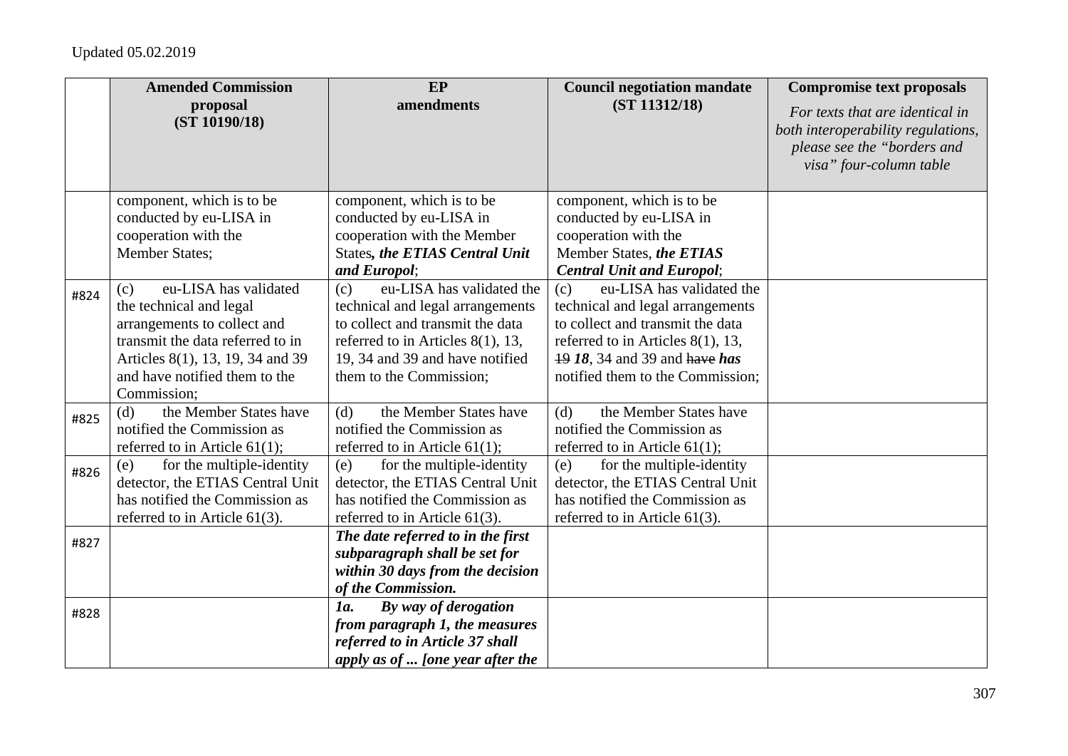|  | **Amended Commission proposal (ST 10190/18)** | **EP amendments** | **Council negotiation mandate (ST 11312/18)** | **Compromise text proposals** *For texts that are identical in both interoperability regulations, please see the "borders and visa" four-column table* |
|---|---|---|---|---|
|  | component, which is to be conducted by eu-LISA in cooperation with the Member States; | component, which is to be conducted by eu-LISA in cooperation with the Member States***, the ETIAS Central Unit and Europol***; | component, which is to be conducted by eu-LISA in cooperation with the Member States, ***the ETIAS Central Unit and Europol***; |  |
| #824 | (c) eu-LISA has validated the technical and legal arrangements to collect and transmit the data referred to in Articles 8(1), 13, 19, 34 and 39 and have notified them to the Commission; | (c) eu-LISA has validated the technical and legal arrangements to collect and transmit the data referred to in Articles 8(1), 13, 19, 34 and 39 and have notified them to the Commission; | (c) eu-LISA has validated the technical and legal arrangements to collect and transmit the data referred to in Articles 8(1), 13, ~~19~~ ***18***, 34 and 39 and ~~have~~ ***has*** notified them to the Commission; |  |
| #825 | (d) the Member States have notified the Commission as referred to in Article 61(1); | (d) the Member States have notified the Commission as referred to in Article 61(1); | (d) the Member States have notified the Commission as referred to in Article 61(1); |  |
| #826 | (e) for the multiple-identity detector, the ETIAS Central Unit has notified the Commission as referred to in Article 61(3). | (e) for the multiple-identity detector, the ETIAS Central Unit has notified the Commission as referred to in Article 61(3). | (e) for the multiple-identity detector, the ETIAS Central Unit has notified the Commission as referred to in Article 61(3). |  |
| #827 |  | ***The date referred to in the first subparagraph shall be set for within 30 days from the decision of the Commission.*** |  |  |
| #828 |  | ***1a. By way of derogation from paragraph 1, the measures referred to in Article 37 shall apply as of ... [one year after the*** |  |  |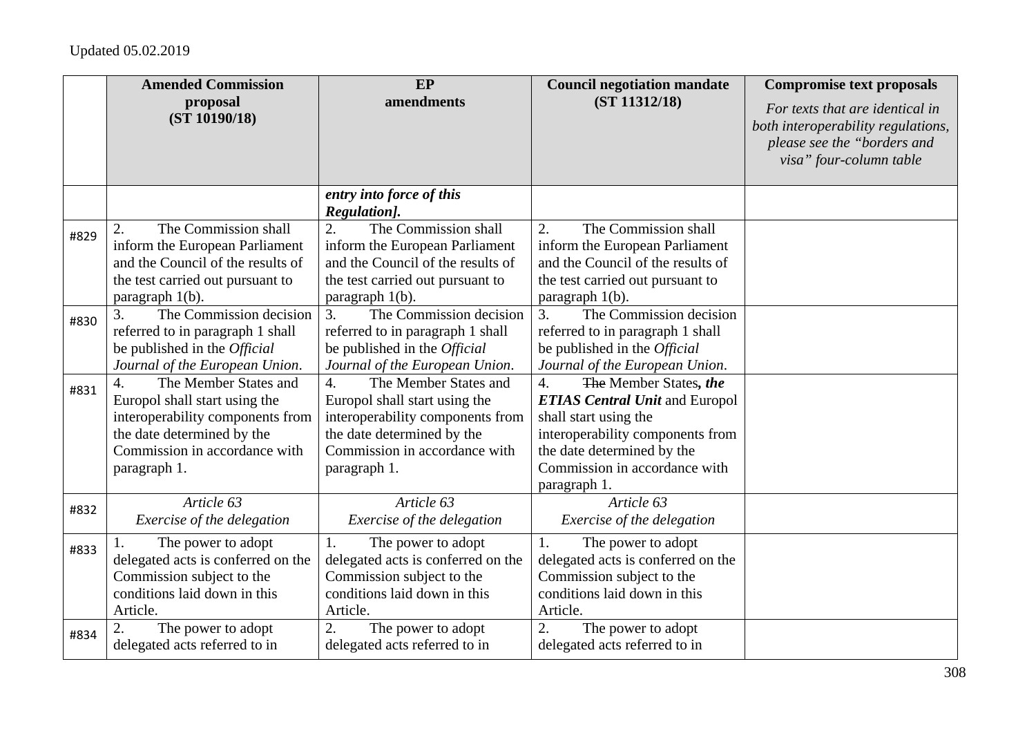Updated 05.02.2019

| | Amended Commission proposal (ST 10190/18) | EP amendments | Council negotiation mandate (ST 11312/18) | Compromise text proposals *For texts that are identical in both interoperability regulations, please see the "borders and visa" four-column table* |
|---|---|---|---|---|
| | | ***entry into force of this Regulation].*** | | |
| #829 | 2. The Commission shall inform the European Parliament and the Council of the results of the test carried out pursuant to paragraph 1(b). | 2. The Commission shall inform the European Parliament and the Council of the results of the test carried out pursuant to paragraph 1(b). | 2. The Commission shall inform the European Parliament and the Council of the results of the test carried out pursuant to paragraph 1(b). | |
| #830 | 3. The Commission decision referred to in paragraph 1 shall be published in the *Official Journal of the European Union*. | 3. The Commission decision referred to in paragraph 1 shall be published in the *Official Journal of the European Union*. | 3. The Commission decision referred to in paragraph 1 shall be published in the *Official Journal of the European Union*. | |
| #831 | 4. The Member States and Europol shall start using the interoperability components from the date determined by the Commission in accordance with paragraph 1. | 4. The Member States and Europol shall start using the interoperability components from the date determined by the Commission in accordance with paragraph 1. | 4. ~~The~~ Member States***, the ETIAS Central Unit*** and Europol shall start using the interoperability components from the date determined by the Commission in accordance with paragraph 1. | |
| #832 | *Article 63* *Exercise of the delegation* | *Article 63* *Exercise of the delegation* | *Article 63* *Exercise of the delegation* | |
| #833 | 1. The power to adopt delegated acts is conferred on the Commission subject to the conditions laid down in this Article. | 1. The power to adopt delegated acts is conferred on the Commission subject to the conditions laid down in this Article. | 1. The power to adopt delegated acts is conferred on the Commission subject to the conditions laid down in this Article. | |
| #834 | 2. The power to adopt delegated acts referred to in | 2. The power to adopt delegated acts referred to in | 2. The power to adopt delegated acts referred to in | |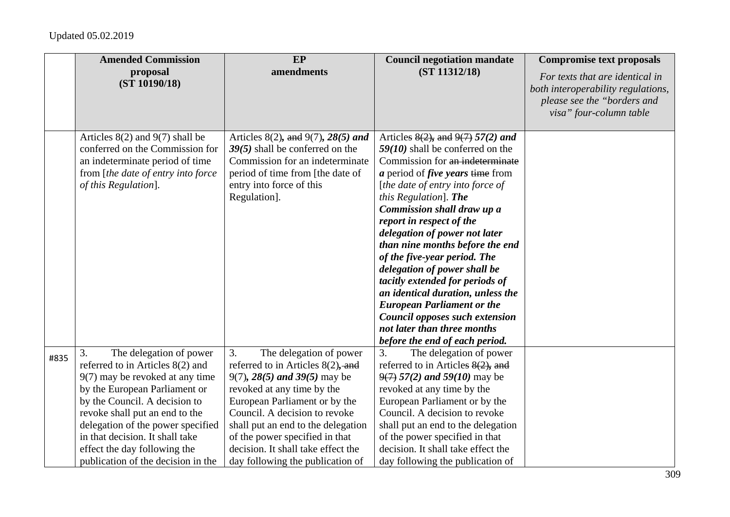Updated 05.02.2019

| | Amended Commission proposal (ST 10190/18) | EP amendments | Council negotiation mandate (ST 11312/18) | Compromise text proposals *For texts that are identical in both interoperability regulations, please see the "borders and visa" four-column table* |
|---|---|---|---|---|
| | Articles 8(2) and 9(7) shall be conferred on the Commission for an indeterminate period of time from [*the date of entry into force of this Regulation*]. | Articles 8(2)***,*** ~~and~~ 9(7)***, 28(5) and 39(5)*** shall be conferred on the Commission for an indeterminate period of time from [the date of entry into force of this Regulation]. | Articles ~~8(2), and 9(7)~~ ***57(2) and 59(10)*** shall be conferred on the Commission for ~~an indeterminate~~ ***a*** period of ***five years*** ~~time~~ from [*the date of entry into force of this Regulation*]. ***The Commission shall draw up a report in respect of the delegation of power not later than nine months before the end of the five-year period. The delegation of power shall be tacitly extended for periods of an identical duration, unless the European Parliament or the Council opposes such extension not later than three months before the end of each period.*** | |
| #835 | 3. The delegation of power referred to in Articles 8(2) and 9(7) may be revoked at any time by the European Parliament or by the Council. A decision to revoke shall put an end to the delegation of the power specified in that decision. It shall take effect the day following the publication of the decision in the | 3. The delegation of power referred to in Articles 8(2)***,*** ~~and~~ 9(7)***, 28(5) and 39(5)*** may be revoked at any time by the European Parliament or by the Council. A decision to revoke shall put an end to the delegation of the power specified in that decision. It shall take effect the day following the publication of | 3. The delegation of power referred to in Article~~s~~ ~~8(2), and 9(7)~~ ***57(2) and 59(10)*** may be revoked at any time by the European Parliament or by the Council. A decision to revoke shall put an end to the delegation of the power specified in that decision. It shall take effect the day following the publication of | |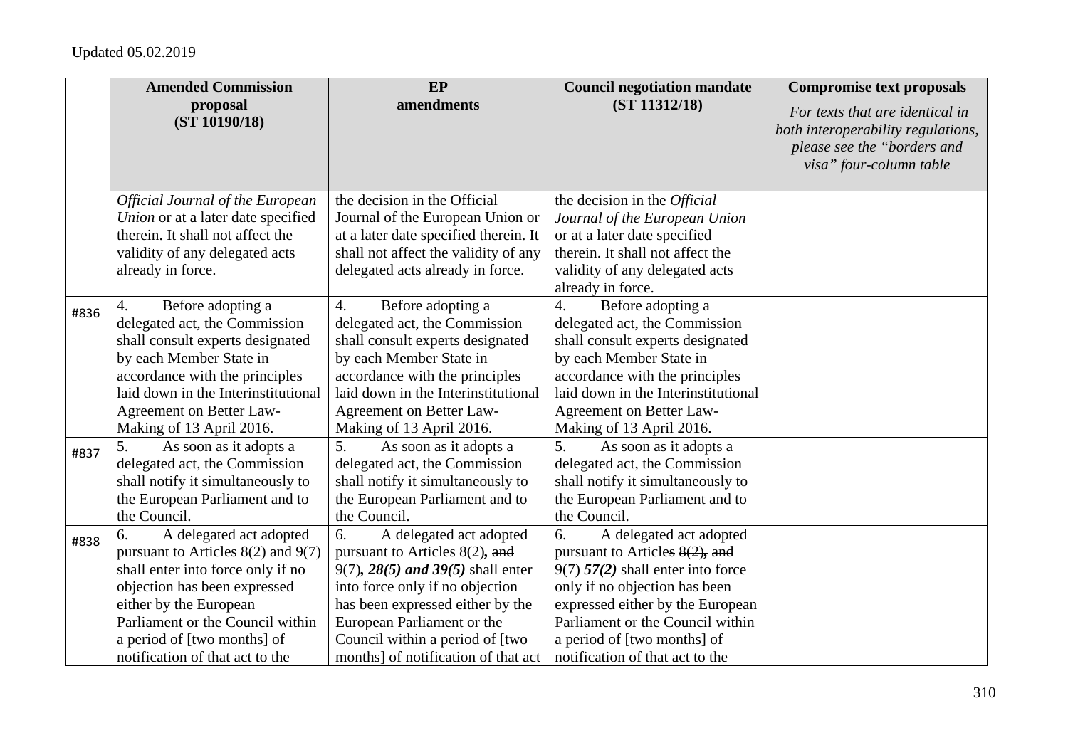Updated 05.02.2019

| | Amended Commission proposal (ST 10190/18) | EP amendments | Council negotiation mandate (ST 11312/18) | Compromise text proposals *For texts that are identical in both interoperability regulations, please see the "borders and visa" four-column table* |
|---|---|---|---|---|
| | *Official Journal of the European Union* or at a later date specified therein. It shall not affect the validity of any delegated acts already in force. | the decision in the Official Journal of the European Union or at a later date specified therein. It shall not affect the validity of any delegated acts already in force. | the decision in the *Official Journal of the European Union* or at a later date specified therein. It shall not affect the validity of any delegated acts already in force. | |
| #836 | 4. Before adopting a delegated act, the Commission shall consult experts designated by each Member State in accordance with the principles laid down in the Interinstitutional Agreement on Better Law-Making of 13 April 2016. | 4. Before adopting a delegated act, the Commission shall consult experts designated by each Member State in accordance with the principles laid down in the Interinstitutional Agreement on Better Law-Making of 13 April 2016. | 4. Before adopting a delegated act, the Commission shall consult experts designated by each Member State in accordance with the principles laid down in the Interinstitutional Agreement on Better Law-Making of 13 April 2016. | |
| #837 | 5. As soon as it adopts a delegated act, the Commission shall notify it simultaneously to the European Parliament and to the Council. | 5. As soon as it adopts a delegated act, the Commission shall notify it simultaneously to the European Parliament and to the Council. | 5. As soon as it adopts a delegated act, the Commission shall notify it simultaneously to the European Parliament and to the Council. | |
| #838 | 6. A delegated act adopted pursuant to Articles 8(2) and 9(7) shall enter into force only if no objection has been expressed either by the European Parliament or the Council within a period of [two months] of notification of that act to the | 6. A delegated act adopted pursuant to Articles 8(2)***,*** ~~and~~ 9(7)***, 28(5) and 39(5)*** shall enter into force only if no objection has been expressed either by the European Parliament or the Council within a period of [two months] of notification of that act | 6. A delegated act adopted pursuant to Article~~s~~ ~~8(2), and~~ ~~9(7)~~ ***57(2)*** shall enter into force only if no objection has been expressed either by the European Parliament or the Council within a period of [two months] of notification of that act to the | |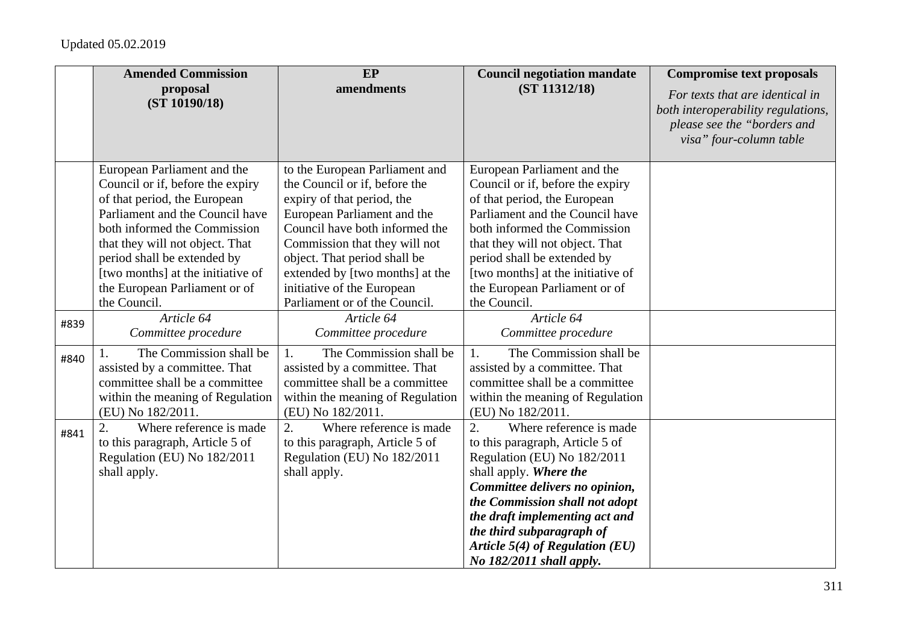Updated 05.02.2019

| | **Amended Commission proposal (ST 10190/18)** | **EP amendments** | **Council negotiation mandate (ST 11312/18)** | **Compromise text proposals** *For texts that are identical in both interoperability regulations, please see the "borders and visa" four-column table* |
|---|---|---|---|---|
| | European Parliament and the Council or if, before the expiry of that period, the European Parliament and the Council have both informed the Commission that they will not object. That period shall be extended by [two months] at the initiative of the European Parliament or of the Council. | to the European Parliament and the Council or if, before the expiry of that period, the European Parliament and the Council have both informed the Commission that they will not object. That period shall be extended by [two months] at the initiative of the European Parliament or of the Council. | European Parliament and the Council or if, before the expiry of that period, the European Parliament and the Council have both informed the Commission that they will not object. That period shall be extended by [two months] at the initiative of the European Parliament or of the Council. | |
| #839 | *Article 64* *Committee procedure* | *Article 64* *Committee procedure* | *Article 64* *Committee procedure* | |
| #840 | 1. The Commission shall be assisted by a committee. That committee shall be a committee within the meaning of Regulation (EU) No 182/2011. | 1. The Commission shall be assisted by a committee. That committee shall be a committee within the meaning of Regulation (EU) No 182/2011. | 1. The Commission shall be assisted by a committee. That committee shall be a committee within the meaning of Regulation (EU) No 182/2011. | |
| #841 | 2. Where reference is made to this paragraph, Article 5 of Regulation (EU) No 182/2011 shall apply. | 2. Where reference is made to this paragraph, Article 5 of Regulation (EU) No 182/2011 shall apply. | 2. Where reference is made to this paragraph, Article 5 of Regulation (EU) No 182/2011 shall apply. ***Where the Committee delivers no opinion, the Commission shall not adopt the draft implementing act and the third subparagraph of Article 5(4) of Regulation (EU) No 182/2011 shall apply.*** | |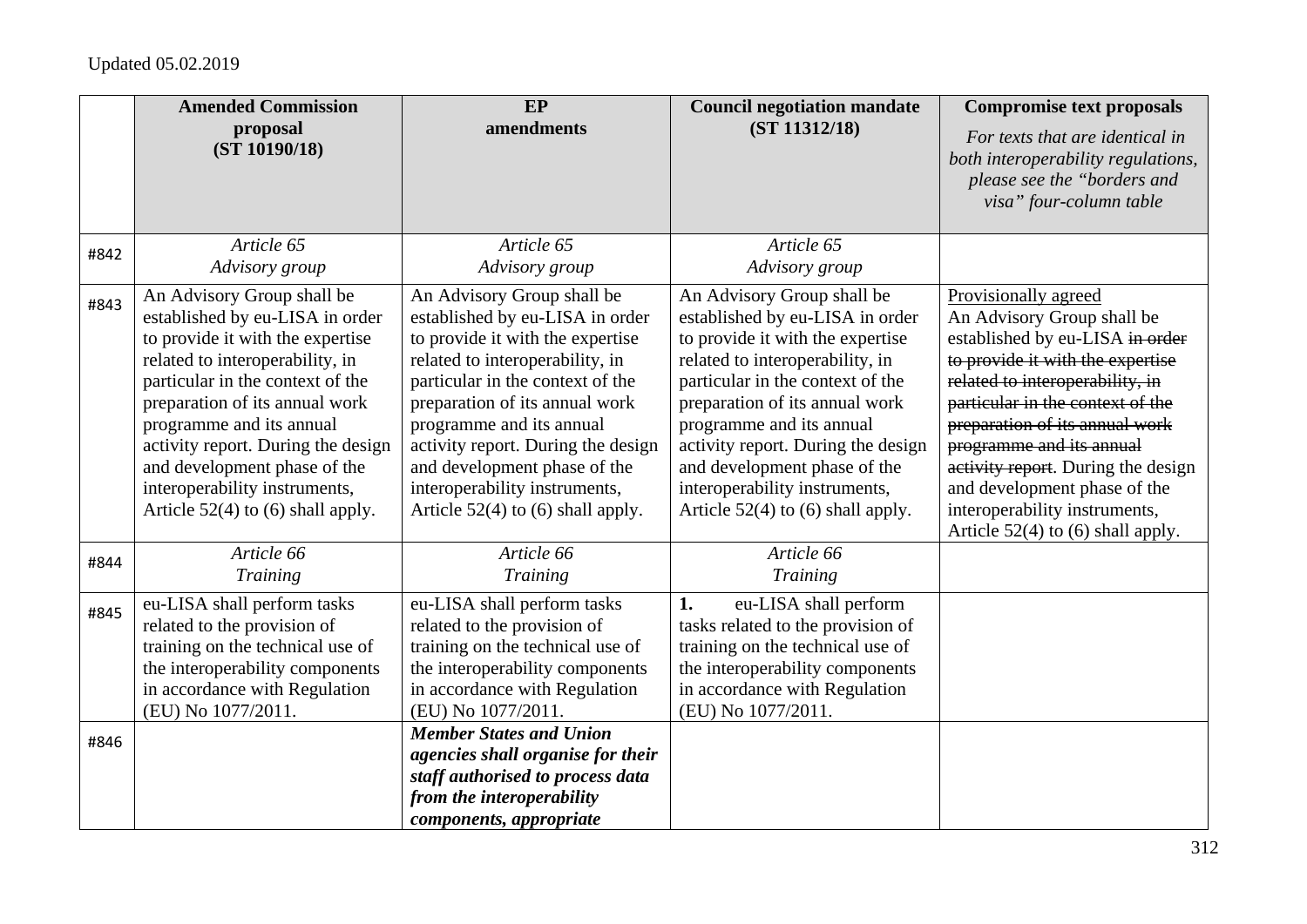Updated 05.02.2019

| | **Amended Commission proposal (ST 10190/18)** | **EP amendments** | **Council negotiation mandate (ST 11312/18)** | **Compromise text proposals** *For texts that are identical in both interoperability regulations, please see the "borders and visa" four-column table* |
|---|---|---|---|---|
| #842 | *Article 65* *Advisory group* | *Article 65* *Advisory group* | *Article 65* *Advisory group* | |
| #843 | An Advisory Group shall be established by eu-LISA in order to provide it with the expertise related to interoperability, in particular in the context of the preparation of its annual work programme and its annual activity report. During the design and development phase of the interoperability instruments, Article 52(4) to (6) shall apply. | An Advisory Group shall be established by eu-LISA in order to provide it with the expertise related to interoperability, in particular in the context of the preparation of its annual work programme and its annual activity report. During the design and development phase of the interoperability instruments, Article 52(4) to (6) shall apply. | An Advisory Group shall be established by eu-LISA in order to provide it with the expertise related to interoperability, in particular in the context of the preparation of its annual work programme and its annual activity report. During the design and development phase of the interoperability instruments, Article 52(4) to (6) shall apply. | Provisionally agreed An Advisory Group shall be established by eu-LISA ~~in order to provide it with the expertise related to interoperability, in particular in the context of the preparation of its annual work programme and its annual activity report~~. During the design and development phase of the interoperability instruments, Article 52(4) to (6) shall apply. |
| #844 | *Article 66* *Training* | *Article 66* *Training* | *Article 66* *Training* | |
| #845 | eu-LISA shall perform tasks related to the provision of training on the technical use of the interoperability components in accordance with Regulation (EU) No 1077/2011. | eu-LISA shall perform tasks related to the provision of training on the technical use of the interoperability components in accordance with Regulation (EU) No 1077/2011. | **1.** eu-LISA shall perform tasks related to the provision of training on the technical use of the interoperability components in accordance with Regulation (EU) No 1077/2011. | |
| #846 | | ***Member States and Union agencies shall organise for their staff authorised to process data from the interoperability components, appropriate*** | | |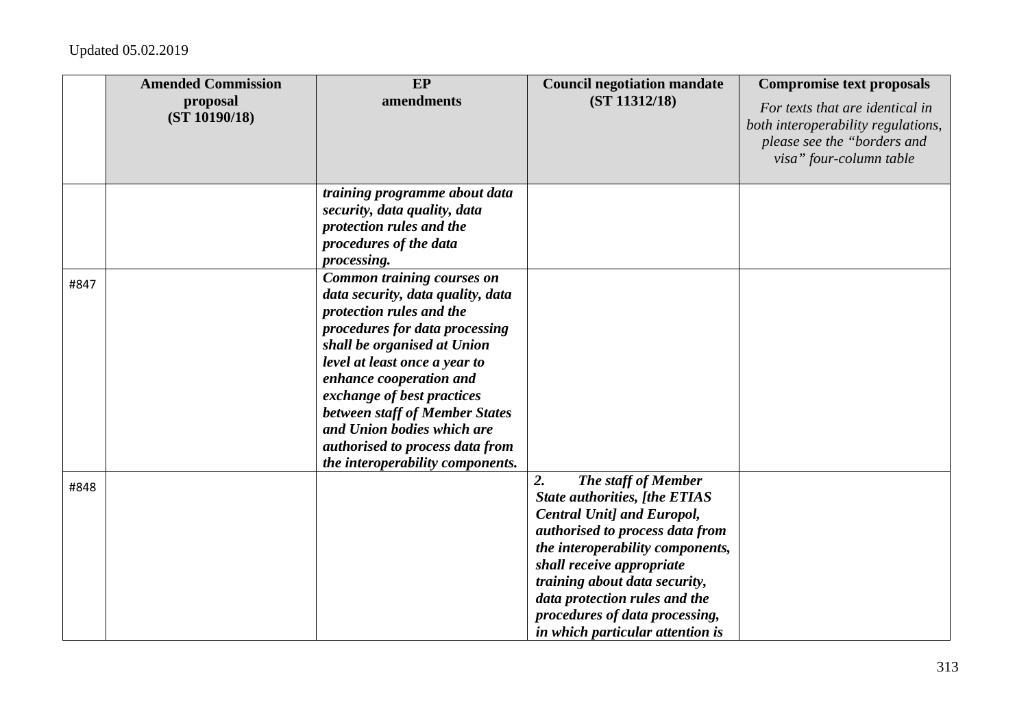Updated 05.02.2019

| | **Amended Commission proposal (ST 10190/18)** | **EP amendments** | **Council negotiation mandate (ST 11312/18)** | **Compromise text proposals** *For texts that are identical in both interoperability regulations, please see the "borders and visa" four-column table* |
|---|---|---|---|---|
| | | ***training programme about data security, data quality, data protection rules and the procedures of the data processing.*** | | |
| #847 | | ***Common training courses on data security, data quality, data protection rules and the procedures for data processing shall be organised at Union level at least once a year to enhance cooperation and exchange of best practices between staff of Member States and Union bodies which are authorised to process data from the interoperability components.*** | | |
| #848 | | | ***2. The staff of Member State authorities, [the ETIAS Central Unit] and Europol, authorised to process data from the interoperability components, shall receive appropriate training about data security, data protection rules and the procedures of data processing, in which particular attention is*** | |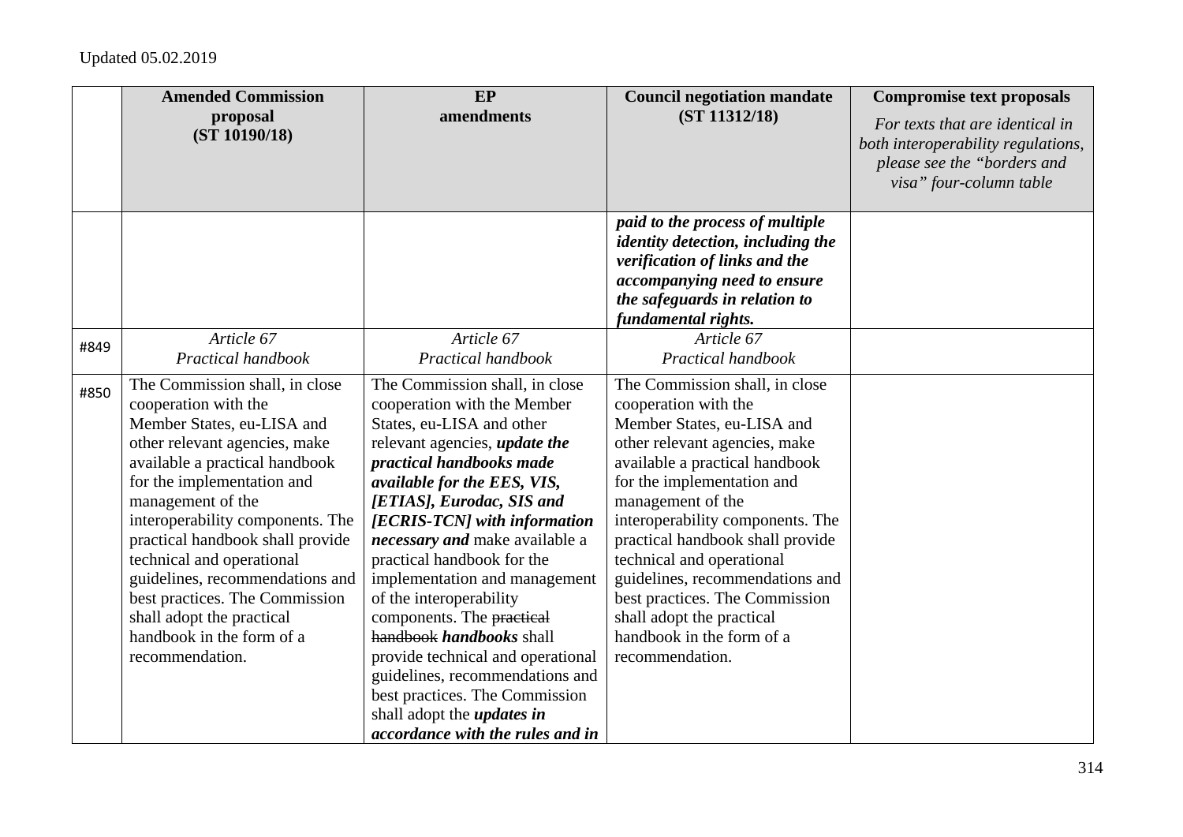Updated 05.02.2019

| | Amended Commission proposal (ST 10190/18) | EP amendments | Council negotiation mandate (ST 11312/18) | Compromise text proposals *For texts that are identical in both interoperability regulations, please see the "borders and visa" four-column table* |
|---|---|---|---|---|
| | | | ***paid to the process of multiple identity detection, including the verification of links and the accompanying need to ensure the safeguards in relation to fundamental rights.*** | |
| #849 | *Article 67* *Practical handbook* | *Article 67* *Practical handbook* | *Article 67* *Practical handbook* | |
| #850 | The Commission shall, in close cooperation with the Member States, eu-LISA and other relevant agencies, make available a practical handbook for the implementation and management of the interoperability components. The practical handbook shall provide technical and operational guidelines, recommendations and best practices. The Commission shall adopt the practical handbook in the form of a recommendation. | The Commission shall, in close cooperation with the Member States, eu-LISA and other relevant agencies, ***update the practical handbooks made available for the EES, VIS, [ETIAS], Eurodac, SIS and [ECRIS-TCN] with information necessary and*** make available a practical handbook for the implementation and management of the interoperability components. The ~~practical handbook~~ ***handbooks*** shall provide technical and operational guidelines, recommendations and best practices. The Commission shall adopt the ***updates in accordance with the rules and in*** | The Commission shall, in close cooperation with the Member States, eu-LISA and other relevant agencies, make available a practical handbook for the implementation and management of the interoperability components. The practical handbook shall provide technical and operational guidelines, recommendations and best practices. The Commission shall adopt the practical handbook in the form of a recommendation. | |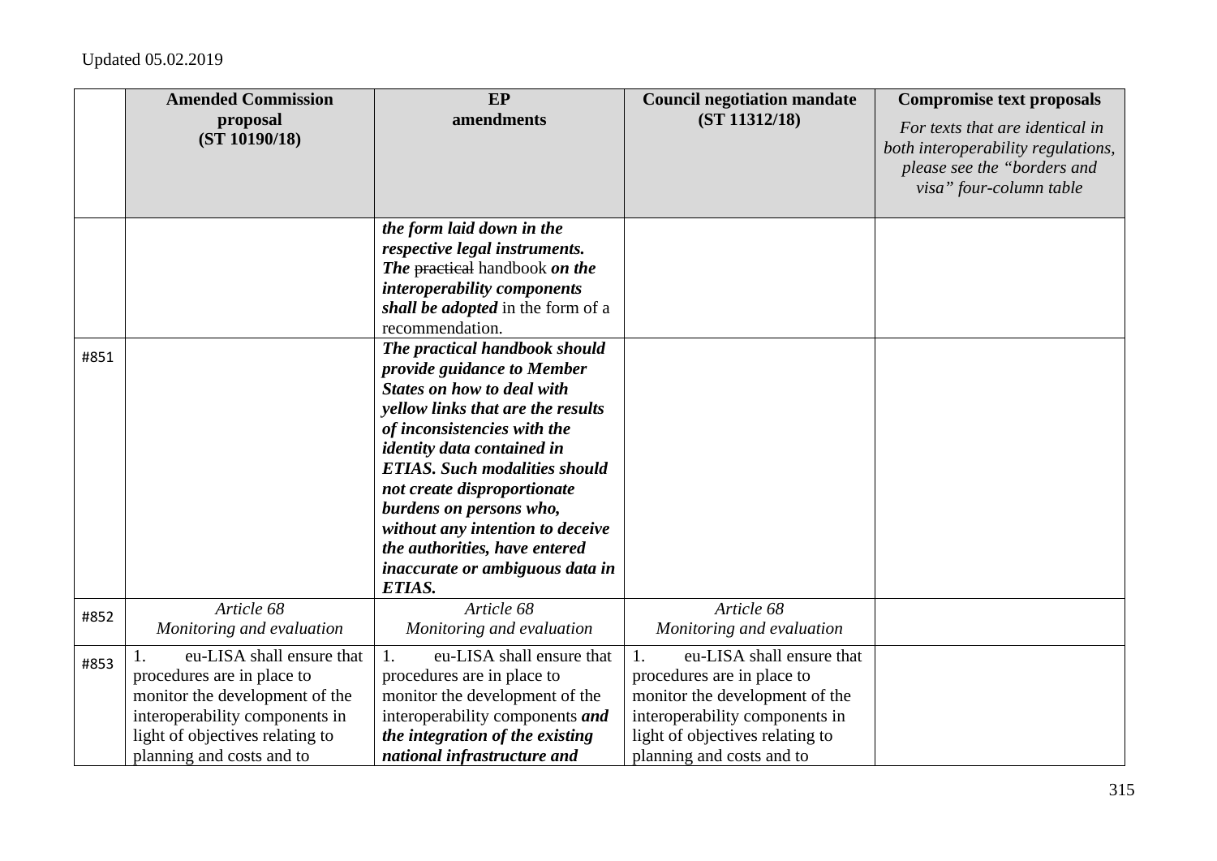Updated 05.02.2019

| | Amended Commission proposal (ST 10190/18) | EP amendments | Council negotiation mandate (ST 11312/18) | Compromise text proposals *For texts that are identical in both interoperability regulations, please see the "borders and visa" four-column table* |
|---|---|---|---|---|
| | | ***the form laid down in the respective legal instruments. The*** ~~practical~~ handbook ***on the interoperability components shall be adopted*** in the form of a recommendation. | | |
| #851 | | ***The practical handbook should provide guidance to Member States on how to deal with yellow links that are the results of inconsistencies with the identity data contained in ETIAS. Such modalities should not create disproportionate burdens on persons who, without any intention to deceive the authorities, have entered inaccurate or ambiguous data in ETIAS.*** | | |
| #852 | *Article 68* *Monitoring and evaluation* | *Article 68* *Monitoring and evaluation* | *Article 68* *Monitoring and evaluation* | |
| #853 | 1. eu-LISA shall ensure that procedures are in place to monitor the development of the interoperability components in light of objectives relating to planning and costs and to | 1. eu-LISA shall ensure that procedures are in place to monitor the development of the interoperability components ***and the integration of the existing national infrastructure and*** | 1. eu-LISA shall ensure that procedures are in place to monitor the development of the interoperability components in light of objectives relating to planning and costs and to | |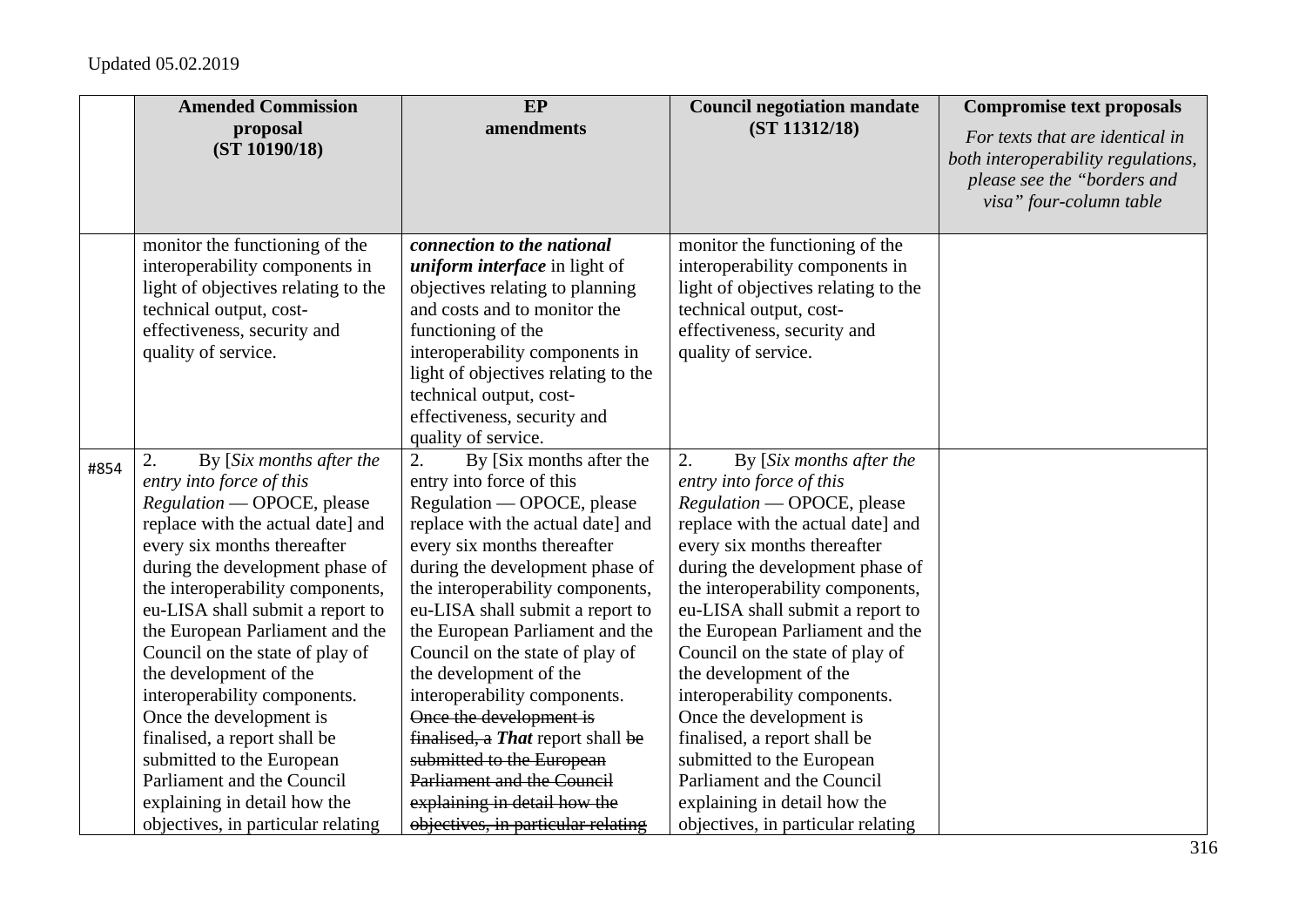Updated 05.02.2019

| | Amended Commission proposal (ST 10190/18) | EP amendments | Council negotiation mandate (ST 11312/18) | Compromise text proposals *For texts that are identical in both interoperability regulations, please see the "borders and visa" four-column table* |
|---|---|---|---|---|
| | monitor the functioning of the interoperability components in light of objectives relating to the technical output, cost-effectiveness, security and quality of service. | ***connection to the national uniform interface*** in light of objectives relating to planning and costs and to monitor the functioning of the interoperability components in light of objectives relating to the technical output, cost-effectiveness, security and quality of service. | monitor the functioning of the interoperability components in light of objectives relating to the technical output, cost-effectiveness, security and quality of service. | |
| #854 | 2. By [*Six months after the entry into force of this Regulation* — OPOCE, please replace with the actual date] and every six months thereafter during the development phase of the interoperability components, eu-LISA shall submit a report to the European Parliament and the Council on the state of play of the development of the interoperability components. Once the development is finalised, a report shall be submitted to the European Parliament and the Council explaining in detail how the objectives, in particular relating | 2. By [Six months after the entry into force of this Regulation — OPOCE, please replace with the actual date] and every six months thereafter during the development phase of the interoperability components, eu-LISA shall submit a report to the European Parliament and the Council on the state of play of the development of the interoperability components. ~~Once the development is finalised, a~~ ***That*** report shall ~~be submitted to the European Parliament and the Council explaining in detail how the objectives, in particular relating~~ | 2. By [*Six months after the entry into force of this Regulation* — OPOCE, please replace with the actual date] and every six months thereafter during the development phase of the interoperability components, eu-LISA shall submit a report to the European Parliament and the Council on the state of play of the development of the interoperability components. Once the development is finalised, a report shall be submitted to the European Parliament and the Council explaining in detail how the objectives, in particular relating | |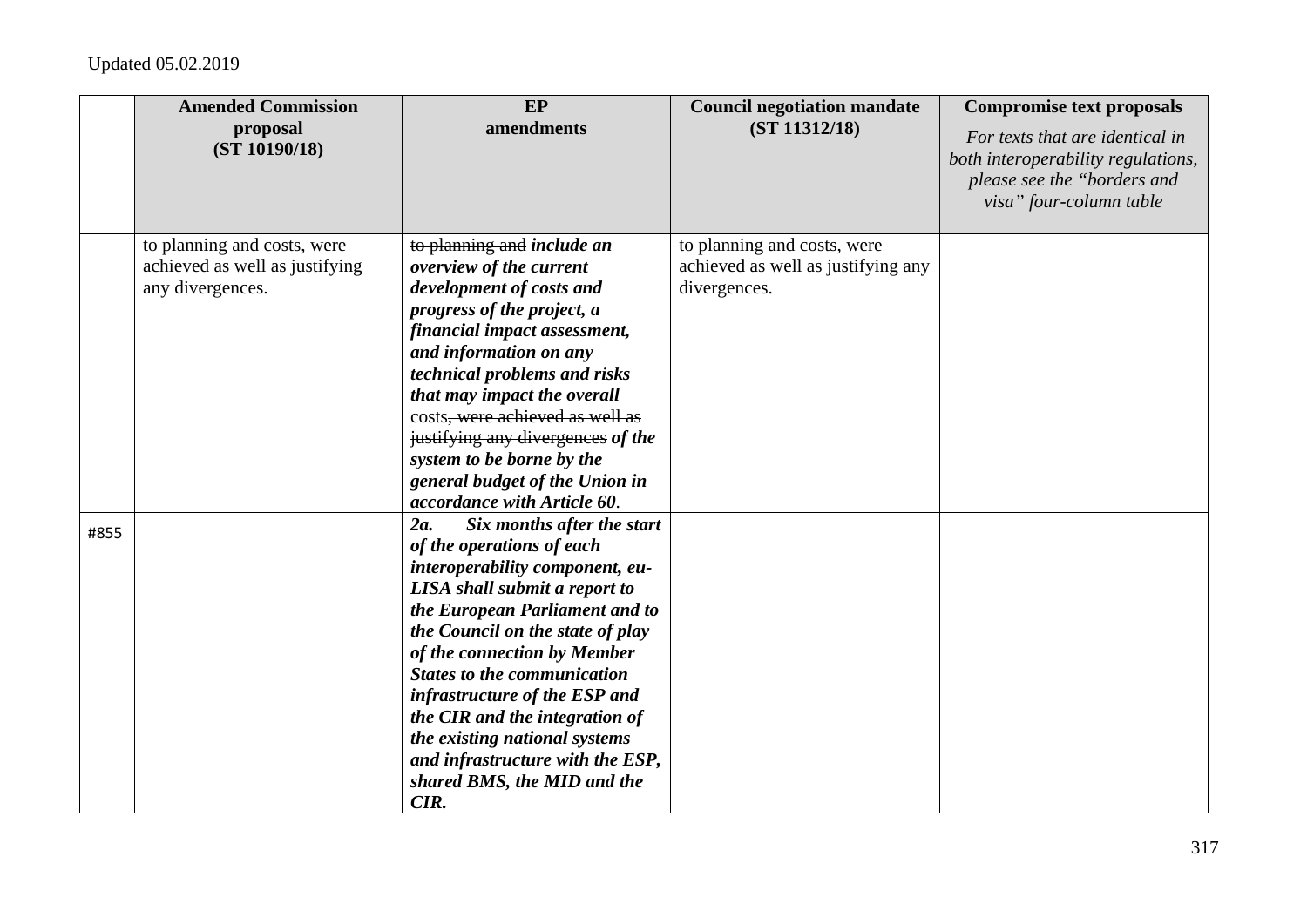Updated 05.02.2019

| | Amended Commission proposal (ST 10190/18) | EP amendments | Council negotiation mandate (ST 11312/18) | Compromise text proposals *For texts that are identical in both interoperability regulations, please see the "borders and visa" four-column table* |
|---|---|---|---|---|
| | to planning and costs, were achieved as well as justifying any divergences. | ~~to planning and~~ ***include an overview of the current development of costs and progress of the project, a financial impact assessment, and information on any technical problems and risks that may impact the overall*** costs~~, were achieved as well as justifying any divergences~~ ***of the system to be borne by the general budget of the Union in accordance with Article 60***. | to planning and costs, were achieved as well as justifying any divergences. | |
| #855 | | ***2a. Six months after the start of the operations of each interoperability component, eu-LISA shall submit a report to the European Parliament and to the Council on the state of play of the connection by Member States to the communication infrastructure of the ESP and the CIR and the integration of the existing national systems and infrastructure with the ESP, shared BMS, the MID and the CIR.*** | | |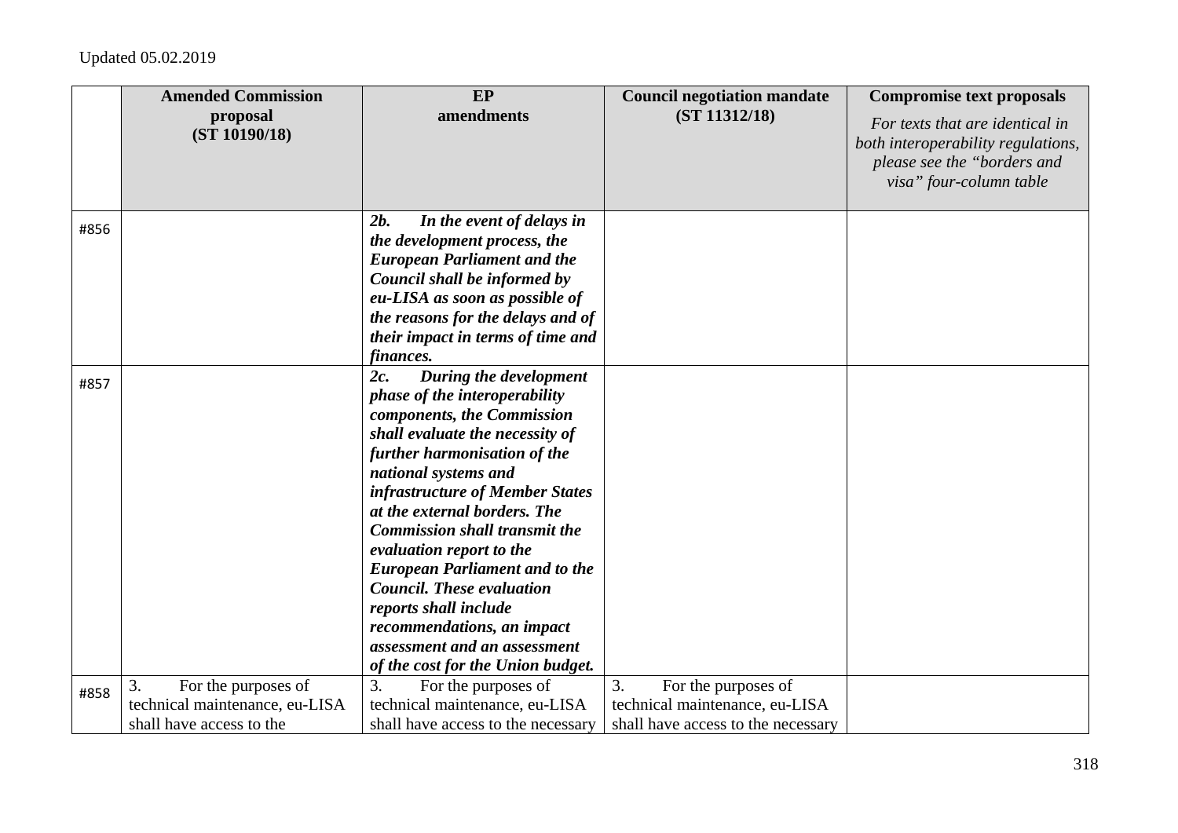Updated 05.02.2019

| | Amended Commission proposal (ST 10190/18) | EP amendments | Council negotiation mandate (ST 11312/18) | Compromise text proposals *For texts that are identical in both interoperability regulations, please see the "borders and visa" four-column table* |
|---|---|---|---|---|
| #856 | | ***2b. In the event of delays in the development process, the European Parliament and the Council shall be informed by eu-LISA as soon as possible of the reasons for the delays and of their impact in terms of time and finances.*** | | |
| #857 | | ***2c. During the development phase of the interoperability components, the Commission shall evaluate the necessity of further harmonisation of the national systems and infrastructure of Member States at the external borders. The Commission shall transmit the evaluation report to the European Parliament and to the Council. These evaluation reports shall include recommendations, an impact assessment and an assessment of the cost for the Union budget.*** | | |
| #858 | 3. For the purposes of technical maintenance, eu-LISA shall have access to the | 3. For the purposes of technical maintenance, eu-LISA shall have access to the necessary | 3. For the purposes of technical maintenance, eu-LISA shall have access to the necessary | |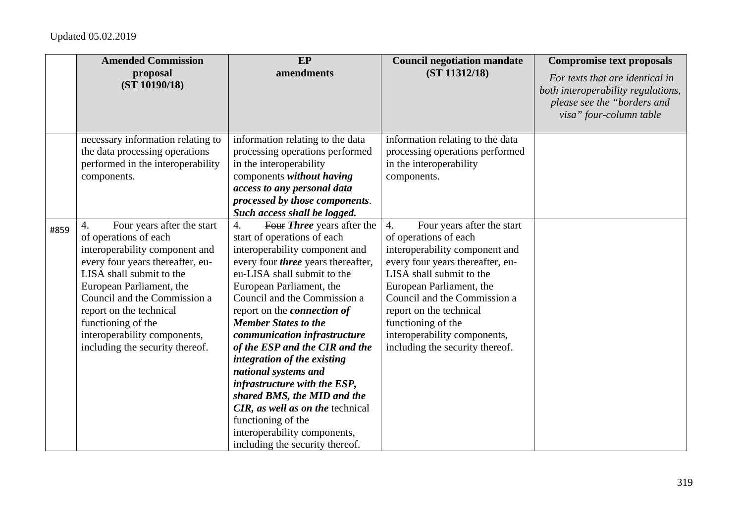Updated 05.02.2019

| | Amended Commission proposal (ST 10190/18) | EP amendments | Council negotiation mandate (ST 11312/18) | Compromise text proposals *For texts that are identical in both interoperability regulations, please see the "borders and visa" four-column table* |
|---|---|---|---|---|
| | necessary information relating to the data processing operations performed in the interoperability components. | information relating to the data processing operations performed in the interoperability components ***without having access to any personal data processed by those components*. *Such access shall be logged.*** | information relating to the data processing operations performed in the interoperability components. | |
| #859 | 4. Four years after the start of operations of each interoperability component and every four years thereafter, eu-LISA shall submit to the European Parliament, the Council and the Commission a report on the technical functioning of the interoperability components, including the security thereof. | 4. ~~Four~~ ***Three*** years after the start of operations of each interoperability component and every ~~four~~ ***three*** years thereafter, eu-LISA shall submit to the European Parliament, the Council and the Commission a report on the ***connection of Member States to the communication infrastructure of the ESP and the CIR and the integration of the existing national systems and infrastructure with the ESP, shared BMS, the MID and the CIR, as well as on the*** technical functioning of the interoperability components, including the security thereof. | 4. Four years after the start of operations of each interoperability component and every four years thereafter, eu-LISA shall submit to the European Parliament, the Council and the Commission a report on the technical functioning of the interoperability components, including the security thereof. | |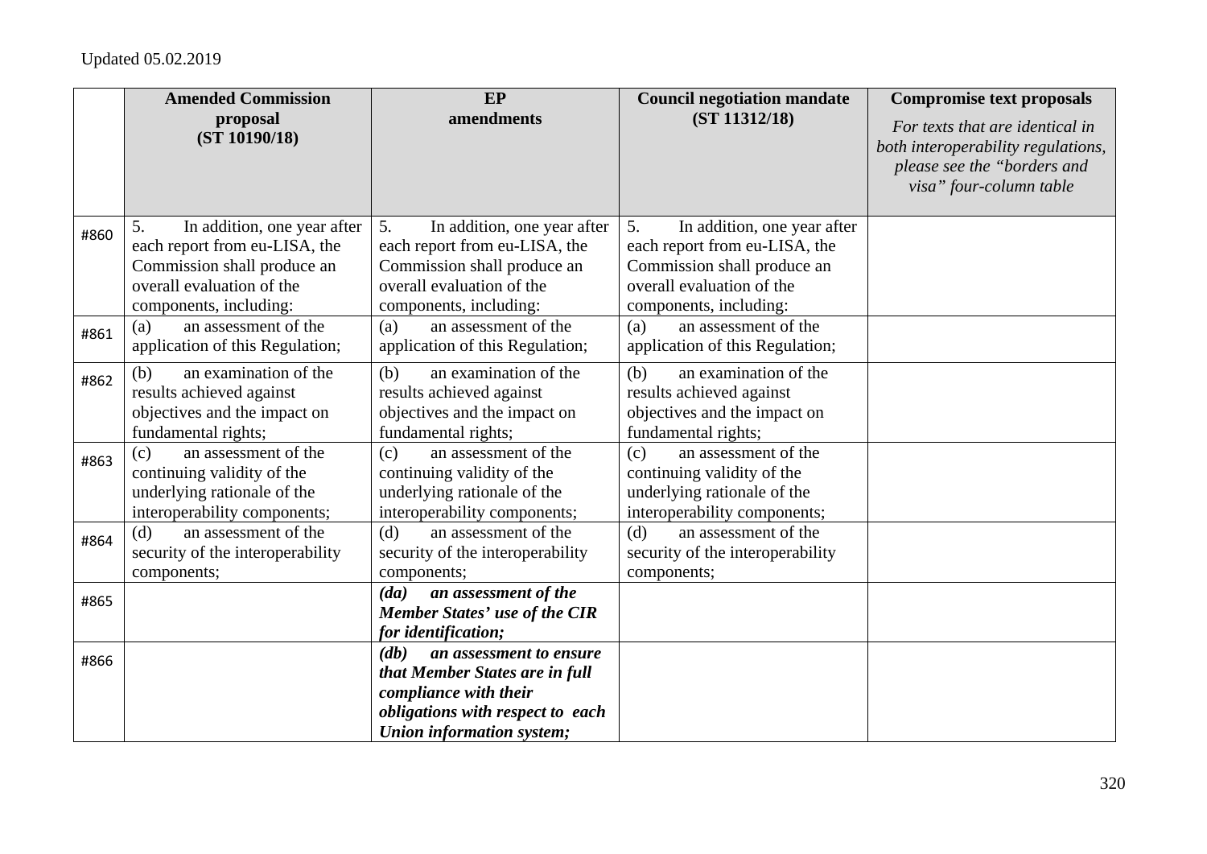Updated 05.02.2019

| | **Amended Commission proposal (ST 10190/18)** | **EP amendments** | **Council negotiation mandate (ST 11312/18)** | **Compromise text proposals** *For texts that are identical in both interoperability regulations, please see the "borders and visa" four-column table* |
|---|---|---|---|---|
| #860 | 5. In addition, one year after each report from eu-LISA, the Commission shall produce an overall evaluation of the components, including: | 5. In addition, one year after each report from eu-LISA, the Commission shall produce an overall evaluation of the components, including: | 5. In addition, one year after each report from eu-LISA, the Commission shall produce an overall evaluation of the components, including: | |
| #861 | (a) an assessment of the application of this Regulation; | (a) an assessment of the application of this Regulation; | (a) an assessment of the application of this Regulation; | |
| #862 | (b) an examination of the results achieved against objectives and the impact on fundamental rights; | (b) an examination of the results achieved against objectives and the impact on fundamental rights; | (b) an examination of the results achieved against objectives and the impact on fundamental rights; | |
| #863 | (c) an assessment of the continuing validity of the underlying rationale of the interoperability components; | (c) an assessment of the continuing validity of the underlying rationale of the interoperability components; | (c) an assessment of the continuing validity of the underlying rationale of the interoperability components; | |
| #864 | (d) an assessment of the security of the interoperability components; | (d) an assessment of the security of the interoperability components; | (d) an assessment of the security of the interoperability components; | |
| #865 | | ***(da) an assessment of the Member States' use of the CIR for identification;*** | | |
| #866 | | ***(db) an assessment to ensure that Member States are in full compliance with their obligations with respect to each Union information system;*** | | |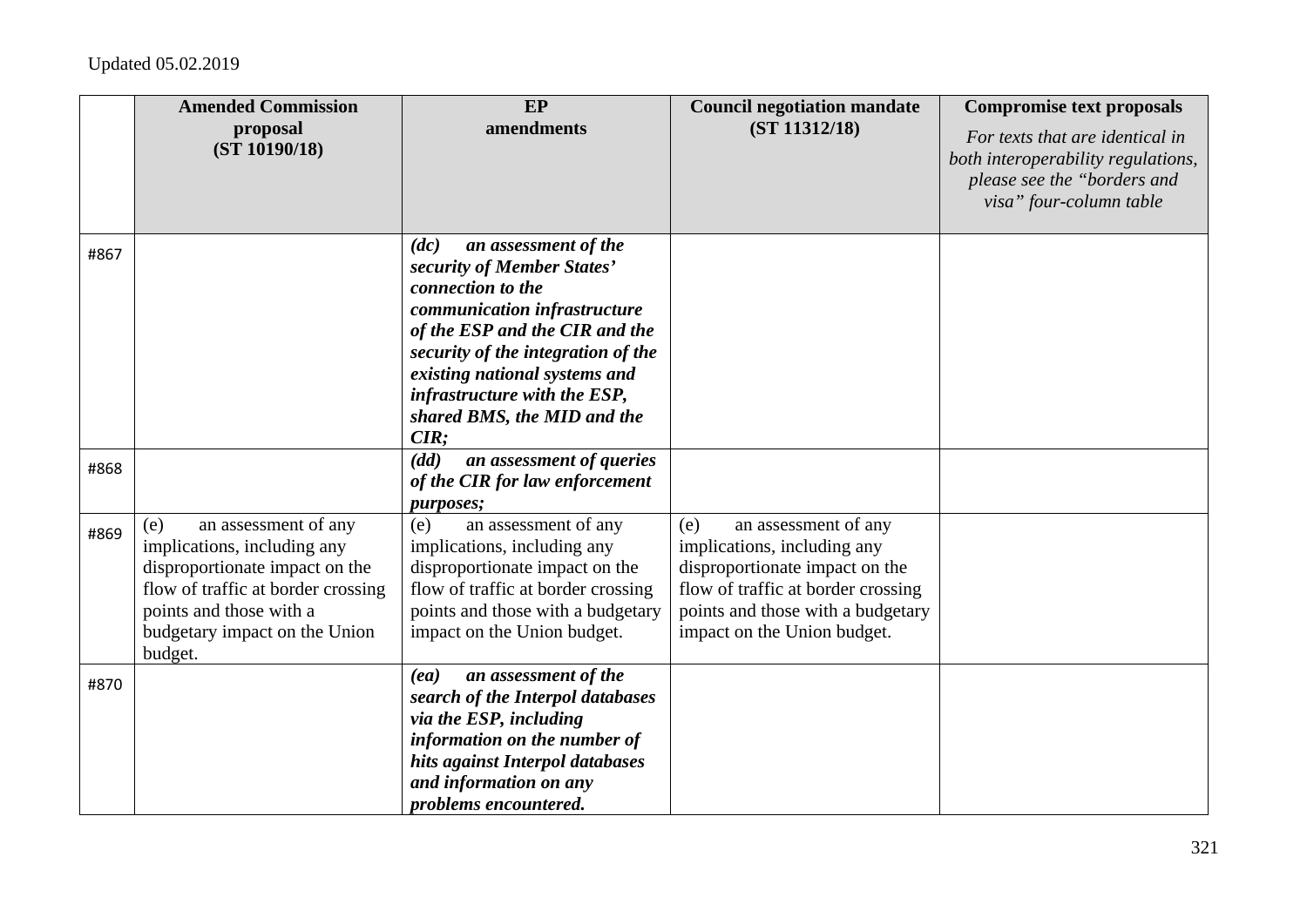Updated 05.02.2019

| | **Amended Commission proposal (ST 10190/18)** | **EP amendments** | **Council negotiation mandate (ST 11312/18)** | **Compromise text proposals** *For texts that are identical in both interoperability regulations, please see the "borders and visa" four-column table* |
|---|---|---|---|---|
| #867 | | ***(dc) an assessment of the security of Member States' connection to the communication infrastructure of the ESP and the CIR and the security of the integration of the existing national systems and infrastructure with the ESP, shared BMS, the MID and the CIR;*** | | |
| #868 | | ***(dd) an assessment of queries of the CIR for law enforcement purposes;*** | | |
| #869 | (e) an assessment of any implications, including any disproportionate impact on the flow of traffic at border crossing points and those with a budgetary impact on the Union budget. | (e) an assessment of any implications, including any disproportionate impact on the flow of traffic at border crossing points and those with a budgetary impact on the Union budget. | (e) an assessment of any implications, including any disproportionate impact on the flow of traffic at border crossing points and those with a budgetary impact on the Union budget. | |
| #870 | | ***(ea) an assessment of the search of the Interpol databases via the ESP, including information on the number of hits against Interpol databases and information on any problems encountered.*** | | |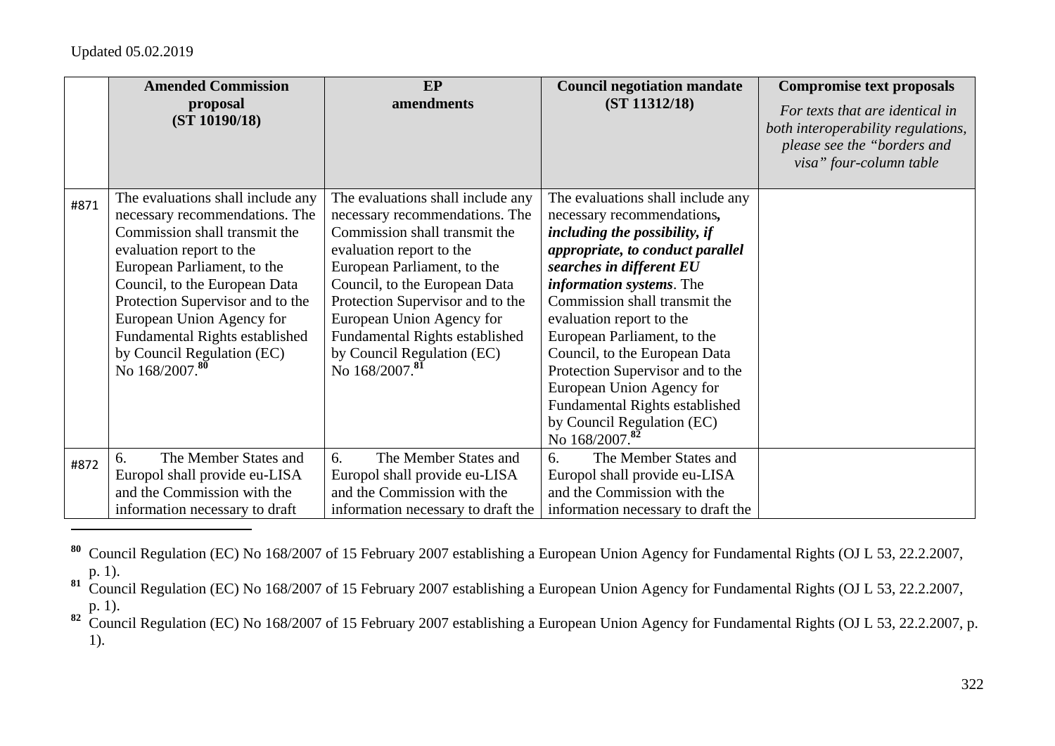| | Amended Commission proposal (ST 10190/18) | EP amendments | Council negotiation mandate (ST 11312/18) | **Compromise text proposals** *For texts that are identical in both interoperability regulations, please see the "borders and visa" four-column table* |
|---|---|---|---|---|
| #871 | The evaluations shall include any necessary recommendations. The Commission shall transmit the evaluation report to the European Parliament, to the Council, to the European Data Protection Supervisor and to the European Union Agency for Fundamental Rights established by Council Regulation (EC) No 168/2007.[80] | The evaluations shall include any necessary recommendations. The Commission shall transmit the evaluation report to the European Parliament, to the Council, to the European Data Protection Supervisor and to the European Union Agency for Fundamental Rights established by Council Regulation (EC) No 168/2007.[81] | The evaluations shall include any necessary recommendations***, including the possibility, if appropriate, to conduct parallel searches in different EU information systems***. The Commission shall transmit the evaluation report to the European Parliament, to the Council, to the European Data Protection Supervisor and to the European Union Agency for Fundamental Rights established by Council Regulation (EC) No 168/2007.[82] | |
| #872 | 6. The Member States and Europol shall provide eu-LISA and the Commission with the information necessary to draft | 6. The Member States and Europol shall provide eu-LISA and the Commission with the information necessary to draft the | 6. The Member States and Europol shall provide eu-LISA and the Commission with the information necessary to draft the | |

[80] Council Regulation (EC) No 168/2007 of 15 February 2007 establishing a European Union Agency for Fundamental Rights (OJ L 53, 22.2.2007, p. 1).

[81] Council Regulation (EC) No 168/2007 of 15 February 2007 establishing a European Union Agency for Fundamental Rights (OJ L 53, 22.2.2007, p. 1).

[82] Council Regulation (EC) No 168/2007 of 15 February 2007 establishing a European Union Agency for Fundamental Rights (OJ L 53, 22.2.2007, p. 1).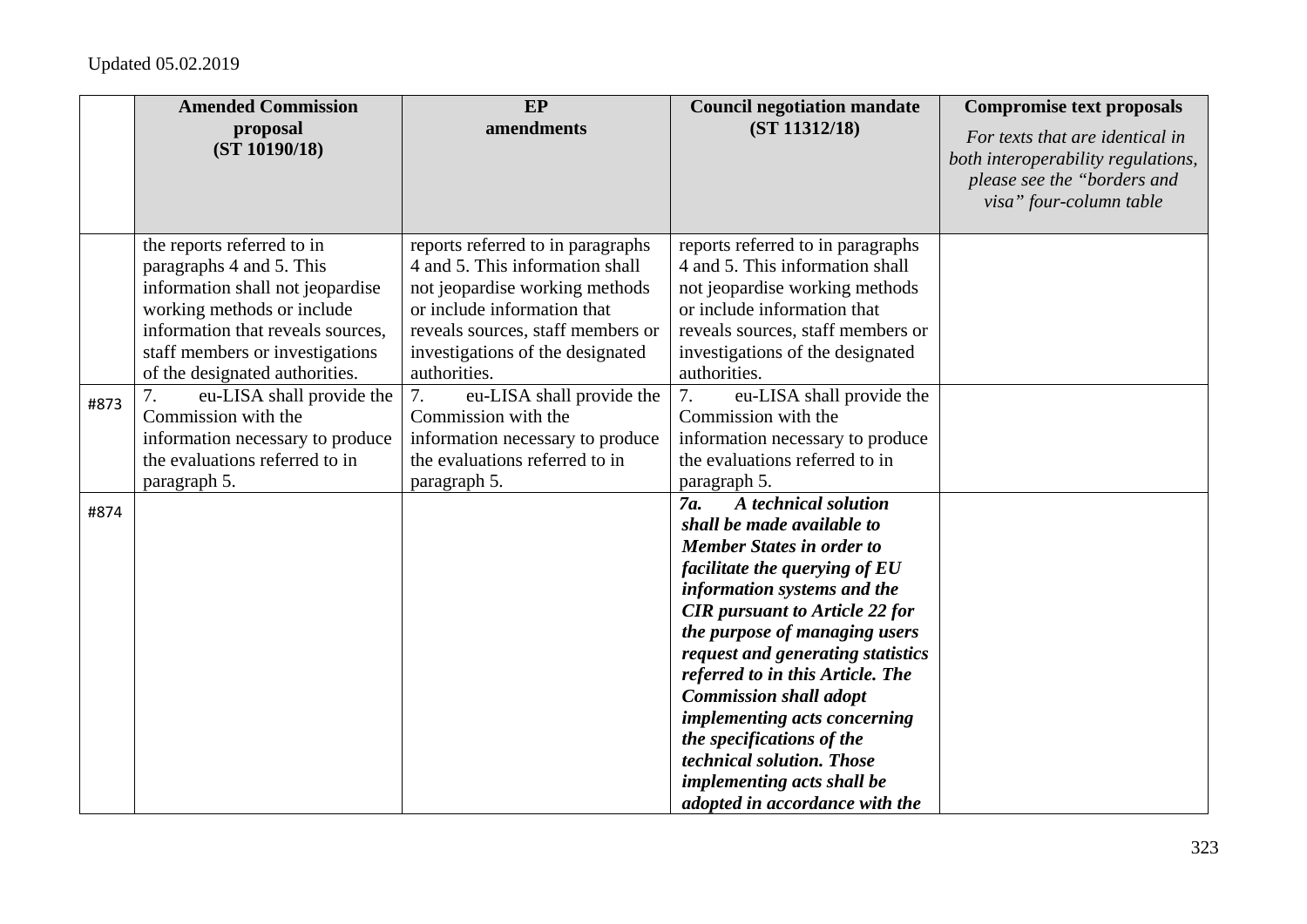Updated 05.02.2019

| | **Amended Commission proposal (ST 10190/18)** | **EP amendments** | **Council negotiation mandate (ST 11312/18)** | **Compromise text proposals** *For texts that are identical in both interoperability regulations, please see the "borders and visa" four-column table* |
|---|---|---|---|---|
| | the reports referred to in paragraphs 4 and 5. This information shall not jeopardise working methods or include information that reveals sources, staff members or investigations of the designated authorities. | reports referred to in paragraphs 4 and 5. This information shall not jeopardise working methods or include information that reveals sources, staff members or investigations of the designated authorities. | reports referred to in paragraphs 4 and 5. This information shall not jeopardise working methods or include information that reveals sources, staff members or investigations of the designated authorities. | |
| #873 | 7. eu-LISA shall provide the Commission with the information necessary to produce the evaluations referred to in paragraph 5. | 7. eu-LISA shall provide the Commission with the information necessary to produce the evaluations referred to in paragraph 5. | 7. eu-LISA shall provide the Commission with the information necessary to produce the evaluations referred to in paragraph 5. | |
| #874 | | | ***7a. A technical solution shall be made available to Member States in order to facilitate the querying of EU information systems and the CIR pursuant to Article 22 for the purpose of managing users request and generating statistics referred to in this Article. The Commission shall adopt implementing acts concerning the specifications of the technical solution. Those implementing acts shall be adopted in accordance with the*** | |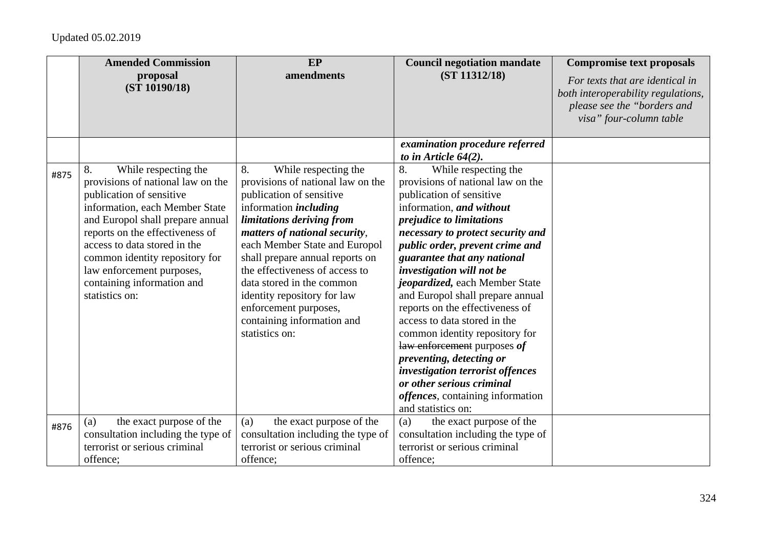| | Amended Commission proposal (ST 10190/18) | EP amendments | Council negotiation mandate (ST 11312/18) | Compromise text proposals *For texts that are identical in both interoperability regulations, please see the "borders and visa" four-column table* |
|---|---|---|---|---|
| | | | ***examination procedure referred to in Article 64(2).*** | |
| #875 | 8. While respecting the provisions of national law on the publication of sensitive information, each Member State and Europol shall prepare annual reports on the effectiveness of access to data stored in the common identity repository for law enforcement purposes, containing information and statistics on: | 8. While respecting the provisions of national law on the publication of sensitive information ***including limitations deriving from matters of national security***, each Member State and Europol shall prepare annual reports on the effectiveness of access to data stored in the common identity repository for law enforcement purposes, containing information and statistics on: | 8. While respecting the provisions of national law on the publication of sensitive information, ***and without prejudice to limitations necessary to protect security and public order, prevent crime and guarantee that any national investigation will not be jeopardized,*** each Member State and Europol shall prepare annual reports on the effectiveness of access to data stored in the common identity repository for ~~law enforcement~~ purposes ***of preventing, detecting or investigation terrorist offences or other serious criminal offences***, containing information and statistics on: | |
| #876 | (a) the exact purpose of the consultation including the type of terrorist or serious criminal offence; | (a) the exact purpose of the consultation including the type of terrorist or serious criminal offence; | (a) the exact purpose of the consultation including the type of terrorist or serious criminal offence; | |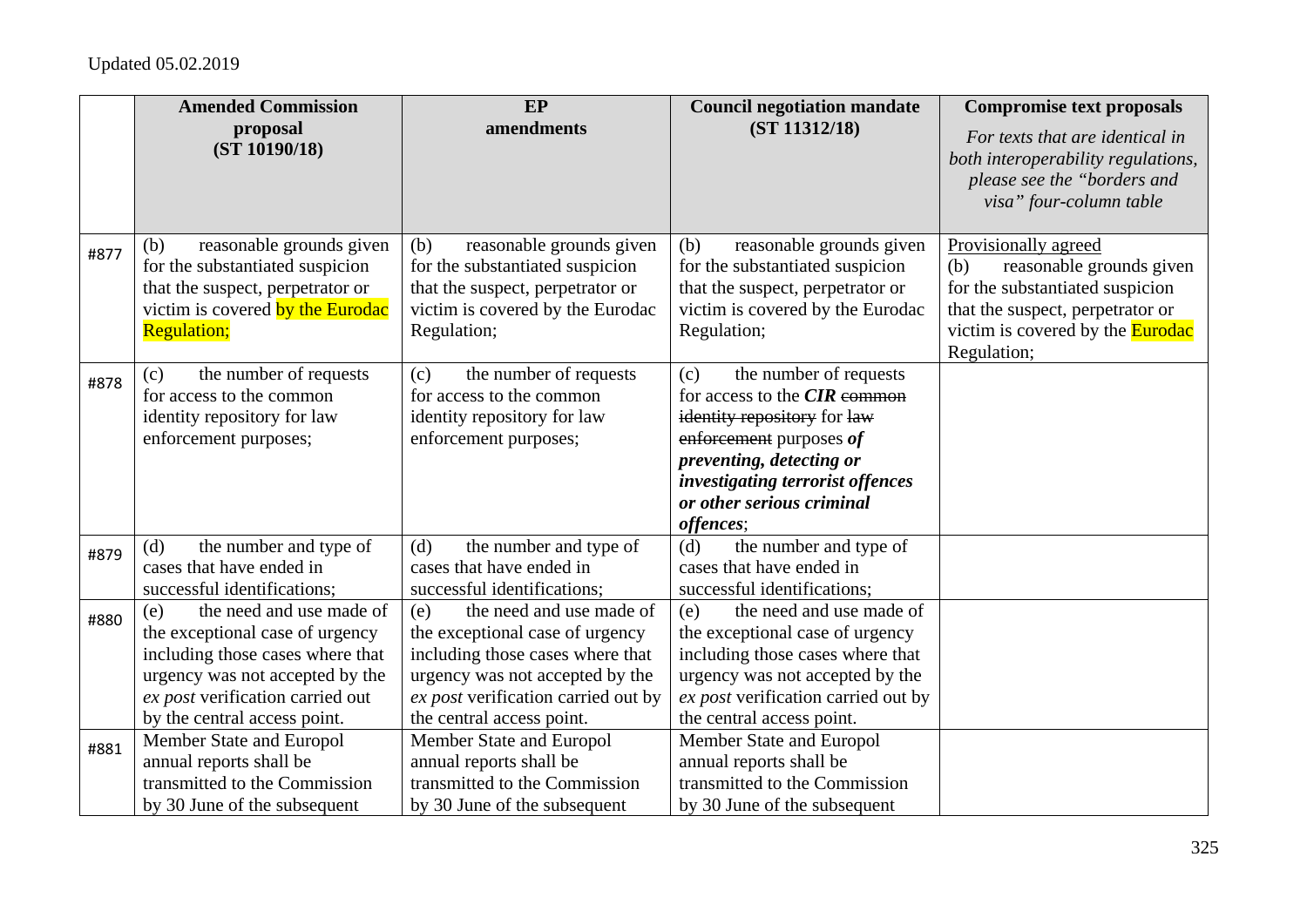Updated 05.02.2019

| | Amended Commission proposal (ST 10190/18) | EP amendments | Council negotiation mandate (ST 11312/18) | Compromise text proposals *For texts that are identical in both interoperability regulations, please see the "borders and visa" four-column table* |
|---|---|---|---|---|
| #877 | (b) reasonable grounds given for the substantiated suspicion that the suspect, perpetrator or victim is covered by the Eurodac Regulation; | (b) reasonable grounds given for the substantiated suspicion that the suspect, perpetrator or victim is covered by the Eurodac Regulation; | (b) reasonable grounds given for the substantiated suspicion that the suspect, perpetrator or victim is covered by the Eurodac Regulation; | Provisionally agreed (b) reasonable grounds given for the substantiated suspicion that the suspect, perpetrator or victim is covered by the Eurodac Regulation; |
| #878 | (c) the number of requests for access to the common identity repository for law enforcement purposes; | (c) the number of requests for access to the common identity repository for law enforcement purposes; | (c) the number of requests for access to the ***CIR*** ~~common identity repository~~ for ~~law enforcement~~ purposes ***of preventing, detecting or investigating terrorist offences or other serious criminal offences***; | |
| #879 | (d) the number and type of cases that have ended in successful identifications; | (d) the number and type of cases that have ended in successful identifications; | (d) the number and type of cases that have ended in successful identifications; | |
| #880 | (e) the need and use made of the exceptional case of urgency including those cases where that urgency was not accepted by the *ex post* verification carried out by the central access point. | (e) the need and use made of the exceptional case of urgency including those cases where that urgency was not accepted by the *ex post* verification carried out by the central access point. | (e) the need and use made of the exceptional case of urgency including those cases where that urgency was not accepted by the *ex post* verification carried out by the central access point. | |
| #881 | Member State and Europol annual reports shall be transmitted to the Commission by 30 June of the subsequent | Member State and Europol annual reports shall be transmitted to the Commission by 30 June of the subsequent | Member State and Europol annual reports shall be transmitted to the Commission by 30 June of the subsequent | |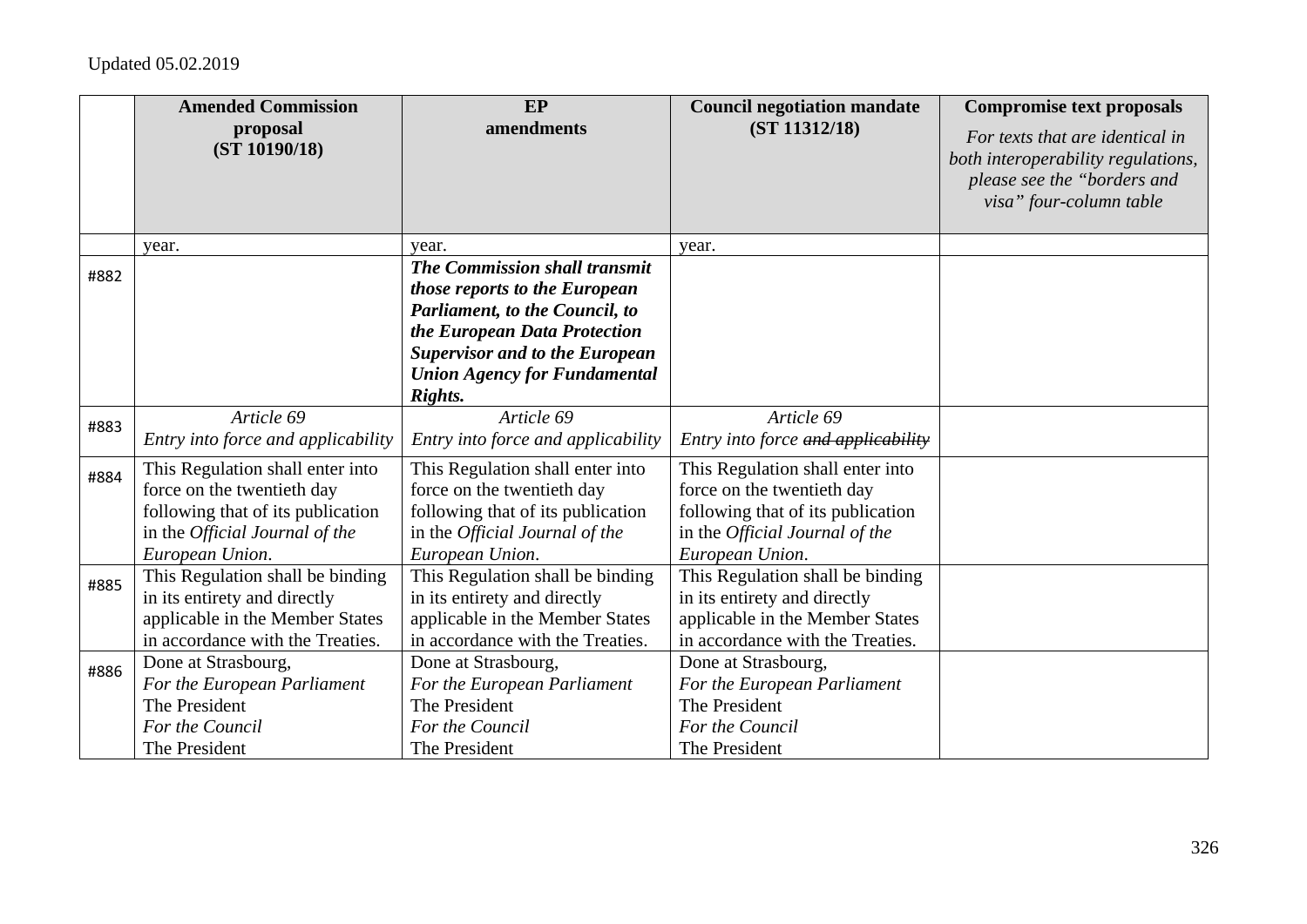| | Amended Commission proposal (ST 10190/18) | EP amendments | Council negotiation mandate (ST 11312/18) | Compromise text proposals *For texts that are identical in both interoperability regulations, please see the "borders and visa" four-column table* |
|---|---|---|---|---|
| | year. | year. | year. | |
| #882 | | ***The Commission shall transmit those reports to the European Parliament, to the Council, to the European Data Protection Supervisor and to the European Union Agency for Fundamental Rights.*** | | |
| #883 | *Article 69* *Entry into force and applicability* | *Article 69* *Entry into force and applicability* | *Article 69* *Entry into force* ~~*and applicability*~~ | |
| #884 | This Regulation shall enter into force on the twentieth day following that of its publication in the *Official Journal of the European Union*. | This Regulation shall enter into force on the twentieth day following that of its publication in the *Official Journal of the European Union*. | This Regulation shall enter into force on the twentieth day following that of its publication in the *Official Journal of the European Union*. | |
| #885 | This Regulation shall be binding in its entirety and directly applicable in the Member States in accordance with the Treaties. | This Regulation shall be binding in its entirety and directly applicable in the Member States in accordance with the Treaties. | This Regulation shall be binding in its entirety and directly applicable in the Member States in accordance with the Treaties. | |
| #886 | Done at Strasbourg, *For the European Parliament* The President *For the Council* The President | Done at Strasbourg, *For the European Parliament* The President *For the Council* The President | Done at Strasbourg, *For the European Parliament* The President *For the Council* The President | |